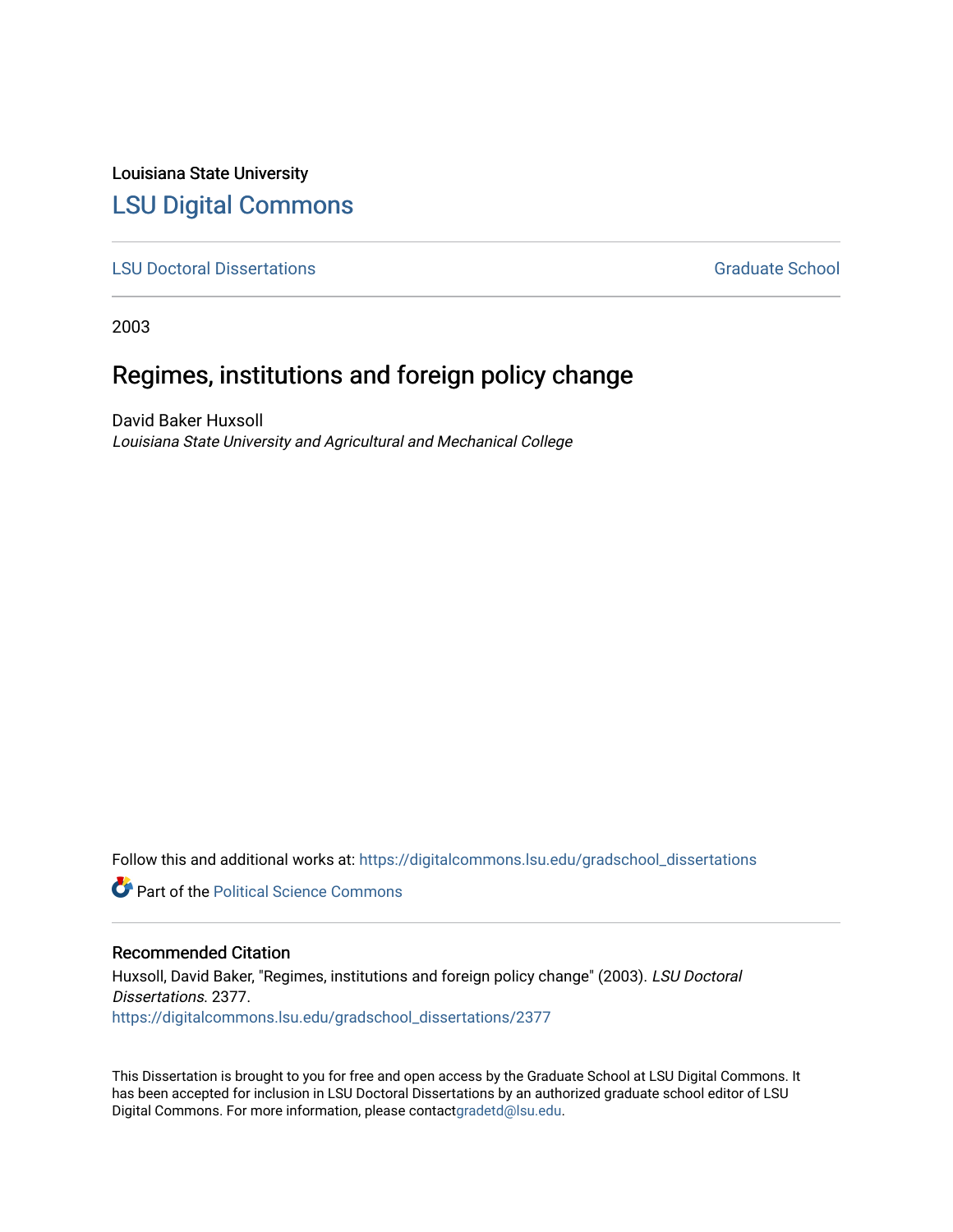Louisiana State University

# LSU Digital Commons

LSU Doctoral Dissertations | Graduate School

2003

## Regimes, institutions and foreign policy change

David Baker Huxsoll
*Louisiana State University and Agricultural and Mechanical College*

Follow this and additional works at: https://digitalcommons.lsu.edu/gradschool_dissertations

Part of the Political Science Commons

### Recommended Citation

Huxsoll, David Baker, "Regimes, institutions and foreign policy change" (2003). *LSU Doctoral Dissertations*. 2377.
https://digitalcommons.lsu.edu/gradschool_dissertations/2377

This Dissertation is brought to you for free and open access by the Graduate School at LSU Digital Commons. It has been accepted for inclusion in LSU Doctoral Dissertations by an authorized graduate school editor of LSU Digital Commons. For more information, please contactgradetd@lsu.edu.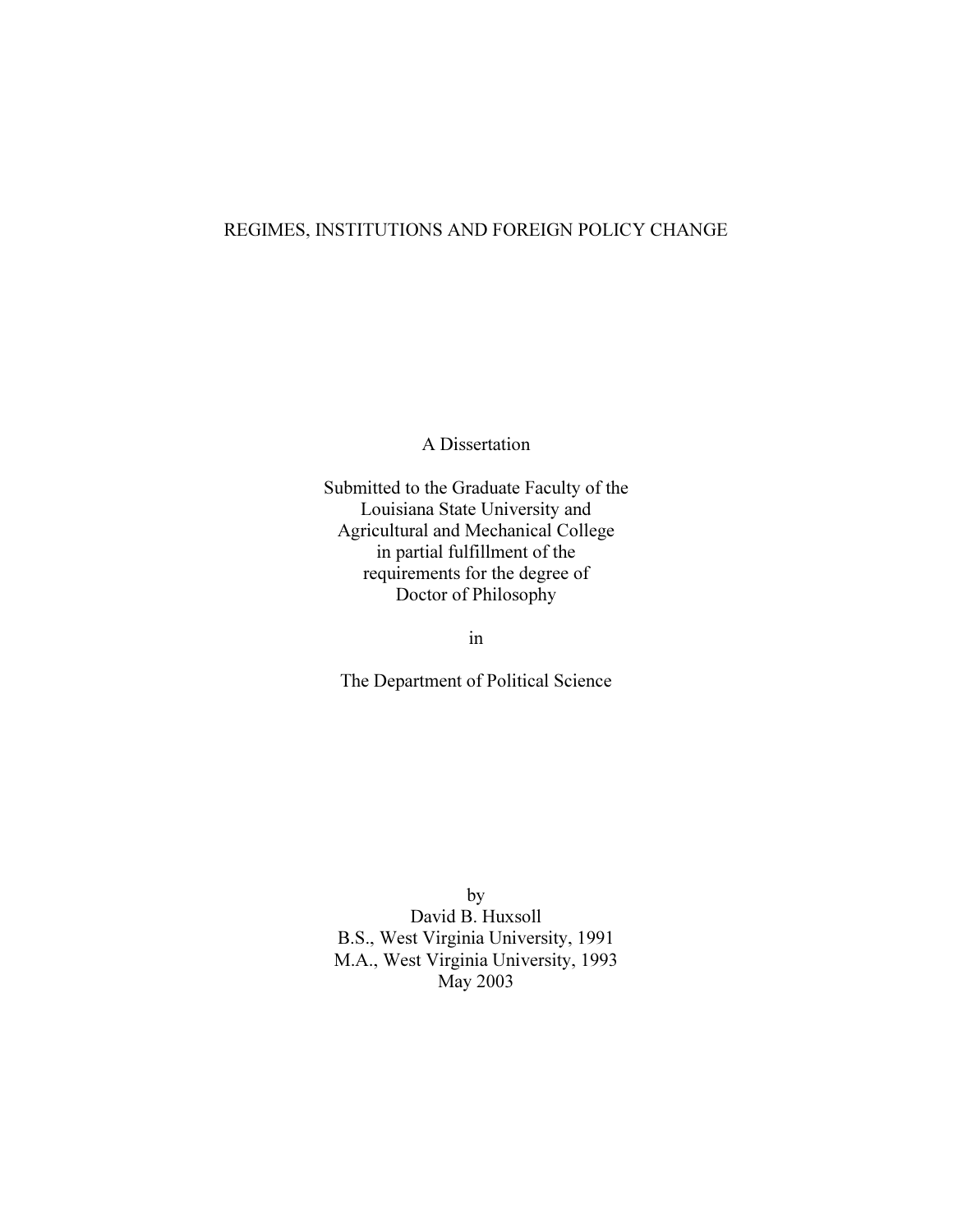# REGIMES, INSTITUTIONS AND FOREIGN POLICY CHANGE

A Dissertation

Submitted to the Graduate Faculty of the
Louisiana State University and
Agricultural and Mechanical College
in partial fulfillment of the
requirements for the degree of
Doctor of Philosophy

in

The Department of Political Science

by
David B. Huxsoll
B.S., West Virginia University, 1991
M.A., West Virginia University, 1993
May 2003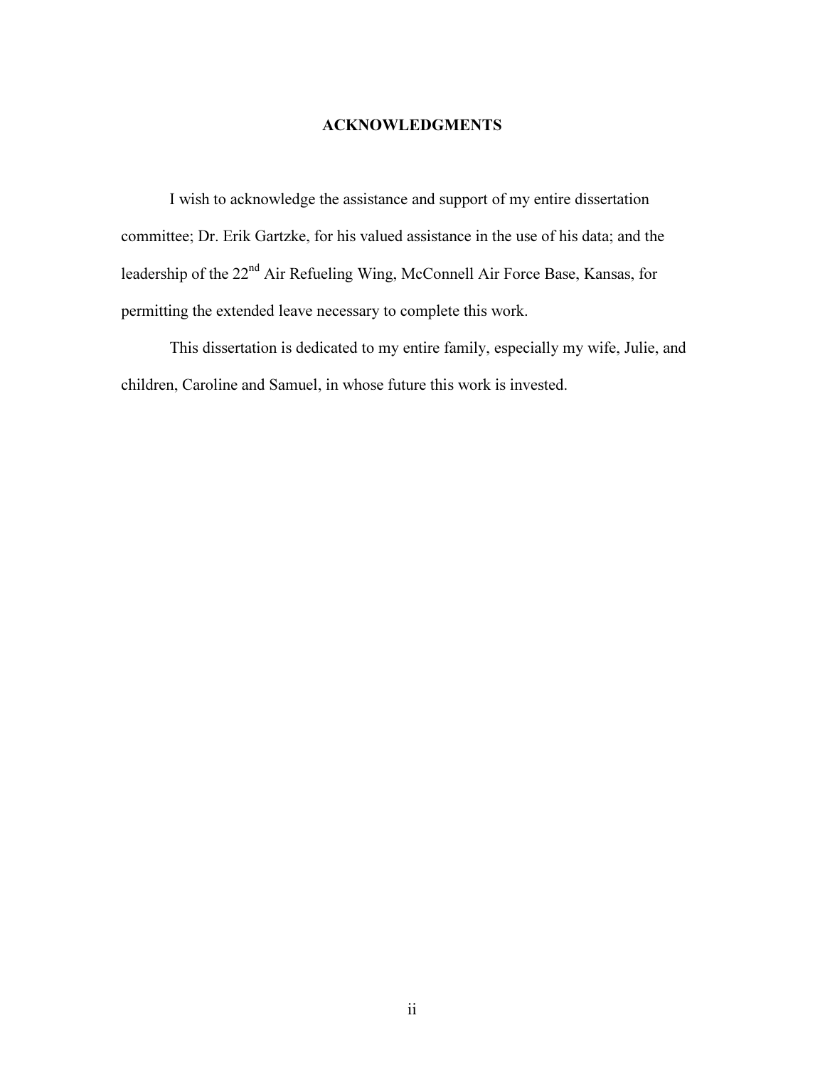# ACKNOWLEDGMENTS

I wish to acknowledge the assistance and support of my entire dissertation committee; Dr. Erik Gartzke, for his valued assistance in the use of his data; and the leadership of the 22nd Air Refueling Wing, McConnell Air Force Base, Kansas, for permitting the extended leave necessary to complete this work.

This dissertation is dedicated to my entire family, especially my wife, Julie, and children, Caroline and Samuel, in whose future this work is invested.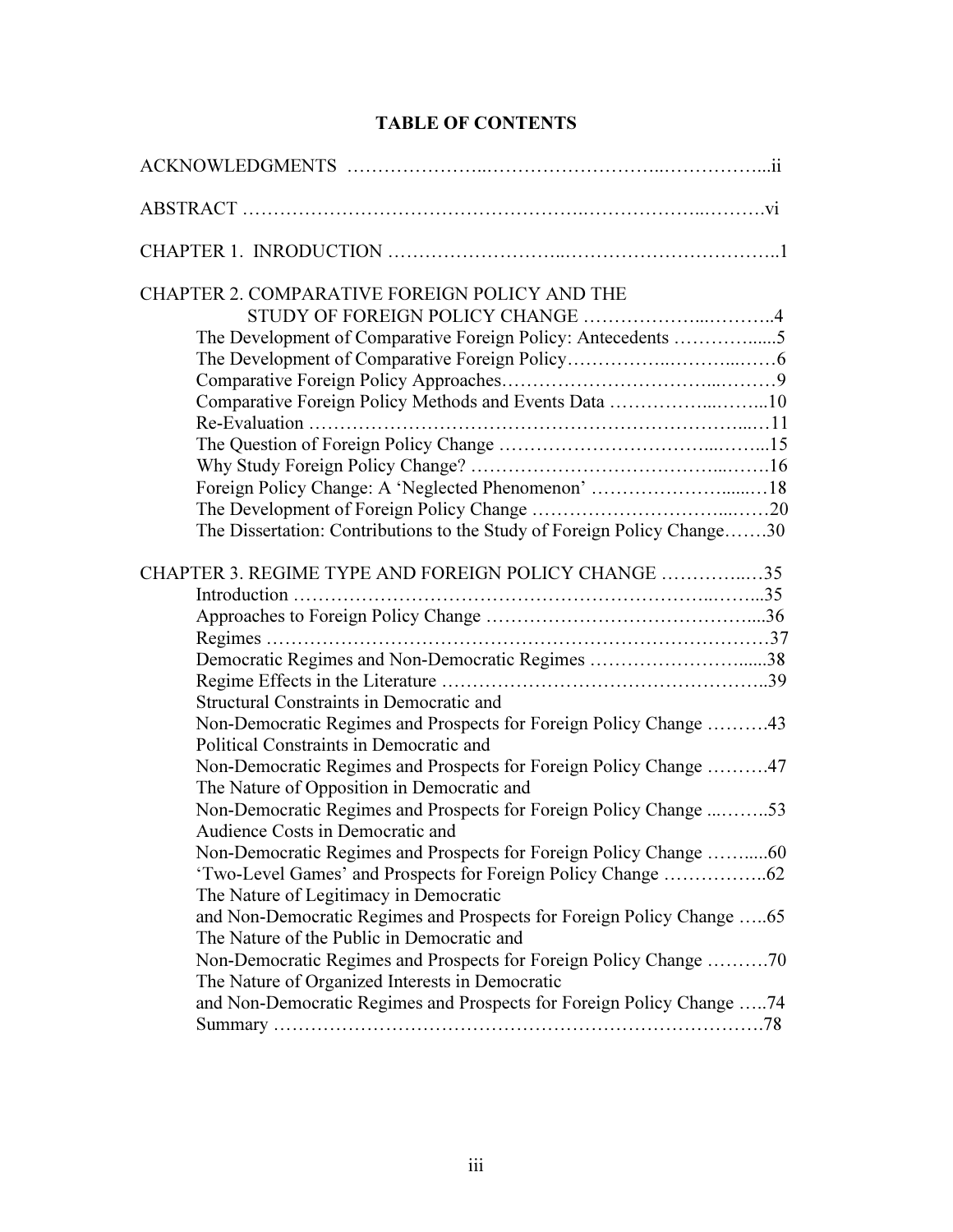# TABLE OF CONTENTS

ACKNOWLEDGMENTS …………………..………………………..……………...ii

ABSTRACT ……………………………………………….………………..……….vi

CHAPTER 1. INRODUCTION ……………………...……………………………..1

CHAPTER 2. COMPARATIVE FOREIGN POLICY AND THE STUDY OF FOREIGN POLICY CHANGE ………………..……….4

- The Development of Comparative Foreign Policy: Antecedents ……………......5
- The Development of Comparative Foreign Policy……………..………...……6
- Comparative Foreign Policy Approaches…………………………...………9
- Comparative Foreign Policy Methods and Events Data ……………...……...10
- Re-Evaluation …………………………………………………………...…11
- The Question of Foreign Policy Change …………………………...……...15
- Why Study Foreign Policy Change? …………………………………...…….16
- Foreign Policy Change: A 'Neglected Phenomenon' ………………......…18
- The Development of Foreign Policy Change ………………………...……20
- The Dissertation: Contributions to the Study of Foreign Policy Change…….30

CHAPTER 3. REGIME TYPE AND FOREIGN POLICY CHANGE ……………..…35

- Introduction ……………………………………………………………..……...35
- Approaches to Foreign Policy Change ……………………………………....36
- Regimes ………………………………………………………………………37
- Democratic Regimes and Non-Democratic Regimes ……………………......38
- Regime Effects in the Literature …………………………………………….39
- Structural Constraints in Democratic and Non-Democratic Regimes and Prospects for Foreign Policy Change ……….43
- Political Constraints in Democratic and Non-Democratic Regimes and Prospects for Foreign Policy Change ……….47
- The Nature of Opposition in Democratic and Non-Democratic Regimes and Prospects for Foreign Policy Change ...……..53
- Audience Costs in Democratic and Non-Democratic Regimes and Prospects for Foreign Policy Change ……....60
- 'Two-Level Games' and Prospects for Foreign Policy Change ……………..62
- The Nature of Legitimacy in Democratic and Non-Democratic Regimes and Prospects for Foreign Policy Change …..65
- The Nature of the Public in Democratic and Non-Democratic Regimes and Prospects for Foreign Policy Change ……….70
- The Nature of Organized Interests in Democratic and Non-Democratic Regimes and Prospects for Foreign Policy Change …..74
- Summary ………………………………………………………………….78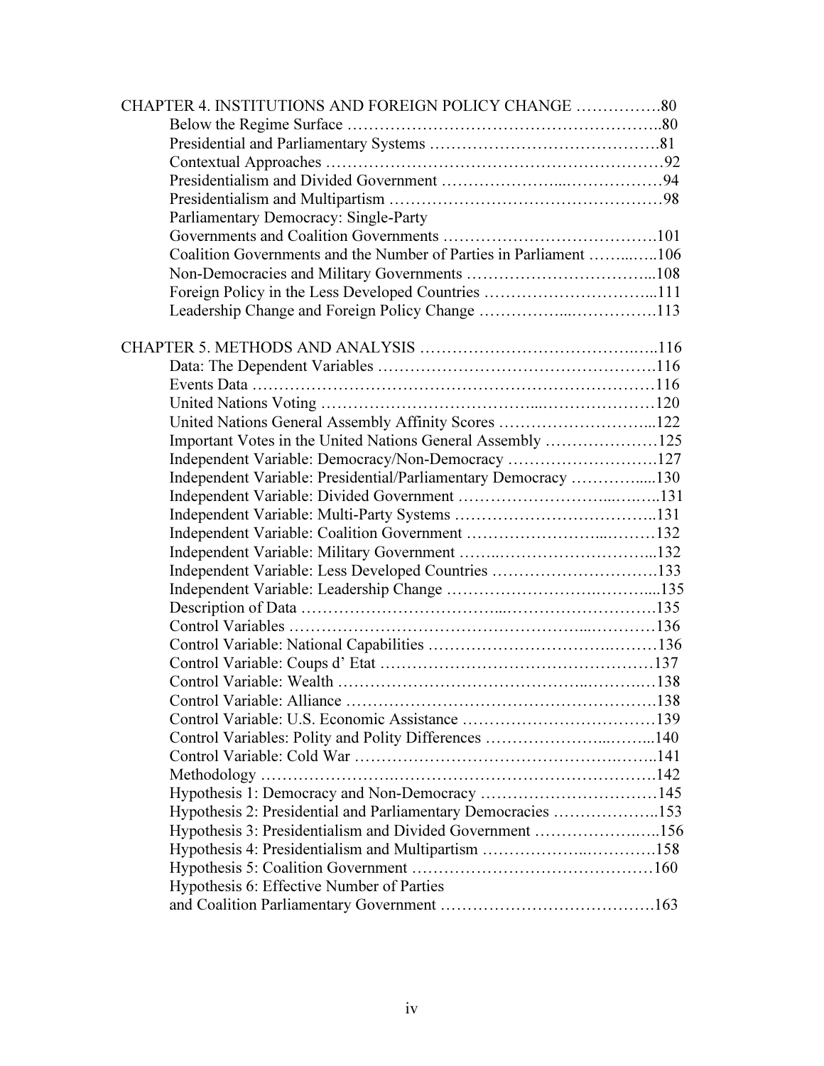CHAPTER 4. INSTITUTIONS AND FOREIGN POLICY CHANGE ……………80

- Below the Regime Surface …………………………………………………..80
- Presidential and Parliamentary Systems …………………………………….81
- Contextual Approaches ………………………………………………………92
- Presidentialism and Divided Government …………………..………………94
- Presidentialism and Multipartism ……………………………………………98
- Parliamentary Democracy: Single-Party Governments and Coalition Governments ………………………………….101
- Coalition Governments and the Number of Parties in Parliament ……..…..106
- Non-Democracies and Military Governments ……………………………...108
- Foreign Policy in the Less Developed Countries …………………………...111
- Leadership Change and Foreign Policy Change ……………..…………….113

CHAPTER 5. METHODS AND ANALYSIS …………………………………..…..116

- Data: The Dependent Variables ……………………………………………116
- Events Data …………………………………………………………………116
- United Nations Voting ……………………………...…………………120
- United Nations General Assembly Affinity Scores ………………………...122
- Important Votes in the United Nations General Assembly …………………125
- Independent Variable: Democracy/Non-Democracy ……………………….127
- Independent Variable: Presidential/Parliamentary Democracy ………….....130
- Independent Variable: Divided Government …………………...…….…..131
- Independent Variable: Multi-Party Systems ………………………………..131
- Independent Variable: Coalition Government …………………...………132
- Independent Variable: Military Government ……..………………………...132
- Independent Variable: Less Developed Countries ………………………….133
- Independent Variable: Leadership Change ………………………….……....135
- Description of Data ……………………………...………………………135
- Control Variables ……………………………………………...…………136
- Control Variable: National Capabilities ……………………………..………136
- Control Variable: Coups d' Etat ……………………………………………137
- Control Variable: Wealth ……………………………………...………..…138
- Control Variable: Alliance ………………………………………………….138
- Control Variable: U.S. Economic Assistance ………………………………139
- Control Variables: Polity and Polity Differences …………………...……...140
- Control Variable: Cold War ……………………………………………..…..141
- Methodology ……………………..…………………………………………142
- Hypothesis 1: Democracy and Non-Democracy ……………………………145
- Hypothesis 2: Presidential and Parliamentary Democracies ………………..153
- Hypothesis 3: Presidentialism and Divided Government ……………….…..156
- Hypothesis 4: Presidentialism and Multipartism ……………..…………158
- Hypothesis 5: Coalition Government ……………………………………160
- Hypothesis 6: Effective Number of Parties and Coalition Parliamentary Government ………………………………….163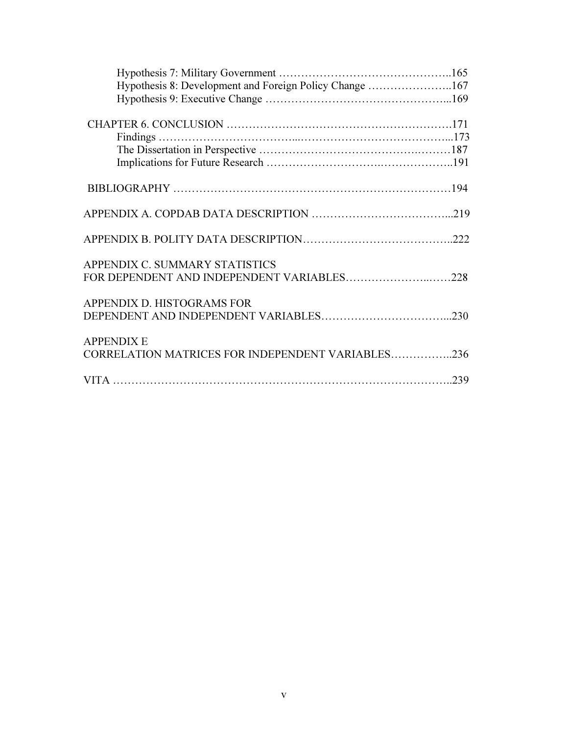Hypothesis 7: Military Government ..........................................165
Hypothesis 8: Development and Foreign Policy Change ......................167
Hypothesis 9: Executive Change ..........................................169

CHAPTER 6. CONCLUSION ..................................................171
Findings ................................................................173
The Dissertation in Perspective .........................................187
Implications for Future Research ........................................191

BIBLIOGRAPHY ............................................................194

APPENDIX A. COPDAB DATA DESCRIPTION .....................................219

APPENDIX B. POLITY DATA DESCRIPTION......................................222

APPENDIX C. SUMMARY STATISTICS
FOR DEPENDENT AND INDEPENDENT VARIABLES...................................228

APPENDIX D. HISTOGRAMS FOR
DEPENDENT AND INDEPENDENT VARIABLES.......................................230

APPENDIX E
CORRELATION MATRICES FOR INDEPENDENT VARIABLES............................236

VITA ....................................................................239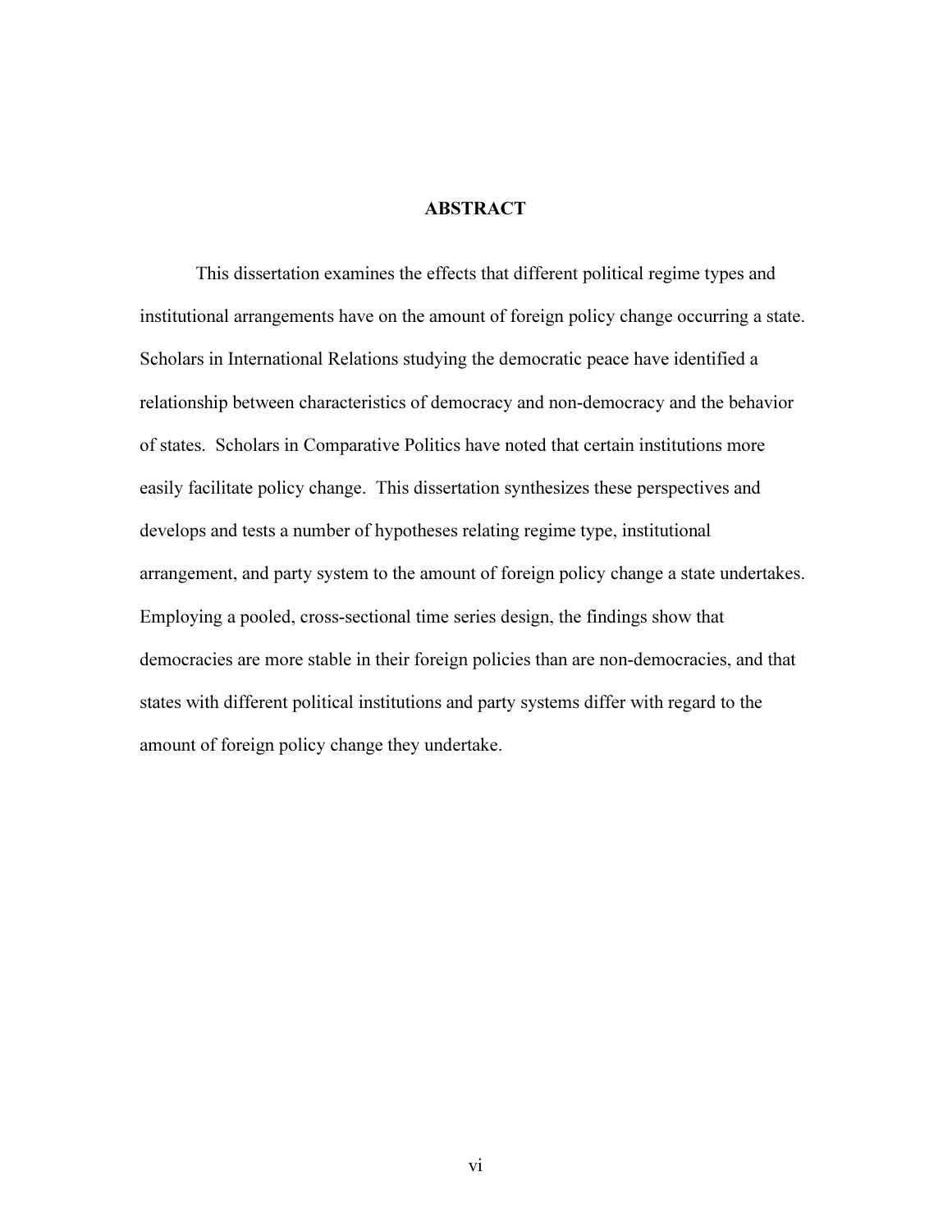# ABSTRACT

This dissertation examines the effects that different political regime types and institutional arrangements have on the amount of foreign policy change occurring a state. Scholars in International Relations studying the democratic peace have identified a relationship between characteristics of democracy and non-democracy and the behavior of states. Scholars in Comparative Politics have noted that certain institutions more easily facilitate policy change. This dissertation synthesizes these perspectives and develops and tests a number of hypotheses relating regime type, institutional arrangement, and party system to the amount of foreign policy change a state undertakes. Employing a pooled, cross-sectional time series design, the findings show that democracies are more stable in their foreign policies than are non-democracies, and that states with different political institutions and party systems differ with regard to the amount of foreign policy change they undertake.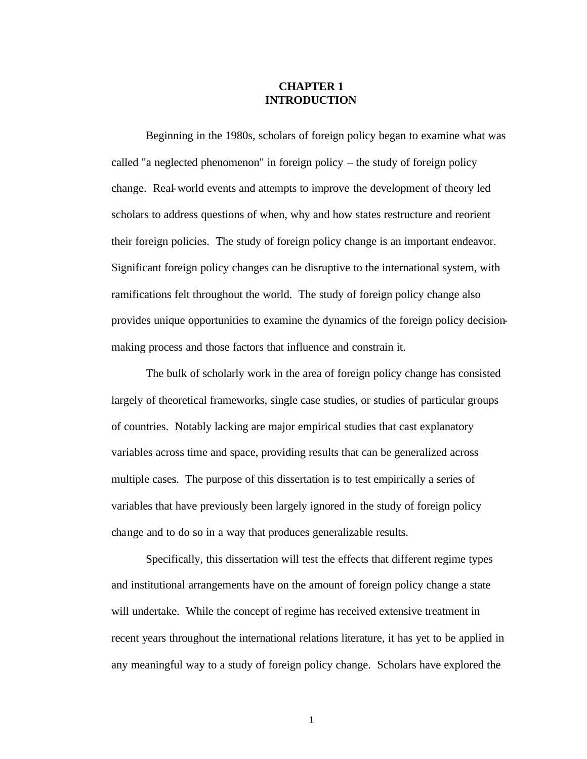# CHAPTER 1
# INTRODUCTION

Beginning in the 1980s, scholars of foreign policy began to examine what was called "a neglected phenomenon" in foreign policy – the study of foreign policy change. Real-world events and attempts to improve the development of theory led scholars to address questions of when, why and how states restructure and reorient their foreign policies. The study of foreign policy change is an important endeavor. Significant foreign policy changes can be disruptive to the international system, with ramifications felt throughout the world. The study of foreign policy change also provides unique opportunities to examine the dynamics of the foreign policy decision-making process and those factors that influence and constrain it.

The bulk of scholarly work in the area of foreign policy change has consisted largely of theoretical frameworks, single case studies, or studies of particular groups of countries. Notably lacking are major empirical studies that cast explanatory variables across time and space, providing results that can be generalized across multiple cases. The purpose of this dissertation is to test empirically a series of variables that have previously been largely ignored in the study of foreign policy change and to do so in a way that produces generalizable results.

Specifically, this dissertation will test the effects that different regime types and institutional arrangements have on the amount of foreign policy change a state will undertake. While the concept of regime has received extensive treatment in recent years throughout the international relations literature, it has yet to be applied in any meaningful way to a study of foreign policy change. Scholars have explored the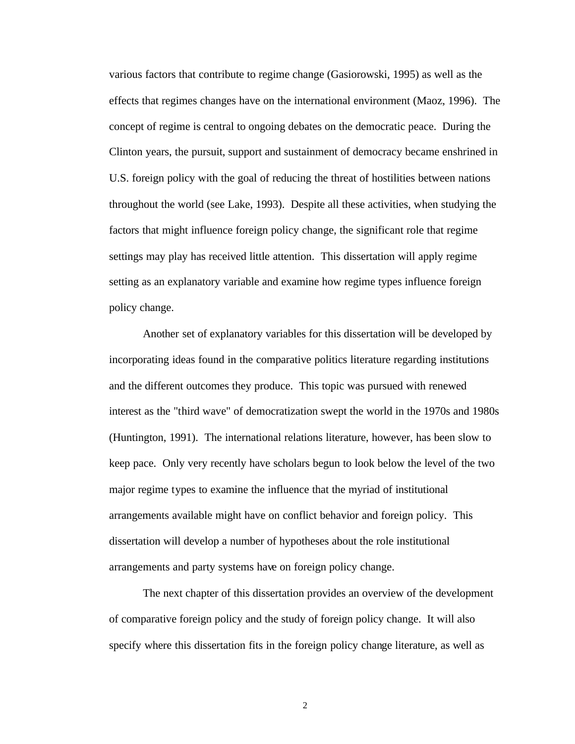various factors that contribute to regime change (Gasiorowski, 1995) as well as the effects that regimes changes have on the international environment (Maoz, 1996). The concept of regime is central to ongoing debates on the democratic peace. During the Clinton years, the pursuit, support and sustainment of democracy became enshrined in U.S. foreign policy with the goal of reducing the threat of hostilities between nations throughout the world (see Lake, 1993). Despite all these activities, when studying the factors that might influence foreign policy change, the significant role that regime settings may play has received little attention. This dissertation will apply regime setting as an explanatory variable and examine how regime types influence foreign policy change.

Another set of explanatory variables for this dissertation will be developed by incorporating ideas found in the comparative politics literature regarding institutions and the different outcomes they produce. This topic was pursued with renewed interest as the "third wave" of democratization swept the world in the 1970s and 1980s (Huntington, 1991). The international relations literature, however, has been slow to keep pace. Only very recently have scholars begun to look below the level of the two major regime types to examine the influence that the myriad of institutional arrangements available might have on conflict behavior and foreign policy. This dissertation will develop a number of hypotheses about the role institutional arrangements and party systems have on foreign policy change.

The next chapter of this dissertation provides an overview of the development of comparative foreign policy and the study of foreign policy change. It will also specify where this dissertation fits in the foreign policy change literature, as well as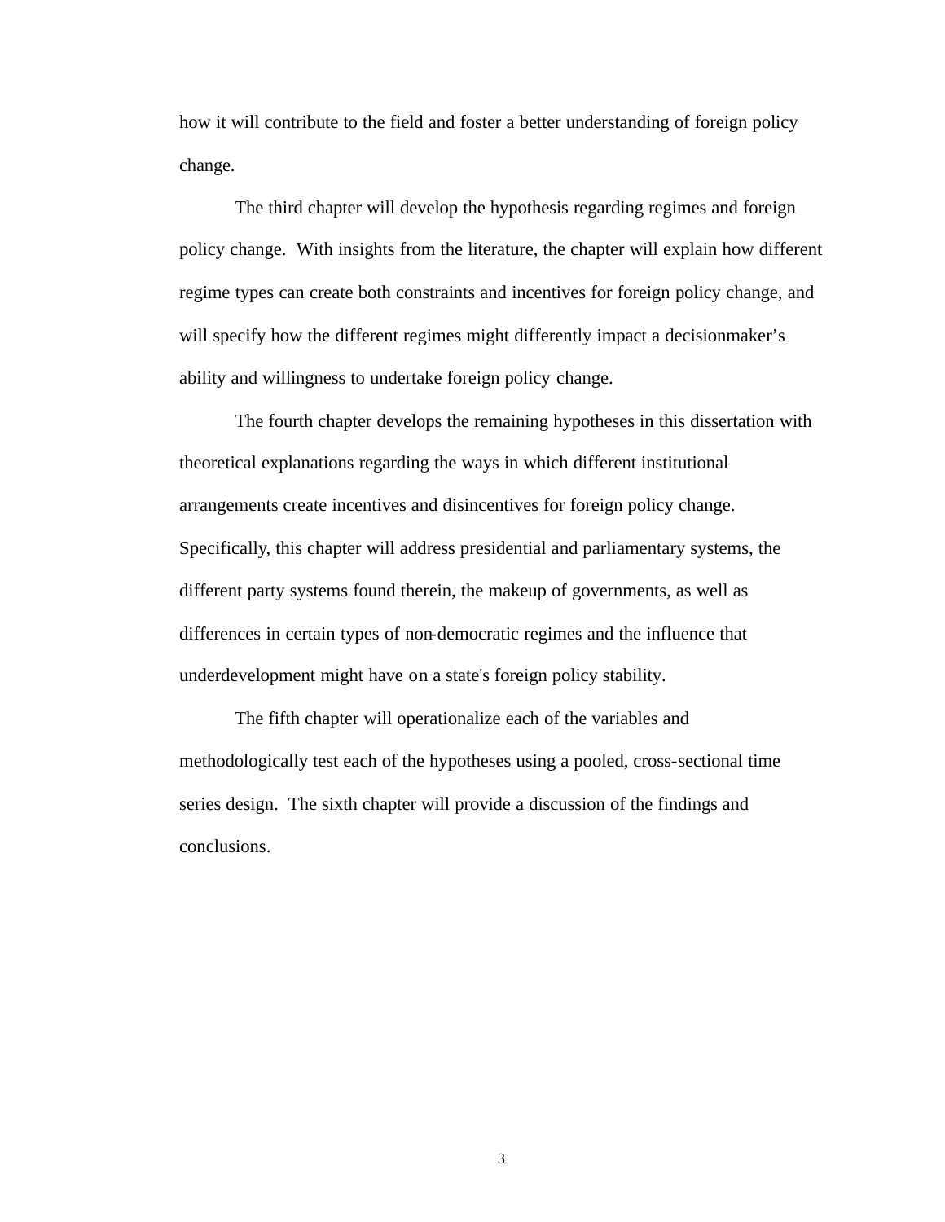how it will contribute to the field and foster a better understanding of foreign policy change.

The third chapter will develop the hypothesis regarding regimes and foreign policy change. With insights from the literature, the chapter will explain how different regime types can create both constraints and incentives for foreign policy change, and will specify how the different regimes might differently impact a decisionmaker's ability and willingness to undertake foreign policy change.

The fourth chapter develops the remaining hypotheses in this dissertation with theoretical explanations regarding the ways in which different institutional arrangements create incentives and disincentives for foreign policy change. Specifically, this chapter will address presidential and parliamentary systems, the different party systems found therein, the makeup of governments, as well as differences in certain types of non-democratic regimes and the influence that underdevelopment might have on a state's foreign policy stability.

The fifth chapter will operationalize each of the variables and methodologically test each of the hypotheses using a pooled, cross-sectional time series design. The sixth chapter will provide a discussion of the findings and conclusions.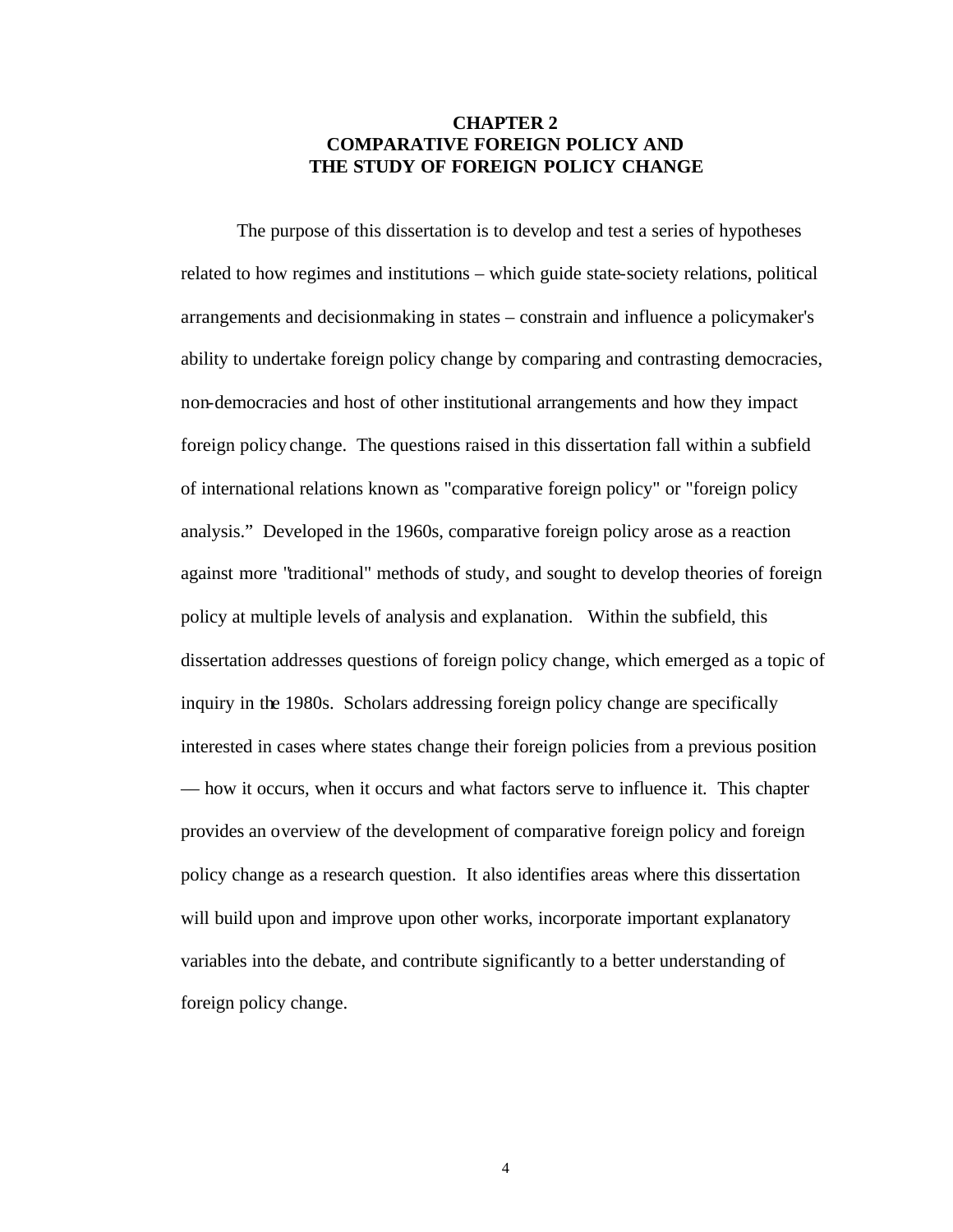# CHAPTER 2
# COMPARATIVE FOREIGN POLICY AND THE STUDY OF FOREIGN POLICY CHANGE

The purpose of this dissertation is to develop and test a series of hypotheses related to how regimes and institutions – which guide state-society relations, political arrangements and decisionmaking in states – constrain and influence a policymaker's ability to undertake foreign policy change by comparing and contrasting democracies, non-democracies and host of other institutional arrangements and how they impact foreign policy change. The questions raised in this dissertation fall within a subfield of international relations known as "comparative foreign policy" or "foreign policy analysis." Developed in the 1960s, comparative foreign policy arose as a reaction against more "traditional" methods of study, and sought to develop theories of foreign policy at multiple levels of analysis and explanation. Within the subfield, this dissertation addresses questions of foreign policy change, which emerged as a topic of inquiry in the 1980s. Scholars addressing foreign policy change are specifically interested in cases where states change their foreign policies from a previous position — how it occurs, when it occurs and what factors serve to influence it. This chapter provides an overview of the development of comparative foreign policy and foreign policy change as a research question. It also identifies areas where this dissertation will build upon and improve upon other works, incorporate important explanatory variables into the debate, and contribute significantly to a better understanding of foreign policy change.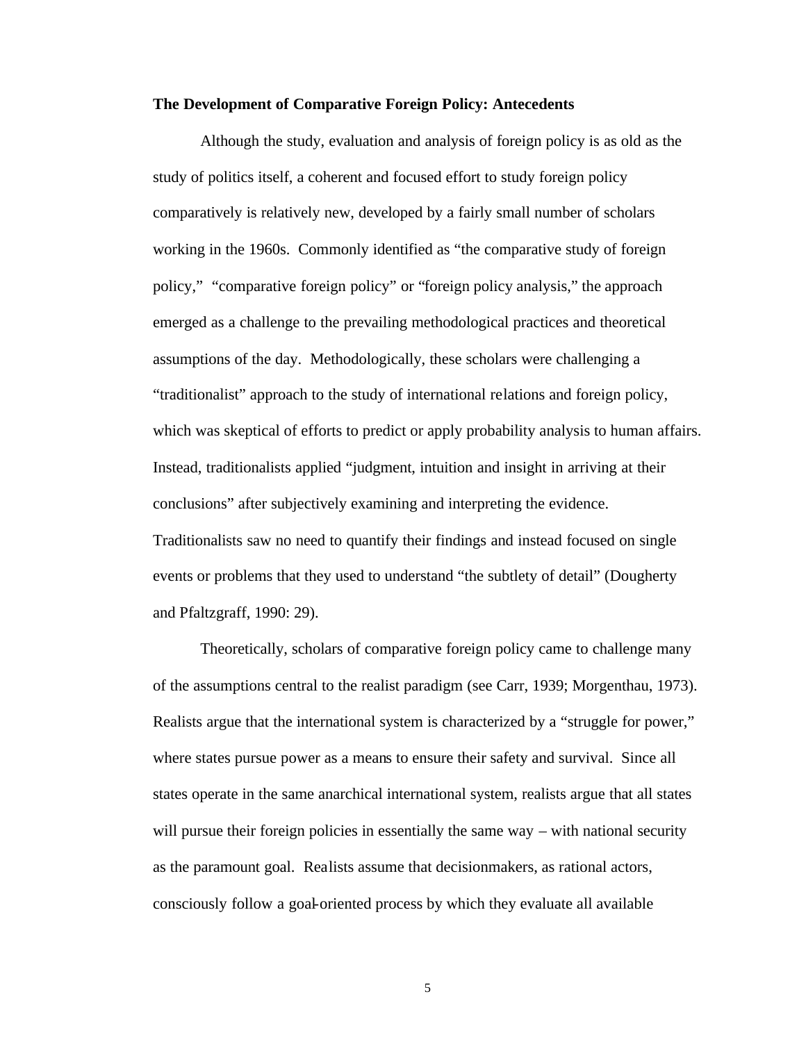**The Development of Comparative Foreign Policy: Antecedents**

Although the study, evaluation and analysis of foreign policy is as old as the study of politics itself, a coherent and focused effort to study foreign policy comparatively is relatively new, developed by a fairly small number of scholars working in the 1960s. Commonly identified as "the comparative study of foreign policy," "comparative foreign policy" or "foreign policy analysis," the approach emerged as a challenge to the prevailing methodological practices and theoretical assumptions of the day. Methodologically, these scholars were challenging a "traditionalist" approach to the study of international relations and foreign policy, which was skeptical of efforts to predict or apply probability analysis to human affairs. Instead, traditionalists applied "judgment, intuition and insight in arriving at their conclusions" after subjectively examining and interpreting the evidence. Traditionalists saw no need to quantify their findings and instead focused on single events or problems that they used to understand "the subtlety of detail" (Dougherty and Pfaltzgraff, 1990: 29).

Theoretically, scholars of comparative foreign policy came to challenge many of the assumptions central to the realist paradigm (see Carr, 1939; Morgenthau, 1973). Realists argue that the international system is characterized by a "struggle for power," where states pursue power as a means to ensure their safety and survival. Since all states operate in the same anarchical international system, realists argue that all states will pursue their foreign policies in essentially the same way – with national security as the paramount goal. Realists assume that decisionmakers, as rational actors, consciously follow a goal-oriented process by which they evaluate all available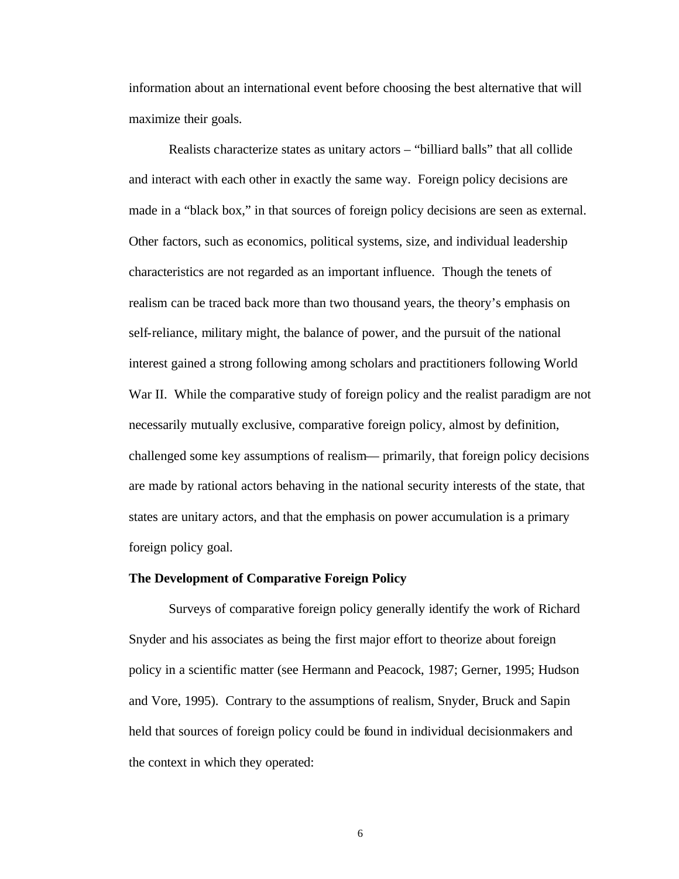information about an international event before choosing the best alternative that will maximize their goals.

Realists characterize states as unitary actors – "billiard balls" that all collide and interact with each other in exactly the same way. Foreign policy decisions are made in a "black box," in that sources of foreign policy decisions are seen as external. Other factors, such as economics, political systems, size, and individual leadership characteristics are not regarded as an important influence. Though the tenets of realism can be traced back more than two thousand years, the theory's emphasis on self-reliance, military might, the balance of power, and the pursuit of the national interest gained a strong following among scholars and practitioners following World War II. While the comparative study of foreign policy and the realist paradigm are not necessarily mutually exclusive, comparative foreign policy, almost by definition, challenged some key assumptions of realism— primarily, that foreign policy decisions are made by rational actors behaving in the national security interests of the state, that states are unitary actors, and that the emphasis on power accumulation is a primary foreign policy goal.

**The Development of Comparative Foreign Policy**

Surveys of comparative foreign policy generally identify the work of Richard Snyder and his associates as being the first major effort to theorize about foreign policy in a scientific matter (see Hermann and Peacock, 1987; Gerner, 1995; Hudson and Vore, 1995). Contrary to the assumptions of realism, Snyder, Bruck and Sapin held that sources of foreign policy could be found in individual decisionmakers and the context in which they operated: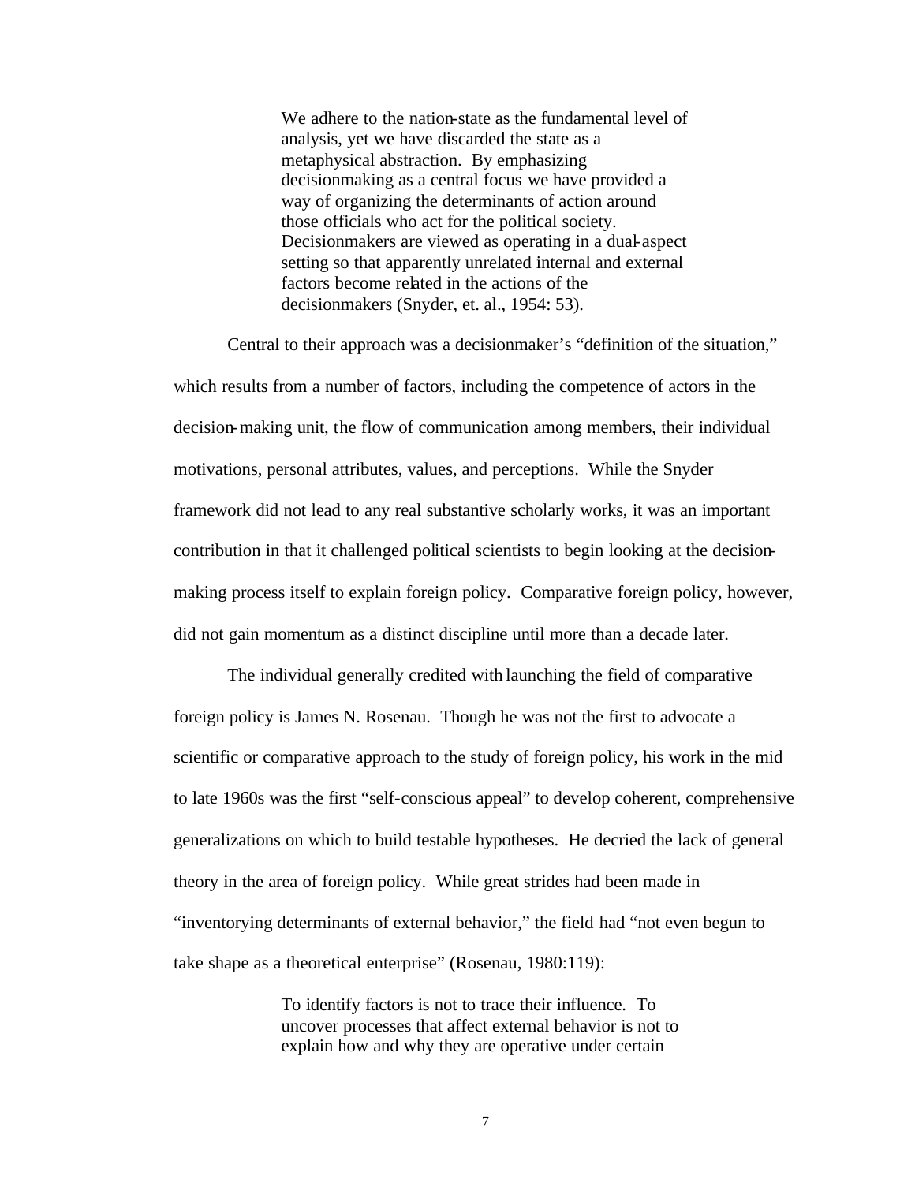> We adhere to the nation-state as the fundamental level of analysis, yet we have discarded the state as a metaphysical abstraction. By emphasizing decisionmaking as a central focus we have provided a way of organizing the determinants of action around those officials who act for the political society. Decisionmakers are viewed as operating in a dual-aspect setting so that apparently unrelated internal and external factors become related in the actions of the decisionmakers (Snyder, et. al., 1954: 53).

Central to their approach was a decisionmaker's "definition of the situation," which results from a number of factors, including the competence of actors in the decision-making unit, the flow of communication among members, their individual motivations, personal attributes, values, and perceptions. While the Snyder framework did not lead to any real substantive scholarly works, it was an important contribution in that it challenged political scientists to begin looking at the decision-making process itself to explain foreign policy. Comparative foreign policy, however, did not gain momentum as a distinct discipline until more than a decade later.

The individual generally credited with launching the field of comparative foreign policy is James N. Rosenau. Though he was not the first to advocate a scientific or comparative approach to the study of foreign policy, his work in the mid to late 1960s was the first "self-conscious appeal" to develop coherent, comprehensive generalizations on which to build testable hypotheses. He decried the lack of general theory in the area of foreign policy. While great strides had been made in "inventorying determinants of external behavior," the field had "not even begun to take shape as a theoretical enterprise" (Rosenau, 1980:119):

> To identify factors is not to trace their influence. To uncover processes that affect external behavior is not to explain how and why they are operative under certain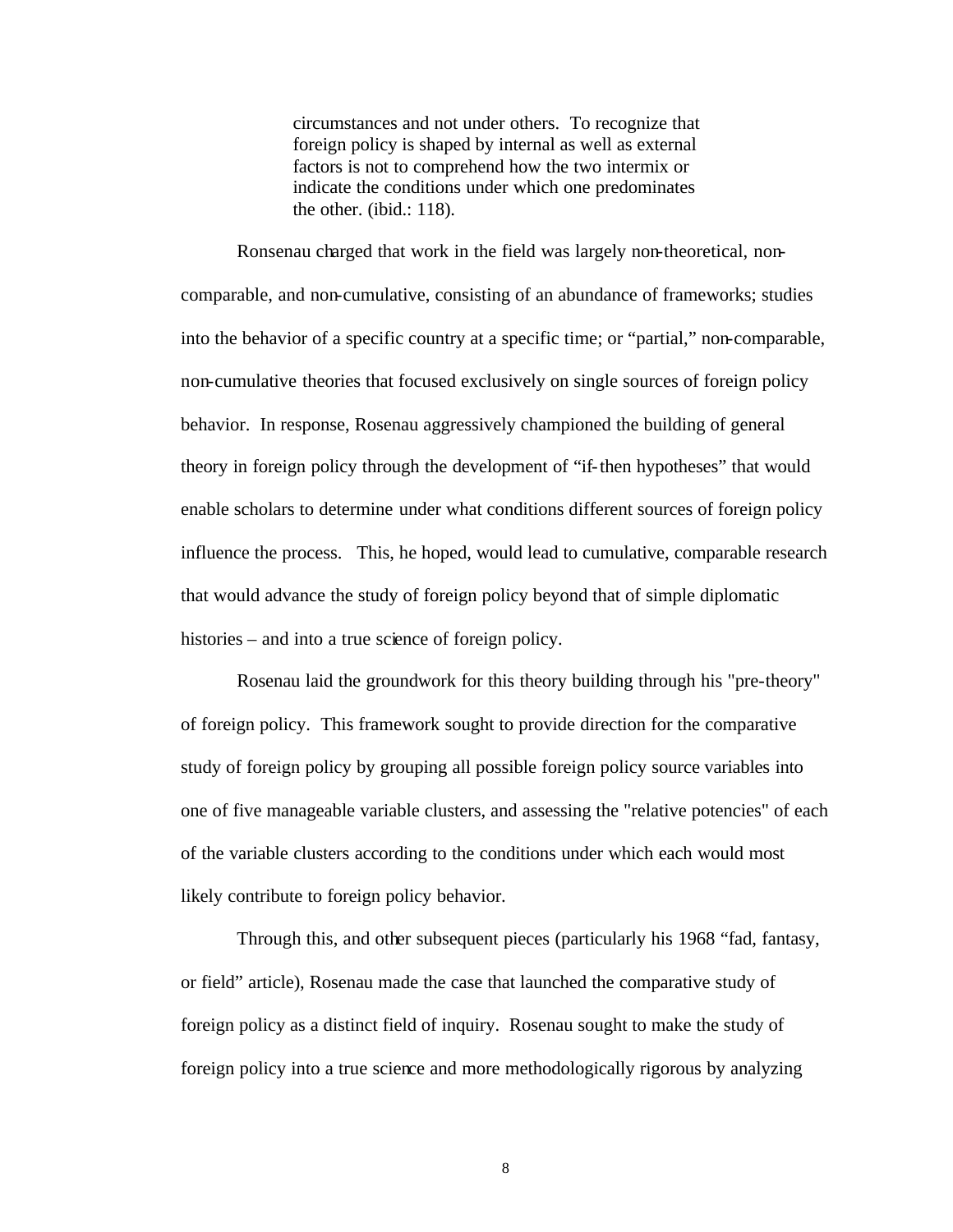> circumstances and not under others. To recognize that foreign policy is shaped by internal as well as external factors is not to comprehend how the two intermix or indicate the conditions under which one predominates the other. (ibid.: 118).

Ronsenau charged that work in the field was largely non-theoretical, non-comparable, and non-cumulative, consisting of an abundance of frameworks; studies into the behavior of a specific country at a specific time; or "partial," non-comparable, non-cumulative theories that focused exclusively on single sources of foreign policy behavior. In response, Rosenau aggressively championed the building of general theory in foreign policy through the development of "if-then hypotheses" that would enable scholars to determine under what conditions different sources of foreign policy influence the process. This, he hoped, would lead to cumulative, comparable research that would advance the study of foreign policy beyond that of simple diplomatic histories – and into a true science of foreign policy.

Rosenau laid the groundwork for this theory building through his "pre-theory" of foreign policy. This framework sought to provide direction for the comparative study of foreign policy by grouping all possible foreign policy source variables into one of five manageable variable clusters, and assessing the "relative potencies" of each of the variable clusters according to the conditions under which each would most likely contribute to foreign policy behavior.

Through this, and other subsequent pieces (particularly his 1968 "fad, fantasy, or field" article), Rosenau made the case that launched the comparative study of foreign policy as a distinct field of inquiry. Rosenau sought to make the study of foreign policy into a true science and more methodologically rigorous by analyzing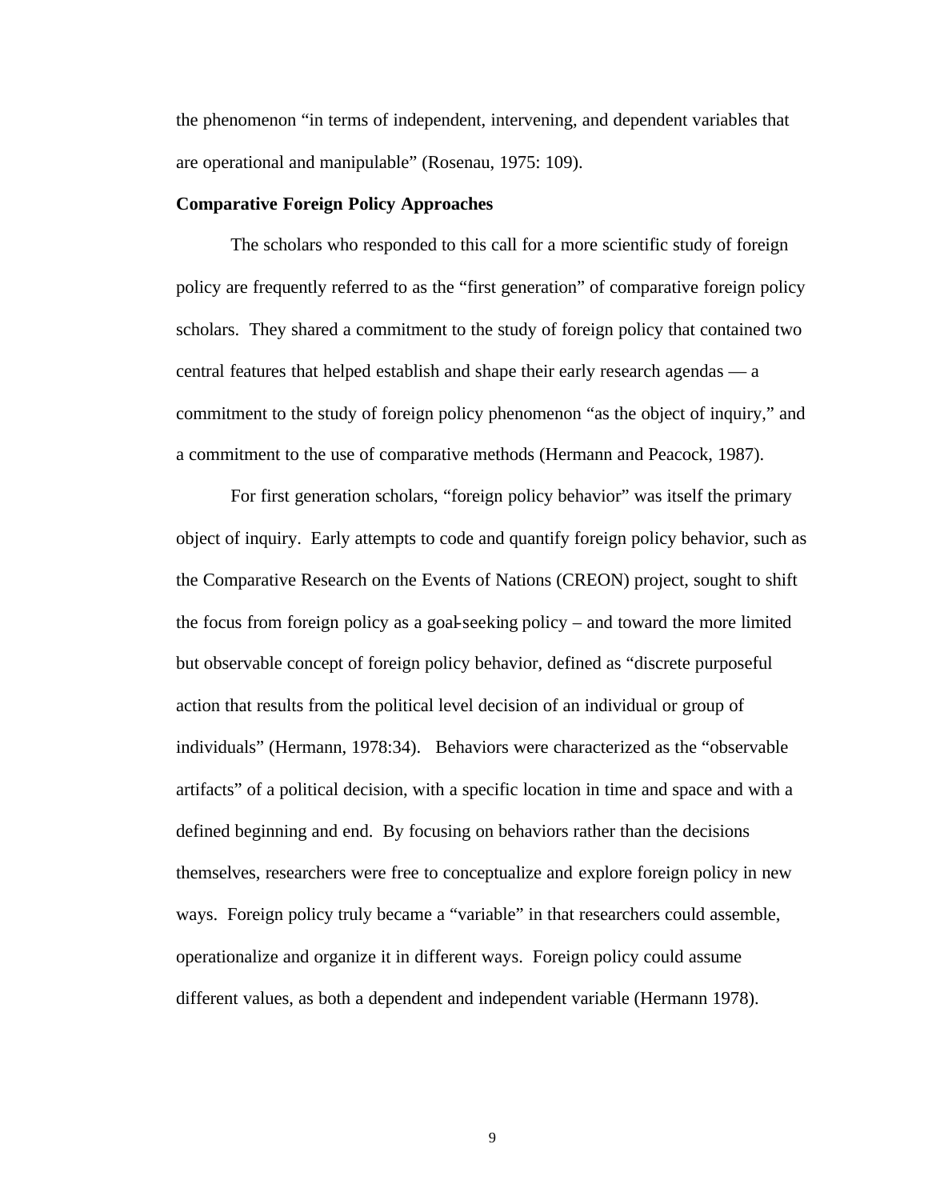the phenomenon "in terms of independent, intervening, and dependent variables that are operational and manipulable" (Rosenau, 1975: 109).

**Comparative Foreign Policy Approaches**

The scholars who responded to this call for a more scientific study of foreign policy are frequently referred to as the "first generation" of comparative foreign policy scholars. They shared a commitment to the study of foreign policy that contained two central features that helped establish and shape their early research agendas — a commitment to the study of foreign policy phenomenon "as the object of inquiry," and a commitment to the use of comparative methods (Hermann and Peacock, 1987).

For first generation scholars, "foreign policy behavior" was itself the primary object of inquiry. Early attempts to code and quantify foreign policy behavior, such as the Comparative Research on the Events of Nations (CREON) project, sought to shift the focus from foreign policy as a goal-seeking policy – and toward the more limited but observable concept of foreign policy behavior, defined as "discrete purposeful action that results from the political level decision of an individual or group of individuals" (Hermann, 1978:34). Behaviors were characterized as the "observable artifacts" of a political decision, with a specific location in time and space and with a defined beginning and end. By focusing on behaviors rather than the decisions themselves, researchers were free to conceptualize and explore foreign policy in new ways. Foreign policy truly became a "variable" in that researchers could assemble, operationalize and organize it in different ways. Foreign policy could assume different values, as both a dependent and independent variable (Hermann 1978).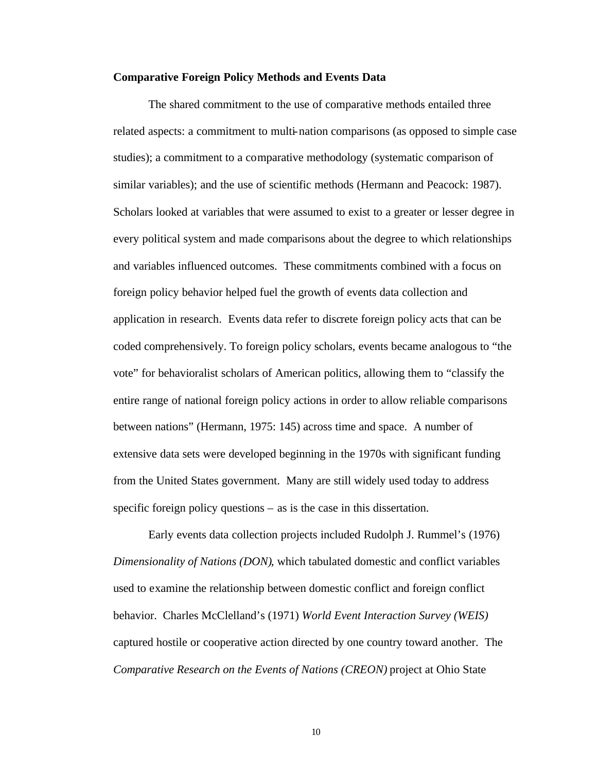**Comparative Foreign Policy Methods and Events Data**

The shared commitment to the use of comparative methods entailed three related aspects: a commitment to multi-nation comparisons (as opposed to simple case studies); a commitment to a comparative methodology (systematic comparison of similar variables); and the use of scientific methods (Hermann and Peacock: 1987). Scholars looked at variables that were assumed to exist to a greater or lesser degree in every political system and made comparisons about the degree to which relationships and variables influenced outcomes. These commitments combined with a focus on foreign policy behavior helped fuel the growth of events data collection and application in research. Events data refer to discrete foreign policy acts that can be coded comprehensively. To foreign policy scholars, events became analogous to "the vote" for behavioralist scholars of American politics, allowing them to "classify the entire range of national foreign policy actions in order to allow reliable comparisons between nations" (Hermann, 1975: 145) across time and space. A number of extensive data sets were developed beginning in the 1970s with significant funding from the United States government. Many are still widely used today to address specific foreign policy questions – as is the case in this dissertation.

Early events data collection projects included Rudolph J. Rummel's (1976) *Dimensionality of Nations (DON)*, which tabulated domestic and conflict variables used to examine the relationship between domestic conflict and foreign conflict behavior. Charles McClelland's (1971) *World Event Interaction Survey (WEIS)* captured hostile or cooperative action directed by one country toward another. The *Comparative Research on the Events of Nations (CREON)* project at Ohio State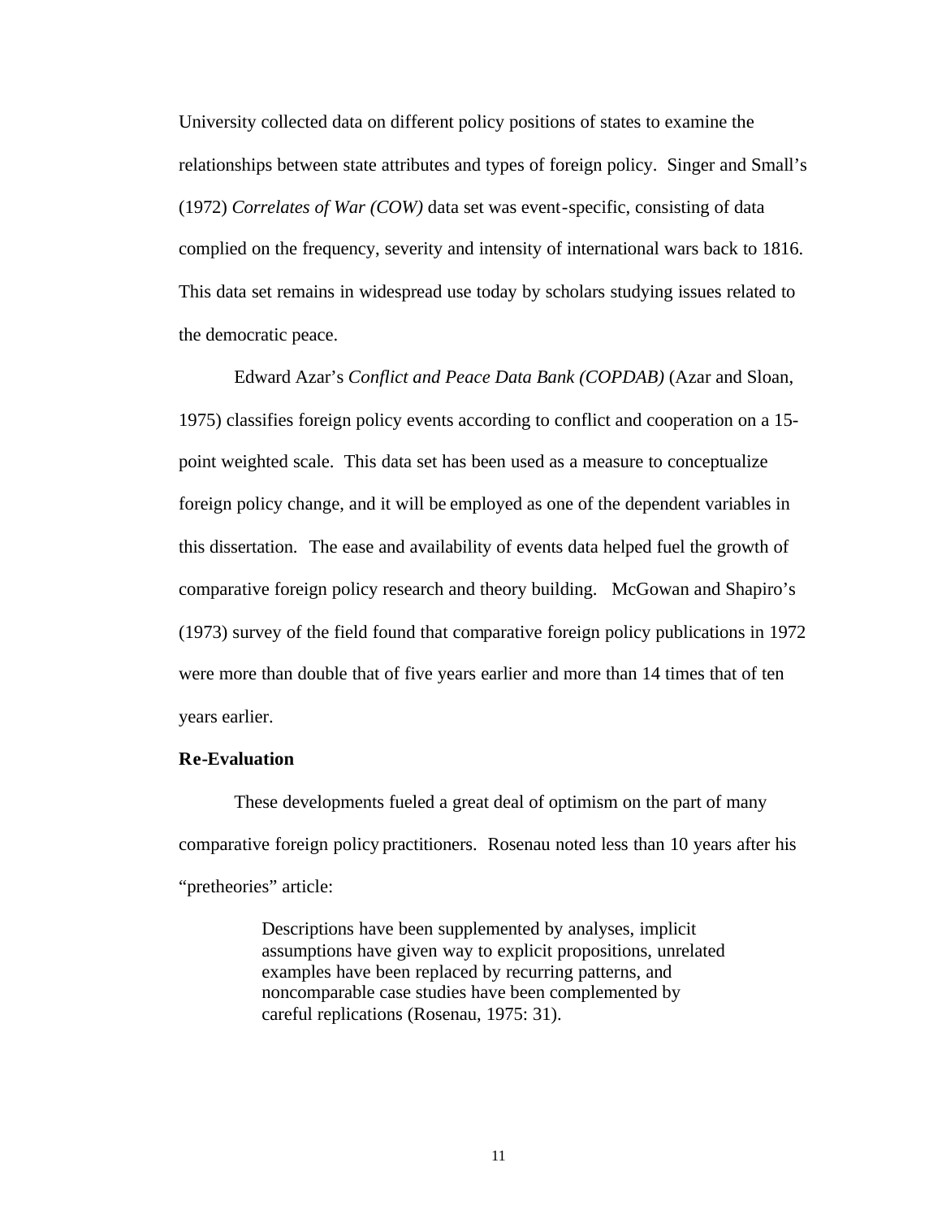University collected data on different policy positions of states to examine the relationships between state attributes and types of foreign policy. Singer and Small's (1972) *Correlates of War (COW)* data set was event-specific, consisting of data complied on the frequency, severity and intensity of international wars back to 1816. This data set remains in widespread use today by scholars studying issues related to the democratic peace.

Edward Azar's *Conflict and Peace Data Bank (COPDAB)* (Azar and Sloan, 1975) classifies foreign policy events according to conflict and cooperation on a 15-point weighted scale. This data set has been used as a measure to conceptualize foreign policy change, and it will be employed as one of the dependent variables in this dissertation. The ease and availability of events data helped fuel the growth of comparative foreign policy research and theory building. McGowan and Shapiro's (1973) survey of the field found that comparative foreign policy publications in 1972 were more than double that of five years earlier and more than 14 times that of ten years earlier.

**Re-Evaluation**

These developments fueled a great deal of optimism on the part of many comparative foreign policy practitioners. Rosenau noted less than 10 years after his "pretheories" article:

> Descriptions have been supplemented by analyses, implicit assumptions have given way to explicit propositions, unrelated examples have been replaced by recurring patterns, and noncomparable case studies have been complemented by careful replications (Rosenau, 1975: 31).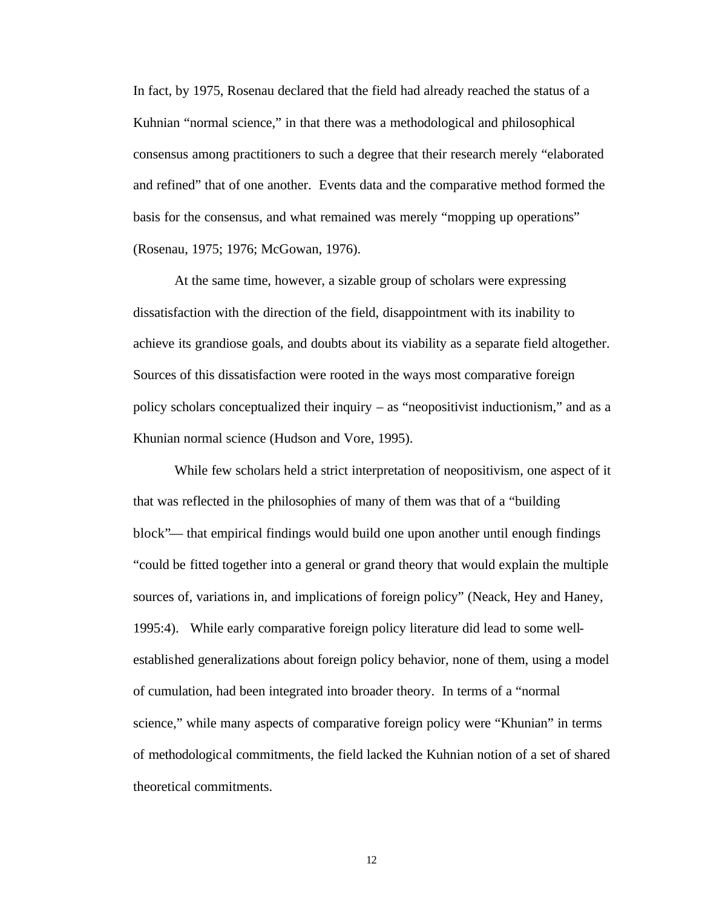In fact, by 1975, Rosenau declared that the field had already reached the status of a Kuhnian "normal science," in that there was a methodological and philosophical consensus among practitioners to such a degree that their research merely "elaborated and refined" that of one another. Events data and the comparative method formed the basis for the consensus, and what remained was merely "mopping up operations" (Rosenau, 1975; 1976; McGowan, 1976).

At the same time, however, a sizable group of scholars were expressing dissatisfaction with the direction of the field, disappointment with its inability to achieve its grandiose goals, and doubts about its viability as a separate field altogether. Sources of this dissatisfaction were rooted in the ways most comparative foreign policy scholars conceptualized their inquiry – as "neopositivist inductionism," and as a Khunian normal science (Hudson and Vore, 1995).

While few scholars held a strict interpretation of neopositivism, one aspect of it that was reflected in the philosophies of many of them was that of a "building block"— that empirical findings would build one upon another until enough findings "could be fitted together into a general or grand theory that would explain the multiple sources of, variations in, and implications of foreign policy" (Neack, Hey and Haney, 1995:4). While early comparative foreign policy literature did lead to some well-established generalizations about foreign policy behavior, none of them, using a model of cumulation, had been integrated into broader theory. In terms of a "normal science," while many aspects of comparative foreign policy were "Khunian" in terms of methodological commitments, the field lacked the Kuhnian notion of a set of shared theoretical commitments.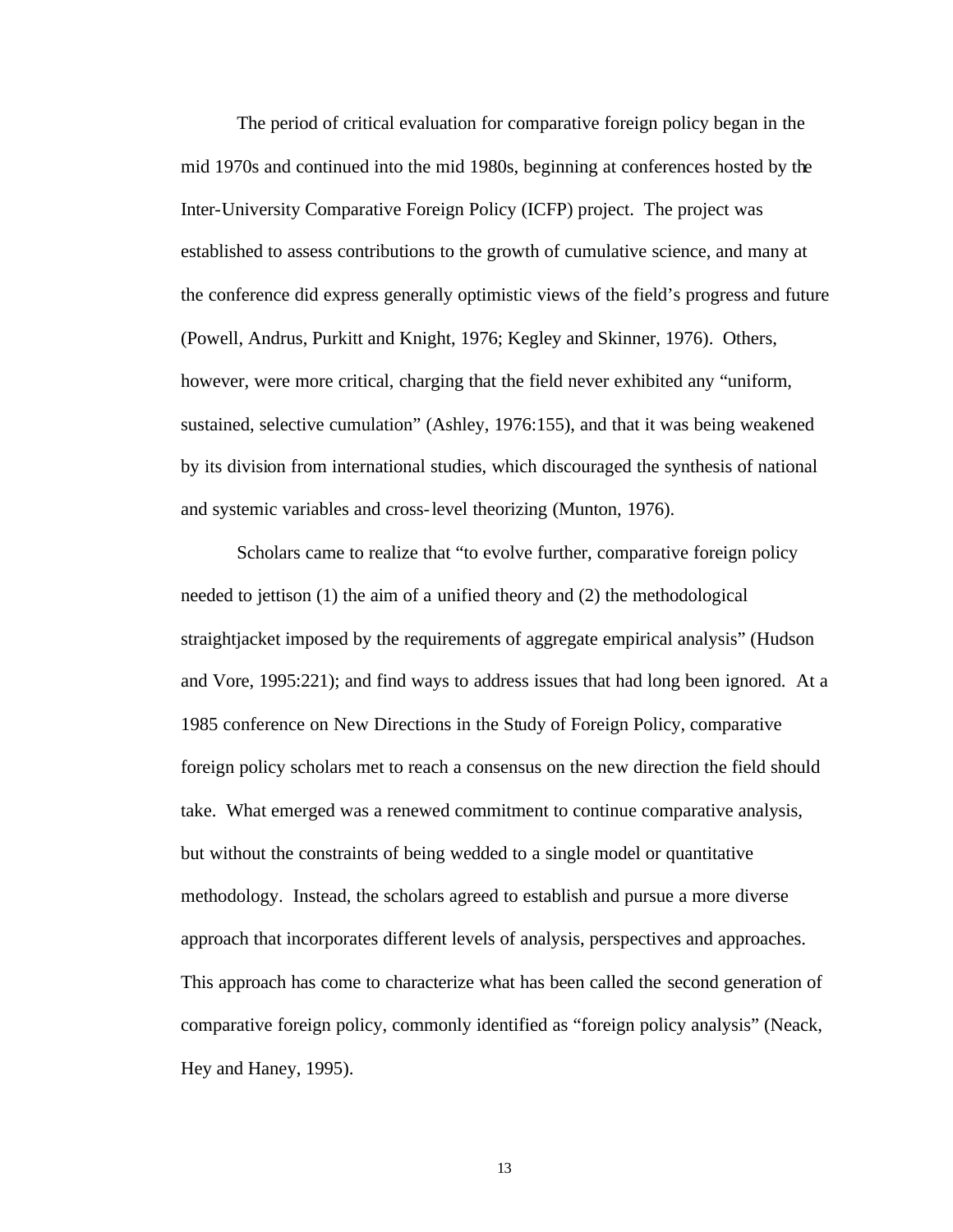The period of critical evaluation for comparative foreign policy began in the mid 1970s and continued into the mid 1980s, beginning at conferences hosted by the Inter-University Comparative Foreign Policy (ICFP) project. The project was established to assess contributions to the growth of cumulative science, and many at the conference did express generally optimistic views of the field's progress and future (Powell, Andrus, Purkitt and Knight, 1976; Kegley and Skinner, 1976). Others, however, were more critical, charging that the field never exhibited any "uniform, sustained, selective cumulation" (Ashley, 1976:155), and that it was being weakened by its division from international studies, which discouraged the synthesis of national and systemic variables and cross-level theorizing (Munton, 1976).

Scholars came to realize that "to evolve further, comparative foreign policy needed to jettison (1) the aim of a unified theory and (2) the methodological straightjacket imposed by the requirements of aggregate empirical analysis" (Hudson and Vore, 1995:221); and find ways to address issues that had long been ignored. At a 1985 conference on New Directions in the Study of Foreign Policy, comparative foreign policy scholars met to reach a consensus on the new direction the field should take. What emerged was a renewed commitment to continue comparative analysis, but without the constraints of being wedded to a single model or quantitative methodology. Instead, the scholars agreed to establish and pursue a more diverse approach that incorporates different levels of analysis, perspectives and approaches. This approach has come to characterize what has been called the second generation of comparative foreign policy, commonly identified as "foreign policy analysis" (Neack, Hey and Haney, 1995).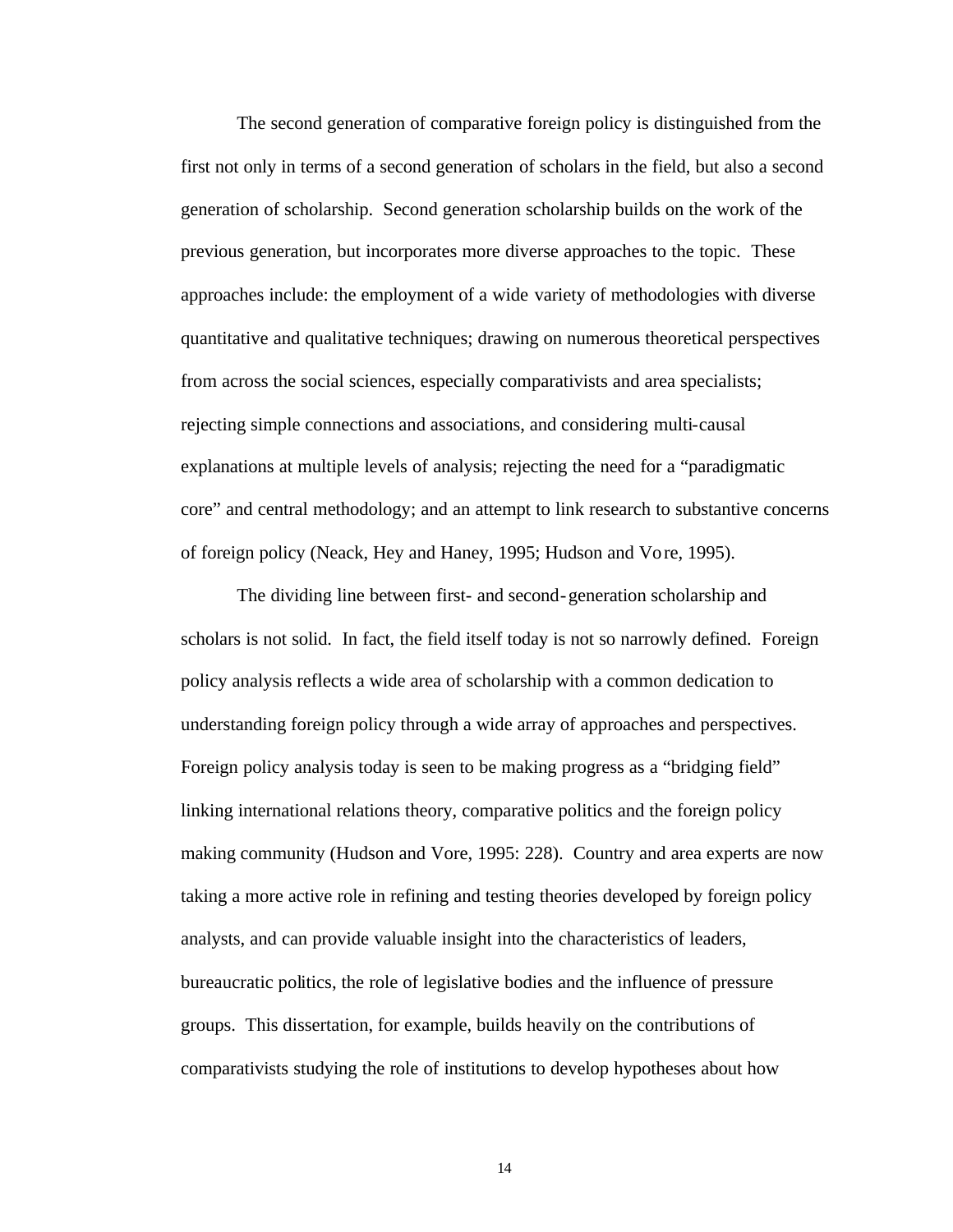The second generation of comparative foreign policy is distinguished from the first not only in terms of a second generation of scholars in the field, but also a second generation of scholarship. Second generation scholarship builds on the work of the previous generation, but incorporates more diverse approaches to the topic. These approaches include: the employment of a wide variety of methodologies with diverse quantitative and qualitative techniques; drawing on numerous theoretical perspectives from across the social sciences, especially comparativists and area specialists; rejecting simple connections and associations, and considering multi-causal explanations at multiple levels of analysis; rejecting the need for a "paradigmatic core" and central methodology; and an attempt to link research to substantive concerns of foreign policy (Neack, Hey and Haney, 1995; Hudson and Vore, 1995).

The dividing line between first- and second-generation scholarship and scholars is not solid. In fact, the field itself today is not so narrowly defined. Foreign policy analysis reflects a wide area of scholarship with a common dedication to understanding foreign policy through a wide array of approaches and perspectives. Foreign policy analysis today is seen to be making progress as a "bridging field" linking international relations theory, comparative politics and the foreign policy making community (Hudson and Vore, 1995: 228). Country and area experts are now taking a more active role in refining and testing theories developed by foreign policy analysts, and can provide valuable insight into the characteristics of leaders, bureaucratic politics, the role of legislative bodies and the influence of pressure groups. This dissertation, for example, builds heavily on the contributions of comparativists studying the role of institutions to develop hypotheses about how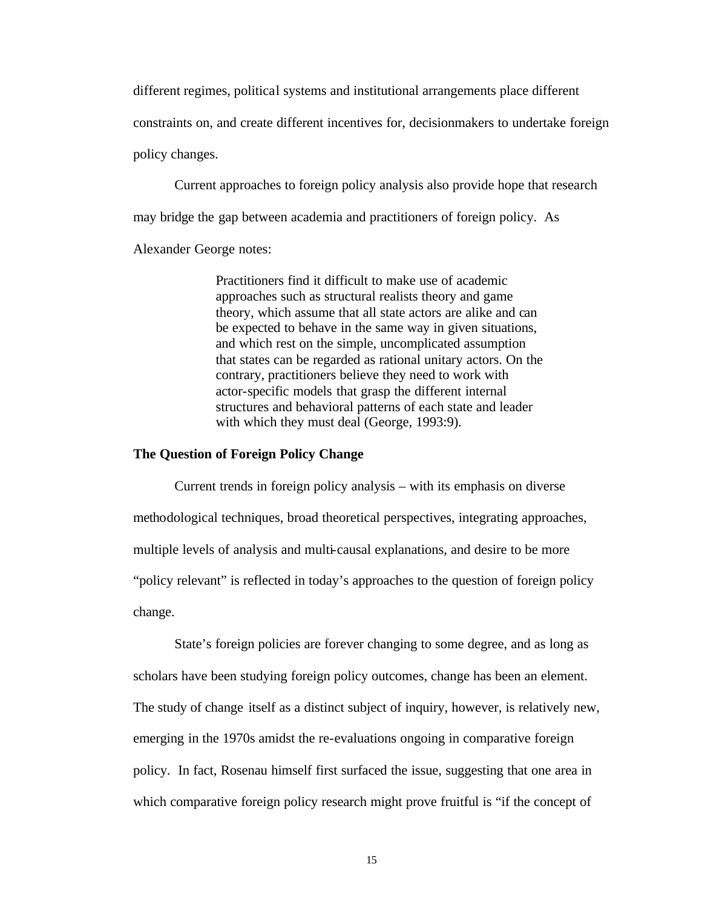different regimes, political systems and institutional arrangements place different constraints on, and create different incentives for, decisionmakers to undertake foreign policy changes.

Current approaches to foreign policy analysis also provide hope that research may bridge the gap between academia and practitioners of foreign policy. As Alexander George notes:

> Practitioners find it difficult to make use of academic approaches such as structural realists theory and game theory, which assume that all state actors are alike and can be expected to behave in the same way in given situations, and which rest on the simple, uncomplicated assumption that states can be regarded as rational unitary actors. On the contrary, practitioners believe they need to work with actor-specific models that grasp the different internal structures and behavioral patterns of each state and leader with which they must deal (George, 1993:9).

**The Question of Foreign Policy Change**

Current trends in foreign policy analysis – with its emphasis on diverse methodological techniques, broad theoretical perspectives, integrating approaches, multiple levels of analysis and multi-causal explanations, and desire to be more "policy relevant" is reflected in today's approaches to the question of foreign policy change.

State's foreign policies are forever changing to some degree, and as long as scholars have been studying foreign policy outcomes, change has been an element. The study of change itself as a distinct subject of inquiry, however, is relatively new, emerging in the 1970s amidst the re-evaluations ongoing in comparative foreign policy. In fact, Rosenau himself first surfaced the issue, suggesting that one area in which comparative foreign policy research might prove fruitful is "if the concept of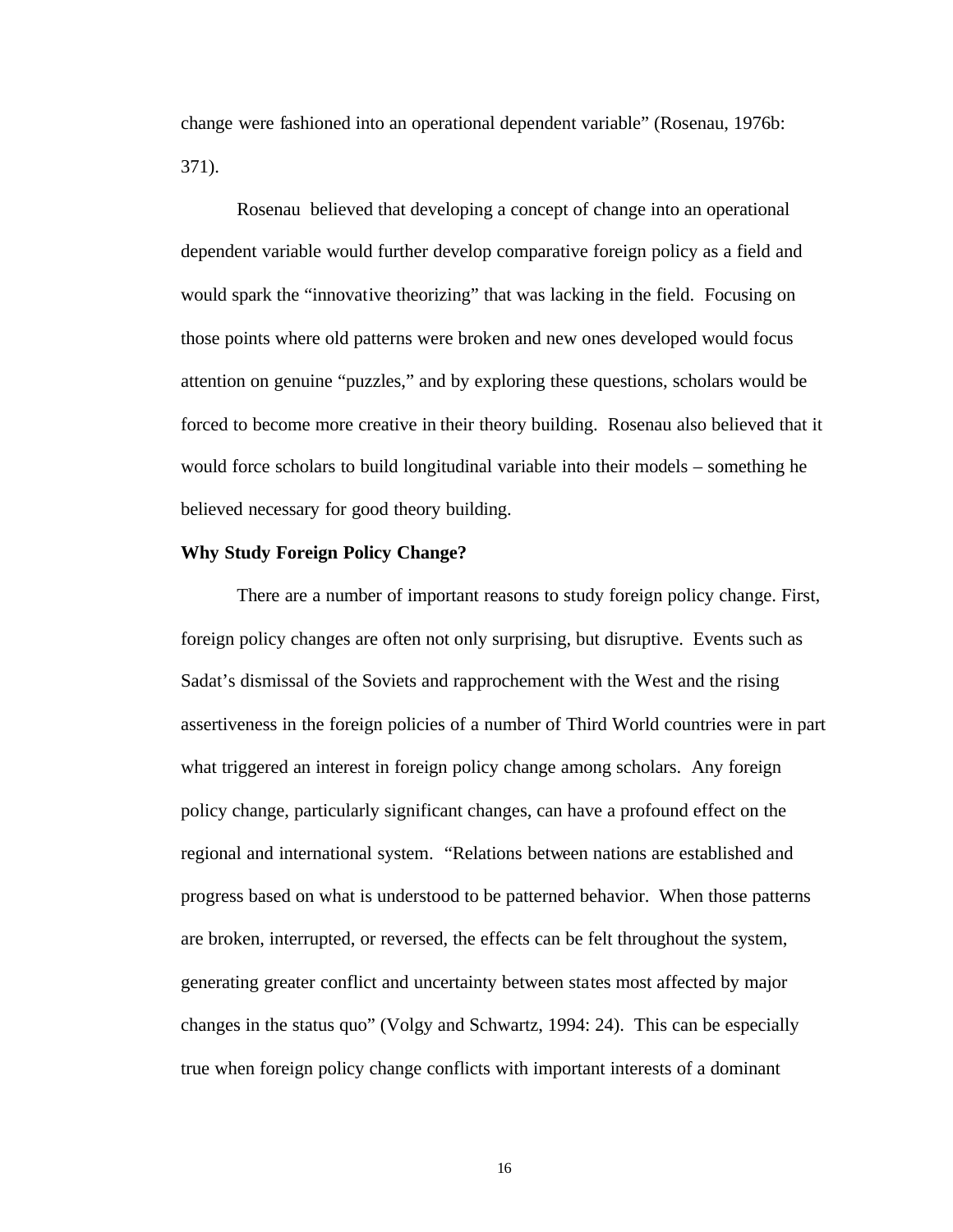change were fashioned into an operational dependent variable" (Rosenau, 1976b: 371).

Rosenau believed that developing a concept of change into an operational dependent variable would further develop comparative foreign policy as a field and would spark the "innovative theorizing" that was lacking in the field. Focusing on those points where old patterns were broken and new ones developed would focus attention on genuine "puzzles," and by exploring these questions, scholars would be forced to become more creative in their theory building. Rosenau also believed that it would force scholars to build longitudinal variable into their models – something he believed necessary for good theory building.

**Why Study Foreign Policy Change?**

There are a number of important reasons to study foreign policy change. First, foreign policy changes are often not only surprising, but disruptive. Events such as Sadat's dismissal of the Soviets and rapprochement with the West and the rising assertiveness in the foreign policies of a number of Third World countries were in part what triggered an interest in foreign policy change among scholars. Any foreign policy change, particularly significant changes, can have a profound effect on the regional and international system. "Relations between nations are established and progress based on what is understood to be patterned behavior. When those patterns are broken, interrupted, or reversed, the effects can be felt throughout the system, generating greater conflict and uncertainty between states most affected by major changes in the status quo" (Volgy and Schwartz, 1994: 24). This can be especially true when foreign policy change conflicts with important interests of a dominant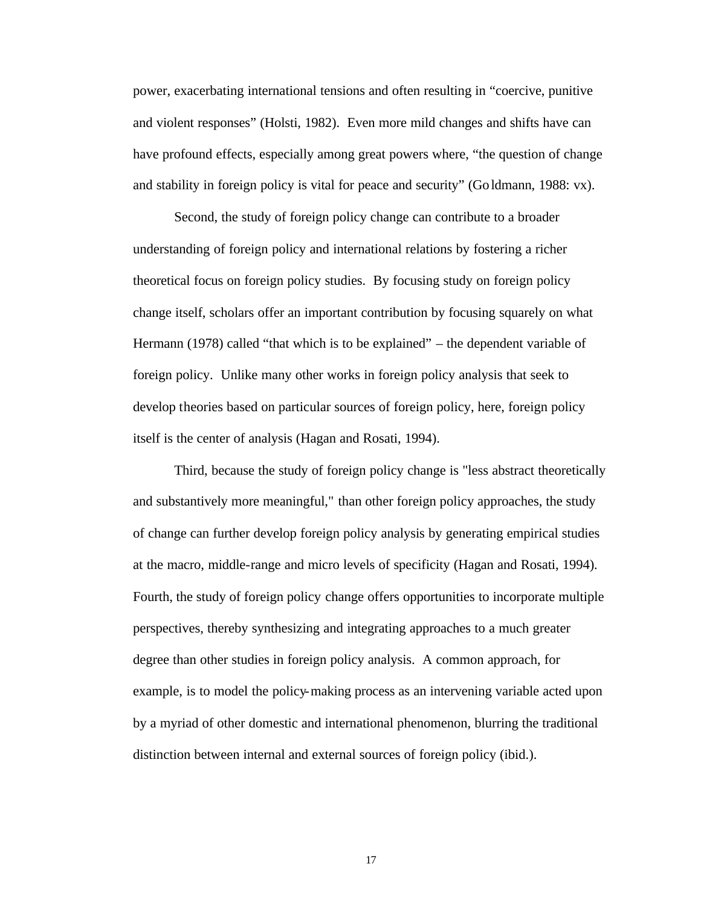power, exacerbating international tensions and often resulting in “coercive, punitive and violent responses” (Holsti, 1982). Even more mild changes and shifts have can have profound effects, especially among great powers where, “the question of change and stability in foreign policy is vital for peace and security” (Goldmann, 1988: vx).

Second, the study of foreign policy change can contribute to a broader understanding of foreign policy and international relations by fostering a richer theoretical focus on foreign policy studies. By focusing study on foreign policy change itself, scholars offer an important contribution by focusing squarely on what Hermann (1978) called “that which is to be explained” – the dependent variable of foreign policy. Unlike many other works in foreign policy analysis that seek to develop theories based on particular sources of foreign policy, here, foreign policy itself is the center of analysis (Hagan and Rosati, 1994).

Third, because the study of foreign policy change is "less abstract theoretically and substantively more meaningful," than other foreign policy approaches, the study of change can further develop foreign policy analysis by generating empirical studies at the macro, middle-range and micro levels of specificity (Hagan and Rosati, 1994). Fourth, the study of foreign policy change offers opportunities to incorporate multiple perspectives, thereby synthesizing and integrating approaches to a much greater degree than other studies in foreign policy analysis. A common approach, for example, is to model the policy-making process as an intervening variable acted upon by a myriad of other domestic and international phenomenon, blurring the traditional distinction between internal and external sources of foreign policy (ibid.).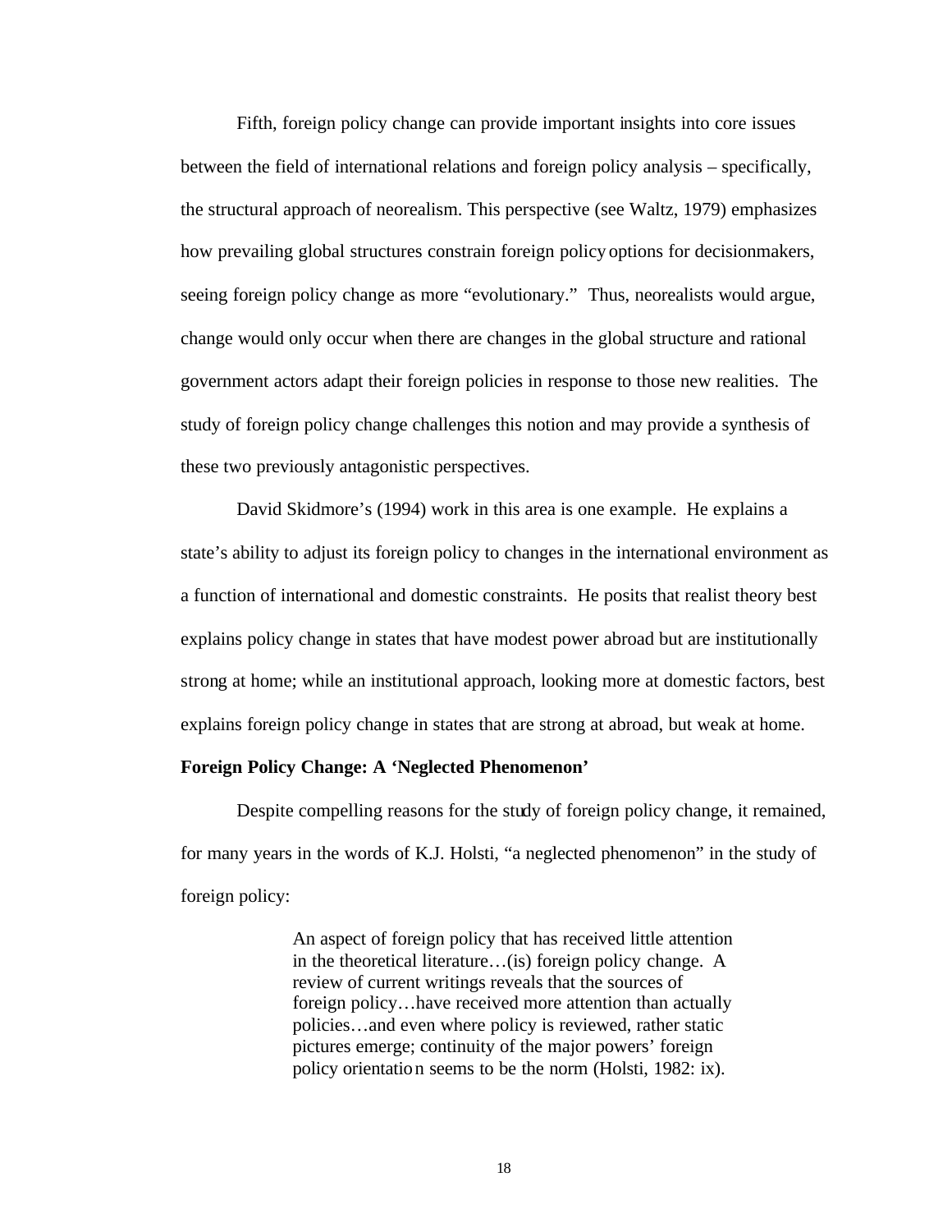Fifth, foreign policy change can provide important insights into core issues between the field of international relations and foreign policy analysis – specifically, the structural approach of neorealism. This perspective (see Waltz, 1979) emphasizes how prevailing global structures constrain foreign policy options for decisionmakers, seeing foreign policy change as more "evolutionary." Thus, neorealists would argue, change would only occur when there are changes in the global structure and rational government actors adapt their foreign policies in response to those new realities. The study of foreign policy change challenges this notion and may provide a synthesis of these two previously antagonistic perspectives.

David Skidmore's (1994) work in this area is one example. He explains a state's ability to adjust its foreign policy to changes in the international environment as a function of international and domestic constraints. He posits that realist theory best explains policy change in states that have modest power abroad but are institutionally strong at home; while an institutional approach, looking more at domestic factors, best explains foreign policy change in states that are strong at abroad, but weak at home.

**Foreign Policy Change: A 'Neglected Phenomenon'**

Despite compelling reasons for the study of foreign policy change, it remained, for many years in the words of K.J. Holsti, "a neglected phenomenon" in the study of foreign policy:

> An aspect of foreign policy that has received little attention in the theoretical literature…(is) foreign policy change. A review of current writings reveals that the sources of foreign policy…have received more attention than actually policies…and even where policy is reviewed, rather static pictures emerge; continuity of the major powers' foreign policy orientation seems to be the norm (Holsti, 1982: ix).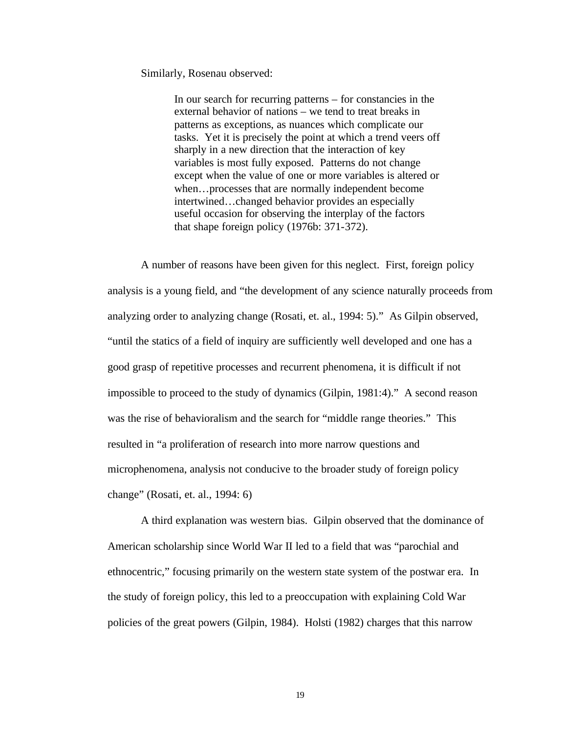Similarly, Rosenau observed:

> In our search for recurring patterns – for constancies in the external behavior of nations – we tend to treat breaks in patterns as exceptions, as nuances which complicate our tasks. Yet it is precisely the point at which a trend veers off sharply in a new direction that the interaction of key variables is most fully exposed. Patterns do not change except when the value of one or more variables is altered or when…processes that are normally independent become intertwined…changed behavior provides an especially useful occasion for observing the interplay of the factors that shape foreign policy (1976b: 371-372).

A number of reasons have been given for this neglect. First, foreign policy analysis is a young field, and "the development of any science naturally proceeds from analyzing order to analyzing change (Rosati, et. al., 1994: 5)." As Gilpin observed, "until the statics of a field of inquiry are sufficiently well developed and one has a good grasp of repetitive processes and recurrent phenomena, it is difficult if not impossible to proceed to the study of dynamics (Gilpin, 1981:4)." A second reason was the rise of behavioralism and the search for "middle range theories." This resulted in "a proliferation of research into more narrow questions and microphenomena, analysis not conducive to the broader study of foreign policy change" (Rosati, et. al., 1994: 6)

A third explanation was western bias. Gilpin observed that the dominance of American scholarship since World War II led to a field that was "parochial and ethnocentric," focusing primarily on the western state system of the postwar era. In the study of foreign policy, this led to a preoccupation with explaining Cold War policies of the great powers (Gilpin, 1984). Holsti (1982) charges that this narrow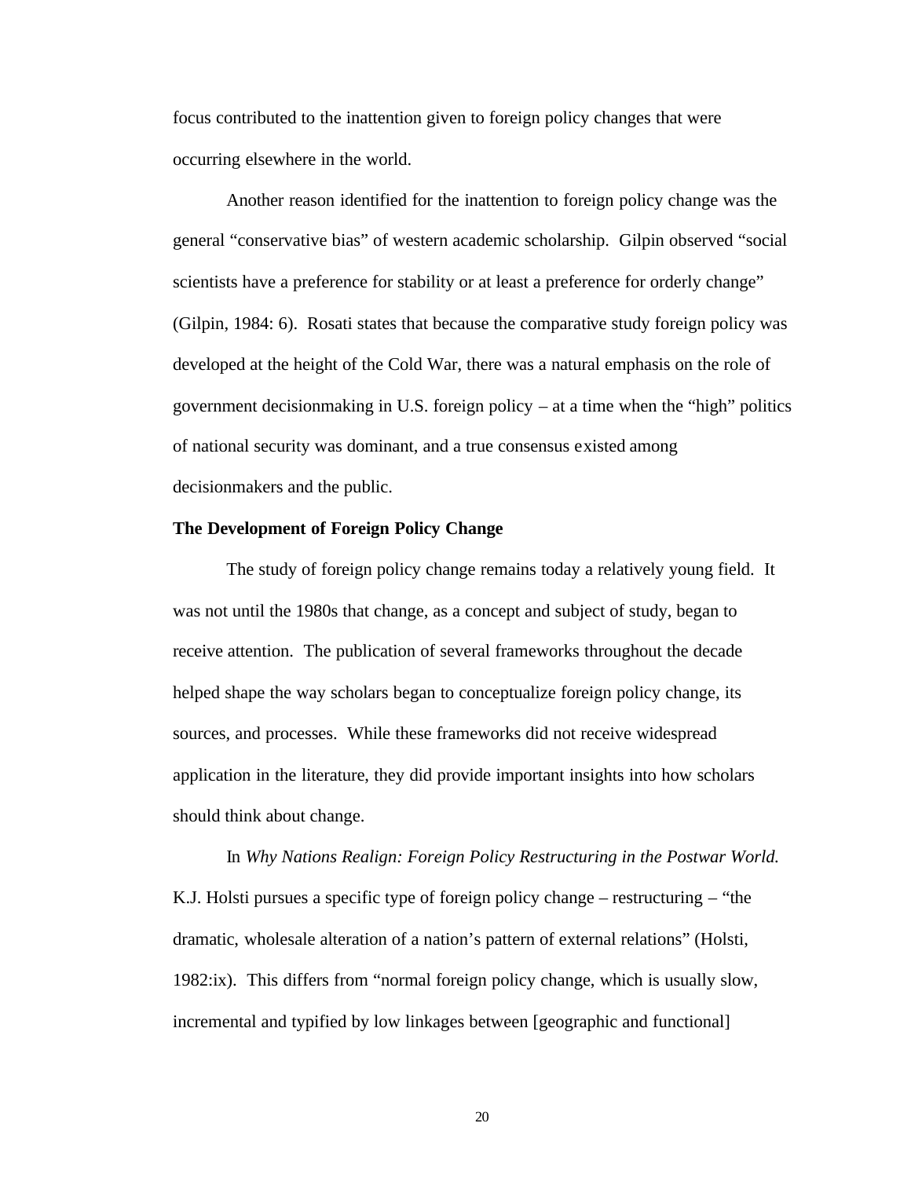focus contributed to the inattention given to foreign policy changes that were occurring elsewhere in the world.

Another reason identified for the inattention to foreign policy change was the general "conservative bias" of western academic scholarship. Gilpin observed "social scientists have a preference for stability or at least a preference for orderly change" (Gilpin, 1984: 6). Rosati states that because the comparative study foreign policy was developed at the height of the Cold War, there was a natural emphasis on the role of government decisionmaking in U.S. foreign policy – at a time when the "high" politics of national security was dominant, and a true consensus existed among decisionmakers and the public.

**The Development of Foreign Policy Change**

The study of foreign policy change remains today a relatively young field. It was not until the 1980s that change, as a concept and subject of study, began to receive attention. The publication of several frameworks throughout the decade helped shape the way scholars began to conceptualize foreign policy change, its sources, and processes. While these frameworks did not receive widespread application in the literature, they did provide important insights into how scholars should think about change.

In *Why Nations Realign: Foreign Policy Restructuring in the Postwar World.* K.J. Holsti pursues a specific type of foreign policy change – restructuring – "the dramatic, wholesale alteration of a nation's pattern of external relations" (Holsti, 1982:ix). This differs from "normal foreign policy change, which is usually slow, incremental and typified by low linkages between [geographic and functional]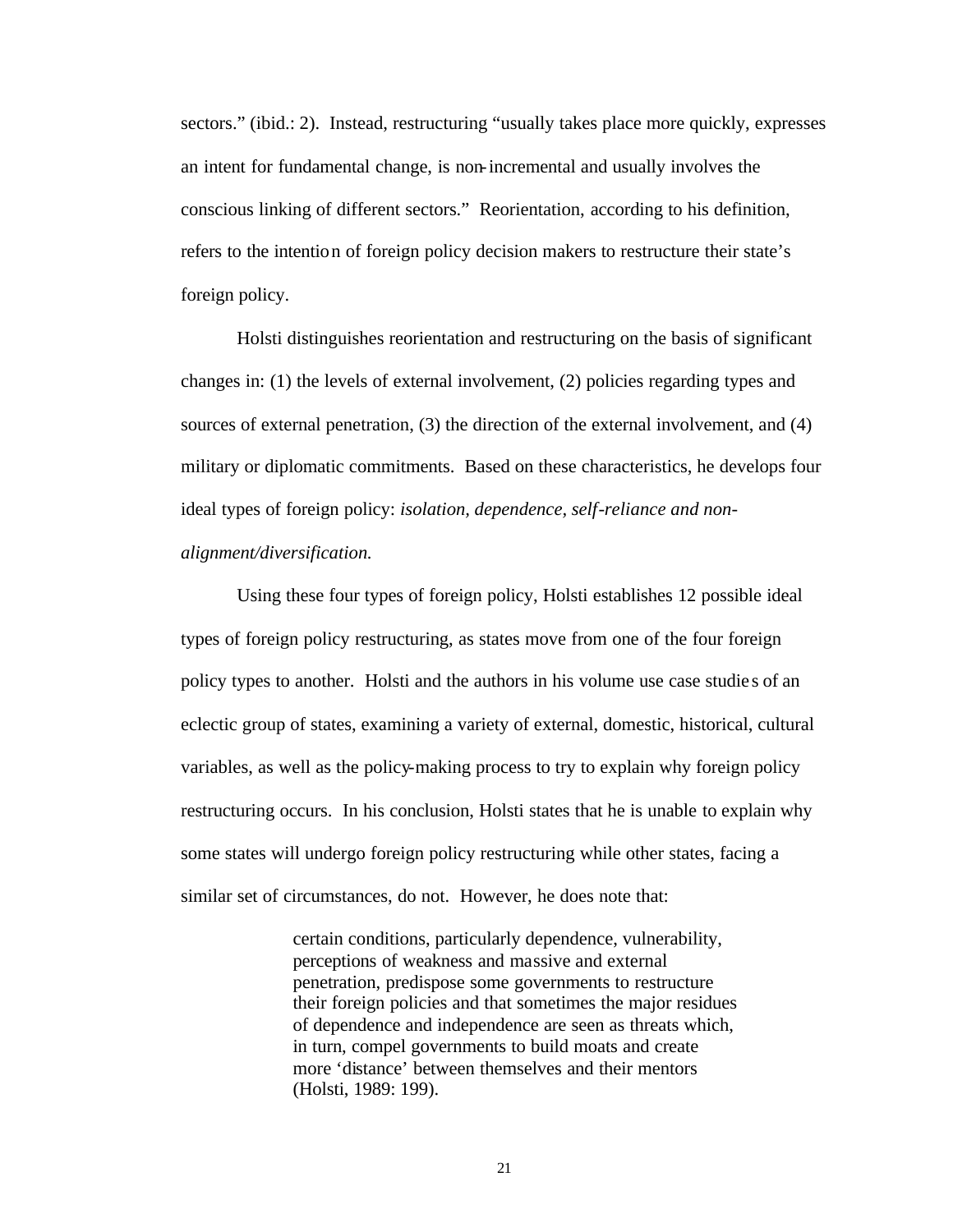sectors." (ibid.: 2). Instead, restructuring "usually takes place more quickly, expresses an intent for fundamental change, is non-incremental and usually involves the conscious linking of different sectors." Reorientation, according to his definition, refers to the intention of foreign policy decision makers to restructure their state's foreign policy.

Holsti distinguishes reorientation and restructuring on the basis of significant changes in: (1) the levels of external involvement, (2) policies regarding types and sources of external penetration, (3) the direction of the external involvement, and (4) military or diplomatic commitments. Based on these characteristics, he develops four ideal types of foreign policy: *isolation, dependence, self-reliance and non-alignment/diversification.*

Using these four types of foreign policy, Holsti establishes 12 possible ideal types of foreign policy restructuring, as states move from one of the four foreign policy types to another. Holsti and the authors in his volume use case studies of an eclectic group of states, examining a variety of external, domestic, historical, cultural variables, as well as the policy-making process to try to explain why foreign policy restructuring occurs. In his conclusion, Holsti states that he is unable to explain why some states will undergo foreign policy restructuring while other states, facing a similar set of circumstances, do not. However, he does note that:

> certain conditions, particularly dependence, vulnerability, perceptions of weakness and massive and external penetration, predispose some governments to restructure their foreign policies and that sometimes the major residues of dependence and independence are seen as threats which, in turn, compel governments to build moats and create more 'distance' between themselves and their mentors (Holsti, 1989: 199).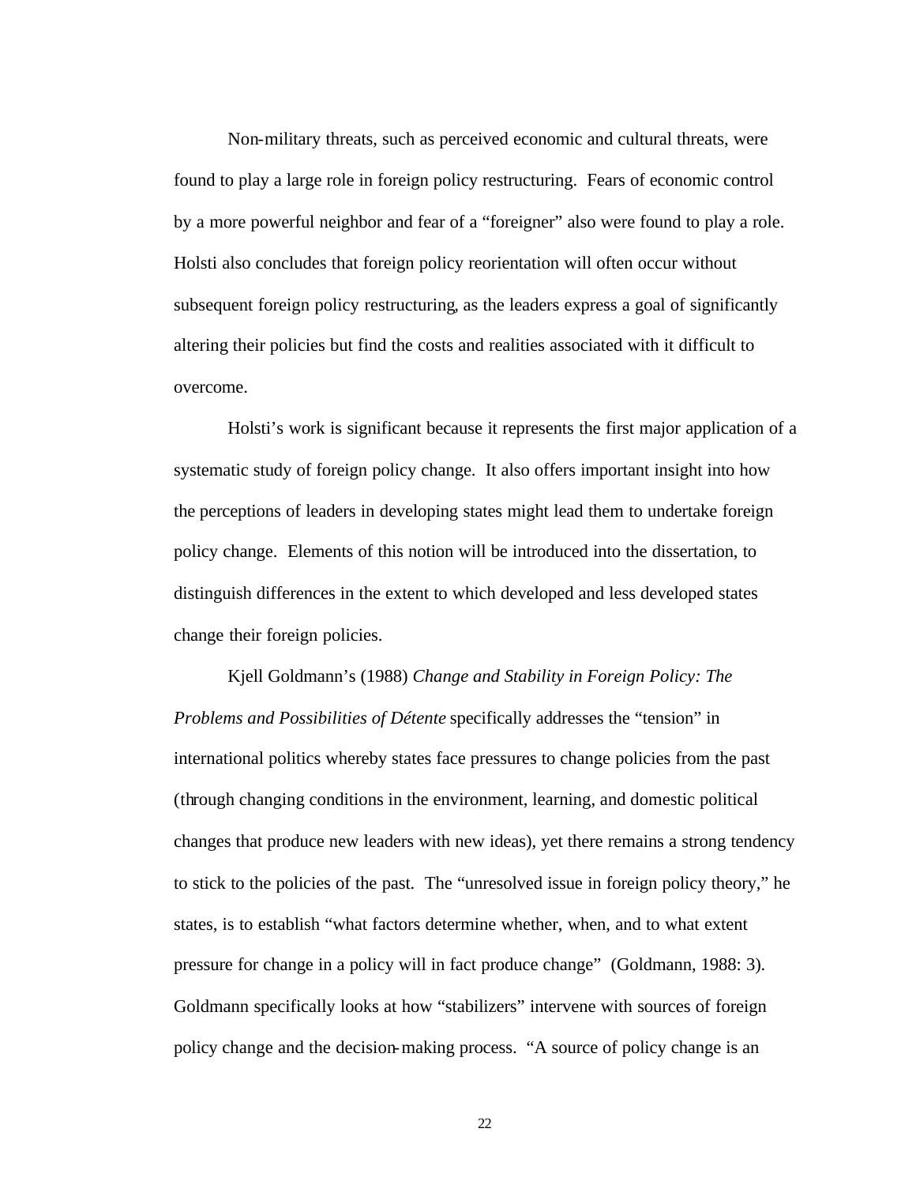Non-military threats, such as perceived economic and cultural threats, were found to play a large role in foreign policy restructuring. Fears of economic control by a more powerful neighbor and fear of a "foreigner" also were found to play a role. Holsti also concludes that foreign policy reorientation will often occur without subsequent foreign policy restructuring, as the leaders express a goal of significantly altering their policies but find the costs and realities associated with it difficult to overcome.

Holsti's work is significant because it represents the first major application of a systematic study of foreign policy change. It also offers important insight into how the perceptions of leaders in developing states might lead them to undertake foreign policy change. Elements of this notion will be introduced into the dissertation, to distinguish differences in the extent to which developed and less developed states change their foreign policies.

Kjell Goldmann's (1988) *Change and Stability in Foreign Policy: The Problems and Possibilities of Détente* specifically addresses the "tension" in international politics whereby states face pressures to change policies from the past (through changing conditions in the environment, learning, and domestic political changes that produce new leaders with new ideas), yet there remains a strong tendency to stick to the policies of the past. The "unresolved issue in foreign policy theory," he states, is to establish "what factors determine whether, when, and to what extent pressure for change in a policy will in fact produce change" (Goldmann, 1988: 3). Goldmann specifically looks at how "stabilizers" intervene with sources of foreign policy change and the decision-making process. "A source of policy change is an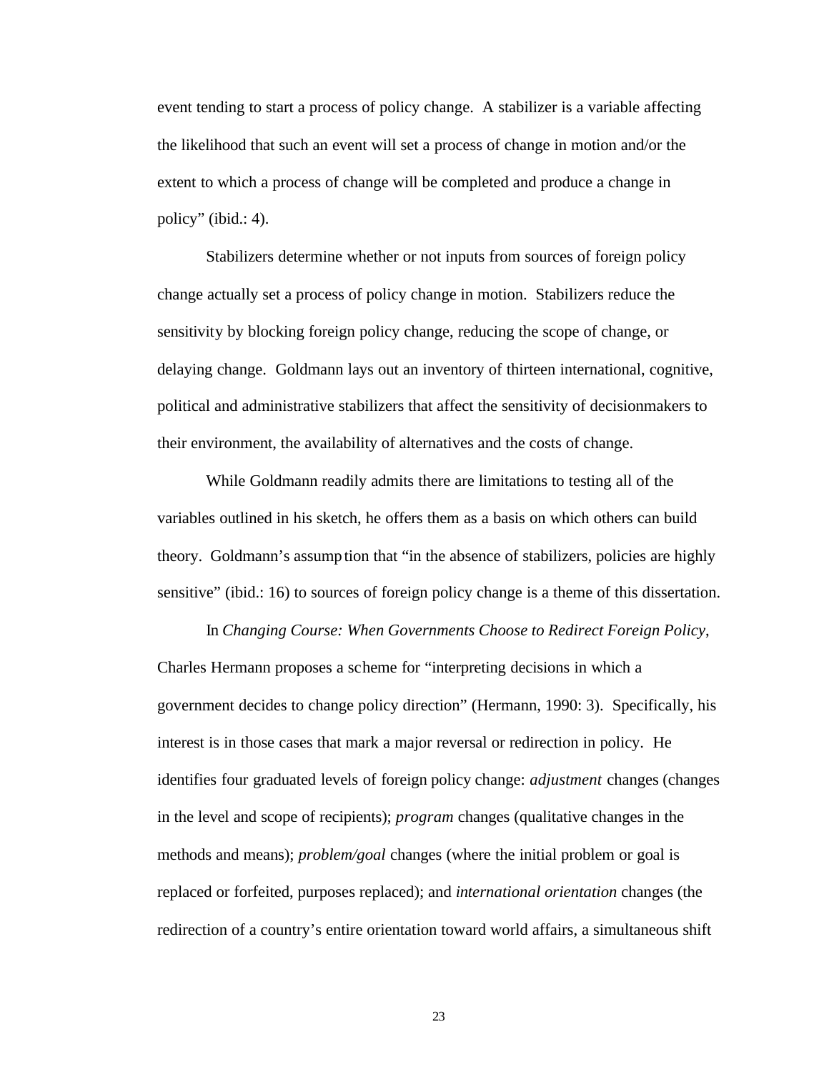event tending to start a process of policy change. A stabilizer is a variable affecting the likelihood that such an event will set a process of change in motion and/or the extent to which a process of change will be completed and produce a change in policy" (ibid.: 4).

Stabilizers determine whether or not inputs from sources of foreign policy change actually set a process of policy change in motion. Stabilizers reduce the sensitivity by blocking foreign policy change, reducing the scope of change, or delaying change. Goldmann lays out an inventory of thirteen international, cognitive, political and administrative stabilizers that affect the sensitivity of decisionmakers to their environment, the availability of alternatives and the costs of change.

While Goldmann readily admits there are limitations to testing all of the variables outlined in his sketch, he offers them as a basis on which others can build theory. Goldmann's assumption that "in the absence of stabilizers, policies are highly sensitive" (ibid.: 16) to sources of foreign policy change is a theme of this dissertation.

In *Changing Course: When Governments Choose to Redirect Foreign Policy*, Charles Hermann proposes a scheme for "interpreting decisions in which a government decides to change policy direction" (Hermann, 1990: 3). Specifically, his interest is in those cases that mark a major reversal or redirection in policy. He identifies four graduated levels of foreign policy change: *adjustment* changes (changes in the level and scope of recipients); *program* changes (qualitative changes in the methods and means); *problem/goal* changes (where the initial problem or goal is replaced or forfeited, purposes replaced); and *international orientation* changes (the redirection of a country's entire orientation toward world affairs, a simultaneous shift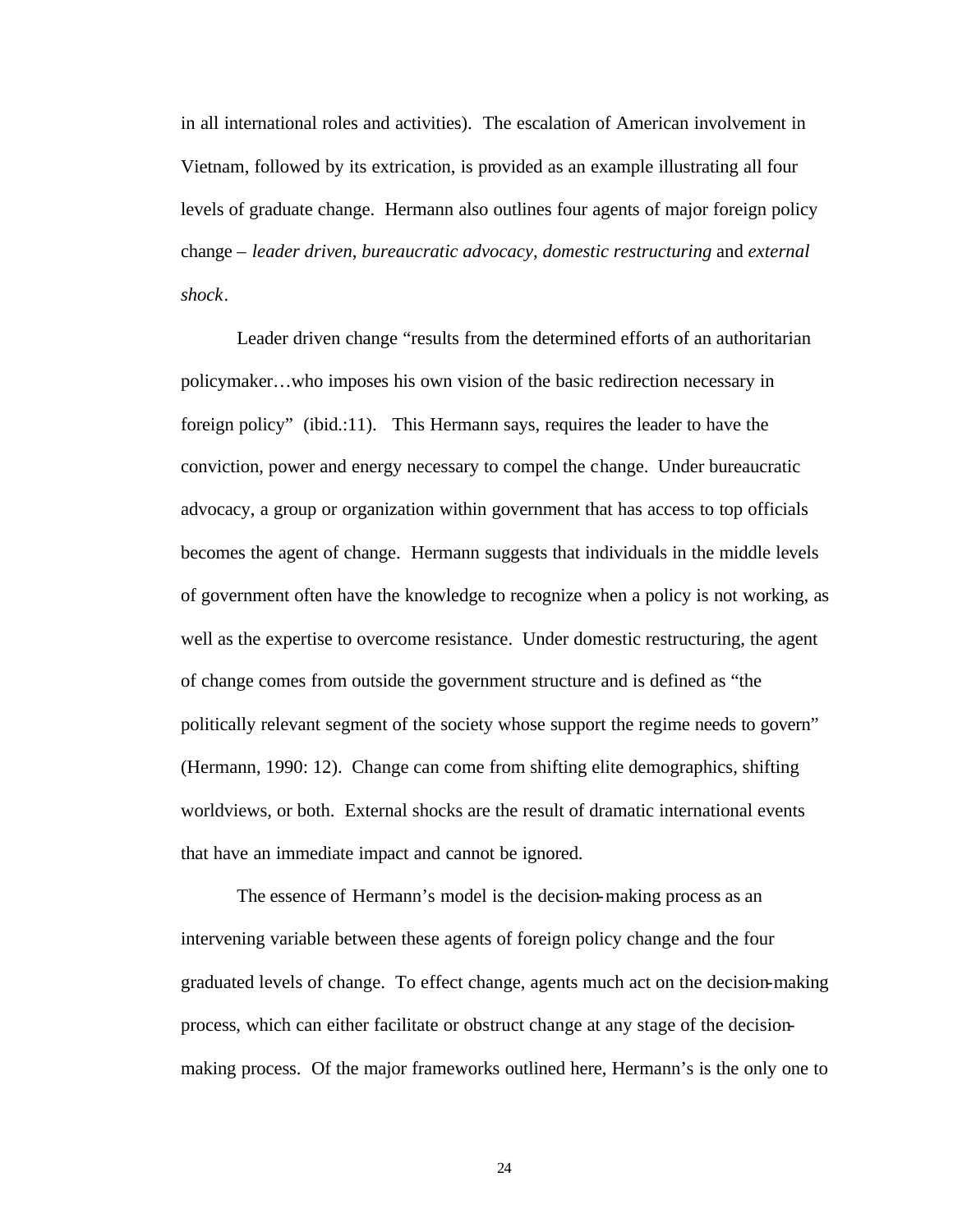in all international roles and activities). The escalation of American involvement in Vietnam, followed by its extrication, is provided as an example illustrating all four levels of graduate change. Hermann also outlines four agents of major foreign policy change – *leader driven*, *bureaucratic advocacy*, *domestic restructuring* and *external shock*.

Leader driven change "results from the determined efforts of an authoritarian policymaker…who imposes his own vision of the basic redirection necessary in foreign policy" (ibid.:11). This Hermann says, requires the leader to have the conviction, power and energy necessary to compel the change. Under bureaucratic advocacy, a group or organization within government that has access to top officials becomes the agent of change. Hermann suggests that individuals in the middle levels of government often have the knowledge to recognize when a policy is not working, as well as the expertise to overcome resistance. Under domestic restructuring, the agent of change comes from outside the government structure and is defined as "the politically relevant segment of the society whose support the regime needs to govern" (Hermann, 1990: 12). Change can come from shifting elite demographics, shifting worldviews, or both. External shocks are the result of dramatic international events that have an immediate impact and cannot be ignored.

The essence of Hermann's model is the decision-making process as an intervening variable between these agents of foreign policy change and the four graduated levels of change. To effect change, agents much act on the decision-making process, which can either facilitate or obstruct change at any stage of the decision-making process. Of the major frameworks outlined here, Hermann's is the only one to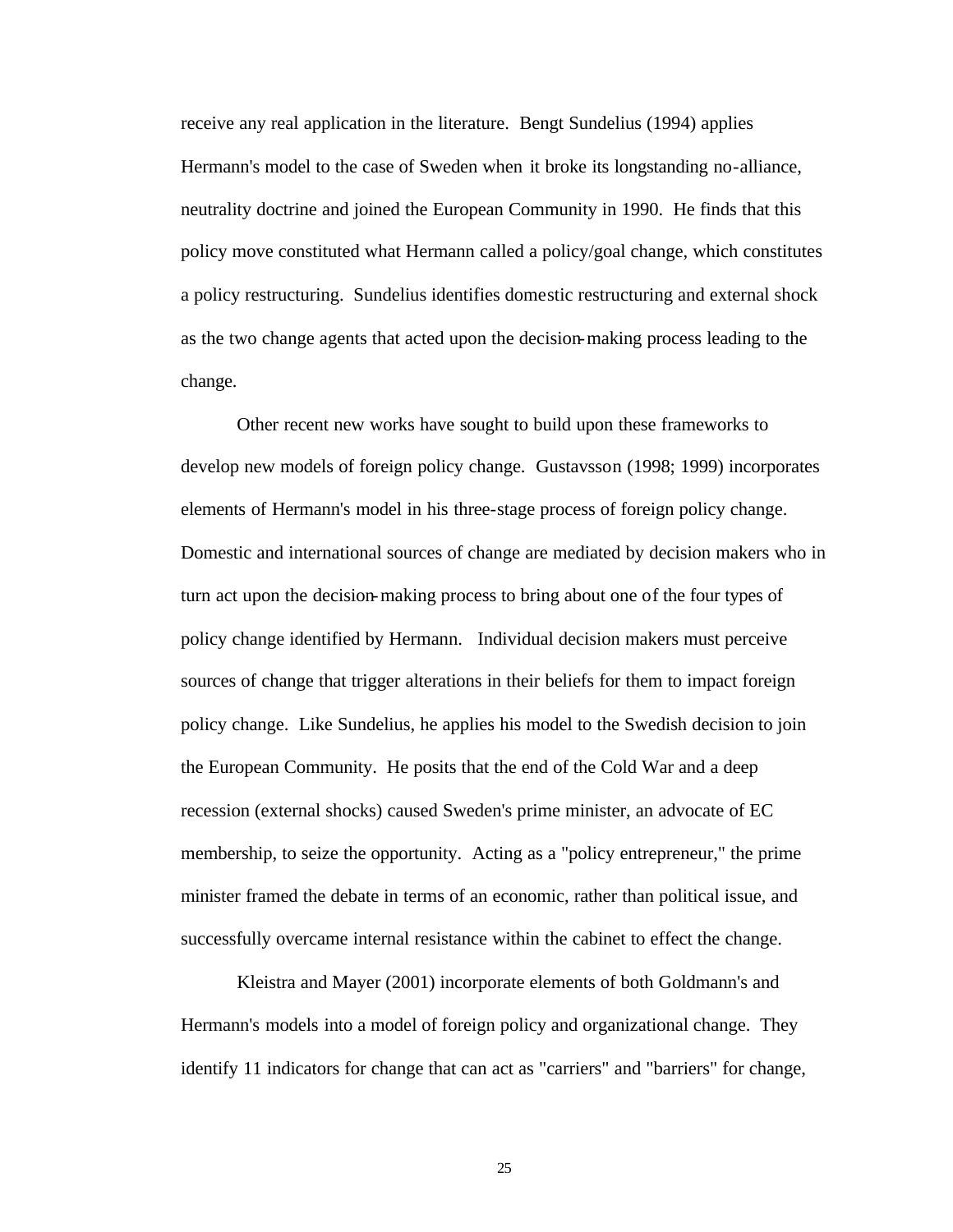receive any real application in the literature. Bengt Sundelius (1994) applies Hermann's model to the case of Sweden when it broke its longstanding no-alliance, neutrality doctrine and joined the European Community in 1990. He finds that this policy move constituted what Hermann called a policy/goal change, which constitutes a policy restructuring. Sundelius identifies domestic restructuring and external shock as the two change agents that acted upon the decision-making process leading to the change.

Other recent new works have sought to build upon these frameworks to develop new models of foreign policy change. Gustavsson (1998; 1999) incorporates elements of Hermann's model in his three-stage process of foreign policy change. Domestic and international sources of change are mediated by decision makers who in turn act upon the decision-making process to bring about one of the four types of policy change identified by Hermann. Individual decision makers must perceive sources of change that trigger alterations in their beliefs for them to impact foreign policy change. Like Sundelius, he applies his model to the Swedish decision to join the European Community. He posits that the end of the Cold War and a deep recession (external shocks) caused Sweden's prime minister, an advocate of EC membership, to seize the opportunity. Acting as a "policy entrepreneur," the prime minister framed the debate in terms of an economic, rather than political issue, and successfully overcame internal resistance within the cabinet to effect the change.

Kleistra and Mayer (2001) incorporate elements of both Goldmann's and Hermann's models into a model of foreign policy and organizational change. They identify 11 indicators for change that can act as "carriers" and "barriers" for change,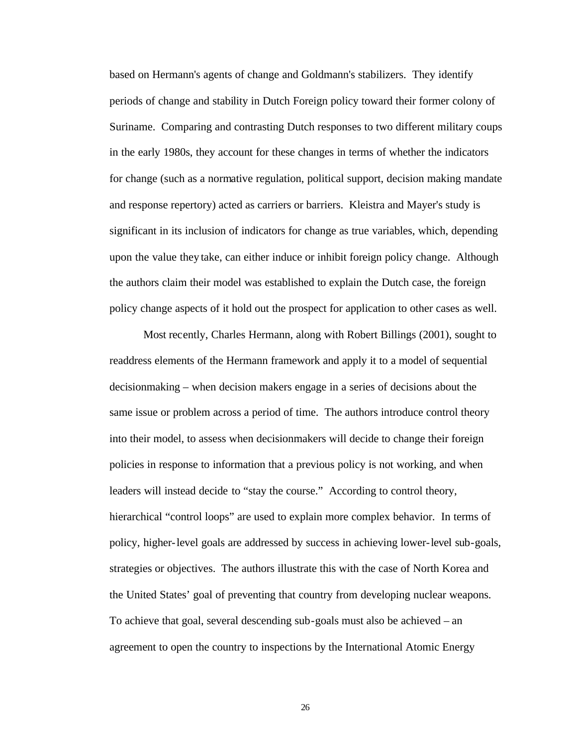based on Hermann's agents of change and Goldmann's stabilizers. They identify periods of change and stability in Dutch Foreign policy toward their former colony of Suriname. Comparing and contrasting Dutch responses to two different military coups in the early 1980s, they account for these changes in terms of whether the indicators for change (such as a normative regulation, political support, decision making mandate and response repertory) acted as carriers or barriers. Kleistra and Mayer's study is significant in its inclusion of indicators for change as true variables, which, depending upon the value they take, can either induce or inhibit foreign policy change. Although the authors claim their model was established to explain the Dutch case, the foreign policy change aspects of it hold out the prospect for application to other cases as well.

Most recently, Charles Hermann, along with Robert Billings (2001), sought to readdress elements of the Hermann framework and apply it to a model of sequential decisionmaking – when decision makers engage in a series of decisions about the same issue or problem across a period of time. The authors introduce control theory into their model, to assess when decisionmakers will decide to change their foreign policies in response to information that a previous policy is not working, and when leaders will instead decide to "stay the course." According to control theory, hierarchical "control loops" are used to explain more complex behavior. In terms of policy, higher-level goals are addressed by success in achieving lower-level sub-goals, strategies or objectives. The authors illustrate this with the case of North Korea and the United States' goal of preventing that country from developing nuclear weapons. To achieve that goal, several descending sub-goals must also be achieved – an agreement to open the country to inspections by the International Atomic Energy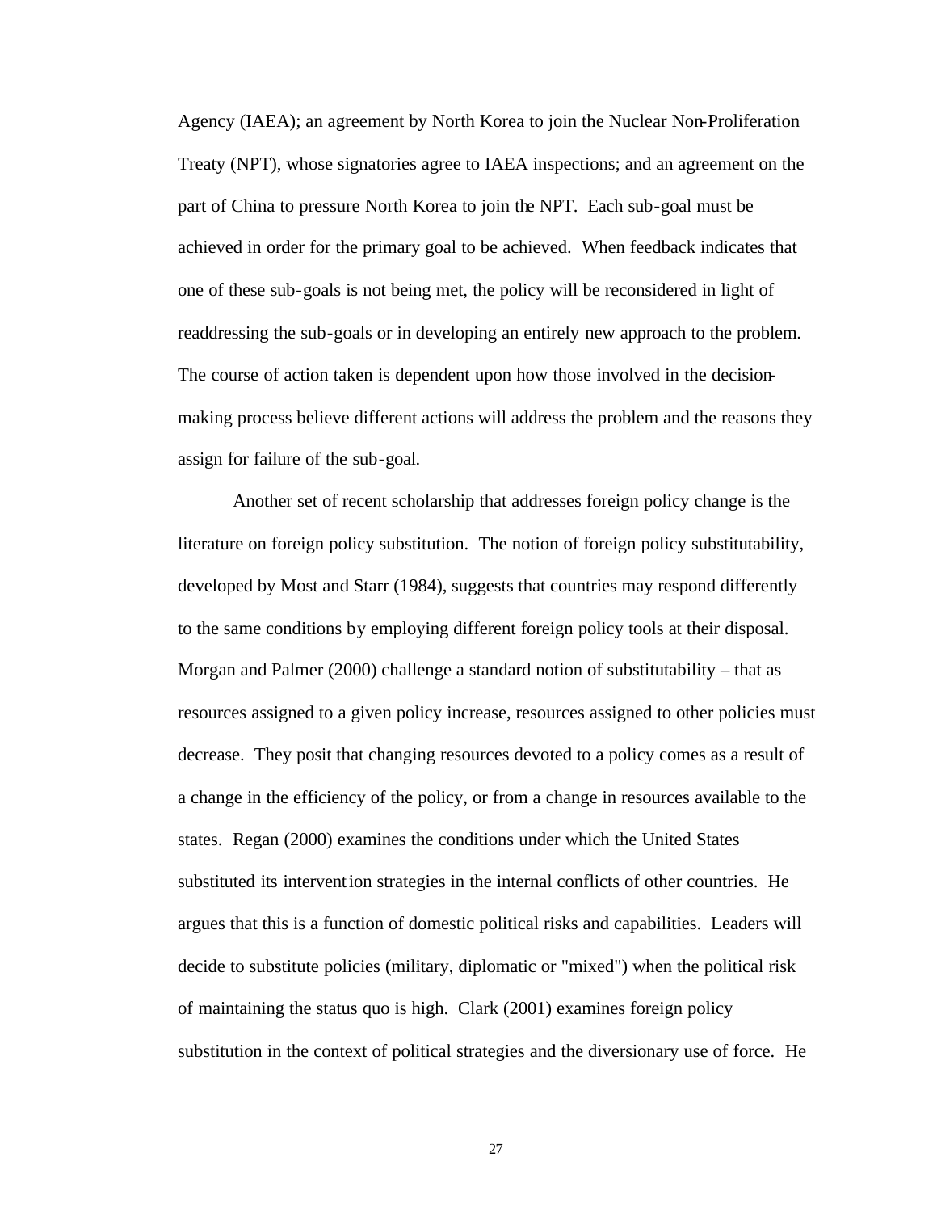Agency (IAEA); an agreement by North Korea to join the Nuclear Non-Proliferation Treaty (NPT), whose signatories agree to IAEA inspections; and an agreement on the part of China to pressure North Korea to join the NPT. Each sub-goal must be achieved in order for the primary goal to be achieved. When feedback indicates that one of these sub-goals is not being met, the policy will be reconsidered in light of readdressing the sub-goals or in developing an entirely new approach to the problem. The course of action taken is dependent upon how those involved in the decision-making process believe different actions will address the problem and the reasons they assign for failure of the sub-goal.

Another set of recent scholarship that addresses foreign policy change is the literature on foreign policy substitution. The notion of foreign policy substitutability, developed by Most and Starr (1984), suggests that countries may respond differently to the same conditions by employing different foreign policy tools at their disposal. Morgan and Palmer (2000) challenge a standard notion of substitutability – that as resources assigned to a given policy increase, resources assigned to other policies must decrease. They posit that changing resources devoted to a policy comes as a result of a change in the efficiency of the policy, or from a change in resources available to the states. Regan (2000) examines the conditions under which the United States substituted its intervention strategies in the internal conflicts of other countries. He argues that this is a function of domestic political risks and capabilities. Leaders will decide to substitute policies (military, diplomatic or "mixed") when the political risk of maintaining the status quo is high. Clark (2001) examines foreign policy substitution in the context of political strategies and the diversionary use of force. He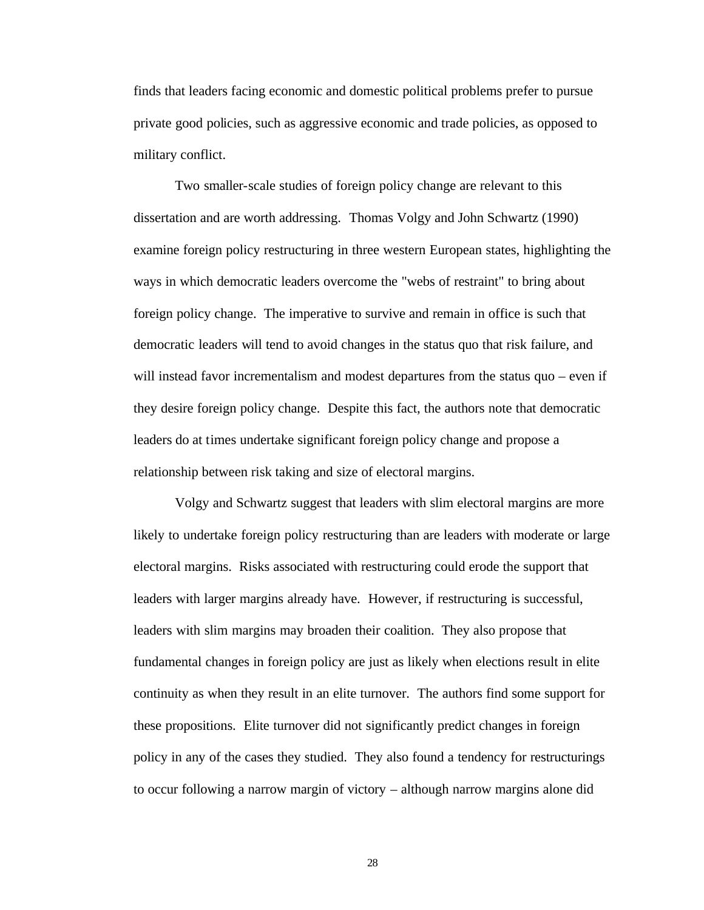finds that leaders facing economic and domestic political problems prefer to pursue private good policies, such as aggressive economic and trade policies, as opposed to military conflict.

Two smaller-scale studies of foreign policy change are relevant to this dissertation and are worth addressing. Thomas Volgy and John Schwartz (1990) examine foreign policy restructuring in three western European states, highlighting the ways in which democratic leaders overcome the "webs of restraint" to bring about foreign policy change. The imperative to survive and remain in office is such that democratic leaders will tend to avoid changes in the status quo that risk failure, and will instead favor incrementalism and modest departures from the status quo – even if they desire foreign policy change. Despite this fact, the authors note that democratic leaders do at times undertake significant foreign policy change and propose a relationship between risk taking and size of electoral margins.

Volgy and Schwartz suggest that leaders with slim electoral margins are more likely to undertake foreign policy restructuring than are leaders with moderate or large electoral margins. Risks associated with restructuring could erode the support that leaders with larger margins already have. However, if restructuring is successful, leaders with slim margins may broaden their coalition. They also propose that fundamental changes in foreign policy are just as likely when elections result in elite continuity as when they result in an elite turnover. The authors find some support for these propositions. Elite turnover did not significantly predict changes in foreign policy in any of the cases they studied. They also found a tendency for restructurings to occur following a narrow margin of victory – although narrow margins alone did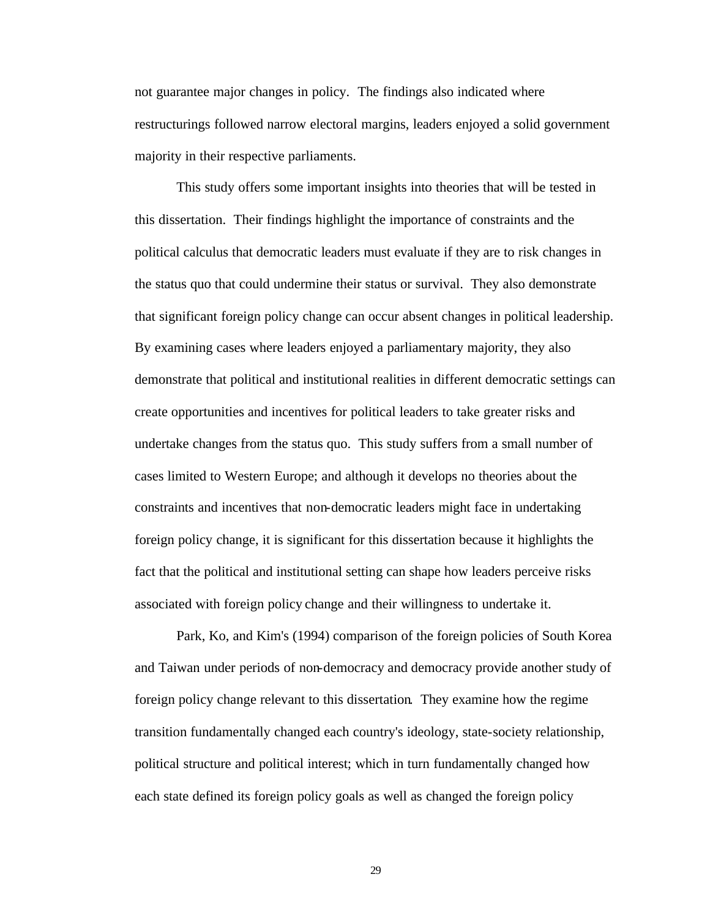not guarantee major changes in policy. The findings also indicated where restructurings followed narrow electoral margins, leaders enjoyed a solid government majority in their respective parliaments.

This study offers some important insights into theories that will be tested in this dissertation. Their findings highlight the importance of constraints and the political calculus that democratic leaders must evaluate if they are to risk changes in the status quo that could undermine their status or survival. They also demonstrate that significant foreign policy change can occur absent changes in political leadership. By examining cases where leaders enjoyed a parliamentary majority, they also demonstrate that political and institutional realities in different democratic settings can create opportunities and incentives for political leaders to take greater risks and undertake changes from the status quo. This study suffers from a small number of cases limited to Western Europe; and although it develops no theories about the constraints and incentives that non-democratic leaders might face in undertaking foreign policy change, it is significant for this dissertation because it highlights the fact that the political and institutional setting can shape how leaders perceive risks associated with foreign policy change and their willingness to undertake it.

Park, Ko, and Kim's (1994) comparison of the foreign policies of South Korea and Taiwan under periods of non-democracy and democracy provide another study of foreign policy change relevant to this dissertation. They examine how the regime transition fundamentally changed each country's ideology, state-society relationship, political structure and political interest; which in turn fundamentally changed how each state defined its foreign policy goals as well as changed the foreign policy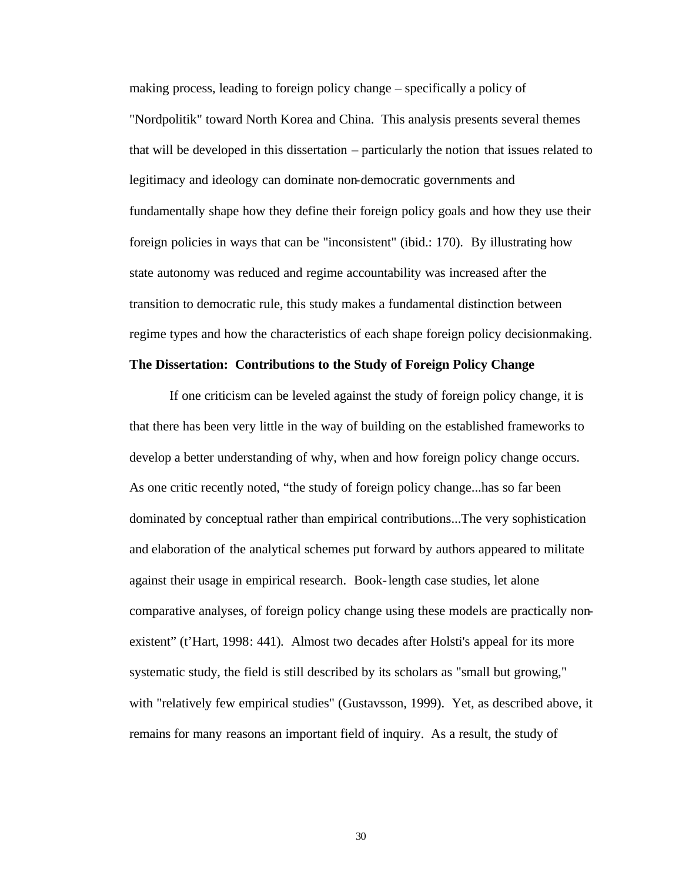making process, leading to foreign policy change – specifically a policy of "Nordpolitik" toward North Korea and China. This analysis presents several themes that will be developed in this dissertation – particularly the notion that issues related to legitimacy and ideology can dominate non-democratic governments and fundamentally shape how they define their foreign policy goals and how they use their foreign policies in ways that can be "inconsistent" (ibid.: 170). By illustrating how state autonomy was reduced and regime accountability was increased after the transition to democratic rule, this study makes a fundamental distinction between regime types and how the characteristics of each shape foreign policy decisionmaking.

**The Dissertation: Contributions to the Study of Foreign Policy Change**

If one criticism can be leveled against the study of foreign policy change, it is that there has been very little in the way of building on the established frameworks to develop a better understanding of why, when and how foreign policy change occurs. As one critic recently noted, "the study of foreign policy change...has so far been dominated by conceptual rather than empirical contributions...The very sophistication and elaboration of the analytical schemes put forward by authors appeared to militate against their usage in empirical research. Book-length case studies, let alone comparative analyses, of foreign policy change using these models are practically non-existent" (t'Hart, 1998: 441). Almost two decades after Holsti's appeal for its more systematic study, the field is still described by its scholars as "small but growing," with "relatively few empirical studies" (Gustavsson, 1999). Yet, as described above, it remains for many reasons an important field of inquiry. As a result, the study of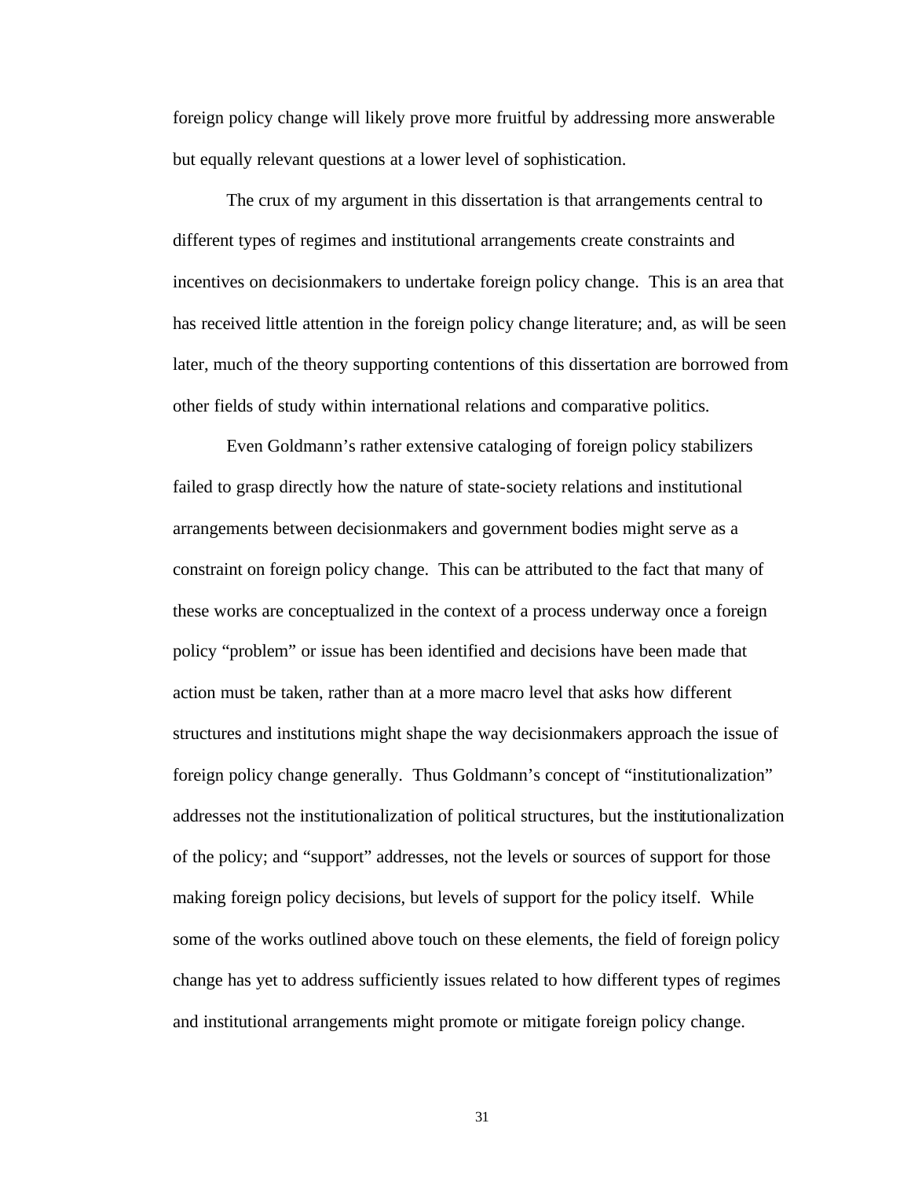foreign policy change will likely prove more fruitful by addressing more answerable but equally relevant questions at a lower level of sophistication.

The crux of my argument in this dissertation is that arrangements central to different types of regimes and institutional arrangements create constraints and incentives on decisionmakers to undertake foreign policy change. This is an area that has received little attention in the foreign policy change literature; and, as will be seen later, much of the theory supporting contentions of this dissertation are borrowed from other fields of study within international relations and comparative politics.

Even Goldmann's rather extensive cataloging of foreign policy stabilizers failed to grasp directly how the nature of state-society relations and institutional arrangements between decisionmakers and government bodies might serve as a constraint on foreign policy change. This can be attributed to the fact that many of these works are conceptualized in the context of a process underway once a foreign policy "problem" or issue has been identified and decisions have been made that action must be taken, rather than at a more macro level that asks how different structures and institutions might shape the way decisionmakers approach the issue of foreign policy change generally. Thus Goldmann's concept of "institutionalization" addresses not the institutionalization of political structures, but the institutionalization of the policy; and "support" addresses, not the levels or sources of support for those making foreign policy decisions, but levels of support for the policy itself. While some of the works outlined above touch on these elements, the field of foreign policy change has yet to address sufficiently issues related to how different types of regimes and institutional arrangements might promote or mitigate foreign policy change.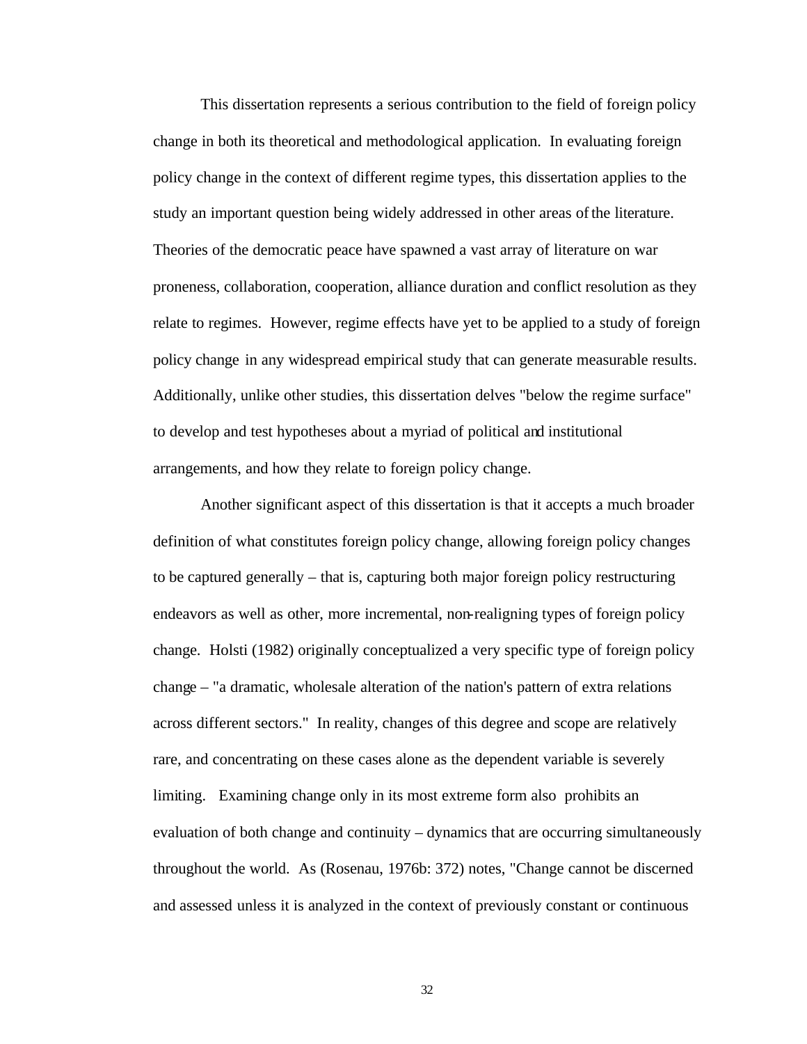This dissertation represents a serious contribution to the field of foreign policy change in both its theoretical and methodological application. In evaluating foreign policy change in the context of different regime types, this dissertation applies to the study an important question being widely addressed in other areas of the literature. Theories of the democratic peace have spawned a vast array of literature on war proneness, collaboration, cooperation, alliance duration and conflict resolution as they relate to regimes. However, regime effects have yet to be applied to a study of foreign policy change in any widespread empirical study that can generate measurable results. Additionally, unlike other studies, this dissertation delves "below the regime surface" to develop and test hypotheses about a myriad of political and institutional arrangements, and how they relate to foreign policy change.

Another significant aspect of this dissertation is that it accepts a much broader definition of what constitutes foreign policy change, allowing foreign policy changes to be captured generally – that is, capturing both major foreign policy restructuring endeavors as well as other, more incremental, non-realigning types of foreign policy change. Holsti (1982) originally conceptualized a very specific type of foreign policy change – "a dramatic, wholesale alteration of the nation's pattern of extra relations across different sectors." In reality, changes of this degree and scope are relatively rare, and concentrating on these cases alone as the dependent variable is severely limiting. Examining change only in its most extreme form also prohibits an evaluation of both change and continuity – dynamics that are occurring simultaneously throughout the world. As (Rosenau, 1976b: 372) notes, "Change cannot be discerned and assessed unless it is analyzed in the context of previously constant or continuous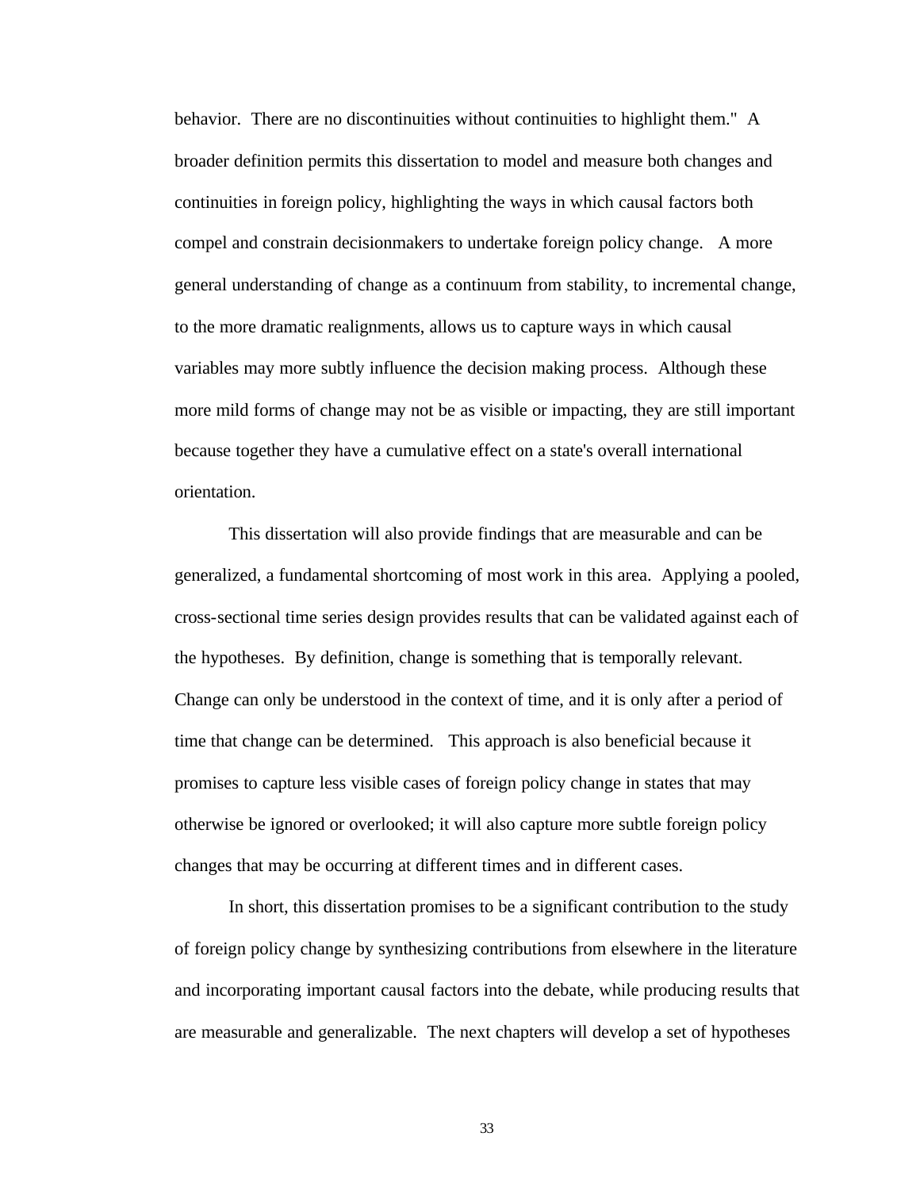behavior. There are no discontinuities without continuities to highlight them." A broader definition permits this dissertation to model and measure both changes and continuities in foreign policy, highlighting the ways in which causal factors both compel and constrain decisionmakers to undertake foreign policy change. A more general understanding of change as a continuum from stability, to incremental change, to the more dramatic realignments, allows us to capture ways in which causal variables may more subtly influence the decision making process. Although these more mild forms of change may not be as visible or impacting, they are still important because together they have a cumulative effect on a state's overall international orientation.

This dissertation will also provide findings that are measurable and can be generalized, a fundamental shortcoming of most work in this area. Applying a pooled, cross-sectional time series design provides results that can be validated against each of the hypotheses. By definition, change is something that is temporally relevant. Change can only be understood in the context of time, and it is only after a period of time that change can be determined. This approach is also beneficial because it promises to capture less visible cases of foreign policy change in states that may otherwise be ignored or overlooked; it will also capture more subtle foreign policy changes that may be occurring at different times and in different cases.

In short, this dissertation promises to be a significant contribution to the study of foreign policy change by synthesizing contributions from elsewhere in the literature and incorporating important causal factors into the debate, while producing results that are measurable and generalizable. The next chapters will develop a set of hypotheses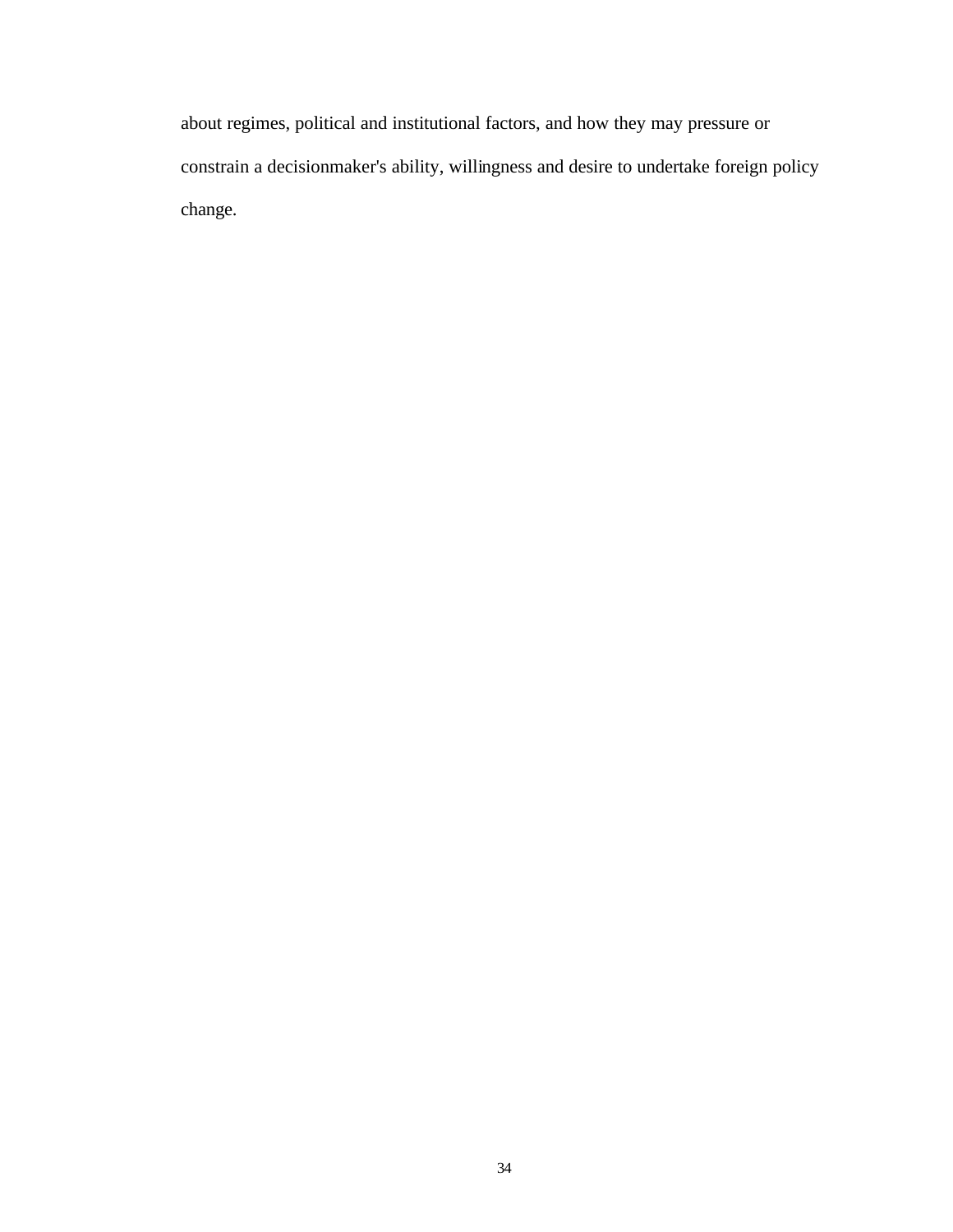about regimes, political and institutional factors, and how they may pressure or constrain a decisionmaker's ability, willingness and desire to undertake foreign policy change.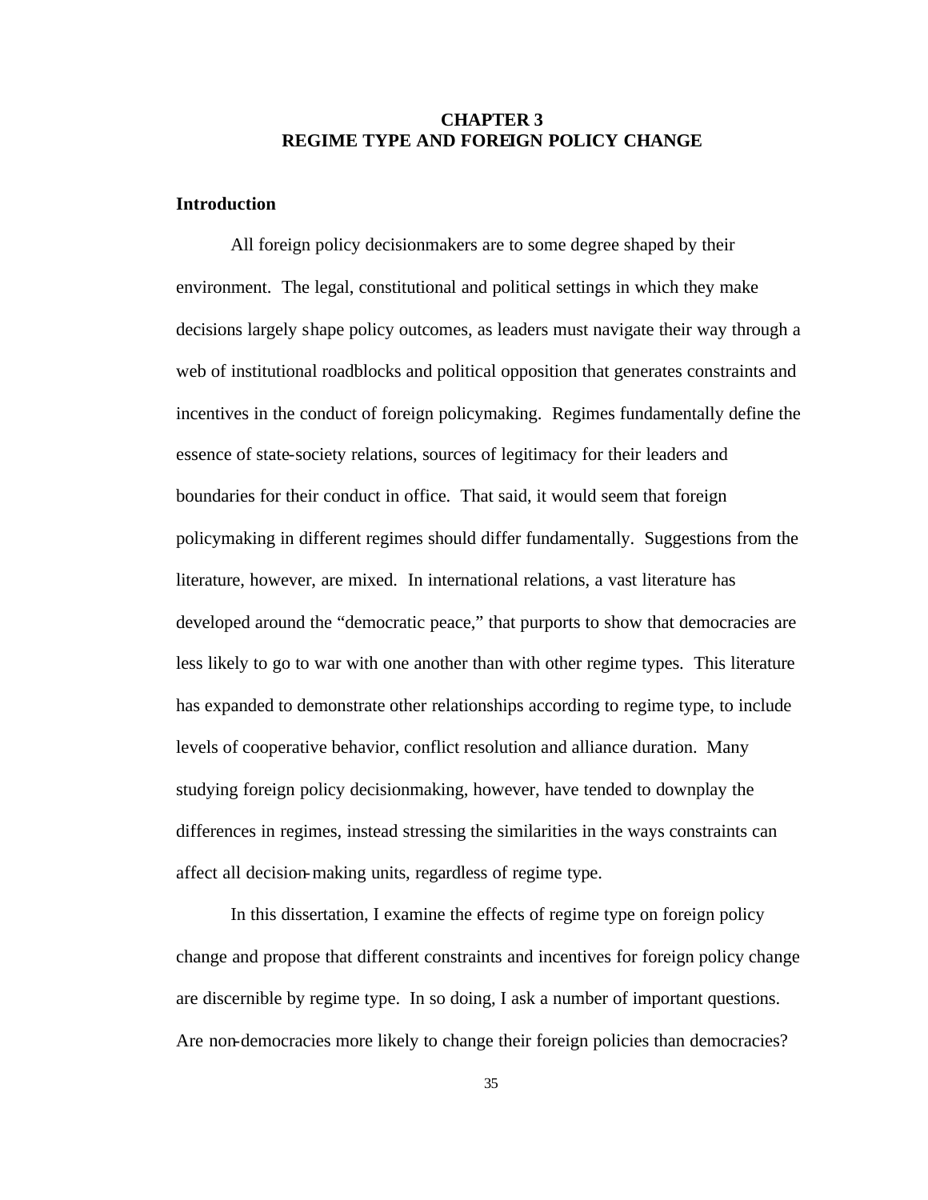# CHAPTER 3
# REGIME TYPE AND FOREIGN POLICY CHANGE

## Introduction

All foreign policy decisionmakers are to some degree shaped by their environment. The legal, constitutional and political settings in which they make decisions largely shape policy outcomes, as leaders must navigate their way through a web of institutional roadblocks and political opposition that generates constraints and incentives in the conduct of foreign policymaking. Regimes fundamentally define the essence of state-society relations, sources of legitimacy for their leaders and boundaries for their conduct in office. That said, it would seem that foreign policymaking in different regimes should differ fundamentally. Suggestions from the literature, however, are mixed. In international relations, a vast literature has developed around the "democratic peace," that purports to show that democracies are less likely to go to war with one another than with other regime types. This literature has expanded to demonstrate other relationships according to regime type, to include levels of cooperative behavior, conflict resolution and alliance duration. Many studying foreign policy decisionmaking, however, have tended to downplay the differences in regimes, instead stressing the similarities in the ways constraints can affect all decision-making units, regardless of regime type.

In this dissertation, I examine the effects of regime type on foreign policy change and propose that different constraints and incentives for foreign policy change are discernible by regime type. In so doing, I ask a number of important questions. Are non-democracies more likely to change their foreign policies than democracies?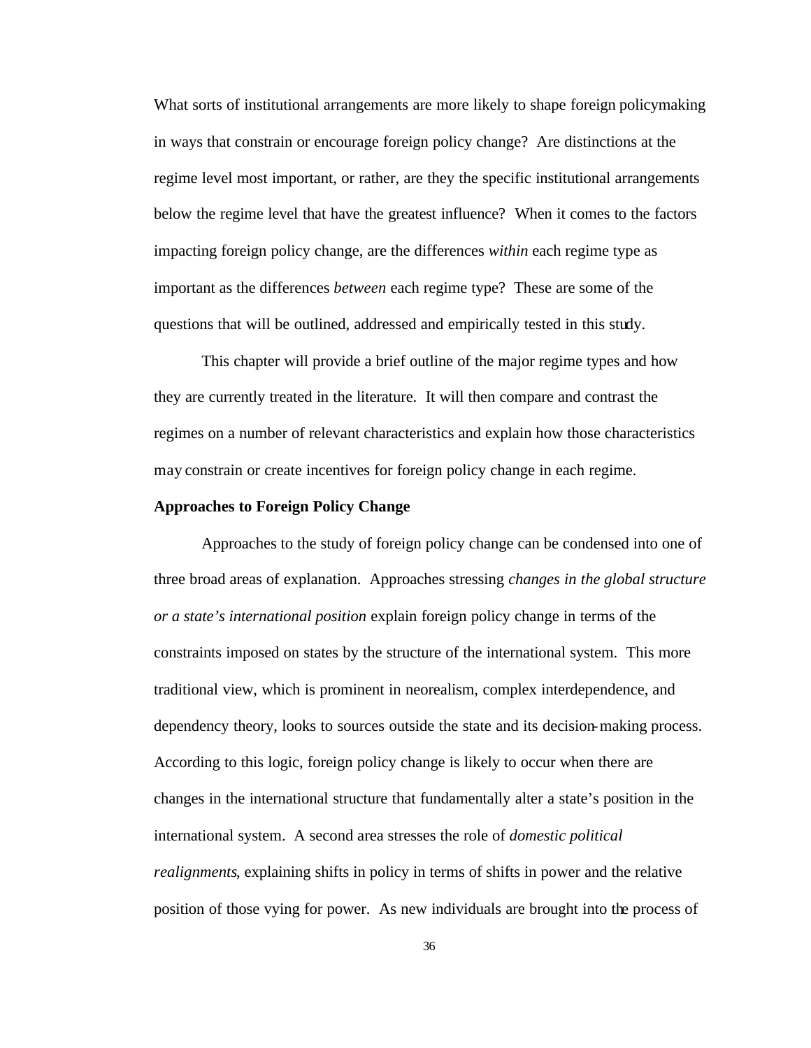What sorts of institutional arrangements are more likely to shape foreign policymaking in ways that constrain or encourage foreign policy change? Are distinctions at the regime level most important, or rather, are they the specific institutional arrangements below the regime level that have the greatest influence? When it comes to the factors impacting foreign policy change, are the differences *within* each regime type as important as the differences *between* each regime type? These are some of the questions that will be outlined, addressed and empirically tested in this study.

This chapter will provide a brief outline of the major regime types and how they are currently treated in the literature. It will then compare and contrast the regimes on a number of relevant characteristics and explain how those characteristics may constrain or create incentives for foreign policy change in each regime.

**Approaches to Foreign Policy Change**

Approaches to the study of foreign policy change can be condensed into one of three broad areas of explanation. Approaches stressing *changes in the global structure or a state's international position* explain foreign policy change in terms of the constraints imposed on states by the structure of the international system. This more traditional view, which is prominent in neorealism, complex interdependence, and dependency theory, looks to sources outside the state and its decision-making process. According to this logic, foreign policy change is likely to occur when there are changes in the international structure that fundamentally alter a state's position in the international system. A second area stresses the role of *domestic political realignments*, explaining shifts in policy in terms of shifts in power and the relative position of those vying for power. As new individuals are brought into the process of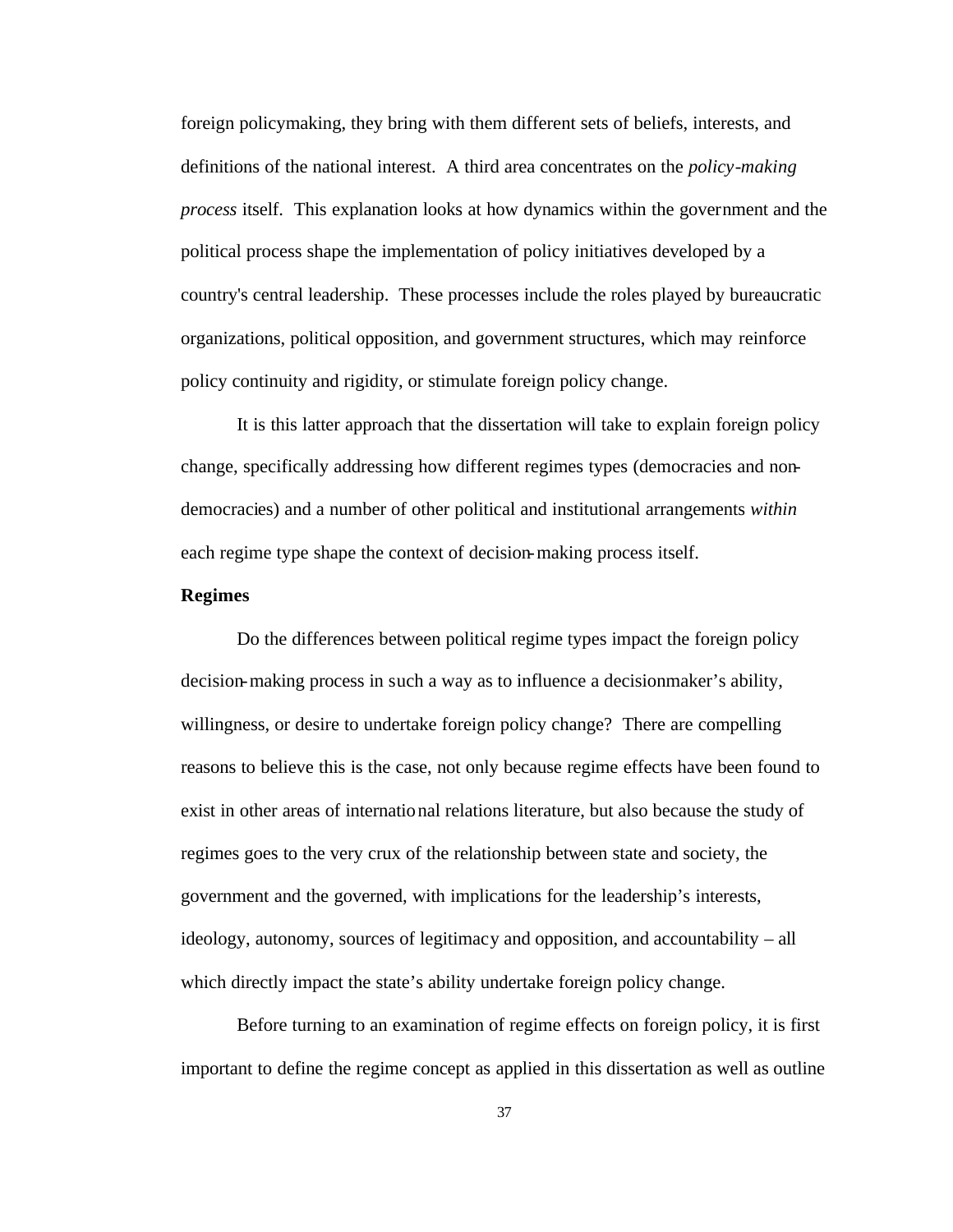foreign policymaking, they bring with them different sets of beliefs, interests, and definitions of the national interest. A third area concentrates on the *policy-making process* itself. This explanation looks at how dynamics within the government and the political process shape the implementation of policy initiatives developed by a country's central leadership. These processes include the roles played by bureaucratic organizations, political opposition, and government structures, which may reinforce policy continuity and rigidity, or stimulate foreign policy change.

It is this latter approach that the dissertation will take to explain foreign policy change, specifically addressing how different regimes types (democracies and non-democracies) and a number of other political and institutional arrangements *within* each regime type shape the context of decision-making process itself.

**Regimes**

Do the differences between political regime types impact the foreign policy decision-making process in such a way as to influence a decisionmaker's ability, willingness, or desire to undertake foreign policy change? There are compelling reasons to believe this is the case, not only because regime effects have been found to exist in other areas of international relations literature, but also because the study of regimes goes to the very crux of the relationship between state and society, the government and the governed, with implications for the leadership's interests, ideology, autonomy, sources of legitimacy and opposition, and accountability – all which directly impact the state's ability undertake foreign policy change.

Before turning to an examination of regime effects on foreign policy, it is first important to define the regime concept as applied in this dissertation as well as outline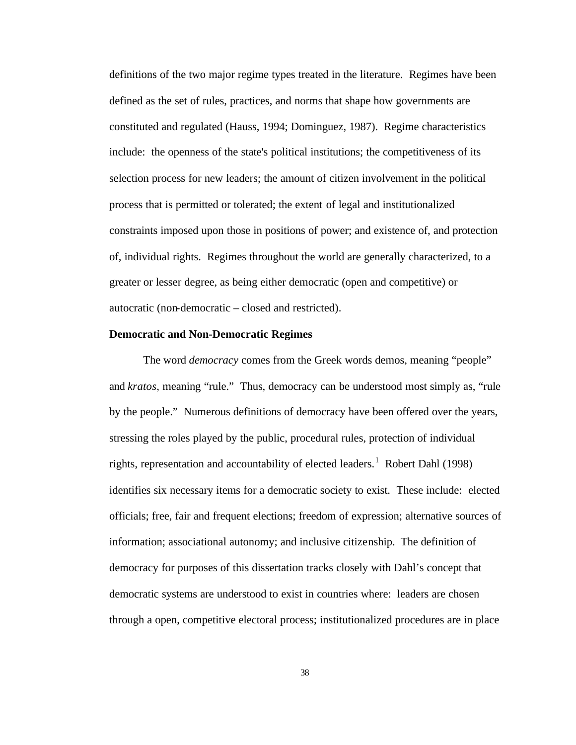definitions of the two major regime types treated in the literature. Regimes have been defined as the set of rules, practices, and norms that shape how governments are constituted and regulated (Hauss, 1994; Dominguez, 1987). Regime characteristics include: the openness of the state's political institutions; the competitiveness of its selection process for new leaders; the amount of citizen involvement in the political process that is permitted or tolerated; the extent of legal and institutionalized constraints imposed upon those in positions of power; and existence of, and protection of, individual rights. Regimes throughout the world are generally characterized, to a greater or lesser degree, as being either democratic (open and competitive) or autocratic (non-democratic – closed and restricted).

**Democratic and Non-Democratic Regimes**

The word *democracy* comes from the Greek words demos, meaning "people" and *kratos*, meaning "rule." Thus, democracy can be understood most simply as, "rule by the people." Numerous definitions of democracy have been offered over the years, stressing the roles played by the public, procedural rules, protection of individual rights, representation and accountability of elected leaders.[1] Robert Dahl (1998) identifies six necessary items for a democratic society to exist. These include: elected officials; free, fair and frequent elections; freedom of expression; alternative sources of information; associational autonomy; and inclusive citizenship. The definition of democracy for purposes of this dissertation tracks closely with Dahl's concept that democratic systems are understood to exist in countries where: leaders are chosen through a open, competitive electoral process; institutionalized procedures are in place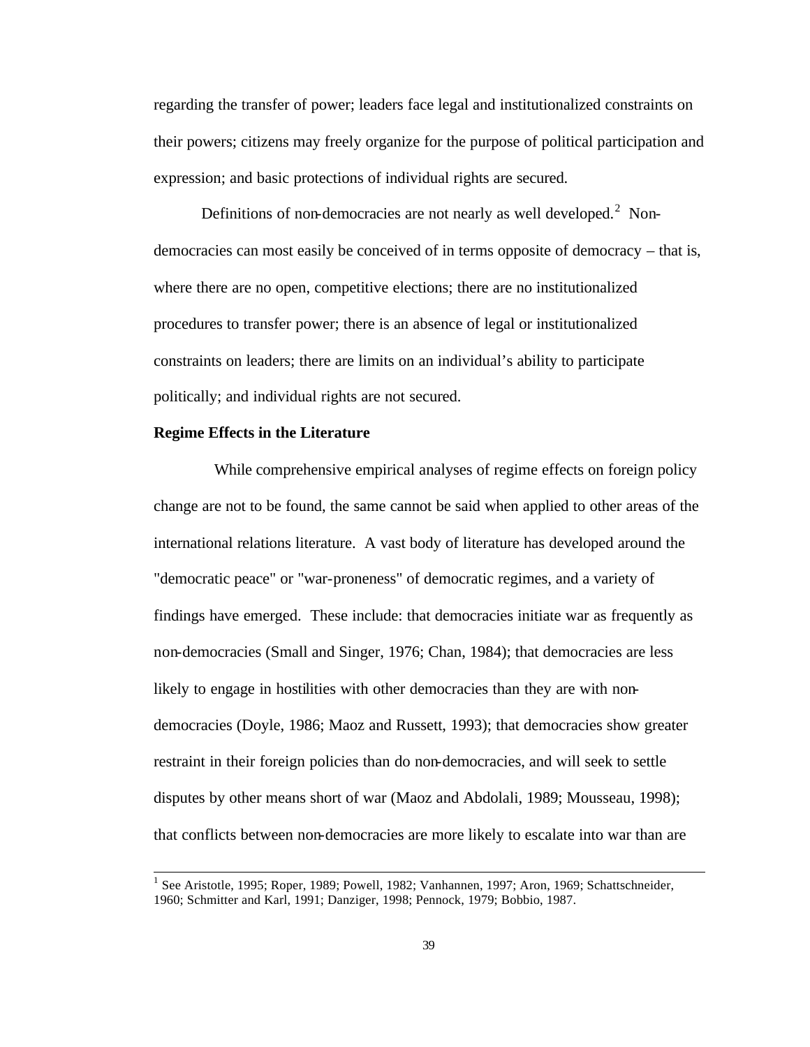regarding the transfer of power; leaders face legal and institutionalized constraints on their powers; citizens may freely organize for the purpose of political participation and expression; and basic protections of individual rights are secured.

Definitions of non-democracies are not nearly as well developed.[2] Non-democracies can most easily be conceived of in terms opposite of democracy – that is, where there are no open, competitive elections; there are no institutionalized procedures to transfer power; there is an absence of legal or institutionalized constraints on leaders; there are limits on an individual's ability to participate politically; and individual rights are not secured.

**Regime Effects in the Literature**

While comprehensive empirical analyses of regime effects on foreign policy change are not to be found, the same cannot be said when applied to other areas of the international relations literature. A vast body of literature has developed around the "democratic peace" or "war-proneness" of democratic regimes, and a variety of findings have emerged. These include: that democracies initiate war as frequently as non-democracies (Small and Singer, 1976; Chan, 1984); that democracies are less likely to engage in hostilities with other democracies than they are with non-democracies (Doyle, 1986; Maoz and Russett, 1993); that democracies show greater restraint in their foreign policies than do non-democracies, and will seek to settle disputes by other means short of war (Maoz and Abdolali, 1989; Mousseau, 1998); that conflicts between non-democracies are more likely to escalate into war than are

---

[1] See Aristotle, 1995; Roper, 1989; Powell, 1982; Vanhannen, 1997; Aron, 1969; Schattschneider, 1960; Schmitter and Karl, 1991; Danziger, 1998; Pennock, 1979; Bobbio, 1987.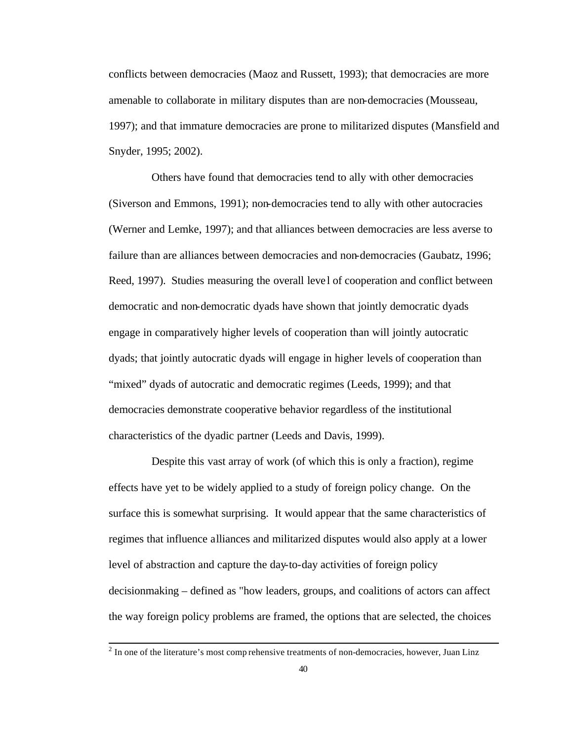conflicts between democracies (Maoz and Russett, 1993); that democracies are more amenable to collaborate in military disputes than are non-democracies (Mousseau, 1997); and that immature democracies are prone to militarized disputes (Mansfield and Snyder, 1995; 2002).

Others have found that democracies tend to ally with other democracies (Siverson and Emmons, 1991); non-democracies tend to ally with other autocracies (Werner and Lemke, 1997); and that alliances between democracies are less averse to failure than are alliances between democracies and non-democracies (Gaubatz, 1996; Reed, 1997). Studies measuring the overall level of cooperation and conflict between democratic and non-democratic dyads have shown that jointly democratic dyads engage in comparatively higher levels of cooperation than will jointly autocratic dyads; that jointly autocratic dyads will engage in higher levels of cooperation than "mixed" dyads of autocratic and democratic regimes (Leeds, 1999); and that democracies demonstrate cooperative behavior regardless of the institutional characteristics of the dyadic partner (Leeds and Davis, 1999).

Despite this vast array of work (of which this is only a fraction), regime effects have yet to be widely applied to a study of foreign policy change. On the surface this is somewhat surprising. It would appear that the same characteristics of regimes that influence alliances and militarized disputes would also apply at a lower level of abstraction and capture the day-to-day activities of foreign policy decisionmaking – defined as "how leaders, groups, and coalitions of actors can affect the way foreign policy problems are framed, the options that are selected, the choices

---

[2] In one of the literature's most comprehensive treatments of non-democracies, however, Juan Linz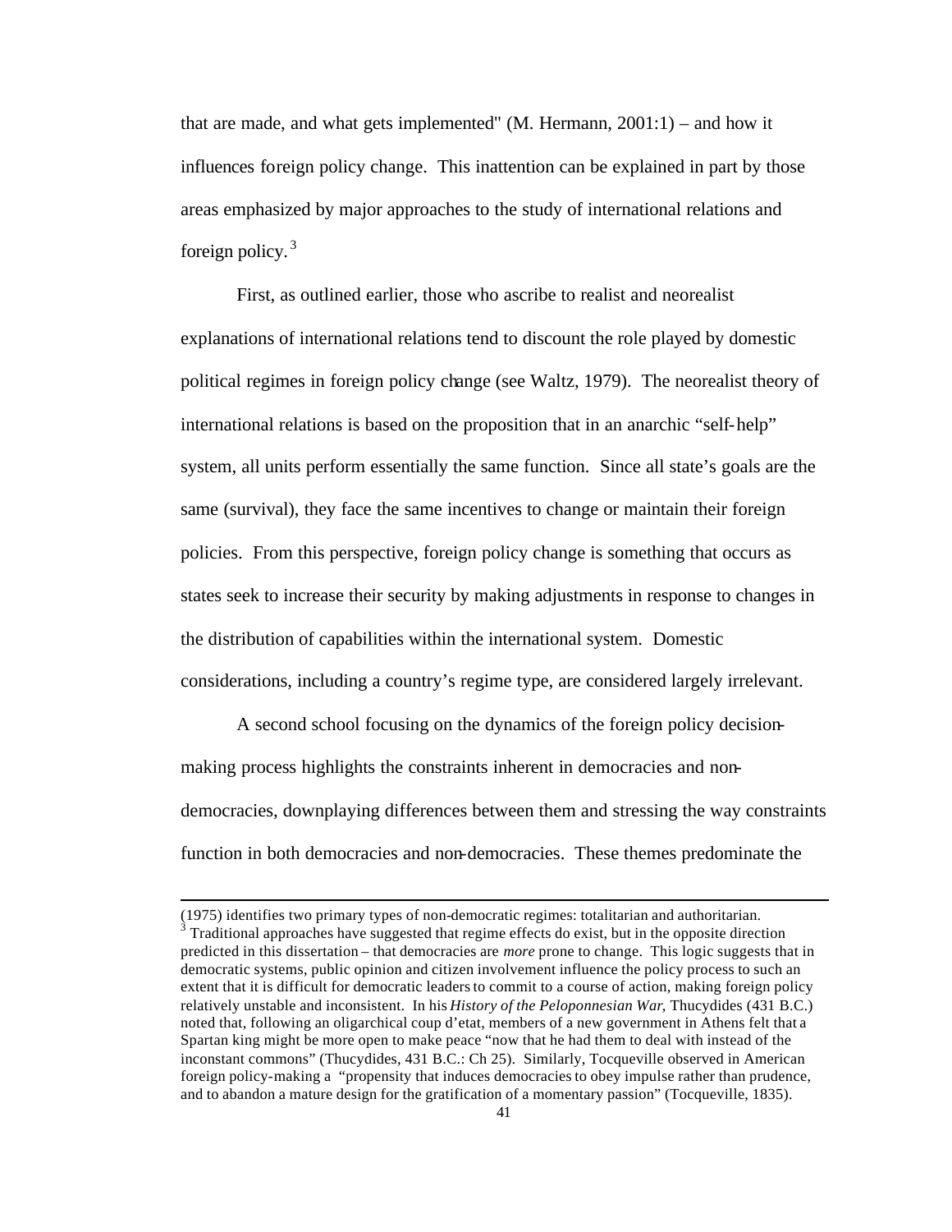that are made, and what gets implemented" (M. Hermann, 2001:1) – and how it influences foreign policy change. This inattention can be explained in part by those areas emphasized by major approaches to the study of international relations and foreign policy.[3]

First, as outlined earlier, those who ascribe to realist and neorealist explanations of international relations tend to discount the role played by domestic political regimes in foreign policy change (see Waltz, 1979). The neorealist theory of international relations is based on the proposition that in an anarchic "self-help" system, all units perform essentially the same function. Since all state's goals are the same (survival), they face the same incentives to change or maintain their foreign policies. From this perspective, foreign policy change is something that occurs as states seek to increase their security by making adjustments in response to changes in the distribution of capabilities within the international system. Domestic considerations, including a country's regime type, are considered largely irrelevant.

A second school focusing on the dynamics of the foreign policy decision-making process highlights the constraints inherent in democracies and non-democracies, downplaying differences between them and stressing the way constraints function in both democracies and non-democracies. These themes predominate the

---

(1975) identifies two primary types of non-democratic regimes: totalitarian and authoritarian.

[3] Traditional approaches have suggested that regime effects do exist, but in the opposite direction predicted in this dissertation – that democracies are *more* prone to change. This logic suggests that in democratic systems, public opinion and citizen involvement influence the policy process to such an extent that it is difficult for democratic leaders to commit to a course of action, making foreign policy relatively unstable and inconsistent. In his *History of the Peloponnesian War*, Thucydides (431 B.C.) noted that, following an oligarchical coup d'etat, members of a new government in Athens felt that a Spartan king might be more open to make peace "now that he had them to deal with instead of the inconstant commons" (Thucydides, 431 B.C.: Ch 25). Similarly, Tocqueville observed in American foreign policy-making a "propensity that induces democracies to obey impulse rather than prudence, and to abandon a mature design for the gratification of a momentary passion" (Tocqueville, 1835).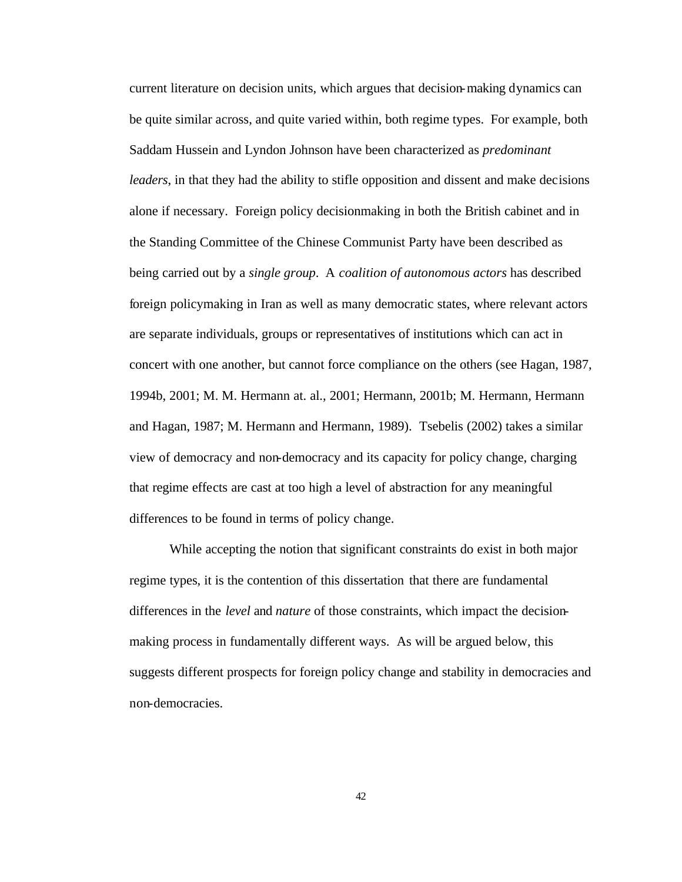current literature on decision units, which argues that decision-making dynamics can be quite similar across, and quite varied within, both regime types. For example, both Saddam Hussein and Lyndon Johnson have been characterized as *predominant leaders*, in that they had the ability to stifle opposition and dissent and make decisions alone if necessary. Foreign policy decisionmaking in both the British cabinet and in the Standing Committee of the Chinese Communist Party have been described as being carried out by a *single group*. A *coalition of autonomous actors* has described foreign policymaking in Iran as well as many democratic states, where relevant actors are separate individuals, groups or representatives of institutions which can act in concert with one another, but cannot force compliance on the others (see Hagan, 1987, 1994b, 2001; M. M. Hermann at. al., 2001; Hermann, 2001b; M. Hermann, Hermann and Hagan, 1987; M. Hermann and Hermann, 1989). Tsebelis (2002) takes a similar view of democracy and non-democracy and its capacity for policy change, charging that regime effects are cast at too high a level of abstraction for any meaningful differences to be found in terms of policy change.

While accepting the notion that significant constraints do exist in both major regime types, it is the contention of this dissertation that there are fundamental differences in the *level* and *nature* of those constraints, which impact the decision-making process in fundamentally different ways. As will be argued below, this suggests different prospects for foreign policy change and stability in democracies and non-democracies.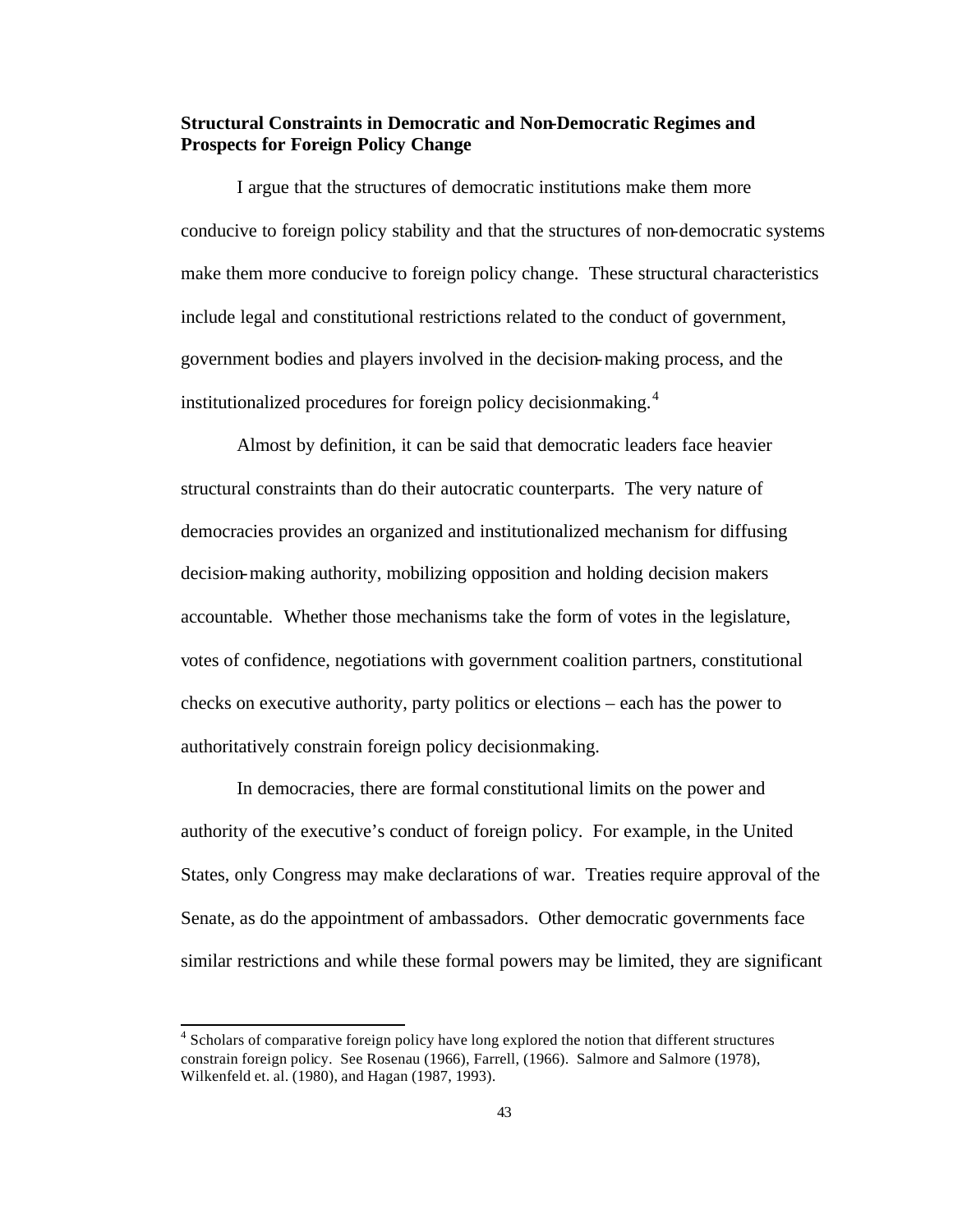**Structural Constraints in Democratic and Non-Democratic Regimes and Prospects for Foreign Policy Change**

I argue that the structures of democratic institutions make them more conducive to foreign policy stability and that the structures of non-democratic systems make them more conducive to foreign policy change. These structural characteristics include legal and constitutional restrictions related to the conduct of government, government bodies and players involved in the decision-making process, and the institutionalized procedures for foreign policy decisionmaking.[4]

Almost by definition, it can be said that democratic leaders face heavier structural constraints than do their autocratic counterparts. The very nature of democracies provides an organized and institutionalized mechanism for diffusing decision-making authority, mobilizing opposition and holding decision makers accountable. Whether those mechanisms take the form of votes in the legislature, votes of confidence, negotiations with government coalition partners, constitutional checks on executive authority, party politics or elections – each has the power to authoritatively constrain foreign policy decisionmaking.

In democracies, there are formal constitutional limits on the power and authority of the executive's conduct of foreign policy. For example, in the United States, only Congress may make declarations of war. Treaties require approval of the Senate, as do the appointment of ambassadors. Other democratic governments face similar restrictions and while these formal powers may be limited, they are significant

[4] Scholars of comparative foreign policy have long explored the notion that different structures constrain foreign policy. See Rosenau (1966), Farrell, (1966). Salmore and Salmore (1978), Wilkenfeld et. al. (1980), and Hagan (1987, 1993).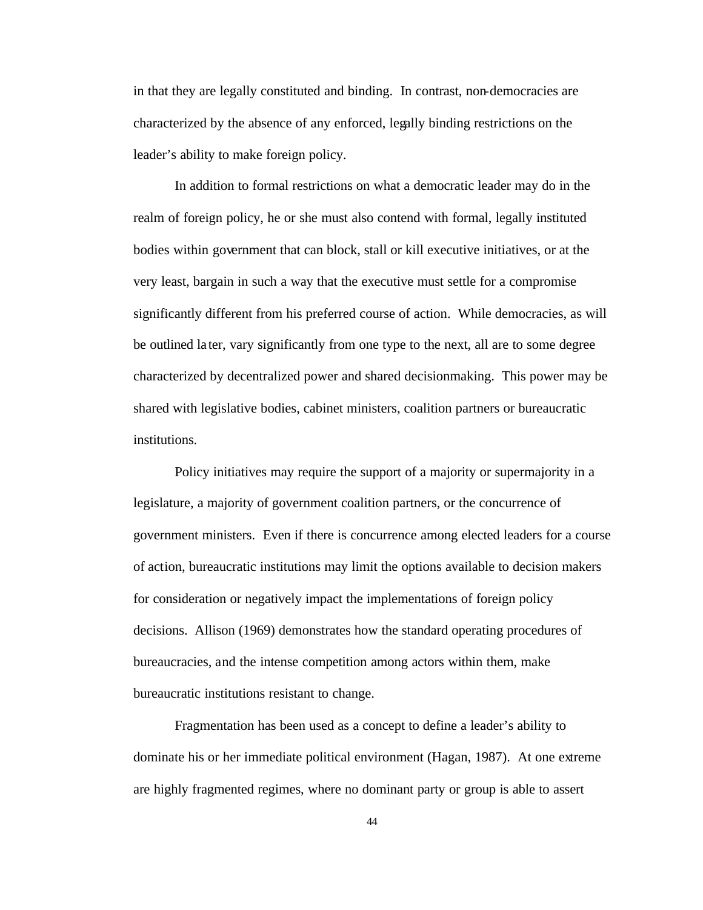in that they are legally constituted and binding. In contrast, non-democracies are characterized by the absence of any enforced, legally binding restrictions on the leader's ability to make foreign policy.

In addition to formal restrictions on what a democratic leader may do in the realm of foreign policy, he or she must also contend with formal, legally instituted bodies within government that can block, stall or kill executive initiatives, or at the very least, bargain in such a way that the executive must settle for a compromise significantly different from his preferred course of action. While democracies, as will be outlined later, vary significantly from one type to the next, all are to some degree characterized by decentralized power and shared decisionmaking. This power may be shared with legislative bodies, cabinet ministers, coalition partners or bureaucratic institutions.

Policy initiatives may require the support of a majority or supermajority in a legislature, a majority of government coalition partners, or the concurrence of government ministers. Even if there is concurrence among elected leaders for a course of action, bureaucratic institutions may limit the options available to decision makers for consideration or negatively impact the implementations of foreign policy decisions. Allison (1969) demonstrates how the standard operating procedures of bureaucracies, and the intense competition among actors within them, make bureaucratic institutions resistant to change.

Fragmentation has been used as a concept to define a leader's ability to dominate his or her immediate political environment (Hagan, 1987). At one extreme are highly fragmented regimes, where no dominant party or group is able to assert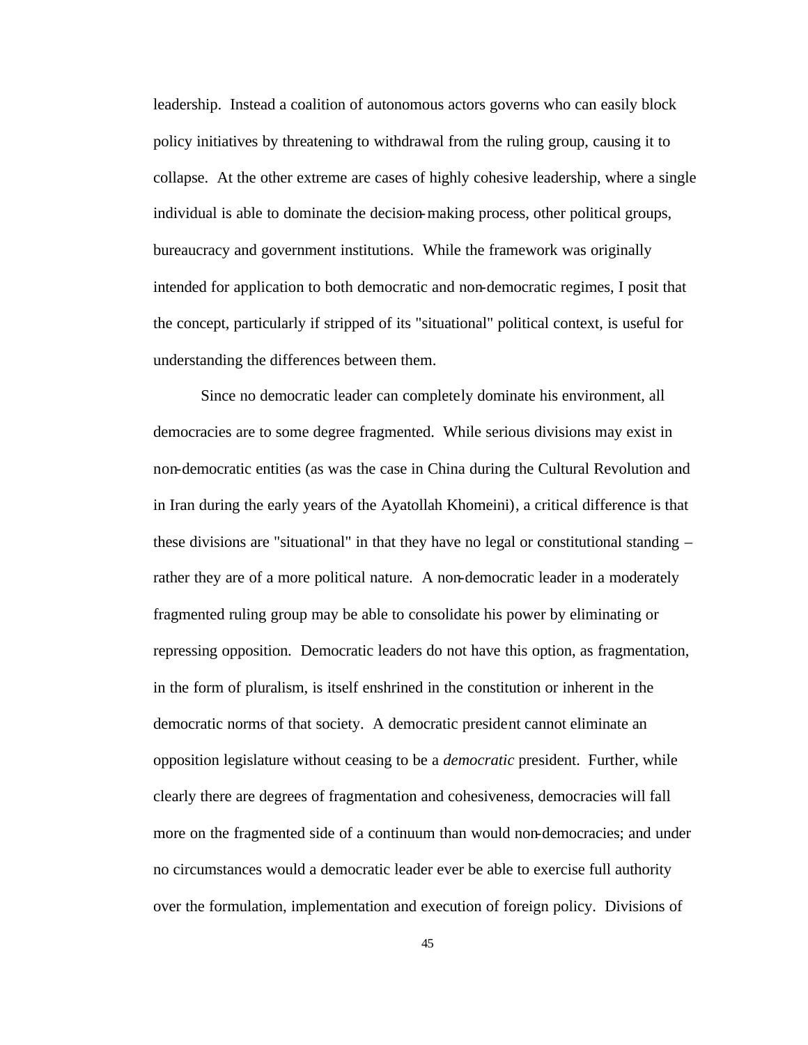leadership. Instead a coalition of autonomous actors governs who can easily block policy initiatives by threatening to withdrawal from the ruling group, causing it to collapse. At the other extreme are cases of highly cohesive leadership, where a single individual is able to dominate the decision-making process, other political groups, bureaucracy and government institutions. While the framework was originally intended for application to both democratic and non-democratic regimes, I posit that the concept, particularly if stripped of its "situational" political context, is useful for understanding the differences between them.

Since no democratic leader can completely dominate his environment, all democracies are to some degree fragmented. While serious divisions may exist in non-democratic entities (as was the case in China during the Cultural Revolution and in Iran during the early years of the Ayatollah Khomeini), a critical difference is that these divisions are "situational" in that they have no legal or constitutional standing – rather they are of a more political nature. A non-democratic leader in a moderately fragmented ruling group may be able to consolidate his power by eliminating or repressing opposition. Democratic leaders do not have this option, as fragmentation, in the form of pluralism, is itself enshrined in the constitution or inherent in the democratic norms of that society. A democratic president cannot eliminate an opposition legislature without ceasing to be a *democratic* president. Further, while clearly there are degrees of fragmentation and cohesiveness, democracies will fall more on the fragmented side of a continuum than would non-democracies; and under no circumstances would a democratic leader ever be able to exercise full authority over the formulation, implementation and execution of foreign policy. Divisions of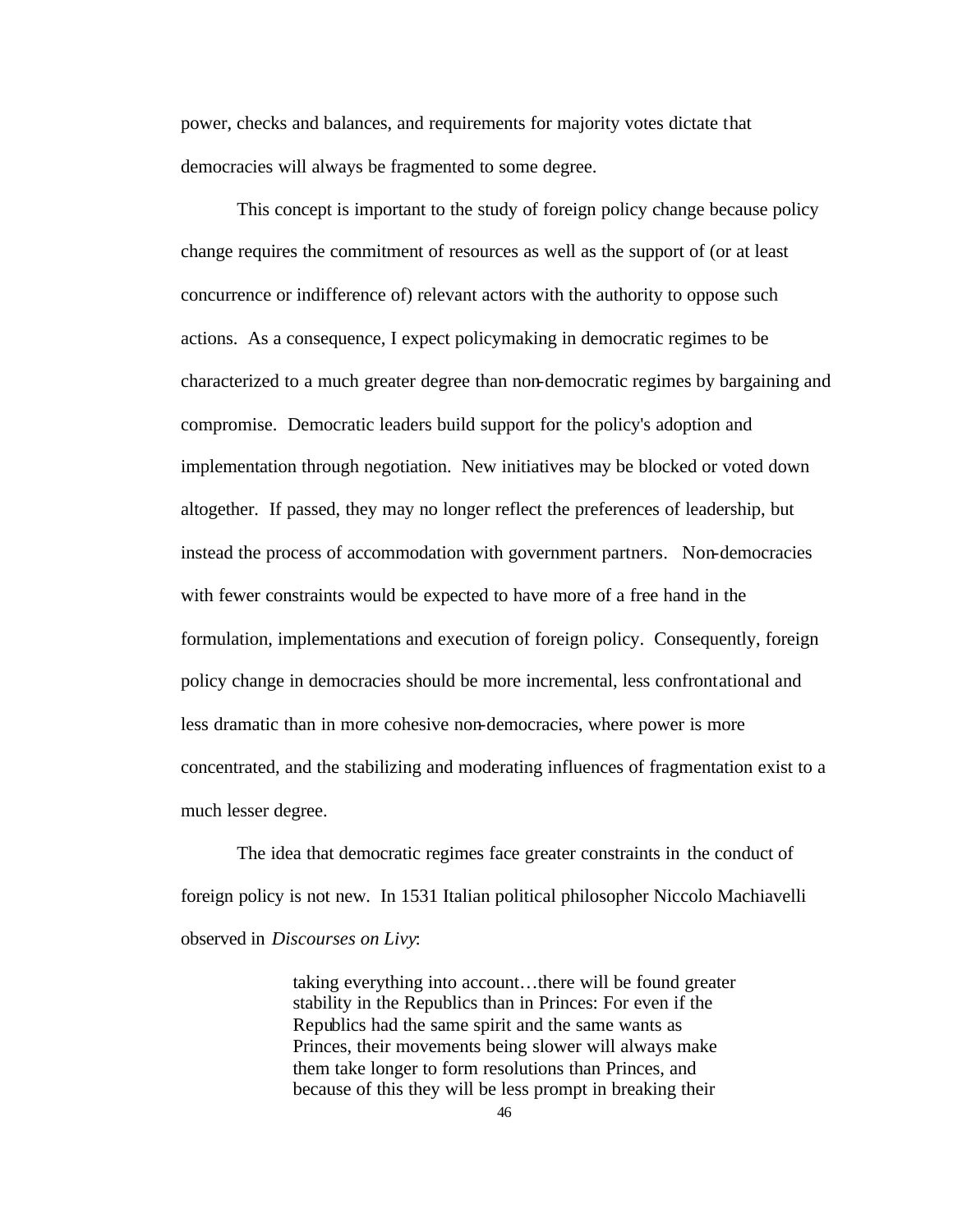power, checks and balances, and requirements for majority votes dictate that democracies will always be fragmented to some degree.

This concept is important to the study of foreign policy change because policy change requires the commitment of resources as well as the support of (or at least concurrence or indifference of) relevant actors with the authority to oppose such actions. As a consequence, I expect policymaking in democratic regimes to be characterized to a much greater degree than non-democratic regimes by bargaining and compromise. Democratic leaders build support for the policy's adoption and implementation through negotiation. New initiatives may be blocked or voted down altogether. If passed, they may no longer reflect the preferences of leadership, but instead the process of accommodation with government partners. Non-democracies with fewer constraints would be expected to have more of a free hand in the formulation, implementations and execution of foreign policy. Consequently, foreign policy change in democracies should be more incremental, less confrontational and less dramatic than in more cohesive non-democracies, where power is more concentrated, and the stabilizing and moderating influences of fragmentation exist to a much lesser degree.

The idea that democratic regimes face greater constraints in the conduct of foreign policy is not new. In 1531 Italian political philosopher Niccolo Machiavelli observed in *Discourses on Livy*:

> taking everything into account…there will be found greater stability in the Republics than in Princes: For even if the Republics had the same spirit and the same wants as Princes, their movements being slower will always make them take longer to form resolutions than Princes, and because of this they will be less prompt in breaking their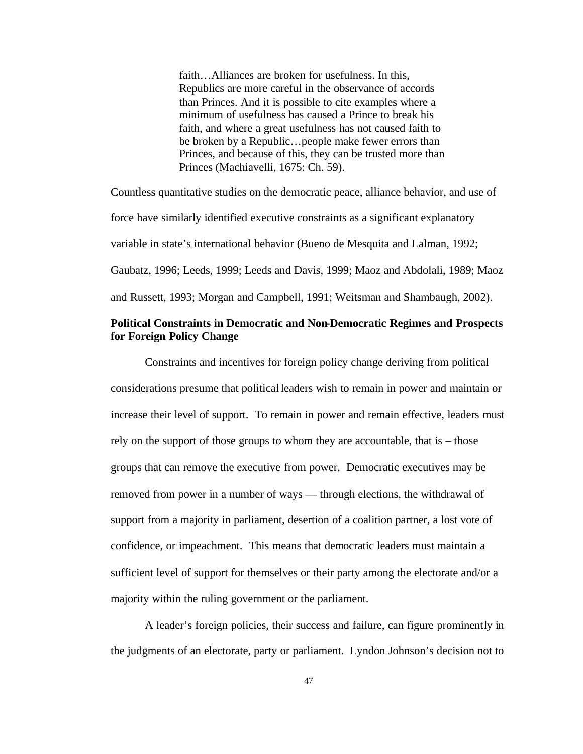> faith…Alliances are broken for usefulness. In this, Republics are more careful in the observance of accords than Princes. And it is possible to cite examples where a minimum of usefulness has caused a Prince to break his faith, and where a great usefulness has not caused faith to be broken by a Republic…people make fewer errors than Princes, and because of this, they can be trusted more than Princes (Machiavelli, 1675: Ch. 59).

Countless quantitative studies on the democratic peace, alliance behavior, and use of force have similarly identified executive constraints as a significant explanatory variable in state's international behavior (Bueno de Mesquita and Lalman, 1992; Gaubatz, 1996; Leeds, 1999; Leeds and Davis, 1999; Maoz and Abdolali, 1989; Maoz and Russett, 1993; Morgan and Campbell, 1991; Weitsman and Shambaugh, 2002).

**Political Constraints in Democratic and Non-Democratic Regimes and Prospects for Foreign Policy Change**

Constraints and incentives for foreign policy change deriving from political considerations presume that political leaders wish to remain in power and maintain or increase their level of support. To remain in power and remain effective, leaders must rely on the support of those groups to whom they are accountable, that is – those groups that can remove the executive from power. Democratic executives may be removed from power in a number of ways — through elections, the withdrawal of support from a majority in parliament, desertion of a coalition partner, a lost vote of confidence, or impeachment. This means that democratic leaders must maintain a sufficient level of support for themselves or their party among the electorate and/or a majority within the ruling government or the parliament.

A leader's foreign policies, their success and failure, can figure prominently in the judgments of an electorate, party or parliament. Lyndon Johnson's decision not to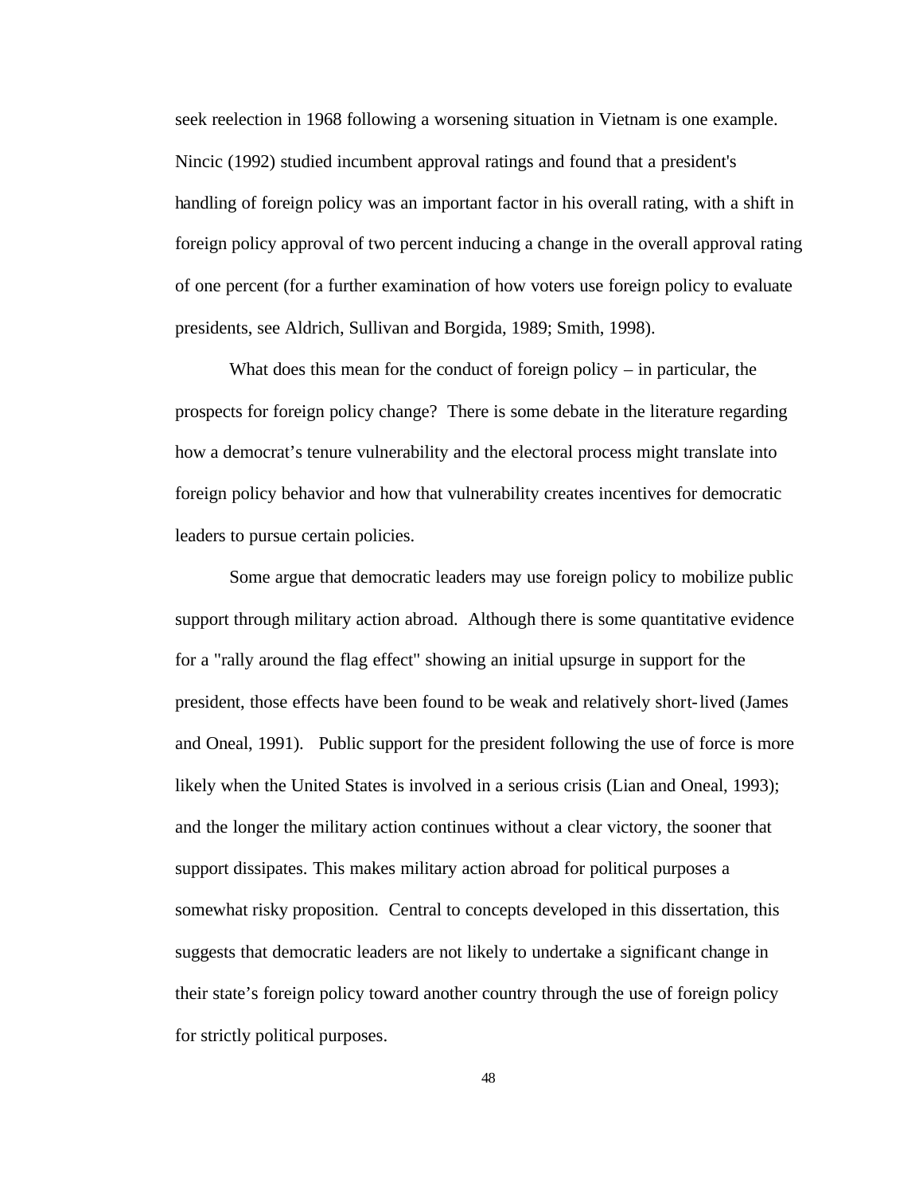seek reelection in 1968 following a worsening situation in Vietnam is one example. Nincic (1992) studied incumbent approval ratings and found that a president's handling of foreign policy was an important factor in his overall rating, with a shift in foreign policy approval of two percent inducing a change in the overall approval rating of one percent (for a further examination of how voters use foreign policy to evaluate presidents, see Aldrich, Sullivan and Borgida, 1989; Smith, 1998).

What does this mean for the conduct of foreign policy – in particular, the prospects for foreign policy change? There is some debate in the literature regarding how a democrat's tenure vulnerability and the electoral process might translate into foreign policy behavior and how that vulnerability creates incentives for democratic leaders to pursue certain policies.

Some argue that democratic leaders may use foreign policy to mobilize public support through military action abroad. Although there is some quantitative evidence for a "rally around the flag effect" showing an initial upsurge in support for the president, those effects have been found to be weak and relatively short-lived (James and Oneal, 1991). Public support for the president following the use of force is more likely when the United States is involved in a serious crisis (Lian and Oneal, 1993); and the longer the military action continues without a clear victory, the sooner that support dissipates. This makes military action abroad for political purposes a somewhat risky proposition. Central to concepts developed in this dissertation, this suggests that democratic leaders are not likely to undertake a significant change in their state's foreign policy toward another country through the use of foreign policy for strictly political purposes.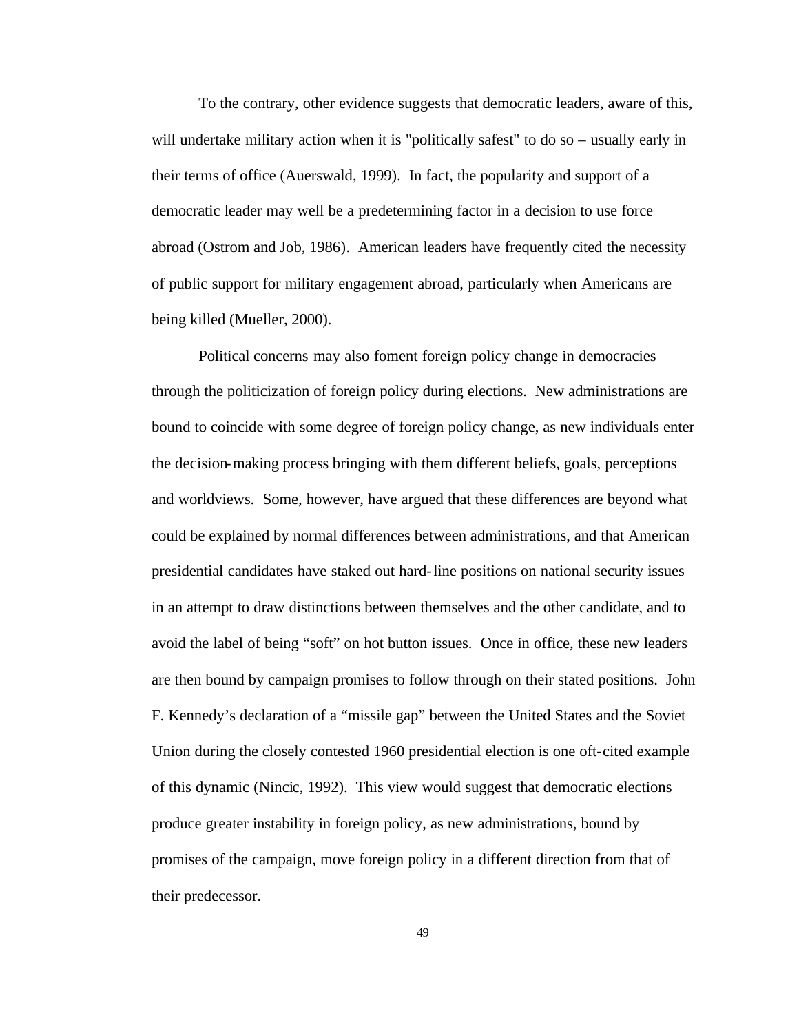To the contrary, other evidence suggests that democratic leaders, aware of this, will undertake military action when it is "politically safest" to do so – usually early in their terms of office (Auerswald, 1999). In fact, the popularity and support of a democratic leader may well be a predetermining factor in a decision to use force abroad (Ostrom and Job, 1986). American leaders have frequently cited the necessity of public support for military engagement abroad, particularly when Americans are being killed (Mueller, 2000).

Political concerns may also foment foreign policy change in democracies through the politicization of foreign policy during elections. New administrations are bound to coincide with some degree of foreign policy change, as new individuals enter the decision-making process bringing with them different beliefs, goals, perceptions and worldviews. Some, however, have argued that these differences are beyond what could be explained by normal differences between administrations, and that American presidential candidates have staked out hard-line positions on national security issues in an attempt to draw distinctions between themselves and the other candidate, and to avoid the label of being "soft" on hot button issues. Once in office, these new leaders are then bound by campaign promises to follow through on their stated positions. John F. Kennedy's declaration of a "missile gap" between the United States and the Soviet Union during the closely contested 1960 presidential election is one oft-cited example of this dynamic (Nincic, 1992). This view would suggest that democratic elections produce greater instability in foreign policy, as new administrations, bound by promises of the campaign, move foreign policy in a different direction from that of their predecessor.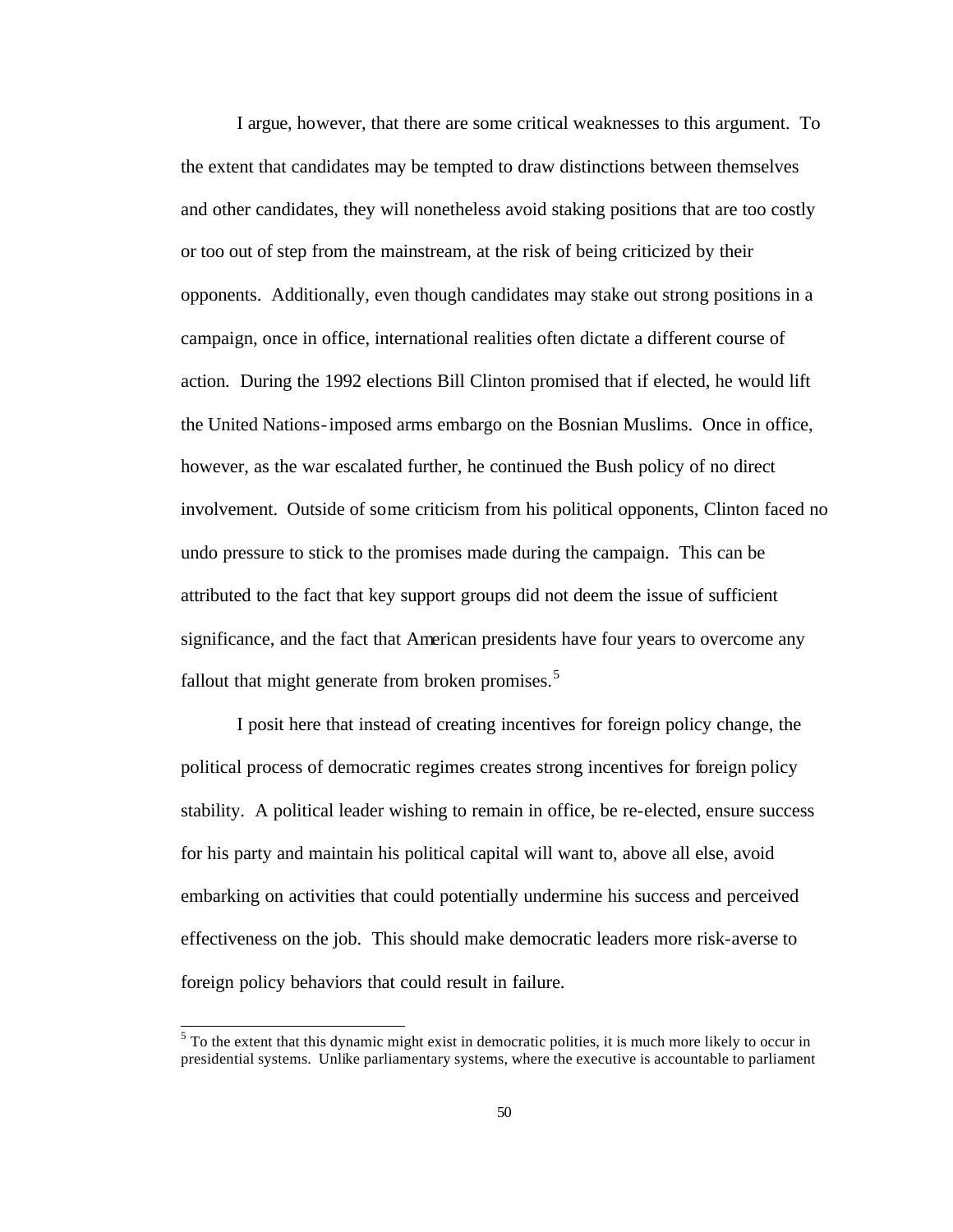I argue, however, that there are some critical weaknesses to this argument. To the extent that candidates may be tempted to draw distinctions between themselves and other candidates, they will nonetheless avoid staking positions that are too costly or too out of step from the mainstream, at the risk of being criticized by their opponents. Additionally, even though candidates may stake out strong positions in a campaign, once in office, international realities often dictate a different course of action. During the 1992 elections Bill Clinton promised that if elected, he would lift the United Nations-imposed arms embargo on the Bosnian Muslims. Once in office, however, as the war escalated further, he continued the Bush policy of no direct involvement. Outside of some criticism from his political opponents, Clinton faced no undo pressure to stick to the promises made during the campaign. This can be attributed to the fact that key support groups did not deem the issue of sufficient significance, and the fact that American presidents have four years to overcome any fallout that might generate from broken promises.[5]

I posit here that instead of creating incentives for foreign policy change, the political process of democratic regimes creates strong incentives for foreign policy stability. A political leader wishing to remain in office, be re-elected, ensure success for his party and maintain his political capital will want to, above all else, avoid embarking on activities that could potentially undermine his success and perceived effectiveness on the job. This should make democratic leaders more risk-averse to foreign policy behaviors that could result in failure.

---

[5] To the extent that this dynamic might exist in democratic polities, it is much more likely to occur in presidential systems. Unlike parliamentary systems, where the executive is accountable to parliament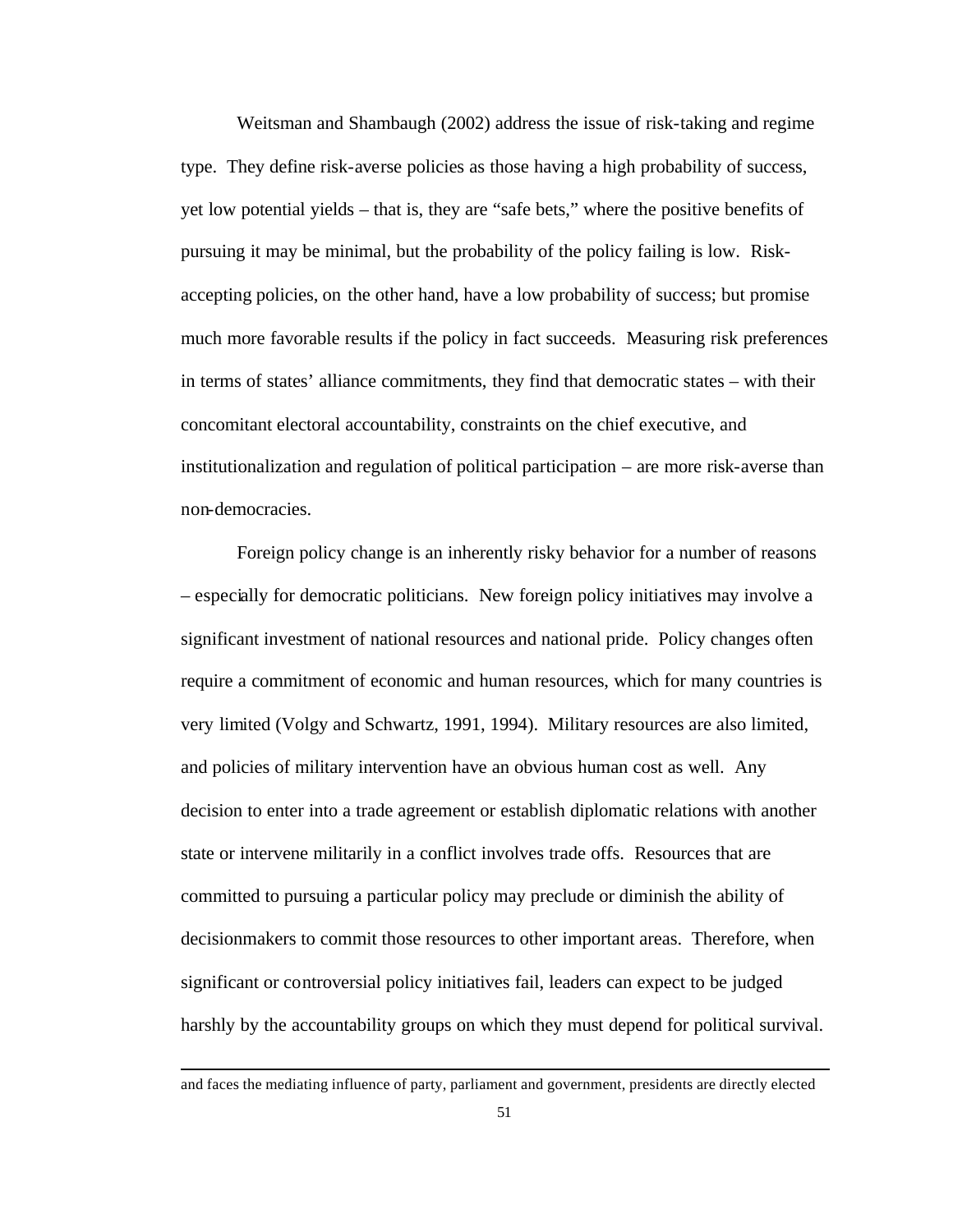Weitsman and Shambaugh (2002) address the issue of risk-taking and regime type. They define risk-averse policies as those having a high probability of success, yet low potential yields – that is, they are "safe bets," where the positive benefits of pursuing it may be minimal, but the probability of the policy failing is low. Risk-accepting policies, on the other hand, have a low probability of success; but promise much more favorable results if the policy in fact succeeds. Measuring risk preferences in terms of states' alliance commitments, they find that democratic states – with their concomitant electoral accountability, constraints on the chief executive, and institutionalization and regulation of political participation – are more risk-averse than non-democracies.

Foreign policy change is an inherently risky behavior for a number of reasons – especially for democratic politicians. New foreign policy initiatives may involve a significant investment of national resources and national pride. Policy changes often require a commitment of economic and human resources, which for many countries is very limited (Volgy and Schwartz, 1991, 1994). Military resources are also limited, and policies of military intervention have an obvious human cost as well. Any decision to enter into a trade agreement or establish diplomatic relations with another state or intervene militarily in a conflict involves trade offs. Resources that are committed to pursuing a particular policy may preclude or diminish the ability of decisionmakers to commit those resources to other important areas. Therefore, when significant or controversial policy initiatives fail, leaders can expect to be judged harshly by the accountability groups on which they must depend for political survival.

---

and faces the mediating influence of party, parliament and government, presidents are directly elected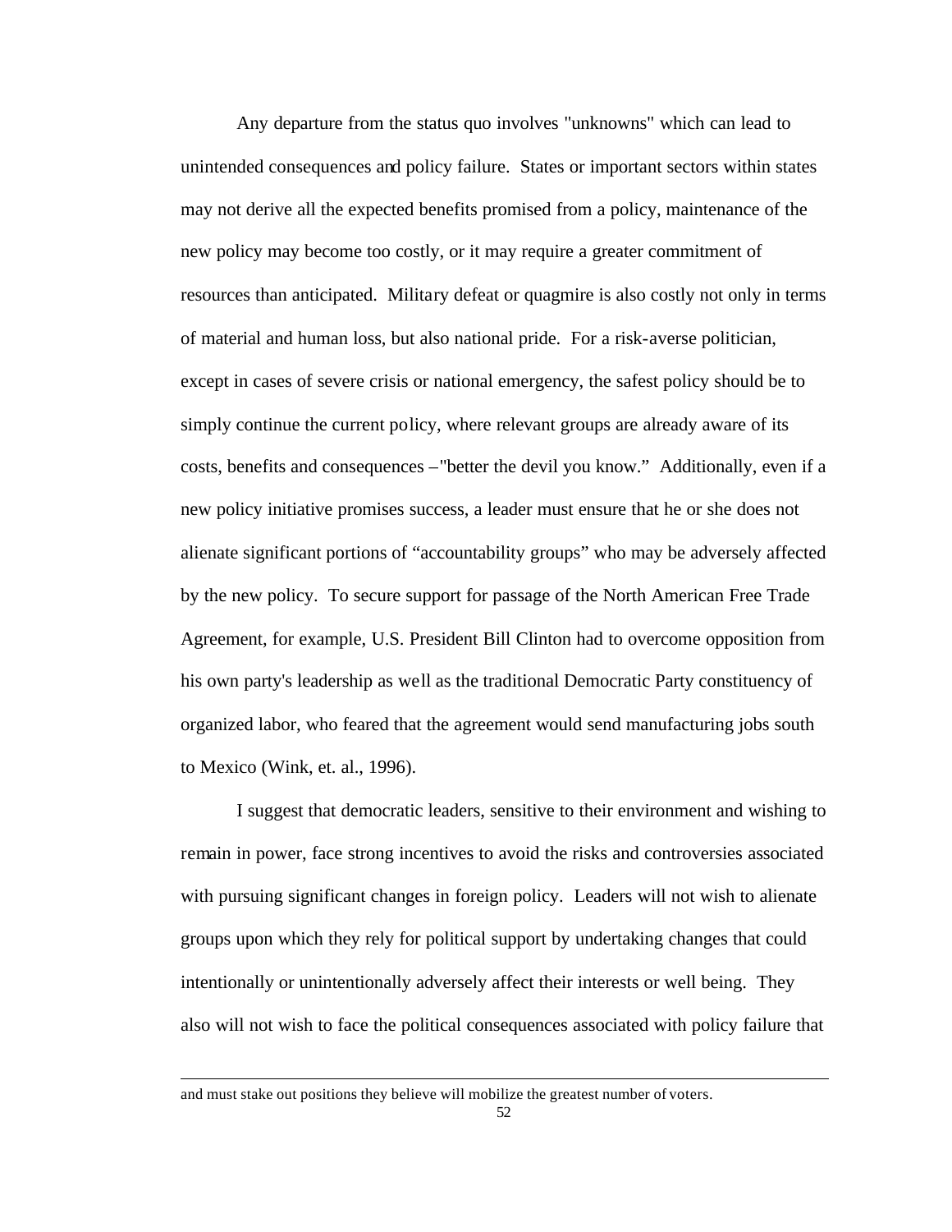Any departure from the status quo involves "unknowns" which can lead to unintended consequences and policy failure. States or important sectors within states may not derive all the expected benefits promised from a policy, maintenance of the new policy may become too costly, or it may require a greater commitment of resources than anticipated. Military defeat or quagmire is also costly not only in terms of material and human loss, but also national pride. For a risk-averse politician, except in cases of severe crisis or national emergency, the safest policy should be to simply continue the current policy, where relevant groups are already aware of its costs, benefits and consequences – "better the devil you know." Additionally, even if a new policy initiative promises success, a leader must ensure that he or she does not alienate significant portions of "accountability groups" who may be adversely affected by the new policy. To secure support for passage of the North American Free Trade Agreement, for example, U.S. President Bill Clinton had to overcome opposition from his own party's leadership as well as the traditional Democratic Party constituency of organized labor, who feared that the agreement would send manufacturing jobs south to Mexico (Wink, et. al., 1996).

I suggest that democratic leaders, sensitive to their environment and wishing to remain in power, face strong incentives to avoid the risks and controversies associated with pursuing significant changes in foreign policy. Leaders will not wish to alienate groups upon which they rely for political support by undertaking changes that could intentionally or unintentionally adversely affect their interests or well being. They also will not wish to face the political consequences associated with policy failure that

---

and must stake out positions they believe will mobilize the greatest number of voters.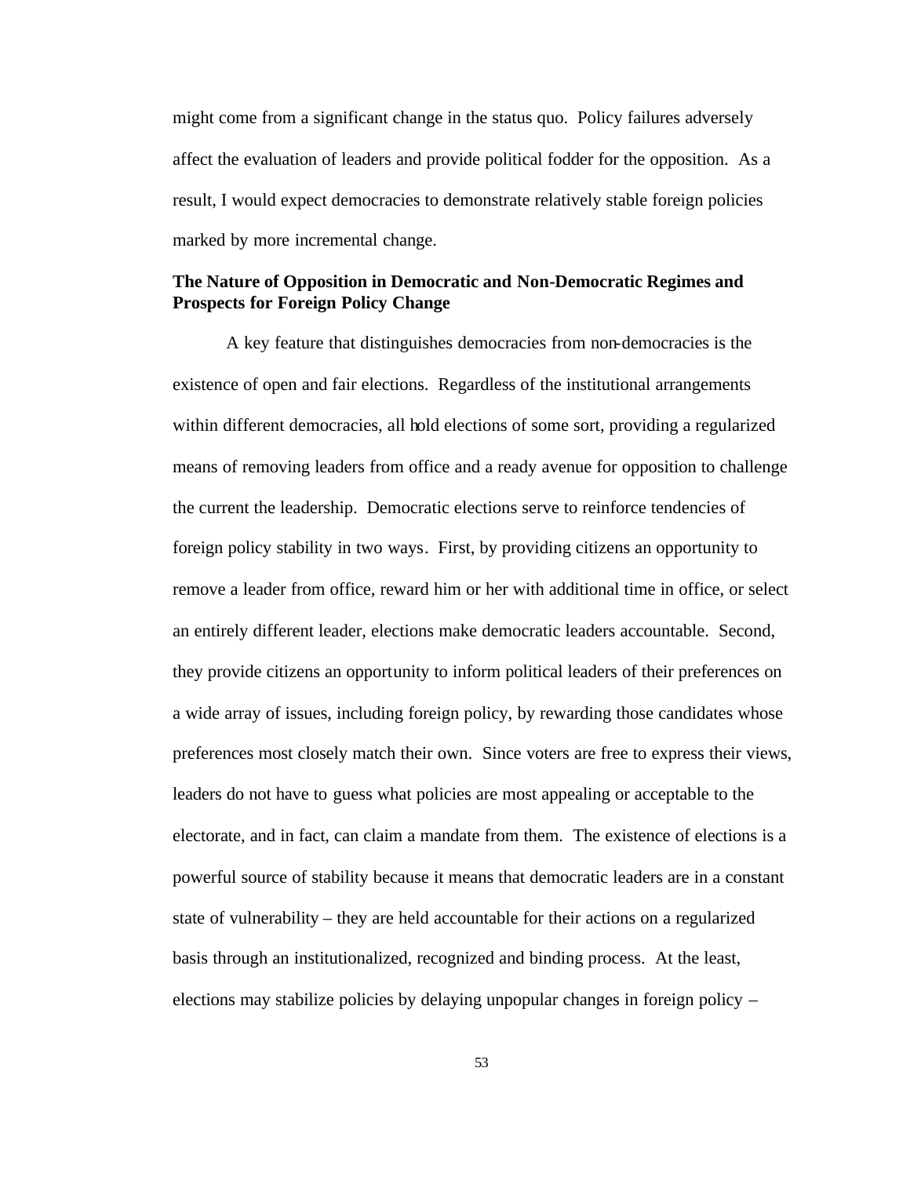might come from a significant change in the status quo. Policy failures adversely affect the evaluation of leaders and provide political fodder for the opposition. As a result, I would expect democracies to demonstrate relatively stable foreign policies marked by more incremental change.

**The Nature of Opposition in Democratic and Non-Democratic Regimes and Prospects for Foreign Policy Change**

A key feature that distinguishes democracies from non-democracies is the existence of open and fair elections. Regardless of the institutional arrangements within different democracies, all hold elections of some sort, providing a regularized means of removing leaders from office and a ready avenue for opposition to challenge the current the leadership. Democratic elections serve to reinforce tendencies of foreign policy stability in two ways. First, by providing citizens an opportunity to remove a leader from office, reward him or her with additional time in office, or select an entirely different leader, elections make democratic leaders accountable. Second, they provide citizens an opportunity to inform political leaders of their preferences on a wide array of issues, including foreign policy, by rewarding those candidates whose preferences most closely match their own. Since voters are free to express their views, leaders do not have to guess what policies are most appealing or acceptable to the electorate, and in fact, can claim a mandate from them. The existence of elections is a powerful source of stability because it means that democratic leaders are in a constant state of vulnerability – they are held accountable for their actions on a regularized basis through an institutionalized, recognized and binding process. At the least, elections may stabilize policies by delaying unpopular changes in foreign policy –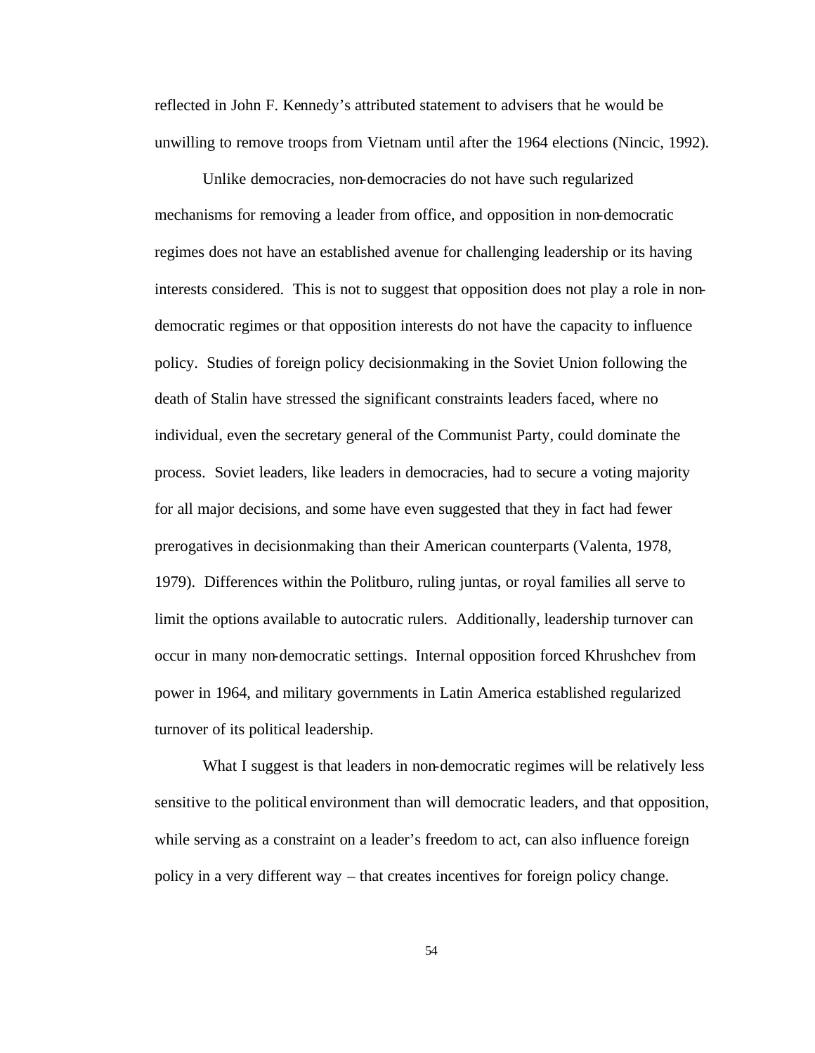reflected in John F. Kennedy's attributed statement to advisers that he would be unwilling to remove troops from Vietnam until after the 1964 elections (Nincic, 1992).

Unlike democracies, non-democracies do not have such regularized mechanisms for removing a leader from office, and opposition in non-democratic regimes does not have an established avenue for challenging leadership or its having interests considered. This is not to suggest that opposition does not play a role in non-democratic regimes or that opposition interests do not have the capacity to influence policy. Studies of foreign policy decisionmaking in the Soviet Union following the death of Stalin have stressed the significant constraints leaders faced, where no individual, even the secretary general of the Communist Party, could dominate the process. Soviet leaders, like leaders in democracies, had to secure a voting majority for all major decisions, and some have even suggested that they in fact had fewer prerogatives in decisionmaking than their American counterparts (Valenta, 1978, 1979). Differences within the Politburo, ruling juntas, or royal families all serve to limit the options available to autocratic rulers. Additionally, leadership turnover can occur in many non-democratic settings. Internal opposition forced Khrushchev from power in 1964, and military governments in Latin America established regularized turnover of its political leadership.

What I suggest is that leaders in non-democratic regimes will be relatively less sensitive to the political environment than will democratic leaders, and that opposition, while serving as a constraint on a leader's freedom to act, can also influence foreign policy in a very different way – that creates incentives for foreign policy change.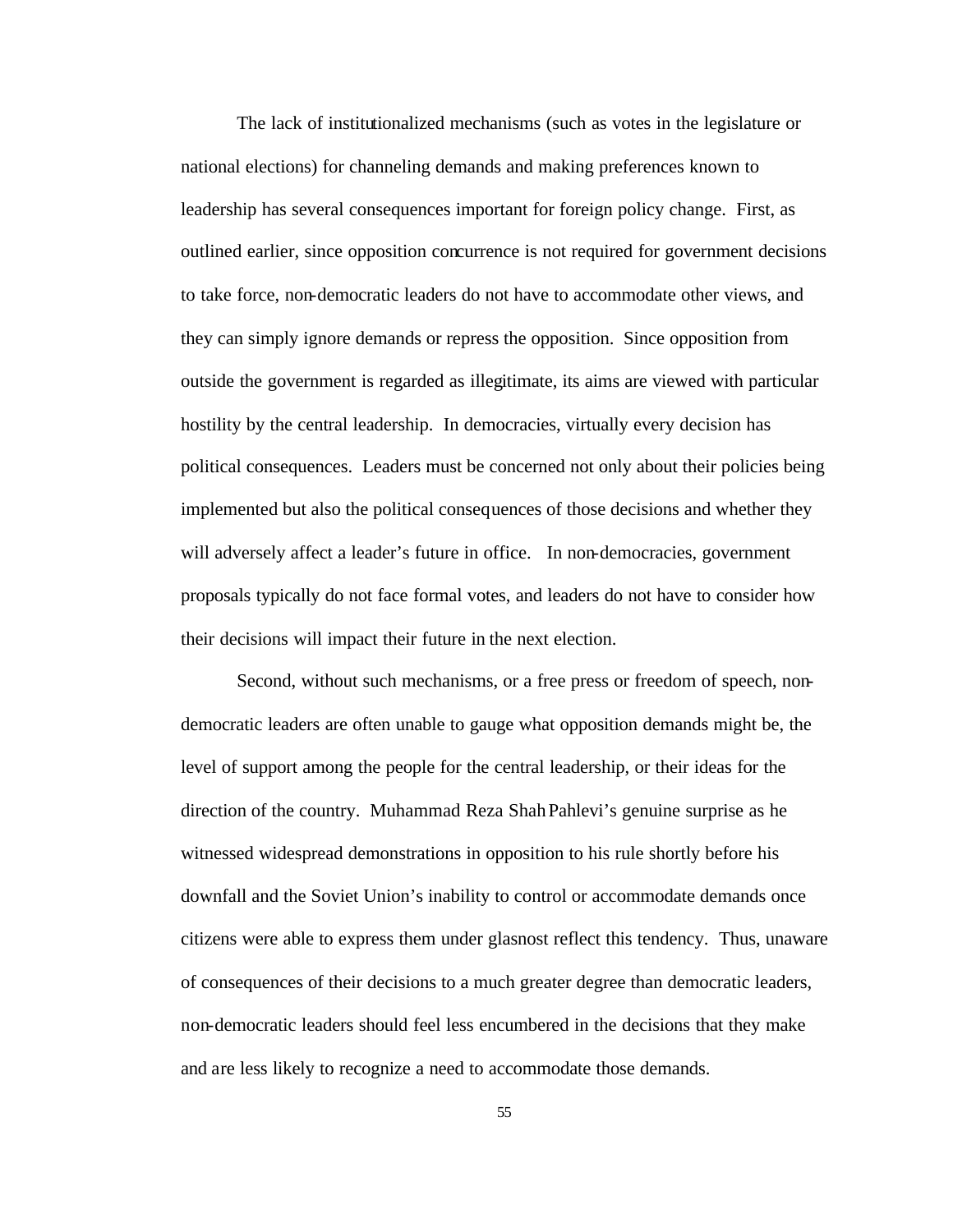The lack of institutionalized mechanisms (such as votes in the legislature or national elections) for channeling demands and making preferences known to leadership has several consequences important for foreign policy change. First, as outlined earlier, since opposition concurrence is not required for government decisions to take force, non-democratic leaders do not have to accommodate other views, and they can simply ignore demands or repress the opposition. Since opposition from outside the government is regarded as illegitimate, its aims are viewed with particular hostility by the central leadership. In democracies, virtually every decision has political consequences. Leaders must be concerned not only about their policies being implemented but also the political consequences of those decisions and whether they will adversely affect a leader's future in office. In non-democracies, government proposals typically do not face formal votes, and leaders do not have to consider how their decisions will impact their future in the next election.

Second, without such mechanisms, or a free press or freedom of speech, non-democratic leaders are often unable to gauge what opposition demands might be, the level of support among the people for the central leadership, or their ideas for the direction of the country. Muhammad Reza Shah Pahlevi's genuine surprise as he witnessed widespread demonstrations in opposition to his rule shortly before his downfall and the Soviet Union's inability to control or accommodate demands once citizens were able to express them under glasnost reflect this tendency. Thus, unaware of consequences of their decisions to a much greater degree than democratic leaders, non-democratic leaders should feel less encumbered in the decisions that they make and are less likely to recognize a need to accommodate those demands.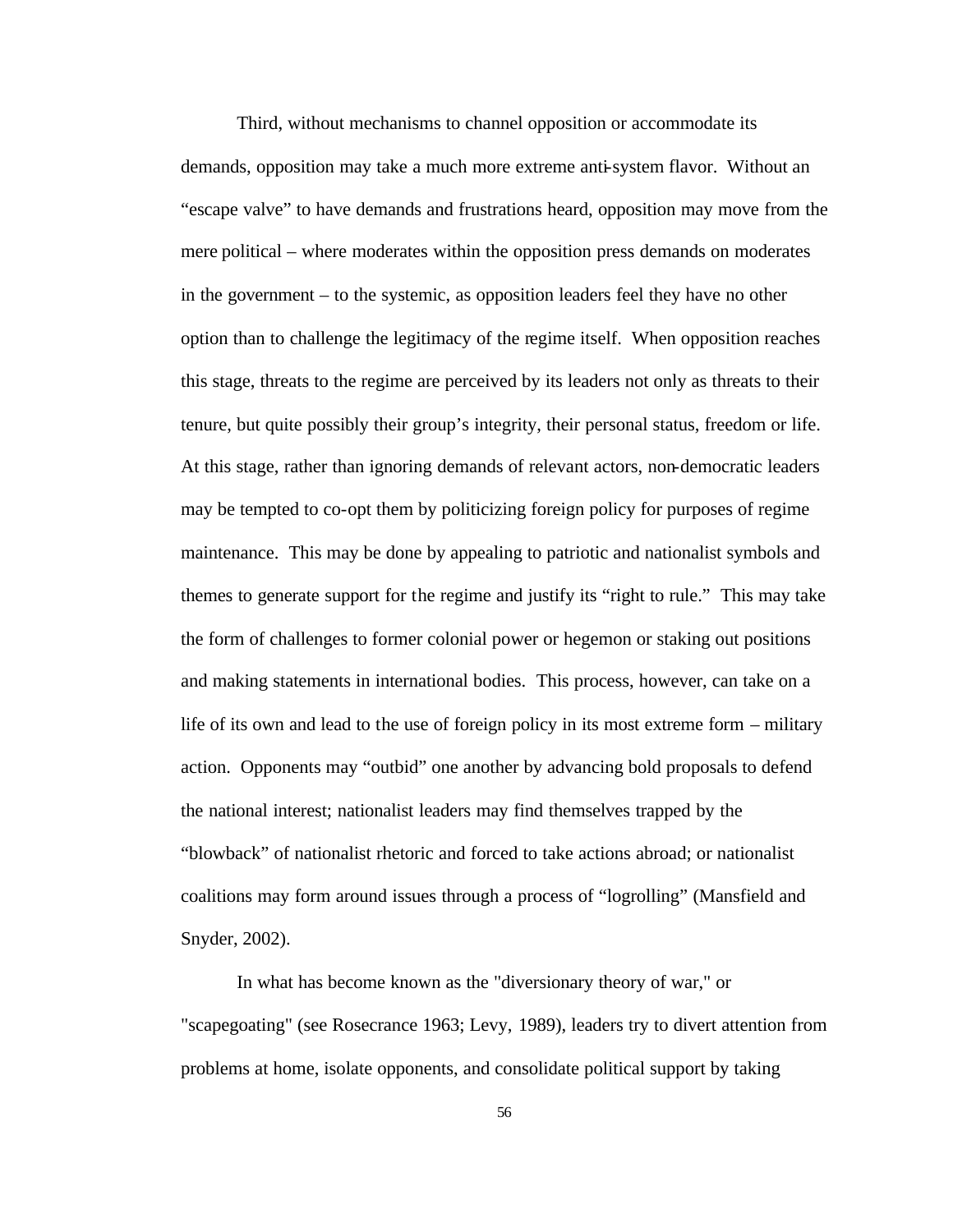Third, without mechanisms to channel opposition or accommodate its demands, opposition may take a much more extreme anti-system flavor. Without an "escape valve" to have demands and frustrations heard, opposition may move from the mere political – where moderates within the opposition press demands on moderates in the government – to the systemic, as opposition leaders feel they have no other option than to challenge the legitimacy of the regime itself. When opposition reaches this stage, threats to the regime are perceived by its leaders not only as threats to their tenure, but quite possibly their group's integrity, their personal status, freedom or life. At this stage, rather than ignoring demands of relevant actors, non-democratic leaders may be tempted to co-opt them by politicizing foreign policy for purposes of regime maintenance. This may be done by appealing to patriotic and nationalist symbols and themes to generate support for the regime and justify its "right to rule." This may take the form of challenges to former colonial power or hegemon or staking out positions and making statements in international bodies. This process, however, can take on a life of its own and lead to the use of foreign policy in its most extreme form – military action. Opponents may "outbid" one another by advancing bold proposals to defend the national interest; nationalist leaders may find themselves trapped by the "blowback" of nationalist rhetoric and forced to take actions abroad; or nationalist coalitions may form around issues through a process of "logrolling" (Mansfield and Snyder, 2002).

In what has become known as the "diversionary theory of war," or "scapegoating" (see Rosecrance 1963; Levy, 1989), leaders try to divert attention from problems at home, isolate opponents, and consolidate political support by taking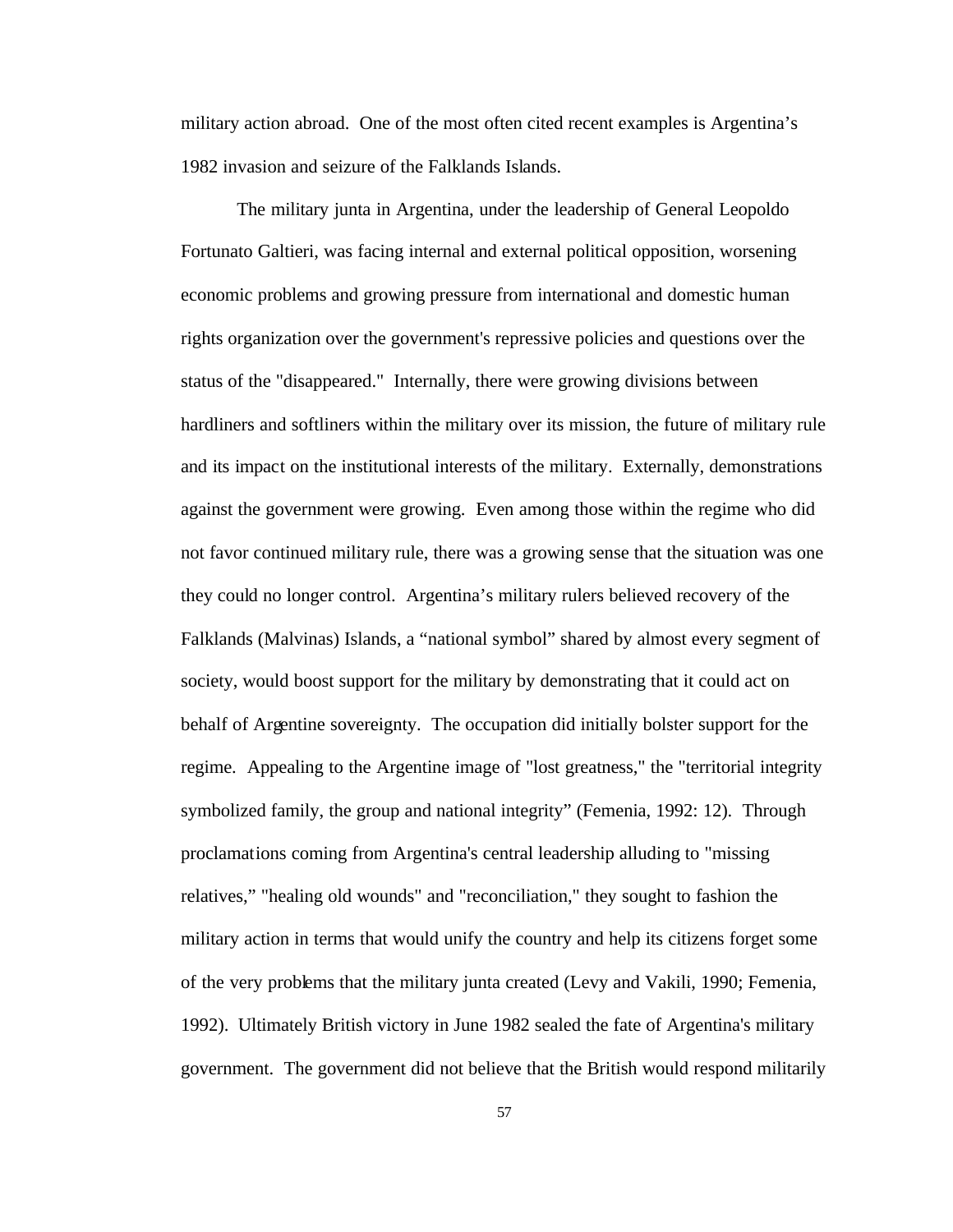military action abroad. One of the most often cited recent examples is Argentina's 1982 invasion and seizure of the Falklands Islands.

The military junta in Argentina, under the leadership of General Leopoldo Fortunato Galtieri, was facing internal and external political opposition, worsening economic problems and growing pressure from international and domestic human rights organization over the government's repressive policies and questions over the status of the "disappeared." Internally, there were growing divisions between hardliners and softliners within the military over its mission, the future of military rule and its impact on the institutional interests of the military. Externally, demonstrations against the government were growing. Even among those within the regime who did not favor continued military rule, there was a growing sense that the situation was one they could no longer control. Argentina's military rulers believed recovery of the Falklands (Malvinas) Islands, a "national symbol" shared by almost every segment of society, would boost support for the military by demonstrating that it could act on behalf of Argentine sovereignty. The occupation did initially bolster support for the regime. Appealing to the Argentine image of "lost greatness," the "territorial integrity symbolized family, the group and national integrity" (Femenia, 1992: 12). Through proclamations coming from Argentina's central leadership alluding to "missing relatives," "healing old wounds" and "reconciliation," they sought to fashion the military action in terms that would unify the country and help its citizens forget some of the very problems that the military junta created (Levy and Vakili, 1990; Femenia, 1992). Ultimately British victory in June 1982 sealed the fate of Argentina's military government. The government did not believe that the British would respond militarily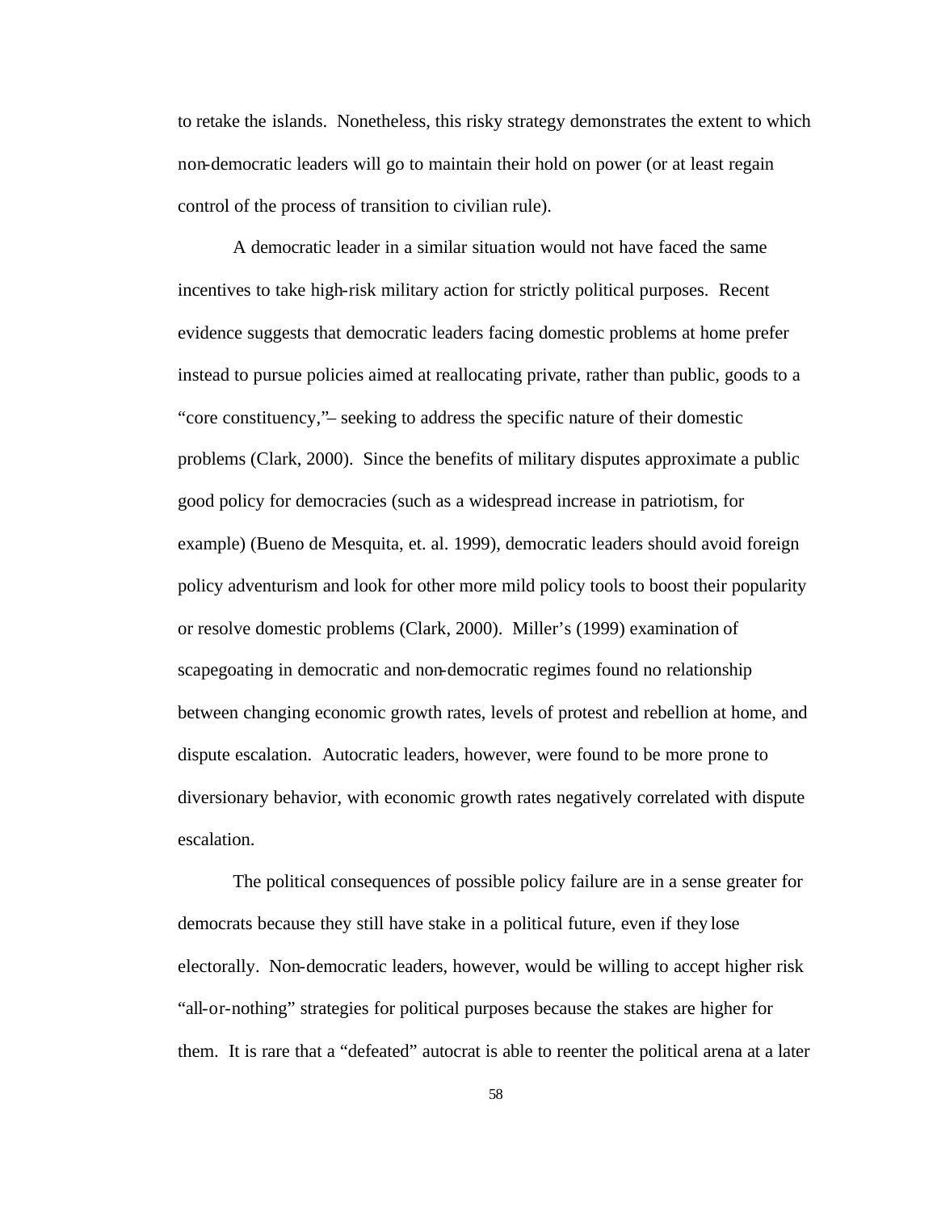to retake the islands. Nonetheless, this risky strategy demonstrates the extent to which non-democratic leaders will go to maintain their hold on power (or at least regain control of the process of transition to civilian rule).

A democratic leader in a similar situation would not have faced the same incentives to take high-risk military action for strictly political purposes. Recent evidence suggests that democratic leaders facing domestic problems at home prefer instead to pursue policies aimed at reallocating private, rather than public, goods to a "core constituency,"– seeking to address the specific nature of their domestic problems (Clark, 2000). Since the benefits of military disputes approximate a public good policy for democracies (such as a widespread increase in patriotism, for example) (Bueno de Mesquita, et. al. 1999), democratic leaders should avoid foreign policy adventurism and look for other more mild policy tools to boost their popularity or resolve domestic problems (Clark, 2000). Miller's (1999) examination of scapegoating in democratic and non-democratic regimes found no relationship between changing economic growth rates, levels of protest and rebellion at home, and dispute escalation. Autocratic leaders, however, were found to be more prone to diversionary behavior, with economic growth rates negatively correlated with dispute escalation.

The political consequences of possible policy failure are in a sense greater for democrats because they still have stake in a political future, even if they lose electorally. Non-democratic leaders, however, would be willing to accept higher risk "all-or-nothing" strategies for political purposes because the stakes are higher for them. It is rare that a "defeated" autocrat is able to reenter the political arena at a later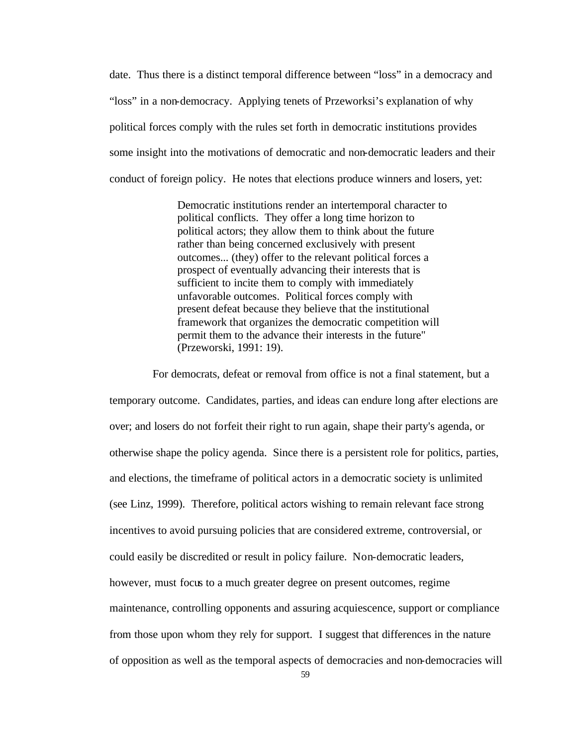date. Thus there is a distinct temporal difference between "loss" in a democracy and "loss" in a non-democracy. Applying tenets of Przeworksi's explanation of why political forces comply with the rules set forth in democratic institutions provides some insight into the motivations of democratic and non-democratic leaders and their conduct of foreign policy. He notes that elections produce winners and losers, yet:

> Democratic institutions render an intertemporal character to political conflicts. They offer a long time horizon to political actors; they allow them to think about the future rather than being concerned exclusively with present outcomes... (they) offer to the relevant political forces a prospect of eventually advancing their interests that is sufficient to incite them to comply with immediately unfavorable outcomes. Political forces comply with present defeat because they believe that the institutional framework that organizes the democratic competition will permit them to the advance their interests in the future" (Przeworski, 1991: 19).

For democrats, defeat or removal from office is not a final statement, but a temporary outcome. Candidates, parties, and ideas can endure long after elections are over; and losers do not forfeit their right to run again, shape their party's agenda, or otherwise shape the policy agenda. Since there is a persistent role for politics, parties, and elections, the timeframe of political actors in a democratic society is unlimited (see Linz, 1999). Therefore, political actors wishing to remain relevant face strong incentives to avoid pursuing policies that are considered extreme, controversial, or could easily be discredited or result in policy failure. Non-democratic leaders, however, must focus to a much greater degree on present outcomes, regime maintenance, controlling opponents and assuring acquiescence, support or compliance from those upon whom they rely for support. I suggest that differences in the nature of opposition as well as the temporal aspects of democracies and non-democracies will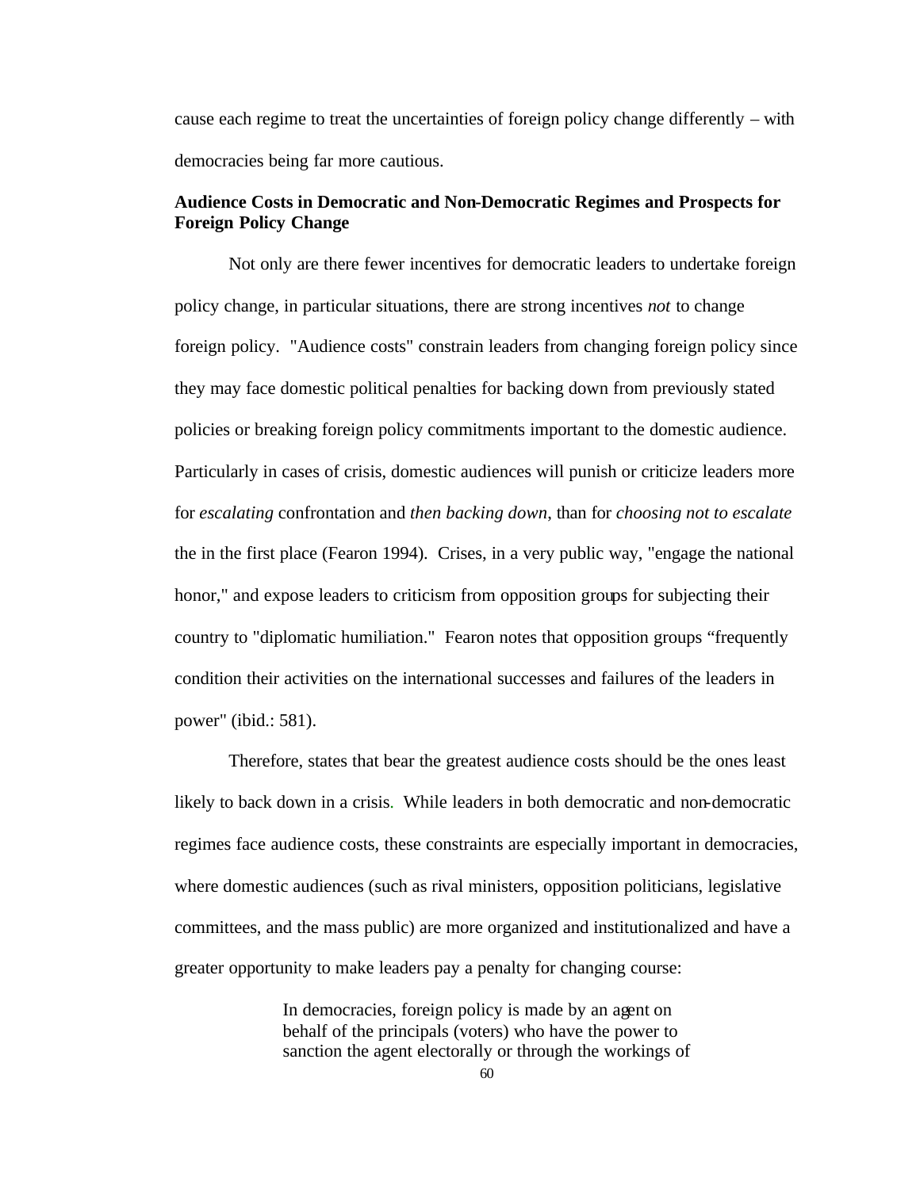cause each regime to treat the uncertainties of foreign policy change differently – with democracies being far more cautious.

**Audience Costs in Democratic and Non-Democratic Regimes and Prospects for Foreign Policy Change**

Not only are there fewer incentives for democratic leaders to undertake foreign policy change, in particular situations, there are strong incentives *not* to change foreign policy. "Audience costs" constrain leaders from changing foreign policy since they may face domestic political penalties for backing down from previously stated policies or breaking foreign policy commitments important to the domestic audience. Particularly in cases of crisis, domestic audiences will punish or criticize leaders more for *escalating* confrontation and *then backing down*, than for *choosing not to escalate* the in the first place (Fearon 1994). Crises, in a very public way, "engage the national honor," and expose leaders to criticism from opposition groups for subjecting their country to "diplomatic humiliation." Fearon notes that opposition groups "frequently condition their activities on the international successes and failures of the leaders in power" (ibid.: 581).

Therefore, states that bear the greatest audience costs should be the ones least likely to back down in a crisis. While leaders in both democratic and non-democratic regimes face audience costs, these constraints are especially important in democracies, where domestic audiences (such as rival ministers, opposition politicians, legislative committees, and the mass public) are more organized and institutionalized and have a greater opportunity to make leaders pay a penalty for changing course:

> In democracies, foreign policy is made by an agent on behalf of the principals (voters) who have the power to sanction the agent electorally or through the workings of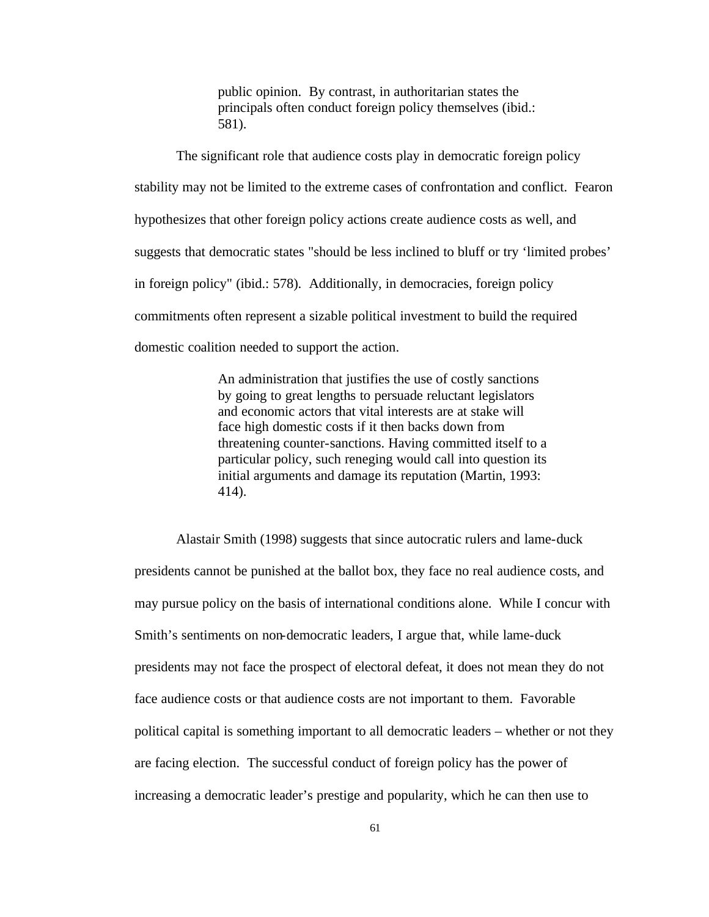> public opinion. By contrast, in authoritarian states the principals often conduct foreign policy themselves (ibid.: 581).

The significant role that audience costs play in democratic foreign policy stability may not be limited to the extreme cases of confrontation and conflict. Fearon hypothesizes that other foreign policy actions create audience costs as well, and suggests that democratic states "should be less inclined to bluff or try 'limited probes' in foreign policy" (ibid.: 578). Additionally, in democracies, foreign policy commitments often represent a sizable political investment to build the required domestic coalition needed to support the action.

> An administration that justifies the use of costly sanctions by going to great lengths to persuade reluctant legislators and economic actors that vital interests are at stake will face high domestic costs if it then backs down from threatening counter-sanctions. Having committed itself to a particular policy, such reneging would call into question its initial arguments and damage its reputation (Martin, 1993: 414).

Alastair Smith (1998) suggests that since autocratic rulers and lame-duck presidents cannot be punished at the ballot box, they face no real audience costs, and may pursue policy on the basis of international conditions alone. While I concur with Smith's sentiments on non-democratic leaders, I argue that, while lame-duck presidents may not face the prospect of electoral defeat, it does not mean they do not face audience costs or that audience costs are not important to them. Favorable political capital is something important to all democratic leaders – whether or not they are facing election. The successful conduct of foreign policy has the power of increasing a democratic leader's prestige and popularity, which he can then use to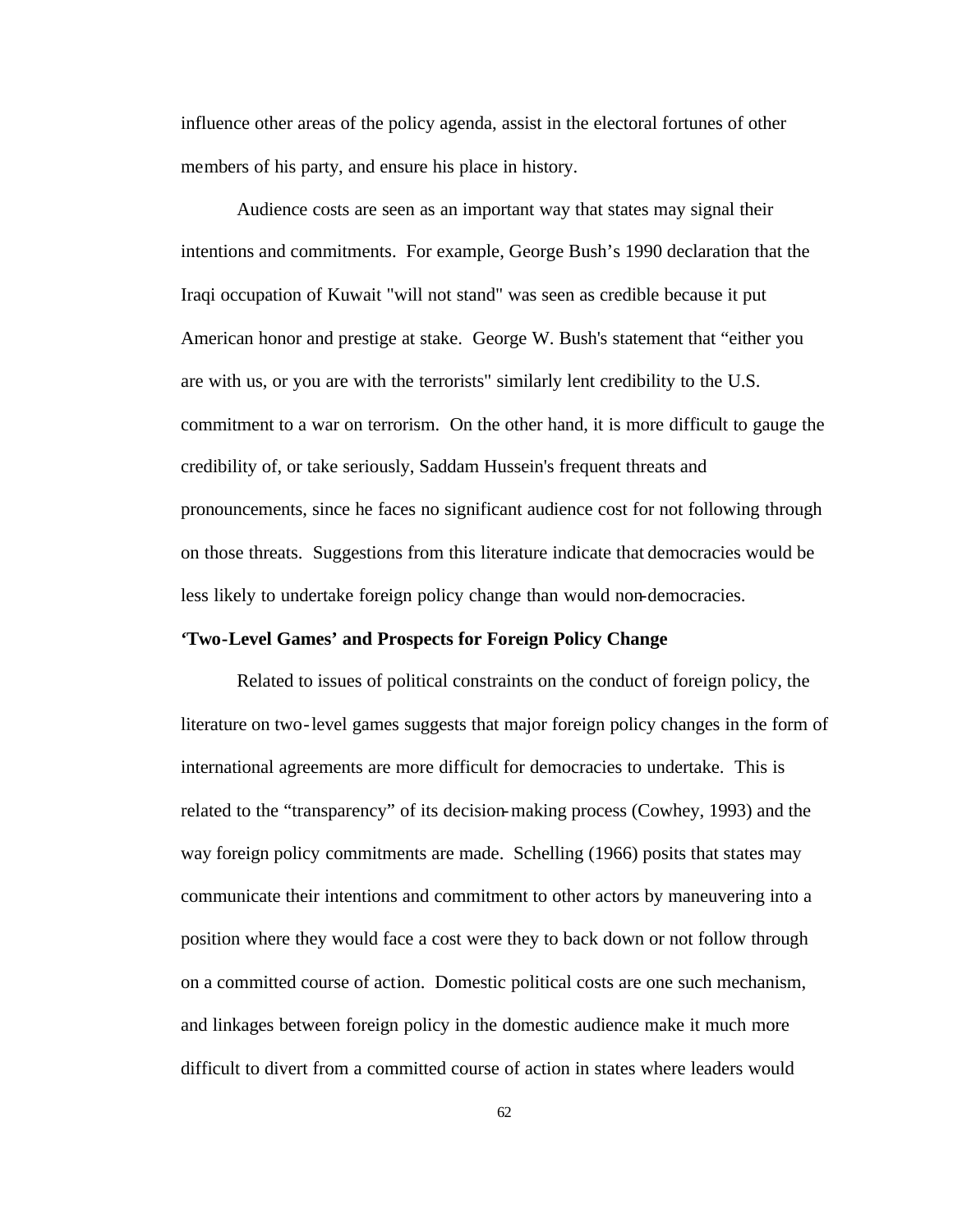influence other areas of the policy agenda, assist in the electoral fortunes of other members of his party, and ensure his place in history.

Audience costs are seen as an important way that states may signal their intentions and commitments. For example, George Bush's 1990 declaration that the Iraqi occupation of Kuwait "will not stand" was seen as credible because it put American honor and prestige at stake. George W. Bush's statement that "either you are with us, or you are with the terrorists" similarly lent credibility to the U.S. commitment to a war on terrorism. On the other hand, it is more difficult to gauge the credibility of, or take seriously, Saddam Hussein's frequent threats and pronouncements, since he faces no significant audience cost for not following through on those threats. Suggestions from this literature indicate that democracies would be less likely to undertake foreign policy change than would non-democracies.

**'Two-Level Games' and Prospects for Foreign Policy Change**

Related to issues of political constraints on the conduct of foreign policy, the literature on two-level games suggests that major foreign policy changes in the form of international agreements are more difficult for democracies to undertake. This is related to the "transparency" of its decision-making process (Cowhey, 1993) and the way foreign policy commitments are made. Schelling (1966) posits that states may communicate their intentions and commitment to other actors by maneuvering into a position where they would face a cost were they to back down or not follow through on a committed course of action. Domestic political costs are one such mechanism, and linkages between foreign policy in the domestic audience make it much more difficult to divert from a committed course of action in states where leaders would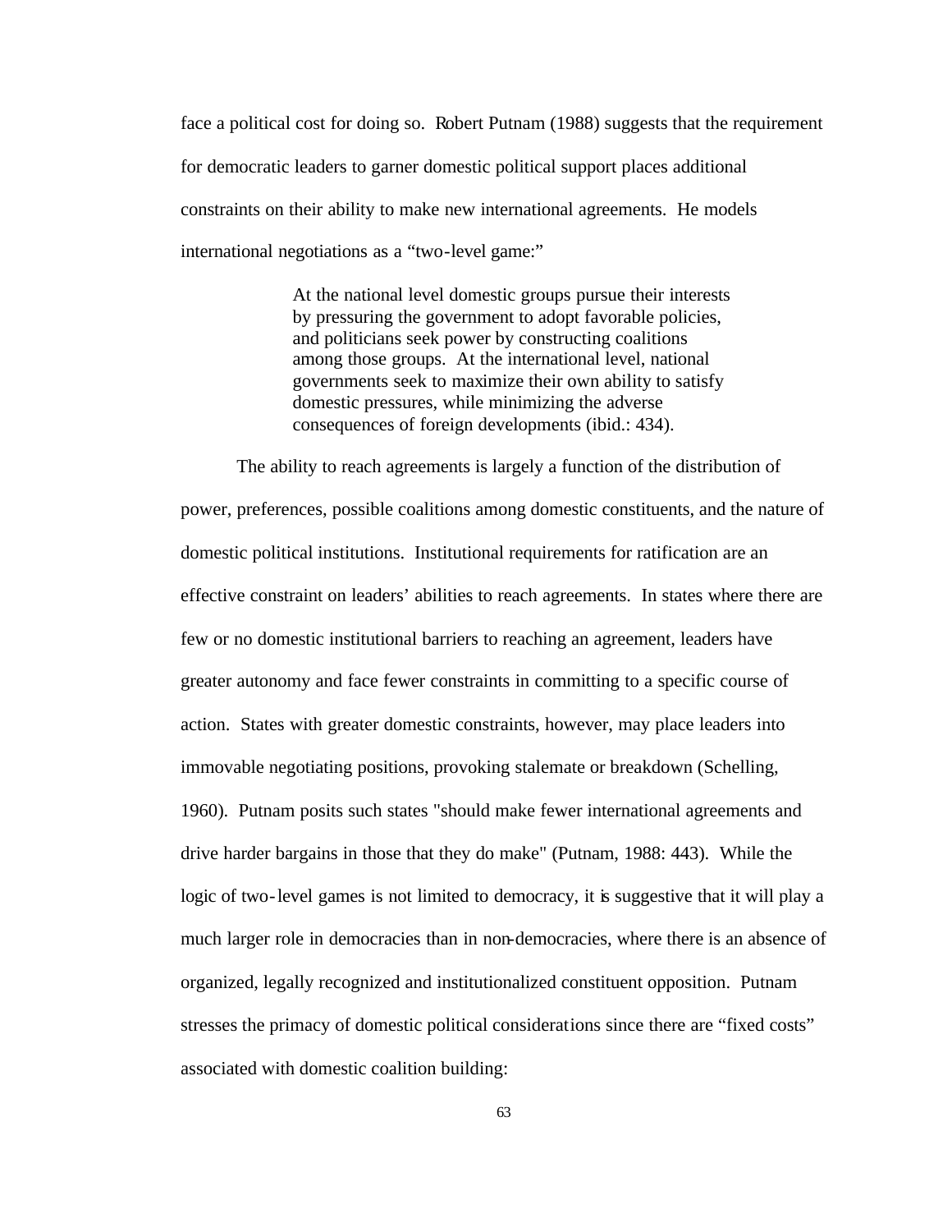face a political cost for doing so. Robert Putnam (1988) suggests that the requirement for democratic leaders to garner domestic political support places additional constraints on their ability to make new international agreements. He models international negotiations as a "two-level game:"

> At the national level domestic groups pursue their interests by pressuring the government to adopt favorable policies, and politicians seek power by constructing coalitions among those groups. At the international level, national governments seek to maximize their own ability to satisfy domestic pressures, while minimizing the adverse consequences of foreign developments (ibid.: 434).

The ability to reach agreements is largely a function of the distribution of power, preferences, possible coalitions among domestic constituents, and the nature of domestic political institutions. Institutional requirements for ratification are an effective constraint on leaders' abilities to reach agreements. In states where there are few or no domestic institutional barriers to reaching an agreement, leaders have greater autonomy and face fewer constraints in committing to a specific course of action. States with greater domestic constraints, however, may place leaders into immovable negotiating positions, provoking stalemate or breakdown (Schelling, 1960). Putnam posits such states "should make fewer international agreements and drive harder bargains in those that they do make" (Putnam, 1988: 443). While the logic of two-level games is not limited to democracy, it is suggestive that it will play a much larger role in democracies than in non-democracies, where there is an absence of organized, legally recognized and institutionalized constituent opposition. Putnam stresses the primacy of domestic political considerations since there are "fixed costs" associated with domestic coalition building: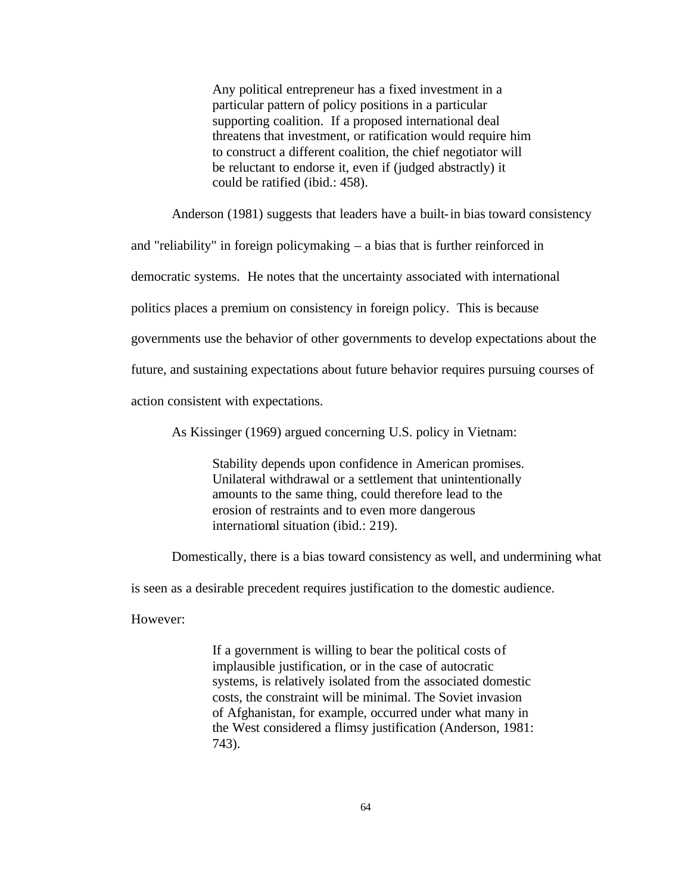> Any political entrepreneur has a fixed investment in a particular pattern of policy positions in a particular supporting coalition. If a proposed international deal threatens that investment, or ratification would require him to construct a different coalition, the chief negotiator will be reluctant to endorse it, even if (judged abstractly) it could be ratified (ibid.: 458).

Anderson (1981) suggests that leaders have a built-in bias toward consistency and "reliability" in foreign policymaking – a bias that is further reinforced in democratic systems. He notes that the uncertainty associated with international politics places a premium on consistency in foreign policy. This is because governments use the behavior of other governments to develop expectations about the future, and sustaining expectations about future behavior requires pursuing courses of action consistent with expectations.

As Kissinger (1969) argued concerning U.S. policy in Vietnam:

> Stability depends upon confidence in American promises. Unilateral withdrawal or a settlement that unintentionally amounts to the same thing, could therefore lead to the erosion of restraints and to even more dangerous international situation (ibid.: 219).

Domestically, there is a bias toward consistency as well, and undermining what is seen as a desirable precedent requires justification to the domestic audience. However:

> If a government is willing to bear the political costs of implausible justification, or in the case of autocratic systems, is relatively isolated from the associated domestic costs, the constraint will be minimal. The Soviet invasion of Afghanistan, for example, occurred under what many in the West considered a flimsy justification (Anderson, 1981: 743).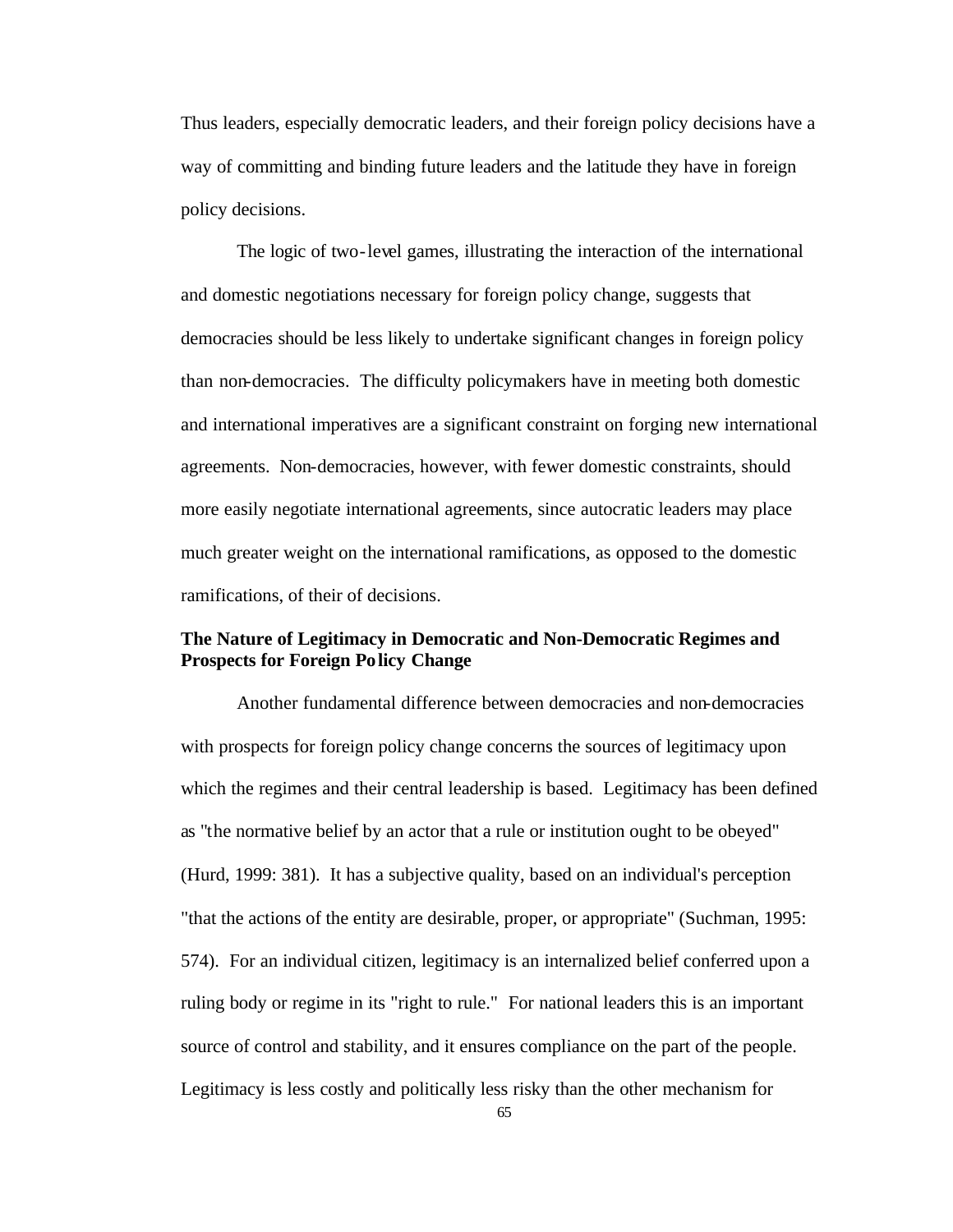Thus leaders, especially democratic leaders, and their foreign policy decisions have a way of committing and binding future leaders and the latitude they have in foreign policy decisions.

The logic of two-level games, illustrating the interaction of the international and domestic negotiations necessary for foreign policy change, suggests that democracies should be less likely to undertake significant changes in foreign policy than non-democracies. The difficulty policymakers have in meeting both domestic and international imperatives are a significant constraint on forging new international agreements. Non-democracies, however, with fewer domestic constraints, should more easily negotiate international agreements, since autocratic leaders may place much greater weight on the international ramifications, as opposed to the domestic ramifications, of their of decisions.

**The Nature of Legitimacy in Democratic and Non-Democratic Regimes and Prospects for Foreign Policy Change**

Another fundamental difference between democracies and non-democracies with prospects for foreign policy change concerns the sources of legitimacy upon which the regimes and their central leadership is based. Legitimacy has been defined as "the normative belief by an actor that a rule or institution ought to be obeyed" (Hurd, 1999: 381). It has a subjective quality, based on an individual's perception "that the actions of the entity are desirable, proper, or appropriate" (Suchman, 1995: 574). For an individual citizen, legitimacy is an internalized belief conferred upon a ruling body or regime in its "right to rule." For national leaders this is an important source of control and stability, and it ensures compliance on the part of the people. Legitimacy is less costly and politically less risky than the other mechanism for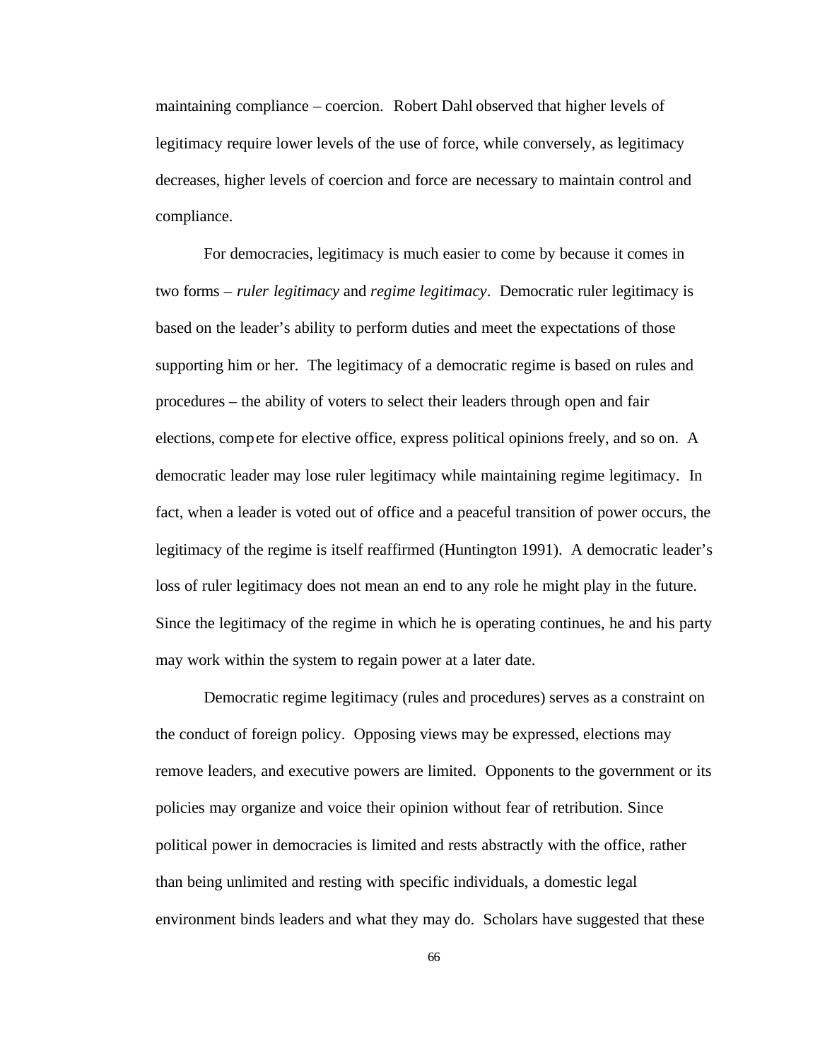maintaining compliance – coercion. Robert Dahl observed that higher levels of legitimacy require lower levels of the use of force, while conversely, as legitimacy decreases, higher levels of coercion and force are necessary to maintain control and compliance.

For democracies, legitimacy is much easier to come by because it comes in two forms – *ruler legitimacy* and *regime legitimacy*. Democratic ruler legitimacy is based on the leader's ability to perform duties and meet the expectations of those supporting him or her. The legitimacy of a democratic regime is based on rules and procedures – the ability of voters to select their leaders through open and fair elections, compete for elective office, express political opinions freely, and so on. A democratic leader may lose ruler legitimacy while maintaining regime legitimacy. In fact, when a leader is voted out of office and a peaceful transition of power occurs, the legitimacy of the regime is itself reaffirmed (Huntington 1991). A democratic leader's loss of ruler legitimacy does not mean an end to any role he might play in the future. Since the legitimacy of the regime in which he is operating continues, he and his party may work within the system to regain power at a later date.

Democratic regime legitimacy (rules and procedures) serves as a constraint on the conduct of foreign policy. Opposing views may be expressed, elections may remove leaders, and executive powers are limited. Opponents to the government or its policies may organize and voice their opinion without fear of retribution. Since political power in democracies is limited and rests abstractly with the office, rather than being unlimited and resting with specific individuals, a domestic legal environment binds leaders and what they may do. Scholars have suggested that these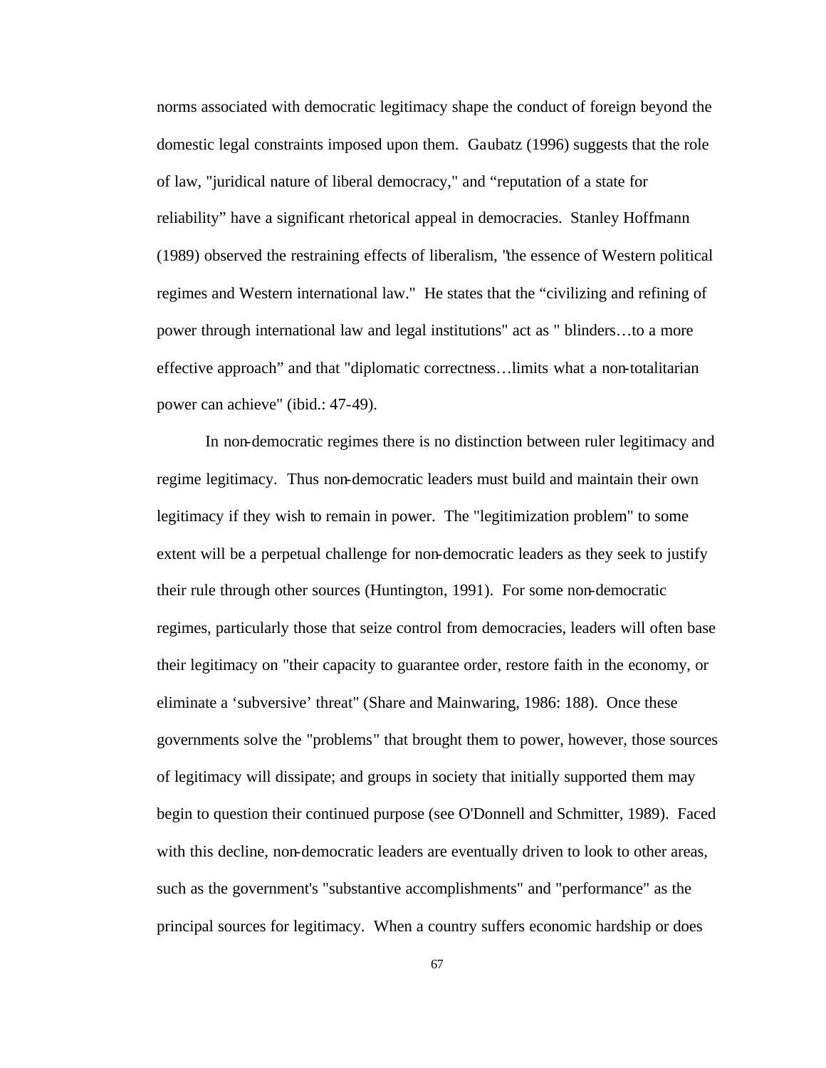norms associated with democratic legitimacy shape the conduct of foreign beyond the domestic legal constraints imposed upon them. Gaubatz (1996) suggests that the role of law, "juridical nature of liberal democracy," and “reputation of a state for reliability” have a significant rhetorical appeal in democracies. Stanley Hoffmann (1989) observed the restraining effects of liberalism, "the essence of Western political regimes and Western international law." He states that the “civilizing and refining of power through international law and legal institutions" act as " blinders…to a more effective approach” and that "diplomatic correctness…limits what a non-totalitarian power can achieve" (ibid.: 47-49).

In non-democratic regimes there is no distinction between ruler legitimacy and regime legitimacy. Thus non-democratic leaders must build and maintain their own legitimacy if they wish to remain in power. The "legitimization problem" to some extent will be a perpetual challenge for non-democratic leaders as they seek to justify their rule through other sources (Huntington, 1991). For some non-democratic regimes, particularly those that seize control from democracies, leaders will often base their legitimacy on "their capacity to guarantee order, restore faith in the economy, or eliminate a ‘subversive’ threat" (Share and Mainwaring, 1986: 188). Once these governments solve the "problems" that brought them to power, however, those sources of legitimacy will dissipate; and groups in society that initially supported them may begin to question their continued purpose (see O'Donnell and Schmitter, 1989). Faced with this decline, non-democratic leaders are eventually driven to look to other areas, such as the government's "substantive accomplishments" and "performance" as the principal sources for legitimacy. When a country suffers economic hardship or does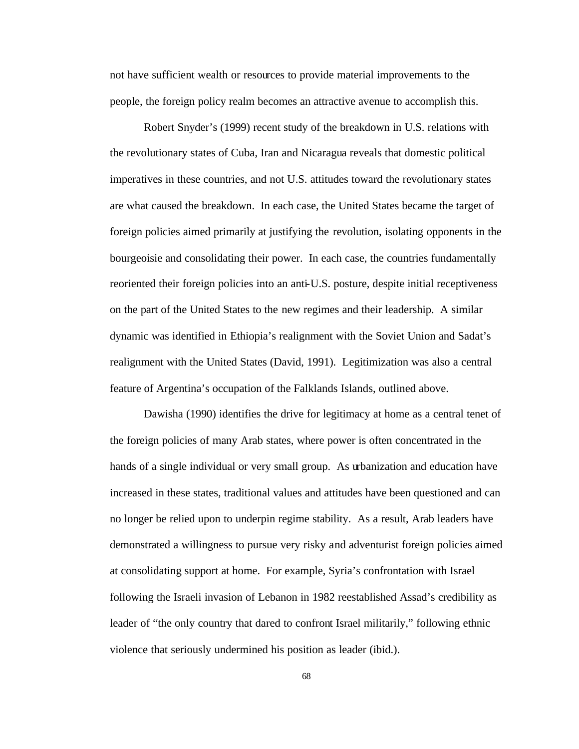not have sufficient wealth or resources to provide material improvements to the people, the foreign policy realm becomes an attractive avenue to accomplish this.

Robert Snyder's (1999) recent study of the breakdown in U.S. relations with the revolutionary states of Cuba, Iran and Nicaragua reveals that domestic political imperatives in these countries, and not U.S. attitudes toward the revolutionary states are what caused the breakdown. In each case, the United States became the target of foreign policies aimed primarily at justifying the revolution, isolating opponents in the bourgeoisie and consolidating their power. In each case, the countries fundamentally reoriented their foreign policies into an anti-U.S. posture, despite initial receptiveness on the part of the United States to the new regimes and their leadership. A similar dynamic was identified in Ethiopia's realignment with the Soviet Union and Sadat's realignment with the United States (David, 1991). Legitimization was also a central feature of Argentina's occupation of the Falklands Islands, outlined above.

Dawisha (1990) identifies the drive for legitimacy at home as a central tenet of the foreign policies of many Arab states, where power is often concentrated in the hands of a single individual or very small group. As urbanization and education have increased in these states, traditional values and attitudes have been questioned and can no longer be relied upon to underpin regime stability. As a result, Arab leaders have demonstrated a willingness to pursue very risky and adventurist foreign policies aimed at consolidating support at home. For example, Syria's confrontation with Israel following the Israeli invasion of Lebanon in 1982 reestablished Assad's credibility as leader of "the only country that dared to confront Israel militarily," following ethnic violence that seriously undermined his position as leader (ibid.).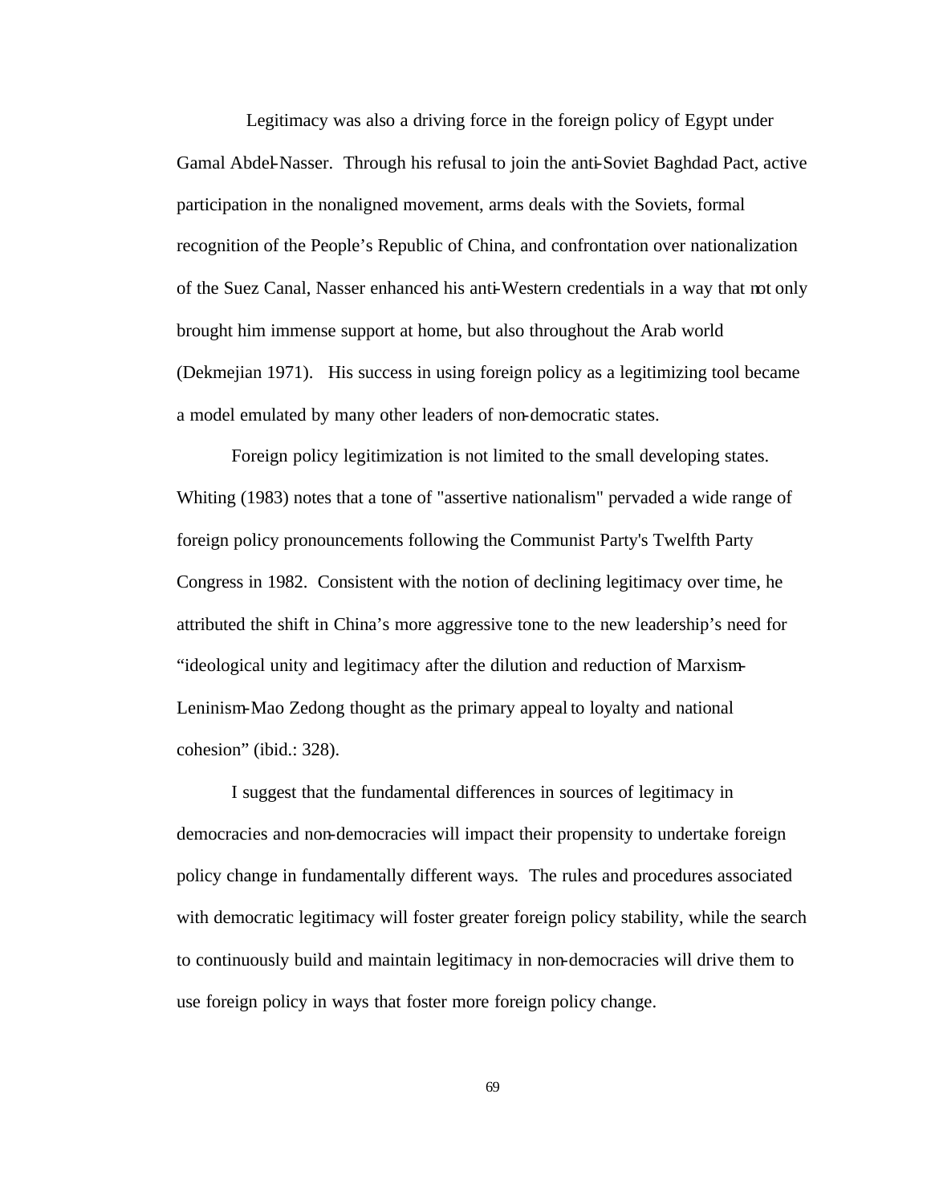Legitimacy was also a driving force in the foreign policy of Egypt under Gamal Abdel-Nasser. Through his refusal to join the anti-Soviet Baghdad Pact, active participation in the nonaligned movement, arms deals with the Soviets, formal recognition of the People's Republic of China, and confrontation over nationalization of the Suez Canal, Nasser enhanced his anti-Western credentials in a way that not only brought him immense support at home, but also throughout the Arab world (Dekmejian 1971). His success in using foreign policy as a legitimizing tool became a model emulated by many other leaders of non-democratic states.

Foreign policy legitimization is not limited to the small developing states. Whiting (1983) notes that a tone of "assertive nationalism" pervaded a wide range of foreign policy pronouncements following the Communist Party's Twelfth Party Congress in 1982. Consistent with the notion of declining legitimacy over time, he attributed the shift in China's more aggressive tone to the new leadership's need for "ideological unity and legitimacy after the dilution and reduction of Marxism-Leninism-Mao Zedong thought as the primary appeal to loyalty and national cohesion" (ibid.: 328).

I suggest that the fundamental differences in sources of legitimacy in democracies and non-democracies will impact their propensity to undertake foreign policy change in fundamentally different ways. The rules and procedures associated with democratic legitimacy will foster greater foreign policy stability, while the search to continuously build and maintain legitimacy in non-democracies will drive them to use foreign policy in ways that foster more foreign policy change.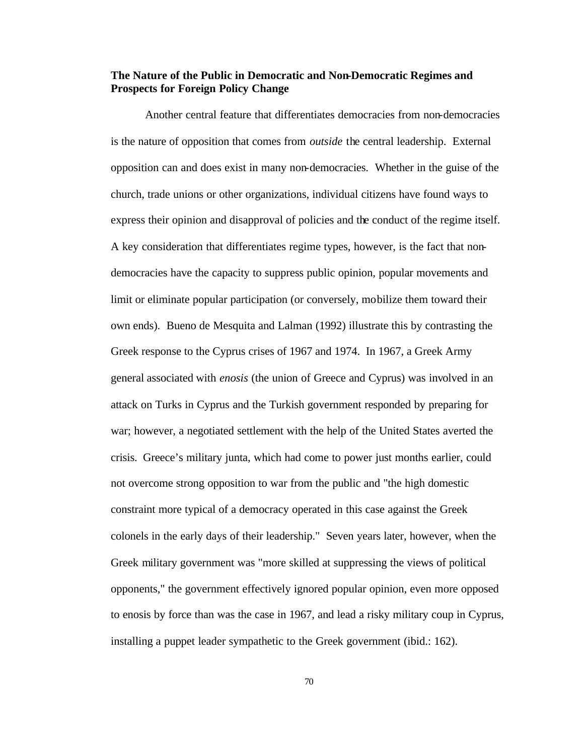**The Nature of the Public in Democratic and Non-Democratic Regimes and Prospects for Foreign Policy Change**

Another central feature that differentiates democracies from non-democracies is the nature of opposition that comes from *outside* the central leadership. External opposition can and does exist in many non-democracies. Whether in the guise of the church, trade unions or other organizations, individual citizens have found ways to express their opinion and disapproval of policies and the conduct of the regime itself. A key consideration that differentiates regime types, however, is the fact that non-democracies have the capacity to suppress public opinion, popular movements and limit or eliminate popular participation (or conversely, mobilize them toward their own ends). Bueno de Mesquita and Lalman (1992) illustrate this by contrasting the Greek response to the Cyprus crises of 1967 and 1974. In 1967, a Greek Army general associated with *enosis* (the union of Greece and Cyprus) was involved in an attack on Turks in Cyprus and the Turkish government responded by preparing for war; however, a negotiated settlement with the help of the United States averted the crisis. Greece's military junta, which had come to power just months earlier, could not overcome strong opposition to war from the public and "the high domestic constraint more typical of a democracy operated in this case against the Greek colonels in the early days of their leadership." Seven years later, however, when the Greek military government was "more skilled at suppressing the views of political opponents," the government effectively ignored popular opinion, even more opposed to enosis by force than was the case in 1967, and lead a risky military coup in Cyprus, installing a puppet leader sympathetic to the Greek government (ibid.: 162).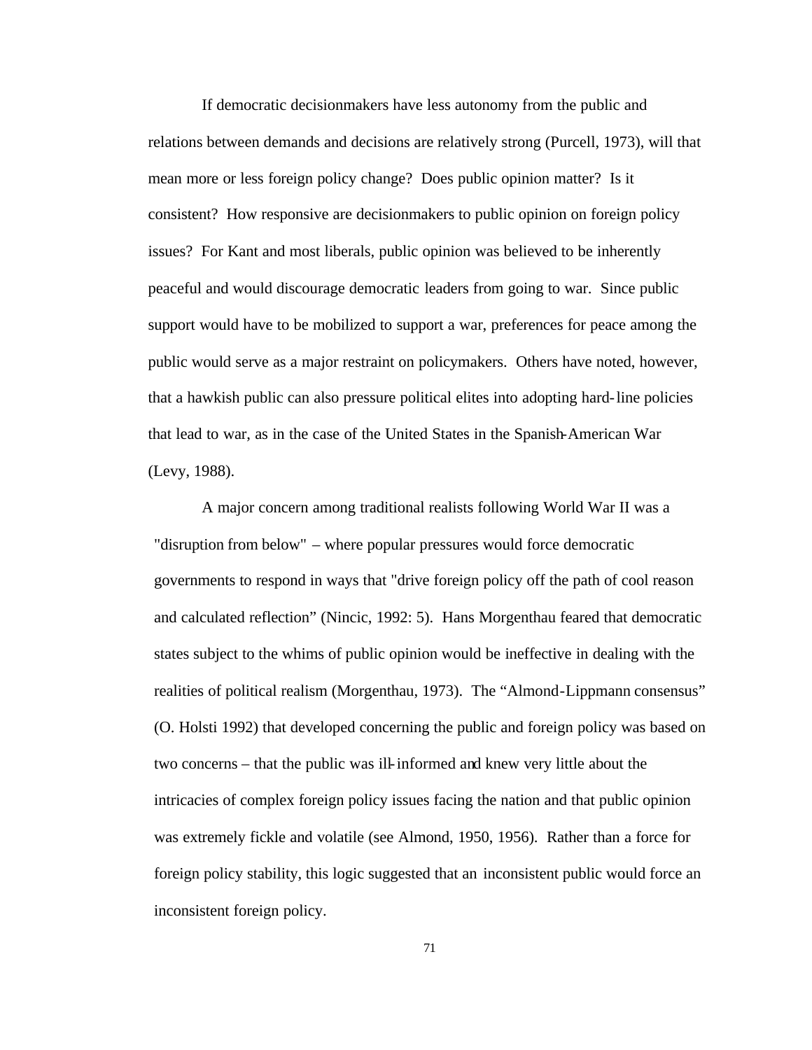If democratic decisionmakers have less autonomy from the public and relations between demands and decisions are relatively strong (Purcell, 1973), will that mean more or less foreign policy change? Does public opinion matter? Is it consistent? How responsive are decisionmakers to public opinion on foreign policy issues? For Kant and most liberals, public opinion was believed to be inherently peaceful and would discourage democratic leaders from going to war. Since public support would have to be mobilized to support a war, preferences for peace among the public would serve as a major restraint on policymakers. Others have noted, however, that a hawkish public can also pressure political elites into adopting hard-line policies that lead to war, as in the case of the United States in the Spanish-American War (Levy, 1988).

A major concern among traditional realists following World War II was a "disruption from below" – where popular pressures would force democratic governments to respond in ways that "drive foreign policy off the path of cool reason and calculated reflection" (Nincic, 1992: 5). Hans Morgenthau feared that democratic states subject to the whims of public opinion would be ineffective in dealing with the realities of political realism (Morgenthau, 1973). The "Almond-Lippmann consensus" (O. Holsti 1992) that developed concerning the public and foreign policy was based on two concerns – that the public was ill-informed and knew very little about the intricacies of complex foreign policy issues facing the nation and that public opinion was extremely fickle and volatile (see Almond, 1950, 1956). Rather than a force for foreign policy stability, this logic suggested that an inconsistent public would force an inconsistent foreign policy.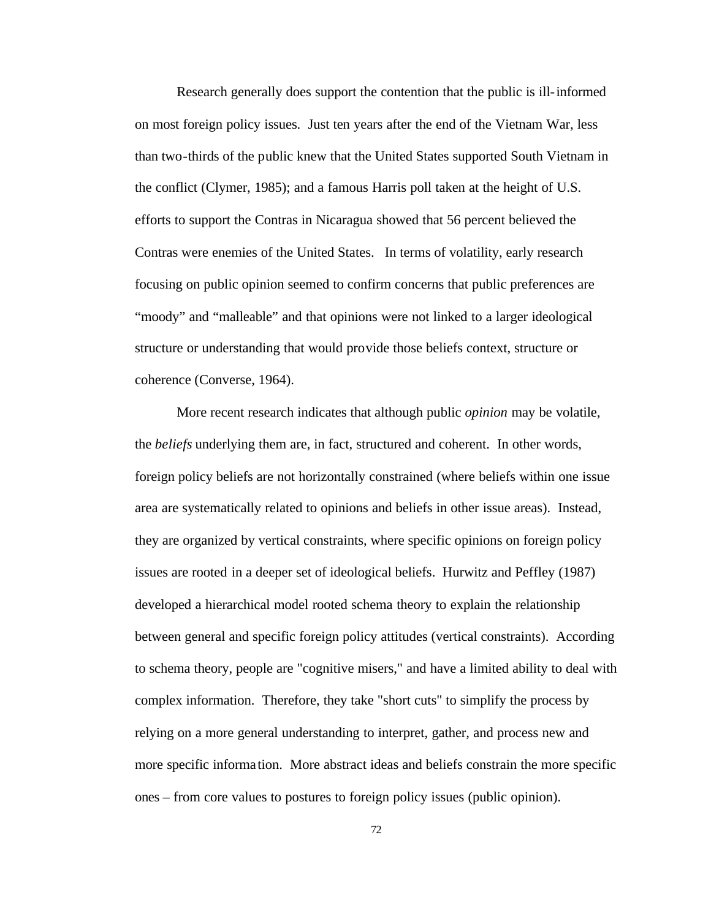Research generally does support the contention that the public is ill-informed on most foreign policy issues. Just ten years after the end of the Vietnam War, less than two-thirds of the public knew that the United States supported South Vietnam in the conflict (Clymer, 1985); and a famous Harris poll taken at the height of U.S. efforts to support the Contras in Nicaragua showed that 56 percent believed the Contras were enemies of the United States. In terms of volatility, early research focusing on public opinion seemed to confirm concerns that public preferences are "moody" and "malleable" and that opinions were not linked to a larger ideological structure or understanding that would provide those beliefs context, structure or coherence (Converse, 1964).

More recent research indicates that although public *opinion* may be volatile, the *beliefs* underlying them are, in fact, structured and coherent. In other words, foreign policy beliefs are not horizontally constrained (where beliefs within one issue area are systematically related to opinions and beliefs in other issue areas). Instead, they are organized by vertical constraints, where specific opinions on foreign policy issues are rooted in a deeper set of ideological beliefs. Hurwitz and Peffley (1987) developed a hierarchical model rooted schema theory to explain the relationship between general and specific foreign policy attitudes (vertical constraints). According to schema theory, people are "cognitive misers," and have a limited ability to deal with complex information. Therefore, they take "short cuts" to simplify the process by relying on a more general understanding to interpret, gather, and process new and more specific information. More abstract ideas and beliefs constrain the more specific ones – from core values to postures to foreign policy issues (public opinion).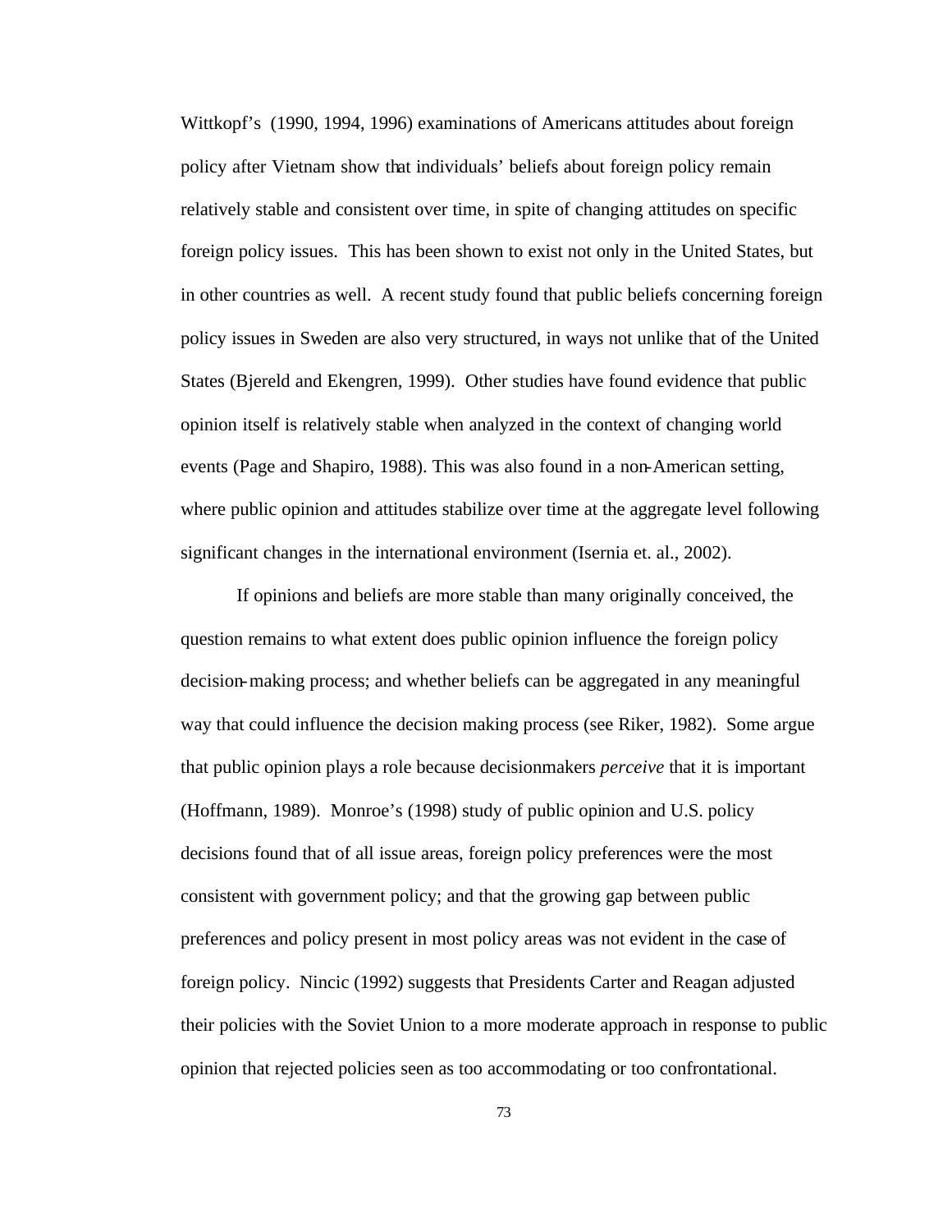Wittkopf's (1990, 1994, 1996) examinations of Americans attitudes about foreign policy after Vietnam show that individuals' beliefs about foreign policy remain relatively stable and consistent over time, in spite of changing attitudes on specific foreign policy issues. This has been shown to exist not only in the United States, but in other countries as well. A recent study found that public beliefs concerning foreign policy issues in Sweden are also very structured, in ways not unlike that of the United States (Bjereld and Ekengren, 1999). Other studies have found evidence that public opinion itself is relatively stable when analyzed in the context of changing world events (Page and Shapiro, 1988). This was also found in a non-American setting, where public opinion and attitudes stabilize over time at the aggregate level following significant changes in the international environment (Isernia et. al., 2002).

If opinions and beliefs are more stable than many originally conceived, the question remains to what extent does public opinion influence the foreign policy decision-making process; and whether beliefs can be aggregated in any meaningful way that could influence the decision making process (see Riker, 1982). Some argue that public opinion plays a role because decisionmakers *perceive* that it is important (Hoffmann, 1989). Monroe's (1998) study of public opinion and U.S. policy decisions found that of all issue areas, foreign policy preferences were the most consistent with government policy; and that the growing gap between public preferences and policy present in most policy areas was not evident in the case of foreign policy. Nincic (1992) suggests that Presidents Carter and Reagan adjusted their policies with the Soviet Union to a more moderate approach in response to public opinion that rejected policies seen as too accommodating or too confrontational.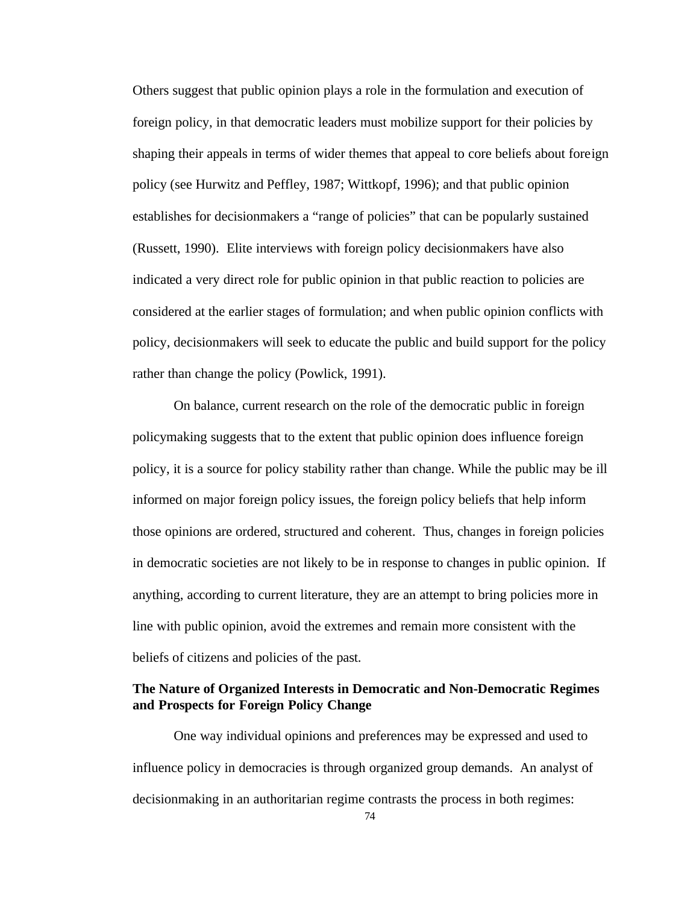Others suggest that public opinion plays a role in the formulation and execution of foreign policy, in that democratic leaders must mobilize support for their policies by shaping their appeals in terms of wider themes that appeal to core beliefs about foreign policy (see Hurwitz and Peffley, 1987; Wittkopf, 1996); and that public opinion establishes for decisionmakers a "range of policies" that can be popularly sustained (Russett, 1990). Elite interviews with foreign policy decisionmakers have also indicated a very direct role for public opinion in that public reaction to policies are considered at the earlier stages of formulation; and when public opinion conflicts with policy, decisionmakers will seek to educate the public and build support for the policy rather than change the policy (Powlick, 1991).

On balance, current research on the role of the democratic public in foreign policymaking suggests that to the extent that public opinion does influence foreign policy, it is a source for policy stability rather than change. While the public may be ill informed on major foreign policy issues, the foreign policy beliefs that help inform those opinions are ordered, structured and coherent. Thus, changes in foreign policies in democratic societies are not likely to be in response to changes in public opinion. If anything, according to current literature, they are an attempt to bring policies more in line with public opinion, avoid the extremes and remain more consistent with the beliefs of citizens and policies of the past.

**The Nature of Organized Interests in Democratic and Non-Democratic Regimes and Prospects for Foreign Policy Change**

One way individual opinions and preferences may be expressed and used to influence policy in democracies is through organized group demands. An analyst of decisionmaking in an authoritarian regime contrasts the process in both regimes: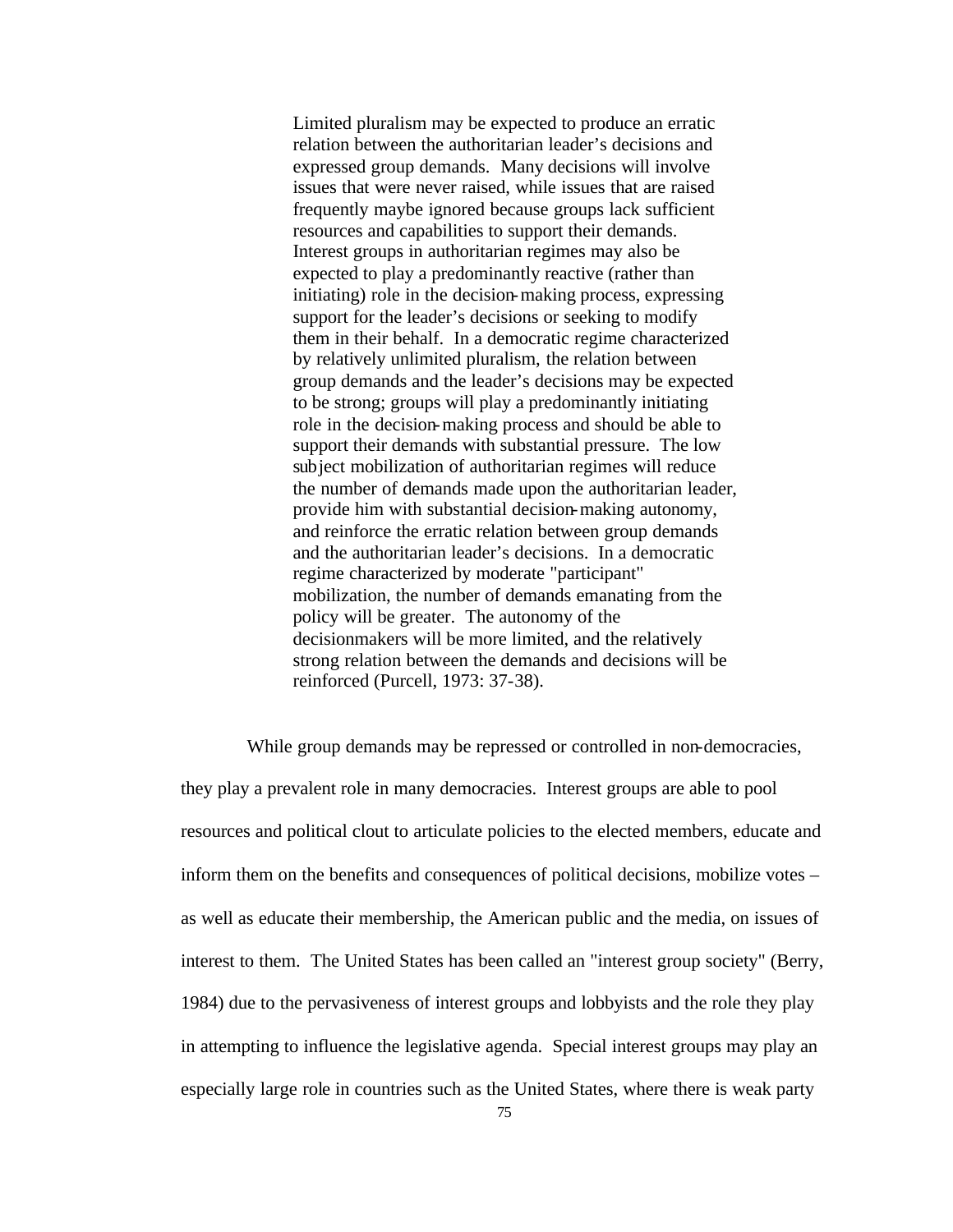> Limited pluralism may be expected to produce an erratic relation between the authoritarian leader's decisions and expressed group demands. Many decisions will involve issues that were never raised, while issues that are raised frequently maybe ignored because groups lack sufficient resources and capabilities to support their demands. Interest groups in authoritarian regimes may also be expected to play a predominantly reactive (rather than initiating) role in the decision-making process, expressing support for the leader's decisions or seeking to modify them in their behalf. In a democratic regime characterized by relatively unlimited pluralism, the relation between group demands and the leader's decisions may be expected to be strong; groups will play a predominantly initiating role in the decision-making process and should be able to support their demands with substantial pressure. The low subject mobilization of authoritarian regimes will reduce the number of demands made upon the authoritarian leader, provide him with substantial decision-making autonomy, and reinforce the erratic relation between group demands and the authoritarian leader's decisions. In a democratic regime characterized by moderate "participant" mobilization, the number of demands emanating from the policy will be greater. The autonomy of the decisionmakers will be more limited, and the relatively strong relation between the demands and decisions will be reinforced (Purcell, 1973: 37-38).

While group demands may be repressed or controlled in non-democracies, they play a prevalent role in many democracies. Interest groups are able to pool resources and political clout to articulate policies to the elected members, educate and inform them on the benefits and consequences of political decisions, mobilize votes – as well as educate their membership, the American public and the media, on issues of interest to them. The United States has been called an "interest group society" (Berry, 1984) due to the pervasiveness of interest groups and lobbyists and the role they play in attempting to influence the legislative agenda. Special interest groups may play an especially large role in countries such as the United States, where there is weak party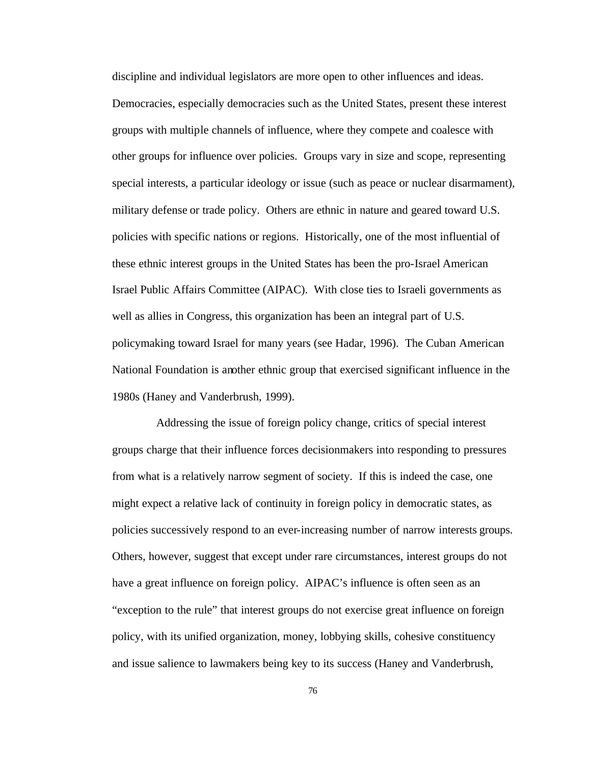discipline and individual legislators are more open to other influences and ideas. Democracies, especially democracies such as the United States, present these interest groups with multiple channels of influence, where they compete and coalesce with other groups for influence over policies. Groups vary in size and scope, representing special interests, a particular ideology or issue (such as peace or nuclear disarmament), military defense or trade policy. Others are ethnic in nature and geared toward U.S. policies with specific nations or regions. Historically, one of the most influential of these ethnic interest groups in the United States has been the pro-Israel American Israel Public Affairs Committee (AIPAC). With close ties to Israeli governments as well as allies in Congress, this organization has been an integral part of U.S. policymaking toward Israel for many years (see Hadar, 1996). The Cuban American National Foundation is another ethnic group that exercised significant influence in the 1980s (Haney and Vanderbrush, 1999).

Addressing the issue of foreign policy change, critics of special interest groups charge that their influence forces decisionmakers into responding to pressures from what is a relatively narrow segment of society. If this is indeed the case, one might expect a relative lack of continuity in foreign policy in democratic states, as policies successively respond to an ever-increasing number of narrow interests groups. Others, however, suggest that except under rare circumstances, interest groups do not have a great influence on foreign policy. AIPAC's influence is often seen as an "exception to the rule" that interest groups do not exercise great influence on foreign policy, with its unified organization, money, lobbying skills, cohesive constituency and issue salience to lawmakers being key to its success (Haney and Vanderbrush,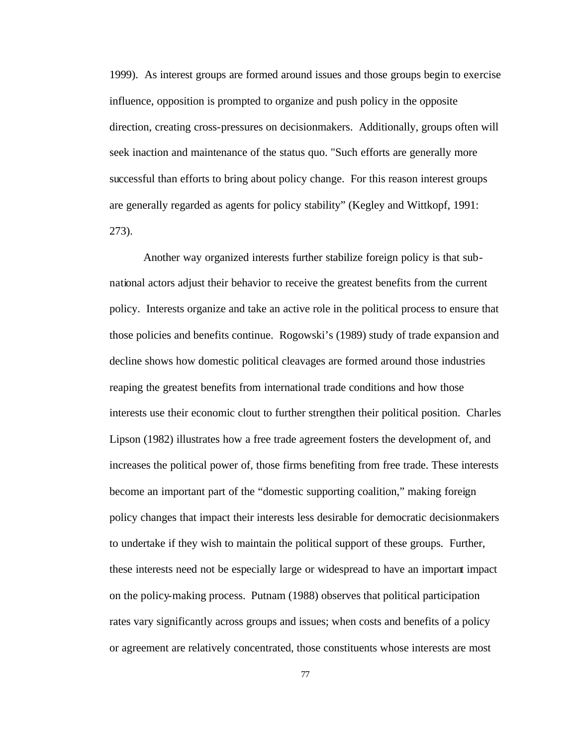1999). As interest groups are formed around issues and those groups begin to exercise influence, opposition is prompted to organize and push policy in the opposite direction, creating cross-pressures on decisionmakers. Additionally, groups often will seek inaction and maintenance of the status quo. "Such efforts are generally more successful than efforts to bring about policy change. For this reason interest groups are generally regarded as agents for policy stability" (Kegley and Wittkopf, 1991: 273).

Another way organized interests further stabilize foreign policy is that sub-national actors adjust their behavior to receive the greatest benefits from the current policy. Interests organize and take an active role in the political process to ensure that those policies and benefits continue. Rogowski's (1989) study of trade expansion and decline shows how domestic political cleavages are formed around those industries reaping the greatest benefits from international trade conditions and how those interests use their economic clout to further strengthen their political position. Charles Lipson (1982) illustrates how a free trade agreement fosters the development of, and increases the political power of, those firms benefiting from free trade. These interests become an important part of the "domestic supporting coalition," making foreign policy changes that impact their interests less desirable for democratic decisionmakers to undertake if they wish to maintain the political support of these groups. Further, these interests need not be especially large or widespread to have an important impact on the policy-making process. Putnam (1988) observes that political participation rates vary significantly across groups and issues; when costs and benefits of a policy or agreement are relatively concentrated, those constituents whose interests are most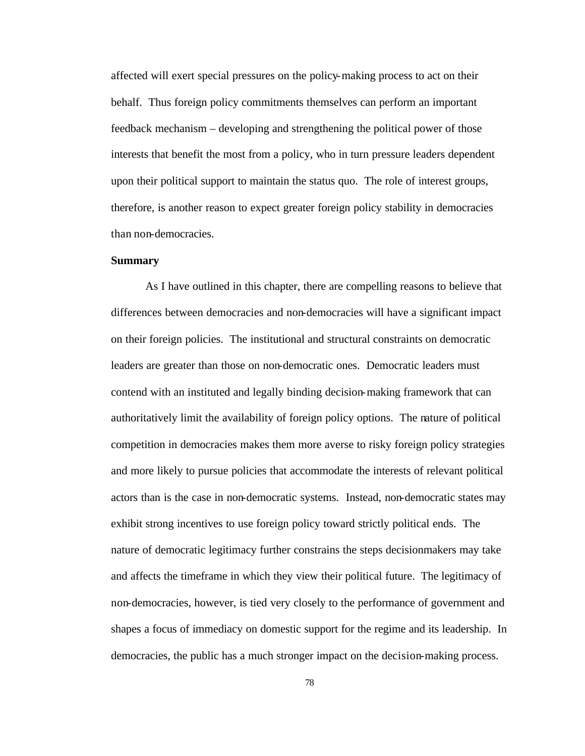affected will exert special pressures on the policy-making process to act on their behalf. Thus foreign policy commitments themselves can perform an important feedback mechanism – developing and strengthening the political power of those interests that benefit the most from a policy, who in turn pressure leaders dependent upon their political support to maintain the status quo. The role of interest groups, therefore, is another reason to expect greater foreign policy stability in democracies than non-democracies.

**Summary**

As I have outlined in this chapter, there are compelling reasons to believe that differences between democracies and non-democracies will have a significant impact on their foreign policies. The institutional and structural constraints on democratic leaders are greater than those on non-democratic ones. Democratic leaders must contend with an instituted and legally binding decision-making framework that can authoritatively limit the availability of foreign policy options. The nature of political competition in democracies makes them more averse to risky foreign policy strategies and more likely to pursue policies that accommodate the interests of relevant political actors than is the case in non-democratic systems. Instead, non-democratic states may exhibit strong incentives to use foreign policy toward strictly political ends. The nature of democratic legitimacy further constrains the steps decisionmakers may take and affects the timeframe in which they view their political future. The legitimacy of non-democracies, however, is tied very closely to the performance of government and shapes a focus of immediacy on domestic support for the regime and its leadership. In democracies, the public has a much stronger impact on the decision-making process.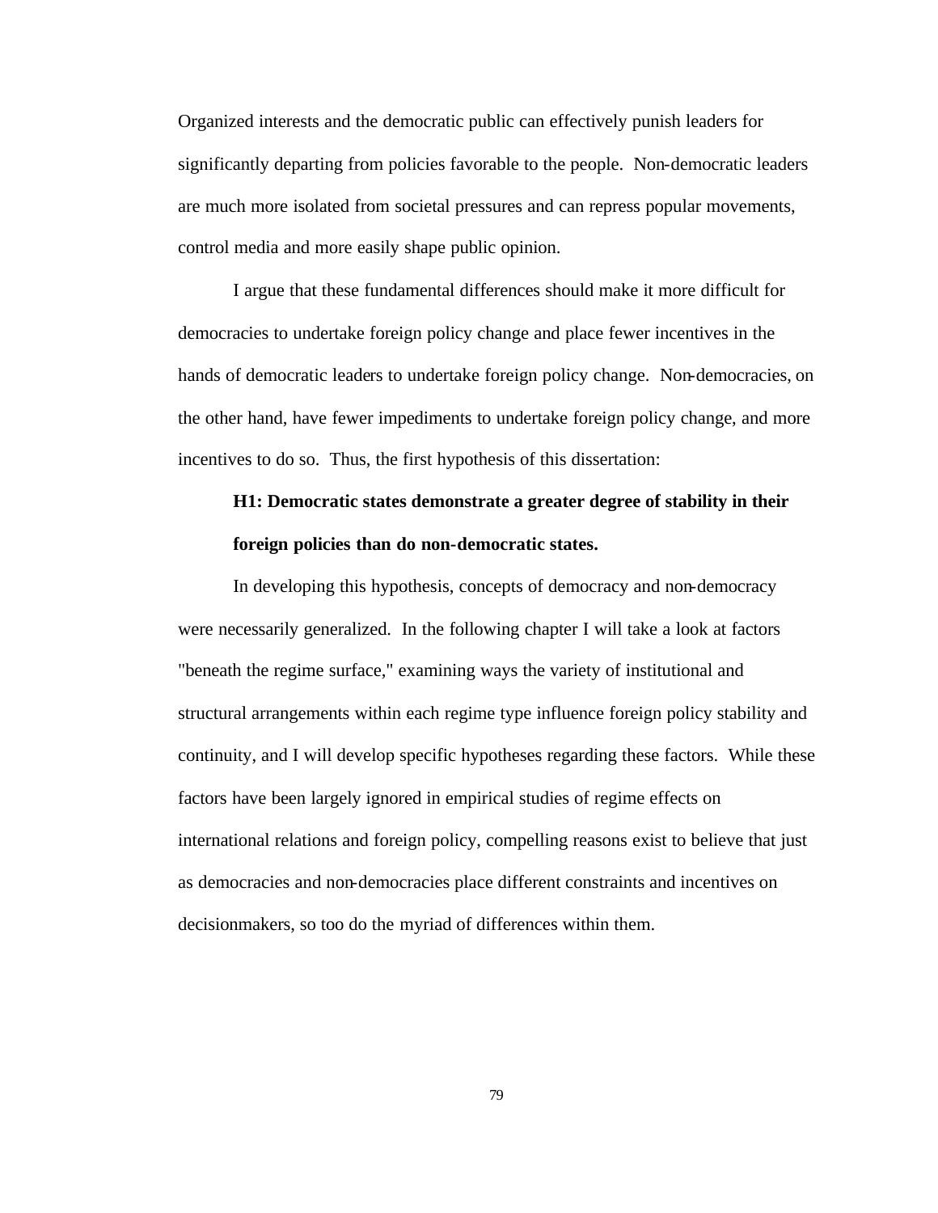Organized interests and the democratic public can effectively punish leaders for significantly departing from policies favorable to the people. Non-democratic leaders are much more isolated from societal pressures and can repress popular movements, control media and more easily shape public opinion.

I argue that these fundamental differences should make it more difficult for democracies to undertake foreign policy change and place fewer incentives in the hands of democratic leaders to undertake foreign policy change. Non-democracies, on the other hand, have fewer impediments to undertake foreign policy change, and more incentives to do so. Thus, the first hypothesis of this dissertation:

**H1: Democratic states demonstrate a greater degree of stability in their foreign policies than do non-democratic states.**

In developing this hypothesis, concepts of democracy and non-democracy were necessarily generalized. In the following chapter I will take a look at factors "beneath the regime surface," examining ways the variety of institutional and structural arrangements within each regime type influence foreign policy stability and continuity, and I will develop specific hypotheses regarding these factors. While these factors have been largely ignored in empirical studies of regime effects on international relations and foreign policy, compelling reasons exist to believe that just as democracies and non-democracies place different constraints and incentives on decisionmakers, so too do the myriad of differences within them.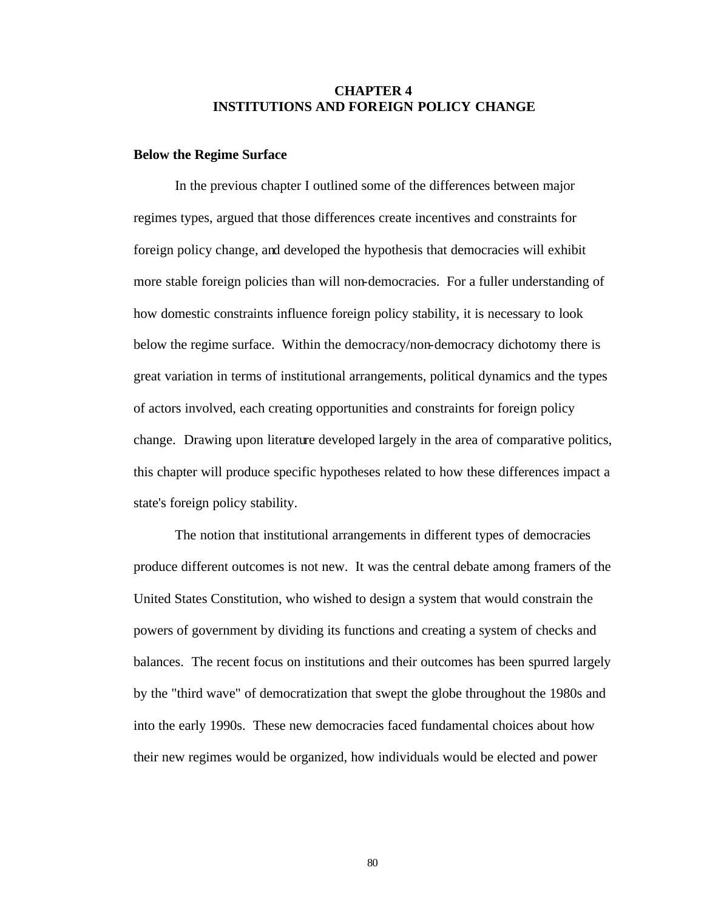# CHAPTER 4
# INSTITUTIONS AND FOREIGN POLICY CHANGE

## Below the Regime Surface

In the previous chapter I outlined some of the differences between major regimes types, argued that those differences create incentives and constraints for foreign policy change, and developed the hypothesis that democracies will exhibit more stable foreign policies than will non-democracies. For a fuller understanding of how domestic constraints influence foreign policy stability, it is necessary to look below the regime surface. Within the democracy/non-democracy dichotomy there is great variation in terms of institutional arrangements, political dynamics and the types of actors involved, each creating opportunities and constraints for foreign policy change. Drawing upon literature developed largely in the area of comparative politics, this chapter will produce specific hypotheses related to how these differences impact a state's foreign policy stability.

The notion that institutional arrangements in different types of democracies produce different outcomes is not new. It was the central debate among framers of the United States Constitution, who wished to design a system that would constrain the powers of government by dividing its functions and creating a system of checks and balances. The recent focus on institutions and their outcomes has been spurred largely by the "third wave" of democratization that swept the globe throughout the 1980s and into the early 1990s. These new democracies faced fundamental choices about how their new regimes would be organized, how individuals would be elected and power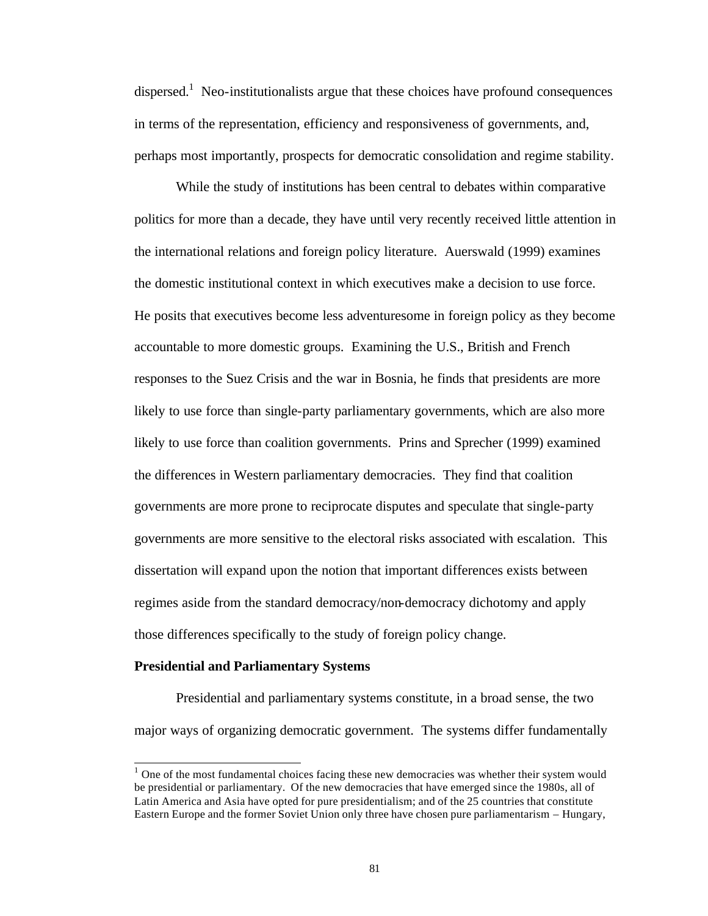dispersed.[1] Neo-institutionalists argue that these choices have profound consequences in terms of the representation, efficiency and responsiveness of governments, and, perhaps most importantly, prospects for democratic consolidation and regime stability.

While the study of institutions has been central to debates within comparative politics for more than a decade, they have until very recently received little attention in the international relations and foreign policy literature. Auerswald (1999) examines the domestic institutional context in which executives make a decision to use force. He posits that executives become less adventuresome in foreign policy as they become accountable to more domestic groups. Examining the U.S., British and French responses to the Suez Crisis and the war in Bosnia, he finds that presidents are more likely to use force than single-party parliamentary governments, which are also more likely to use force than coalition governments. Prins and Sprecher (1999) examined the differences in Western parliamentary democracies. They find that coalition governments are more prone to reciprocate disputes and speculate that single-party governments are more sensitive to the electoral risks associated with escalation. This dissertation will expand upon the notion that important differences exists between regimes aside from the standard democracy/non-democracy dichotomy and apply those differences specifically to the study of foreign policy change.

**Presidential and Parliamentary Systems**

Presidential and parliamentary systems constitute, in a broad sense, the two major ways of organizing democratic government. The systems differ fundamentally

[1] One of the most fundamental choices facing these new democracies was whether their system would be presidential or parliamentary. Of the new democracies that have emerged since the 1980s, all of Latin America and Asia have opted for pure presidentialism; and of the 25 countries that constitute Eastern Europe and the former Soviet Union only three have chosen pure parliamentarism – Hungary,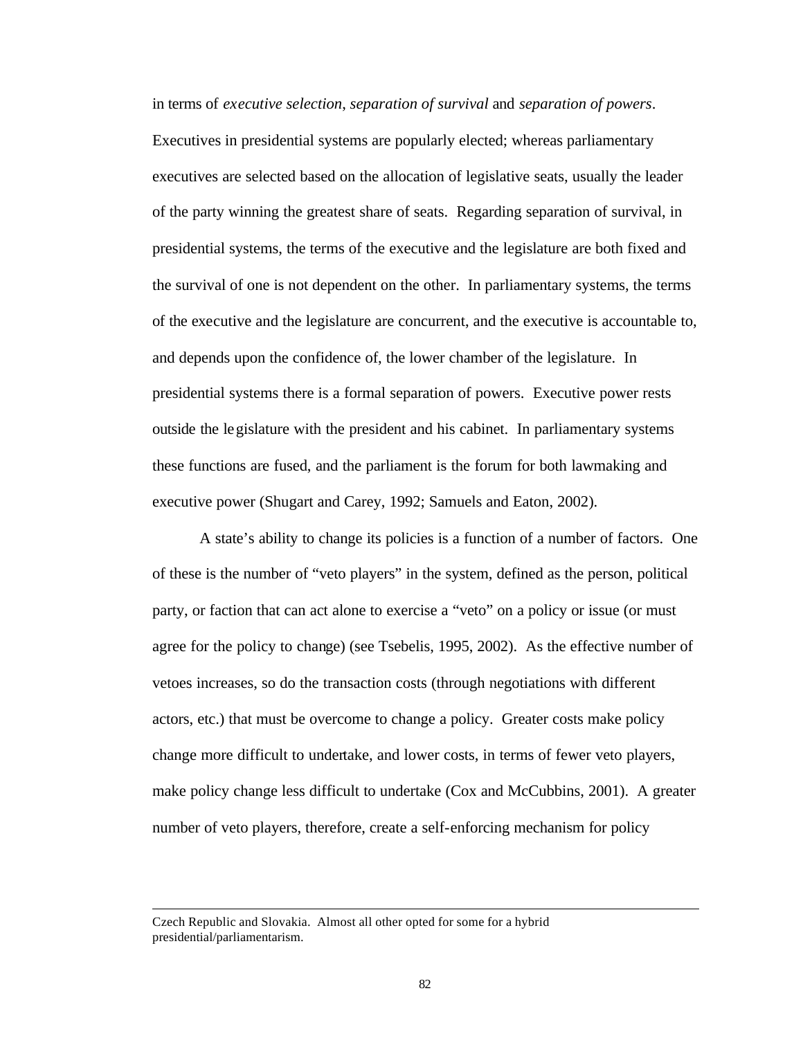in terms of *executive selection*, *separation of survival* and *separation of powers*. Executives in presidential systems are popularly elected; whereas parliamentary executives are selected based on the allocation of legislative seats, usually the leader of the party winning the greatest share of seats. Regarding separation of survival, in presidential systems, the terms of the executive and the legislature are both fixed and the survival of one is not dependent on the other. In parliamentary systems, the terms of the executive and the legislature are concurrent, and the executive is accountable to, and depends upon the confidence of, the lower chamber of the legislature. In presidential systems there is a formal separation of powers. Executive power rests outside the legislature with the president and his cabinet. In parliamentary systems these functions are fused, and the parliament is the forum for both lawmaking and executive power (Shugart and Carey, 1992; Samuels and Eaton, 2002).

A state's ability to change its policies is a function of a number of factors. One of these is the number of "veto players" in the system, defined as the person, political party, or faction that can act alone to exercise a "veto" on a policy or issue (or must agree for the policy to change) (see Tsebelis, 1995, 2002). As the effective number of vetoes increases, so do the transaction costs (through negotiations with different actors, etc.) that must be overcome to change a policy. Greater costs make policy change more difficult to undertake, and lower costs, in terms of fewer veto players, make policy change less difficult to undertake (Cox and McCubbins, 2001). A greater number of veto players, therefore, create a self-enforcing mechanism for policy

---

Czech Republic and Slovakia. Almost all other opted for some for a hybrid presidential/parliamentarism.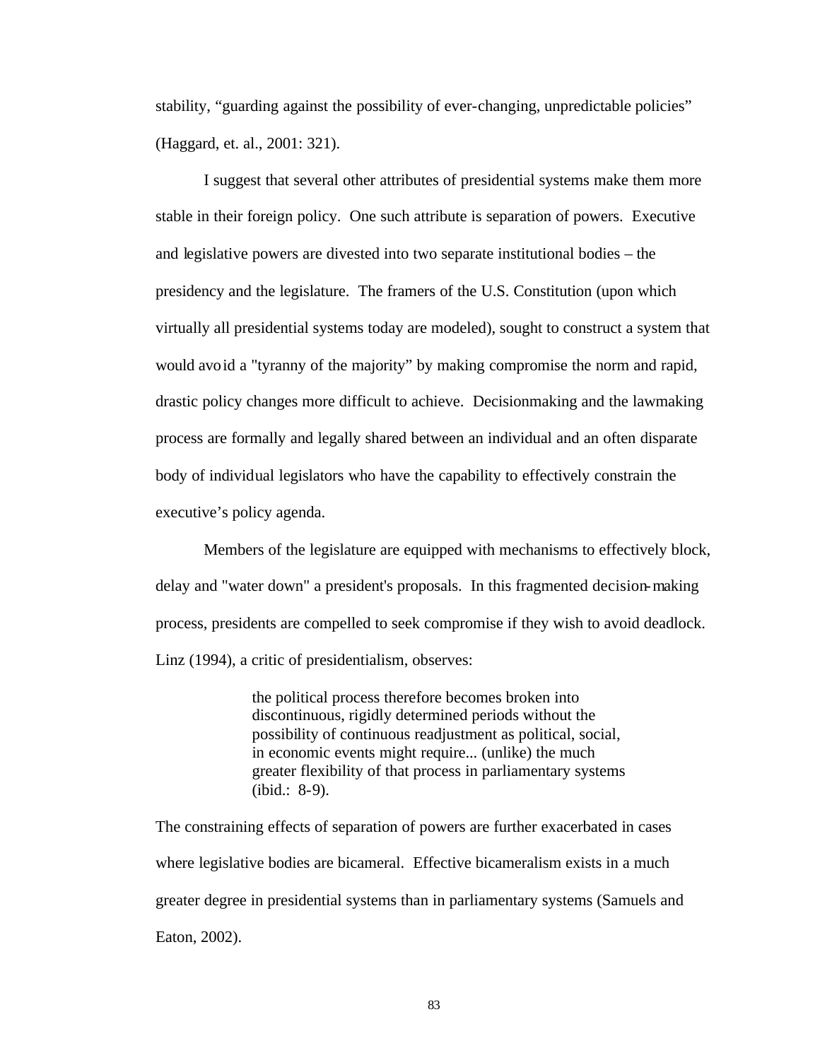stability, “guarding against the possibility of ever-changing, unpredictable policies” (Haggard, et. al., 2001: 321).

I suggest that several other attributes of presidential systems make them more stable in their foreign policy. One such attribute is separation of powers. Executive and legislative powers are divested into two separate institutional bodies – the presidency and the legislature. The framers of the U.S. Constitution (upon which virtually all presidential systems today are modeled), sought to construct a system that would avoid a "tyranny of the majority” by making compromise the norm and rapid, drastic policy changes more difficult to achieve. Decisionmaking and the lawmaking process are formally and legally shared between an individual and an often disparate body of individual legislators who have the capability to effectively constrain the executive’s policy agenda.

Members of the legislature are equipped with mechanisms to effectively block, delay and "water down" a president's proposals. In this fragmented decision-making process, presidents are compelled to seek compromise if they wish to avoid deadlock. Linz (1994), a critic of presidentialism, observes:

> the political process therefore becomes broken into discontinuous, rigidly determined periods without the possibility of continuous readjustment as political, social, in economic events might require... (unlike) the much greater flexibility of that process in parliamentary systems (ibid.: 8-9).

The constraining effects of separation of powers are further exacerbated in cases where legislative bodies are bicameral. Effective bicameralism exists in a much greater degree in presidential systems than in parliamentary systems (Samuels and Eaton, 2002).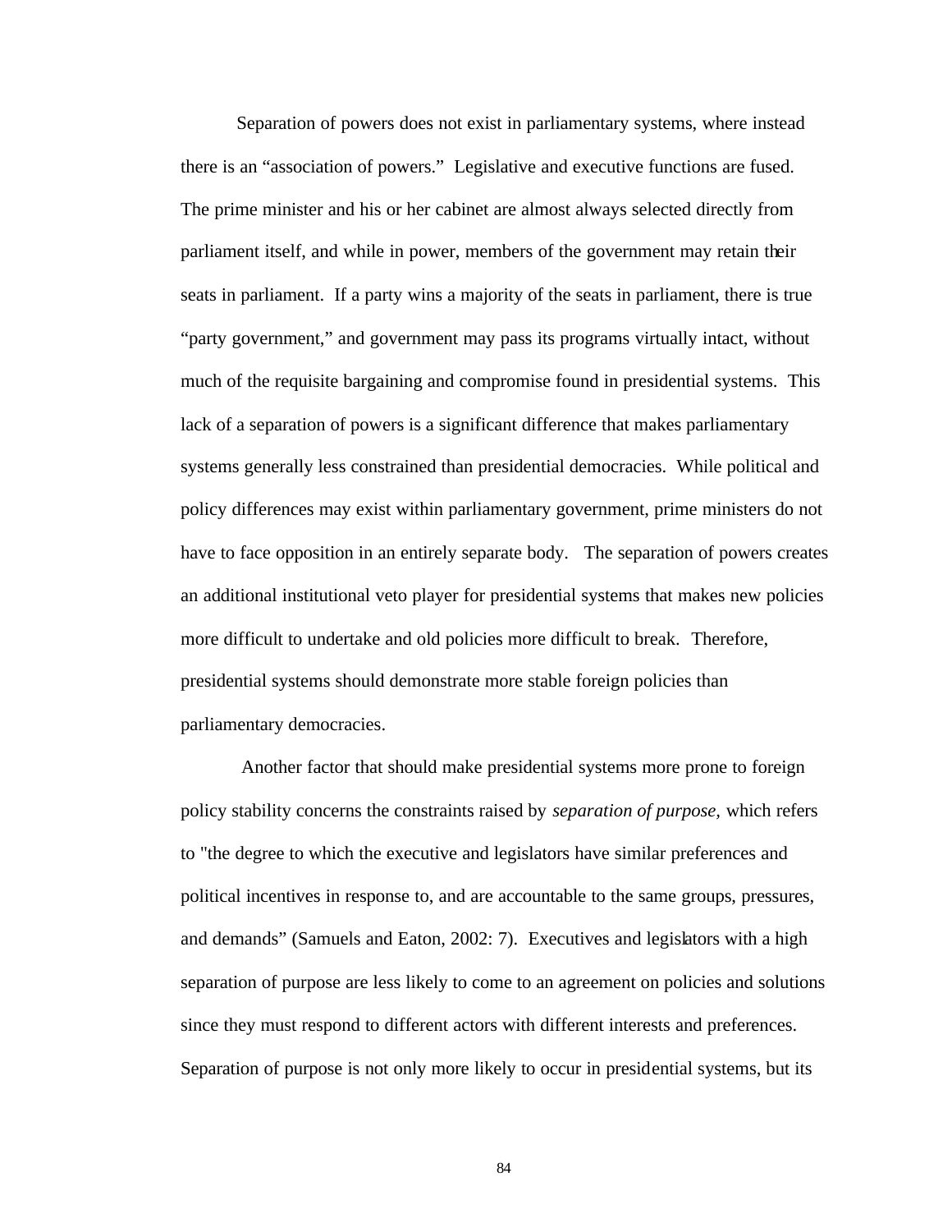Separation of powers does not exist in parliamentary systems, where instead there is an "association of powers." Legislative and executive functions are fused. The prime minister and his or her cabinet are almost always selected directly from parliament itself, and while in power, members of the government may retain their seats in parliament. If a party wins a majority of the seats in parliament, there is true "party government," and government may pass its programs virtually intact, without much of the requisite bargaining and compromise found in presidential systems. This lack of a separation of powers is a significant difference that makes parliamentary systems generally less constrained than presidential democracies. While political and policy differences may exist within parliamentary government, prime ministers do not have to face opposition in an entirely separate body. The separation of powers creates an additional institutional veto player for presidential systems that makes new policies more difficult to undertake and old policies more difficult to break. Therefore, presidential systems should demonstrate more stable foreign policies than parliamentary democracies.

Another factor that should make presidential systems more prone to foreign policy stability concerns the constraints raised by *separation of purpose,* which refers to "the degree to which the executive and legislators have similar preferences and political incentives in response to, and are accountable to the same groups, pressures, and demands" (Samuels and Eaton, 2002: 7). Executives and legislators with a high separation of purpose are less likely to come to an agreement on policies and solutions since they must respond to different actors with different interests and preferences. Separation of purpose is not only more likely to occur in presidential systems, but its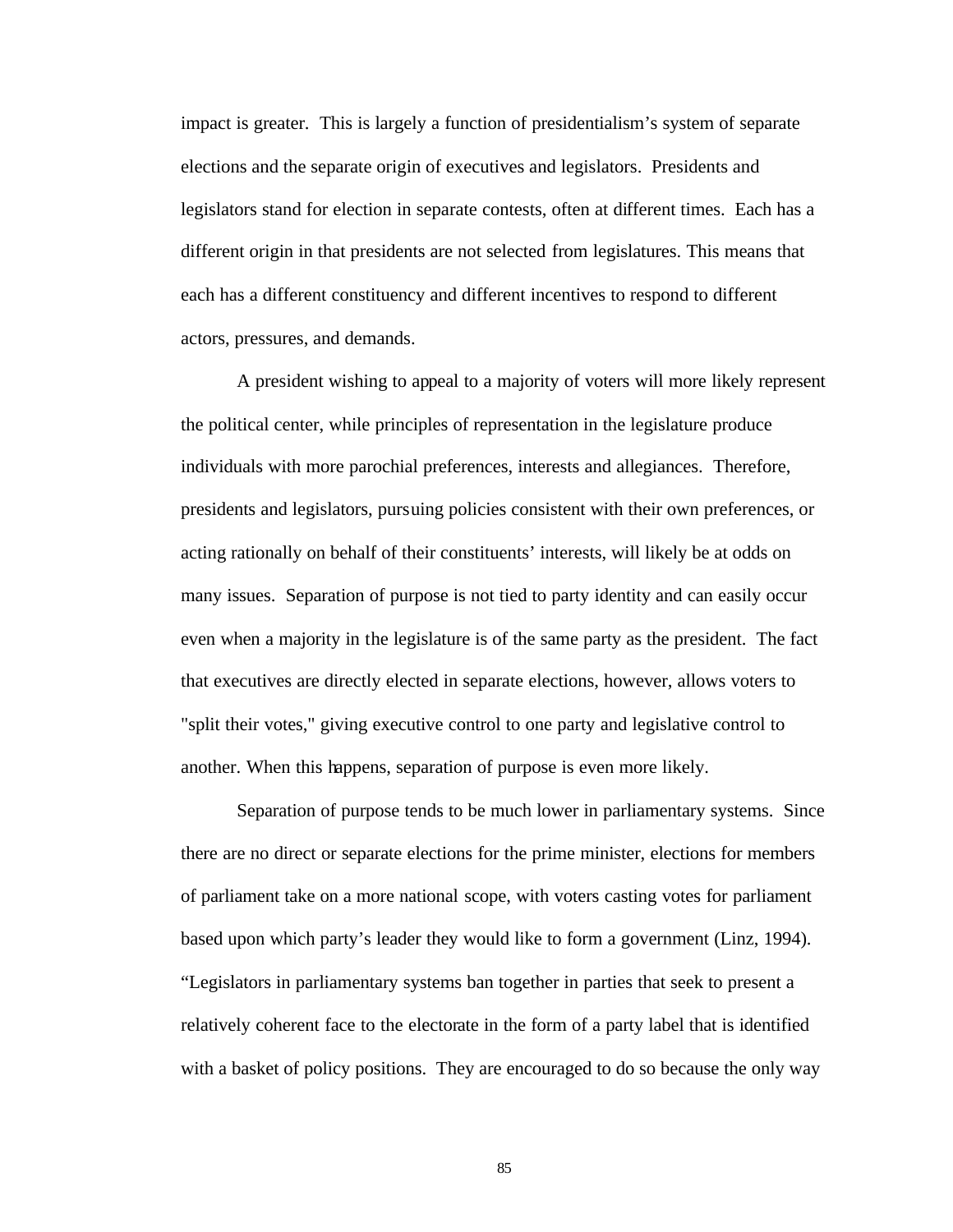impact is greater. This is largely a function of presidentialism's system of separate elections and the separate origin of executives and legislators. Presidents and legislators stand for election in separate contests, often at different times. Each has a different origin in that presidents are not selected from legislatures. This means that each has a different constituency and different incentives to respond to different actors, pressures, and demands.

A president wishing to appeal to a majority of voters will more likely represent the political center, while principles of representation in the legislature produce individuals with more parochial preferences, interests and allegiances. Therefore, presidents and legislators, pursuing policies consistent with their own preferences, or acting rationally on behalf of their constituents' interests, will likely be at odds on many issues. Separation of purpose is not tied to party identity and can easily occur even when a majority in the legislature is of the same party as the president. The fact that executives are directly elected in separate elections, however, allows voters to "split their votes," giving executive control to one party and legislative control to another. When this happens, separation of purpose is even more likely.

Separation of purpose tends to be much lower in parliamentary systems. Since there are no direct or separate elections for the prime minister, elections for members of parliament take on a more national scope, with voters casting votes for parliament based upon which party's leader they would like to form a government (Linz, 1994). "Legislators in parliamentary systems ban together in parties that seek to present a relatively coherent face to the electorate in the form of a party label that is identified with a basket of policy positions. They are encouraged to do so because the only way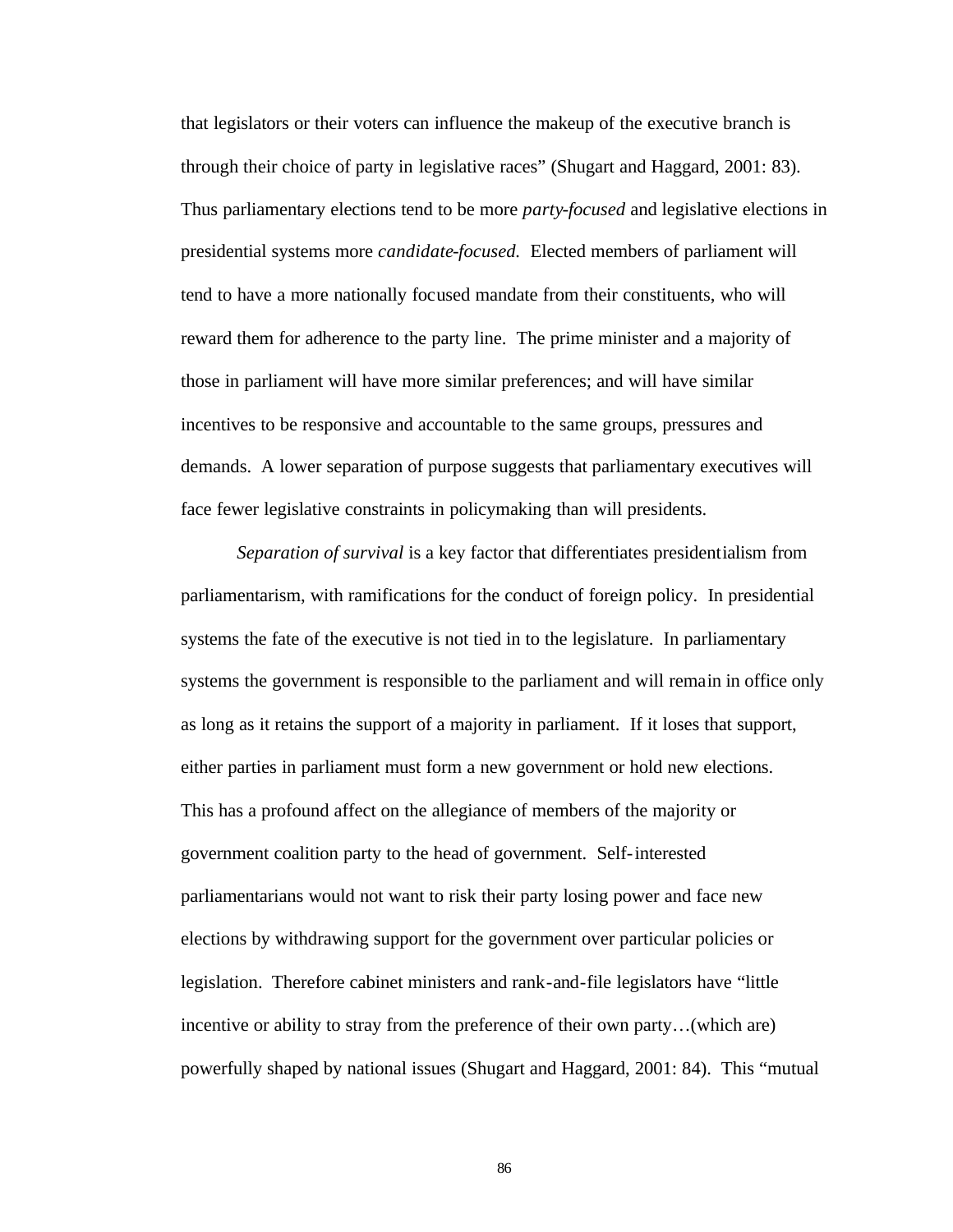that legislators or their voters can influence the makeup of the executive branch is through their choice of party in legislative races" (Shugart and Haggard, 2001: 83). Thus parliamentary elections tend to be more *party-focused* and legislative elections in presidential systems more *candidate-focused.* Elected members of parliament will tend to have a more nationally focused mandate from their constituents, who will reward them for adherence to the party line. The prime minister and a majority of those in parliament will have more similar preferences; and will have similar incentives to be responsive and accountable to the same groups, pressures and demands. A lower separation of purpose suggests that parliamentary executives will face fewer legislative constraints in policymaking than will presidents.

*Separation of survival* is a key factor that differentiates presidentialism from parliamentarism, with ramifications for the conduct of foreign policy. In presidential systems the fate of the executive is not tied in to the legislature. In parliamentary systems the government is responsible to the parliament and will remain in office only as long as it retains the support of a majority in parliament. If it loses that support, either parties in parliament must form a new government or hold new elections. This has a profound affect on the allegiance of members of the majority or government coalition party to the head of government. Self-interested parliamentarians would not want to risk their party losing power and face new elections by withdrawing support for the government over particular policies or legislation. Therefore cabinet ministers and rank-and-file legislators have "little incentive or ability to stray from the preference of their own party…(which are) powerfully shaped by national issues (Shugart and Haggard, 2001: 84). This "mutual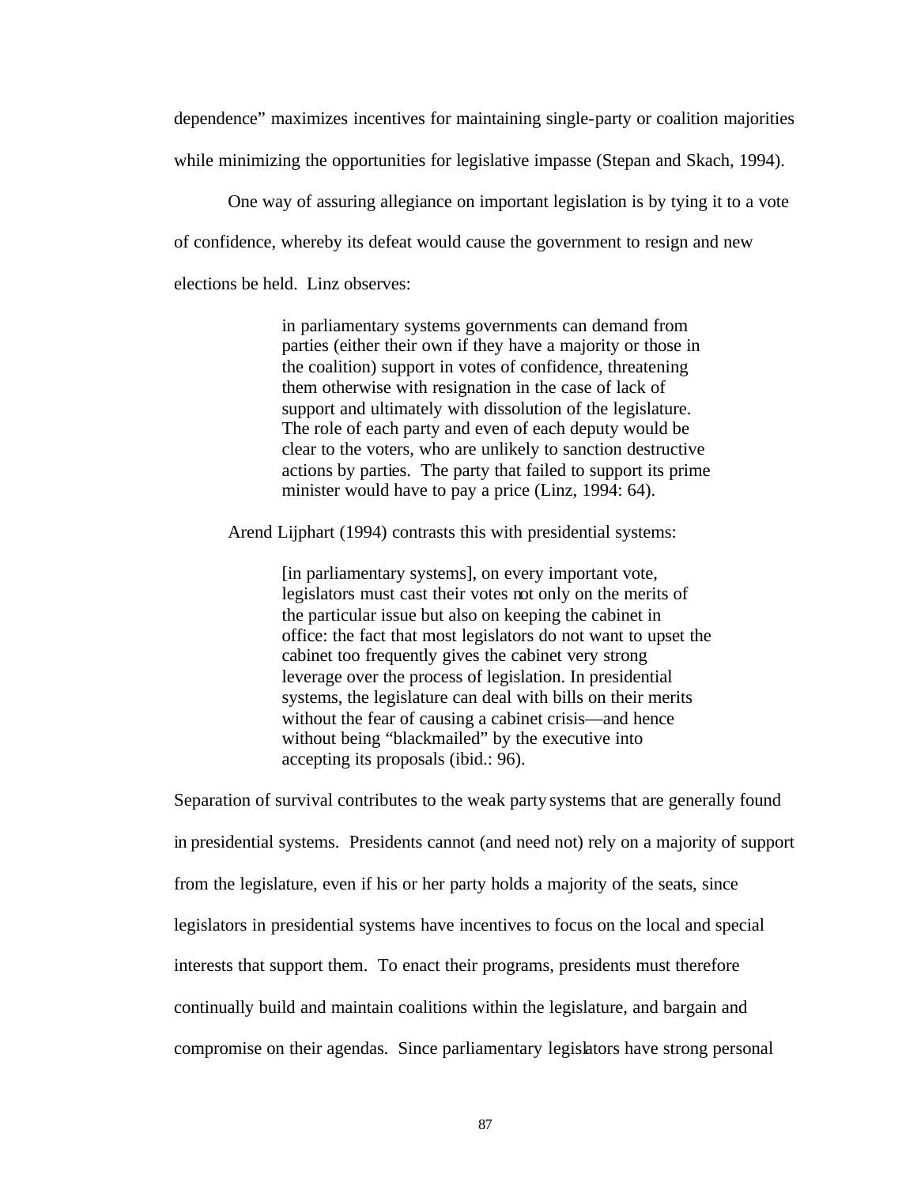dependence" maximizes incentives for maintaining single-party or coalition majorities while minimizing the opportunities for legislative impasse (Stepan and Skach, 1994).

One way of assuring allegiance on important legislation is by tying it to a vote of confidence, whereby its defeat would cause the government to resign and new elections be held. Linz observes:

> in parliamentary systems governments can demand from parties (either their own if they have a majority or those in the coalition) support in votes of confidence, threatening them otherwise with resignation in the case of lack of support and ultimately with dissolution of the legislature. The role of each party and even of each deputy would be clear to the voters, who are unlikely to sanction destructive actions by parties. The party that failed to support its prime minister would have to pay a price (Linz, 1994: 64).

Arend Lijphart (1994) contrasts this with presidential systems:

> [in parliamentary systems], on every important vote, legislators must cast their votes not only on the merits of the particular issue but also on keeping the cabinet in office: the fact that most legislators do not want to upset the cabinet too frequently gives the cabinet very strong leverage over the process of legislation. In presidential systems, the legislature can deal with bills on their merits without the fear of causing a cabinet crisis—and hence without being "blackmailed" by the executive into accepting its proposals (ibid.: 96).

Separation of survival contributes to the weak party systems that are generally found in presidential systems. Presidents cannot (and need not) rely on a majority of support from the legislature, even if his or her party holds a majority of the seats, since legislators in presidential systems have incentives to focus on the local and special interests that support them. To enact their programs, presidents must therefore continually build and maintain coalitions within the legislature, and bargain and compromise on their agendas. Since parliamentary legislators have strong personal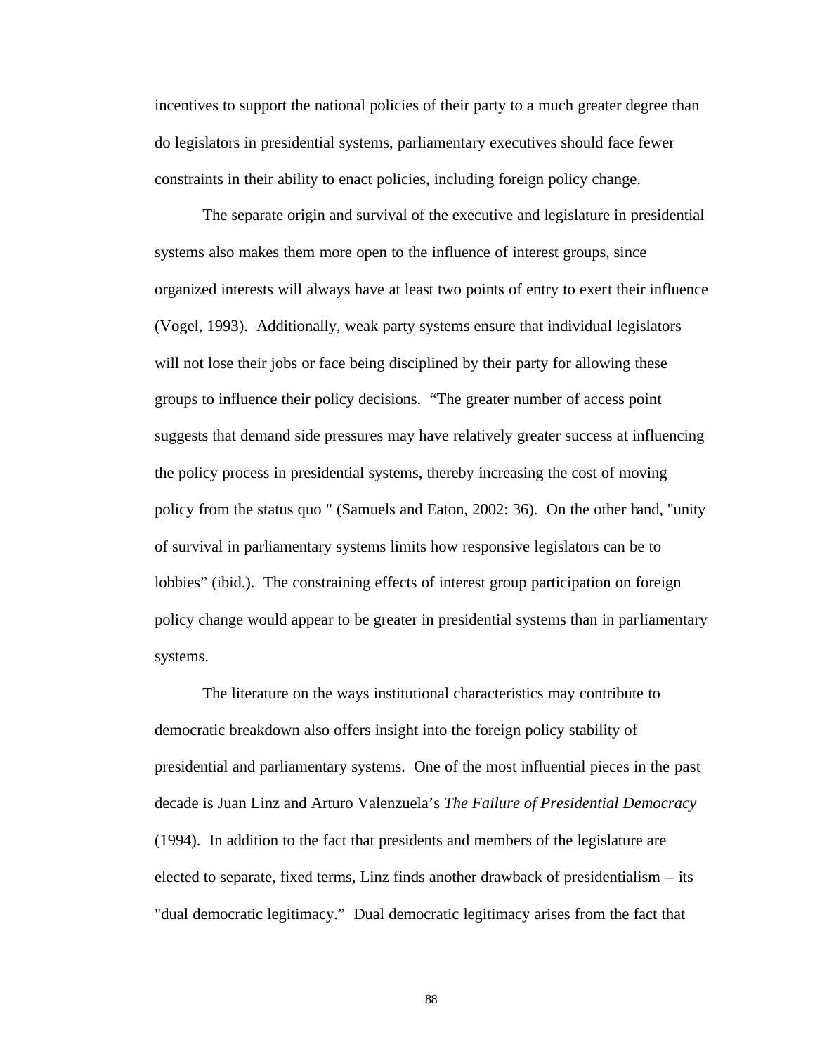incentives to support the national policies of their party to a much greater degree than do legislators in presidential systems, parliamentary executives should face fewer constraints in their ability to enact policies, including foreign policy change.

The separate origin and survival of the executive and legislature in presidential systems also makes them more open to the influence of interest groups, since organized interests will always have at least two points of entry to exert their influence (Vogel, 1993). Additionally, weak party systems ensure that individual legislators will not lose their jobs or face being disciplined by their party for allowing these groups to influence their policy decisions. "The greater number of access point suggests that demand side pressures may have relatively greater success at influencing the policy process in presidential systems, thereby increasing the cost of moving policy from the status quo " (Samuels and Eaton, 2002: 36). On the other hand, "unity of survival in parliamentary systems limits how responsive legislators can be to lobbies" (ibid.). The constraining effects of interest group participation on foreign policy change would appear to be greater in presidential systems than in parliamentary systems.

The literature on the ways institutional characteristics may contribute to democratic breakdown also offers insight into the foreign policy stability of presidential and parliamentary systems. One of the most influential pieces in the past decade is Juan Linz and Arturo Valenzuela's *The Failure of Presidential Democracy* (1994). In addition to the fact that presidents and members of the legislature are elected to separate, fixed terms, Linz finds another drawback of presidentialism – its "dual democratic legitimacy." Dual democratic legitimacy arises from the fact that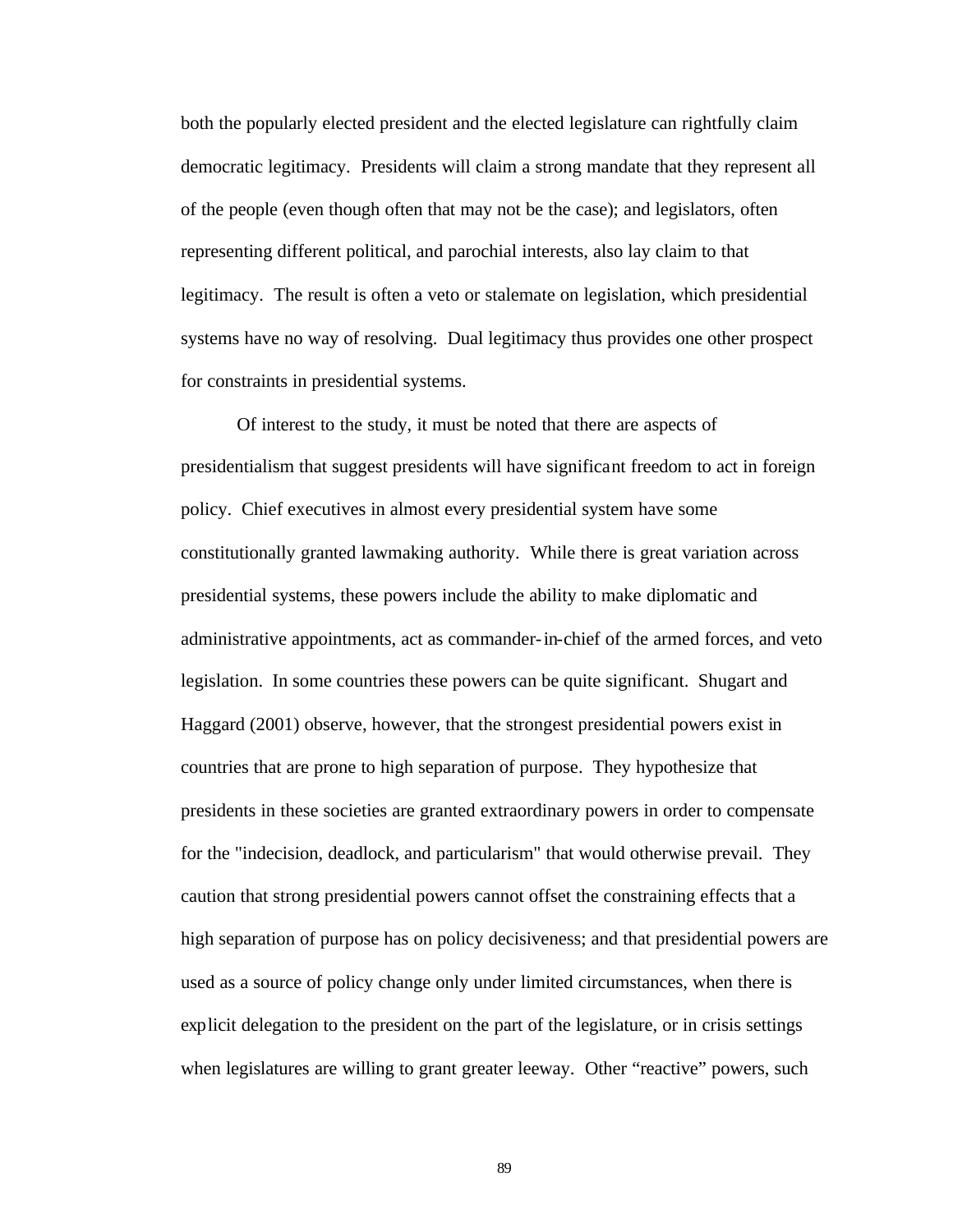both the popularly elected president and the elected legislature can rightfully claim democratic legitimacy. Presidents will claim a strong mandate that they represent all of the people (even though often that may not be the case); and legislators, often representing different political, and parochial interests, also lay claim to that legitimacy. The result is often a veto or stalemate on legislation, which presidential systems have no way of resolving. Dual legitimacy thus provides one other prospect for constraints in presidential systems.

Of interest to the study, it must be noted that there are aspects of presidentialism that suggest presidents will have significant freedom to act in foreign policy. Chief executives in almost every presidential system have some constitutionally granted lawmaking authority. While there is great variation across presidential systems, these powers include the ability to make diplomatic and administrative appointments, act as commander-in-chief of the armed forces, and veto legislation. In some countries these powers can be quite significant. Shugart and Haggard (2001) observe, however, that the strongest presidential powers exist in countries that are prone to high separation of purpose. They hypothesize that presidents in these societies are granted extraordinary powers in order to compensate for the "indecision, deadlock, and particularism" that would otherwise prevail. They caution that strong presidential powers cannot offset the constraining effects that a high separation of purpose has on policy decisiveness; and that presidential powers are used as a source of policy change only under limited circumstances, when there is explicit delegation to the president on the part of the legislature, or in crisis settings when legislatures are willing to grant greater leeway. Other "reactive" powers, such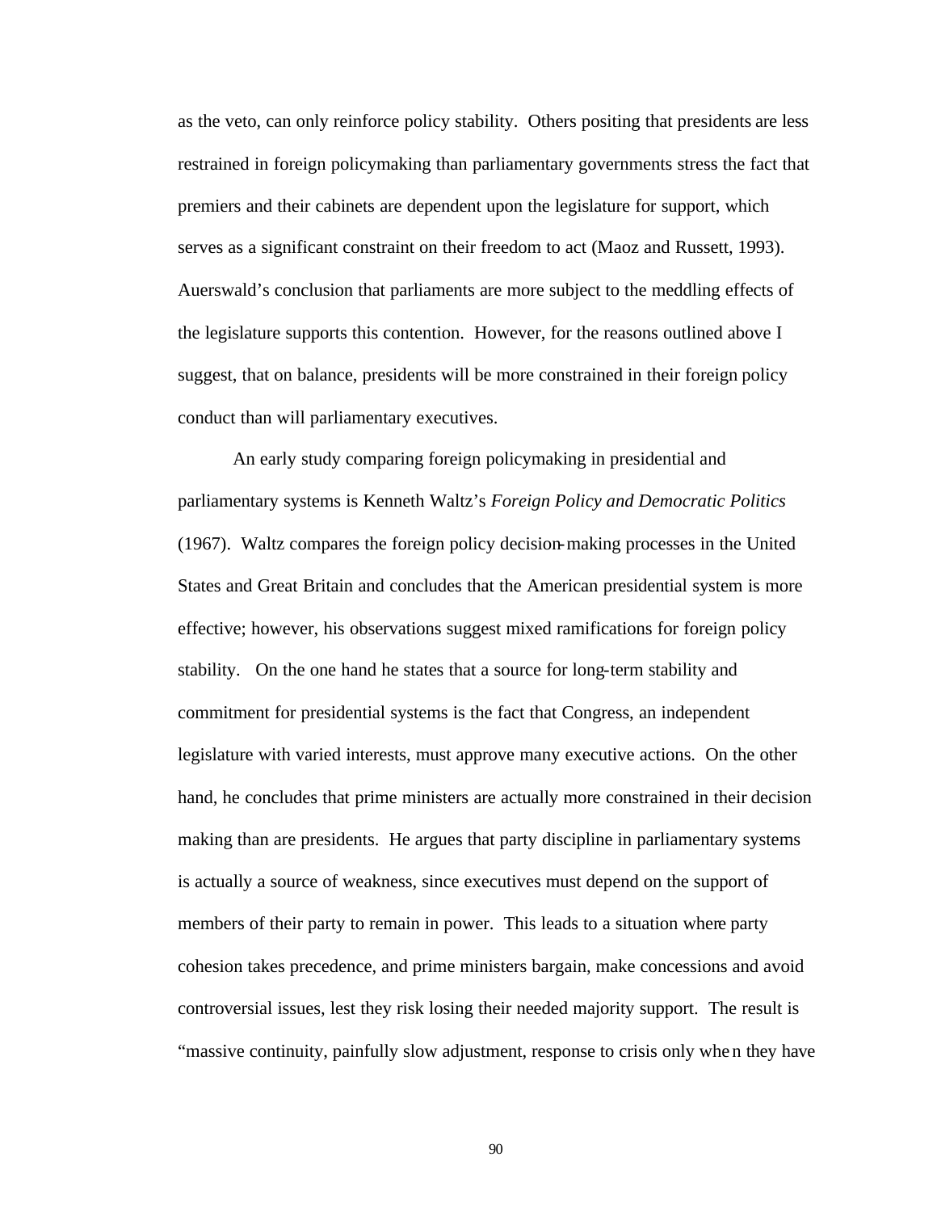as the veto, can only reinforce policy stability. Others positing that presidents are less restrained in foreign policymaking than parliamentary governments stress the fact that premiers and their cabinets are dependent upon the legislature for support, which serves as a significant constraint on their freedom to act (Maoz and Russett, 1993). Auerswald's conclusion that parliaments are more subject to the meddling effects of the legislature supports this contention. However, for the reasons outlined above I suggest, that on balance, presidents will be more constrained in their foreign policy conduct than will parliamentary executives.

An early study comparing foreign policymaking in presidential and parliamentary systems is Kenneth Waltz's *Foreign Policy and Democratic Politics* (1967). Waltz compares the foreign policy decision-making processes in the United States and Great Britain and concludes that the American presidential system is more effective; however, his observations suggest mixed ramifications for foreign policy stability. On the one hand he states that a source for long-term stability and commitment for presidential systems is the fact that Congress, an independent legislature with varied interests, must approve many executive actions. On the other hand, he concludes that prime ministers are actually more constrained in their decision making than are presidents. He argues that party discipline in parliamentary systems is actually a source of weakness, since executives must depend on the support of members of their party to remain in power. This leads to a situation where party cohesion takes precedence, and prime ministers bargain, make concessions and avoid controversial issues, lest they risk losing their needed majority support. The result is "massive continuity, painfully slow adjustment, response to crisis only when they have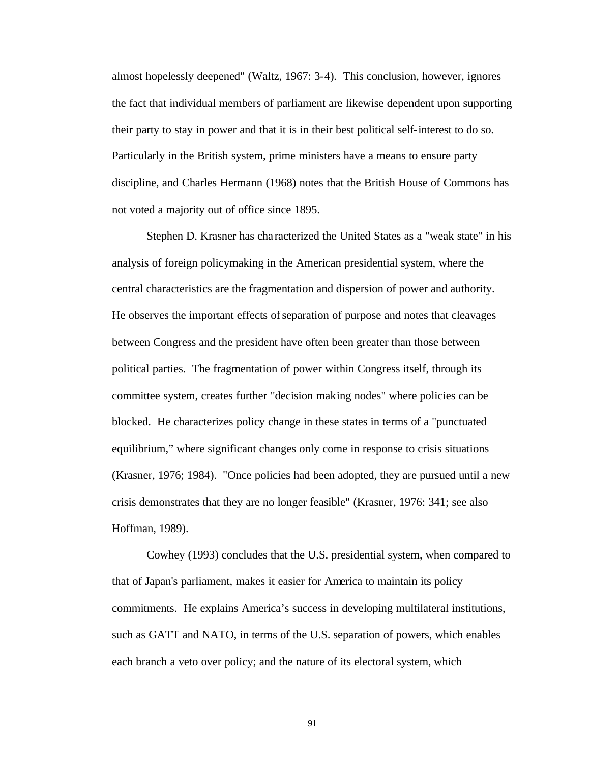almost hopelessly deepened" (Waltz, 1967: 3-4). This conclusion, however, ignores the fact that individual members of parliament are likewise dependent upon supporting their party to stay in power and that it is in their best political self-interest to do so. Particularly in the British system, prime ministers have a means to ensure party discipline, and Charles Hermann (1968) notes that the British House of Commons has not voted a majority out of office since 1895.

Stephen D. Krasner has characterized the United States as a "weak state" in his analysis of foreign policymaking in the American presidential system, where the central characteristics are the fragmentation and dispersion of power and authority. He observes the important effects of separation of purpose and notes that cleavages between Congress and the president have often been greater than those between political parties. The fragmentation of power within Congress itself, through its committee system, creates further "decision making nodes" where policies can be blocked. He characterizes policy change in these states in terms of a "punctuated equilibrium," where significant changes only come in response to crisis situations (Krasner, 1976; 1984). "Once policies had been adopted, they are pursued until a new crisis demonstrates that they are no longer feasible" (Krasner, 1976: 341; see also Hoffman, 1989).

Cowhey (1993) concludes that the U.S. presidential system, when compared to that of Japan's parliament, makes it easier for America to maintain its policy commitments. He explains America's success in developing multilateral institutions, such as GATT and NATO, in terms of the U.S. separation of powers, which enables each branch a veto over policy; and the nature of its electoral system, which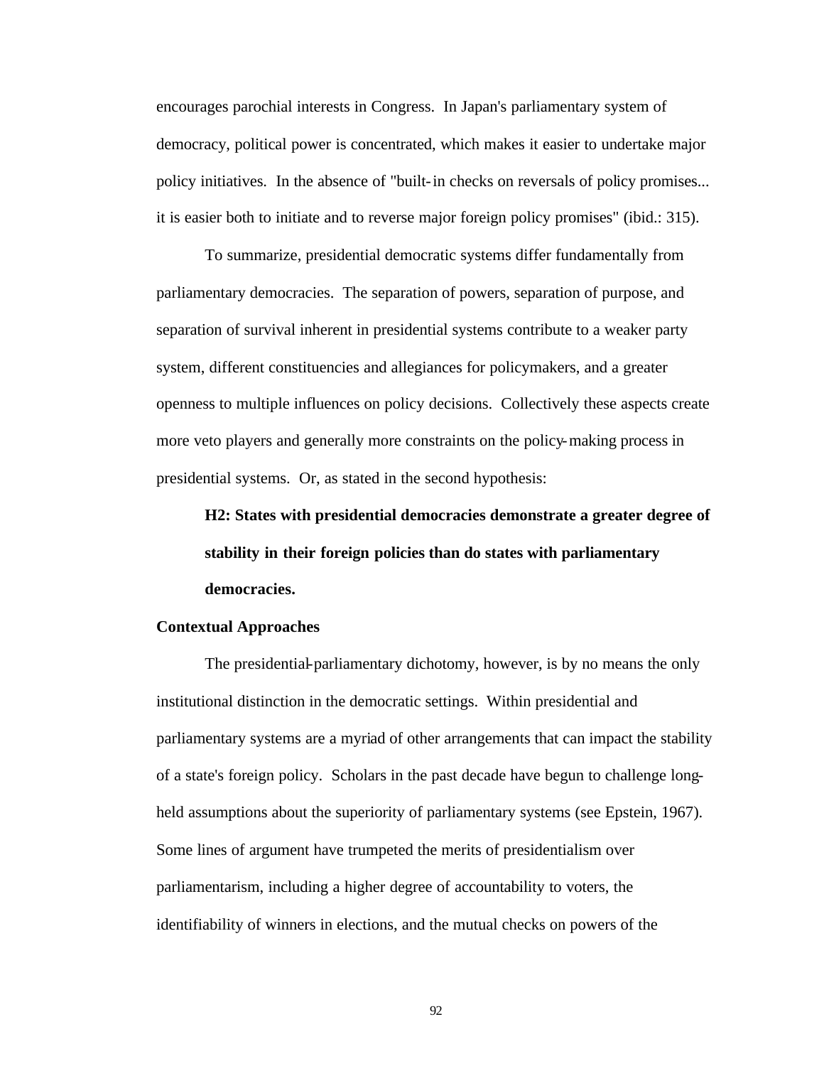encourages parochial interests in Congress. In Japan's parliamentary system of democracy, political power is concentrated, which makes it easier to undertake major policy initiatives. In the absence of "built-in checks on reversals of policy promises... it is easier both to initiate and to reverse major foreign policy promises" (ibid.: 315).

To summarize, presidential democratic systems differ fundamentally from parliamentary democracies. The separation of powers, separation of purpose, and separation of survival inherent in presidential systems contribute to a weaker party system, different constituencies and allegiances for policymakers, and a greater openness to multiple influences on policy decisions. Collectively these aspects create more veto players and generally more constraints on the policy-making process in presidential systems. Or, as stated in the second hypothesis:

> **H2: States with presidential democracies demonstrate a greater degree of stability in their foreign policies than do states with parliamentary democracies.**

**Contextual Approaches**

The presidential-parliamentary dichotomy, however, is by no means the only institutional distinction in the democratic settings. Within presidential and parliamentary systems are a myriad of other arrangements that can impact the stability of a state's foreign policy. Scholars in the past decade have begun to challenge long-held assumptions about the superiority of parliamentary systems (see Epstein, 1967). Some lines of argument have trumpeted the merits of presidentialism over parliamentarism, including a higher degree of accountability to voters, the identifiability of winners in elections, and the mutual checks on powers of the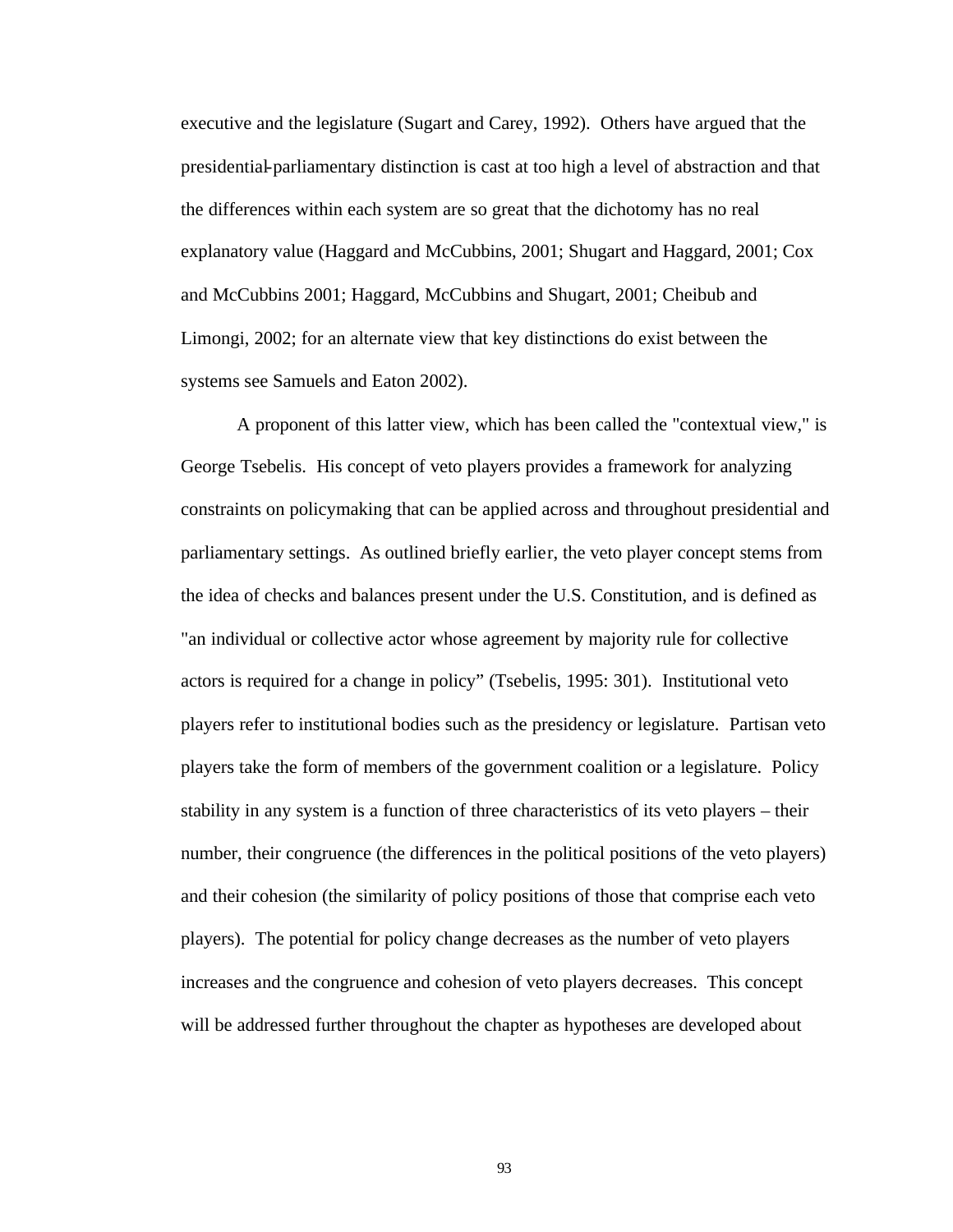executive and the legislature (Sugart and Carey, 1992). Others have argued that the presidential-parliamentary distinction is cast at too high a level of abstraction and that the differences within each system are so great that the dichotomy has no real explanatory value (Haggard and McCubbins, 2001; Shugart and Haggard, 2001; Cox and McCubbins 2001; Haggard, McCubbins and Shugart, 2001; Cheibub and Limongi, 2002; for an alternate view that key distinctions do exist between the systems see Samuels and Eaton 2002).

A proponent of this latter view, which has been called the "contextual view," is George Tsebelis. His concept of veto players provides a framework for analyzing constraints on policymaking that can be applied across and throughout presidential and parliamentary settings. As outlined briefly earlier, the veto player concept stems from the idea of checks and balances present under the U.S. Constitution, and is defined as "an individual or collective actor whose agreement by majority rule for collective actors is required for a change in policy" (Tsebelis, 1995: 301). Institutional veto players refer to institutional bodies such as the presidency or legislature. Partisan veto players take the form of members of the government coalition or a legislature. Policy stability in any system is a function of three characteristics of its veto players – their number, their congruence (the differences in the political positions of the veto players) and their cohesion (the similarity of policy positions of those that comprise each veto players). The potential for policy change decreases as the number of veto players increases and the congruence and cohesion of veto players decreases. This concept will be addressed further throughout the chapter as hypotheses are developed about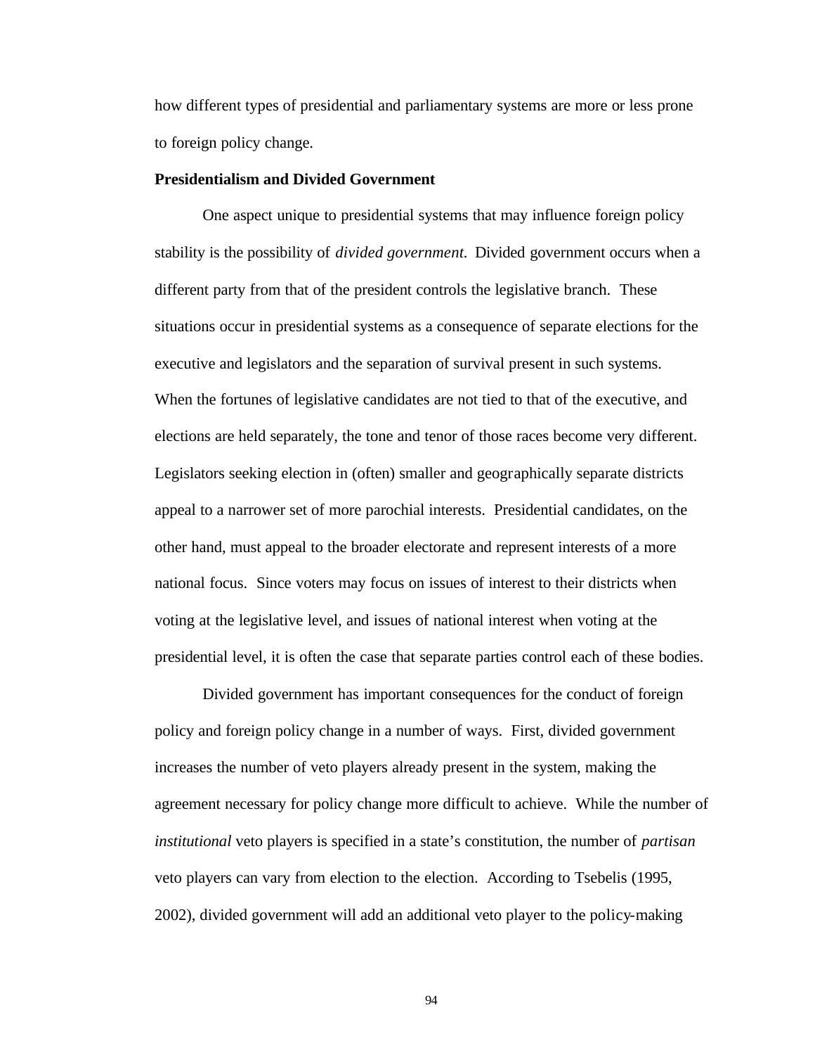how different types of presidential and parliamentary systems are more or less prone to foreign policy change.

**Presidentialism and Divided Government**

One aspect unique to presidential systems that may influence foreign policy stability is the possibility of *divided government*. Divided government occurs when a different party from that of the president controls the legislative branch. These situations occur in presidential systems as a consequence of separate elections for the executive and legislators and the separation of survival present in such systems. When the fortunes of legislative candidates are not tied to that of the executive, and elections are held separately, the tone and tenor of those races become very different. Legislators seeking election in (often) smaller and geographically separate districts appeal to a narrower set of more parochial interests. Presidential candidates, on the other hand, must appeal to the broader electorate and represent interests of a more national focus. Since voters may focus on issues of interest to their districts when voting at the legislative level, and issues of national interest when voting at the presidential level, it is often the case that separate parties control each of these bodies.

Divided government has important consequences for the conduct of foreign policy and foreign policy change in a number of ways. First, divided government increases the number of veto players already present in the system, making the agreement necessary for policy change more difficult to achieve. While the number of *institutional* veto players is specified in a state's constitution, the number of *partisan* veto players can vary from election to the election. According to Tsebelis (1995, 2002), divided government will add an additional veto player to the policy-making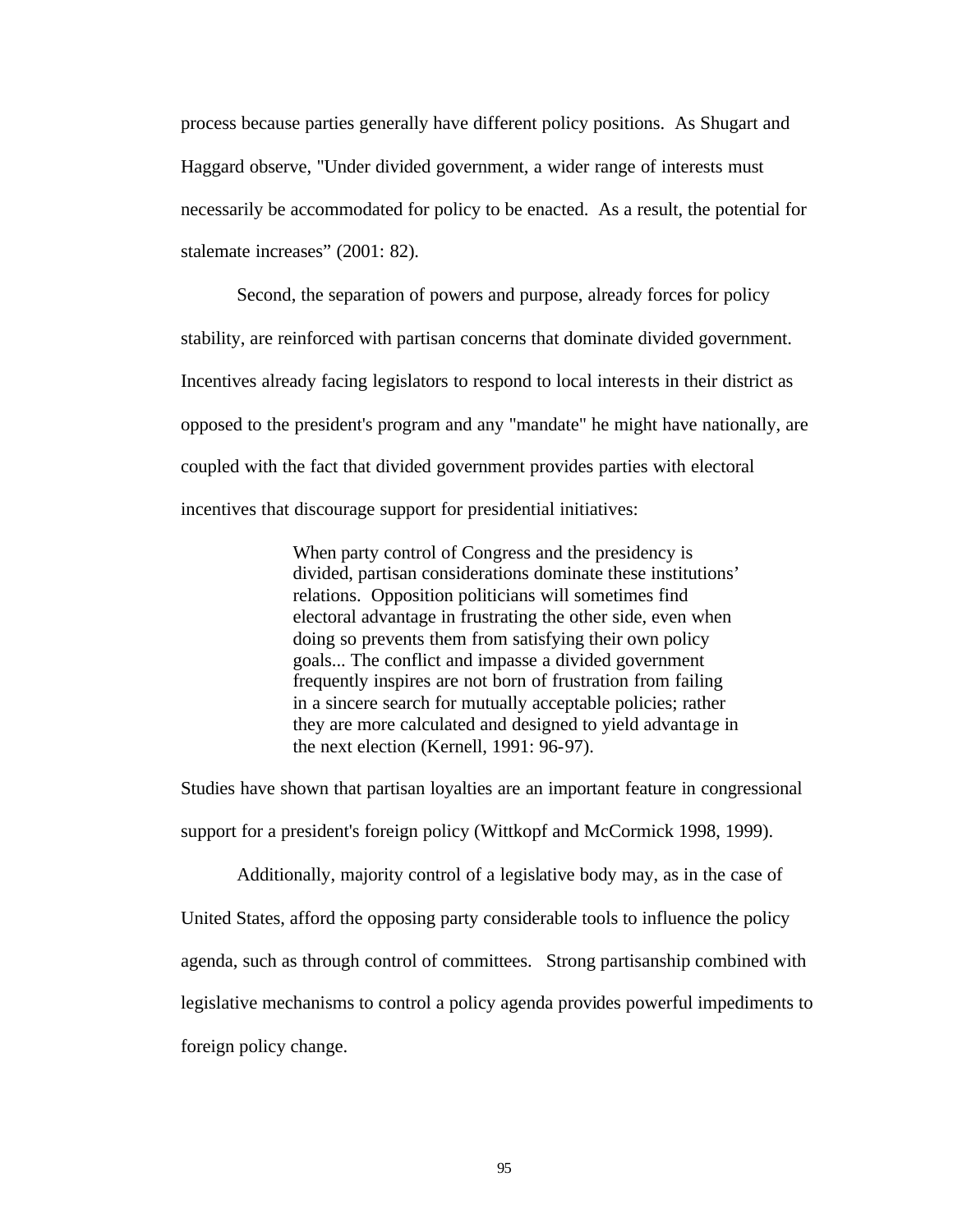process because parties generally have different policy positions. As Shugart and Haggard observe, "Under divided government, a wider range of interests must necessarily be accommodated for policy to be enacted. As a result, the potential for stalemate increases" (2001: 82).

Second, the separation of powers and purpose, already forces for policy stability, are reinforced with partisan concerns that dominate divided government. Incentives already facing legislators to respond to local interests in their district as opposed to the president's program and any "mandate" he might have nationally, are coupled with the fact that divided government provides parties with electoral incentives that discourage support for presidential initiatives:

> When party control of Congress and the presidency is divided, partisan considerations dominate these institutions' relations. Opposition politicians will sometimes find electoral advantage in frustrating the other side, even when doing so prevents them from satisfying their own policy goals... The conflict and impasse a divided government frequently inspires are not born of frustration from failing in a sincere search for mutually acceptable policies; rather they are more calculated and designed to yield advantage in the next election (Kernell, 1991: 96-97).

Studies have shown that partisan loyalties are an important feature in congressional support for a president's foreign policy (Wittkopf and McCormick 1998, 1999).

Additionally, majority control of a legislative body may, as in the case of United States, afford the opposing party considerable tools to influence the policy agenda, such as through control of committees. Strong partisanship combined with legislative mechanisms to control a policy agenda provides powerful impediments to foreign policy change.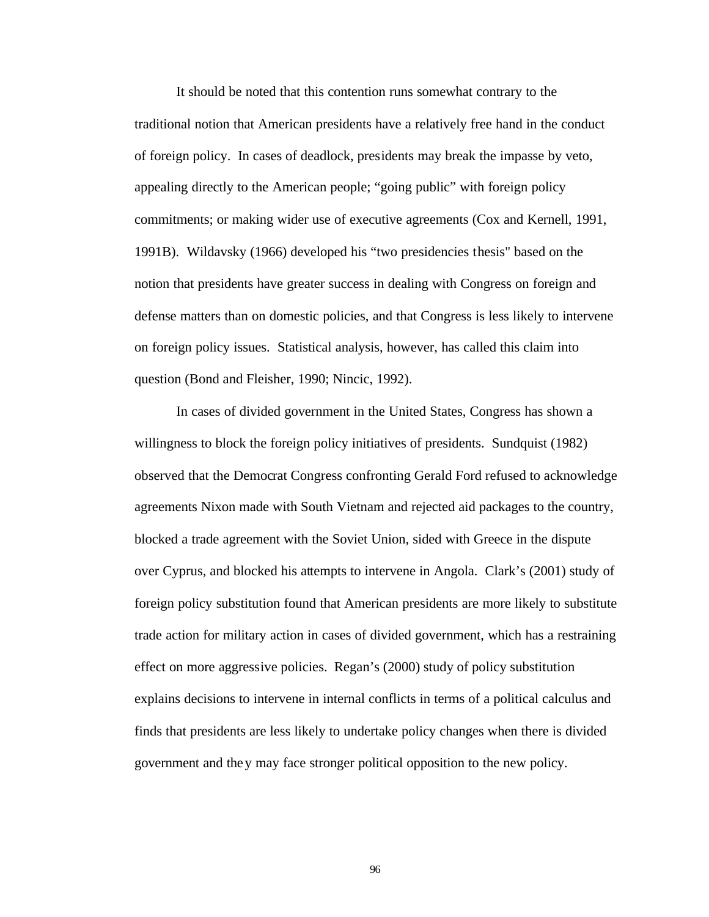It should be noted that this contention runs somewhat contrary to the traditional notion that American presidents have a relatively free hand in the conduct of foreign policy. In cases of deadlock, presidents may break the impasse by veto, appealing directly to the American people; "going public" with foreign policy commitments; or making wider use of executive agreements (Cox and Kernell, 1991, 1991B). Wildavsky (1966) developed his "two presidencies thesis" based on the notion that presidents have greater success in dealing with Congress on foreign and defense matters than on domestic policies, and that Congress is less likely to intervene on foreign policy issues. Statistical analysis, however, has called this claim into question (Bond and Fleisher, 1990; Nincic, 1992).

In cases of divided government in the United States, Congress has shown a willingness to block the foreign policy initiatives of presidents. Sundquist (1982) observed that the Democrat Congress confronting Gerald Ford refused to acknowledge agreements Nixon made with South Vietnam and rejected aid packages to the country, blocked a trade agreement with the Soviet Union, sided with Greece in the dispute over Cyprus, and blocked his attempts to intervene in Angola. Clark's (2001) study of foreign policy substitution found that American presidents are more likely to substitute trade action for military action in cases of divided government, which has a restraining effect on more aggressive policies. Regan's (2000) study of policy substitution explains decisions to intervene in internal conflicts in terms of a political calculus and finds that presidents are less likely to undertake policy changes when there is divided government and they may face stronger political opposition to the new policy.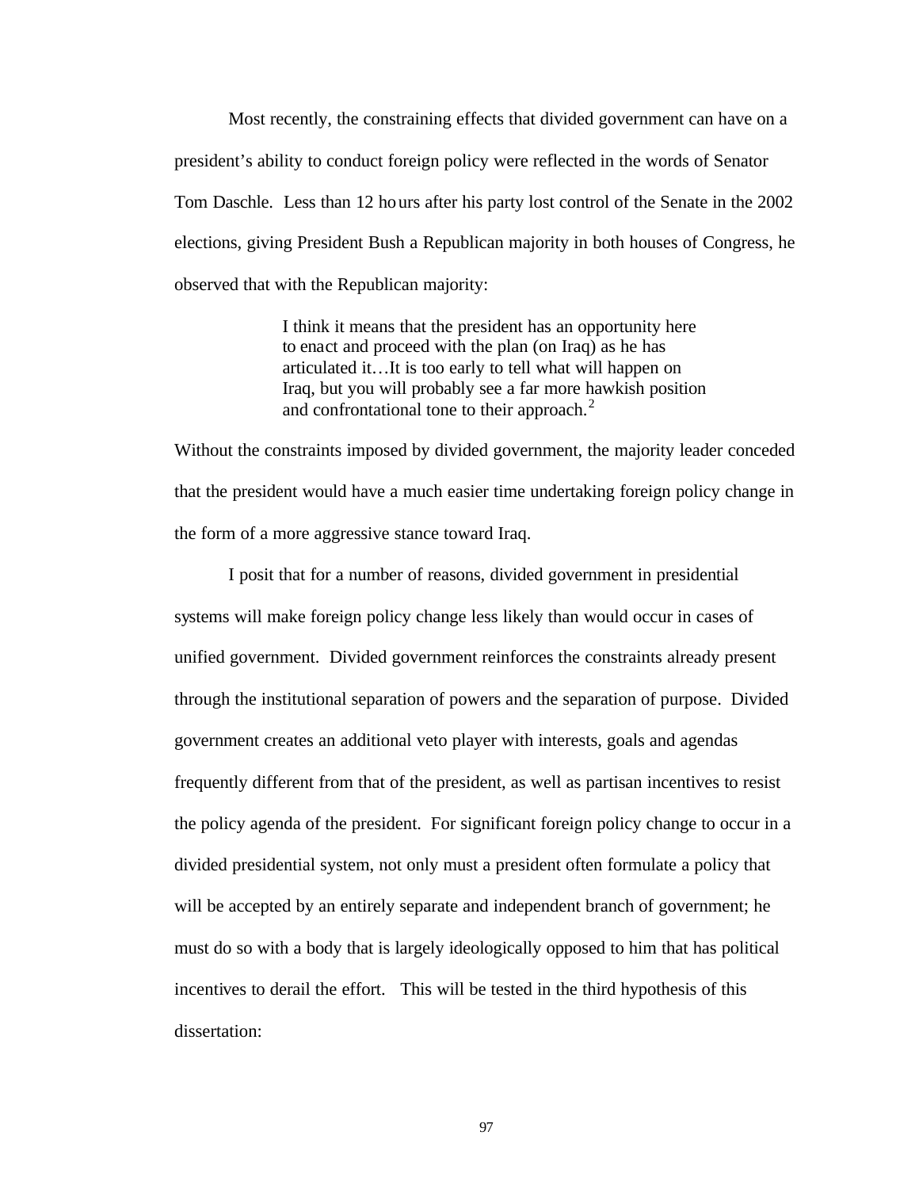Most recently, the constraining effects that divided government can have on a president's ability to conduct foreign policy were reflected in the words of Senator Tom Daschle. Less than 12 hours after his party lost control of the Senate in the 2002 elections, giving President Bush a Republican majority in both houses of Congress, he observed that with the Republican majority:

> I think it means that the president has an opportunity here to enact and proceed with the plan (on Iraq) as he has articulated it…It is too early to tell what will happen on Iraq, but you will probably see a far more hawkish position and confrontational tone to their approach.[2]

Without the constraints imposed by divided government, the majority leader conceded that the president would have a much easier time undertaking foreign policy change in the form of a more aggressive stance toward Iraq.

I posit that for a number of reasons, divided government in presidential systems will make foreign policy change less likely than would occur in cases of unified government. Divided government reinforces the constraints already present through the institutional separation of powers and the separation of purpose. Divided government creates an additional veto player with interests, goals and agendas frequently different from that of the president, as well as partisan incentives to resist the policy agenda of the president. For significant foreign policy change to occur in a divided presidential system, not only must a president often formulate a policy that will be accepted by an entirely separate and independent branch of government; he must do so with a body that is largely ideologically opposed to him that has political incentives to derail the effort. This will be tested in the third hypothesis of this dissertation: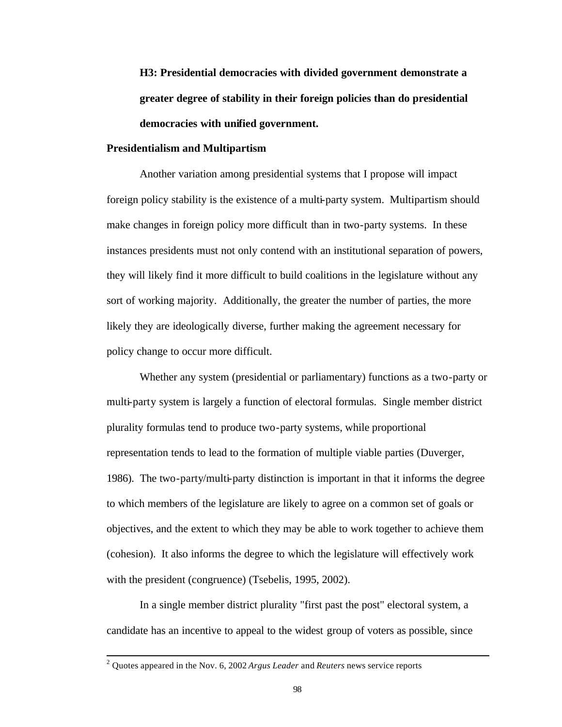**H3: Presidential democracies with divided government demonstrate a greater degree of stability in their foreign policies than do presidential democracies with unified government.**

### Presidentialism and Multipartism

Another variation among presidential systems that I propose will impact foreign policy stability is the existence of a multi-party system. Multipartism should make changes in foreign policy more difficult than in two-party systems. In these instances presidents must not only contend with an institutional separation of powers, they will likely find it more difficult to build coalitions in the legislature without any sort of working majority. Additionally, the greater the number of parties, the more likely they are ideologically diverse, further making the agreement necessary for policy change to occur more difficult.

Whether any system (presidential or parliamentary) functions as a two-party or multi-party system is largely a function of electoral formulas. Single member district plurality formulas tend to produce two-party systems, while proportional representation tends to lead to the formation of multiple viable parties (Duverger, 1986). The two-party/multi-party distinction is important in that it informs the degree to which members of the legislature are likely to agree on a common set of goals or objectives, and the extent to which they may be able to work together to achieve them (cohesion). It also informs the degree to which the legislature will effectively work with the president (congruence) (Tsebelis, 1995, 2002).

In a single member district plurality "first past the post" electoral system, a candidate has an incentive to appeal to the widest group of voters as possible, since

---

[2] Quotes appeared in the Nov. 6, 2002 *Argus Leader* and *Reuters* news service reports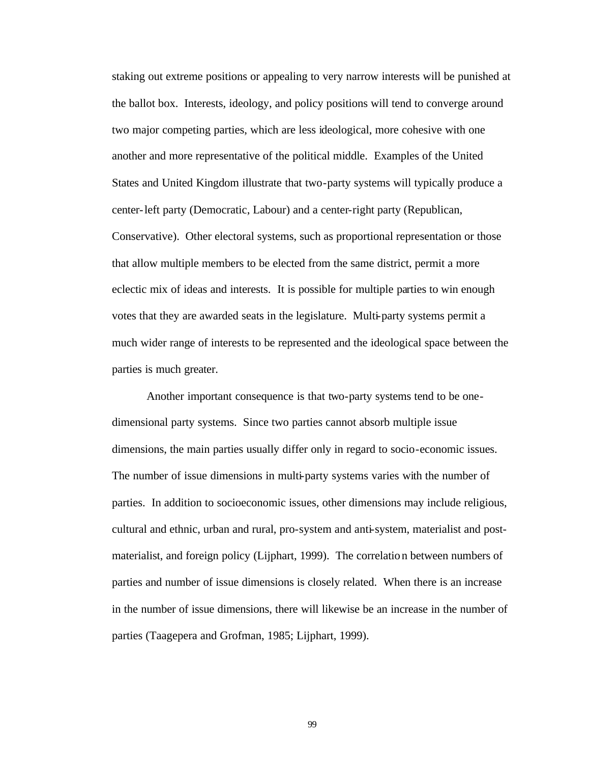staking out extreme positions or appealing to very narrow interests will be punished at the ballot box. Interests, ideology, and policy positions will tend to converge around two major competing parties, which are less ideological, more cohesive with one another and more representative of the political middle. Examples of the United States and United Kingdom illustrate that two-party systems will typically produce a center-left party (Democratic, Labour) and a center-right party (Republican, Conservative). Other electoral systems, such as proportional representation or those that allow multiple members to be elected from the same district, permit a more eclectic mix of ideas and interests. It is possible for multiple parties to win enough votes that they are awarded seats in the legislature. Multi-party systems permit a much wider range of interests to be represented and the ideological space between the parties is much greater.

Another important consequence is that two-party systems tend to be one-dimensional party systems. Since two parties cannot absorb multiple issue dimensions, the main parties usually differ only in regard to socio-economic issues. The number of issue dimensions in multi-party systems varies with the number of parties. In addition to socioeconomic issues, other dimensions may include religious, cultural and ethnic, urban and rural, pro-system and anti-system, materialist and post-materialist, and foreign policy (Lijphart, 1999). The correlation between numbers of parties and number of issue dimensions is closely related. When there is an increase in the number of issue dimensions, there will likewise be an increase in the number of parties (Taagepera and Grofman, 1985; Lijphart, 1999).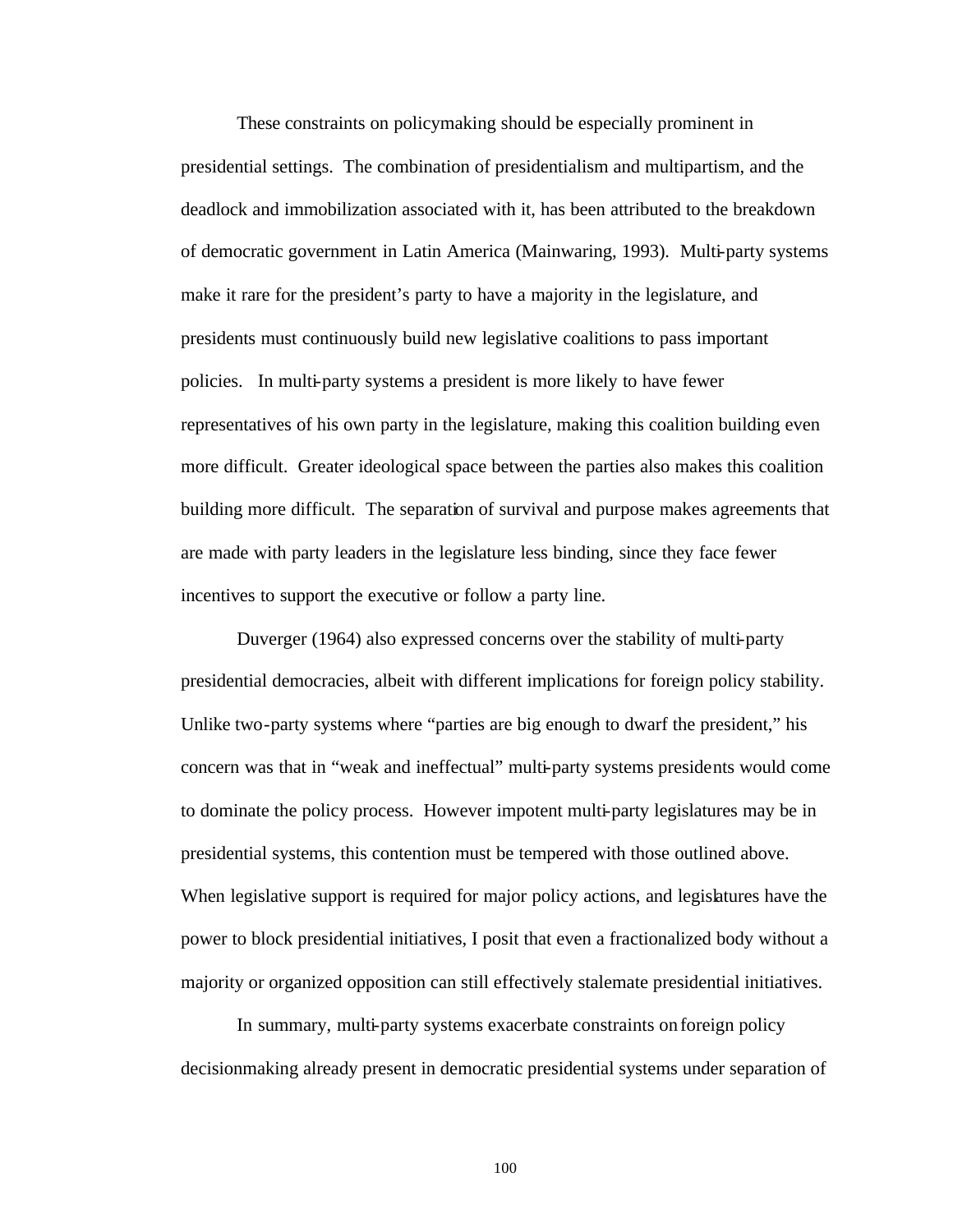These constraints on policymaking should be especially prominent in presidential settings. The combination of presidentialism and multipartism, and the deadlock and immobilization associated with it, has been attributed to the breakdown of democratic government in Latin America (Mainwaring, 1993). Multi-party systems make it rare for the president's party to have a majority in the legislature, and presidents must continuously build new legislative coalitions to pass important policies. In multi-party systems a president is more likely to have fewer representatives of his own party in the legislature, making this coalition building even more difficult. Greater ideological space between the parties also makes this coalition building more difficult. The separation of survival and purpose makes agreements that are made with party leaders in the legislature less binding, since they face fewer incentives to support the executive or follow a party line.

Duverger (1964) also expressed concerns over the stability of multi-party presidential democracies, albeit with different implications for foreign policy stability. Unlike two-party systems where "parties are big enough to dwarf the president," his concern was that in "weak and ineffectual" multi-party systems presidents would come to dominate the policy process. However impotent multi-party legislatures may be in presidential systems, this contention must be tempered with those outlined above. When legislative support is required for major policy actions, and legislatures have the power to block presidential initiatives, I posit that even a fractionalized body without a majority or organized opposition can still effectively stalemate presidential initiatives.

In summary, multi-party systems exacerbate constraints on foreign policy decisionmaking already present in democratic presidential systems under separation of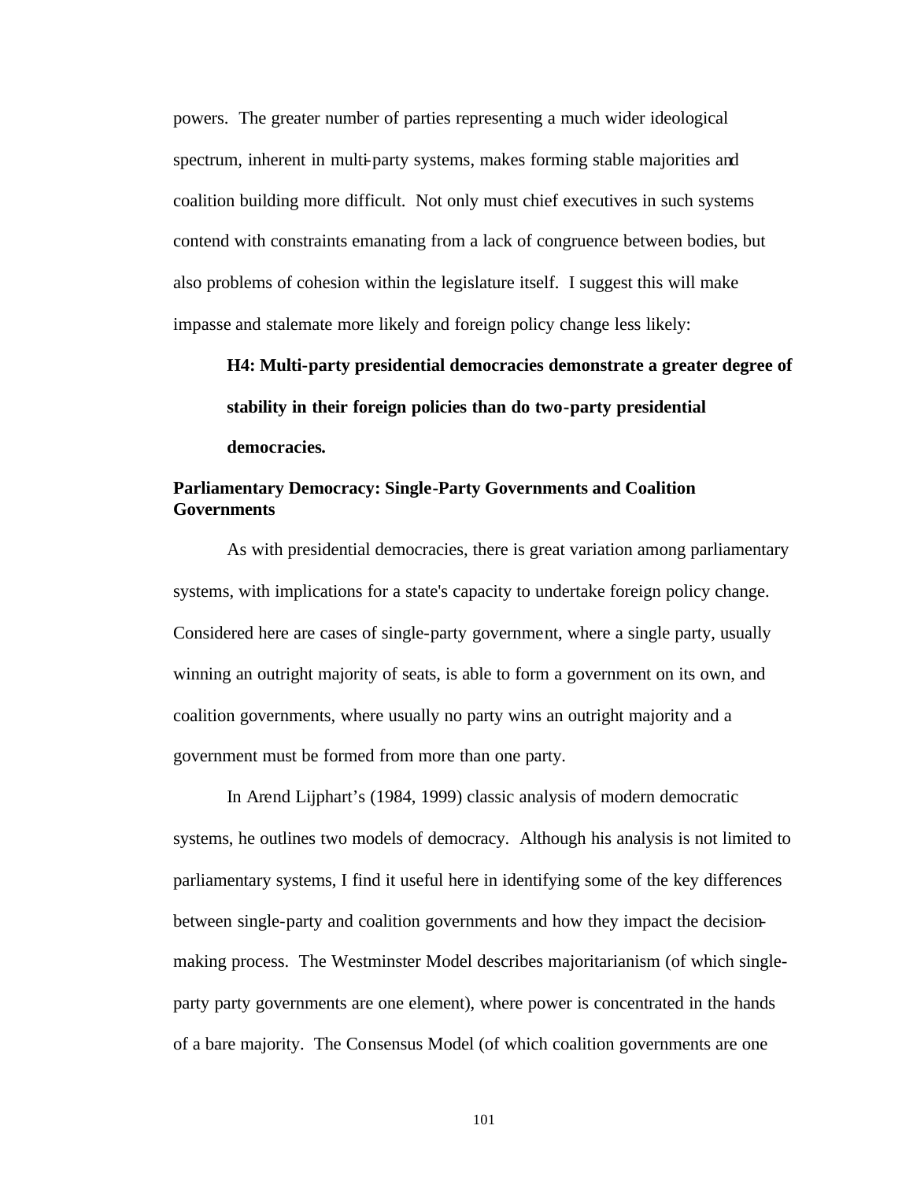powers. The greater number of parties representing a much wider ideological spectrum, inherent in multi-party systems, makes forming stable majorities and coalition building more difficult. Not only must chief executives in such systems contend with constraints emanating from a lack of congruence between bodies, but also problems of cohesion within the legislature itself. I suggest this will make impasse and stalemate more likely and foreign policy change less likely:

> **H4: Multi-party presidential democracies demonstrate a greater degree of stability in their foreign policies than do two-party presidential democracies.**

### Parliamentary Democracy: Single-Party Governments and Coalition Governments

As with presidential democracies, there is great variation among parliamentary systems, with implications for a state's capacity to undertake foreign policy change. Considered here are cases of single-party government, where a single party, usually winning an outright majority of seats, is able to form a government on its own, and coalition governments, where usually no party wins an outright majority and a government must be formed from more than one party.

In Arend Lijphart's (1984, 1999) classic analysis of modern democratic systems, he outlines two models of democracy. Although his analysis is not limited to parliamentary systems, I find it useful here in identifying some of the key differences between single-party and coalition governments and how they impact the decision-making process. The Westminster Model describes majoritarianism (of which single-party party governments are one element), where power is concentrated in the hands of a bare majority. The Consensus Model (of which coalition governments are one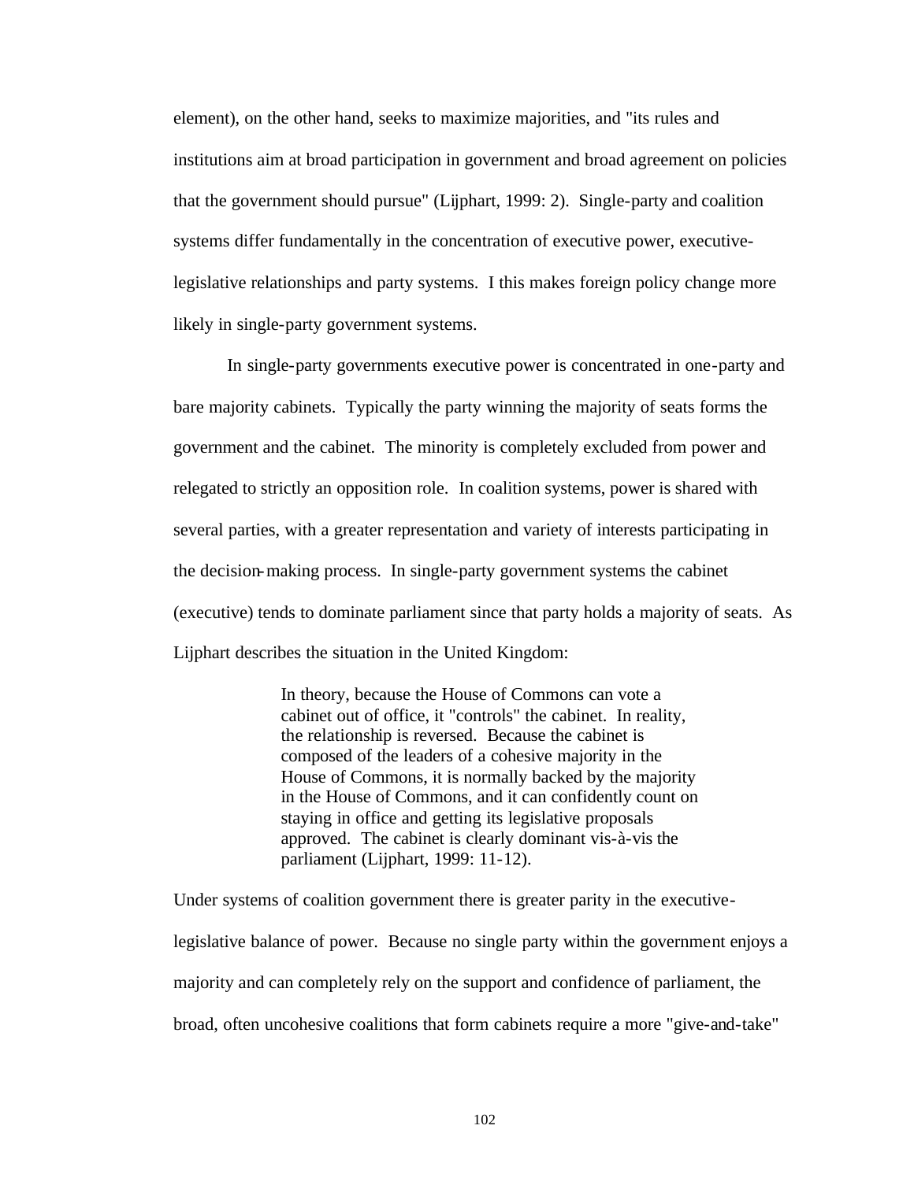element), on the other hand, seeks to maximize majorities, and "its rules and institutions aim at broad participation in government and broad agreement on policies that the government should pursue" (Lijphart, 1999: 2). Single-party and coalition systems differ fundamentally in the concentration of executive power, executive-legislative relationships and party systems. I this makes foreign policy change more likely in single-party government systems.

In single-party governments executive power is concentrated in one-party and bare majority cabinets. Typically the party winning the majority of seats forms the government and the cabinet. The minority is completely excluded from power and relegated to strictly an opposition role. In coalition systems, power is shared with several parties, with a greater representation and variety of interests participating in the decision-making process. In single-party government systems the cabinet (executive) tends to dominate parliament since that party holds a majority of seats. As Lijphart describes the situation in the United Kingdom:

> In theory, because the House of Commons can vote a cabinet out of office, it "controls" the cabinet. In reality, the relationship is reversed. Because the cabinet is composed of the leaders of a cohesive majority in the House of Commons, it is normally backed by the majority in the House of Commons, and it can confidently count on staying in office and getting its legislative proposals approved. The cabinet is clearly dominant vis-à-vis the parliament (Lijphart, 1999: 11-12).

Under systems of coalition government there is greater parity in the executive-legislative balance of power. Because no single party within the government enjoys a majority and can completely rely on the support and confidence of parliament, the broad, often uncohesive coalitions that form cabinets require a more "give-and-take"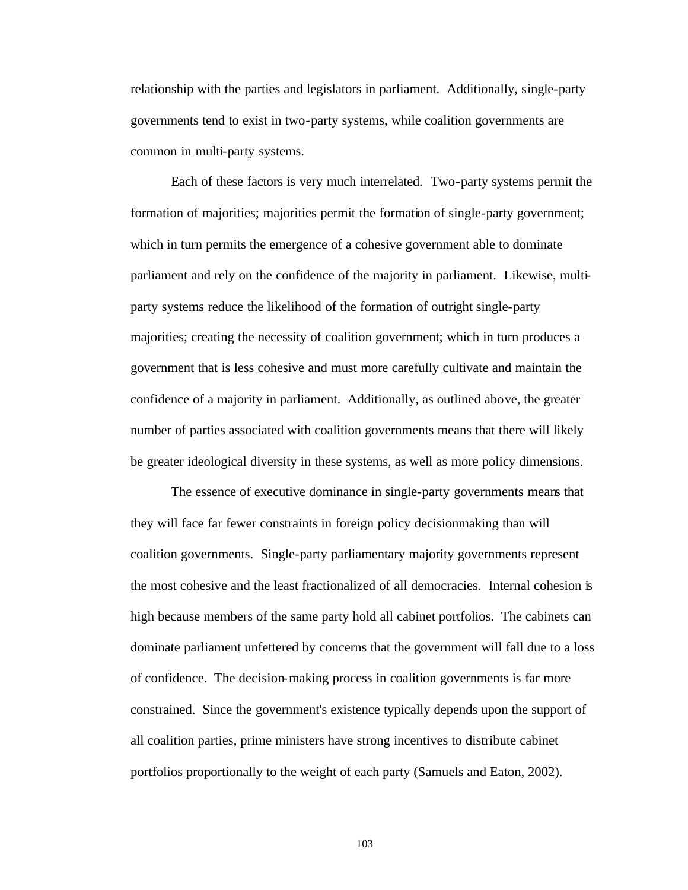relationship with the parties and legislators in parliament. Additionally, single-party governments tend to exist in two-party systems, while coalition governments are common in multi-party systems.

Each of these factors is very much interrelated. Two-party systems permit the formation of majorities; majorities permit the formation of single-party government; which in turn permits the emergence of a cohesive government able to dominate parliament and rely on the confidence of the majority in parliament. Likewise, multi-party systems reduce the likelihood of the formation of outright single-party majorities; creating the necessity of coalition government; which in turn produces a government that is less cohesive and must more carefully cultivate and maintain the confidence of a majority in parliament. Additionally, as outlined above, the greater number of parties associated with coalition governments means that there will likely be greater ideological diversity in these systems, as well as more policy dimensions.

The essence of executive dominance in single-party governments means that they will face far fewer constraints in foreign policy decisionmaking than will coalition governments. Single-party parliamentary majority governments represent the most cohesive and the least fractionalized of all democracies. Internal cohesion is high because members of the same party hold all cabinet portfolios. The cabinets can dominate parliament unfettered by concerns that the government will fall due to a loss of confidence. The decision-making process in coalition governments is far more constrained. Since the government's existence typically depends upon the support of all coalition parties, prime ministers have strong incentives to distribute cabinet portfolios proportionally to the weight of each party (Samuels and Eaton, 2002).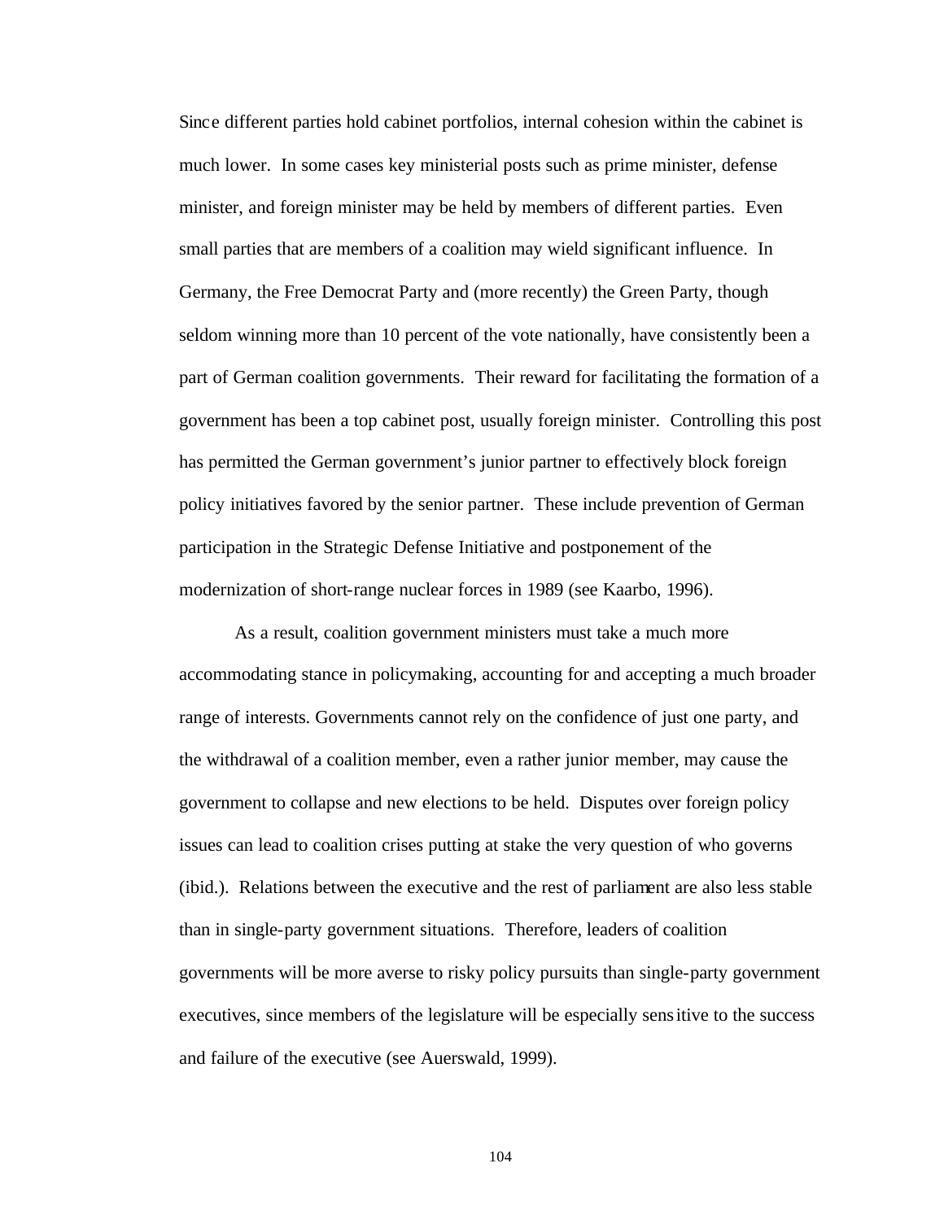Since different parties hold cabinet portfolios, internal cohesion within the cabinet is much lower. In some cases key ministerial posts such as prime minister, defense minister, and foreign minister may be held by members of different parties. Even small parties that are members of a coalition may wield significant influence. In Germany, the Free Democrat Party and (more recently) the Green Party, though seldom winning more than 10 percent of the vote nationally, have consistently been a part of German coalition governments. Their reward for facilitating the formation of a government has been a top cabinet post, usually foreign minister. Controlling this post has permitted the German government's junior partner to effectively block foreign policy initiatives favored by the senior partner. These include prevention of German participation in the Strategic Defense Initiative and postponement of the modernization of short-range nuclear forces in 1989 (see Kaarbo, 1996).

As a result, coalition government ministers must take a much more accommodating stance in policymaking, accounting for and accepting a much broader range of interests. Governments cannot rely on the confidence of just one party, and the withdrawal of a coalition member, even a rather junior member, may cause the government to collapse and new elections to be held. Disputes over foreign policy issues can lead to coalition crises putting at stake the very question of who governs (ibid.). Relations between the executive and the rest of parliament are also less stable than in single-party government situations. Therefore, leaders of coalition governments will be more averse to risky policy pursuits than single-party government executives, since members of the legislature will be especially sensitive to the success and failure of the executive (see Auerswald, 1999).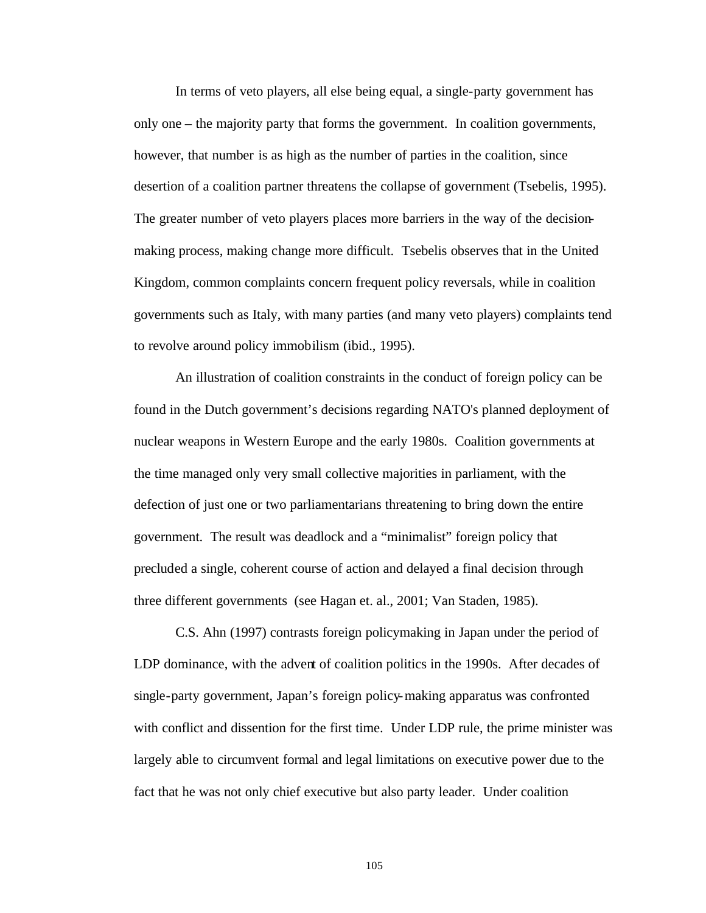In terms of veto players, all else being equal, a single-party government has only one – the majority party that forms the government. In coalition governments, however, that number is as high as the number of parties in the coalition, since desertion of a coalition partner threatens the collapse of government (Tsebelis, 1995). The greater number of veto players places more barriers in the way of the decision-making process, making change more difficult. Tsebelis observes that in the United Kingdom, common complaints concern frequent policy reversals, while in coalition governments such as Italy, with many parties (and many veto players) complaints tend to revolve around policy immobilism (ibid., 1995).

An illustration of coalition constraints in the conduct of foreign policy can be found in the Dutch government's decisions regarding NATO's planned deployment of nuclear weapons in Western Europe and the early 1980s. Coalition governments at the time managed only very small collective majorities in parliament, with the defection of just one or two parliamentarians threatening to bring down the entire government. The result was deadlock and a "minimalist" foreign policy that precluded a single, coherent course of action and delayed a final decision through three different governments (see Hagan et. al., 2001; Van Staden, 1985).

C.S. Ahn (1997) contrasts foreign policymaking in Japan under the period of LDP dominance, with the advent of coalition politics in the 1990s. After decades of single-party government, Japan's foreign policy-making apparatus was confronted with conflict and dissention for the first time. Under LDP rule, the prime minister was largely able to circumvent formal and legal limitations on executive power due to the fact that he was not only chief executive but also party leader. Under coalition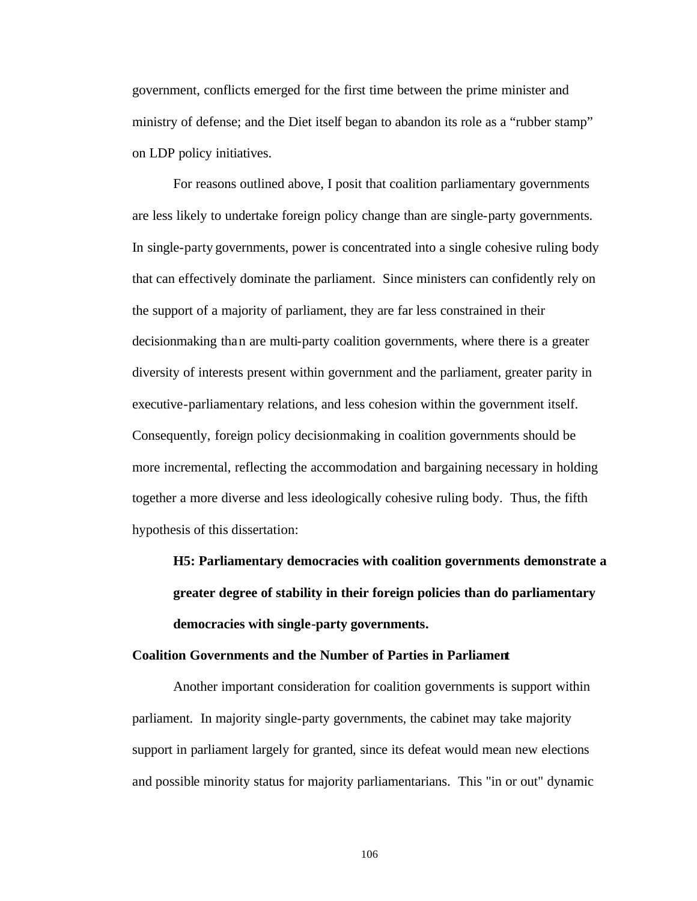government, conflicts emerged for the first time between the prime minister and ministry of defense; and the Diet itself began to abandon its role as a "rubber stamp" on LDP policy initiatives.

For reasons outlined above, I posit that coalition parliamentary governments are less likely to undertake foreign policy change than are single-party governments. In single-party governments, power is concentrated into a single cohesive ruling body that can effectively dominate the parliament. Since ministers can confidently rely on the support of a majority of parliament, they are far less constrained in their decisionmaking than are multi-party coalition governments, where there is a greater diversity of interests present within government and the parliament, greater parity in executive-parliamentary relations, and less cohesion within the government itself. Consequently, foreign policy decisionmaking in coalition governments should be more incremental, reflecting the accommodation and bargaining necessary in holding together a more diverse and less ideologically cohesive ruling body. Thus, the fifth hypothesis of this dissertation:

> **H5: Parliamentary democracies with coalition governments demonstrate a greater degree of stability in their foreign policies than do parliamentary democracies with single-party governments.**

**Coalition Governments and the Number of Parties in Parliament**

Another important consideration for coalition governments is support within parliament. In majority single-party governments, the cabinet may take majority support in parliament largely for granted, since its defeat would mean new elections and possible minority status for majority parliamentarians. This "in or out" dynamic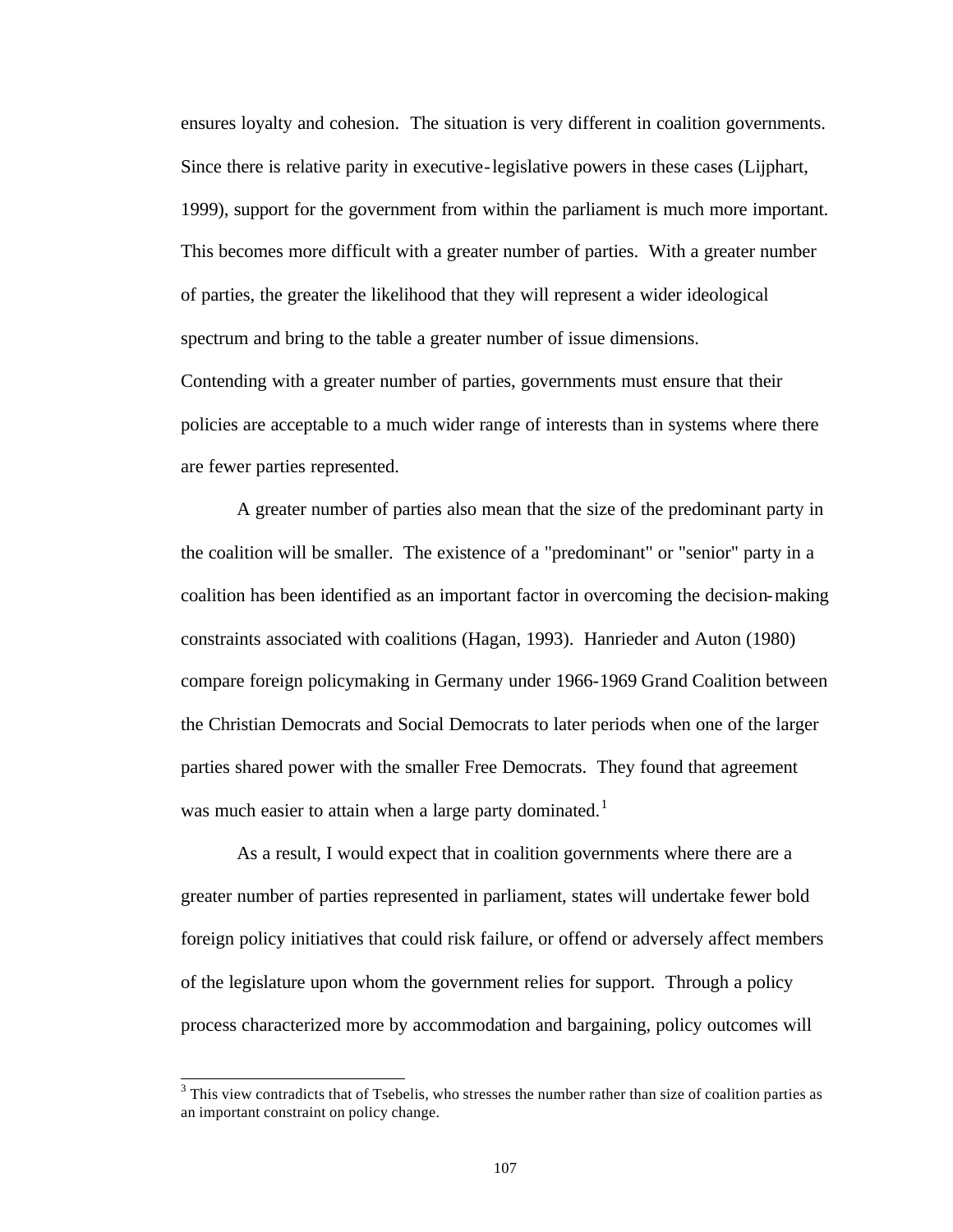ensures loyalty and cohesion. The situation is very different in coalition governments. Since there is relative parity in executive-legislative powers in these cases (Lijphart, 1999), support for the government from within the parliament is much more important. This becomes more difficult with a greater number of parties. With a greater number of parties, the greater the likelihood that they will represent a wider ideological spectrum and bring to the table a greater number of issue dimensions. Contending with a greater number of parties, governments must ensure that their policies are acceptable to a much wider range of interests than in systems where there are fewer parties represented.

A greater number of parties also mean that the size of the predominant party in the coalition will be smaller. The existence of a "predominant" or "senior" party in a coalition has been identified as an important factor in overcoming the decision-making constraints associated with coalitions (Hagan, 1993). Hanrieder and Auton (1980) compare foreign policymaking in Germany under 1966-1969 Grand Coalition between the Christian Democrats and Social Democrats to later periods when one of the larger parties shared power with the smaller Free Democrats. They found that agreement was much easier to attain when a large party dominated.[1]

As a result, I would expect that in coalition governments where there are a greater number of parties represented in parliament, states will undertake fewer bold foreign policy initiatives that could risk failure, or offend or adversely affect members of the legislature upon whom the government relies for support. Through a policy process characterized more by accommodation and bargaining, policy outcomes will

---

[3] This view contradicts that of Tsebelis, who stresses the number rather than size of coalition parties as an important constraint on policy change.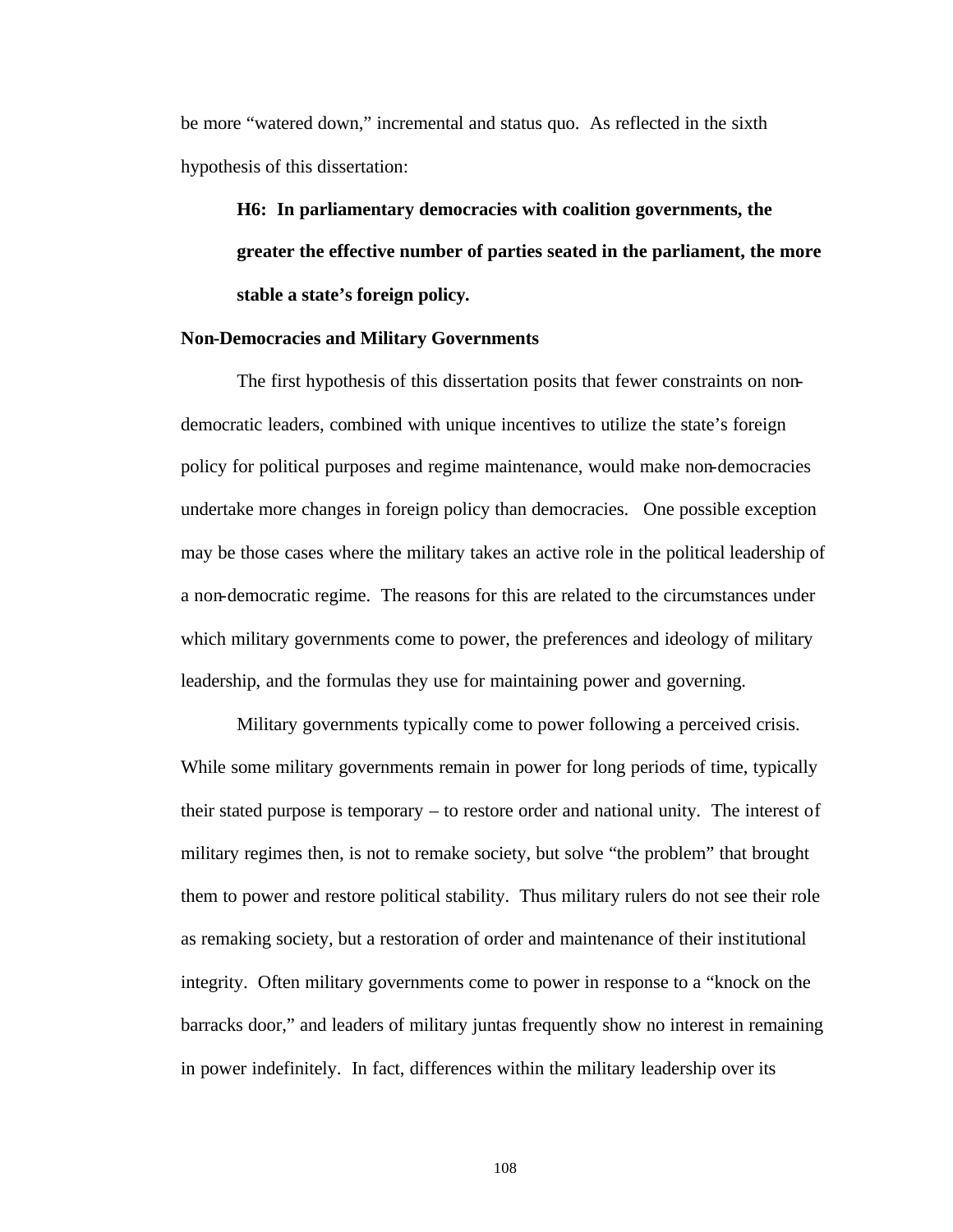be more "watered down," incremental and status quo. As reflected in the sixth hypothesis of this dissertation:

> **H6: In parliamentary democracies with coalition governments, the greater the effective number of parties seated in the parliament, the more stable a state's foreign policy.**

**Non-Democracies and Military Governments**

The first hypothesis of this dissertation posits that fewer constraints on non-democratic leaders, combined with unique incentives to utilize the state's foreign policy for political purposes and regime maintenance, would make non-democracies undertake more changes in foreign policy than democracies. One possible exception may be those cases where the military takes an active role in the political leadership of a non-democratic regime. The reasons for this are related to the circumstances under which military governments come to power, the preferences and ideology of military leadership, and the formulas they use for maintaining power and governing.

Military governments typically come to power following a perceived crisis. While some military governments remain in power for long periods of time, typically their stated purpose is temporary – to restore order and national unity. The interest of military regimes then, is not to remake society, but solve "the problem" that brought them to power and restore political stability. Thus military rulers do not see their role as remaking society, but a restoration of order and maintenance of their institutional integrity. Often military governments come to power in response to a "knock on the barracks door," and leaders of military juntas frequently show no interest in remaining in power indefinitely. In fact, differences within the military leadership over its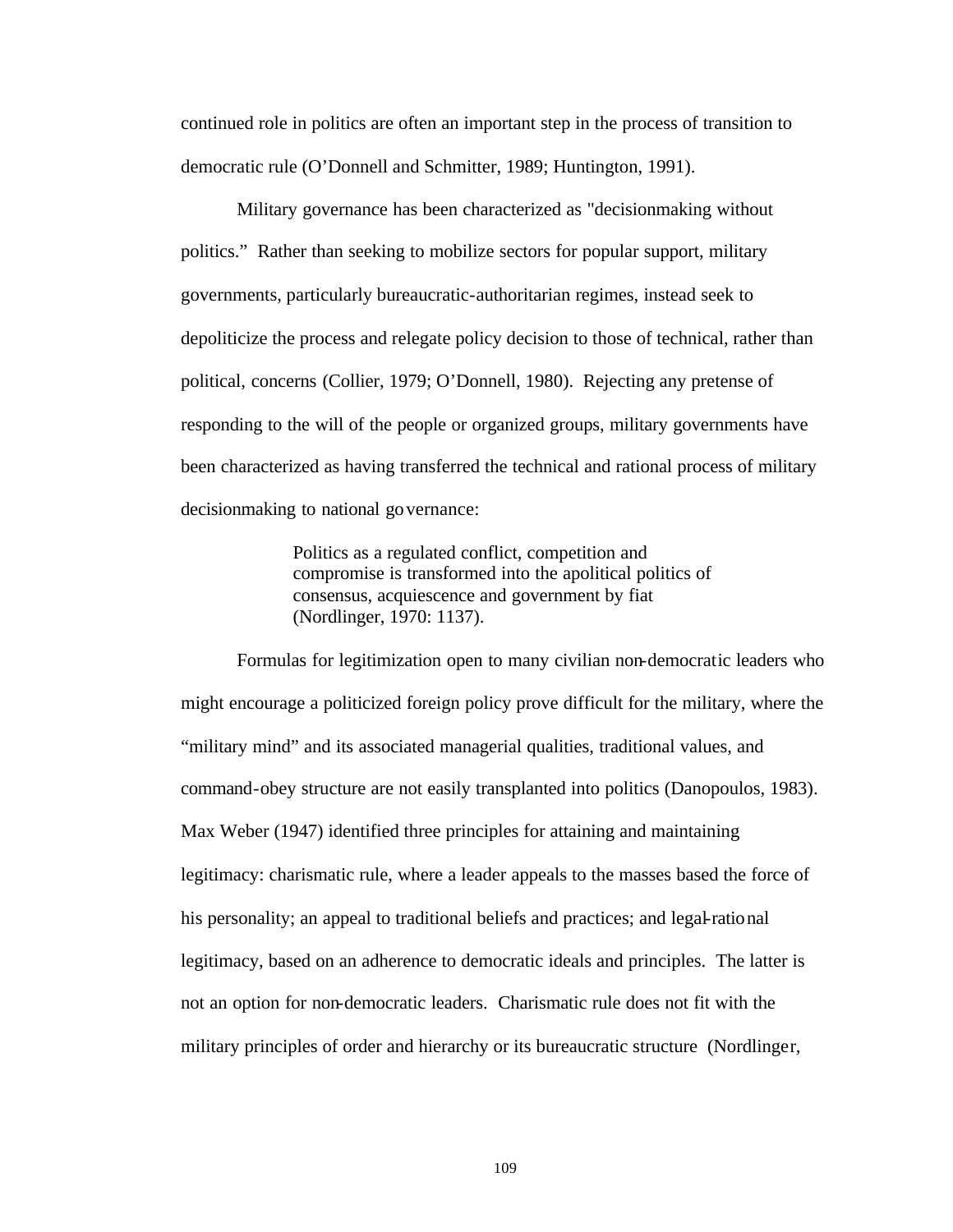continued role in politics are often an important step in the process of transition to democratic rule (O'Donnell and Schmitter, 1989; Huntington, 1991).

Military governance has been characterized as "decisionmaking without politics." Rather than seeking to mobilize sectors for popular support, military governments, particularly bureaucratic-authoritarian regimes, instead seek to depoliticize the process and relegate policy decision to those of technical, rather than political, concerns (Collier, 1979; O'Donnell, 1980). Rejecting any pretense of responding to the will of the people or organized groups, military governments have been characterized as having transferred the technical and rational process of military decisionmaking to national governance:

> Politics as a regulated conflict, competition and compromise is transformed into the apolitical politics of consensus, acquiescence and government by fiat (Nordlinger, 1970: 1137).

Formulas for legitimization open to many civilian non-democratic leaders who might encourage a politicized foreign policy prove difficult for the military, where the "military mind" and its associated managerial qualities, traditional values, and command-obey structure are not easily transplanted into politics (Danopoulos, 1983). Max Weber (1947) identified three principles for attaining and maintaining legitimacy: charismatic rule, where a leader appeals to the masses based the force of his personality; an appeal to traditional beliefs and practices; and legal-rational legitimacy, based on an adherence to democratic ideals and principles. The latter is not an option for non-democratic leaders. Charismatic rule does not fit with the military principles of order and hierarchy or its bureaucratic structure (Nordlinger,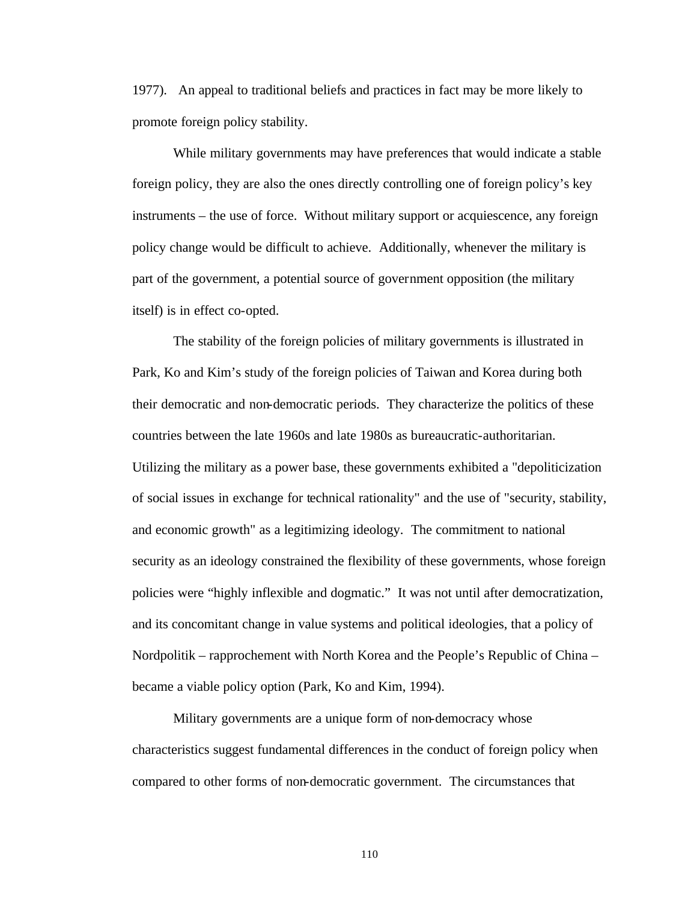1977). An appeal to traditional beliefs and practices in fact may be more likely to promote foreign policy stability.

While military governments may have preferences that would indicate a stable foreign policy, they are also the ones directly controlling one of foreign policy's key instruments – the use of force. Without military support or acquiescence, any foreign policy change would be difficult to achieve. Additionally, whenever the military is part of the government, a potential source of government opposition (the military itself) is in effect co-opted.

The stability of the foreign policies of military governments is illustrated in Park, Ko and Kim's study of the foreign policies of Taiwan and Korea during both their democratic and non-democratic periods. They characterize the politics of these countries between the late 1960s and late 1980s as bureaucratic-authoritarian. Utilizing the military as a power base, these governments exhibited a "depoliticization of social issues in exchange for technical rationality" and the use of "security, stability, and economic growth" as a legitimizing ideology. The commitment to national security as an ideology constrained the flexibility of these governments, whose foreign policies were "highly inflexible and dogmatic." It was not until after democratization, and its concomitant change in value systems and political ideologies, that a policy of Nordpolitik – rapprochement with North Korea and the People's Republic of China – became a viable policy option (Park, Ko and Kim, 1994).

Military governments are a unique form of non-democracy whose characteristics suggest fundamental differences in the conduct of foreign policy when compared to other forms of non-democratic government. The circumstances that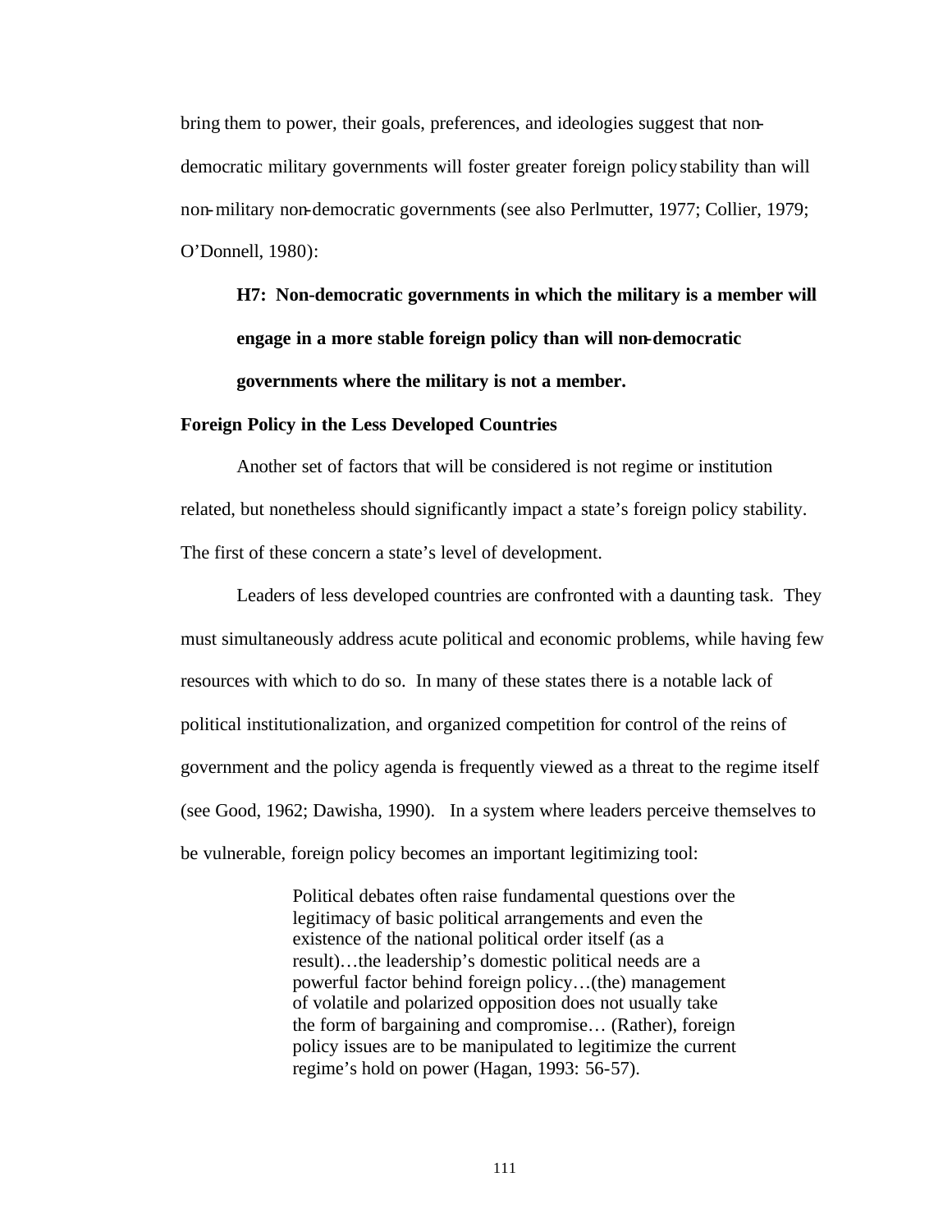bring them to power, their goals, preferences, and ideologies suggest that non-democratic military governments will foster greater foreign policy stability than will non-military non-democratic governments (see also Perlmutter, 1977; Collier, 1979; O'Donnell, 1980):

> **H7: Non-democratic governments in which the military is a member will engage in a more stable foreign policy than will non-democratic governments where the military is not a member.**

**Foreign Policy in the Less Developed Countries**

Another set of factors that will be considered is not regime or institution related, but nonetheless should significantly impact a state's foreign policy stability. The first of these concern a state's level of development.

Leaders of less developed countries are confronted with a daunting task. They must simultaneously address acute political and economic problems, while having few resources with which to do so. In many of these states there is a notable lack of political institutionalization, and organized competition for control of the reins of government and the policy agenda is frequently viewed as a threat to the regime itself (see Good, 1962; Dawisha, 1990). In a system where leaders perceive themselves to be vulnerable, foreign policy becomes an important legitimizing tool:

> Political debates often raise fundamental questions over the legitimacy of basic political arrangements and even the existence of the national political order itself (as a result)…the leadership's domestic political needs are a powerful factor behind foreign policy…(the) management of volatile and polarized opposition does not usually take the form of bargaining and compromise… (Rather), foreign policy issues are to be manipulated to legitimize the current regime's hold on power (Hagan, 1993: 56-57).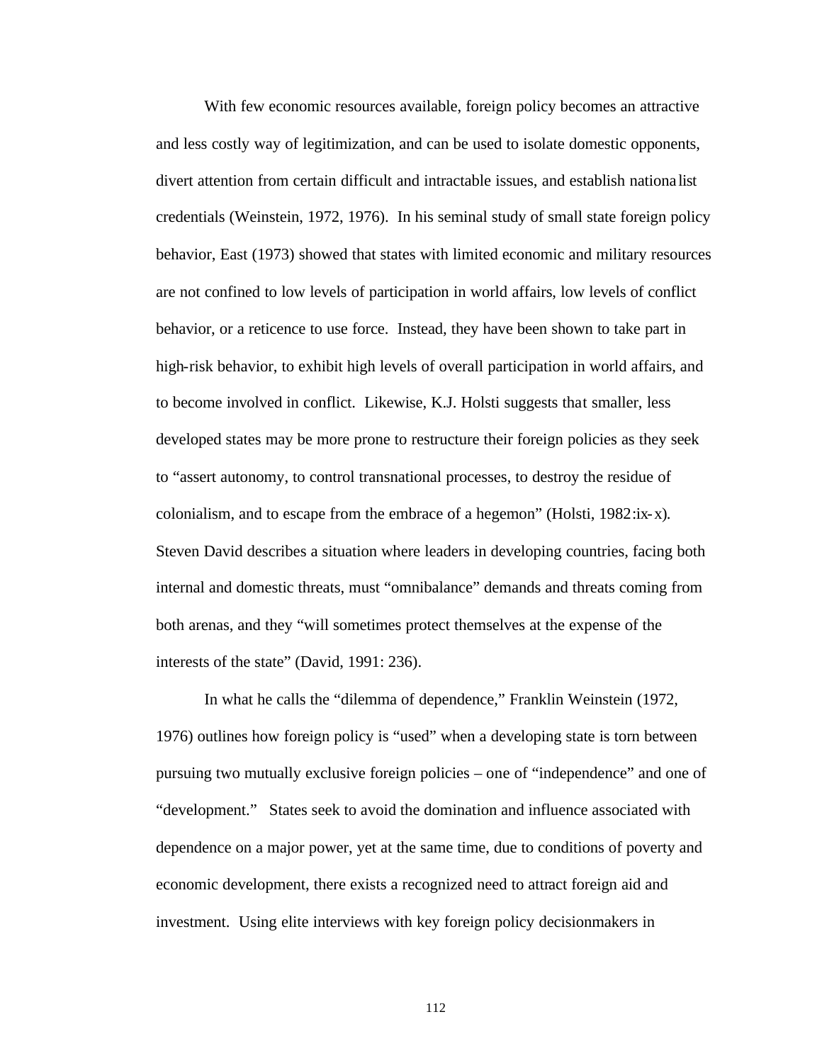With few economic resources available, foreign policy becomes an attractive and less costly way of legitimization, and can be used to isolate domestic opponents, divert attention from certain difficult and intractable issues, and establish nationalist credentials (Weinstein, 1972, 1976). In his seminal study of small state foreign policy behavior, East (1973) showed that states with limited economic and military resources are not confined to low levels of participation in world affairs, low levels of conflict behavior, or a reticence to use force. Instead, they have been shown to take part in high-risk behavior, to exhibit high levels of overall participation in world affairs, and to become involved in conflict. Likewise, K.J. Holsti suggests that smaller, less developed states may be more prone to restructure their foreign policies as they seek to "assert autonomy, to control transnational processes, to destroy the residue of colonialism, and to escape from the embrace of a hegemon" (Holsti, 1982:ix-x). Steven David describes a situation where leaders in developing countries, facing both internal and domestic threats, must "omnibalance" demands and threats coming from both arenas, and they "will sometimes protect themselves at the expense of the interests of the state" (David, 1991: 236).

In what he calls the "dilemma of dependence," Franklin Weinstein (1972, 1976) outlines how foreign policy is "used" when a developing state is torn between pursuing two mutually exclusive foreign policies – one of "independence" and one of "development." States seek to avoid the domination and influence associated with dependence on a major power, yet at the same time, due to conditions of poverty and economic development, there exists a recognized need to attract foreign aid and investment. Using elite interviews with key foreign policy decisionmakers in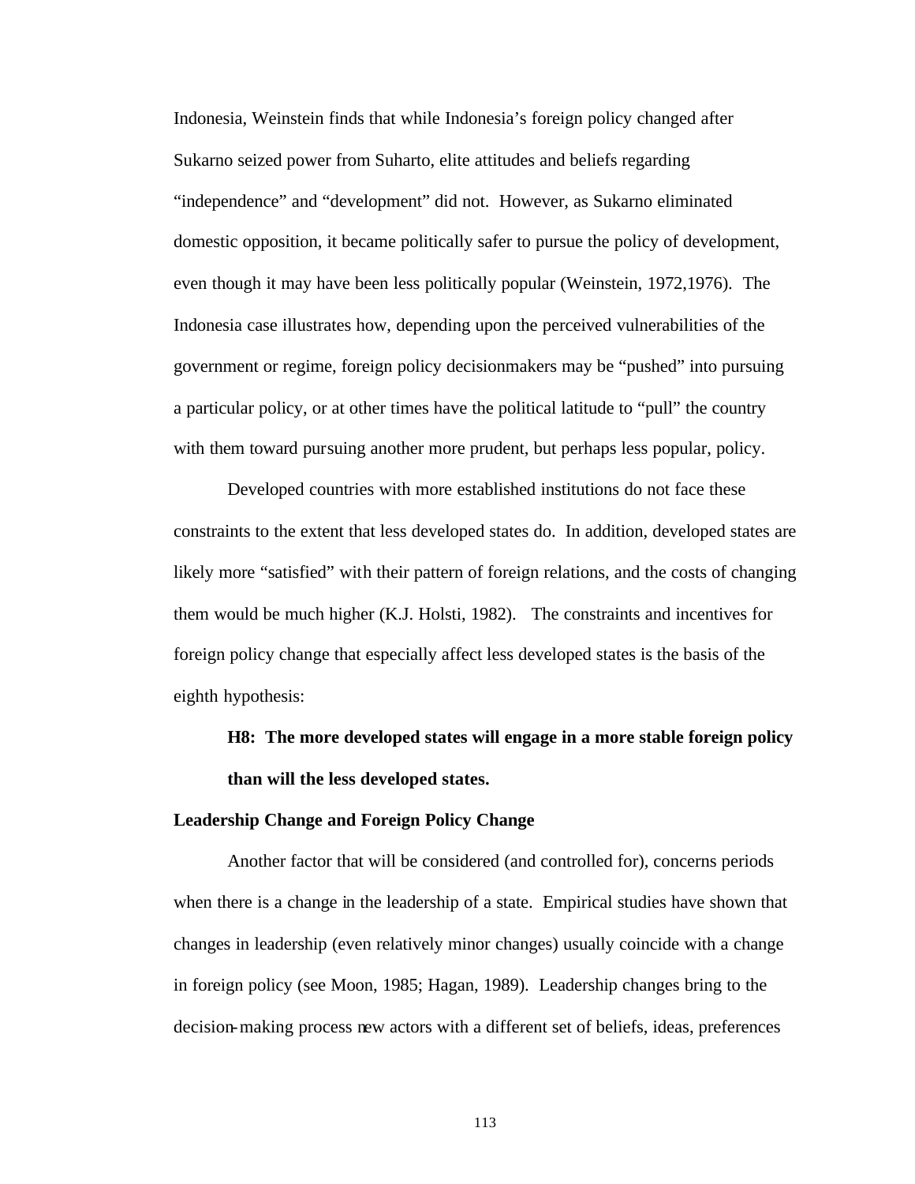Indonesia, Weinstein finds that while Indonesia's foreign policy changed after Sukarno seized power from Suharto, elite attitudes and beliefs regarding "independence" and "development" did not. However, as Sukarno eliminated domestic opposition, it became politically safer to pursue the policy of development, even though it may have been less politically popular (Weinstein, 1972,1976). The Indonesia case illustrates how, depending upon the perceived vulnerabilities of the government or regime, foreign policy decisionmakers may be "pushed" into pursuing a particular policy, or at other times have the political latitude to "pull" the country with them toward pursuing another more prudent, but perhaps less popular, policy.

Developed countries with more established institutions do not face these constraints to the extent that less developed states do. In addition, developed states are likely more "satisfied" with their pattern of foreign relations, and the costs of changing them would be much higher (K.J. Holsti, 1982). The constraints and incentives for foreign policy change that especially affect less developed states is the basis of the eighth hypothesis:

**H8: The more developed states will engage in a more stable foreign policy than will the less developed states.**

**Leadership Change and Foreign Policy Change**

Another factor that will be considered (and controlled for), concerns periods when there is a change in the leadership of a state. Empirical studies have shown that changes in leadership (even relatively minor changes) usually coincide with a change in foreign policy (see Moon, 1985; Hagan, 1989). Leadership changes bring to the decision-making process new actors with a different set of beliefs, ideas, preferences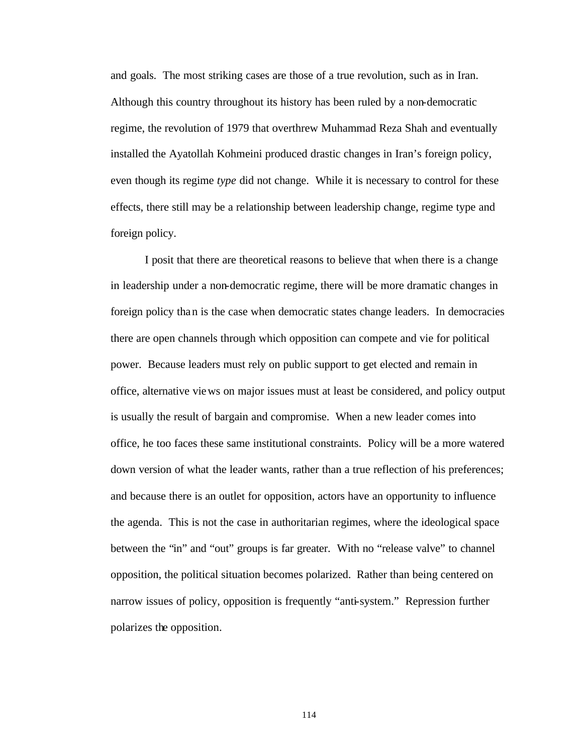and goals. The most striking cases are those of a true revolution, such as in Iran. Although this country throughout its history has been ruled by a non-democratic regime, the revolution of 1979 that overthrew Muhammad Reza Shah and eventually installed the Ayatollah Kohmeini produced drastic changes in Iran's foreign policy, even though its regime *type* did not change. While it is necessary to control for these effects, there still may be a relationship between leadership change, regime type and foreign policy.

I posit that there are theoretical reasons to believe that when there is a change in leadership under a non-democratic regime, there will be more dramatic changes in foreign policy than is the case when democratic states change leaders. In democracies there are open channels through which opposition can compete and vie for political power. Because leaders must rely on public support to get elected and remain in office, alternative views on major issues must at least be considered, and policy output is usually the result of bargain and compromise. When a new leader comes into office, he too faces these same institutional constraints. Policy will be a more watered down version of what the leader wants, rather than a true reflection of his preferences; and because there is an outlet for opposition, actors have an opportunity to influence the agenda. This is not the case in authoritarian regimes, where the ideological space between the "in" and "out" groups is far greater. With no "release valve" to channel opposition, the political situation becomes polarized. Rather than being centered on narrow issues of policy, opposition is frequently "anti-system." Repression further polarizes the opposition.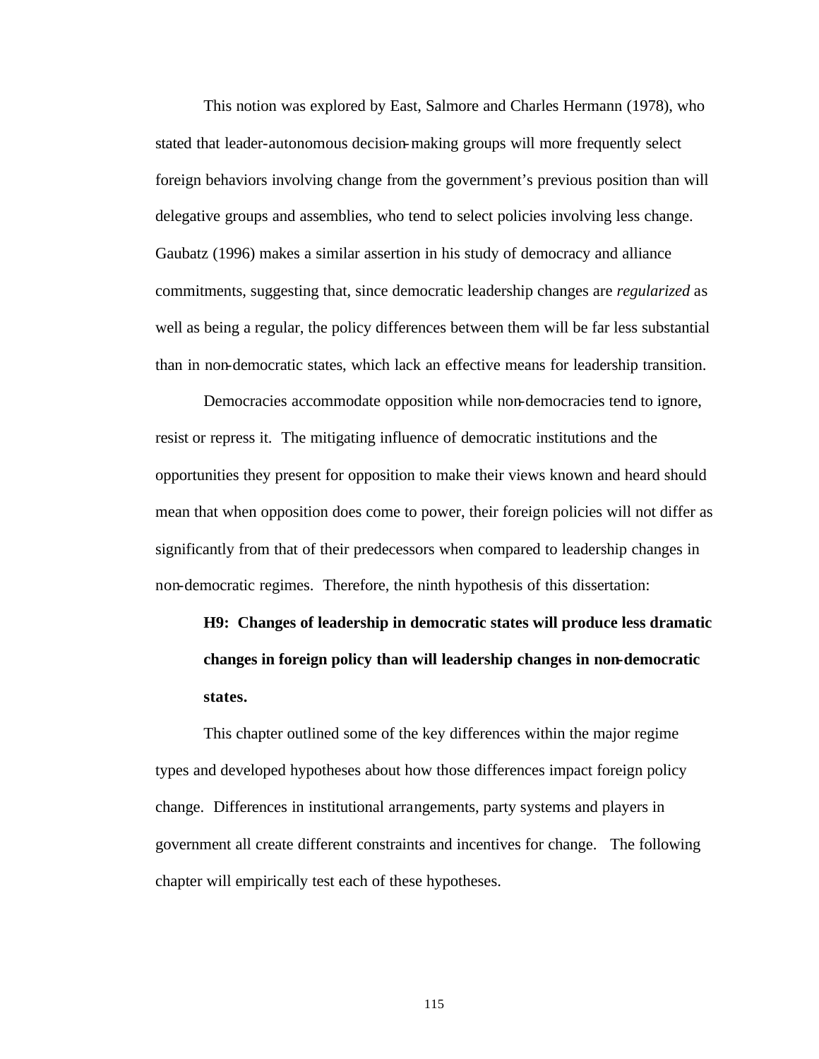This notion was explored by East, Salmore and Charles Hermann (1978), who stated that leader-autonomous decision-making groups will more frequently select foreign behaviors involving change from the government's previous position than will delegative groups and assemblies, who tend to select policies involving less change. Gaubatz (1996) makes a similar assertion in his study of democracy and alliance commitments, suggesting that, since democratic leadership changes are *regularized* as well as being a regular, the policy differences between them will be far less substantial than in non-democratic states, which lack an effective means for leadership transition.

Democracies accommodate opposition while non-democracies tend to ignore, resist or repress it. The mitigating influence of democratic institutions and the opportunities they present for opposition to make their views known and heard should mean that when opposition does come to power, their foreign policies will not differ as significantly from that of their predecessors when compared to leadership changes in non-democratic regimes. Therefore, the ninth hypothesis of this dissertation:

**H9: Changes of leadership in democratic states will produce less dramatic changes in foreign policy than will leadership changes in non-democratic states.**

This chapter outlined some of the key differences within the major regime types and developed hypotheses about how those differences impact foreign policy change. Differences in institutional arrangements, party systems and players in government all create different constraints and incentives for change. The following chapter will empirically test each of these hypotheses.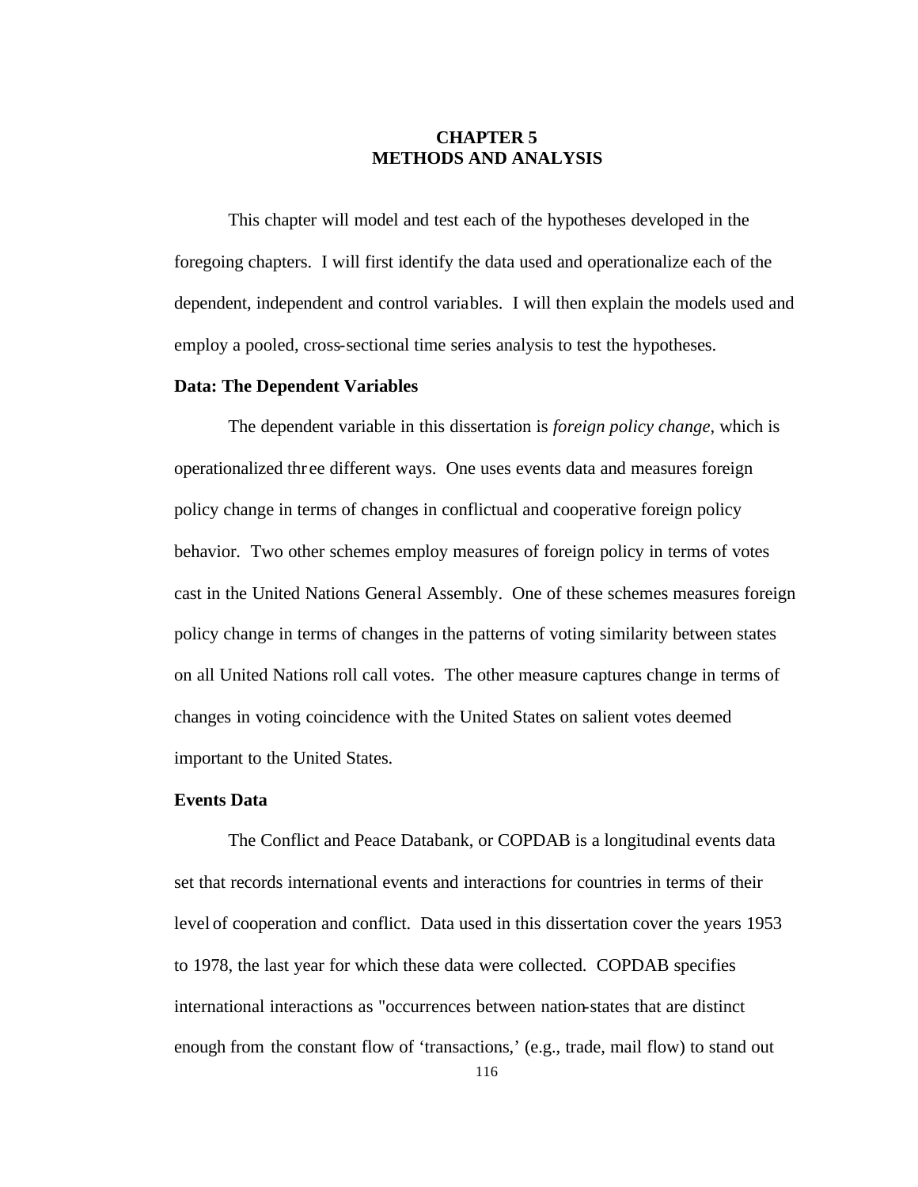# CHAPTER 5
# METHODS AND ANALYSIS

This chapter will model and test each of the hypotheses developed in the foregoing chapters. I will first identify the data used and operationalize each of the dependent, independent and control variables. I will then explain the models used and employ a pooled, cross-sectional time series analysis to test the hypotheses.

### Data: The Dependent Variables

The dependent variable in this dissertation is *foreign policy change*, which is operationalized three different ways. One uses events data and measures foreign policy change in terms of changes in conflictual and cooperative foreign policy behavior. Two other schemes employ measures of foreign policy in terms of votes cast in the United Nations General Assembly. One of these schemes measures foreign policy change in terms of changes in the patterns of voting similarity between states on all United Nations roll call votes. The other measure captures change in terms of changes in voting coincidence with the United States on salient votes deemed important to the United States.

### Events Data

The Conflict and Peace Databank, or COPDAB is a longitudinal events data set that records international events and interactions for countries in terms of their level of cooperation and conflict. Data used in this dissertation cover the years 1953 to 1978, the last year for which these data were collected. COPDAB specifies international interactions as "occurrences between nation-states that are distinct enough from the constant flow of 'transactions,' (e.g., trade, mail flow) to stand out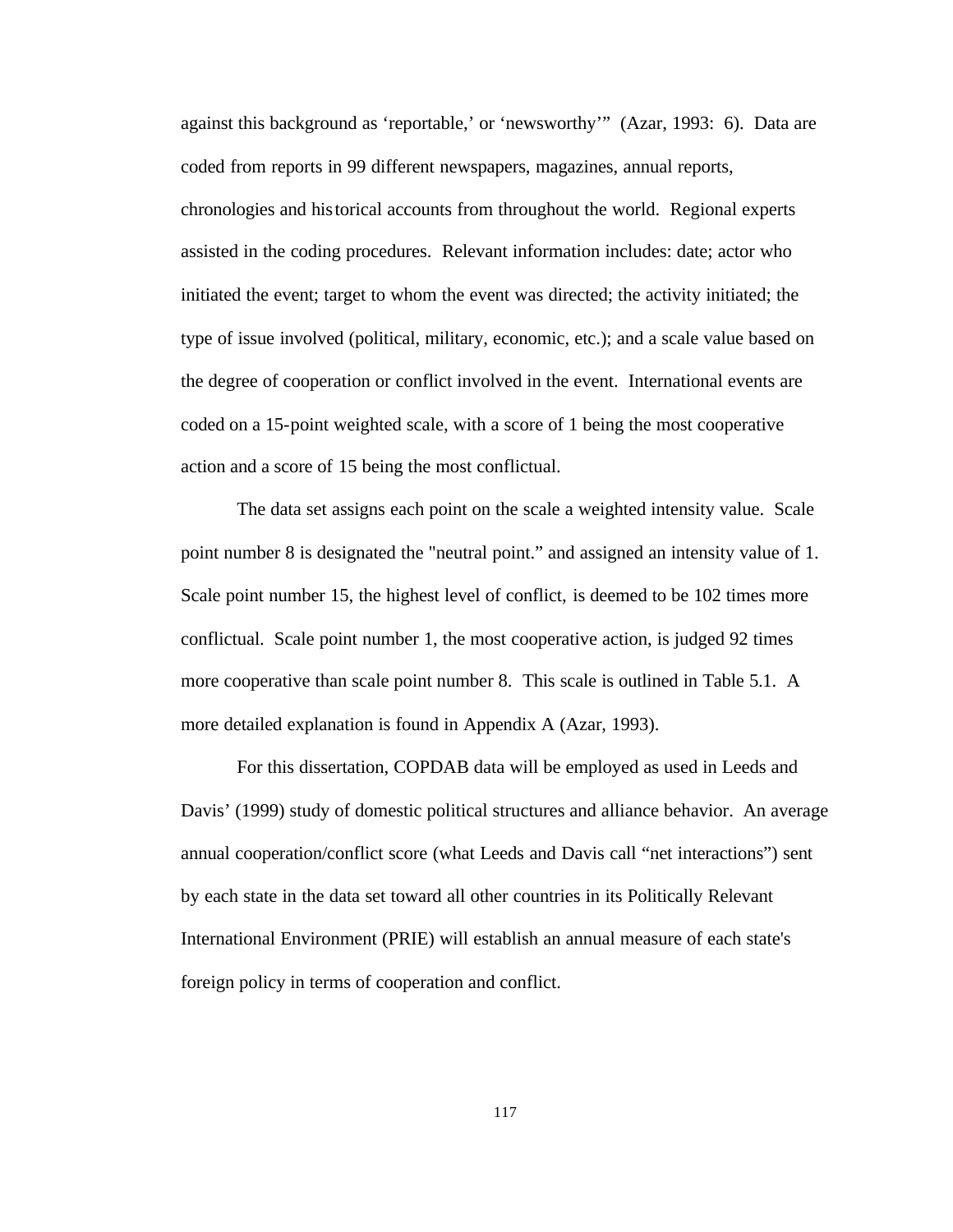against this background as 'reportable,' or 'newsworthy'" (Azar, 1993: 6). Data are coded from reports in 99 different newspapers, magazines, annual reports, chronologies and historical accounts from throughout the world. Regional experts assisted in the coding procedures. Relevant information includes: date; actor who initiated the event; target to whom the event was directed; the activity initiated; the type of issue involved (political, military, economic, etc.); and a scale value based on the degree of cooperation or conflict involved in the event. International events are coded on a 15-point weighted scale, with a score of 1 being the most cooperative action and a score of 15 being the most conflictual.

The data set assigns each point on the scale a weighted intensity value. Scale point number 8 is designated the "neutral point." and assigned an intensity value of 1. Scale point number 15, the highest level of conflict, is deemed to be 102 times more conflictual. Scale point number 1, the most cooperative action, is judged 92 times more cooperative than scale point number 8. This scale is outlined in Table 5.1. A more detailed explanation is found in Appendix A (Azar, 1993).

For this dissertation, COPDAB data will be employed as used in Leeds and Davis' (1999) study of domestic political structures and alliance behavior. An average annual cooperation/conflict score (what Leeds and Davis call "net interactions") sent by each state in the data set toward all other countries in its Politically Relevant International Environment (PRIE) will establish an annual measure of each state's foreign policy in terms of cooperation and conflict.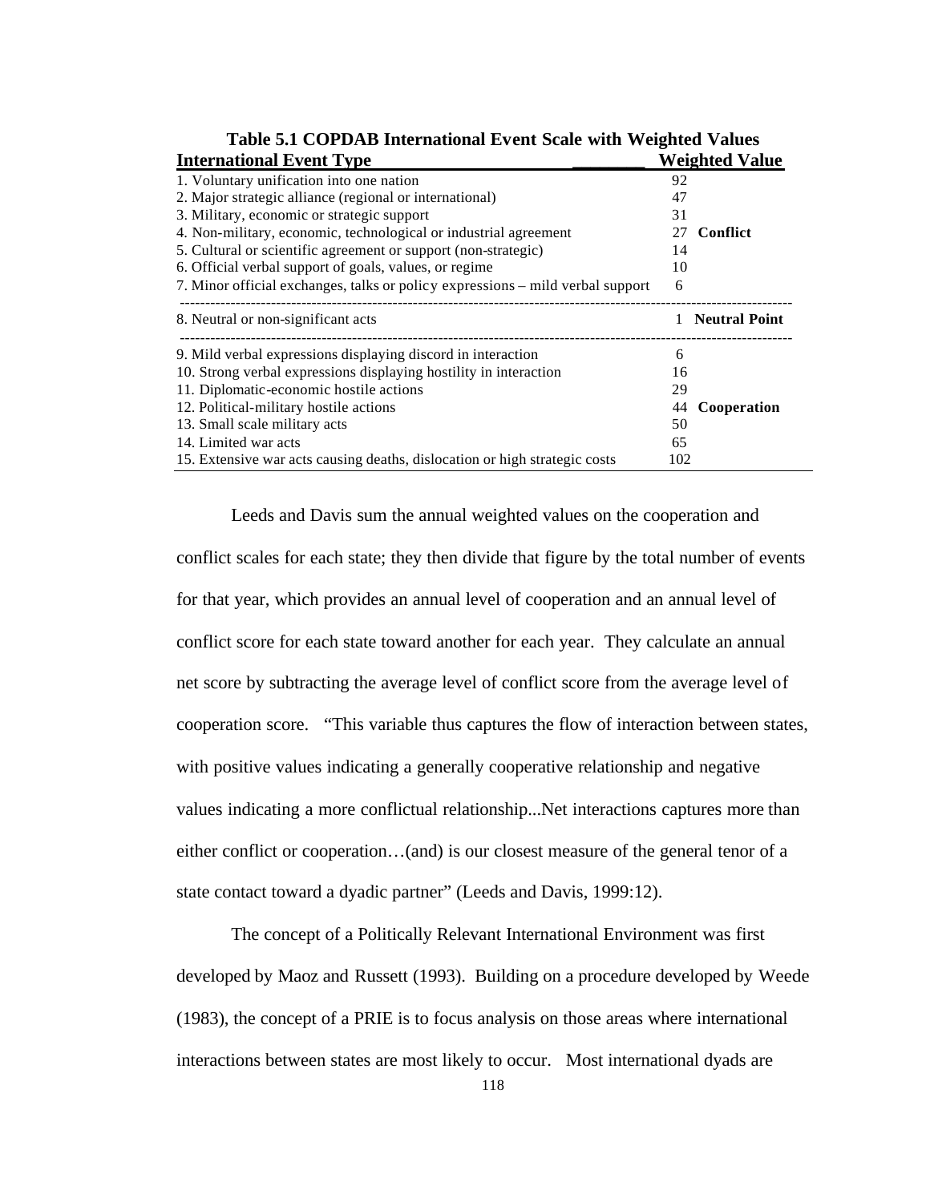**Table 5.1 COPDAB International Event Scale with Weighted Values**

| International Event Type | Weighted Value | |
|---|---|---|
| 1. Voluntary unification into one nation | 92 | |
| 2. Major strategic alliance (regional or international) | 47 | |
| 3. Military, economic or strategic support | 31 | |
| 4. Non-military, economic, technological or industrial agreement | 27 | **Conflict** |
| 5. Cultural or scientific agreement or support (non-strategic) | 14 | |
| 6. Official verbal support of goals, values, or regime | 10 | |
| 7. Minor official exchanges, talks or policy expressions – mild verbal support | 6 | |
| 8. Neutral or non-significant acts | 1 | **Neutral Point** |
| 9. Mild verbal expressions displaying discord in interaction | 6 | |
| 10. Strong verbal expressions displaying hostility in interaction | 16 | |
| 11. Diplomatic-economic hostile actions | 29 | |
| 12. Political-military hostile actions | 44 | **Cooperation** |
| 13. Small scale military acts | 50 | |
| 14. Limited war acts | 65 | |
| 15. Extensive war acts causing deaths, dislocation or high strategic costs | 102 | |

Leeds and Davis sum the annual weighted values on the cooperation and conflict scales for each state; they then divide that figure by the total number of events for that year, which provides an annual level of cooperation and an annual level of conflict score for each state toward another for each year. They calculate an annual net score by subtracting the average level of conflict score from the average level of cooperation score. "This variable thus captures the flow of interaction between states, with positive values indicating a generally cooperative relationship and negative values indicating a more conflictual relationship...Net interactions captures more than either conflict or cooperation…(and) is our closest measure of the general tenor of a state contact toward a dyadic partner" (Leeds and Davis, 1999:12).

The concept of a Politically Relevant International Environment was first developed by Maoz and Russett (1993). Building on a procedure developed by Weede (1983), the concept of a PRIE is to focus analysis on those areas where international interactions between states are most likely to occur. Most international dyads are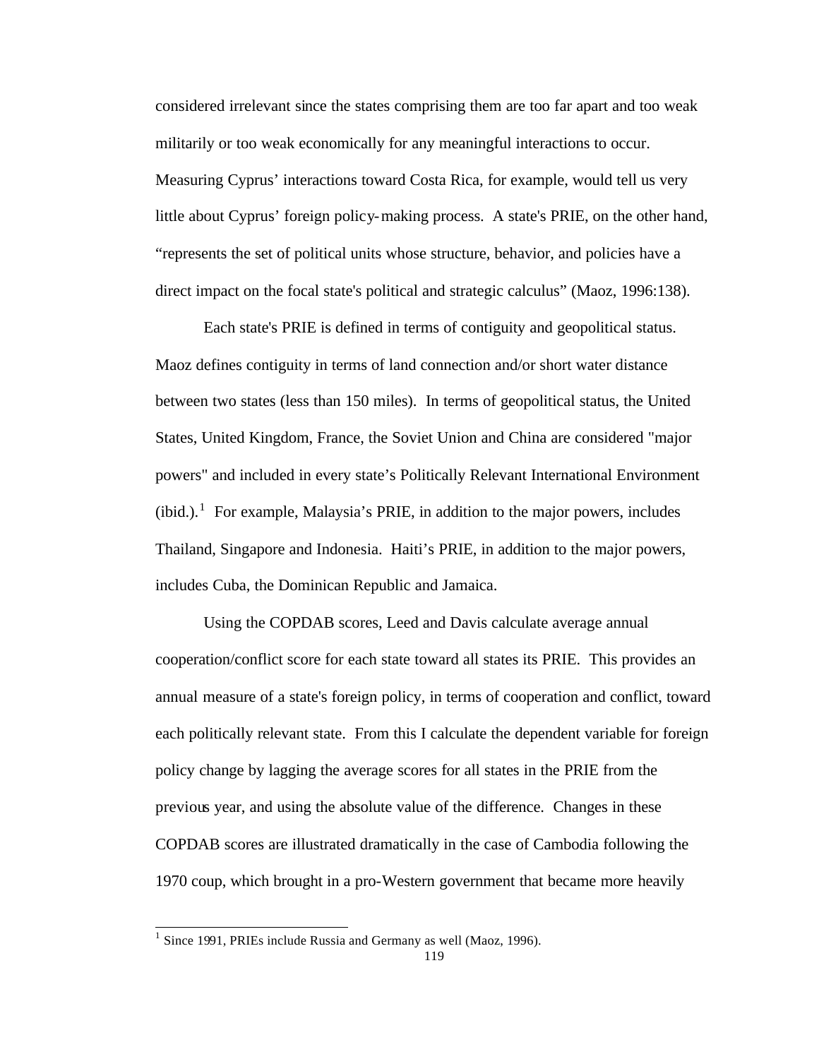considered irrelevant since the states comprising them are too far apart and too weak militarily or too weak economically for any meaningful interactions to occur. Measuring Cyprus' interactions toward Costa Rica, for example, would tell us very little about Cyprus' foreign policy-making process. A state's PRIE, on the other hand, "represents the set of political units whose structure, behavior, and policies have a direct impact on the focal state's political and strategic calculus" (Maoz, 1996:138).

Each state's PRIE is defined in terms of contiguity and geopolitical status. Maoz defines contiguity in terms of land connection and/or short water distance between two states (less than 150 miles). In terms of geopolitical status, the United States, United Kingdom, France, the Soviet Union and China are considered "major powers" and included in every state's Politically Relevant International Environment (ibid.).[1] For example, Malaysia's PRIE, in addition to the major powers, includes Thailand, Singapore and Indonesia. Haiti's PRIE, in addition to the major powers, includes Cuba, the Dominican Republic and Jamaica.

Using the COPDAB scores, Leed and Davis calculate average annual cooperation/conflict score for each state toward all states its PRIE. This provides an annual measure of a state's foreign policy, in terms of cooperation and conflict, toward each politically relevant state. From this I calculate the dependent variable for foreign policy change by lagging the average scores for all states in the PRIE from the previous year, and using the absolute value of the difference. Changes in these COPDAB scores are illustrated dramatically in the case of Cambodia following the 1970 coup, which brought in a pro-Western government that became more heavily

[1] Since 1991, PRIEs include Russia and Germany as well (Maoz, 1996).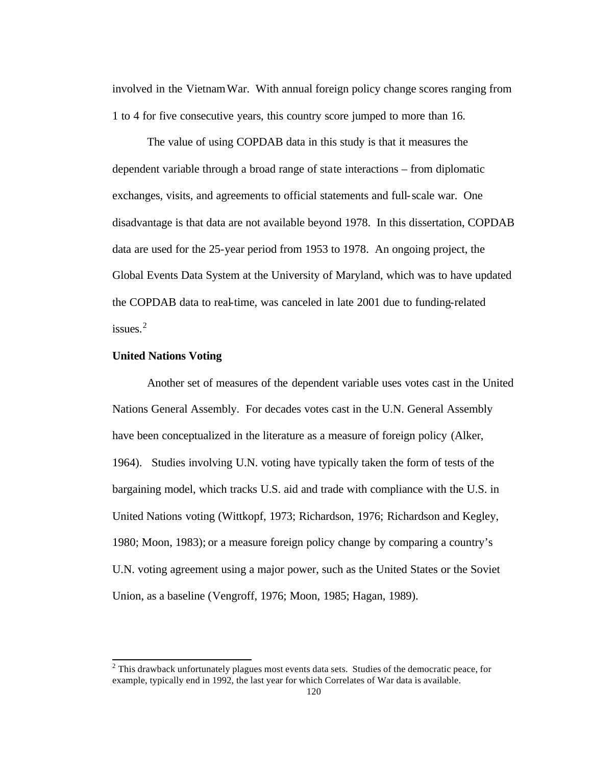involved in the Vietnam War. With annual foreign policy change scores ranging from 1 to 4 for five consecutive years, this country score jumped to more than 16.

The value of using COPDAB data in this study is that it measures the dependent variable through a broad range of state interactions – from diplomatic exchanges, visits, and agreements to official statements and full-scale war. One disadvantage is that data are not available beyond 1978. In this dissertation, COPDAB data are used for the 25-year period from 1953 to 1978. An ongoing project, the Global Events Data System at the University of Maryland, which was to have updated the COPDAB data to real-time, was canceled in late 2001 due to funding-related issues.[2]

**United Nations Voting**

Another set of measures of the dependent variable uses votes cast in the United Nations General Assembly. For decades votes cast in the U.N. General Assembly have been conceptualized in the literature as a measure of foreign policy (Alker, 1964). Studies involving U.N. voting have typically taken the form of tests of the bargaining model, which tracks U.S. aid and trade with compliance with the U.S. in United Nations voting (Wittkopf, 1973; Richardson, 1976; Richardson and Kegley, 1980; Moon, 1983); or a measure foreign policy change by comparing a country's U.N. voting agreement using a major power, such as the United States or the Soviet Union, as a baseline (Vengroff, 1976; Moon, 1985; Hagan, 1989).

---

[2] This drawback unfortunately plagues most events data sets. Studies of the democratic peace, for example, typically end in 1992, the last year for which Correlates of War data is available.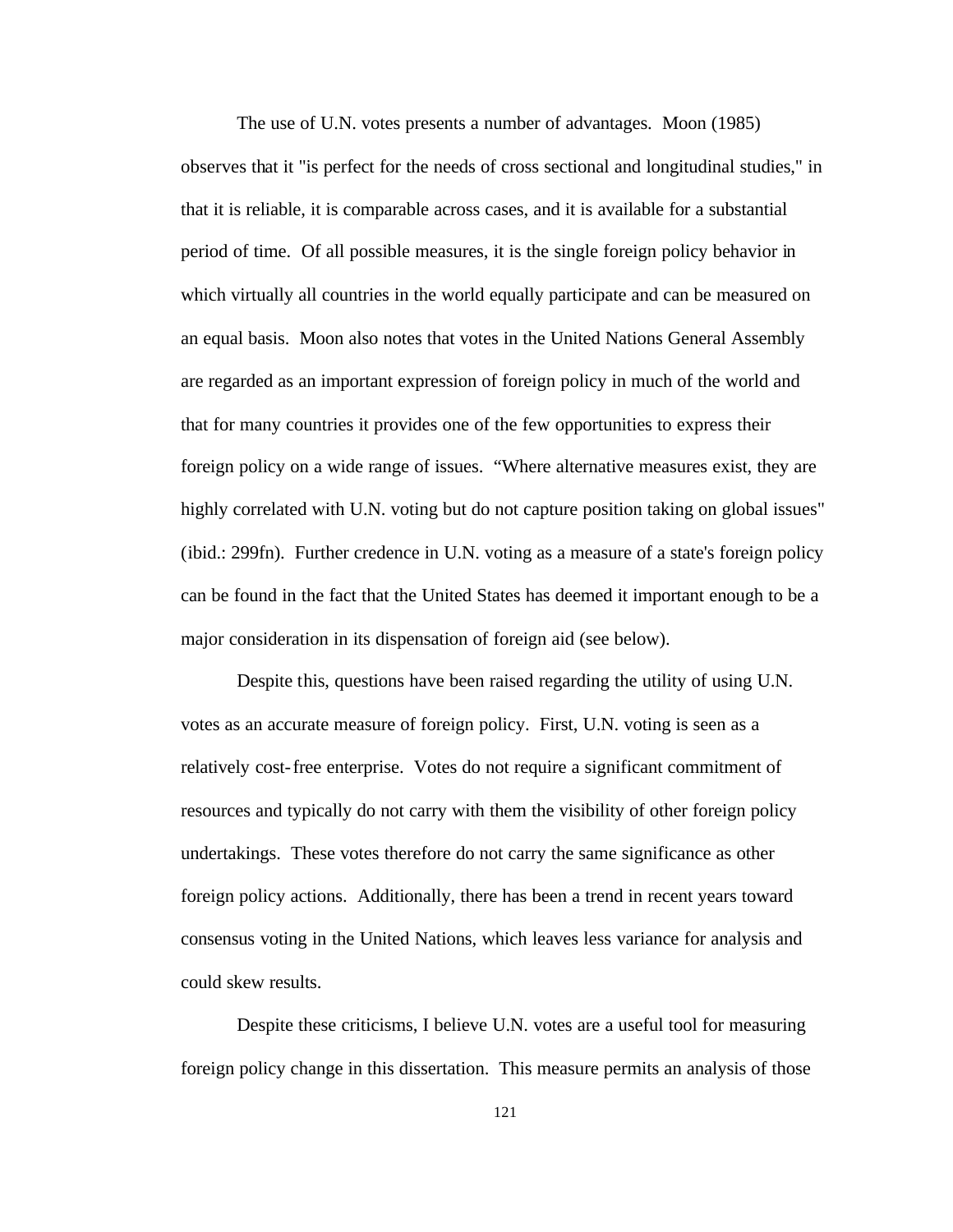The use of U.N. votes presents a number of advantages. Moon (1985) observes that it "is perfect for the needs of cross sectional and longitudinal studies," in that it is reliable, it is comparable across cases, and it is available for a substantial period of time. Of all possible measures, it is the single foreign policy behavior in which virtually all countries in the world equally participate and can be measured on an equal basis. Moon also notes that votes in the United Nations General Assembly are regarded as an important expression of foreign policy in much of the world and that for many countries it provides one of the few opportunities to express their foreign policy on a wide range of issues. "Where alternative measures exist, they are highly correlated with U.N. voting but do not capture position taking on global issues" (ibid.: 299fn). Further credence in U.N. voting as a measure of a state's foreign policy can be found in the fact that the United States has deemed it important enough to be a major consideration in its dispensation of foreign aid (see below).

Despite this, questions have been raised regarding the utility of using U.N. votes as an accurate measure of foreign policy. First, U.N. voting is seen as a relatively cost-free enterprise. Votes do not require a significant commitment of resources and typically do not carry with them the visibility of other foreign policy undertakings. These votes therefore do not carry the same significance as other foreign policy actions. Additionally, there has been a trend in recent years toward consensus voting in the United Nations, which leaves less variance for analysis and could skew results.

Despite these criticisms, I believe U.N. votes are a useful tool for measuring foreign policy change in this dissertation. This measure permits an analysis of those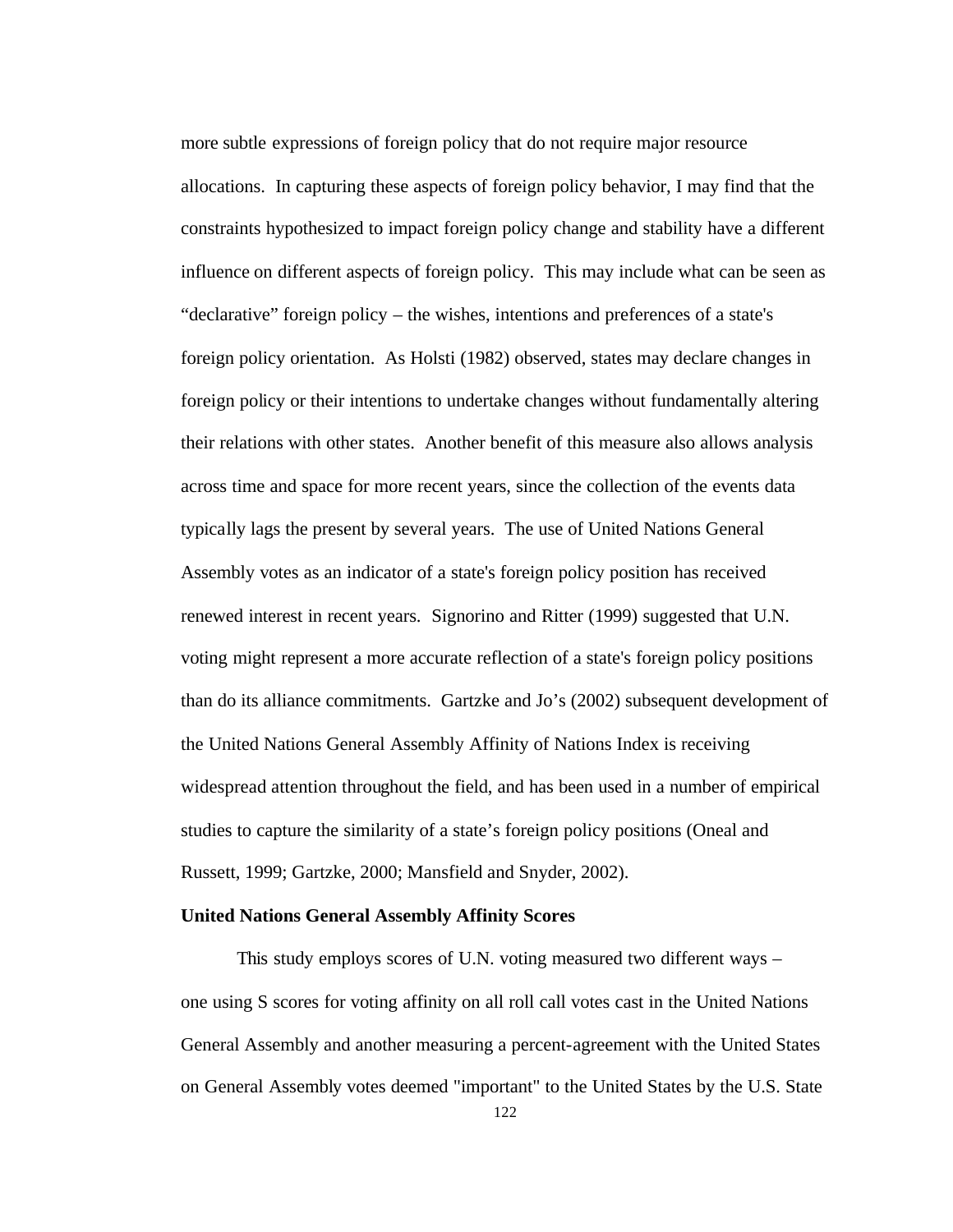more subtle expressions of foreign policy that do not require major resource allocations. In capturing these aspects of foreign policy behavior, I may find that the constraints hypothesized to impact foreign policy change and stability have a different influence on different aspects of foreign policy. This may include what can be seen as "declarative" foreign policy – the wishes, intentions and preferences of a state's foreign policy orientation. As Holsti (1982) observed, states may declare changes in foreign policy or their intentions to undertake changes without fundamentally altering their relations with other states. Another benefit of this measure also allows analysis across time and space for more recent years, since the collection of the events data typically lags the present by several years. The use of United Nations General Assembly votes as an indicator of a state's foreign policy position has received renewed interest in recent years. Signorino and Ritter (1999) suggested that U.N. voting might represent a more accurate reflection of a state's foreign policy positions than do its alliance commitments. Gartzke and Jo's (2002) subsequent development of the United Nations General Assembly Affinity of Nations Index is receiving widespread attention throughout the field, and has been used in a number of empirical studies to capture the similarity of a state's foreign policy positions (Oneal and Russett, 1999; Gartzke, 2000; Mansfield and Snyder, 2002).

**United Nations General Assembly Affinity Scores**

This study employs scores of U.N. voting measured two different ways – one using S scores for voting affinity on all roll call votes cast in the United Nations General Assembly and another measuring a percent-agreement with the United States on General Assembly votes deemed "important" to the United States by the U.S. State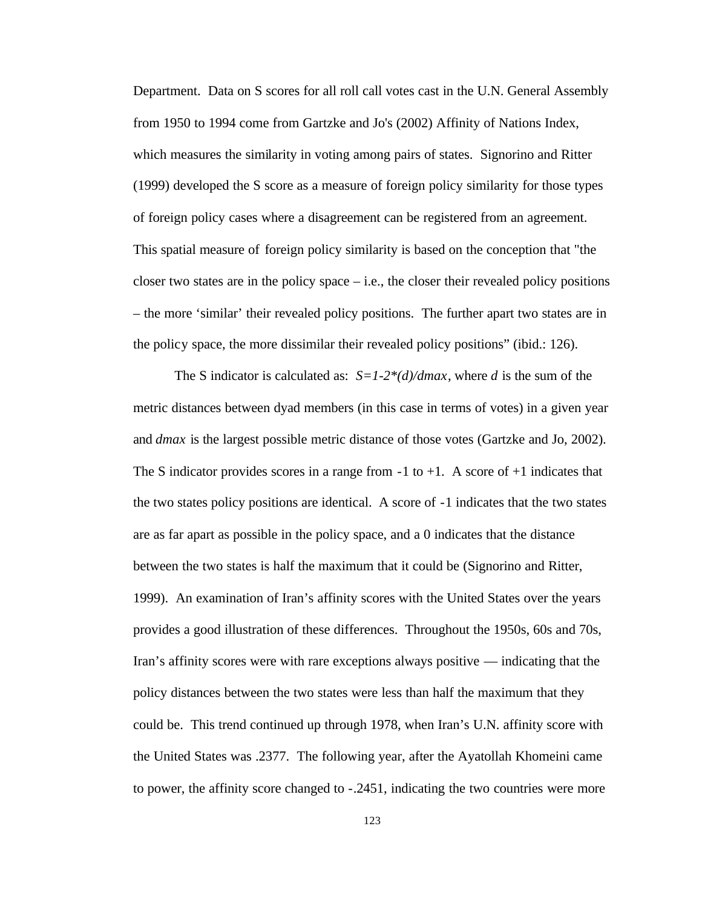Department. Data on S scores for all roll call votes cast in the U.N. General Assembly from 1950 to 1994 come from Gartzke and Jo's (2002) Affinity of Nations Index, which measures the similarity in voting among pairs of states. Signorino and Ritter (1999) developed the S score as a measure of foreign policy similarity for those types of foreign policy cases where a disagreement can be registered from an agreement. This spatial measure of foreign policy similarity is based on the conception that "the closer two states are in the policy space – i.e., the closer their revealed policy positions – the more 'similar' their revealed policy positions. The further apart two states are in the policy space, the more dissimilar their revealed policy positions" (ibid.: 126).

The S indicator is calculated as: $S=1-2*(d)/dmax$, where $d$ is the sum of the metric distances between dyad members (in this case in terms of votes) in a given year and $dmax$ is the largest possible metric distance of those votes (Gartzke and Jo, 2002). The S indicator provides scores in a range from -1 to +1. A score of +1 indicates that the two states policy positions are identical. A score of -1 indicates that the two states are as far apart as possible in the policy space, and a 0 indicates that the distance between the two states is half the maximum that it could be (Signorino and Ritter, 1999). An examination of Iran's affinity scores with the United States over the years provides a good illustration of these differences. Throughout the 1950s, 60s and 70s, Iran's affinity scores were with rare exceptions always positive — indicating that the policy distances between the two states were less than half the maximum that they could be. This trend continued up through 1978, when Iran's U.N. affinity score with the United States was .2377. The following year, after the Ayatollah Khomeini came to power, the affinity score changed to -.2451, indicating the two countries were more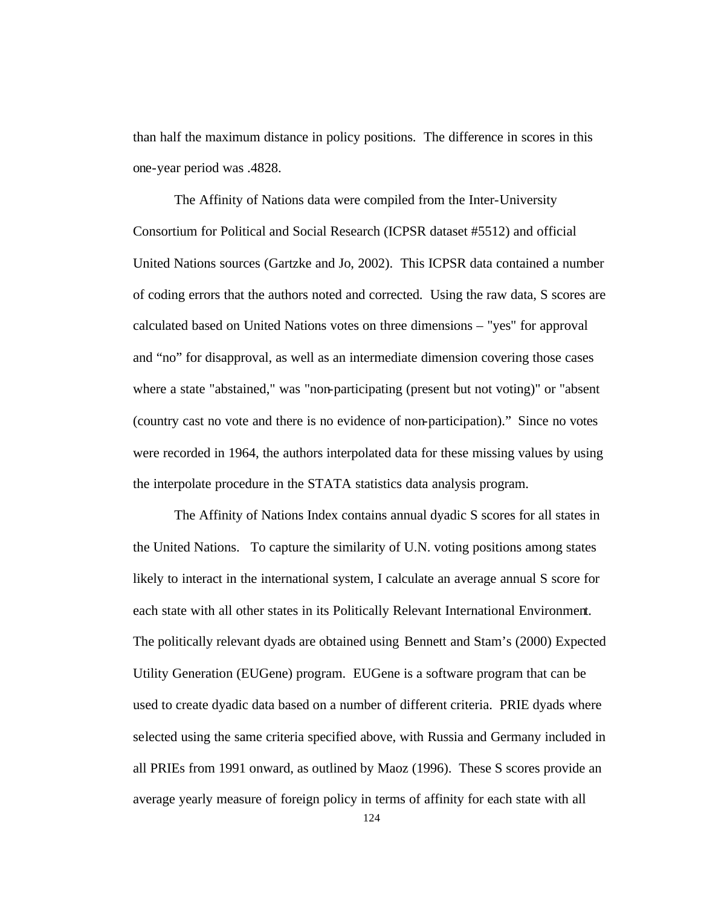than half the maximum distance in policy positions. The difference in scores in this one-year period was .4828.

The Affinity of Nations data were compiled from the Inter-University Consortium for Political and Social Research (ICPSR dataset #5512) and official United Nations sources (Gartzke and Jo, 2002). This ICPSR data contained a number of coding errors that the authors noted and corrected. Using the raw data, S scores are calculated based on United Nations votes on three dimensions – "yes" for approval and "no" for disapproval, as well as an intermediate dimension covering those cases where a state "abstained," was "non-participating (present but not voting)" or "absent (country cast no vote and there is no evidence of non-participation)." Since no votes were recorded in 1964, the authors interpolated data for these missing values by using the interpolate procedure in the STATA statistics data analysis program.

The Affinity of Nations Index contains annual dyadic S scores for all states in the United Nations. To capture the similarity of U.N. voting positions among states likely to interact in the international system, I calculate an average annual S score for each state with all other states in its Politically Relevant International Environment. The politically relevant dyads are obtained using Bennett and Stam's (2000) Expected Utility Generation (EUGene) program. EUGene is a software program that can be used to create dyadic data based on a number of different criteria. PRIE dyads where selected using the same criteria specified above, with Russia and Germany included in all PRIEs from 1991 onward, as outlined by Maoz (1996). These S scores provide an average yearly measure of foreign policy in terms of affinity for each state with all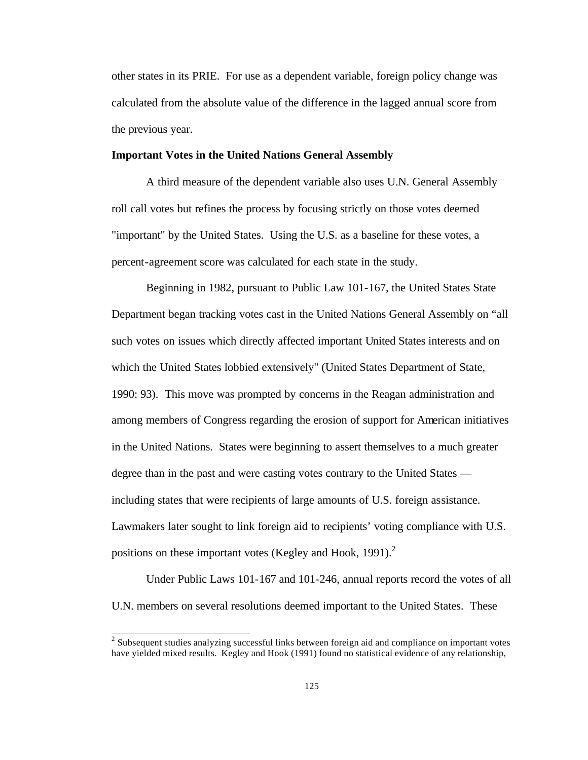other states in its PRIE. For use as a dependent variable, foreign policy change was calculated from the absolute value of the difference in the lagged annual score from the previous year.

**Important Votes in the United Nations General Assembly**

A third measure of the dependent variable also uses U.N. General Assembly roll call votes but refines the process by focusing strictly on those votes deemed "important" by the United States. Using the U.S. as a baseline for these votes, a percent-agreement score was calculated for each state in the study.

Beginning in 1982, pursuant to Public Law 101-167, the United States State Department began tracking votes cast in the United Nations General Assembly on "all such votes on issues which directly affected important United States interests and on which the United States lobbied extensively" (United States Department of State, 1990: 93). This move was prompted by concerns in the Reagan administration and among members of Congress regarding the erosion of support for American initiatives in the United Nations. States were beginning to assert themselves to a much greater degree than in the past and were casting votes contrary to the United States — including states that were recipients of large amounts of U.S. foreign assistance. Lawmakers later sought to link foreign aid to recipients' voting compliance with U.S. positions on these important votes (Kegley and Hook, 1991).[2]

Under Public Laws 101-167 and 101-246, annual reports record the votes of all U.N. members on several resolutions deemed important to the United States. These

[2] Subsequent studies analyzing successful links between foreign aid and compliance on important votes have yielded mixed results. Kegley and Hook (1991) found no statistical evidence of any relationship,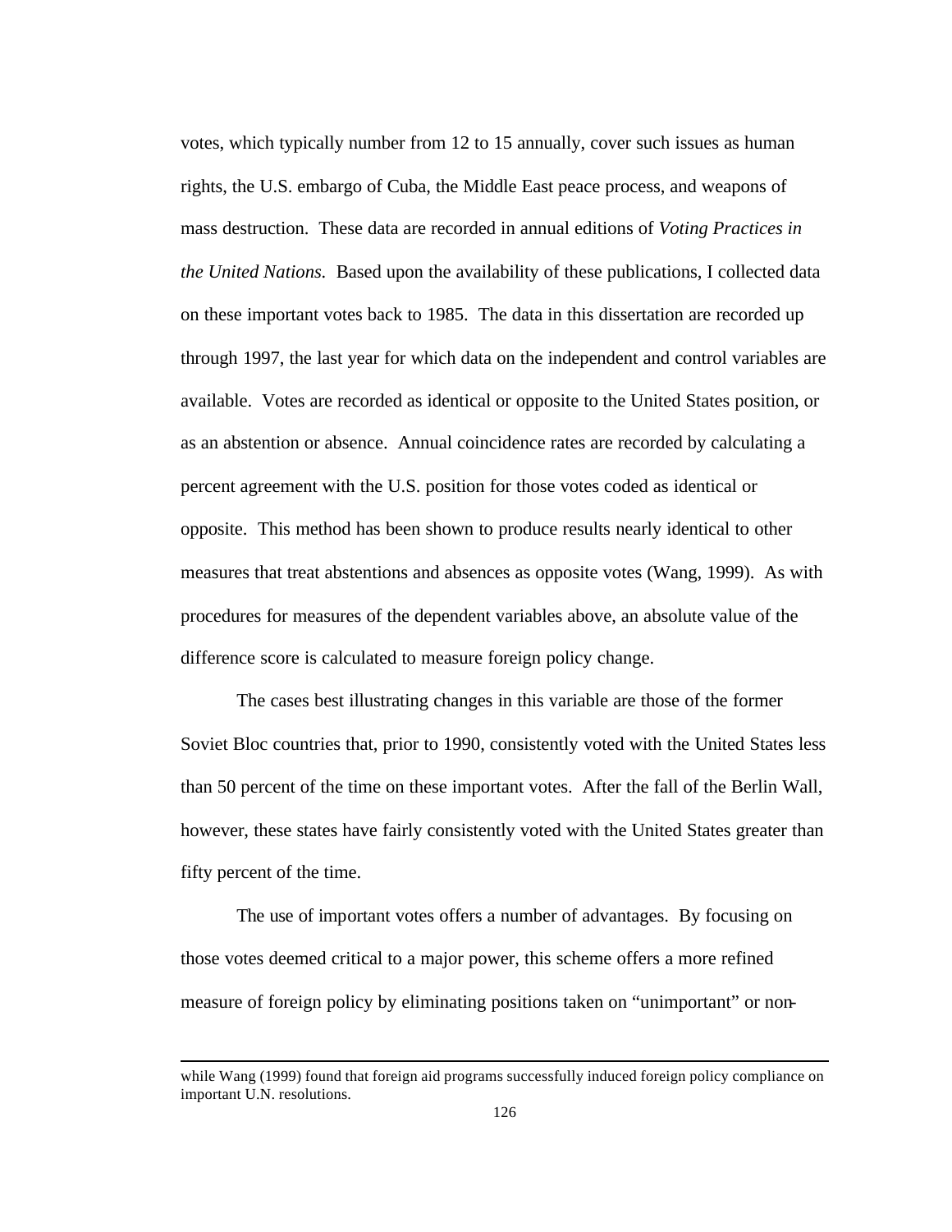votes, which typically number from 12 to 15 annually, cover such issues as human rights, the U.S. embargo of Cuba, the Middle East peace process, and weapons of mass destruction. These data are recorded in annual editions of *Voting Practices in the United Nations*. Based upon the availability of these publications, I collected data on these important votes back to 1985. The data in this dissertation are recorded up through 1997, the last year for which data on the independent and control variables are available. Votes are recorded as identical or opposite to the United States position, or as an abstention or absence. Annual coincidence rates are recorded by calculating a percent agreement with the U.S. position for those votes coded as identical or opposite. This method has been shown to produce results nearly identical to other measures that treat abstentions and absences as opposite votes (Wang, 1999). As with procedures for measures of the dependent variables above, an absolute value of the difference score is calculated to measure foreign policy change.

The cases best illustrating changes in this variable are those of the former Soviet Bloc countries that, prior to 1990, consistently voted with the United States less than 50 percent of the time on these important votes. After the fall of the Berlin Wall, however, these states have fairly consistently voted with the United States greater than fifty percent of the time.

The use of important votes offers a number of advantages. By focusing on those votes deemed critical to a major power, this scheme offers a more refined measure of foreign policy by eliminating positions taken on "unimportant" or non-

---

while Wang (1999) found that foreign aid programs successfully induced foreign policy compliance on important U.N. resolutions.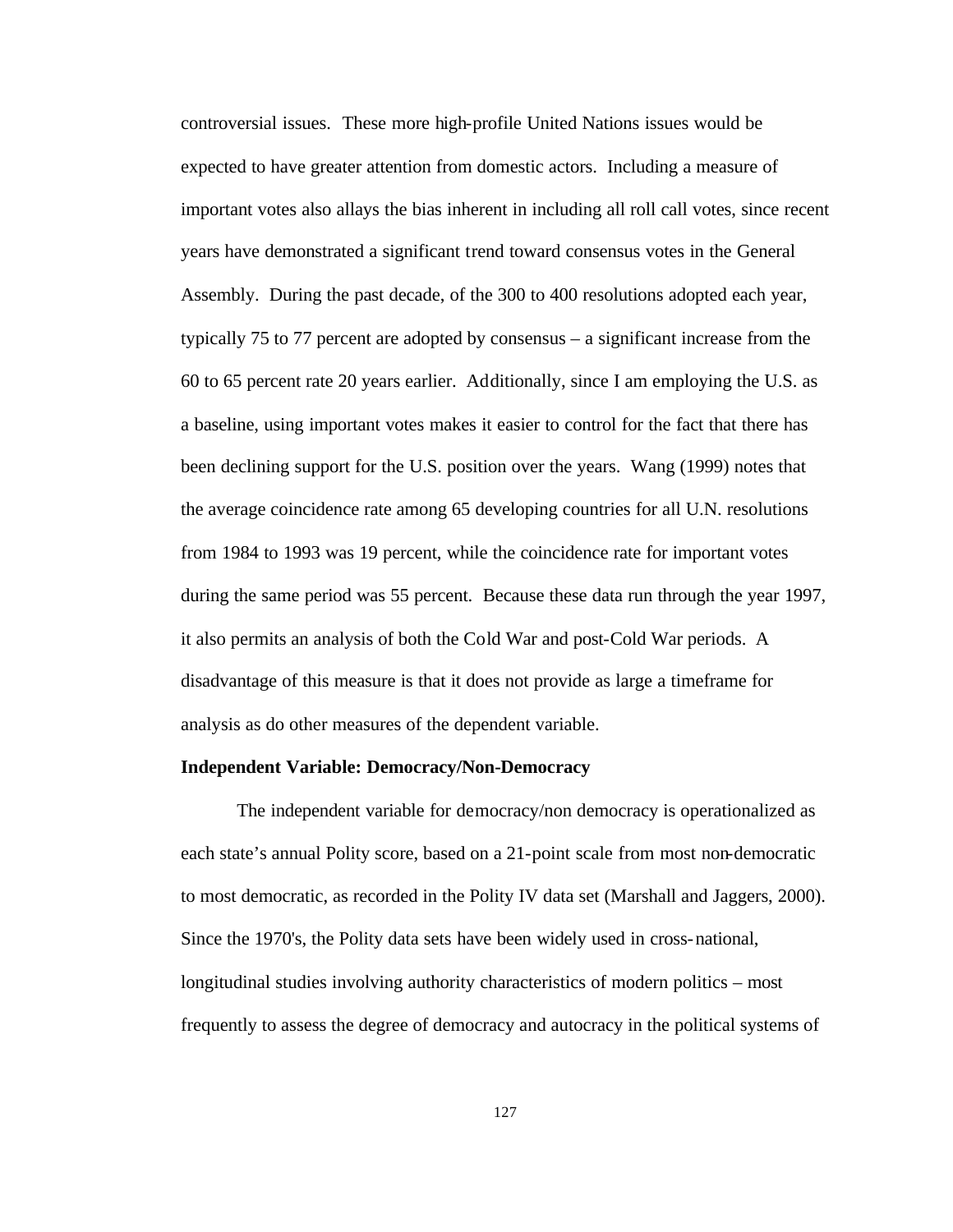controversial issues. These more high-profile United Nations issues would be expected to have greater attention from domestic actors. Including a measure of important votes also allays the bias inherent in including all roll call votes, since recent years have demonstrated a significant trend toward consensus votes in the General Assembly. During the past decade, of the 300 to 400 resolutions adopted each year, typically 75 to 77 percent are adopted by consensus – a significant increase from the 60 to 65 percent rate 20 years earlier. Additionally, since I am employing the U.S. as a baseline, using important votes makes it easier to control for the fact that there has been declining support for the U.S. position over the years. Wang (1999) notes that the average coincidence rate among 65 developing countries for all U.N. resolutions from 1984 to 1993 was 19 percent, while the coincidence rate for important votes during the same period was 55 percent. Because these data run through the year 1997, it also permits an analysis of both the Cold War and post-Cold War periods. A disadvantage of this measure is that it does not provide as large a timeframe for analysis as do other measures of the dependent variable.

**Independent Variable: Democracy/Non-Democracy**

The independent variable for democracy/non democracy is operationalized as each state's annual Polity score, based on a 21-point scale from most non-democratic to most democratic, as recorded in the Polity IV data set (Marshall and Jaggers, 2000). Since the 1970's, the Polity data sets have been widely used in cross-national, longitudinal studies involving authority characteristics of modern politics – most frequently to assess the degree of democracy and autocracy in the political systems of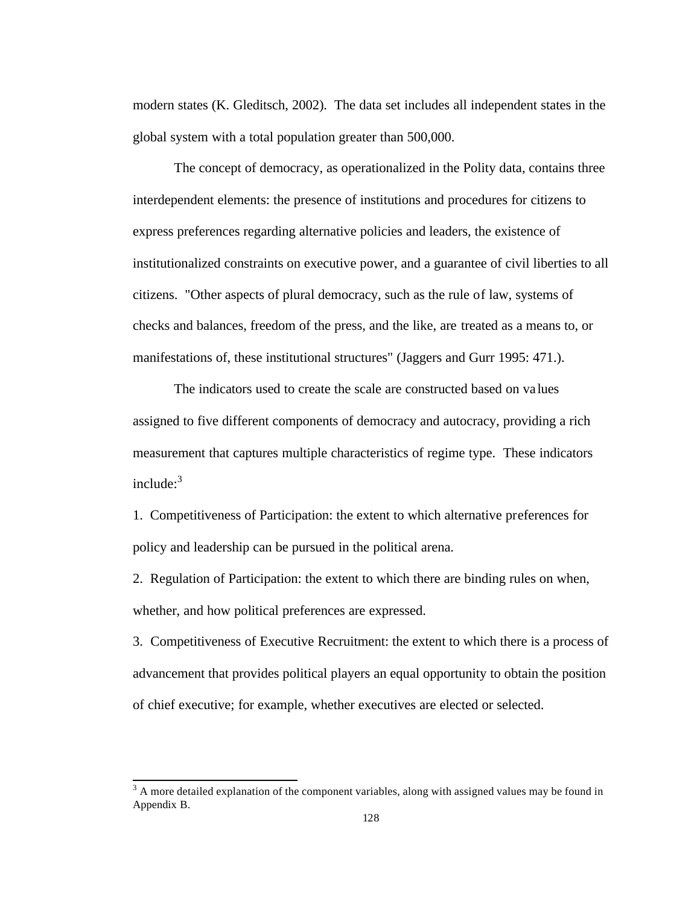modern states (K. Gleditsch, 2002). The data set includes all independent states in the global system with a total population greater than 500,000.

The concept of democracy, as operationalized in the Polity data, contains three interdependent elements: the presence of institutions and procedures for citizens to express preferences regarding alternative policies and leaders, the existence of institutionalized constraints on executive power, and a guarantee of civil liberties to all citizens. "Other aspects of plural democracy, such as the rule of law, systems of checks and balances, freedom of the press, and the like, are treated as a means to, or manifestations of, these institutional structures" (Jaggers and Gurr 1995: 471.).

The indicators used to create the scale are constructed based on values assigned to five different components of democracy and autocracy, providing a rich measurement that captures multiple characteristics of regime type. These indicators include:[3]

1. Competitiveness of Participation: the extent to which alternative preferences for policy and leadership can be pursued in the political arena.
2. Regulation of Participation: the extent to which there are binding rules on when, whether, and how political preferences are expressed.
3. Competitiveness of Executive Recruitment: the extent to which there is a process of advancement that provides political players an equal opportunity to obtain the position of chief executive; for example, whether executives are elected or selected.

[3] A more detailed explanation of the component variables, along with assigned values may be found in Appendix B.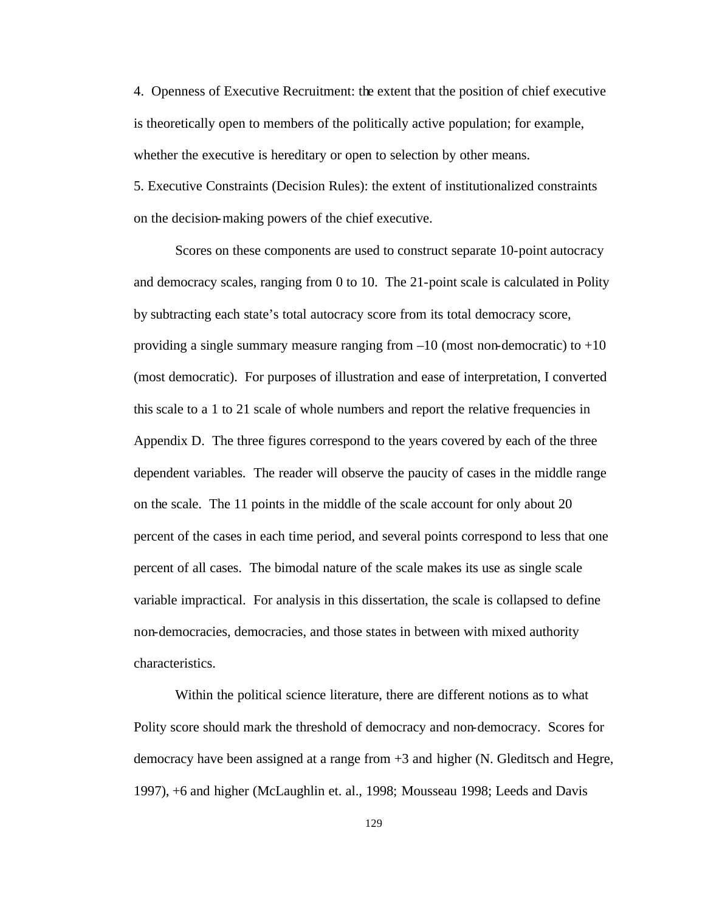4. Openness of Executive Recruitment: the extent that the position of chief executive is theoretically open to members of the politically active population; for example, whether the executive is hereditary or open to selection by other means.

5. Executive Constraints (Decision Rules): the extent of institutionalized constraints on the decision-making powers of the chief executive.

Scores on these components are used to construct separate 10-point autocracy and democracy scales, ranging from 0 to 10. The 21-point scale is calculated in Polity by subtracting each state's total autocracy score from its total democracy score, providing a single summary measure ranging from –10 (most non-democratic) to +10 (most democratic). For purposes of illustration and ease of interpretation, I converted this scale to a 1 to 21 scale of whole numbers and report the relative frequencies in Appendix D. The three figures correspond to the years covered by each of the three dependent variables. The reader will observe the paucity of cases in the middle range on the scale. The 11 points in the middle of the scale account for only about 20 percent of the cases in each time period, and several points correspond to less that one percent of all cases. The bimodal nature of the scale makes its use as single scale variable impractical. For analysis in this dissertation, the scale is collapsed to define non-democracies, democracies, and those states in between with mixed authority characteristics.

Within the political science literature, there are different notions as to what Polity score should mark the threshold of democracy and non-democracy. Scores for democracy have been assigned at a range from +3 and higher (N. Gleditsch and Hegre, 1997), +6 and higher (McLaughlin et. al., 1998; Mousseau 1998; Leeds and Davis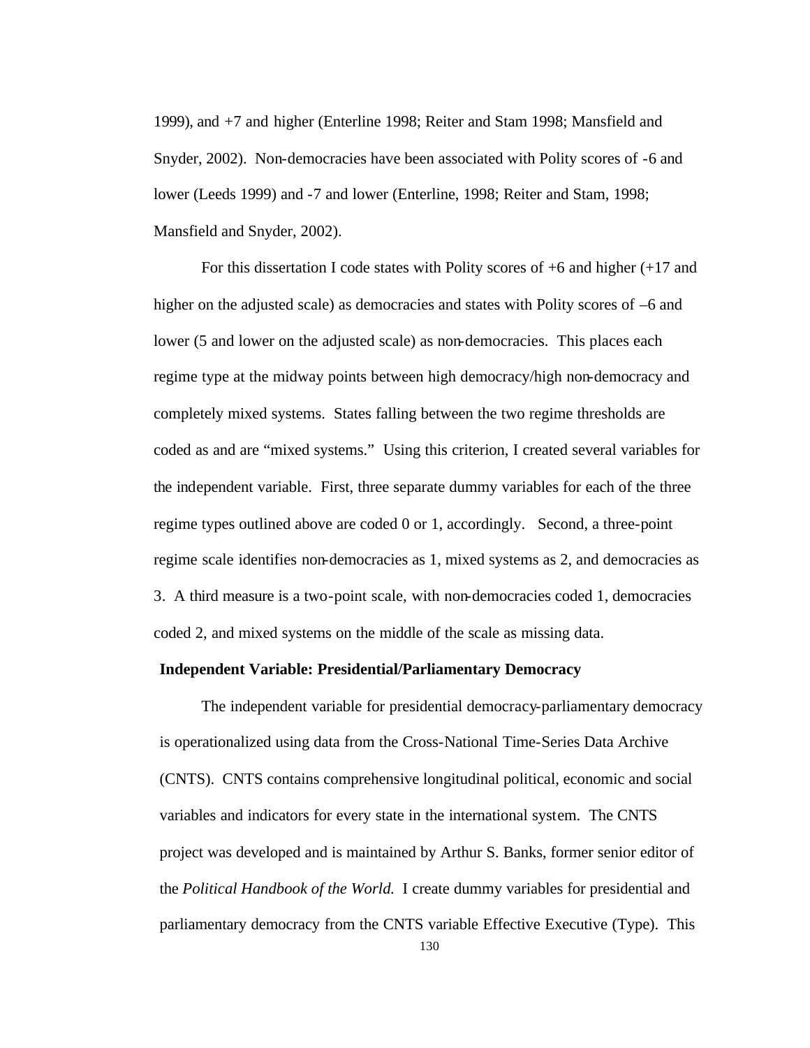1999), and +7 and higher (Enterline 1998; Reiter and Stam 1998; Mansfield and Snyder, 2002). Non-democracies have been associated with Polity scores of -6 and lower (Leeds 1999) and -7 and lower (Enterline, 1998; Reiter and Stam, 1998; Mansfield and Snyder, 2002).

For this dissertation I code states with Polity scores of +6 and higher (+17 and higher on the adjusted scale) as democracies and states with Polity scores of –6 and lower (5 and lower on the adjusted scale) as non-democracies. This places each regime type at the midway points between high democracy/high non-democracy and completely mixed systems. States falling between the two regime thresholds are coded as and are "mixed systems." Using this criterion, I created several variables for the independent variable. First, three separate dummy variables for each of the three regime types outlined above are coded 0 or 1, accordingly. Second, a three-point regime scale identifies non-democracies as 1, mixed systems as 2, and democracies as 3. A third measure is a two-point scale, with non-democracies coded 1, democracies coded 2, and mixed systems on the middle of the scale as missing data.

**Independent Variable: Presidential/Parliamentary Democracy**

The independent variable for presidential democracy-parliamentary democracy is operationalized using data from the Cross-National Time-Series Data Archive (CNTS). CNTS contains comprehensive longitudinal political, economic and social variables and indicators for every state in the international system. The CNTS project was developed and is maintained by Arthur S. Banks, former senior editor of the *Political Handbook of the World.* I create dummy variables for presidential and parliamentary democracy from the CNTS variable Effective Executive (Type). This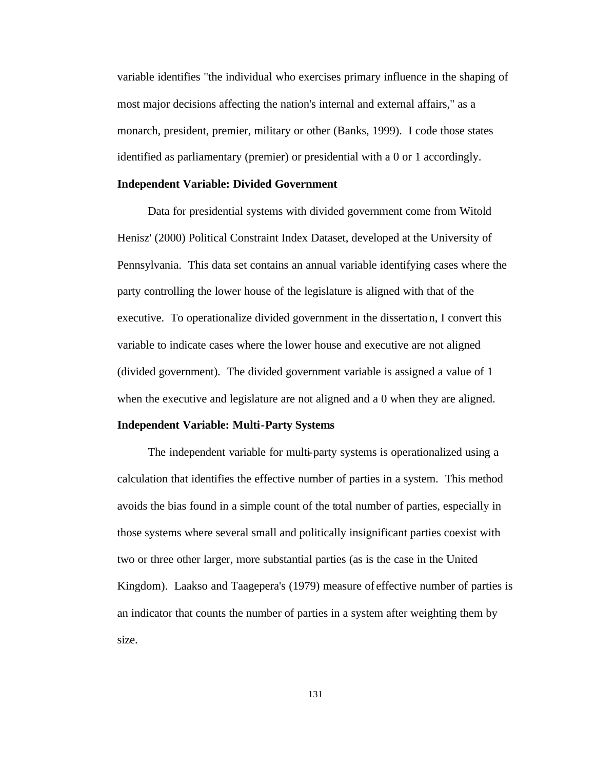variable identifies "the individual who exercises primary influence in the shaping of most major decisions affecting the nation's internal and external affairs," as a monarch, president, premier, military or other (Banks, 1999). I code those states identified as parliamentary (premier) or presidential with a 0 or 1 accordingly.

**Independent Variable: Divided Government**

Data for presidential systems with divided government come from Witold Henisz' (2000) Political Constraint Index Dataset, developed at the University of Pennsylvania. This data set contains an annual variable identifying cases where the party controlling the lower house of the legislature is aligned with that of the executive. To operationalize divided government in the dissertation, I convert this variable to indicate cases where the lower house and executive are not aligned (divided government). The divided government variable is assigned a value of 1 when the executive and legislature are not aligned and a 0 when they are aligned.

**Independent Variable: Multi-Party Systems**

The independent variable for multi-party systems is operationalized using a calculation that identifies the effective number of parties in a system. This method avoids the bias found in a simple count of the total number of parties, especially in those systems where several small and politically insignificant parties coexist with two or three other larger, more substantial parties (as is the case in the United Kingdom). Laakso and Taagepera's (1979) measure of effective number of parties is an indicator that counts the number of parties in a system after weighting them by size.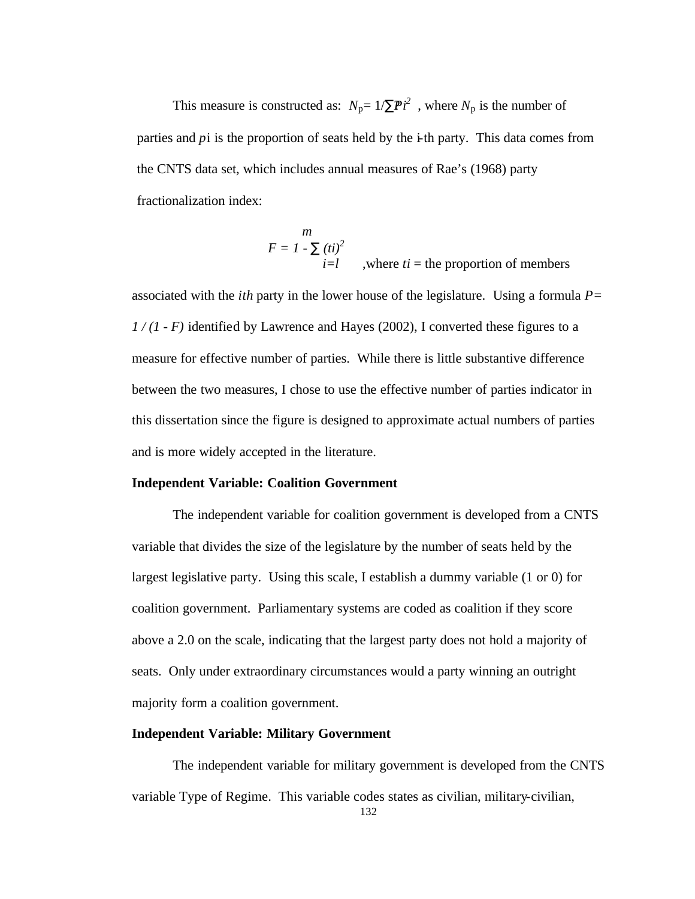This measure is constructed as: $N_p = 1/\sum Pi^2$ , where $N_p$ is the number of parties and $pi$ is the proportion of seats held by the i-th party. This data comes from the CNTS data set, which includes annual measures of Rae's (1968) party fractionalization index:

$$F = 1 - \sum_{i=l}^{m} (ti)^2$$

,where $ti$ = the proportion of members associated with the *ith* party in the lower house of the legislature. Using a formula $P = 1 / (1 - F)$ identified by Lawrence and Hayes (2002), I converted these figures to a measure for effective number of parties. While there is little substantive difference between the two measures, I chose to use the effective number of parties indicator in this dissertation since the figure is designed to approximate actual numbers of parties and is more widely accepted in the literature.

**Independent Variable: Coalition Government**

The independent variable for coalition government is developed from a CNTS variable that divides the size of the legislature by the number of seats held by the largest legislative party. Using this scale, I establish a dummy variable (1 or 0) for coalition government. Parliamentary systems are coded as coalition if they score above a 2.0 on the scale, indicating that the largest party does not hold a majority of seats. Only under extraordinary circumstances would a party winning an outright majority form a coalition government.

**Independent Variable: Military Government**

The independent variable for military government is developed from the CNTS variable Type of Regime. This variable codes states as civilian, military-civilian,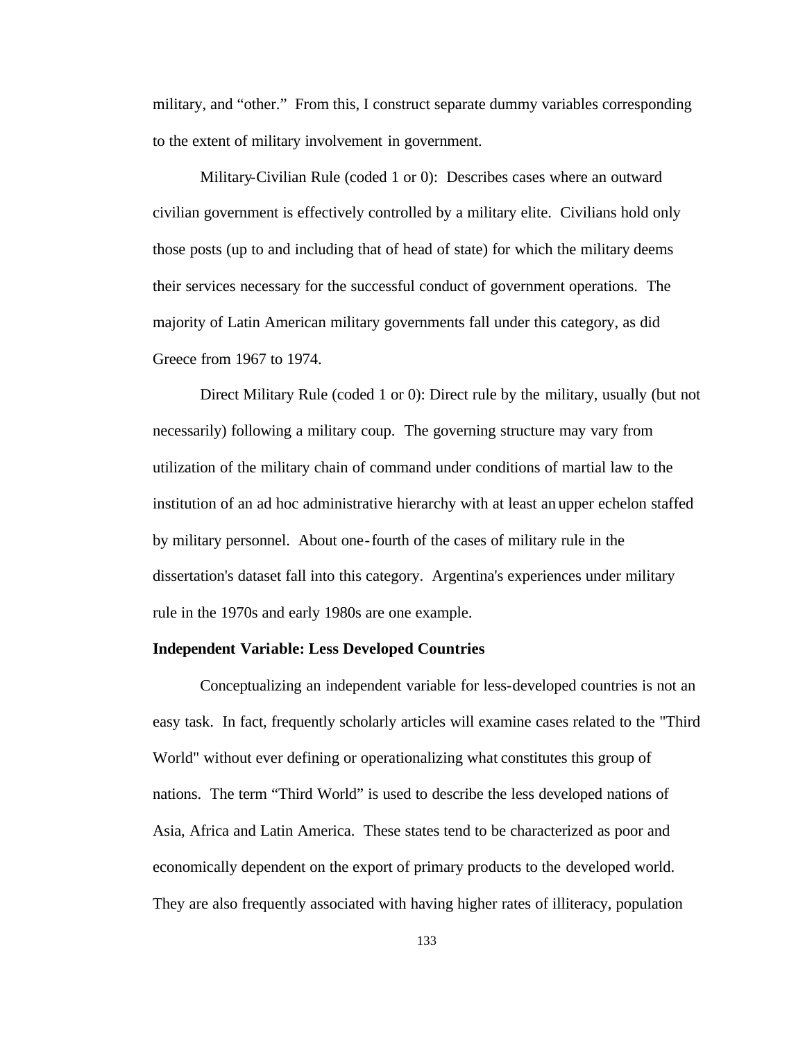military, and "other." From this, I construct separate dummy variables corresponding to the extent of military involvement in government.

Military-Civilian Rule (coded 1 or 0): Describes cases where an outward civilian government is effectively controlled by a military elite. Civilians hold only those posts (up to and including that of head of state) for which the military deems their services necessary for the successful conduct of government operations. The majority of Latin American military governments fall under this category, as did Greece from 1967 to 1974.

Direct Military Rule (coded 1 or 0): Direct rule by the military, usually (but not necessarily) following a military coup. The governing structure may vary from utilization of the military chain of command under conditions of martial law to the institution of an ad hoc administrative hierarchy with at least an upper echelon staffed by military personnel. About one-fourth of the cases of military rule in the dissertation's dataset fall into this category. Argentina's experiences under military rule in the 1970s and early 1980s are one example.

**Independent Variable: Less Developed Countries**

Conceptualizing an independent variable for less-developed countries is not an easy task. In fact, frequently scholarly articles will examine cases related to the "Third World" without ever defining or operationalizing what constitutes this group of nations. The term "Third World" is used to describe the less developed nations of Asia, Africa and Latin America. These states tend to be characterized as poor and economically dependent on the export of primary products to the developed world. They are also frequently associated with having higher rates of illiteracy, population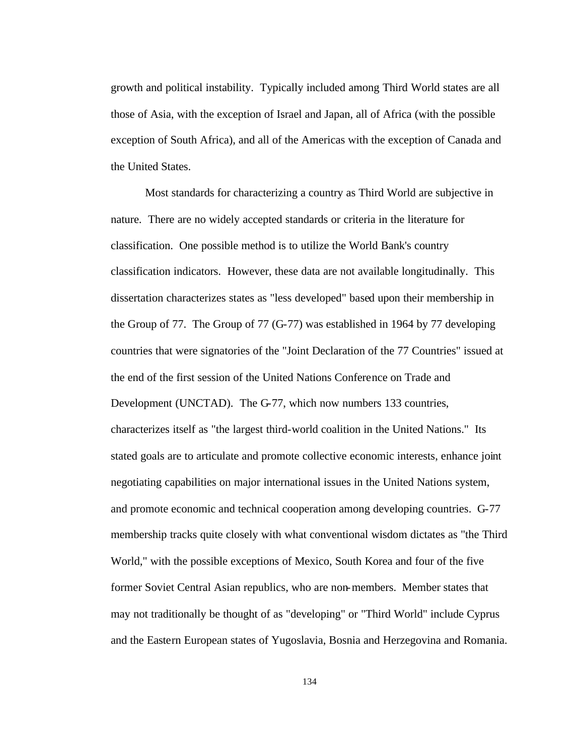growth and political instability. Typically included among Third World states are all those of Asia, with the exception of Israel and Japan, all of Africa (with the possible exception of South Africa), and all of the Americas with the exception of Canada and the United States.

Most standards for characterizing a country as Third World are subjective in nature. There are no widely accepted standards or criteria in the literature for classification. One possible method is to utilize the World Bank's country classification indicators. However, these data are not available longitudinally. This dissertation characterizes states as "less developed" based upon their membership in the Group of 77. The Group of 77 (G-77) was established in 1964 by 77 developing countries that were signatories of the "Joint Declaration of the 77 Countries" issued at the end of the first session of the United Nations Conference on Trade and Development (UNCTAD). The G-77, which now numbers 133 countries, characterizes itself as "the largest third-world coalition in the United Nations." Its stated goals are to articulate and promote collective economic interests, enhance joint negotiating capabilities on major international issues in the United Nations system, and promote economic and technical cooperation among developing countries. G-77 membership tracks quite closely with what conventional wisdom dictates as "the Third World," with the possible exceptions of Mexico, South Korea and four of the five former Soviet Central Asian republics, who are non-members. Member states that may not traditionally be thought of as "developing" or "Third World" include Cyprus and the Eastern European states of Yugoslavia, Bosnia and Herzegovina and Romania.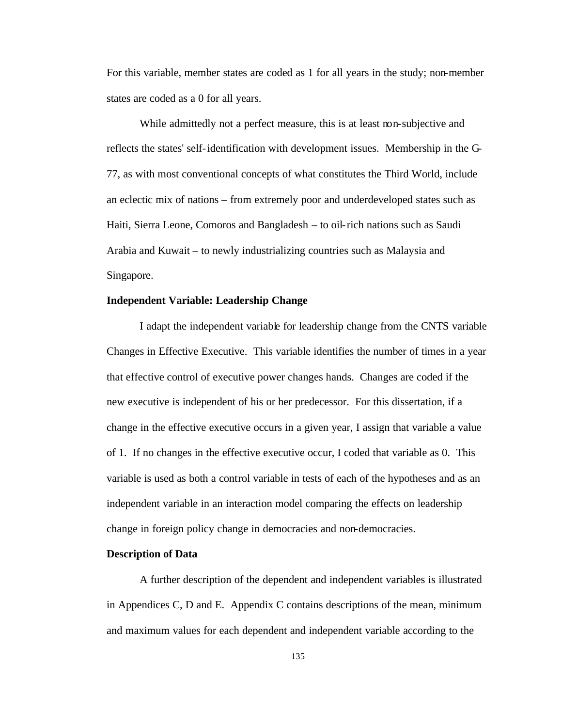For this variable, member states are coded as 1 for all years in the study; non-member states are coded as a 0 for all years.

While admittedly not a perfect measure, this is at least non-subjective and reflects the states' self-identification with development issues. Membership in the G-77, as with most conventional concepts of what constitutes the Third World, include an eclectic mix of nations – from extremely poor and underdeveloped states such as Haiti, Sierra Leone, Comoros and Bangladesh – to oil-rich nations such as Saudi Arabia and Kuwait – to newly industrializing countries such as Malaysia and Singapore.

**Independent Variable: Leadership Change**

I adapt the independent variable for leadership change from the CNTS variable Changes in Effective Executive. This variable identifies the number of times in a year that effective control of executive power changes hands. Changes are coded if the new executive is independent of his or her predecessor. For this dissertation, if a change in the effective executive occurs in a given year, I assign that variable a value of 1. If no changes in the effective executive occur, I coded that variable as 0. This variable is used as both a control variable in tests of each of the hypotheses and as an independent variable in an interaction model comparing the effects on leadership change in foreign policy change in democracies and non-democracies.

**Description of Data**

A further description of the dependent and independent variables is illustrated in Appendices C, D and E. Appendix C contains descriptions of the mean, minimum and maximum values for each dependent and independent variable according to the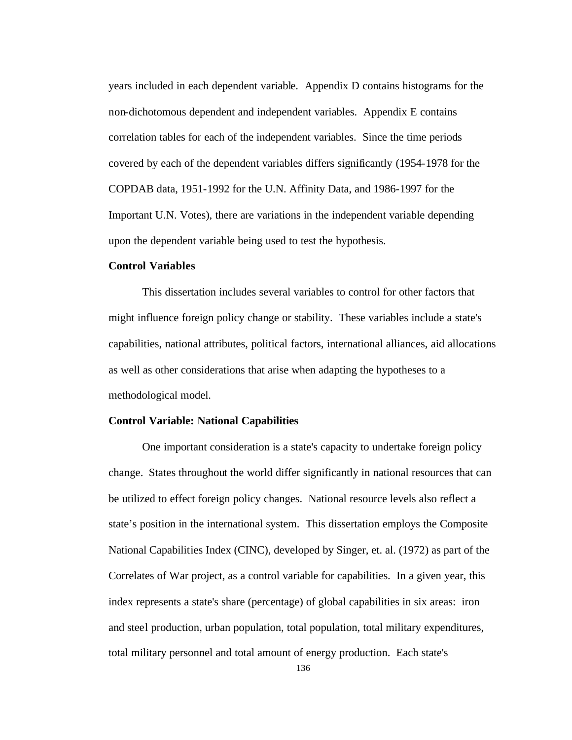years included in each dependent variable. Appendix D contains histograms for the non-dichotomous dependent and independent variables. Appendix E contains correlation tables for each of the independent variables. Since the time periods covered by each of the dependent variables differs significantly (1954-1978 for the COPDAB data, 1951-1992 for the U.N. Affinity Data, and 1986-1997 for the Important U.N. Votes), there are variations in the independent variable depending upon the dependent variable being used to test the hypothesis.

**Control Variables**

This dissertation includes several variables to control for other factors that might influence foreign policy change or stability. These variables include a state's capabilities, national attributes, political factors, international alliances, aid allocations as well as other considerations that arise when adapting the hypotheses to a methodological model.

**Control Variable: National Capabilities**

One important consideration is a state's capacity to undertake foreign policy change. States throughout the world differ significantly in national resources that can be utilized to effect foreign policy changes. National resource levels also reflect a state's position in the international system. This dissertation employs the Composite National Capabilities Index (CINC), developed by Singer, et. al. (1972) as part of the Correlates of War project, as a control variable for capabilities. In a given year, this index represents a state's share (percentage) of global capabilities in six areas: iron and steel production, urban population, total population, total military expenditures, total military personnel and total amount of energy production. Each state's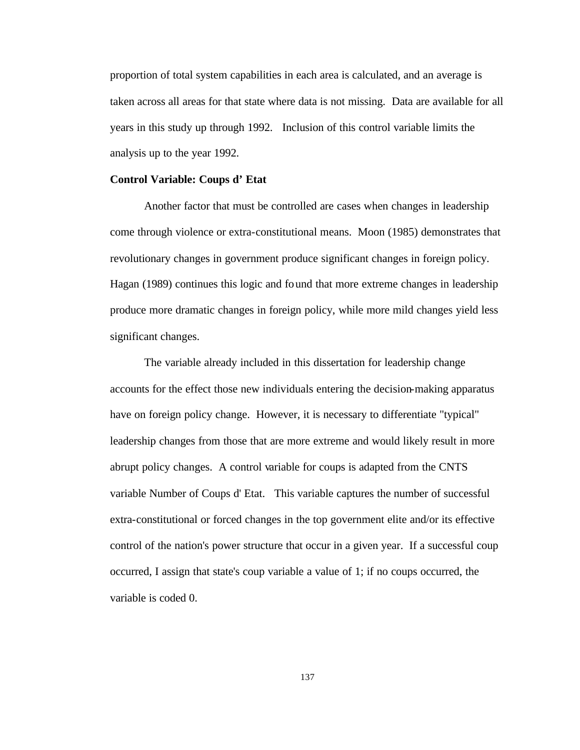proportion of total system capabilities in each area is calculated, and an average is taken across all areas for that state where data is not missing. Data are available for all years in this study up through 1992. Inclusion of this control variable limits the analysis up to the year 1992.

**Control Variable: Coups d' Etat**

Another factor that must be controlled are cases when changes in leadership come through violence or extra-constitutional means. Moon (1985) demonstrates that revolutionary changes in government produce significant changes in foreign policy. Hagan (1989) continues this logic and found that more extreme changes in leadership produce more dramatic changes in foreign policy, while more mild changes yield less significant changes.

The variable already included in this dissertation for leadership change accounts for the effect those new individuals entering the decision-making apparatus have on foreign policy change. However, it is necessary to differentiate "typical" leadership changes from those that are more extreme and would likely result in more abrupt policy changes. A control variable for coups is adapted from the CNTS variable Number of Coups d' Etat. This variable captures the number of successful extra-constitutional or forced changes in the top government elite and/or its effective control of the nation's power structure that occur in a given year. If a successful coup occurred, I assign that state's coup variable a value of 1; if no coups occurred, the variable is coded 0.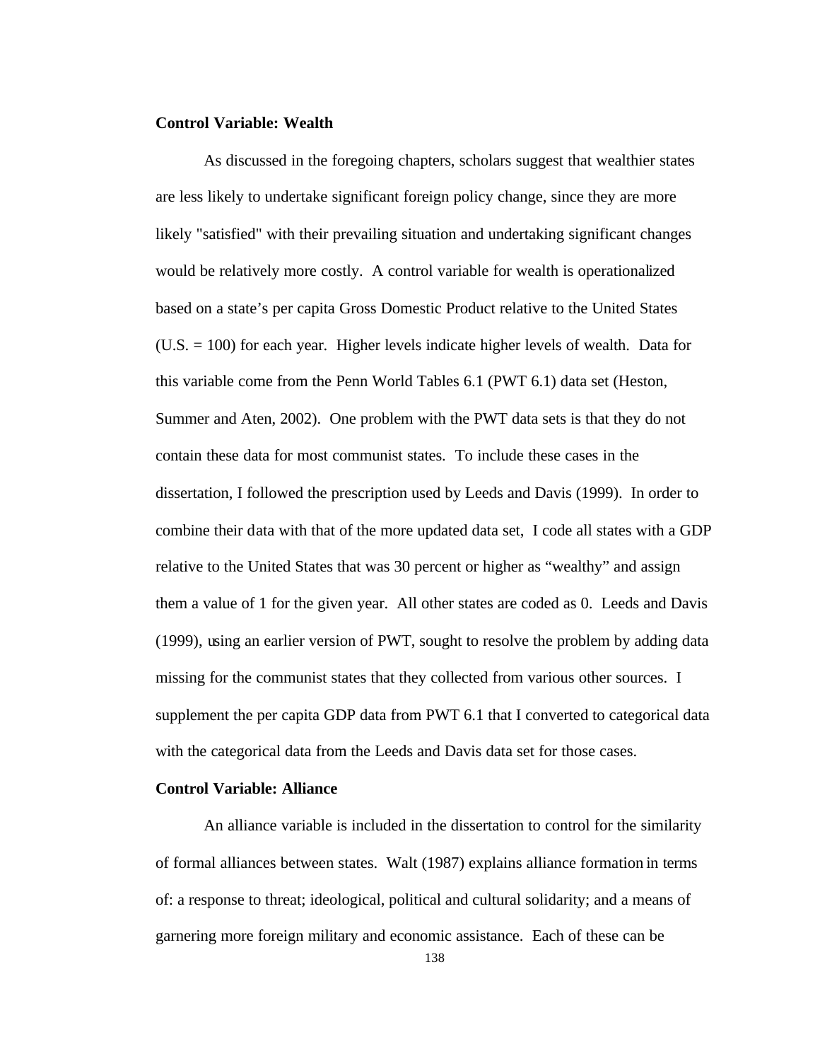**Control Variable: Wealth**

As discussed in the foregoing chapters, scholars suggest that wealthier states are less likely to undertake significant foreign policy change, since they are more likely "satisfied" with their prevailing situation and undertaking significant changes would be relatively more costly. A control variable for wealth is operationalized based on a state's per capita Gross Domestic Product relative to the United States (U.S. = 100) for each year. Higher levels indicate higher levels of wealth. Data for this variable come from the Penn World Tables 6.1 (PWT 6.1) data set (Heston, Summer and Aten, 2002). One problem with the PWT data sets is that they do not contain these data for most communist states. To include these cases in the dissertation, I followed the prescription used by Leeds and Davis (1999). In order to combine their data with that of the more updated data set, I code all states with a GDP relative to the United States that was 30 percent or higher as "wealthy" and assign them a value of 1 for the given year. All other states are coded as 0. Leeds and Davis (1999), using an earlier version of PWT, sought to resolve the problem by adding data missing for the communist states that they collected from various other sources. I supplement the per capita GDP data from PWT 6.1 that I converted to categorical data with the categorical data from the Leeds and Davis data set for those cases.

**Control Variable: Alliance**

An alliance variable is included in the dissertation to control for the similarity of formal alliances between states. Walt (1987) explains alliance formation in terms of: a response to threat; ideological, political and cultural solidarity; and a means of garnering more foreign military and economic assistance. Each of these can be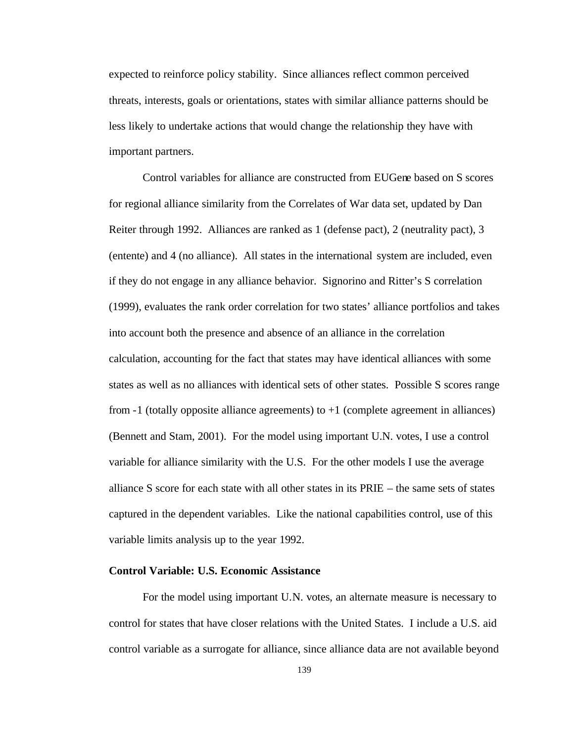expected to reinforce policy stability. Since alliances reflect common perceived threats, interests, goals or orientations, states with similar alliance patterns should be less likely to undertake actions that would change the relationship they have with important partners.

Control variables for alliance are constructed from EUGene based on S scores for regional alliance similarity from the Correlates of War data set, updated by Dan Reiter through 1992. Alliances are ranked as 1 (defense pact), 2 (neutrality pact), 3 (entente) and 4 (no alliance). All states in the international system are included, even if they do not engage in any alliance behavior. Signorino and Ritter's S correlation (1999), evaluates the rank order correlation for two states' alliance portfolios and takes into account both the presence and absence of an alliance in the correlation calculation, accounting for the fact that states may have identical alliances with some states as well as no alliances with identical sets of other states. Possible S scores range from -1 (totally opposite alliance agreements) to +1 (complete agreement in alliances) (Bennett and Stam, 2001). For the model using important U.N. votes, I use a control variable for alliance similarity with the U.S. For the other models I use the average alliance S score for each state with all other states in its PRIE – the same sets of states captured in the dependent variables. Like the national capabilities control, use of this variable limits analysis up to the year 1992.

**Control Variable: U.S. Economic Assistance**

For the model using important U.N. votes, an alternate measure is necessary to control for states that have closer relations with the United States. I include a U.S. aid control variable as a surrogate for alliance, since alliance data are not available beyond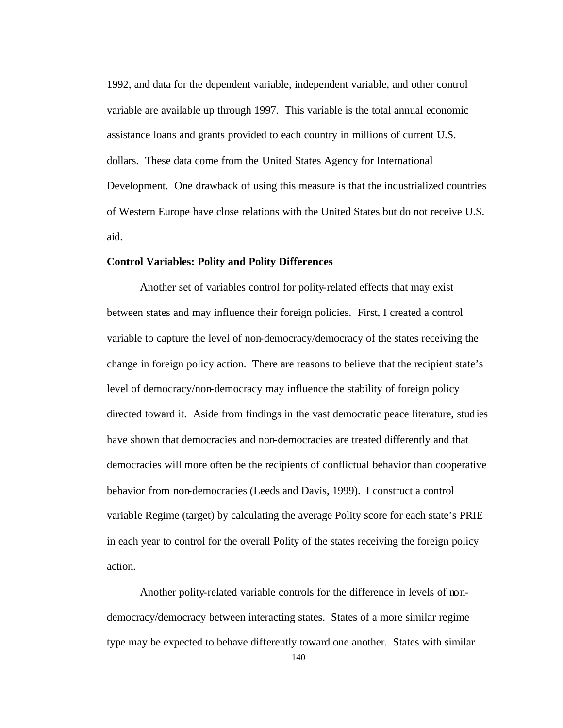1992, and data for the dependent variable, independent variable, and other control variable are available up through 1997. This variable is the total annual economic assistance loans and grants provided to each country in millions of current U.S. dollars. These data come from the United States Agency for International Development. One drawback of using this measure is that the industrialized countries of Western Europe have close relations with the United States but do not receive U.S. aid.

**Control Variables: Polity and Polity Differences**

Another set of variables control for polity-related effects that may exist between states and may influence their foreign policies. First, I created a control variable to capture the level of non-democracy/democracy of the states receiving the change in foreign policy action. There are reasons to believe that the recipient state's level of democracy/non-democracy may influence the stability of foreign policy directed toward it. Aside from findings in the vast democratic peace literature, studies have shown that democracies and non-democracies are treated differently and that democracies will more often be the recipients of conflictual behavior than cooperative behavior from non-democracies (Leeds and Davis, 1999). I construct a control variable Regime (target) by calculating the average Polity score for each state's PRIE in each year to control for the overall Polity of the states receiving the foreign policy action.

Another polity-related variable controls for the difference in levels of non-democracy/democracy between interacting states. States of a more similar regime type may be expected to behave differently toward one another. States with similar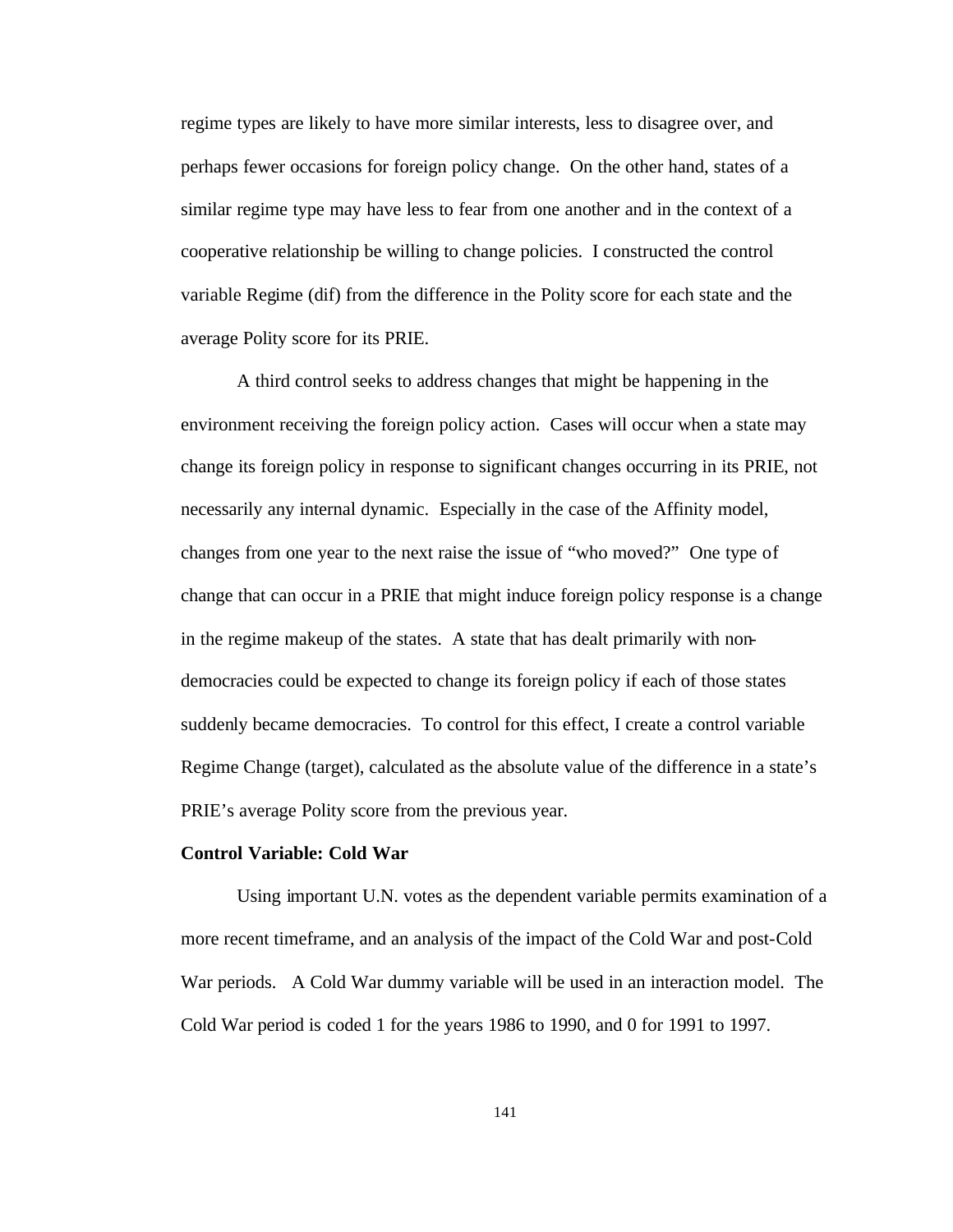regime types are likely to have more similar interests, less to disagree over, and perhaps fewer occasions for foreign policy change. On the other hand, states of a similar regime type may have less to fear from one another and in the context of a cooperative relationship be willing to change policies. I constructed the control variable Regime (dif) from the difference in the Polity score for each state and the average Polity score for its PRIE.

A third control seeks to address changes that might be happening in the environment receiving the foreign policy action. Cases will occur when a state may change its foreign policy in response to significant changes occurring in its PRIE, not necessarily any internal dynamic. Especially in the case of the Affinity model, changes from one year to the next raise the issue of "who moved?" One type of change that can occur in a PRIE that might induce foreign policy response is a change in the regime makeup of the states. A state that has dealt primarily with non-democracies could be expected to change its foreign policy if each of those states suddenly became democracies. To control for this effect, I create a control variable Regime Change (target), calculated as the absolute value of the difference in a state's PRIE's average Polity score from the previous year.

**Control Variable: Cold War**

Using important U.N. votes as the dependent variable permits examination of a more recent timeframe, and an analysis of the impact of the Cold War and post-Cold War periods. A Cold War dummy variable will be used in an interaction model. The Cold War period is coded 1 for the years 1986 to 1990, and 0 for 1991 to 1997.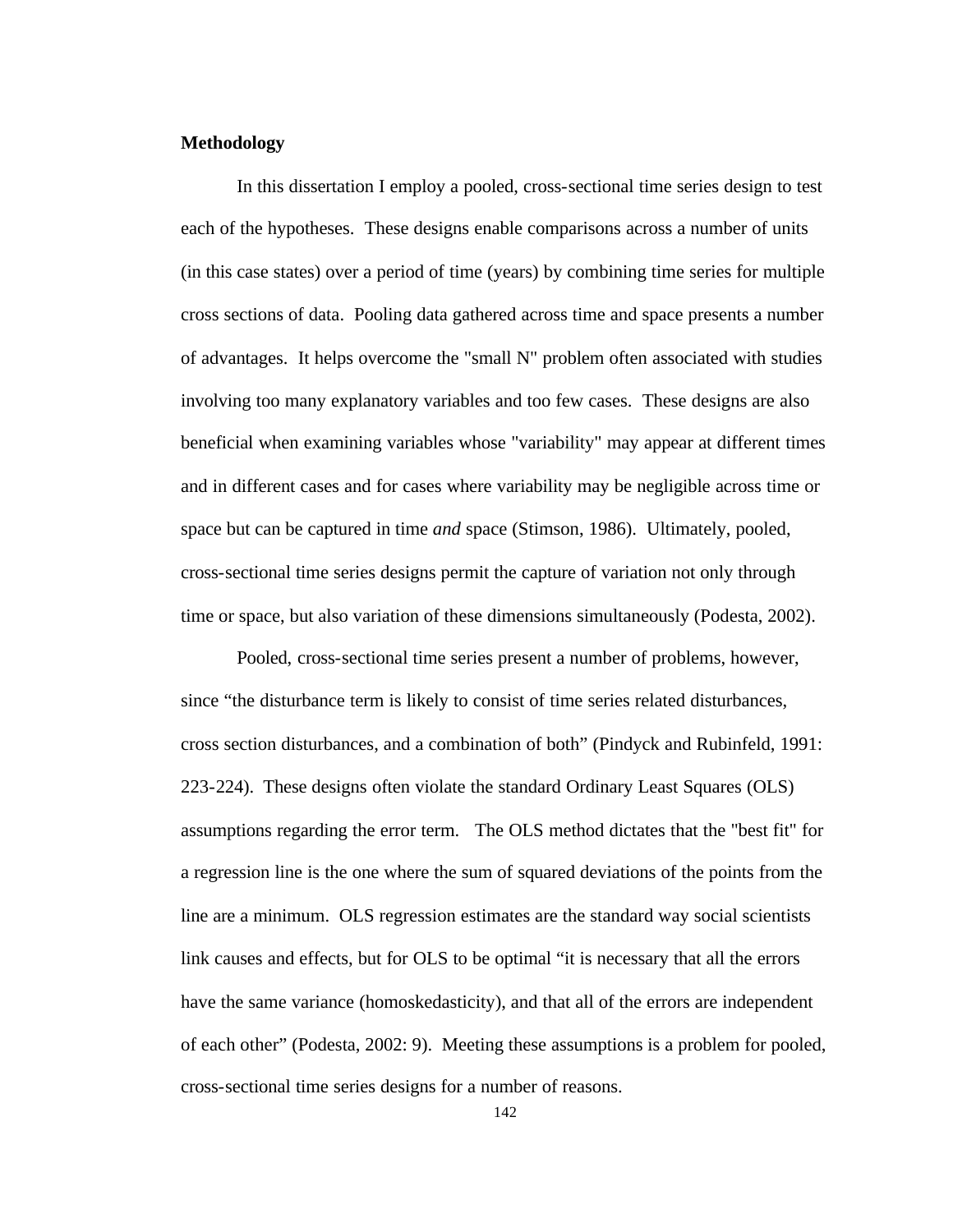**Methodology**

In this dissertation I employ a pooled, cross-sectional time series design to test each of the hypotheses. These designs enable comparisons across a number of units (in this case states) over a period of time (years) by combining time series for multiple cross sections of data. Pooling data gathered across time and space presents a number of advantages. It helps overcome the "small N" problem often associated with studies involving too many explanatory variables and too few cases. These designs are also beneficial when examining variables whose "variability" may appear at different times and in different cases and for cases where variability may be negligible across time or space but can be captured in time *and* space (Stimson, 1986). Ultimately, pooled, cross-sectional time series designs permit the capture of variation not only through time or space, but also variation of these dimensions simultaneously (Podesta, 2002).

Pooled, cross-sectional time series present a number of problems, however, since "the disturbance term is likely to consist of time series related disturbances, cross section disturbances, and a combination of both" (Pindyck and Rubinfeld, 1991: 223-224). These designs often violate the standard Ordinary Least Squares (OLS) assumptions regarding the error term. The OLS method dictates that the "best fit" for a regression line is the one where the sum of squared deviations of the points from the line are a minimum. OLS regression estimates are the standard way social scientists link causes and effects, but for OLS to be optimal "it is necessary that all the errors have the same variance (homoskedasticity), and that all of the errors are independent of each other" (Podesta, 2002: 9). Meeting these assumptions is a problem for pooled, cross-sectional time series designs for a number of reasons.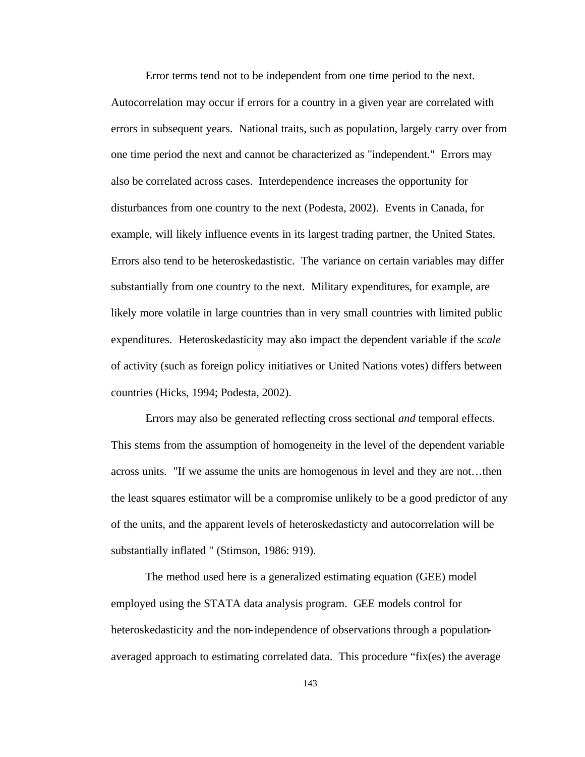Error terms tend not to be independent from one time period to the next. Autocorrelation may occur if errors for a country in a given year are correlated with errors in subsequent years. National traits, such as population, largely carry over from one time period the next and cannot be characterized as "independent." Errors may also be correlated across cases. Interdependence increases the opportunity for disturbances from one country to the next (Podesta, 2002). Events in Canada, for example, will likely influence events in its largest trading partner, the United States. Errors also tend to be heteroskedastistic. The variance on certain variables may differ substantially from one country to the next. Military expenditures, for example, are likely more volatile in large countries than in very small countries with limited public expenditures. Heteroskedasticity may also impact the dependent variable if the *scale* of activity (such as foreign policy initiatives or United Nations votes) differs between countries (Hicks, 1994; Podesta, 2002).

Errors may also be generated reflecting cross sectional *and* temporal effects. This stems from the assumption of homogeneity in the level of the dependent variable across units. "If we assume the units are homogenous in level and they are not…then the least squares estimator will be a compromise unlikely to be a good predictor of any of the units, and the apparent levels of heteroskedasticty and autocorrelation will be substantially inflated " (Stimson, 1986: 919).

The method used here is a generalized estimating equation (GEE) model employed using the STATA data analysis program. GEE models control for heteroskedasticity and the non-independence of observations through a population-averaged approach to estimating correlated data. This procedure "fix(es) the average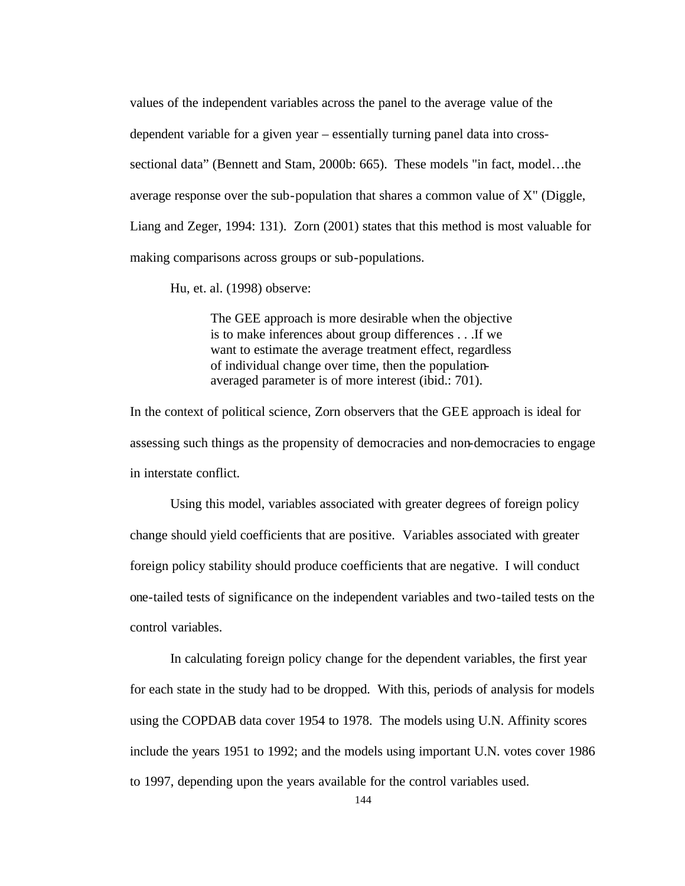values of the independent variables across the panel to the average value of the dependent variable for a given year – essentially turning panel data into cross-sectional data" (Bennett and Stam, 2000b: 665). These models "in fact, model…the average response over the sub-population that shares a common value of X" (Diggle, Liang and Zeger, 1994: 131). Zorn (2001) states that this method is most valuable for making comparisons across groups or sub-populations.

Hu, et. al. (1998) observe:

> The GEE approach is more desirable when the objective is to make inferences about group differences . . .If we want to estimate the average treatment effect, regardless of individual change over time, then the population-averaged parameter is of more interest (ibid.: 701).

In the context of political science, Zorn observers that the GEE approach is ideal for assessing such things as the propensity of democracies and non-democracies to engage in interstate conflict.

Using this model, variables associated with greater degrees of foreign policy change should yield coefficients that are positive. Variables associated with greater foreign policy stability should produce coefficients that are negative. I will conduct one-tailed tests of significance on the independent variables and two-tailed tests on the control variables.

In calculating foreign policy change for the dependent variables, the first year for each state in the study had to be dropped. With this, periods of analysis for models using the COPDAB data cover 1954 to 1978. The models using U.N. Affinity scores include the years 1951 to 1992; and the models using important U.N. votes cover 1986 to 1997, depending upon the years available for the control variables used.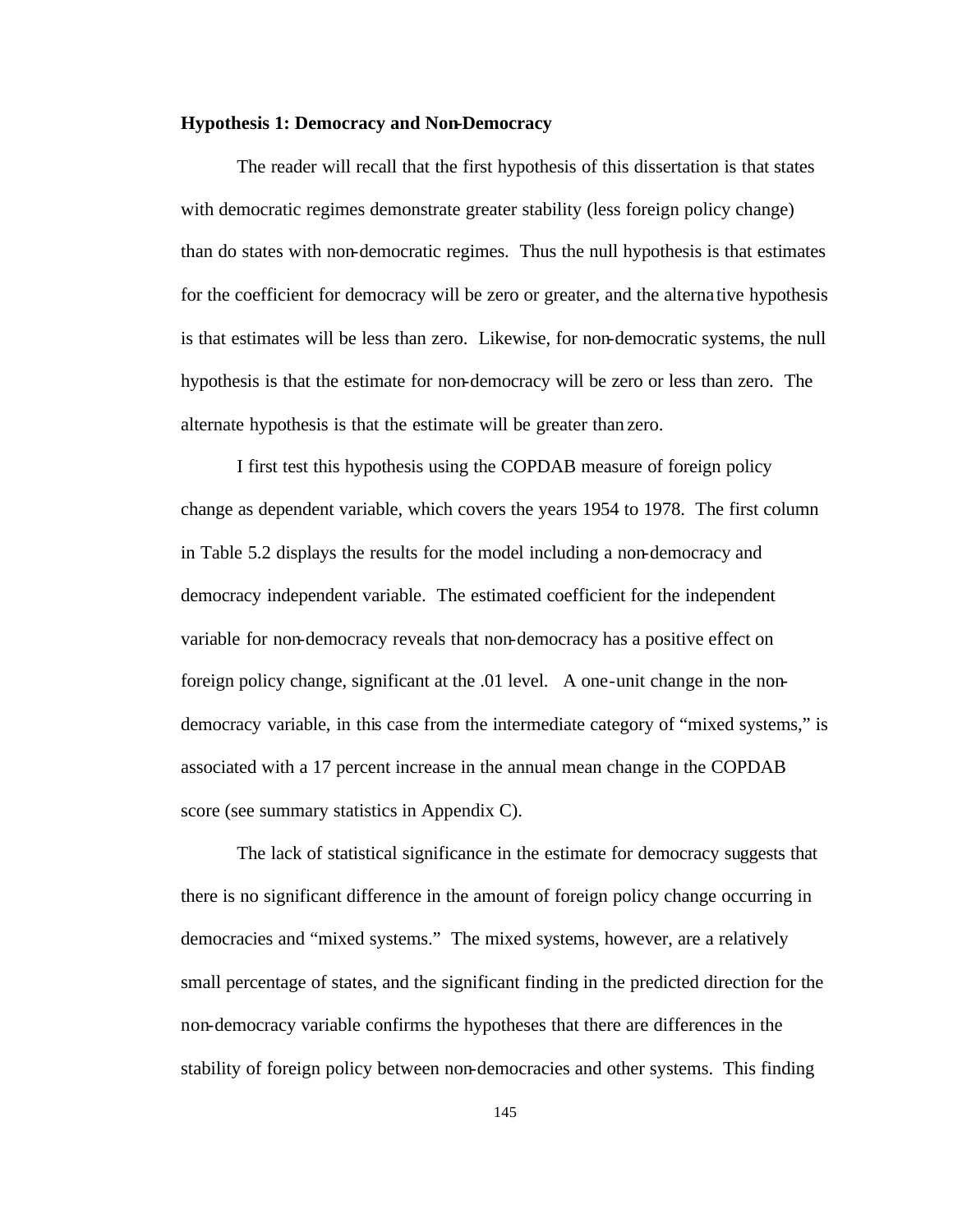**Hypothesis 1: Democracy and Non-Democracy**

The reader will recall that the first hypothesis of this dissertation is that states with democratic regimes demonstrate greater stability (less foreign policy change) than do states with non-democratic regimes. Thus the null hypothesis is that estimates for the coefficient for democracy will be zero or greater, and the alternative hypothesis is that estimates will be less than zero. Likewise, for non-democratic systems, the null hypothesis is that the estimate for non-democracy will be zero or less than zero. The alternate hypothesis is that the estimate will be greater than zero.

I first test this hypothesis using the COPDAB measure of foreign policy change as dependent variable, which covers the years 1954 to 1978. The first column in Table 5.2 displays the results for the model including a non-democracy and democracy independent variable. The estimated coefficient for the independent variable for non-democracy reveals that non-democracy has a positive effect on foreign policy change, significant at the .01 level. A one-unit change in the non-democracy variable, in this case from the intermediate category of "mixed systems," is associated with a 17 percent increase in the annual mean change in the COPDAB score (see summary statistics in Appendix C).

The lack of statistical significance in the estimate for democracy suggests that there is no significant difference in the amount of foreign policy change occurring in democracies and "mixed systems." The mixed systems, however, are a relatively small percentage of states, and the significant finding in the predicted direction for the non-democracy variable confirms the hypotheses that there are differences in the stability of foreign policy between non-democracies and other systems. This finding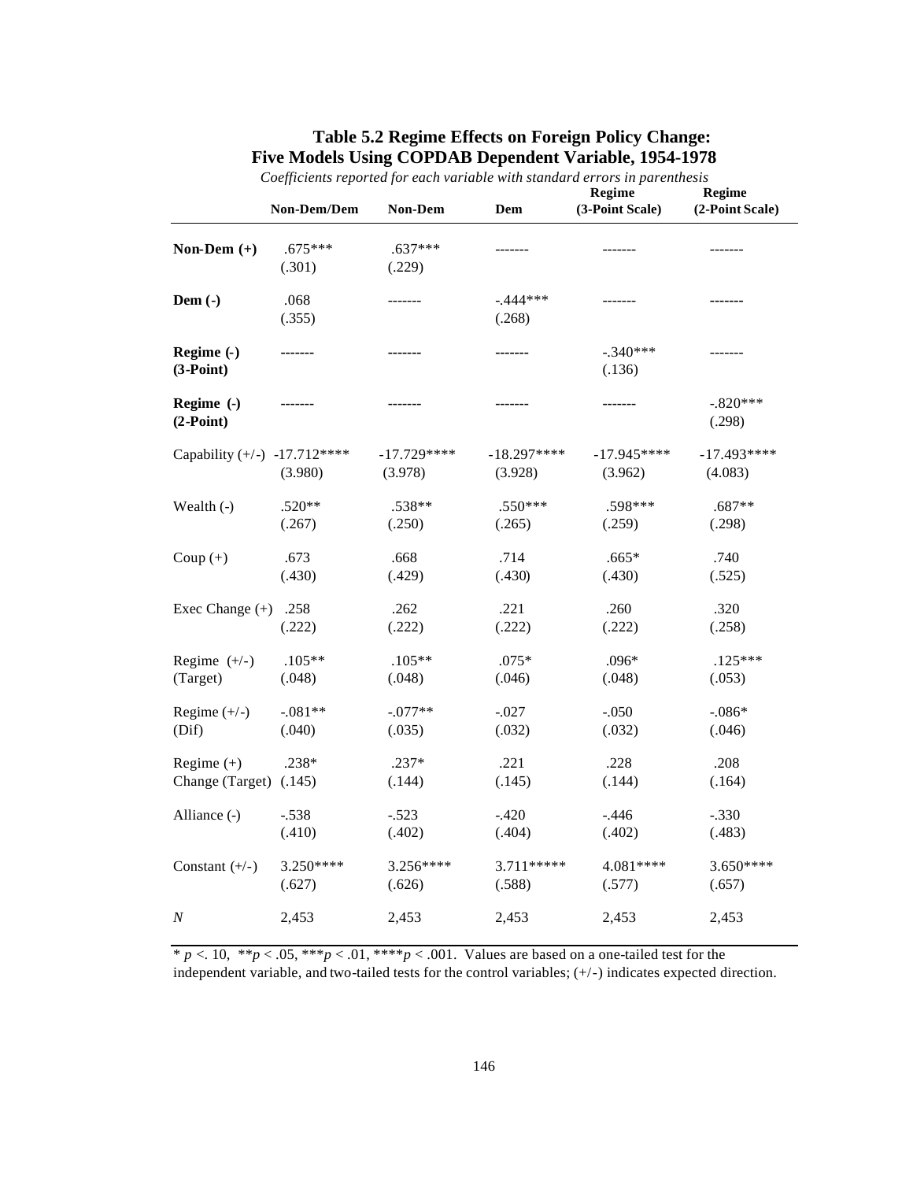### Table 5.2 Regime Effects on Foreign Policy Change: Five Models Using COPDAB Dependent Variable, 1954-1978

*Coefficients reported for each variable with standard errors in parenthesis*

| | Non-Dem/Dem | Non-Dem | Dem | Regime (3-Point Scale) | Regime (2-Point Scale) |
|---|---|---|---|---|---|
| **Non-Dem (+)** | .675*** (.301) | .637*** (.229) | ------- | ------- | ------- |
| **Dem (-)** | .068 (.355) | ------- | -.444*** (.268) | ------- | ------- |
| **Regime (-) (3-Point)** | ------- | ------- | ------- | -.340*** (.136) | ------- |
| **Regime (-) (2-Point)** | ------- | ------- | ------- | ------- | -.820*** (.298) |
| Capability (+/-) | -17.712**** (3.980) | -17.729**** (3.978) | -18.297**** (3.928) | -17.945**** (3.962) | -17.493**** (4.083) |
| Wealth (-) | .520** (.267) | .538** (.250) | .550*** (.265) | .598*** (.259) | .687** (.298) |
| Coup (+) | .673 (.430) | .668 (.429) | .714 (.430) | .665* (.430) | .740 (.525) |
| Exec Change (+) | .258 (.222) | .262 (.222) | .221 (.222) | .260 (.222) | .320 (.258) |
| Regime (+/-) (Target) | .105** (.048) | .105** (.048) | .075* (.046) | .096* (.048) | .125*** (.053) |
| Regime (+/-) (Dif) | -.081** (.040) | -.077** (.035) | -.027 (.032) | -.050 (.032) | -.086* (.046) |
| Regime (+) Change (Target) | .238* (.145) | .237* (.144) | .221 (.145) | .228 (.144) | .208 (.164) |
| Alliance (-) | -.538 (.410) | -.523 (.402) | -.420 (.404) | -.446 (.402) | -.330 (.483) |
| Constant (+/-) | 3.250**** (.627) | 3.256**** (.626) | 3.711***** (.588) | 4.081**** (.577) | 3.650**** (.657) |
| *N* | 2,453 | 2,453 | 2,453 | 2,453 | 2,453 |

* $p < .10$, ** $p < .05$, *** $p < .01$, **** $p < .001$. Values are based on a one-tailed test for the independent variable, and two-tailed tests for the control variables; (+/-) indicates expected direction.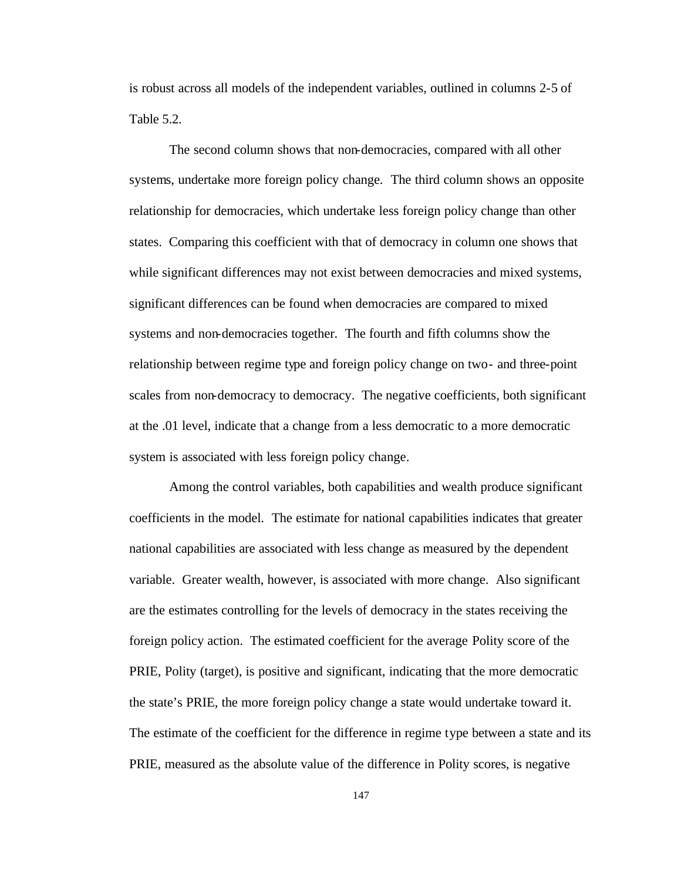is robust across all models of the independent variables, outlined in columns 2-5 of Table 5.2.

The second column shows that non-democracies, compared with all other systems, undertake more foreign policy change. The third column shows an opposite relationship for democracies, which undertake less foreign policy change than other states. Comparing this coefficient with that of democracy in column one shows that while significant differences may not exist between democracies and mixed systems, significant differences can be found when democracies are compared to mixed systems and non-democracies together. The fourth and fifth columns show the relationship between regime type and foreign policy change on two- and three-point scales from non-democracy to democracy. The negative coefficients, both significant at the .01 level, indicate that a change from a less democratic to a more democratic system is associated with less foreign policy change.

Among the control variables, both capabilities and wealth produce significant coefficients in the model. The estimate for national capabilities indicates that greater national capabilities are associated with less change as measured by the dependent variable. Greater wealth, however, is associated with more change. Also significant are the estimates controlling for the levels of democracy in the states receiving the foreign policy action. The estimated coefficient for the average Polity score of the PRIE, Polity (target), is positive and significant, indicating that the more democratic the state's PRIE, the more foreign policy change a state would undertake toward it. The estimate of the coefficient for the difference in regime type between a state and its PRIE, measured as the absolute value of the difference in Polity scores, is negative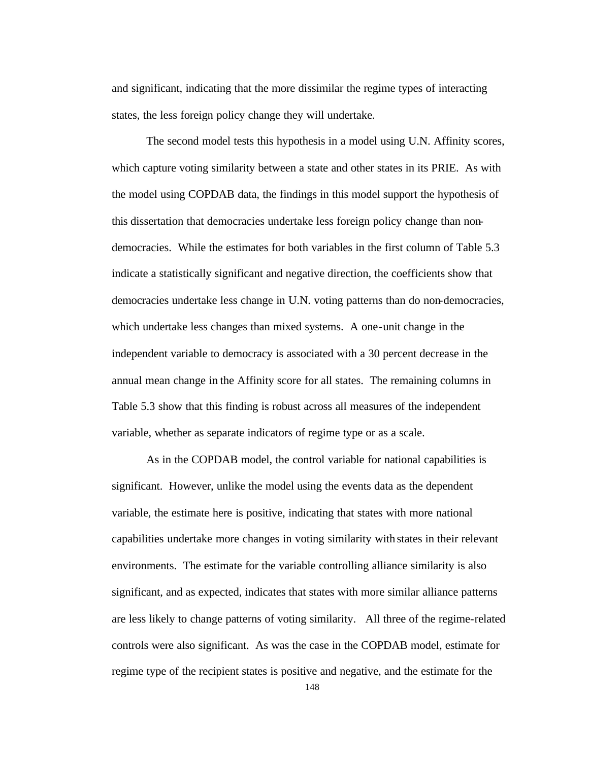and significant, indicating that the more dissimilar the regime types of interacting states, the less foreign policy change they will undertake.

The second model tests this hypothesis in a model using U.N. Affinity scores, which capture voting similarity between a state and other states in its PRIE. As with the model using COPDAB data, the findings in this model support the hypothesis of this dissertation that democracies undertake less foreign policy change than non-democracies. While the estimates for both variables in the first column of Table 5.3 indicate a statistically significant and negative direction, the coefficients show that democracies undertake less change in U.N. voting patterns than do non-democracies, which undertake less changes than mixed systems. A one-unit change in the independent variable to democracy is associated with a 30 percent decrease in the annual mean change in the Affinity score for all states. The remaining columns in Table 5.3 show that this finding is robust across all measures of the independent variable, whether as separate indicators of regime type or as a scale.

As in the COPDAB model, the control variable for national capabilities is significant. However, unlike the model using the events data as the dependent variable, the estimate here is positive, indicating that states with more national capabilities undertake more changes in voting similarity with states in their relevant environments. The estimate for the variable controlling alliance similarity is also significant, and as expected, indicates that states with more similar alliance patterns are less likely to change patterns of voting similarity. All three of the regime-related controls were also significant. As was the case in the COPDAB model, estimate for regime type of the recipient states is positive and negative, and the estimate for the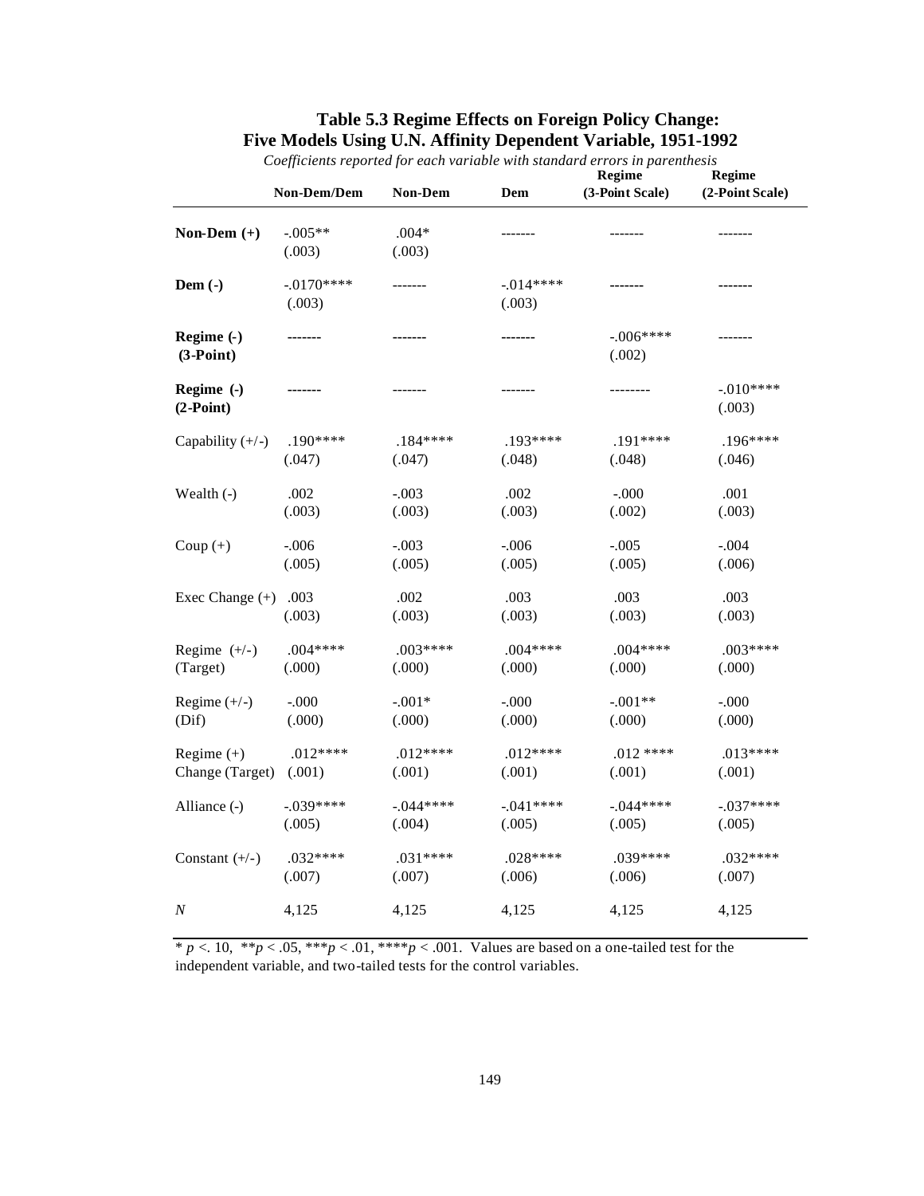**Table 5.3 Regime Effects on Foreign Policy Change: Five Models Using U.N. Affinity Dependent Variable, 1951-1992**

*Coefficients reported for each variable with standard errors in parenthesis*

| | Non-Dem/Dem | Non-Dem | Dem | Regime (3-Point Scale) | Regime (2-Point Scale) |
|---|---|---|---|---|---|
| **Non-Dem (+)** | -.005** (.003) | .004* (.003) | ------- | ------- | ------- |
| **Dem (-)** | -.0170**** (.003) | ------- | -.014**** (.003) | ------- | ------- |
| **Regime (-) (3-Point)** | ------- | ------- | ------- | -.006**** (.002) | ------- |
| **Regime (-) (2-Point)** | ------- | ------- | ------- | -------- | -.010**** (.003) |
| Capability (+/-) | .190**** (.047) | .184**** (.047) | .193**** (.048) | .191**** (.048) | .196**** (.046) |
| Wealth (-) | .002 (.003) | -.003 (.003) | .002 (.003) | -.000 (.002) | .001 (.003) |
| Coup (+) | -.006 (.005) | -.003 (.005) | -.006 (.005) | -.005 (.005) | -.004 (.006) |
| Exec Change (+) | .003 (.003) | .002 (.003) | .003 (.003) | .003 (.003) | .003 (.003) |
| Regime (+/-) (Target) | .004**** (.000) | .003**** (.000) | .004**** (.000) | .004**** (.000) | .003**** (.000) |
| Regime (+/-) (Dif) | -.000 (.000) | -.001* (.000) | -.000 (.000) | -.001** (.000) | -.000 (.000) |
| Regime (+) Change (Target) | .012**** (.001) | .012**** (.001) | .012**** (.001) | .012 **** (.001) | .013**** (.001) |
| Alliance (-) | -.039**** (.005) | -.044**** (.004) | -.041**** (.005) | -.044**** (.005) | -.037**** (.005) |
| Constant (+/-) | .032**** (.007) | .031**** (.007) | .028**** (.006) | .039**** (.006) | .032**** (.007) |
| *N* | 4,125 | 4,125 | 4,125 | 4,125 | 4,125 |

* $p <. 10$, ** $p < .05$, *** $p < .01$, **** $p < .001$. Values are based on a one-tailed test for the independent variable, and two-tailed tests for the control variables.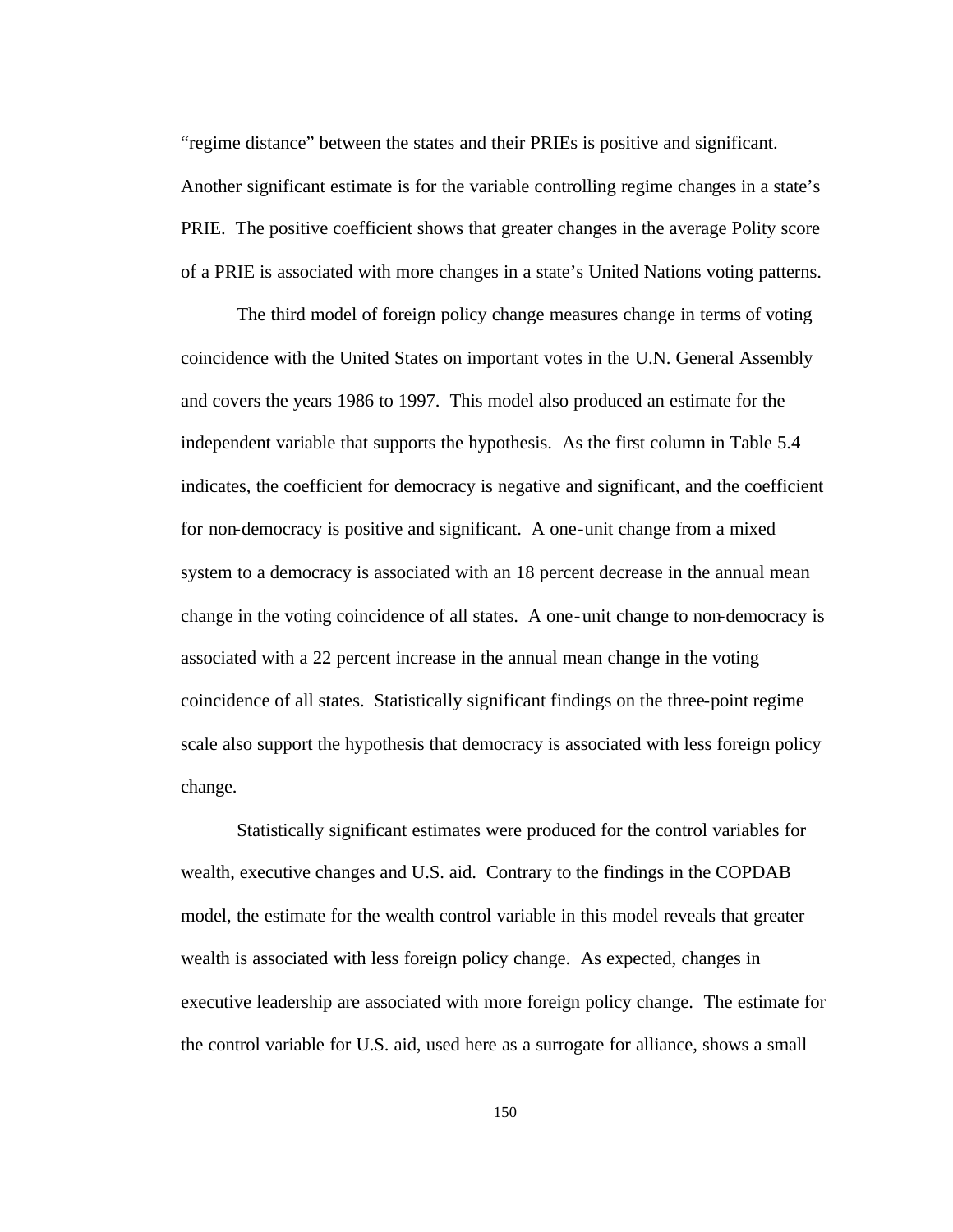"regime distance" between the states and their PRIEs is positive and significant. Another significant estimate is for the variable controlling regime changes in a state's PRIE. The positive coefficient shows that greater changes in the average Polity score of a PRIE is associated with more changes in a state's United Nations voting patterns.

The third model of foreign policy change measures change in terms of voting coincidence with the United States on important votes in the U.N. General Assembly and covers the years 1986 to 1997. This model also produced an estimate for the independent variable that supports the hypothesis. As the first column in Table 5.4 indicates, the coefficient for democracy is negative and significant, and the coefficient for non-democracy is positive and significant. A one-unit change from a mixed system to a democracy is associated with an 18 percent decrease in the annual mean change in the voting coincidence of all states. A one-unit change to non-democracy is associated with a 22 percent increase in the annual mean change in the voting coincidence of all states. Statistically significant findings on the three-point regime scale also support the hypothesis that democracy is associated with less foreign policy change.

Statistically significant estimates were produced for the control variables for wealth, executive changes and U.S. aid. Contrary to the findings in the COPDAB model, the estimate for the wealth control variable in this model reveals that greater wealth is associated with less foreign policy change. As expected, changes in executive leadership are associated with more foreign policy change. The estimate for the control variable for U.S. aid, used here as a surrogate for alliance, shows a small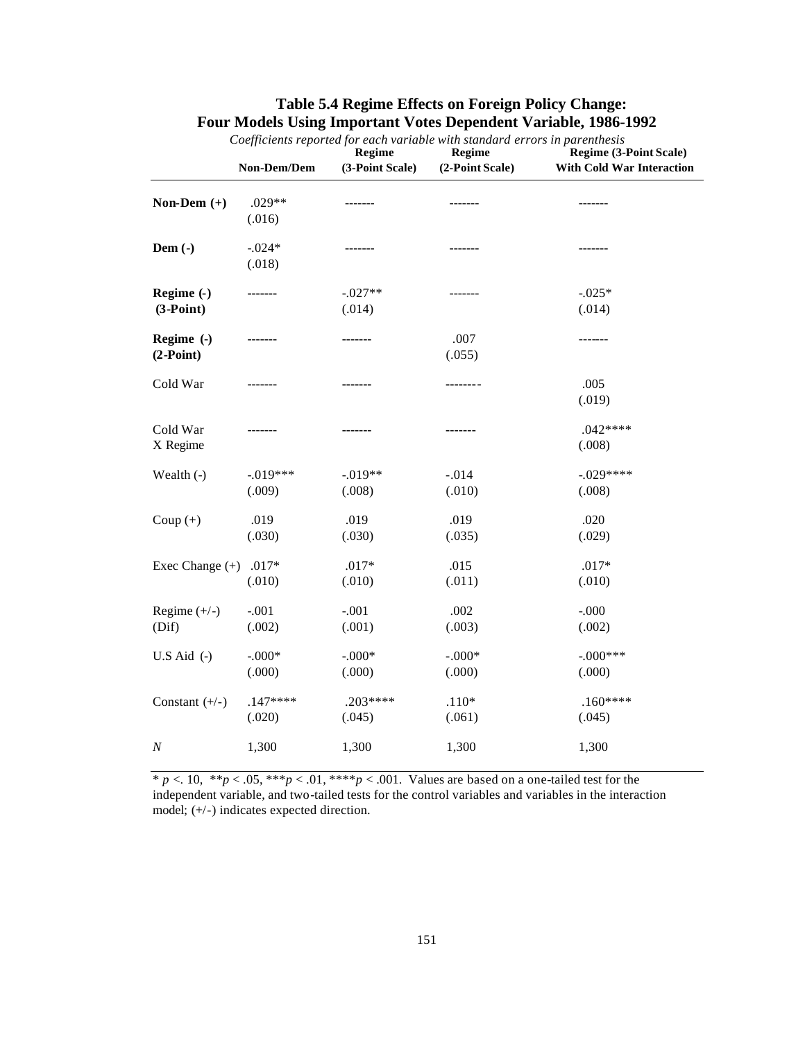**Table 5.4 Regime Effects on Foreign Policy Change: Four Models Using Important Votes Dependent Variable, 1986-1992**

*Coefficients reported for each variable with standard errors in parenthesis*

| | Non-Dem/Dem | Regime (3-Point Scale) | Regime (2-Point Scale) | Regime (3-Point Scale) With Cold War Interaction |
|---|---|---|---|---|
| **Non-Dem (+)** | .029** (.016) | ------- | ------- | ------- |
| **Dem (-)** | -.024* (.018) | ------- | ------- | ------- |
| **Regime (-) (3-Point)** | ------- | -.027** (.014) | ------- | -.025* (.014) |
| **Regime (-) (2-Point)** | ------- | ------- | .007 (.055) | ------- |
| Cold War | ------- | ------- | -------- | .005 (.019) |
| Cold War X Regime | ------- | ------- | ------- | .042**** (.008) |
| Wealth (-) | -.019*** (.009) | -.019** (.008) | -.014 (.010) | -.029**** (.008) |
| Coup (+) | .019 (.030) | .019 (.030) | .019 (.035) | .020 (.029) |
| Exec Change (+) | .017* (.010) | .017* (.010) | .015 (.011) | .017* (.010) |
| Regime (+/-) (Dif) | -.001 (.002) | -.001 (.001) | .002 (.003) | -.000 (.002) |
| U.S Aid (-) | -.000* (.000) | -.000* (.000) | -.000* (.000) | -.000*** (.000) |
| Constant (+/-) | .147**** (.020) | .203**** (.045) | .110* (.061) | .160**** (.045) |
| *N* | 1,300 | 1,300 | 1,300 | 1,300 |

* $p < .10$, ** $p < .05$, *** $p < .01$, **** $p < .001$. Values are based on a one-tailed test for the independent variable, and two-tailed tests for the control variables and variables in the interaction model; (+/-) indicates expected direction.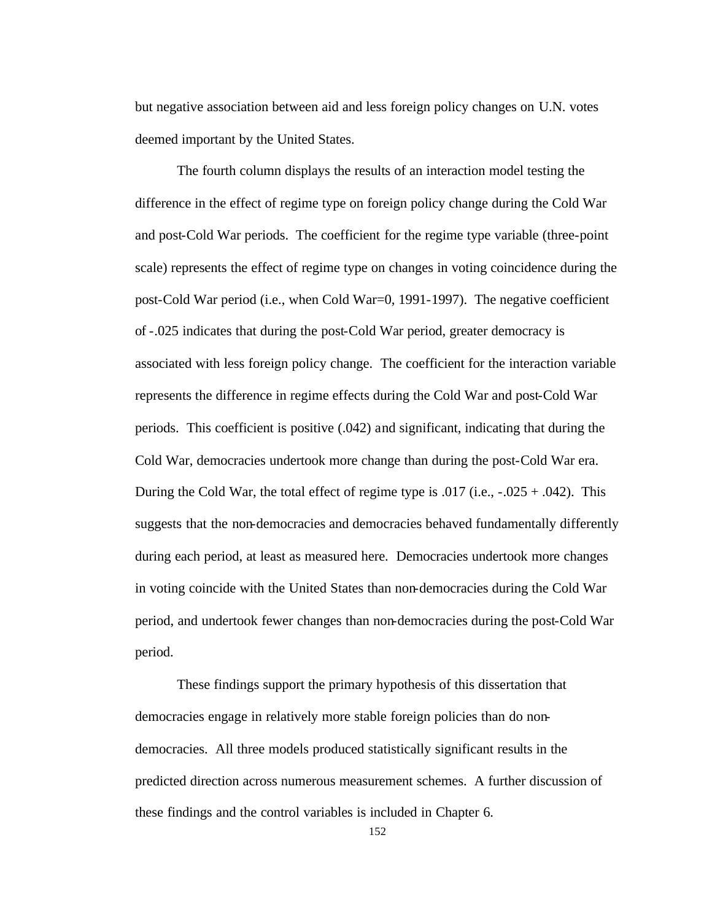but negative association between aid and less foreign policy changes on U.N. votes deemed important by the United States.

The fourth column displays the results of an interaction model testing the difference in the effect of regime type on foreign policy change during the Cold War and post-Cold War periods. The coefficient for the regime type variable (three-point scale) represents the effect of regime type on changes in voting coincidence during the post-Cold War period (i.e., when Cold War=0, 1991-1997). The negative coefficient of -.025 indicates that during the post-Cold War period, greater democracy is associated with less foreign policy change. The coefficient for the interaction variable represents the difference in regime effects during the Cold War and post-Cold War periods. This coefficient is positive (.042) and significant, indicating that during the Cold War, democracies undertook more change than during the post-Cold War era. During the Cold War, the total effect of regime type is .017 (i.e., -.025 + .042). This suggests that the non-democracies and democracies behaved fundamentally differently during each period, at least as measured here. Democracies undertook more changes in voting coincide with the United States than non-democracies during the Cold War period, and undertook fewer changes than non-democracies during the post-Cold War period.

These findings support the primary hypothesis of this dissertation that democracies engage in relatively more stable foreign policies than do non-democracies. All three models produced statistically significant results in the predicted direction across numerous measurement schemes. A further discussion of these findings and the control variables is included in Chapter 6.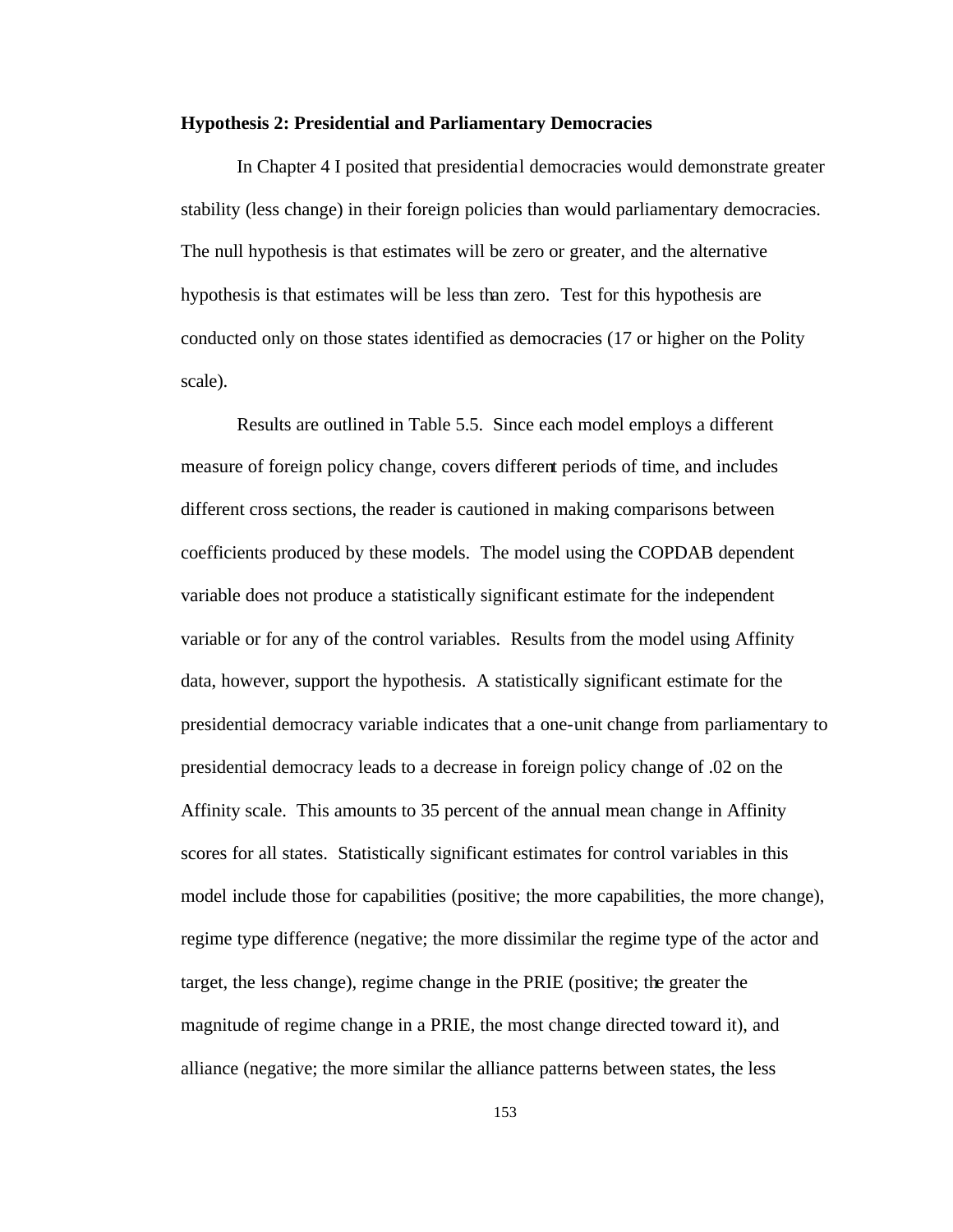**Hypothesis 2: Presidential and Parliamentary Democracies**

In Chapter 4 I posited that presidential democracies would demonstrate greater stability (less change) in their foreign policies than would parliamentary democracies. The null hypothesis is that estimates will be zero or greater, and the alternative hypothesis is that estimates will be less than zero. Test for this hypothesis are conducted only on those states identified as democracies (17 or higher on the Polity scale).

Results are outlined in Table 5.5. Since each model employs a different measure of foreign policy change, covers different periods of time, and includes different cross sections, the reader is cautioned in making comparisons between coefficients produced by these models. The model using the COPDAB dependent variable does not produce a statistically significant estimate for the independent variable or for any of the control variables. Results from the model using Affinity data, however, support the hypothesis. A statistically significant estimate for the presidential democracy variable indicates that a one-unit change from parliamentary to presidential democracy leads to a decrease in foreign policy change of .02 on the Affinity scale. This amounts to 35 percent of the annual mean change in Affinity scores for all states. Statistically significant estimates for control variables in this model include those for capabilities (positive; the more capabilities, the more change), regime type difference (negative; the more dissimilar the regime type of the actor and target, the less change), regime change in the PRIE (positive; the greater the magnitude of regime change in a PRIE, the most change directed toward it), and alliance (negative; the more similar the alliance patterns between states, the less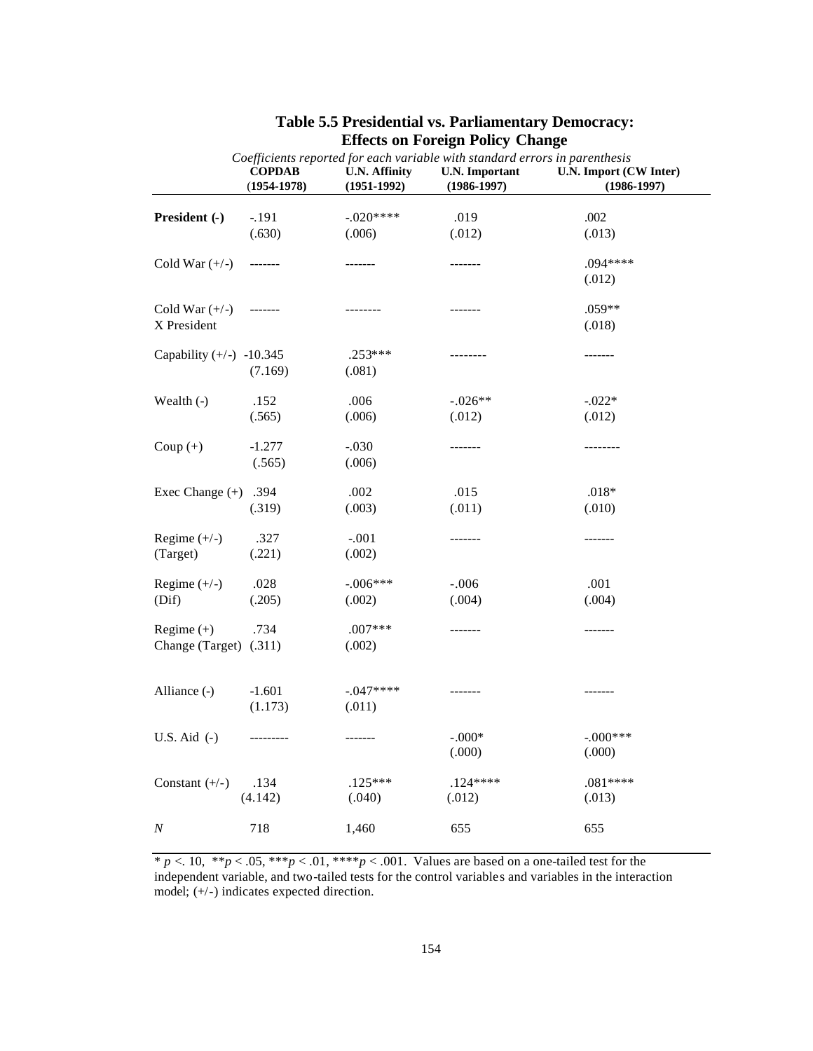## Table 5.5 Presidential vs. Parliamentary Democracy: Effects on Foreign Policy Change

*Coefficients reported for each variable with standard errors in parenthesis*

| | COPDAB (1954-1978) | U.N. Affinity (1951-1992) | U.N. Important (1986-1997) | U.N. Import (CW Inter) (1986-1997) |
|---|---|---|---|---|
| **President (-)** | -.191 (.630) | -.020**** (.006) | .019 (.012) | .002 (.013) |
| Cold War (+/-) | ------- | ------- | ------- | .094**** (.012) |
| Cold War (+/-) X President | ------- | -------- | ------- | .059** (.018) |
| Capability (+/-) | -10.345 (7.169) | .253*** (.081) | -------- | ------- |
| Wealth (-) | .152 (.565) | .006 (.006) | -.026** (.012) | -.022* (.012) |
| Coup (+) | -1.277 (.565) | -.030 (.006) | ------- | -------- |
| Exec Change (+) | .394 (.319) | .002 (.003) | .015 (.011) | .018* (.010) |
| Regime (+/-) (Target) | .327 (.221) | -.001 (.002) | ------- | ------- |
| Regime (+/-) (Dif) | .028 (.205) | -.006*** (.002) | -.006 (.004) | .001 (.004) |
| Regime (+) Change (Target) | .734 (.311) | .007*** (.002) | ------- | ------- |
| Alliance (-) | -1.601 (1.173) | -.047**** (.011) | ------- | ------- |
| U.S. Aid (-) | --------- | ------- | -.000* (.000) | -.000*** (.000) |
| Constant (+/-) | .134 (4.142) | .125*** (.040) | .124**** (.012) | .081**** (.013) |
| *N* | 718 | 1,460 | 655 | 655 |

* $p < .10$, ** $p < .05$, *** $p < .01$, **** $p < .001$. Values are based on a one-tailed test for the independent variable, and two-tailed tests for the control variables and variables in the interaction model; (+/-) indicates expected direction.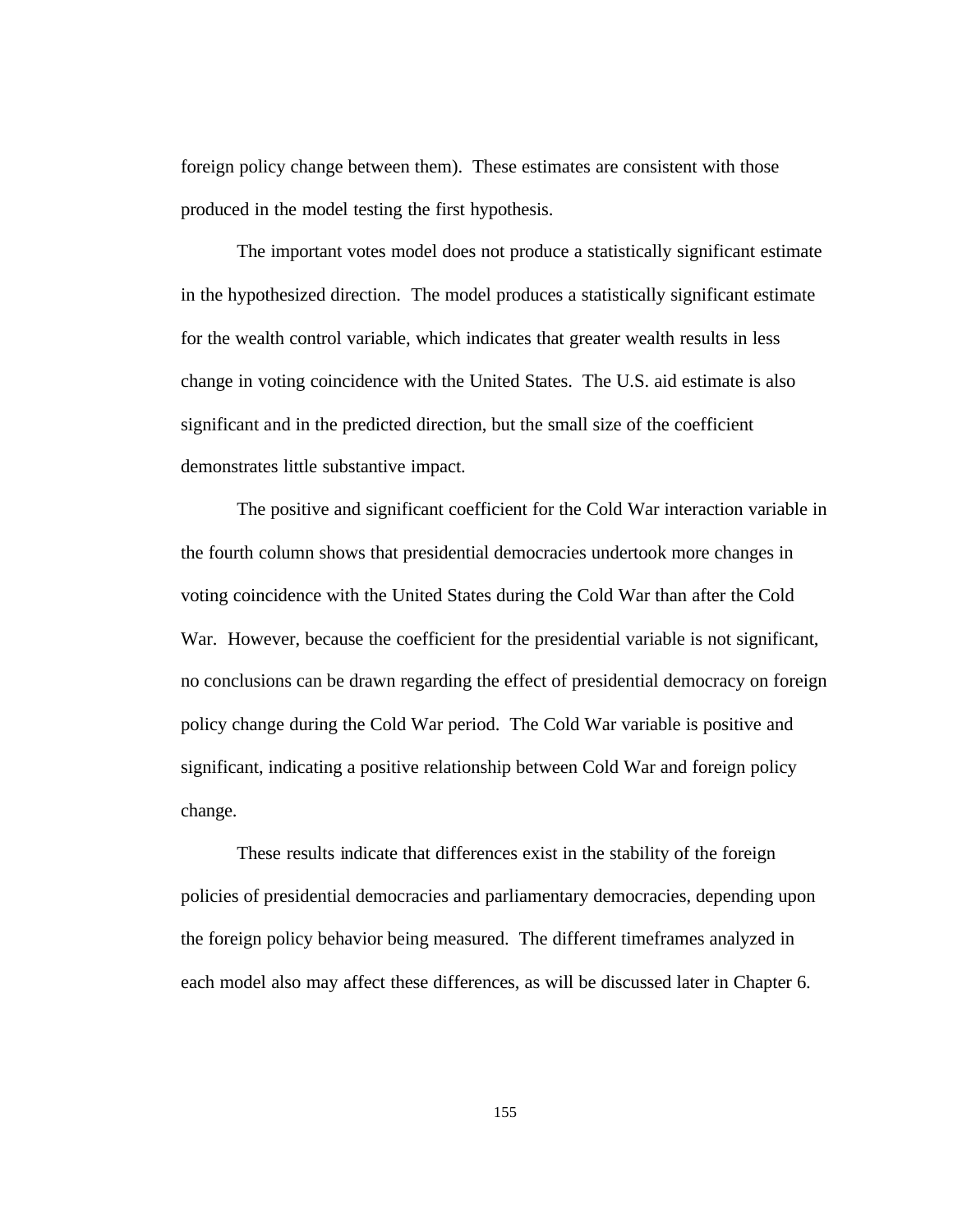foreign policy change between them). These estimates are consistent with those produced in the model testing the first hypothesis.

The important votes model does not produce a statistically significant estimate in the hypothesized direction. The model produces a statistically significant estimate for the wealth control variable, which indicates that greater wealth results in less change in voting coincidence with the United States. The U.S. aid estimate is also significant and in the predicted direction, but the small size of the coefficient demonstrates little substantive impact.

The positive and significant coefficient for the Cold War interaction variable in the fourth column shows that presidential democracies undertook more changes in voting coincidence with the United States during the Cold War than after the Cold War. However, because the coefficient for the presidential variable is not significant, no conclusions can be drawn regarding the effect of presidential democracy on foreign policy change during the Cold War period. The Cold War variable is positive and significant, indicating a positive relationship between Cold War and foreign policy change.

These results indicate that differences exist in the stability of the foreign policies of presidential democracies and parliamentary democracies, depending upon the foreign policy behavior being measured. The different timeframes analyzed in each model also may affect these differences, as will be discussed later in Chapter 6.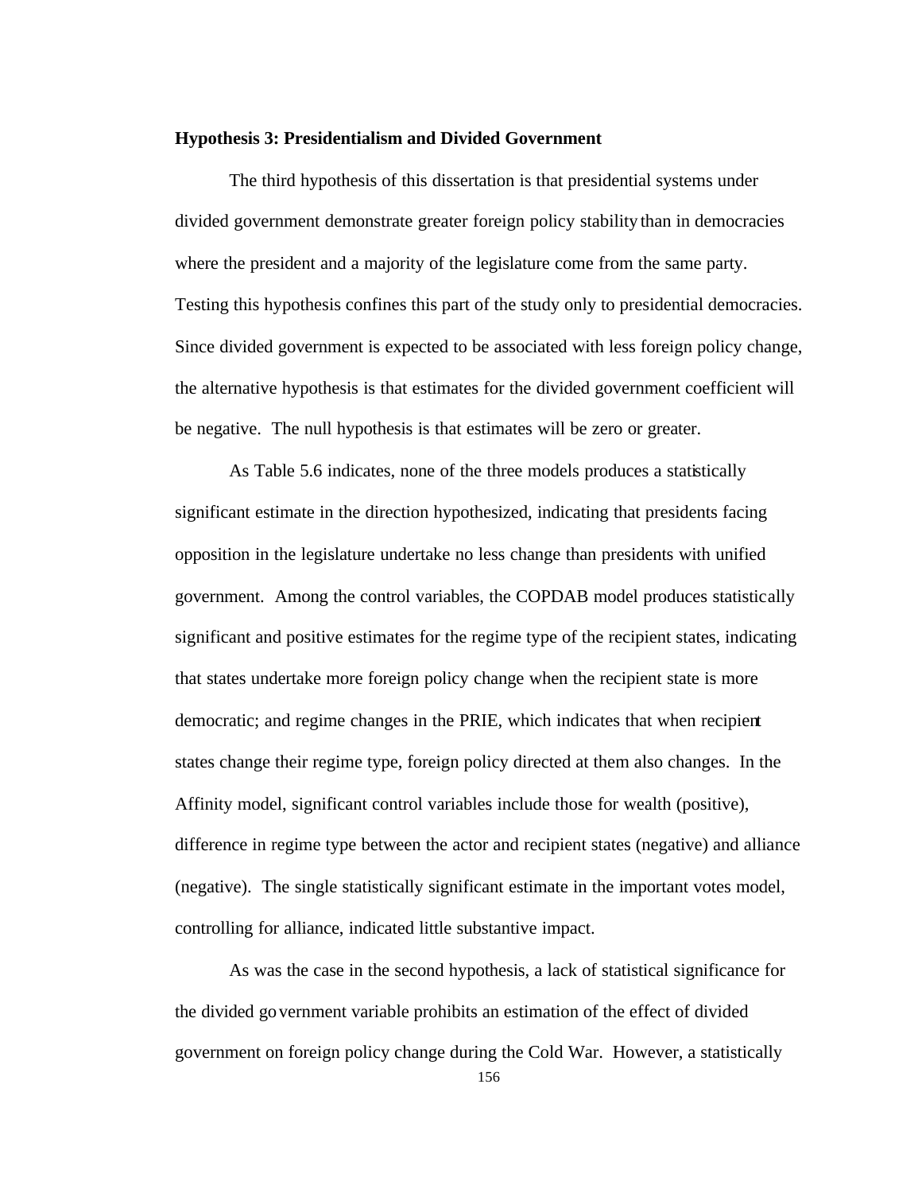**Hypothesis 3: Presidentialism and Divided Government**

The third hypothesis of this dissertation is that presidential systems under divided government demonstrate greater foreign policy stability than in democracies where the president and a majority of the legislature come from the same party. Testing this hypothesis confines this part of the study only to presidential democracies. Since divided government is expected to be associated with less foreign policy change, the alternative hypothesis is that estimates for the divided government coefficient will be negative. The null hypothesis is that estimates will be zero or greater.

As Table 5.6 indicates, none of the three models produces a statistically significant estimate in the direction hypothesized, indicating that presidents facing opposition in the legislature undertake no less change than presidents with unified government. Among the control variables, the COPDAB model produces statistically significant and positive estimates for the regime type of the recipient states, indicating that states undertake more foreign policy change when the recipient state is more democratic; and regime changes in the PRIE, which indicates that when recipient states change their regime type, foreign policy directed at them also changes. In the Affinity model, significant control variables include those for wealth (positive), difference in regime type between the actor and recipient states (negative) and alliance (negative). The single statistically significant estimate in the important votes model, controlling for alliance, indicated little substantive impact.

As was the case in the second hypothesis, a lack of statistical significance for the divided government variable prohibits an estimation of the effect of divided government on foreign policy change during the Cold War. However, a statistically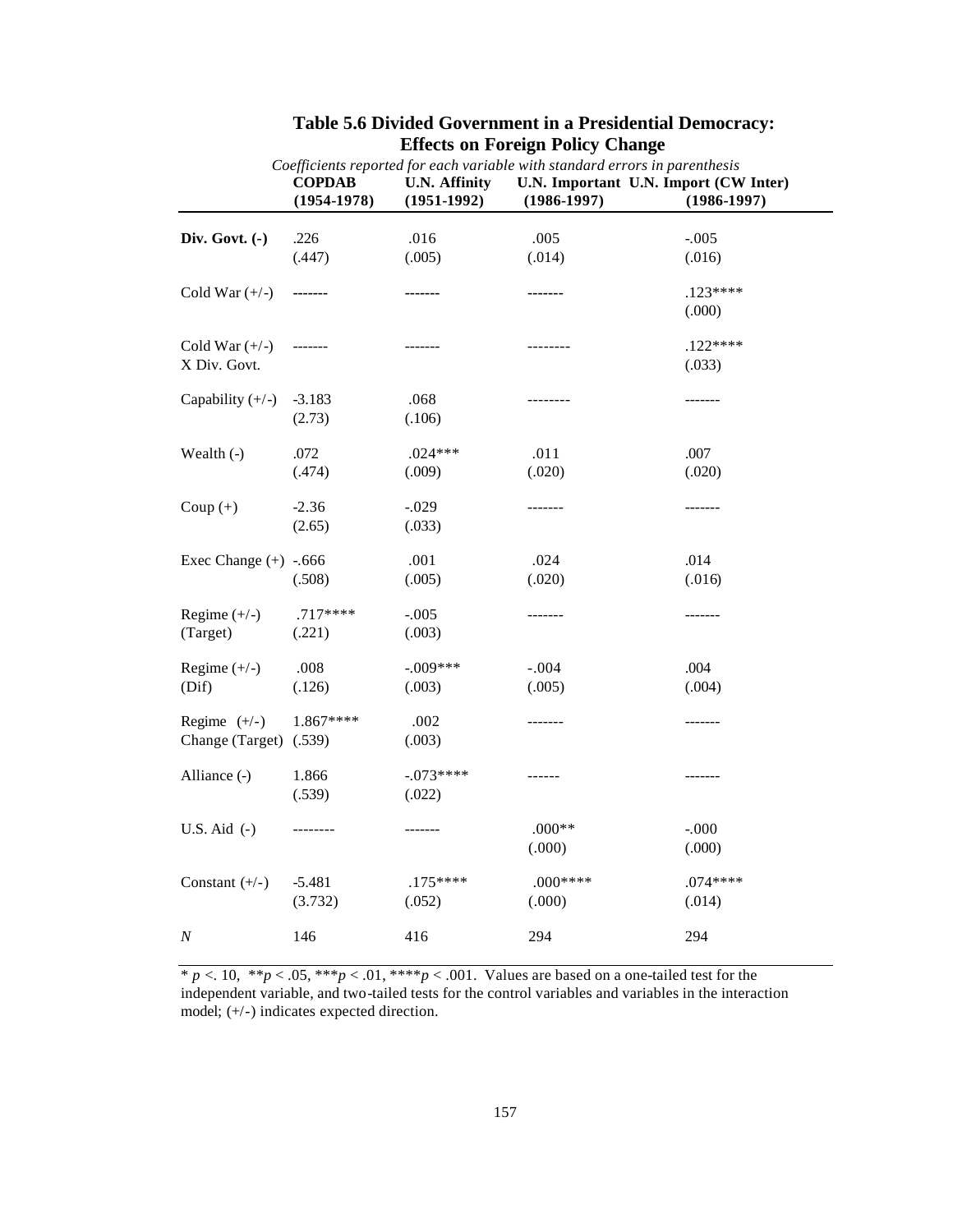## Table 5.6 Divided Government in a Presidential Democracy: Effects on Foreign Policy Change

*Coefficients reported for each variable with standard errors in parenthesis*

| | COPDAB (1954-1978) | U.N. Affinity (1951-1992) | U.N. Important (1986-1997) | U.N. Import (CW Inter) (1986-1997) |
|---|---|---|---|---|
| **Div. Govt. (-)** | .226 (.447) | .016 (.005) | .005 (.014) | -.005 (.016) |
| Cold War (+/-) | ------- | ------- | ------- | .123**** (.000) |
| Cold War (+/-) X Div. Govt. | ------- | ------- | -------- | .122**** (.033) |
| Capability (+/-) | -3.183 (2.73) | .068 (.106) | -------- | ------- |
| Wealth (-) | .072 (.474) | .024*** (.009) | .011 (.020) | .007 (.020) |
| Coup (+) | -2.36 (2.65) | -.029 (.033) | ------- | ------- |
| Exec Change (+) | -.666 (.508) | .001 (.005) | .024 (.020) | .014 (.016) |
| Regime (+/-) (Target) | .717**** (.221) | -.005 (.003) | ------- | ------- |
| Regime (+/-) (Dif) | .008 (.126) | -.009*** (.003) | -.004 (.005) | .004 (.004) |
| Regime (+/-) Change (Target) | 1.867**** (.539) | .002 (.003) | ------- | ------- |
| Alliance (-) | 1.866 (.539) | -.073**** (.022) | ------ | ------- |
| U.S. Aid (-) | -------- | ------- | .000** (.000) | -.000 (.000) |
| Constant (+/-) | -5.481 (3.732) | .175**** (.052) | .000**** (.000) | .074**** (.014) |
| *N* | 146 | 416 | 294 | 294 |

* $p < .10$, ** $p < .05$, *** $p < .01$, **** $p < .001$. Values are based on a one-tailed test for the independent variable, and two-tailed tests for the control variables and variables in the interaction model; (+/-) indicates expected direction.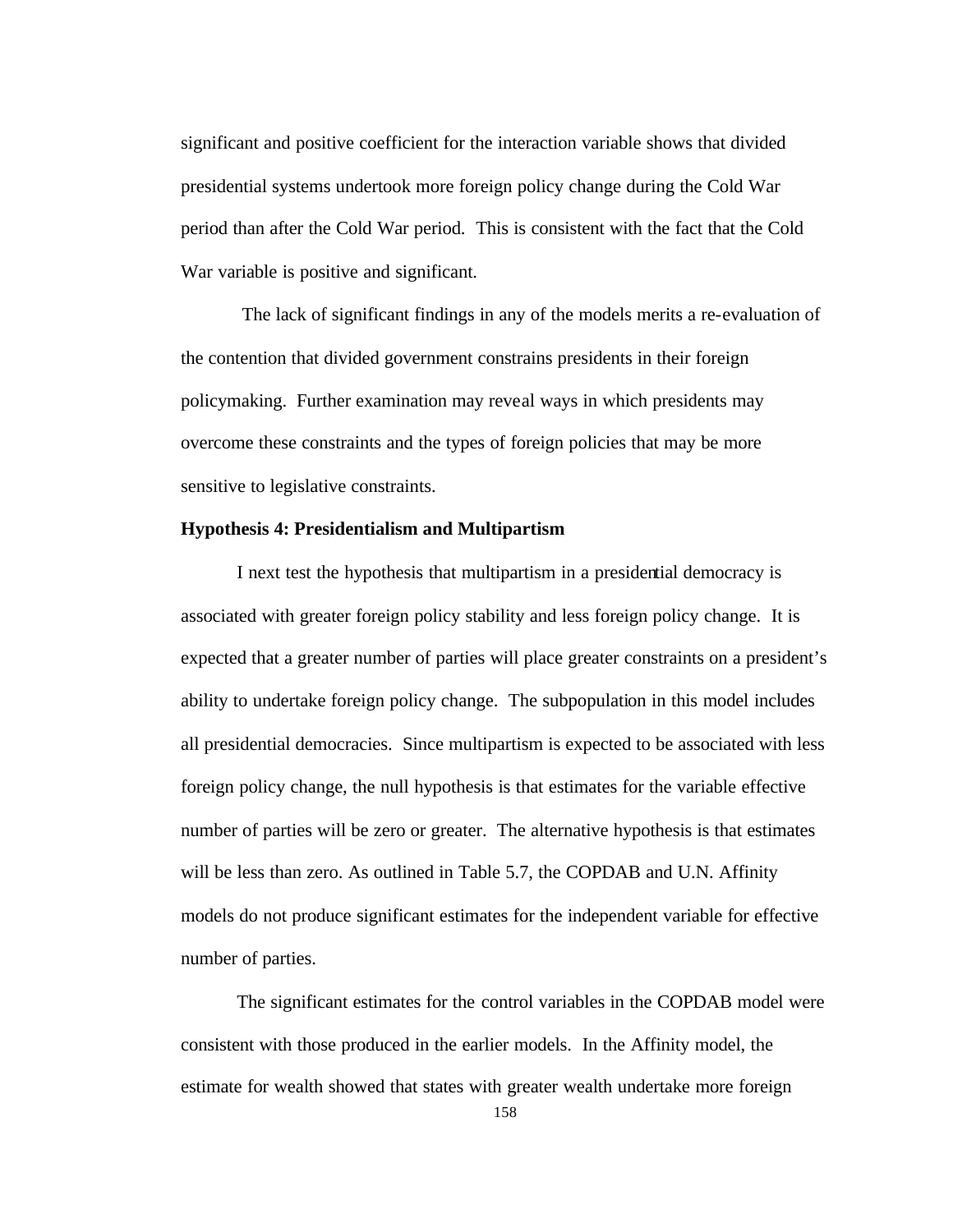significant and positive coefficient for the interaction variable shows that divided presidential systems undertook more foreign policy change during the Cold War period than after the Cold War period. This is consistent with the fact that the Cold War variable is positive and significant.

The lack of significant findings in any of the models merits a re-evaluation of the contention that divided government constrains presidents in their foreign policymaking. Further examination may reveal ways in which presidents may overcome these constraints and the types of foreign policies that may be more sensitive to legislative constraints.

**Hypothesis 4: Presidentialism and Multipartism**

I next test the hypothesis that multipartism in a presidential democracy is associated with greater foreign policy stability and less foreign policy change. It is expected that a greater number of parties will place greater constraints on a president's ability to undertake foreign policy change. The subpopulation in this model includes all presidential democracies. Since multipartism is expected to be associated with less foreign policy change, the null hypothesis is that estimates for the variable effective number of parties will be zero or greater. The alternative hypothesis is that estimates will be less than zero. As outlined in Table 5.7, the COPDAB and U.N. Affinity models do not produce significant estimates for the independent variable for effective number of parties.

The significant estimates for the control variables in the COPDAB model were consistent with those produced in the earlier models. In the Affinity model, the estimate for wealth showed that states with greater wealth undertake more foreign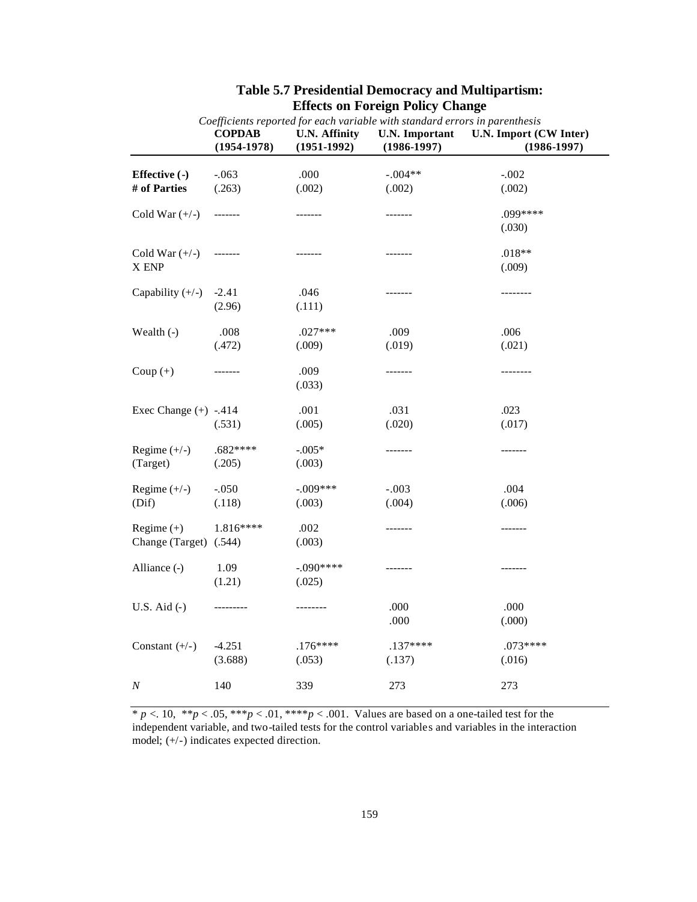**Table 5.7 Presidential Democracy and Multipartism: Effects on Foreign Policy Change**

*Coefficients reported for each variable with standard errors in parenthesis*

| | **COPDAB (1954-1978)** | **U.N. Affinity (1951-1992)** | **U.N. Important (1986-1997)** | **U.N. Import (CW Inter) (1986-1997)** |
|---|---|---|---|---|
| **Effective (-) # of Parties** | -.063 (.263) | .000 (.002) | -.004** (.002) | -.002 (.002) |
| Cold War (+/-) | ------- | ------- | ------- | .099**** (.030) |
| Cold War (+/-) X ENP | ------- | ------- | ------- | .018** (.009) |
| Capability (+/-) | -2.41 (2.96) | .046 (.111) | ------- | -------- |
| Wealth (-) | .008 (.472) | .027*** (.009) | .009 (.019) | .006 (.021) |
| Coup (+) | ------- | .009 (.033) | ------- | -------- |
| Exec Change (+) | -.414 (.531) | .001 (.005) | .031 (.020) | .023 (.017) |
| Regime (+/-) (Target) | .682**** (.205) | -.005* (.003) | ------- | ------- |
| Regime (+/-) (Dif) | -.050 (.118) | -.009*** (.003) | -.003 (.004) | .004 (.006) |
| Regime (+) Change (Target) | 1.816**** (.544) | .002 (.003) | ------- | ------- |
| Alliance (-) | 1.09 (1.21) | -.090**** (.025) | ------- | ------- |
| U.S. Aid (-) | --------- | -------- | .000 .000 | .000 (.000) |
| Constant (+/-) | -4.251 (3.688) | .176**** (.053) | .137**** (.137) | .073**** (.016) |
| *N* | 140 | 339 | 273 | 273 |

* $p < .10$, ** $p < .05$, *** $p < .01$, **** $p < .001$. Values are based on a one-tailed test for the independent variable, and two-tailed tests for the control variables and variables in the interaction model; (+/-) indicates expected direction.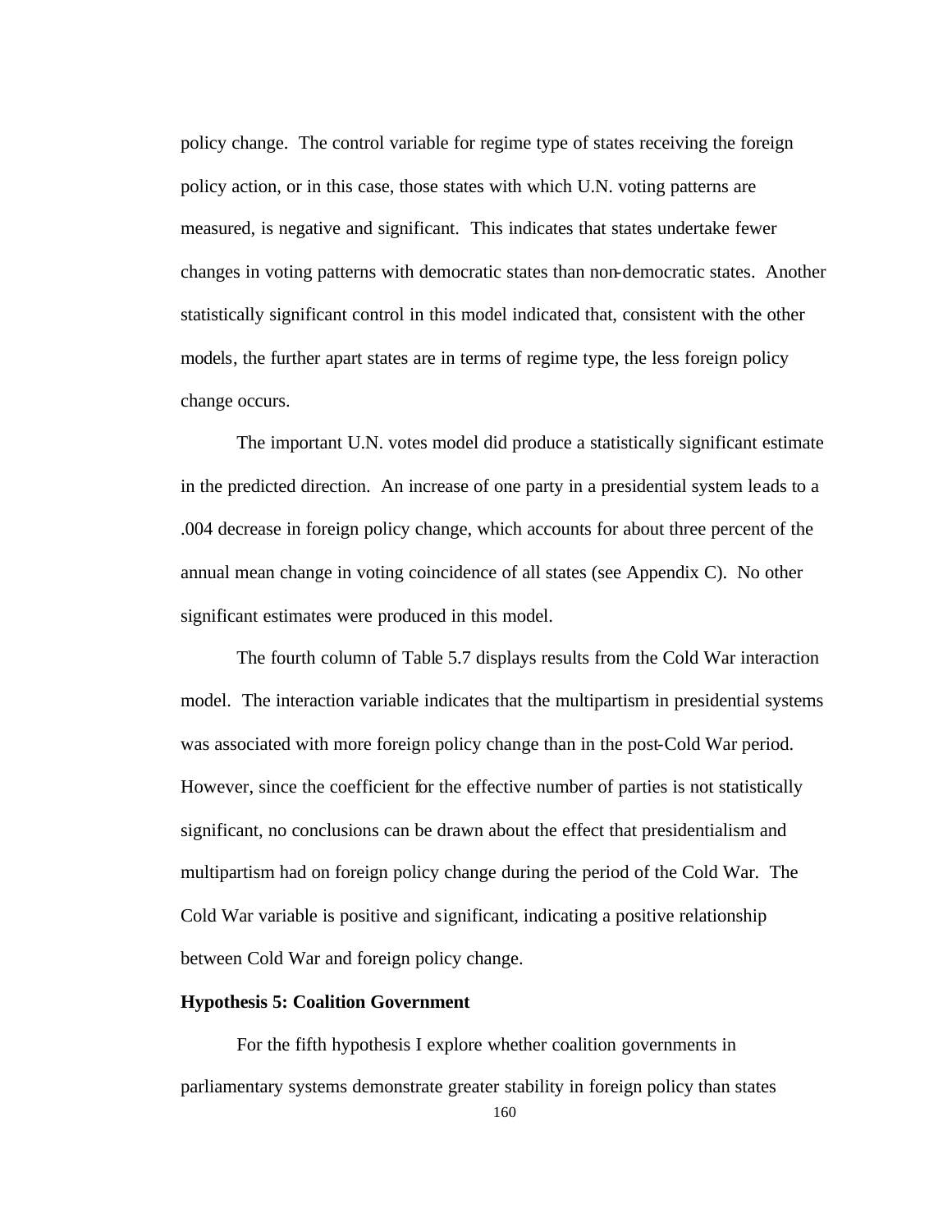policy change. The control variable for regime type of states receiving the foreign policy action, or in this case, those states with which U.N. voting patterns are measured, is negative and significant. This indicates that states undertake fewer changes in voting patterns with democratic states than non-democratic states. Another statistically significant control in this model indicated that, consistent with the other models, the further apart states are in terms of regime type, the less foreign policy change occurs.

The important U.N. votes model did produce a statistically significant estimate in the predicted direction. An increase of one party in a presidential system leads to a .004 decrease in foreign policy change, which accounts for about three percent of the annual mean change in voting coincidence of all states (see Appendix C). No other significant estimates were produced in this model.

The fourth column of Table 5.7 displays results from the Cold War interaction model. The interaction variable indicates that the multipartism in presidential systems was associated with more foreign policy change than in the post-Cold War period. However, since the coefficient for the effective number of parties is not statistically significant, no conclusions can be drawn about the effect that presidentialism and multipartism had on foreign policy change during the period of the Cold War. The Cold War variable is positive and significant, indicating a positive relationship between Cold War and foreign policy change.

**Hypothesis 5: Coalition Government**

For the fifth hypothesis I explore whether coalition governments in parliamentary systems demonstrate greater stability in foreign policy than states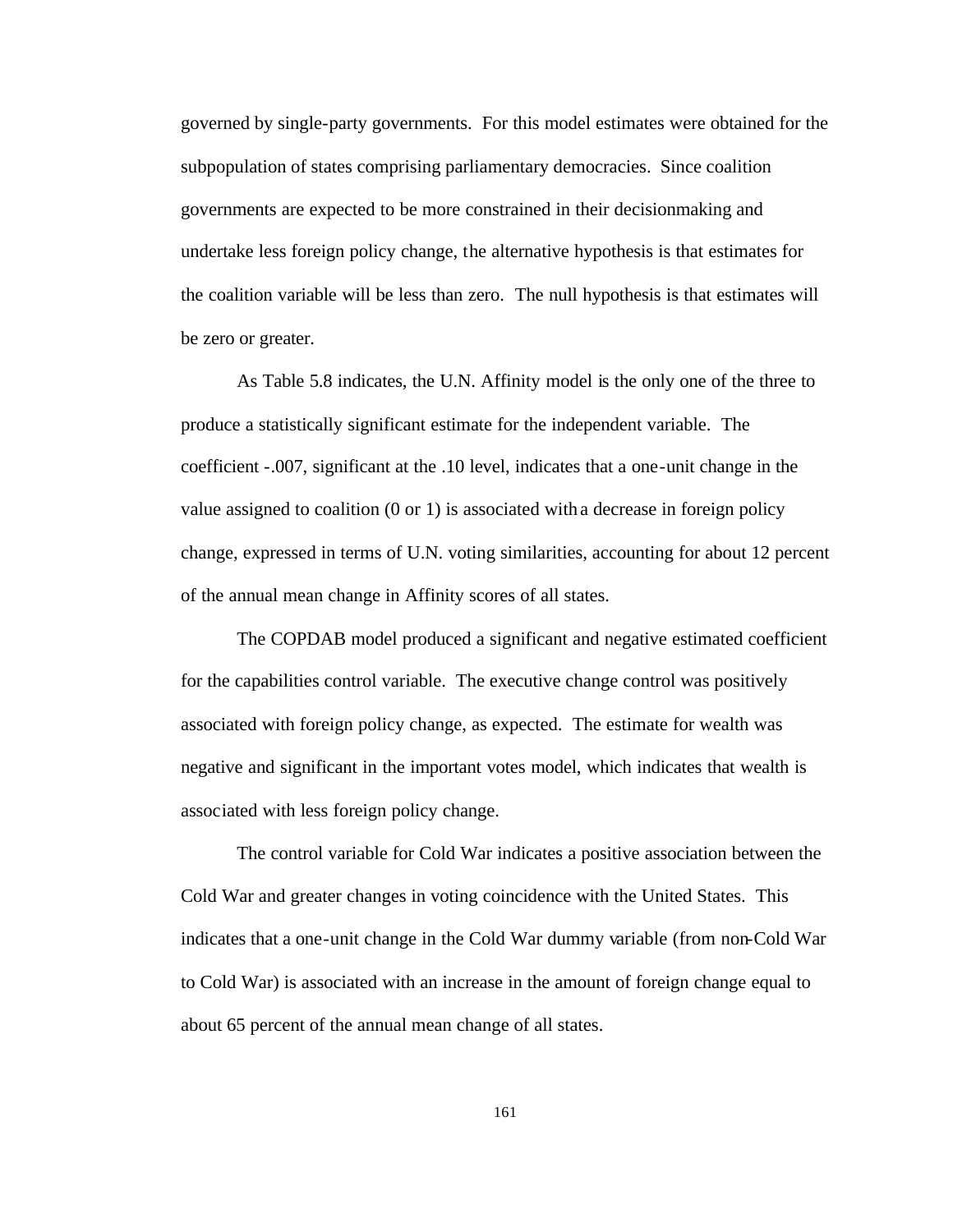governed by single-party governments. For this model estimates were obtained for the subpopulation of states comprising parliamentary democracies. Since coalition governments are expected to be more constrained in their decisionmaking and undertake less foreign policy change, the alternative hypothesis is that estimates for the coalition variable will be less than zero. The null hypothesis is that estimates will be zero or greater.

As Table 5.8 indicates, the U.N. Affinity model is the only one of the three to produce a statistically significant estimate for the independent variable. The coefficient -.007, significant at the .10 level, indicates that a one-unit change in the value assigned to coalition (0 or 1) is associated with a decrease in foreign policy change, expressed in terms of U.N. voting similarities, accounting for about 12 percent of the annual mean change in Affinity scores of all states.

The COPDAB model produced a significant and negative estimated coefficient for the capabilities control variable. The executive change control was positively associated with foreign policy change, as expected. The estimate for wealth was negative and significant in the important votes model, which indicates that wealth is associated with less foreign policy change.

The control variable for Cold War indicates a positive association between the Cold War and greater changes in voting coincidence with the United States. This indicates that a one-unit change in the Cold War dummy variable (from non-Cold War to Cold War) is associated with an increase in the amount of foreign change equal to about 65 percent of the annual mean change of all states.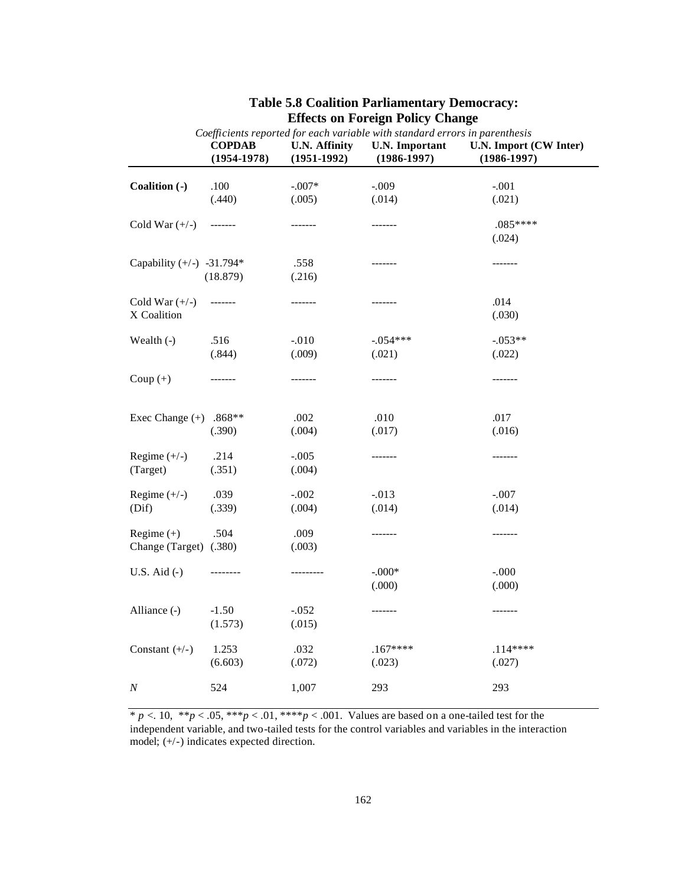## Table 5.8 Coalition Parliamentary Democracy: Effects on Foreign Policy Change

*Coefficients reported for each variable with standard errors in parenthesis*

| | COPDAB (1954-1978) | U.N. Affinity (1951-1992) | U.N. Important (1986-1997) | U.N. Import (CW Inter) (1986-1997) |
|---|---|---|---|---|
| **Coalition (-)** | .100 (.440) | -.007* (.005) | -.009 (.014) | -.001 (.021) |
| Cold War (+/-) | ------- | ------- | ------- | .085**** (.024) |
| Capability (+/-) | -31.794* (18.879) | .558 (.216) | ------- | ------- |
| Cold War (+/-) X Coalition | ------- | ------- | ------- | .014 (.030) |
| Wealth (-) | .516 (.844) | -.010 (.009) | -.054*** (.021) | -.053** (.022) |
| Coup (+) | ------- | ------- | ------- | ------- |
| Exec Change (+) | .868** (.390) | .002 (.004) | .010 (.017) | .017 (.016) |
| Regime (+/-) (Target) | .214 (.351) | -.005 (.004) | ------- | ------- |
| Regime (+/-) (Dif) | .039 (.339) | -.002 (.004) | -.013 (.014) | -.007 (.014) |
| Regime (+) Change (Target) | .504 (.380) | .009 (.003) | ------- | ------- |
| U.S. Aid (-) | -------- | --------- | -.000* (.000) | -.000 (.000) |
| Alliance (-) | -1.50 (1.573) | -.052 (.015) | ------- | ------- |
| Constant (+/-) | 1.253 (6.603) | .032 (.072) | .167**** (.023) | .114**** (.027) |
| *N* | 524 | 1,007 | 293 | 293 |

* $p < .10$, ** $p < .05$, *** $p < .01$, **** $p < .001$. Values are based on a one-tailed test for the independent variable, and two-tailed tests for the control variables and variables in the interaction model; (+/-) indicates expected direction.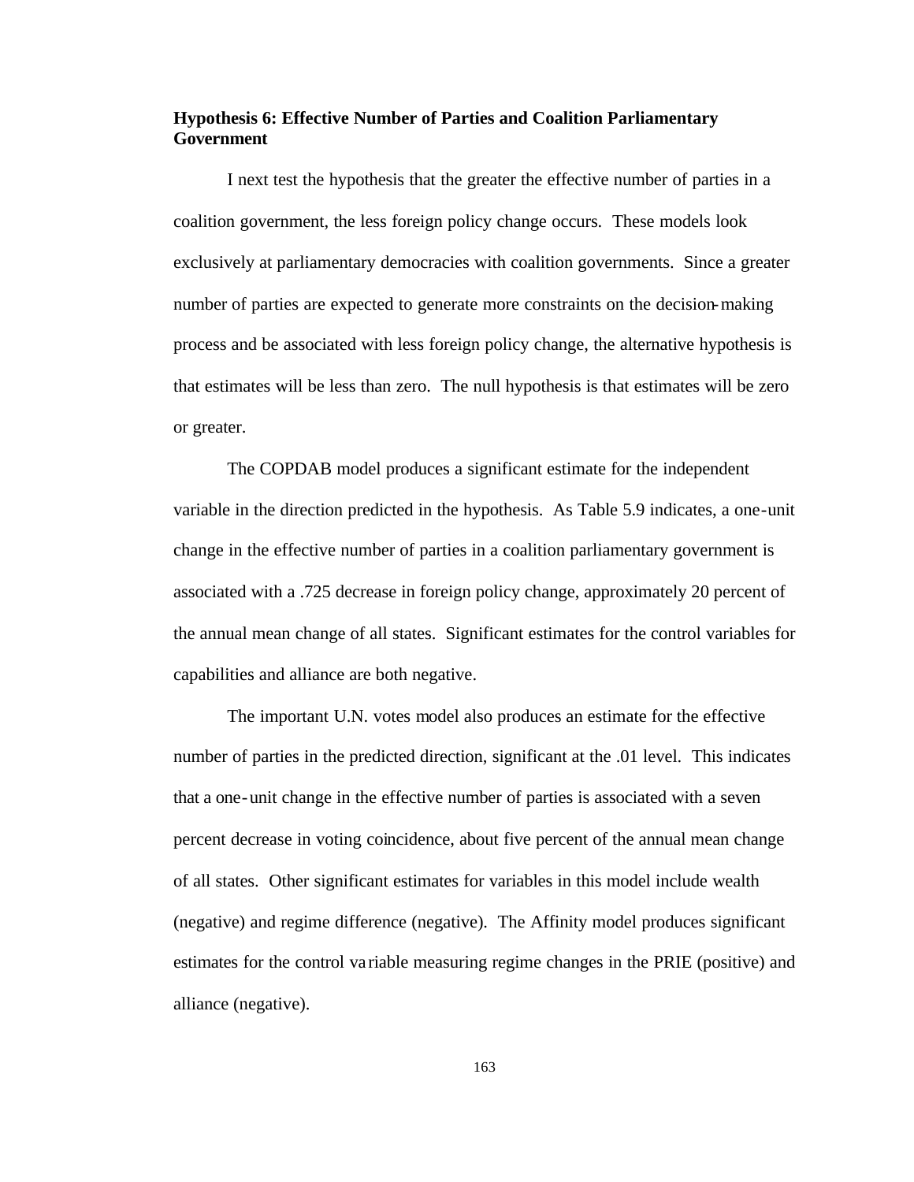**Hypothesis 6: Effective Number of Parties and Coalition Parliamentary Government**

I next test the hypothesis that the greater the effective number of parties in a coalition government, the less foreign policy change occurs. These models look exclusively at parliamentary democracies with coalition governments. Since a greater number of parties are expected to generate more constraints on the decision-making process and be associated with less foreign policy change, the alternative hypothesis is that estimates will be less than zero. The null hypothesis is that estimates will be zero or greater.

The COPDAB model produces a significant estimate for the independent variable in the direction predicted in the hypothesis. As Table 5.9 indicates, a one-unit change in the effective number of parties in a coalition parliamentary government is associated with a .725 decrease in foreign policy change, approximately 20 percent of the annual mean change of all states. Significant estimates for the control variables for capabilities and alliance are both negative.

The important U.N. votes model also produces an estimate for the effective number of parties in the predicted direction, significant at the .01 level. This indicates that a one-unit change in the effective number of parties is associated with a seven percent decrease in voting coincidence, about five percent of the annual mean change of all states. Other significant estimates for variables in this model include wealth (negative) and regime difference (negative). The Affinity model produces significant estimates for the control variable measuring regime changes in the PRIE (positive) and alliance (negative).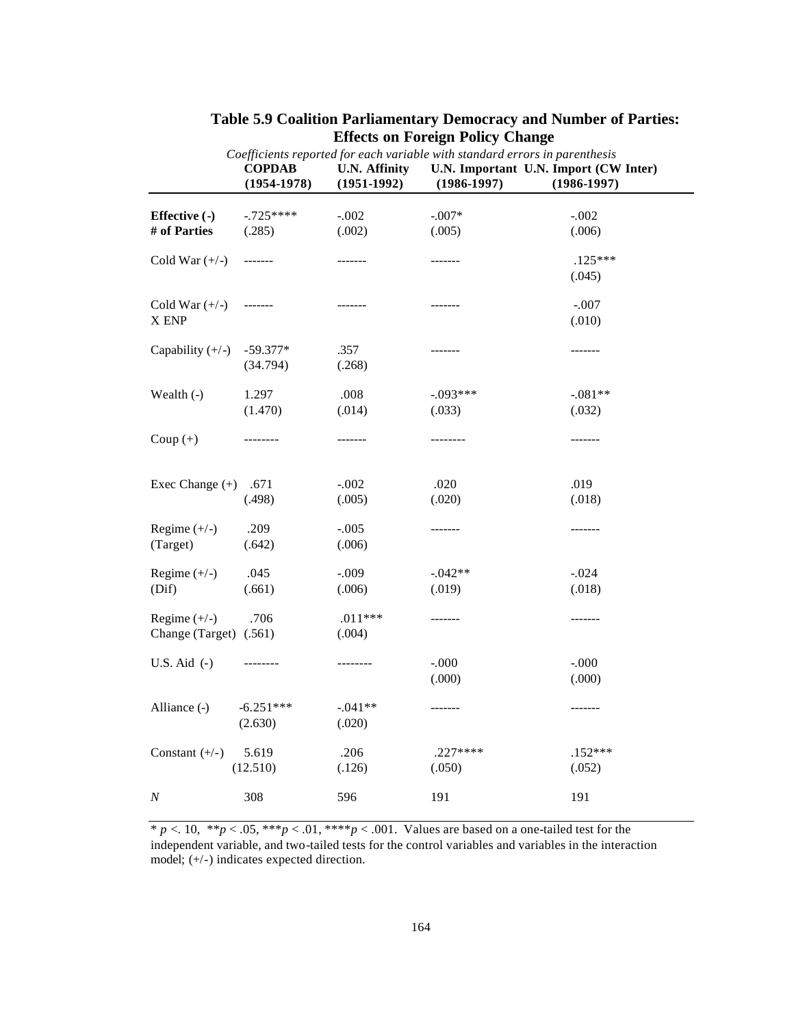**Table 5.9 Coalition Parliamentary Democracy and Number of Parties: Effects on Foreign Policy Change**

*Coefficients reported for each variable with standard errors in parenthesis*

| | **COPDAB (1954-1978)** | **U.N. Affinity (1951-1992)** | **U.N. Important (1986-1997)** | **U.N. Import (CW Inter) (1986-1997)** |
|---|---|---|---|---|
| **Effective (-) # of Parties** | -.725**** (.285) | -.002 (.002) | -.007* (.005) | -.002 (.006) |
| Cold War (+/-) | ------- | ------- | ------- | .125*** (.045) |
| Cold War (+/-) X ENP | ------- | ------- | ------- | -.007 (.010) |
| Capability (+/-) | -59.377* (34.794) | .357 (.268) | ------- | ------- |
| Wealth (-) | 1.297 (1.470) | .008 (.014) | -.093*** (.033) | -.081** (.032) |
| Coup (+) | -------- | ------- | -------- | ------- |
| Exec Change (+) | .671 (.498) | -.002 (.005) | .020 (.020) | .019 (.018) |
| Regime (+/-) (Target) | .209 (.642) | -.005 (.006) | ------- | ------- |
| Regime (+/-) (Dif) | .045 (.661) | -.009 (.006) | -.042** (.019) | -.024 (.018) |
| Regime (+/-) Change (Target) | .706 (.561) | .011*** (.004) | ------- | ------- |
| U.S. Aid (-) | -------- | -------- | -.000 (.000) | -.000 (.000) |
| Alliance (-) | -6.251*** (2.630) | -.041** (.020) | ------- | ------- |
| Constant (+/-) | 5.619 (12.510) | .206 (.126) | .227**** (.050) | .152*** (.052) |
| *N* | 308 | 596 | 191 | 191 |

* $p < .10$, ** $p < .05$, *** $p < .01$, **** $p < .001$. Values are based on a one-tailed test for the independent variable, and two-tailed tests for the control variables and variables in the interaction model; (+/-) indicates expected direction.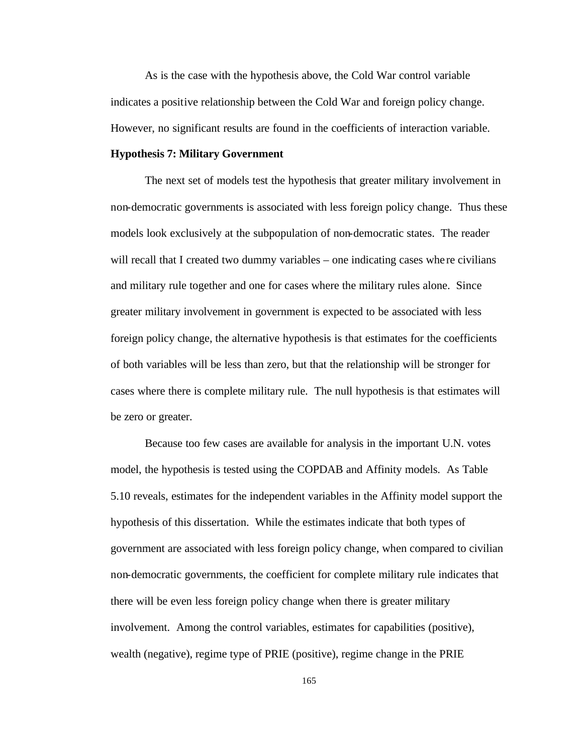As is the case with the hypothesis above, the Cold War control variable indicates a positive relationship between the Cold War and foreign policy change. However, no significant results are found in the coefficients of interaction variable.

**Hypothesis 7: Military Government**

The next set of models test the hypothesis that greater military involvement in non-democratic governments is associated with less foreign policy change. Thus these models look exclusively at the subpopulation of non-democratic states. The reader will recall that I created two dummy variables – one indicating cases where civilians and military rule together and one for cases where the military rules alone. Since greater military involvement in government is expected to be associated with less foreign policy change, the alternative hypothesis is that estimates for the coefficients of both variables will be less than zero, but that the relationship will be stronger for cases where there is complete military rule. The null hypothesis is that estimates will be zero or greater.

Because too few cases are available for analysis in the important U.N. votes model, the hypothesis is tested using the COPDAB and Affinity models. As Table 5.10 reveals, estimates for the independent variables in the Affinity model support the hypothesis of this dissertation. While the estimates indicate that both types of government are associated with less foreign policy change, when compared to civilian non-democratic governments, the coefficient for complete military rule indicates that there will be even less foreign policy change when there is greater military involvement. Among the control variables, estimates for capabilities (positive), wealth (negative), regime type of PRIE (positive), regime change in the PRIE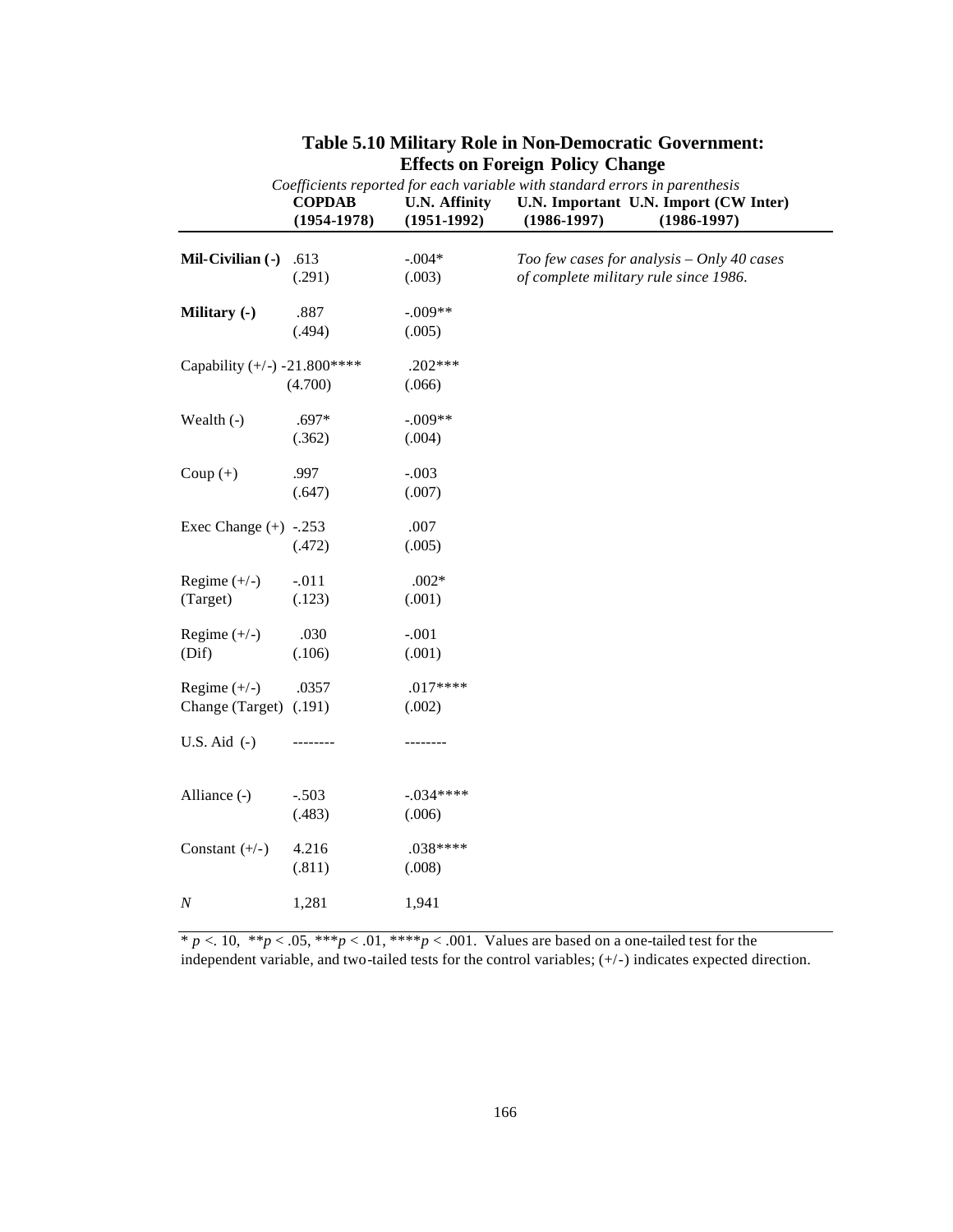## Table 5.10 Military Role in Non-Democratic Government: Effects on Foreign Policy Change

*Coefficients reported for each variable with standard errors in parenthesis*

| | COPDAB (1954-1978) | U.N. Affinity (1951-1992) | U.N. Important (1986-1997) | U.N. Import (CW Inter) (1986-1997) |
|---|---|---|---|---|
| **Mil-Civilian (-)** | .613<br>(.291) | -.004*<br>(.003) | *Too few cases for analysis – Only 40 cases of complete military rule since 1986.* | |
| **Military (-)** | .887<br>(.494) | -.009**<br>(.005) | | |
| Capability (+/-) | -21.800****<br>(4.700) | .202***<br>(.066) | | |
| Wealth (-) | .697*<br>(.362) | -.009**<br>(.004) | | |
| Coup (+) | .997<br>(.647) | -.003<br>(.007) | | |
| Exec Change (+) | -.253<br>(.472) | .007<br>(.005) | | |
| Regime (+/-) (Target) | -.011<br>(.123) | .002*<br>(.001) | | |
| Regime (+/-) (Dif) | .030<br>(.106) | -.001<br>(.001) | | |
| Regime (+/-) Change (Target) | .0357<br>(.191) | .017****<br>(.002) | | |
| U.S. Aid (-) | -------- | -------- | | |
| Alliance (-) | -.503<br>(.483) | -.034****<br>(.006) | | |
| Constant (+/-) | 4.216<br>(.811) | .038****<br>(.008) | | |
| *N* | 1,281 | 1,941 | | |

* $p < .10$, ** $p < .05$, *** $p < .01$, **** $p < .001$. Values are based on a one-tailed test for the independent variable, and two-tailed tests for the control variables; (+/-) indicates expected direction.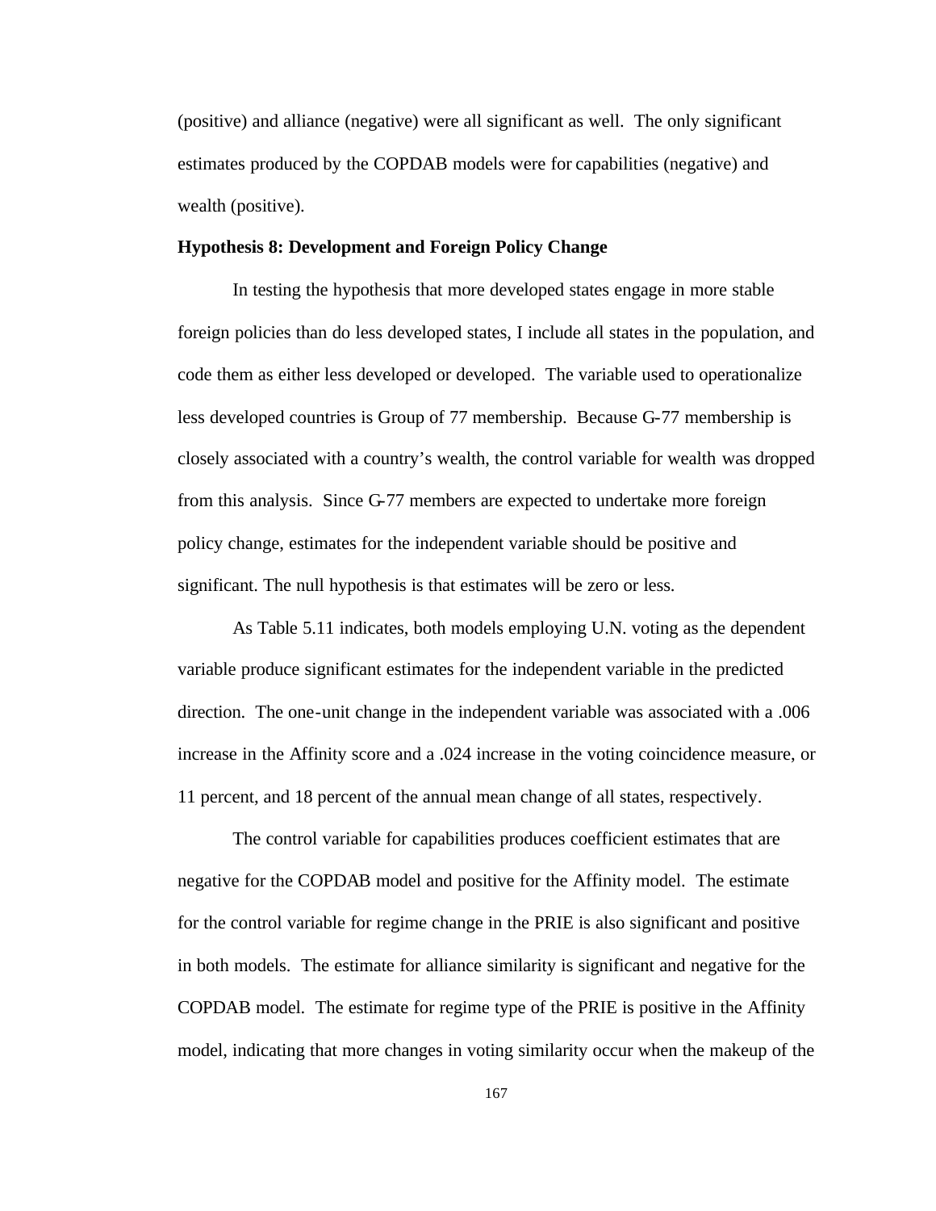(positive) and alliance (negative) were all significant as well. The only significant estimates produced by the COPDAB models were for capabilities (negative) and wealth (positive).

**Hypothesis 8: Development and Foreign Policy Change**

In testing the hypothesis that more developed states engage in more stable foreign policies than do less developed states, I include all states in the population, and code them as either less developed or developed. The variable used to operationalize less developed countries is Group of 77 membership. Because G-77 membership is closely associated with a country's wealth, the control variable for wealth was dropped from this analysis. Since G-77 members are expected to undertake more foreign policy change, estimates for the independent variable should be positive and significant. The null hypothesis is that estimates will be zero or less.

As Table 5.11 indicates, both models employing U.N. voting as the dependent variable produce significant estimates for the independent variable in the predicted direction. The one-unit change in the independent variable was associated with a .006 increase in the Affinity score and a .024 increase in the voting coincidence measure, or 11 percent, and 18 percent of the annual mean change of all states, respectively.

The control variable for capabilities produces coefficient estimates that are negative for the COPDAB model and positive for the Affinity model. The estimate for the control variable for regime change in the PRIE is also significant and positive in both models. The estimate for alliance similarity is significant and negative for the COPDAB model. The estimate for regime type of the PRIE is positive in the Affinity model, indicating that more changes in voting similarity occur when the makeup of the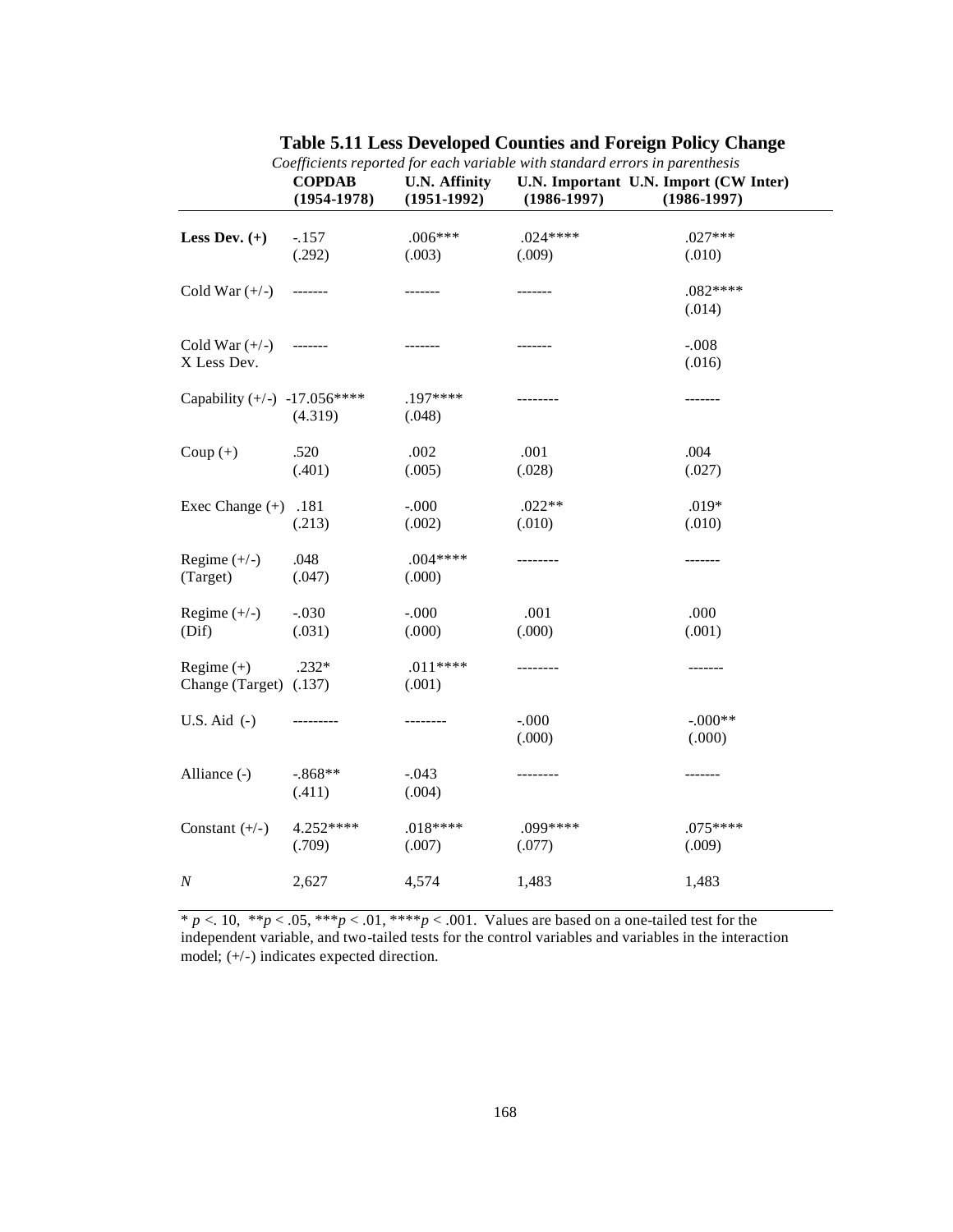**Table 5.11 Less Developed Counties and Foreign Policy Change**

*Coefficients reported for each variable with standard errors in parenthesis*

| | COPDAB (1954-1978) | U.N. Affinity (1951-1992) | U.N. Important (1986-1997) | U.N. Import (CW Inter) (1986-1997) |
|---|---|---|---|---|
| **Less Dev. (+)** | -.157 (.292) | .006*** (.003) | .024**** (.009) | .027*** (.010) |
| Cold War (+/-) | ------- | ------- | ------- | .082**** (.014) |
| Cold War (+/-) X Less Dev. | ------- | ------- | ------- | -.008 (.016) |
| Capability (+/-) | -17.056**** (4.319) | .197**** (.048) | -------- | ------- |
| Coup (+) | .520 (.401) | .002 (.005) | .001 (.028) | .004 (.027) |
| Exec Change (+) | .181 (.213) | -.000 (.002) | .022** (.010) | .019* (.010) |
| Regime (+/-) (Target) | .048 (.047) | .004**** (.000) | -------- | ------- |
| Regime (+/-) (Dif) | -.030 (.031) | -.000 (.000) | .001 (.000) | .000 (.001) |
| Regime (+) Change (Target) | .232* (.137) | .011**** (.001) | -------- | ------- |
| U.S. Aid (-) | --------- | -------- | -.000 (.000) | -.000** (.000) |
| Alliance (-) | -.868** (.411) | -.043 (.004) | -------- | ------- |
| Constant (+/-) | 4.252**** (.709) | .018**** (.007) | .099**** (.077) | .075**** (.009) |
| *N* | 2,627 | 4,574 | 1,483 | 1,483 |

* $p < .10$, ** $p < .05$, *** $p < .01$, **** $p < .001$. Values are based on a one-tailed test for the independent variable, and two-tailed tests for the control variables and variables in the interaction model; (+/-) indicates expected direction.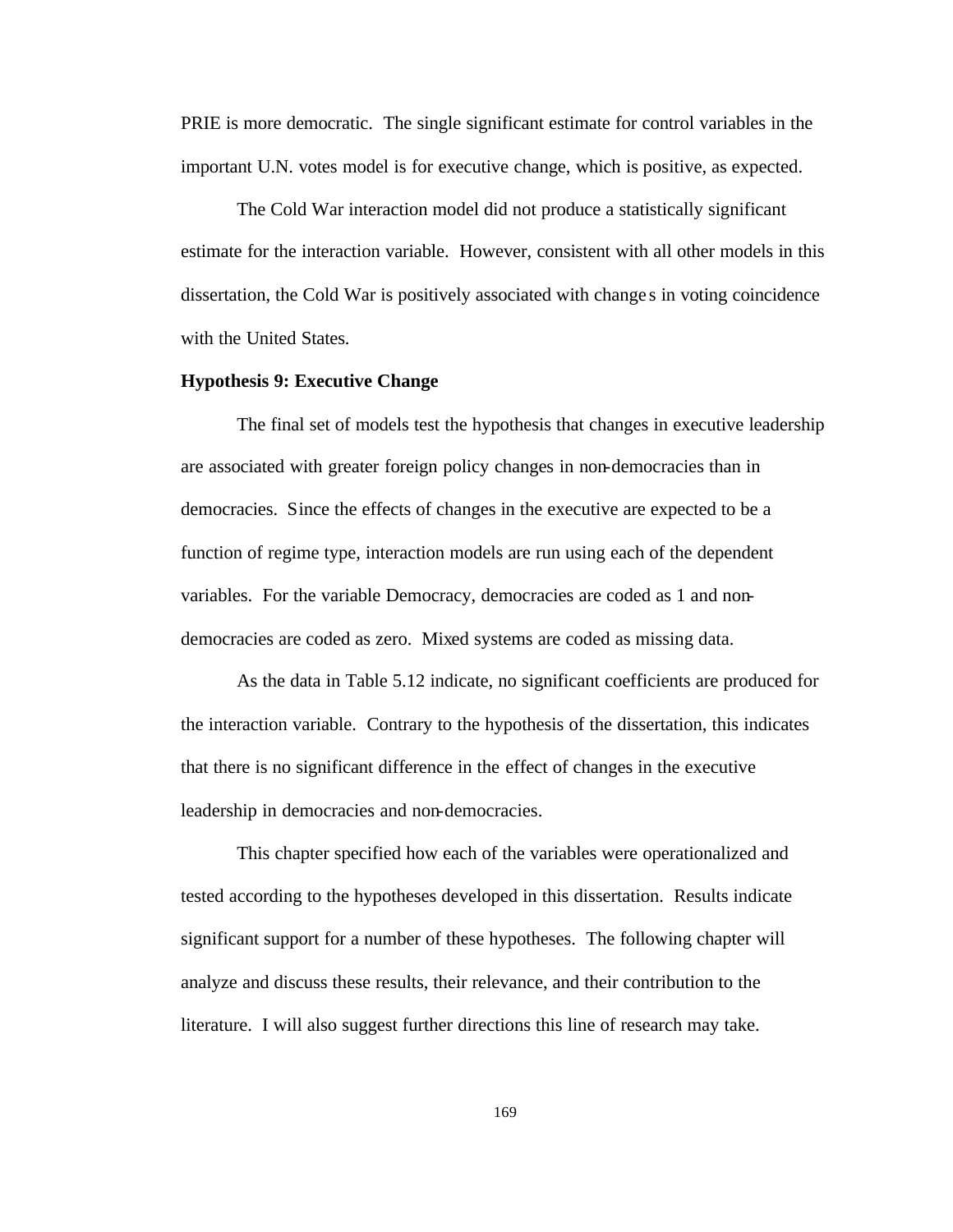PRIE is more democratic. The single significant estimate for control variables in the important U.N. votes model is for executive change, which is positive, as expected.

The Cold War interaction model did not produce a statistically significant estimate for the interaction variable. However, consistent with all other models in this dissertation, the Cold War is positively associated with changes in voting coincidence with the United States.

**Hypothesis 9: Executive Change**

The final set of models test the hypothesis that changes in executive leadership are associated with greater foreign policy changes in non-democracies than in democracies. Since the effects of changes in the executive are expected to be a function of regime type, interaction models are run using each of the dependent variables. For the variable Democracy, democracies are coded as 1 and non-democracies are coded as zero. Mixed systems are coded as missing data.

As the data in Table 5.12 indicate, no significant coefficients are produced for the interaction variable. Contrary to the hypothesis of the dissertation, this indicates that there is no significant difference in the effect of changes in the executive leadership in democracies and non-democracies.

This chapter specified how each of the variables were operationalized and tested according to the hypotheses developed in this dissertation. Results indicate significant support for a number of these hypotheses. The following chapter will analyze and discuss these results, their relevance, and their contribution to the literature. I will also suggest further directions this line of research may take.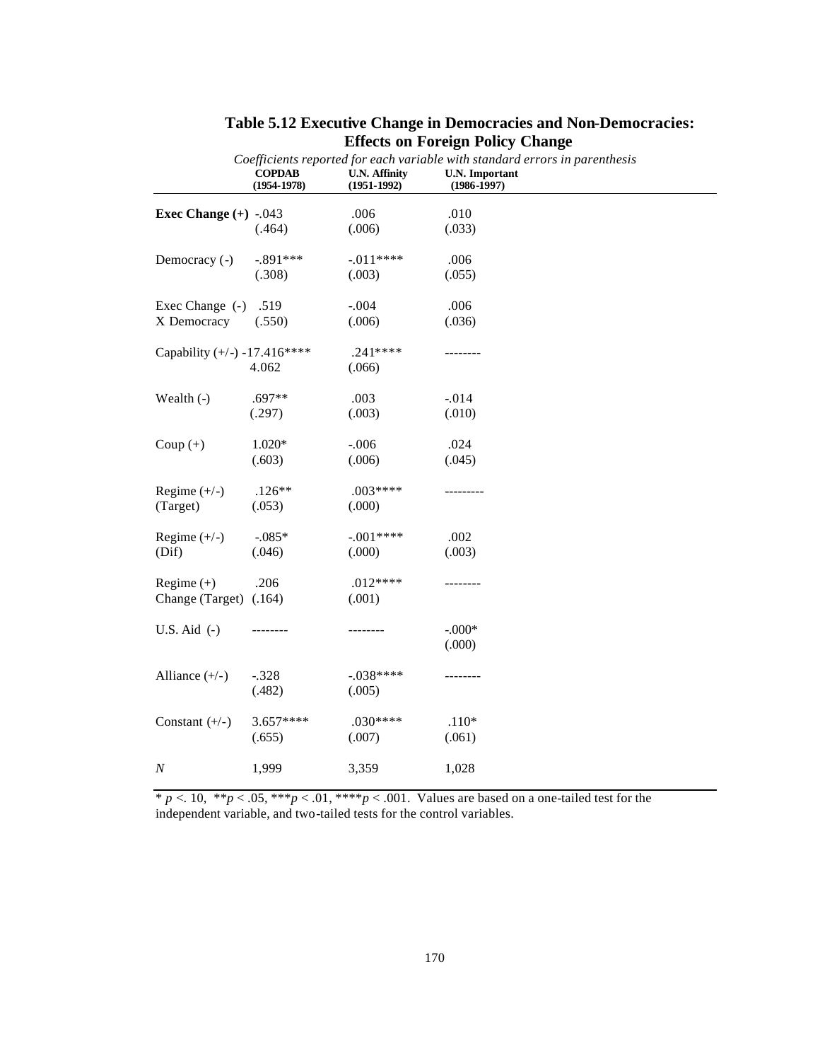## Table 5.12 Executive Change in Democracies and Non-Democracies: Effects on Foreign Policy Change

*Coefficients reported for each variable with standard errors in parenthesis*

| | **COPDAB (1954-1978)** | **U.N. Affinity (1951-1992)** | **U.N. Important (1986-1997)** |
|---|---|---|---|
| **Exec Change (+)** | -.043 | .006 | .010 |
| | (.464) | (.006) | (.033) |
| Democracy (-) | -.891*** | -.011**** | .006 |
| | (.308) | (.003) | (.055) |
| Exec Change (-) X Democracy | .519 | -.004 | .006 |
| | (.550) | (.006) | (.036) |
| Capability (+/-) | -17.416**** | .241**** | -------- |
| | 4.062 | (.066) | |
| Wealth (-) | .697** | .003 | -.014 |
| | (.297) | (.003) | (.010) |
| Coup (+) | 1.020* | -.006 | .024 |
| | (.603) | (.006) | (.045) |
| Regime (+/-) (Target) | .126** | .003**** | --------- |
| | (.053) | (.000) | |
| Regime (+/-) (Dif) | -.085* | -.001**** | .002 |
| | (.046) | (.000) | (.003) |
| Regime (+) Change (Target) | .206 | .012**** | -------- |
| | (.164) | (.001) | |
| U.S. Aid (-) | -------- | -------- | -.000* |
| | | | (.000) |
| Alliance (+/-) | -.328 | -.038**** | -------- |
| | (.482) | (.005) | |
| Constant (+/-) | 3.657**** | .030**** | .110* |
| | (.655) | (.007) | (.061) |
| *N* | 1,999 | 3,359 | 1,028 |

* $p < .10$, ** $p < .05$, *** $p < .01$, **** $p < .001$. Values are based on a one-tailed test for the independent variable, and two-tailed tests for the control variables.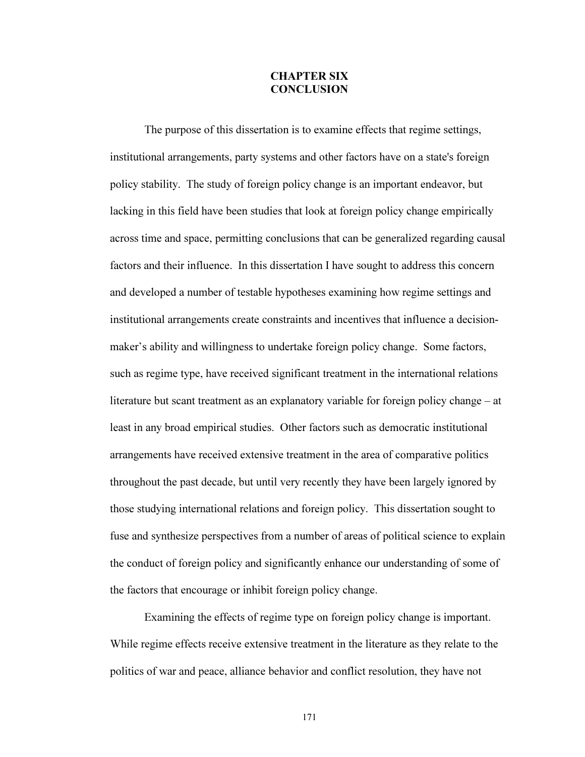# CHAPTER SIX
# CONCLUSION

The purpose of this dissertation is to examine effects that regime settings, institutional arrangements, party systems and other factors have on a state's foreign policy stability. The study of foreign policy change is an important endeavor, but lacking in this field have been studies that look at foreign policy change empirically across time and space, permitting conclusions that can be generalized regarding causal factors and their influence. In this dissertation I have sought to address this concern and developed a number of testable hypotheses examining how regime settings and institutional arrangements create constraints and incentives that influence a decision-maker's ability and willingness to undertake foreign policy change. Some factors, such as regime type, have received significant treatment in the international relations literature but scant treatment as an explanatory variable for foreign policy change – at least in any broad empirical studies. Other factors such as democratic institutional arrangements have received extensive treatment in the area of comparative politics throughout the past decade, but until very recently they have been largely ignored by those studying international relations and foreign policy. This dissertation sought to fuse and synthesize perspectives from a number of areas of political science to explain the conduct of foreign policy and significantly enhance our understanding of some of the factors that encourage or inhibit foreign policy change.

Examining the effects of regime type on foreign policy change is important. While regime effects receive extensive treatment in the literature as they relate to the politics of war and peace, alliance behavior and conflict resolution, they have not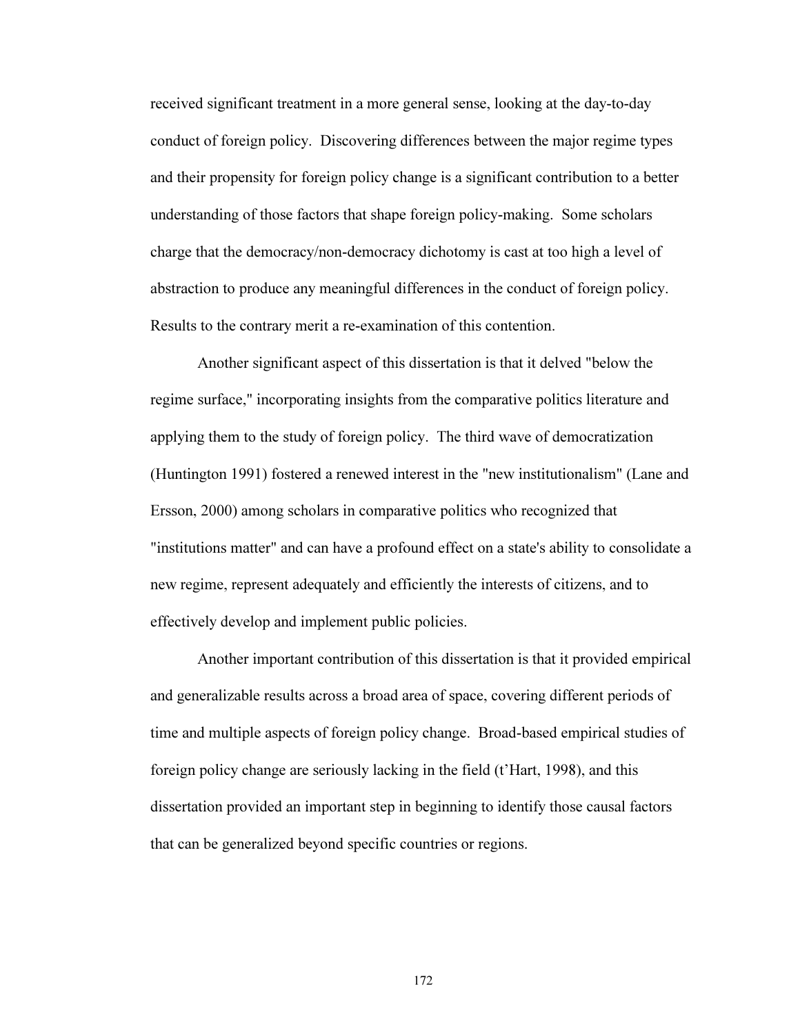received significant treatment in a more general sense, looking at the day-to-day conduct of foreign policy. Discovering differences between the major regime types and their propensity for foreign policy change is a significant contribution to a better understanding of those factors that shape foreign policy-making. Some scholars charge that the democracy/non-democracy dichotomy is cast at too high a level of abstraction to produce any meaningful differences in the conduct of foreign policy. Results to the contrary merit a re-examination of this contention.

Another significant aspect of this dissertation is that it delved "below the regime surface," incorporating insights from the comparative politics literature and applying them to the study of foreign policy. The third wave of democratization (Huntington 1991) fostered a renewed interest in the "new institutionalism" (Lane and Ersson, 2000) among scholars in comparative politics who recognized that "institutions matter" and can have a profound effect on a state's ability to consolidate a new regime, represent adequately and efficiently the interests of citizens, and to effectively develop and implement public policies.

Another important contribution of this dissertation is that it provided empirical and generalizable results across a broad area of space, covering different periods of time and multiple aspects of foreign policy change. Broad-based empirical studies of foreign policy change are seriously lacking in the field (t'Hart, 1998), and this dissertation provided an important step in beginning to identify those causal factors that can be generalized beyond specific countries or regions.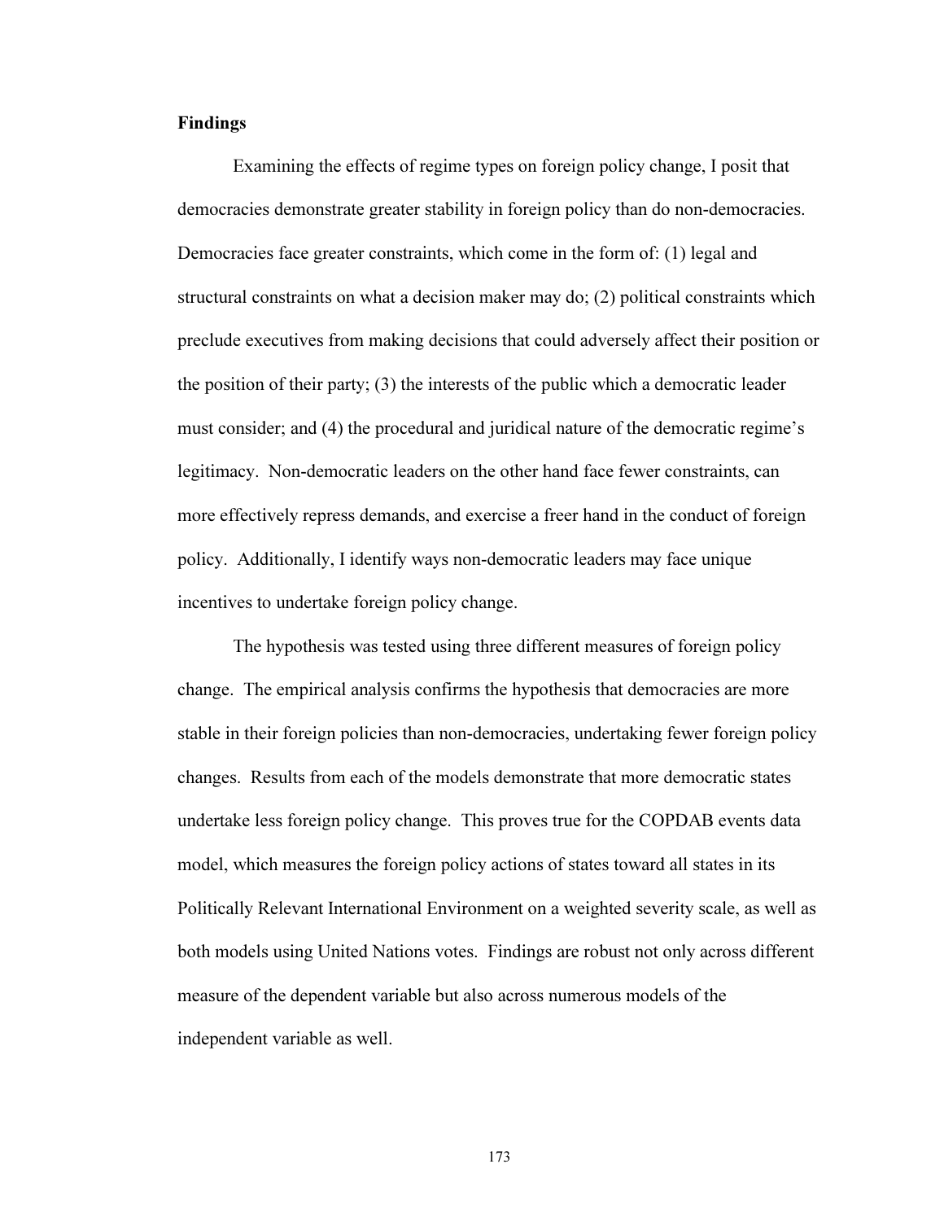## Findings

Examining the effects of regime types on foreign policy change, I posit that democracies demonstrate greater stability in foreign policy than do non-democracies. Democracies face greater constraints, which come in the form of: (1) legal and structural constraints on what a decision maker may do; (2) political constraints which preclude executives from making decisions that could adversely affect their position or the position of their party; (3) the interests of the public which a democratic leader must consider; and (4) the procedural and juridical nature of the democratic regime's legitimacy. Non-democratic leaders on the other hand face fewer constraints, can more effectively repress demands, and exercise a freer hand in the conduct of foreign policy. Additionally, I identify ways non-democratic leaders may face unique incentives to undertake foreign policy change.

The hypothesis was tested using three different measures of foreign policy change. The empirical analysis confirms the hypothesis that democracies are more stable in their foreign policies than non-democracies, undertaking fewer foreign policy changes. Results from each of the models demonstrate that more democratic states undertake less foreign policy change. This proves true for the COPDAB events data model, which measures the foreign policy actions of states toward all states in its Politically Relevant International Environment on a weighted severity scale, as well as both models using United Nations votes. Findings are robust not only across different measure of the dependent variable but also across numerous models of the independent variable as well.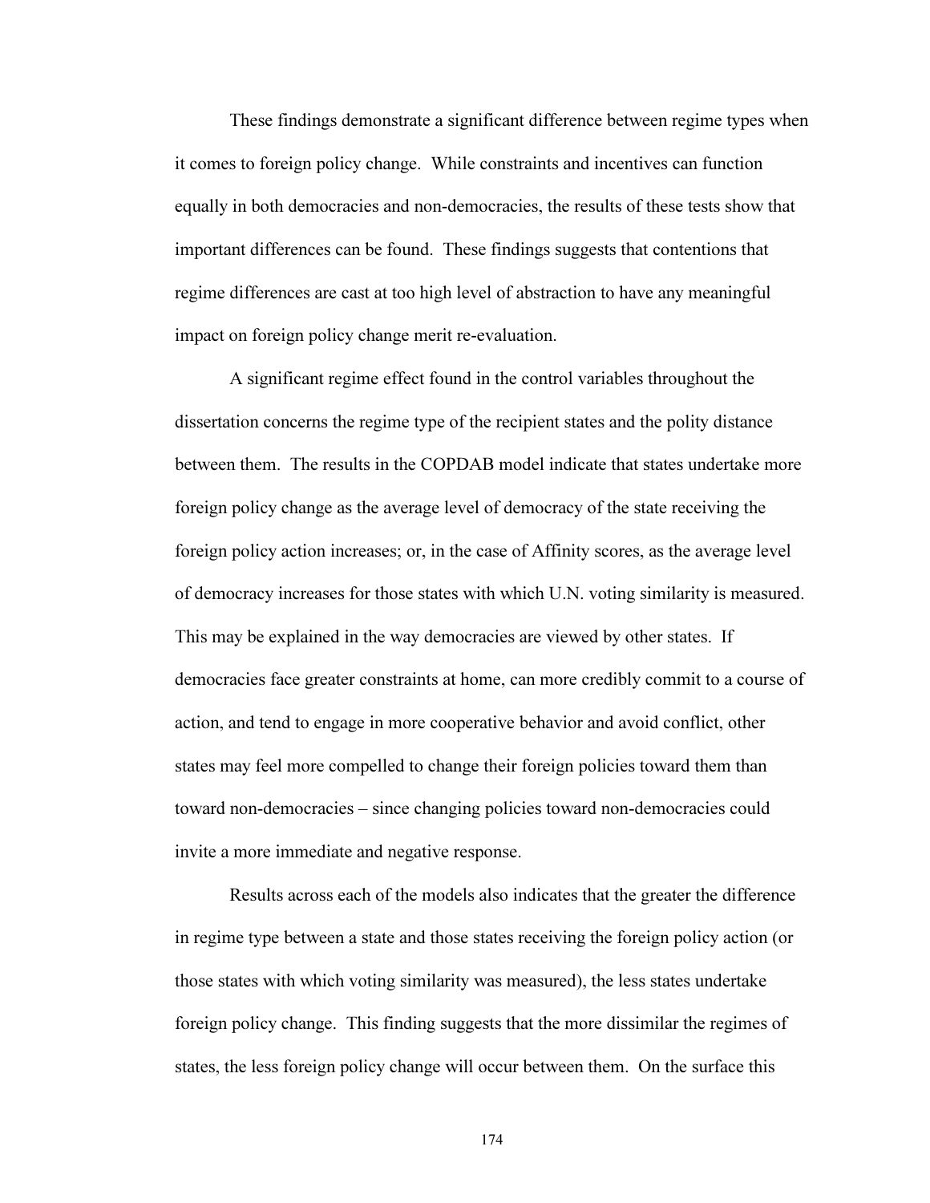These findings demonstrate a significant difference between regime types when it comes to foreign policy change. While constraints and incentives can function equally in both democracies and non-democracies, the results of these tests show that important differences can be found. These findings suggests that contentions that regime differences are cast at too high level of abstraction to have any meaningful impact on foreign policy change merit re-evaluation.

A significant regime effect found in the control variables throughout the dissertation concerns the regime type of the recipient states and the polity distance between them. The results in the COPDAB model indicate that states undertake more foreign policy change as the average level of democracy of the state receiving the foreign policy action increases; or, in the case of Affinity scores, as the average level of democracy increases for those states with which U.N. voting similarity is measured. This may be explained in the way democracies are viewed by other states. If democracies face greater constraints at home, can more credibly commit to a course of action, and tend to engage in more cooperative behavior and avoid conflict, other states may feel more compelled to change their foreign policies toward them than toward non-democracies – since changing policies toward non-democracies could invite a more immediate and negative response.

Results across each of the models also indicates that the greater the difference in regime type between a state and those states receiving the foreign policy action (or those states with which voting similarity was measured), the less states undertake foreign policy change. This finding suggests that the more dissimilar the regimes of states, the less foreign policy change will occur between them. On the surface this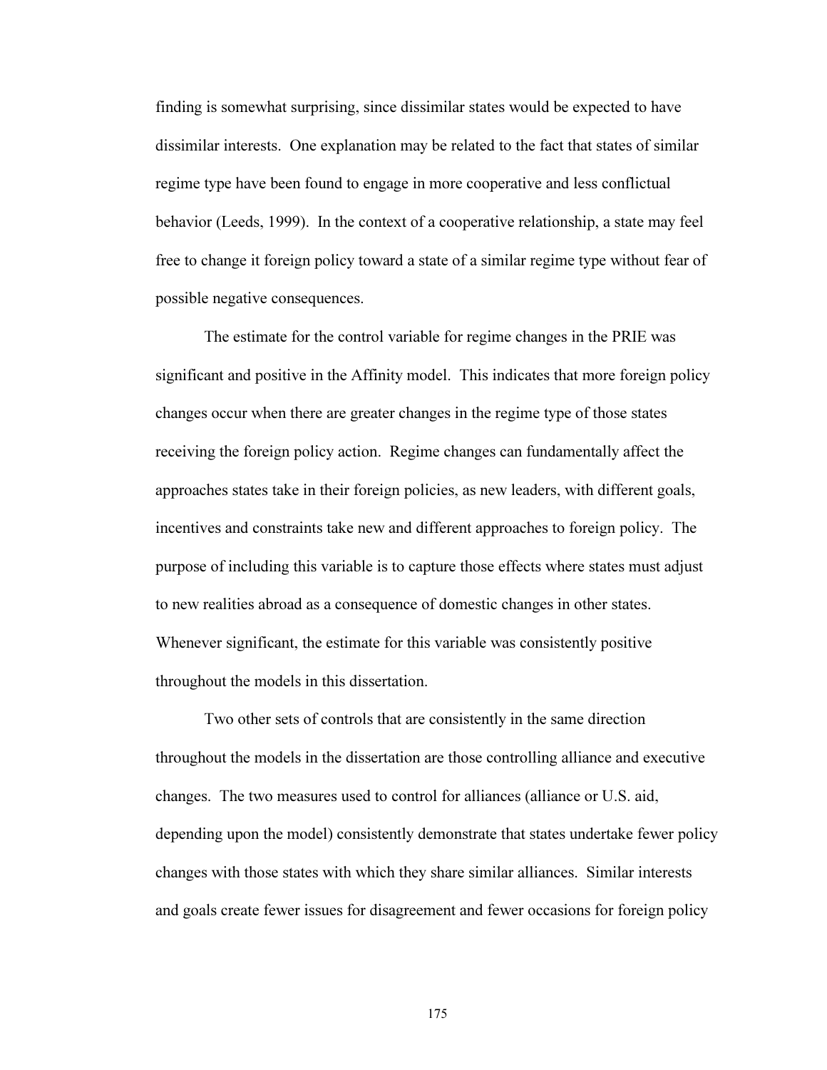finding is somewhat surprising, since dissimilar states would be expected to have dissimilar interests. One explanation may be related to the fact that states of similar regime type have been found to engage in more cooperative and less conflictual behavior (Leeds, 1999). In the context of a cooperative relationship, a state may feel free to change it foreign policy toward a state of a similar regime type without fear of possible negative consequences.

The estimate for the control variable for regime changes in the PRIE was significant and positive in the Affinity model. This indicates that more foreign policy changes occur when there are greater changes in the regime type of those states receiving the foreign policy action. Regime changes can fundamentally affect the approaches states take in their foreign policies, as new leaders, with different goals, incentives and constraints take new and different approaches to foreign policy. The purpose of including this variable is to capture those effects where states must adjust to new realities abroad as a consequence of domestic changes in other states. Whenever significant, the estimate for this variable was consistently positive throughout the models in this dissertation.

Two other sets of controls that are consistently in the same direction throughout the models in the dissertation are those controlling alliance and executive changes. The two measures used to control for alliances (alliance or U.S. aid, depending upon the model) consistently demonstrate that states undertake fewer policy changes with those states with which they share similar alliances. Similar interests and goals create fewer issues for disagreement and fewer occasions for foreign policy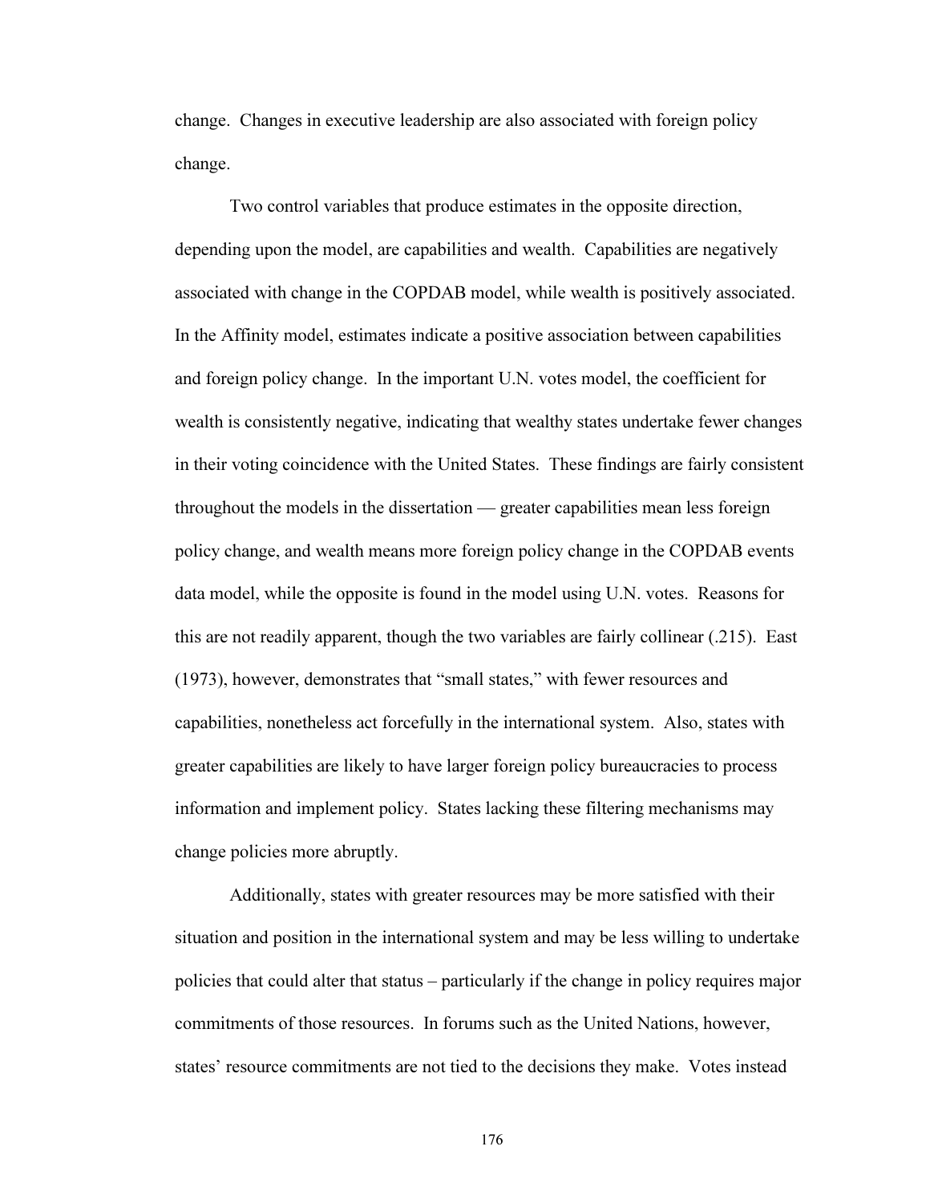change. Changes in executive leadership are also associated with foreign policy change.

Two control variables that produce estimates in the opposite direction, depending upon the model, are capabilities and wealth. Capabilities are negatively associated with change in the COPDAB model, while wealth is positively associated. In the Affinity model, estimates indicate a positive association between capabilities and foreign policy change. In the important U.N. votes model, the coefficient for wealth is consistently negative, indicating that wealthy states undertake fewer changes in their voting coincidence with the United States. These findings are fairly consistent throughout the models in the dissertation — greater capabilities mean less foreign policy change, and wealth means more foreign policy change in the COPDAB events data model, while the opposite is found in the model using U.N. votes. Reasons for this are not readily apparent, though the two variables are fairly collinear (.215). East (1973), however, demonstrates that "small states," with fewer resources and capabilities, nonetheless act forcefully in the international system. Also, states with greater capabilities are likely to have larger foreign policy bureaucracies to process information and implement policy. States lacking these filtering mechanisms may change policies more abruptly.

Additionally, states with greater resources may be more satisfied with their situation and position in the international system and may be less willing to undertake policies that could alter that status – particularly if the change in policy requires major commitments of those resources. In forums such as the United Nations, however, states' resource commitments are not tied to the decisions they make. Votes instead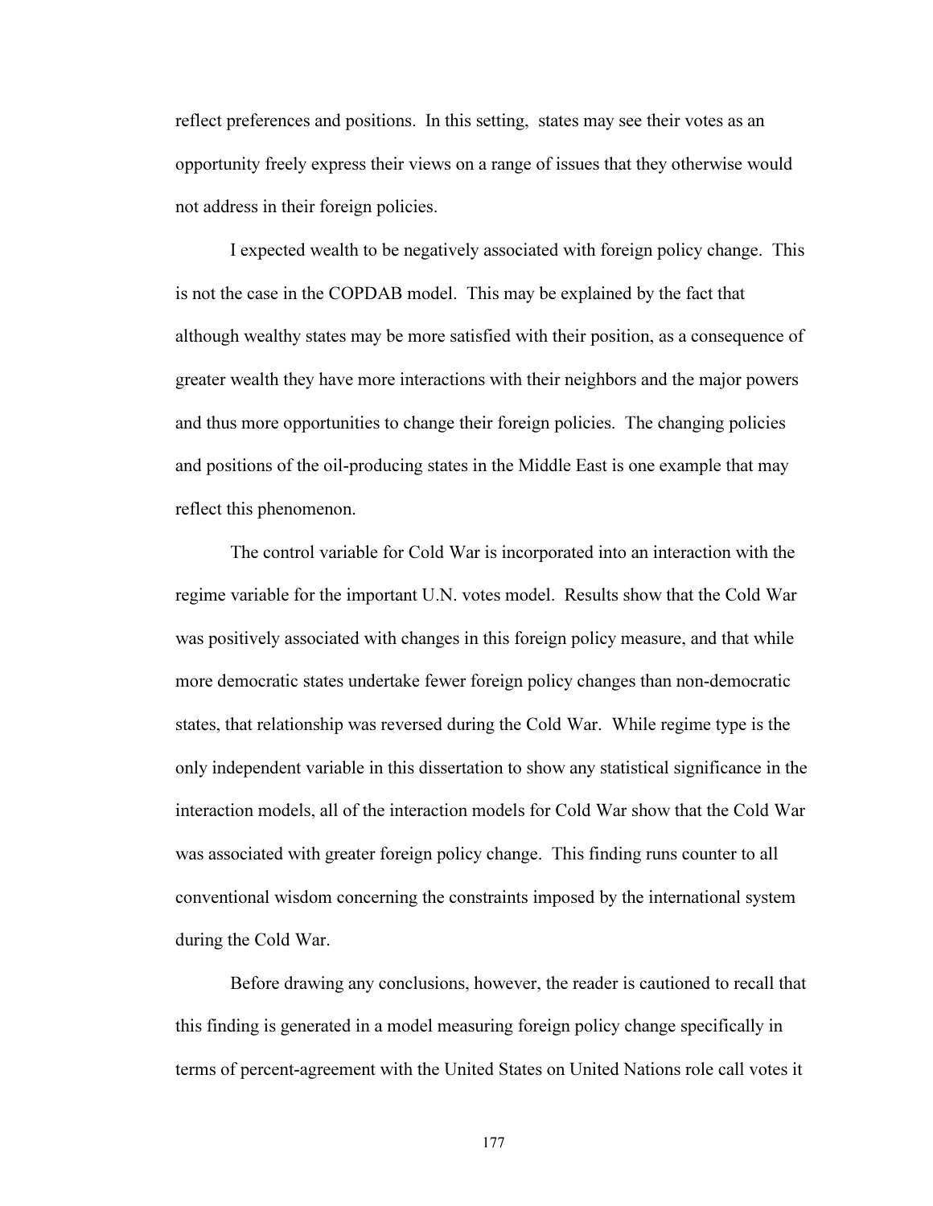reflect preferences and positions. In this setting, states may see their votes as an opportunity freely express their views on a range of issues that they otherwise would not address in their foreign policies.

I expected wealth to be negatively associated with foreign policy change. This is not the case in the COPDAB model. This may be explained by the fact that although wealthy states may be more satisfied with their position, as a consequence of greater wealth they have more interactions with their neighbors and the major powers and thus more opportunities to change their foreign policies. The changing policies and positions of the oil-producing states in the Middle East is one example that may reflect this phenomenon.

The control variable for Cold War is incorporated into an interaction with the regime variable for the important U.N. votes model. Results show that the Cold War was positively associated with changes in this foreign policy measure, and that while more democratic states undertake fewer foreign policy changes than non-democratic states, that relationship was reversed during the Cold War. While regime type is the only independent variable in this dissertation to show any statistical significance in the interaction models, all of the interaction models for Cold War show that the Cold War was associated with greater foreign policy change. This finding runs counter to all conventional wisdom concerning the constraints imposed by the international system during the Cold War.

Before drawing any conclusions, however, the reader is cautioned to recall that this finding is generated in a model measuring foreign policy change specifically in terms of percent-agreement with the United States on United Nations role call votes it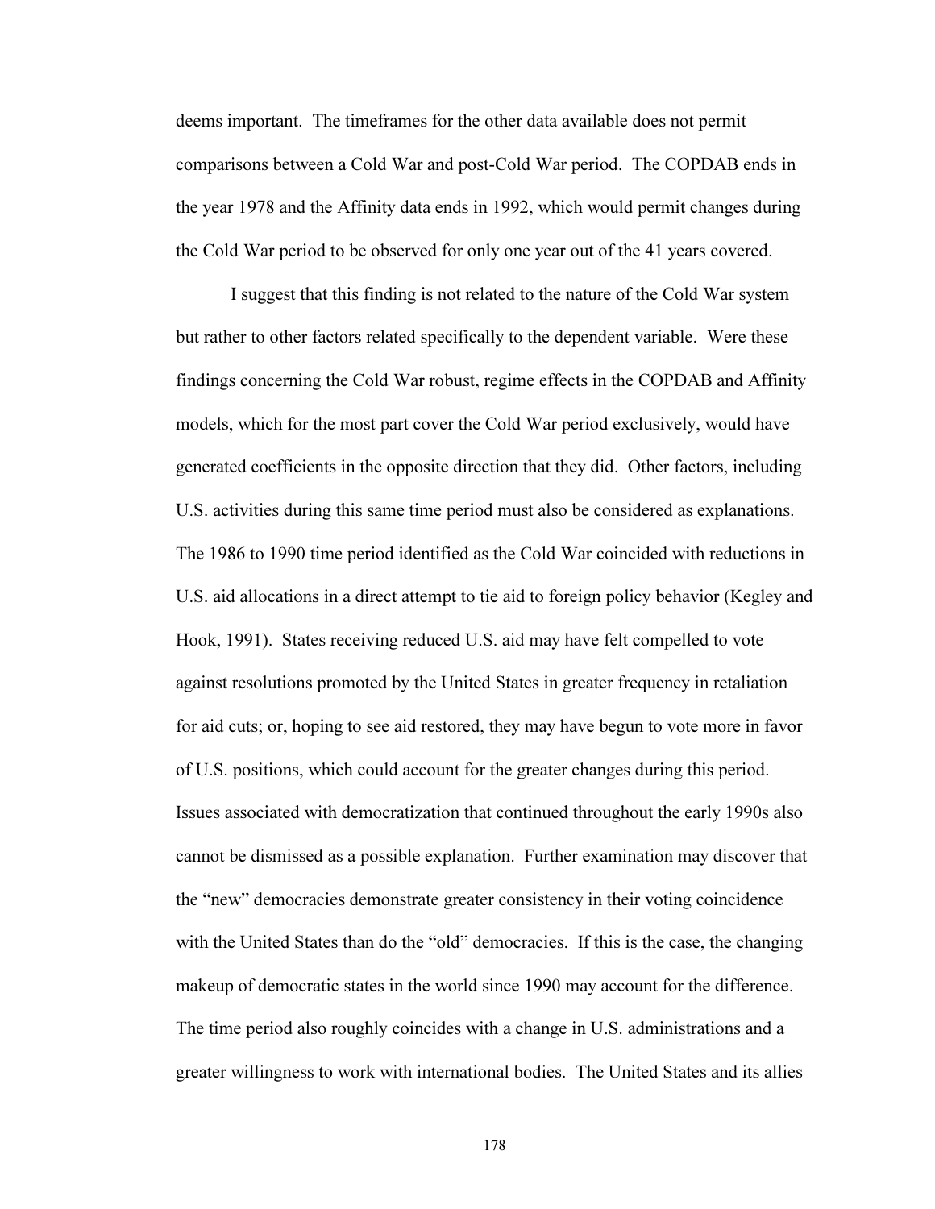deems important. The timeframes for the other data available does not permit comparisons between a Cold War and post-Cold War period. The COPDAB ends in the year 1978 and the Affinity data ends in 1992, which would permit changes during the Cold War period to be observed for only one year out of the 41 years covered.

I suggest that this finding is not related to the nature of the Cold War system but rather to other factors related specifically to the dependent variable. Were these findings concerning the Cold War robust, regime effects in the COPDAB and Affinity models, which for the most part cover the Cold War period exclusively, would have generated coefficients in the opposite direction that they did. Other factors, including U.S. activities during this same time period must also be considered as explanations. The 1986 to 1990 time period identified as the Cold War coincided with reductions in U.S. aid allocations in a direct attempt to tie aid to foreign policy behavior (Kegley and Hook, 1991). States receiving reduced U.S. aid may have felt compelled to vote against resolutions promoted by the United States in greater frequency in retaliation for aid cuts; or, hoping to see aid restored, they may have begun to vote more in favor of U.S. positions, which could account for the greater changes during this period. Issues associated with democratization that continued throughout the early 1990s also cannot be dismissed as a possible explanation. Further examination may discover that the "new" democracies demonstrate greater consistency in their voting coincidence with the United States than do the "old" democracies. If this is the case, the changing makeup of democratic states in the world since 1990 may account for the difference. The time period also roughly coincides with a change in U.S. administrations and a greater willingness to work with international bodies. The United States and its allies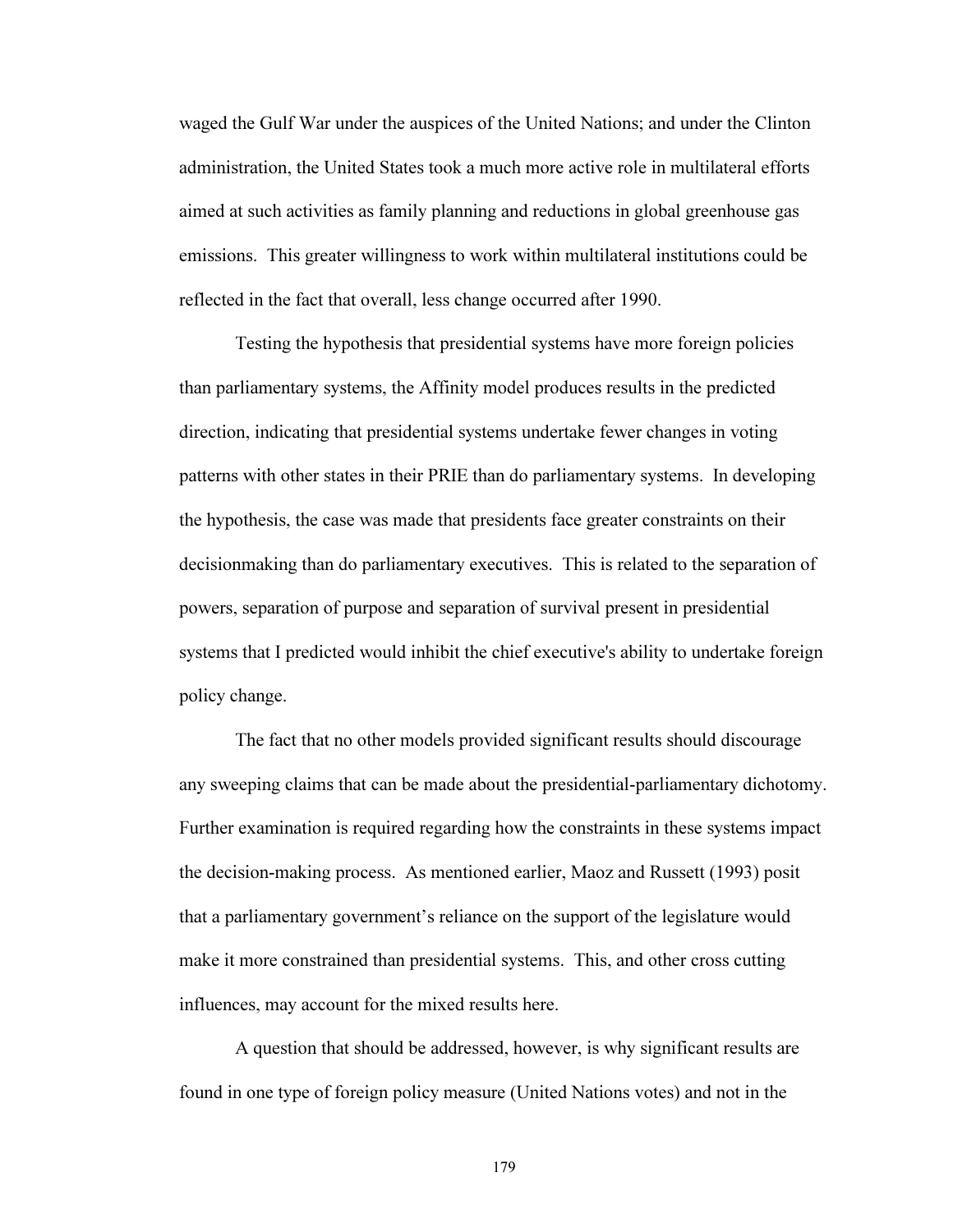waged the Gulf War under the auspices of the United Nations; and under the Clinton administration, the United States took a much more active role in multilateral efforts aimed at such activities as family planning and reductions in global greenhouse gas emissions. This greater willingness to work within multilateral institutions could be reflected in the fact that overall, less change occurred after 1990.

Testing the hypothesis that presidential systems have more foreign policies than parliamentary systems, the Affinity model produces results in the predicted direction, indicating that presidential systems undertake fewer changes in voting patterns with other states in their PRIE than do parliamentary systems. In developing the hypothesis, the case was made that presidents face greater constraints on their decisionmaking than do parliamentary executives. This is related to the separation of powers, separation of purpose and separation of survival present in presidential systems that I predicted would inhibit the chief executive's ability to undertake foreign policy change.

The fact that no other models provided significant results should discourage any sweeping claims that can be made about the presidential-parliamentary dichotomy. Further examination is required regarding how the constraints in these systems impact the decision-making process. As mentioned earlier, Maoz and Russett (1993) posit that a parliamentary government's reliance on the support of the legislature would make it more constrained than presidential systems. This, and other cross cutting influences, may account for the mixed results here.

A question that should be addressed, however, is why significant results are found in one type of foreign policy measure (United Nations votes) and not in the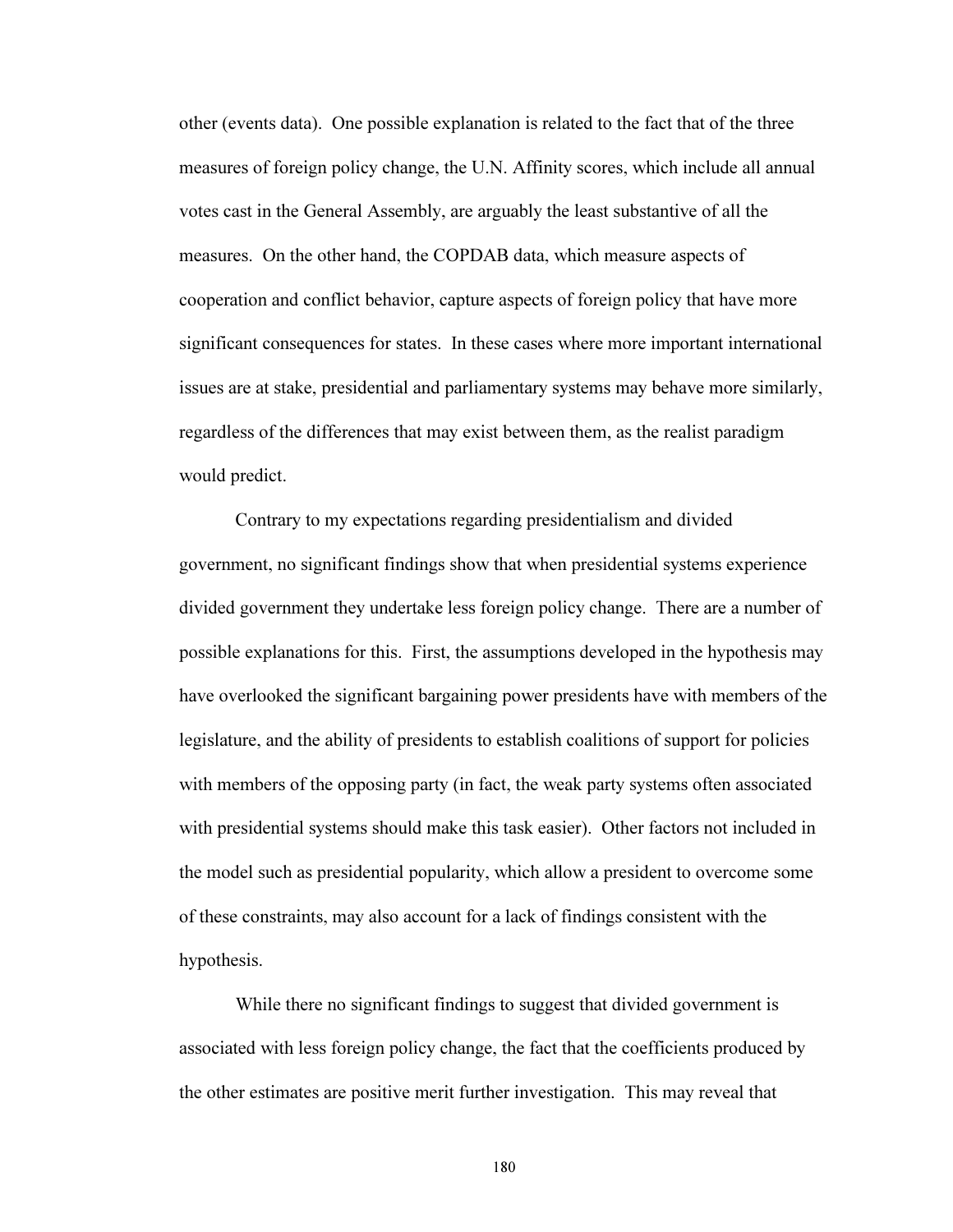other (events data). One possible explanation is related to the fact that of the three measures of foreign policy change, the U.N. Affinity scores, which include all annual votes cast in the General Assembly, are arguably the least substantive of all the measures. On the other hand, the COPDAB data, which measure aspects of cooperation and conflict behavior, capture aspects of foreign policy that have more significant consequences for states. In these cases where more important international issues are at stake, presidential and parliamentary systems may behave more similarly, regardless of the differences that may exist between them, as the realist paradigm would predict.

Contrary to my expectations regarding presidentialism and divided government, no significant findings show that when presidential systems experience divided government they undertake less foreign policy change. There are a number of possible explanations for this. First, the assumptions developed in the hypothesis may have overlooked the significant bargaining power presidents have with members of the legislature, and the ability of presidents to establish coalitions of support for policies with members of the opposing party (in fact, the weak party systems often associated with presidential systems should make this task easier). Other factors not included in the model such as presidential popularity, which allow a president to overcome some of these constraints, may also account for a lack of findings consistent with the hypothesis.

While there no significant findings to suggest that divided government is associated with less foreign policy change, the fact that the coefficients produced by the other estimates are positive merit further investigation. This may reveal that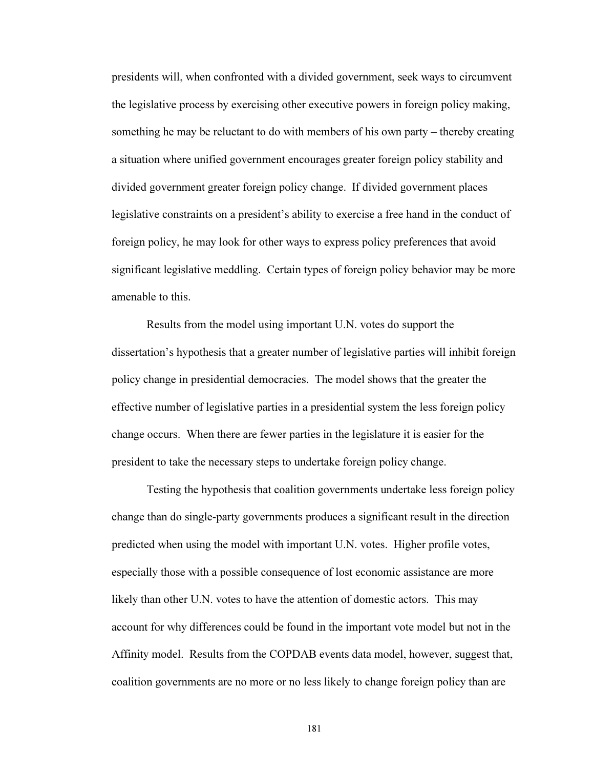presidents will, when confronted with a divided government, seek ways to circumvent the legislative process by exercising other executive powers in foreign policy making, something he may be reluctant to do with members of his own party – thereby creating a situation where unified government encourages greater foreign policy stability and divided government greater foreign policy change. If divided government places legislative constraints on a president's ability to exercise a free hand in the conduct of foreign policy, he may look for other ways to express policy preferences that avoid significant legislative meddling. Certain types of foreign policy behavior may be more amenable to this.

Results from the model using important U.N. votes do support the dissertation's hypothesis that a greater number of legislative parties will inhibit foreign policy change in presidential democracies. The model shows that the greater the effective number of legislative parties in a presidential system the less foreign policy change occurs. When there are fewer parties in the legislature it is easier for the president to take the necessary steps to undertake foreign policy change.

Testing the hypothesis that coalition governments undertake less foreign policy change than do single-party governments produces a significant result in the direction predicted when using the model with important U.N. votes. Higher profile votes, especially those with a possible consequence of lost economic assistance are more likely than other U.N. votes to have the attention of domestic actors. This may account for why differences could be found in the important vote model but not in the Affinity model. Results from the COPDAB events data model, however, suggest that, coalition governments are no more or no less likely to change foreign policy than are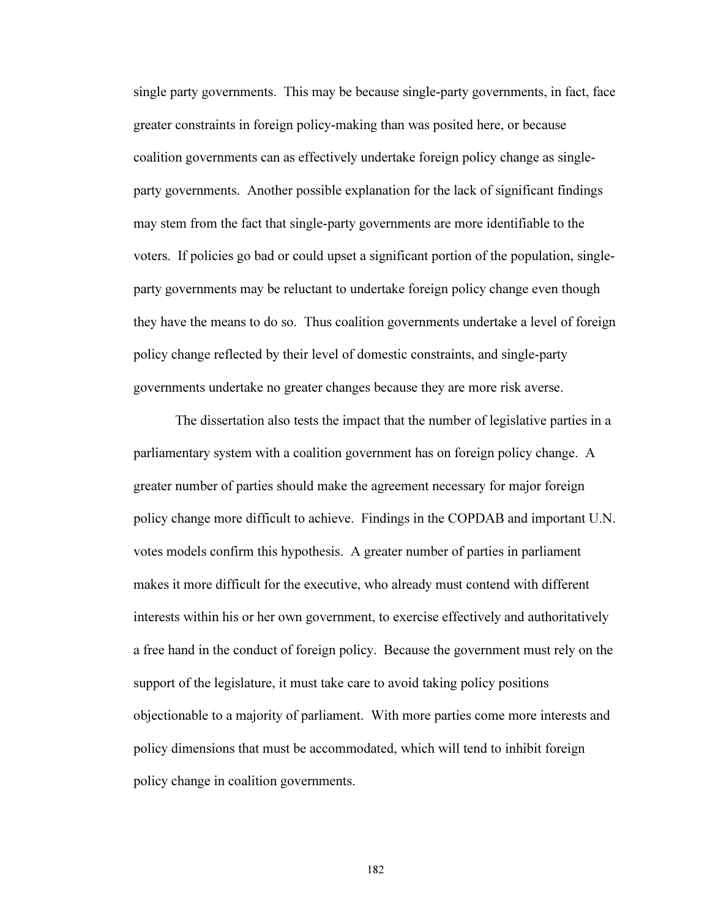single party governments. This may be because single-party governments, in fact, face greater constraints in foreign policy-making than was posited here, or because coalition governments can as effectively undertake foreign policy change as single-party governments. Another possible explanation for the lack of significant findings may stem from the fact that single-party governments are more identifiable to the voters. If policies go bad or could upset a significant portion of the population, single-party governments may be reluctant to undertake foreign policy change even though they have the means to do so. Thus coalition governments undertake a level of foreign policy change reflected by their level of domestic constraints, and single-party governments undertake no greater changes because they are more risk averse.

The dissertation also tests the impact that the number of legislative parties in a parliamentary system with a coalition government has on foreign policy change. A greater number of parties should make the agreement necessary for major foreign policy change more difficult to achieve. Findings in the COPDAB and important U.N. votes models confirm this hypothesis. A greater number of parties in parliament makes it more difficult for the executive, who already must contend with different interests within his or her own government, to exercise effectively and authoritatively a free hand in the conduct of foreign policy. Because the government must rely on the support of the legislature, it must take care to avoid taking policy positions objectionable to a majority of parliament. With more parties come more interests and policy dimensions that must be accommodated, which will tend to inhibit foreign policy change in coalition governments.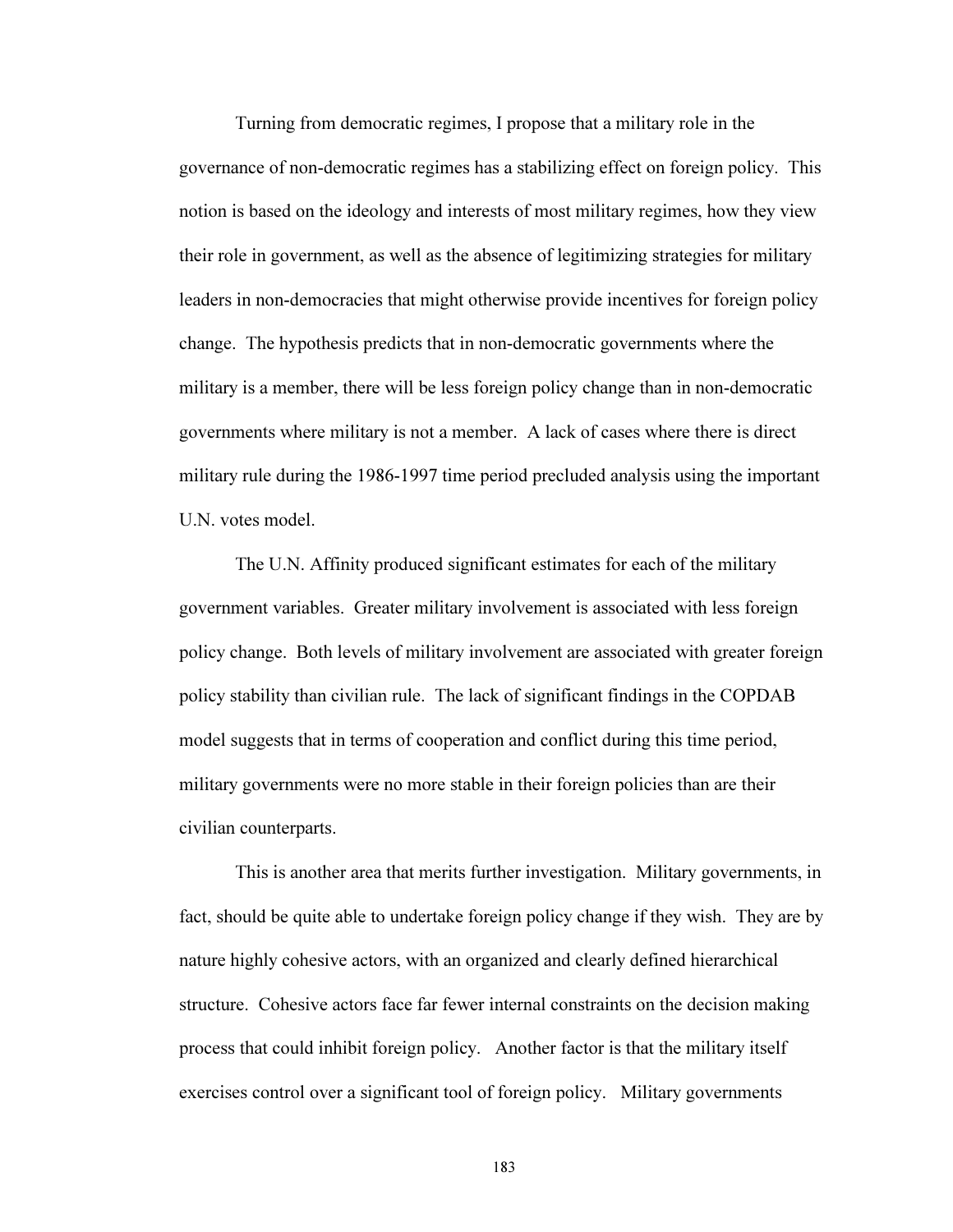Turning from democratic regimes, I propose that a military role in the governance of non-democratic regimes has a stabilizing effect on foreign policy. This notion is based on the ideology and interests of most military regimes, how they view their role in government, as well as the absence of legitimizing strategies for military leaders in non-democracies that might otherwise provide incentives for foreign policy change. The hypothesis predicts that in non-democratic governments where the military is a member, there will be less foreign policy change than in non-democratic governments where military is not a member. A lack of cases where there is direct military rule during the 1986-1997 time period precluded analysis using the important U.N. votes model.

The U.N. Affinity produced significant estimates for each of the military government variables. Greater military involvement is associated with less foreign policy change. Both levels of military involvement are associated with greater foreign policy stability than civilian rule. The lack of significant findings in the COPDAB model suggests that in terms of cooperation and conflict during this time period, military governments were no more stable in their foreign policies than are their civilian counterparts.

This is another area that merits further investigation. Military governments, in fact, should be quite able to undertake foreign policy change if they wish. They are by nature highly cohesive actors, with an organized and clearly defined hierarchical structure. Cohesive actors face far fewer internal constraints on the decision making process that could inhibit foreign policy. Another factor is that the military itself exercises control over a significant tool of foreign policy. Military governments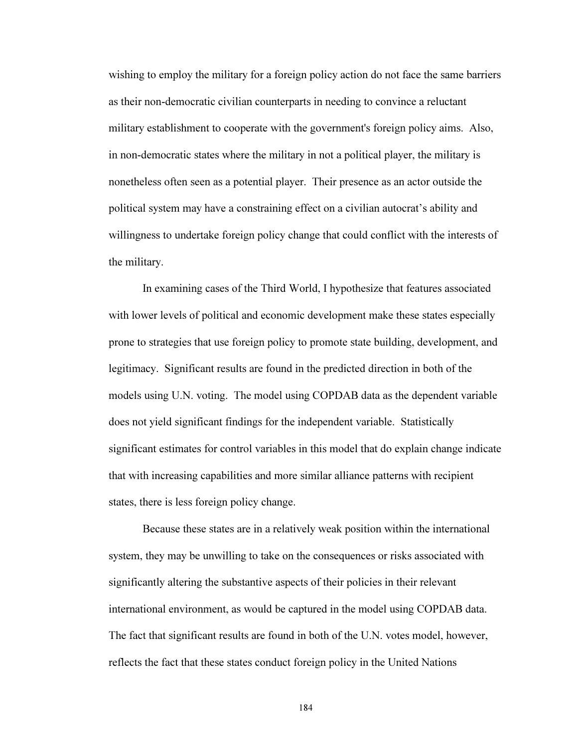wishing to employ the military for a foreign policy action do not face the same barriers as their non-democratic civilian counterparts in needing to convince a reluctant military establishment to cooperate with the government's foreign policy aims. Also, in non-democratic states where the military in not a political player, the military is nonetheless often seen as a potential player. Their presence as an actor outside the political system may have a constraining effect on a civilian autocrat's ability and willingness to undertake foreign policy change that could conflict with the interests of the military.

In examining cases of the Third World, I hypothesize that features associated with lower levels of political and economic development make these states especially prone to strategies that use foreign policy to promote state building, development, and legitimacy. Significant results are found in the predicted direction in both of the models using U.N. voting. The model using COPDAB data as the dependent variable does not yield significant findings for the independent variable. Statistically significant estimates for control variables in this model that do explain change indicate that with increasing capabilities and more similar alliance patterns with recipient states, there is less foreign policy change.

Because these states are in a relatively weak position within the international system, they may be unwilling to take on the consequences or risks associated with significantly altering the substantive aspects of their policies in their relevant international environment, as would be captured in the model using COPDAB data. The fact that significant results are found in both of the U.N. votes model, however, reflects the fact that these states conduct foreign policy in the United Nations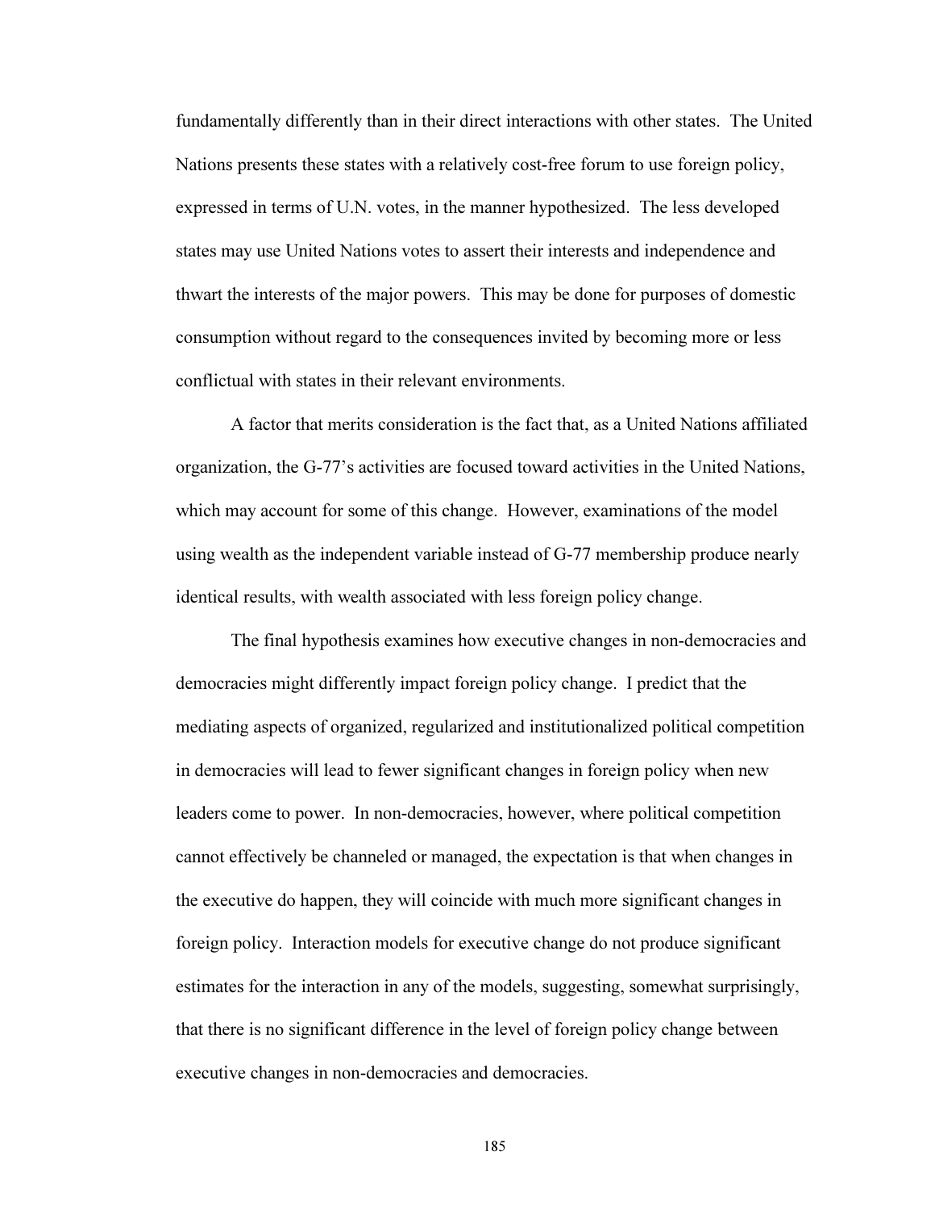fundamentally differently than in their direct interactions with other states. The United Nations presents these states with a relatively cost-free forum to use foreign policy, expressed in terms of U.N. votes, in the manner hypothesized. The less developed states may use United Nations votes to assert their interests and independence and thwart the interests of the major powers. This may be done for purposes of domestic consumption without regard to the consequences invited by becoming more or less conflictual with states in their relevant environments.

A factor that merits consideration is the fact that, as a United Nations affiliated organization, the G-77's activities are focused toward activities in the United Nations, which may account for some of this change. However, examinations of the model using wealth as the independent variable instead of G-77 membership produce nearly identical results, with wealth associated with less foreign policy change.

The final hypothesis examines how executive changes in non-democracies and democracies might differently impact foreign policy change. I predict that the mediating aspects of organized, regularized and institutionalized political competition in democracies will lead to fewer significant changes in foreign policy when new leaders come to power. In non-democracies, however, where political competition cannot effectively be channeled or managed, the expectation is that when changes in the executive do happen, they will coincide with much more significant changes in foreign policy. Interaction models for executive change do not produce significant estimates for the interaction in any of the models, suggesting, somewhat surprisingly, that there is no significant difference in the level of foreign policy change between executive changes in non-democracies and democracies.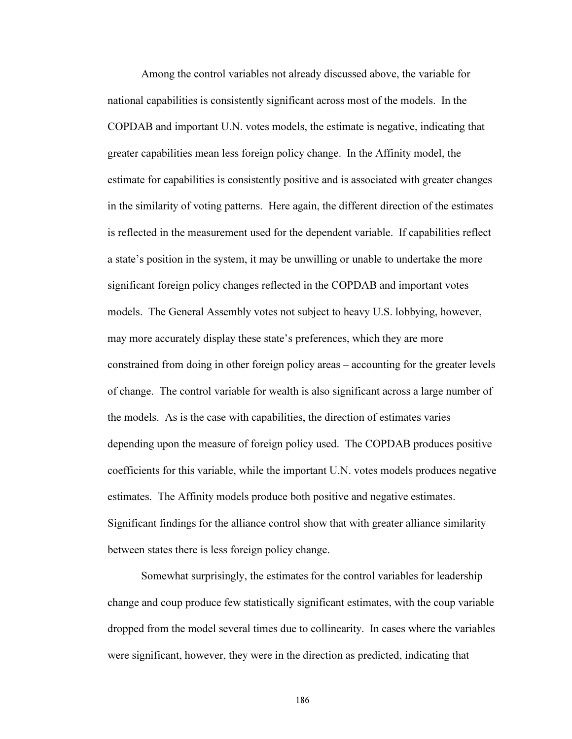Among the control variables not already discussed above, the variable for national capabilities is consistently significant across most of the models. In the COPDAB and important U.N. votes models, the estimate is negative, indicating that greater capabilities mean less foreign policy change. In the Affinity model, the estimate for capabilities is consistently positive and is associated with greater changes in the similarity of voting patterns. Here again, the different direction of the estimates is reflected in the measurement used for the dependent variable. If capabilities reflect a state's position in the system, it may be unwilling or unable to undertake the more significant foreign policy changes reflected in the COPDAB and important votes models. The General Assembly votes not subject to heavy U.S. lobbying, however, may more accurately display these state's preferences, which they are more constrained from doing in other foreign policy areas – accounting for the greater levels of change. The control variable for wealth is also significant across a large number of the models. As is the case with capabilities, the direction of estimates varies depending upon the measure of foreign policy used. The COPDAB produces positive coefficients for this variable, while the important U.N. votes models produces negative estimates. The Affinity models produce both positive and negative estimates. Significant findings for the alliance control show that with greater alliance similarity between states there is less foreign policy change.

Somewhat surprisingly, the estimates for the control variables for leadership change and coup produce few statistically significant estimates, with the coup variable dropped from the model several times due to collinearity. In cases where the variables were significant, however, they were in the direction as predicted, indicating that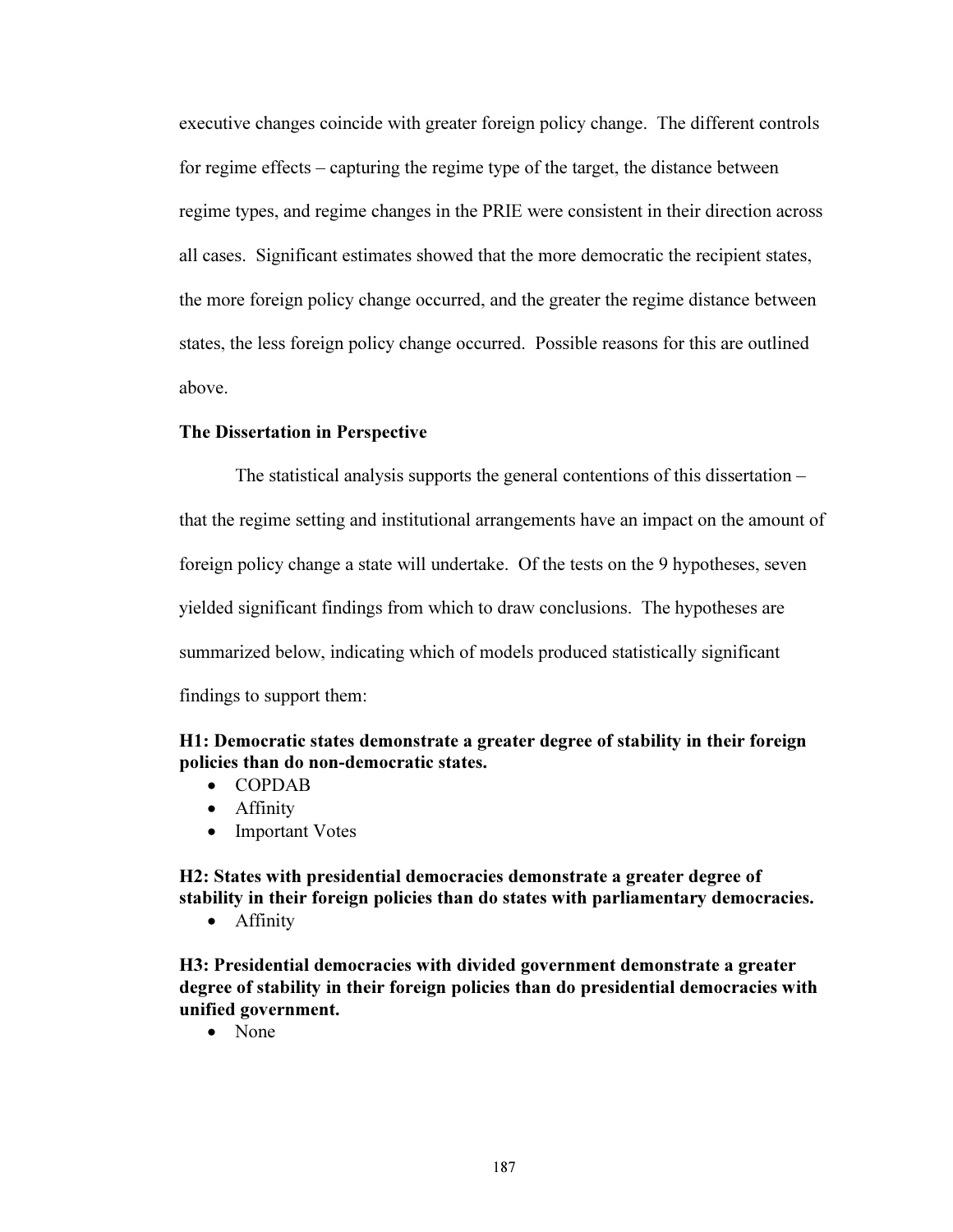executive changes coincide with greater foreign policy change. The different controls for regime effects – capturing the regime type of the target, the distance between regime types, and regime changes in the PRIE were consistent in their direction across all cases. Significant estimates showed that the more democratic the recipient states, the more foreign policy change occurred, and the greater the regime distance between states, the less foreign policy change occurred. Possible reasons for this are outlined above.

**The Dissertation in Perspective**

The statistical analysis supports the general contentions of this dissertation – that the regime setting and institutional arrangements have an impact on the amount of foreign policy change a state will undertake. Of the tests on the 9 hypotheses, seven yielded significant findings from which to draw conclusions. The hypotheses are summarized below, indicating which of models produced statistically significant findings to support them:

**H1: Democratic states demonstrate a greater degree of stability in their foreign policies than do non-democratic states.**

- COPDAB
- Affinity
- Important Votes

**H2: States with presidential democracies demonstrate a greater degree of stability in their foreign policies than do states with parliamentary democracies.**

- Affinity

**H3: Presidential democracies with divided government demonstrate a greater degree of stability in their foreign policies than do presidential democracies with unified government.**

- None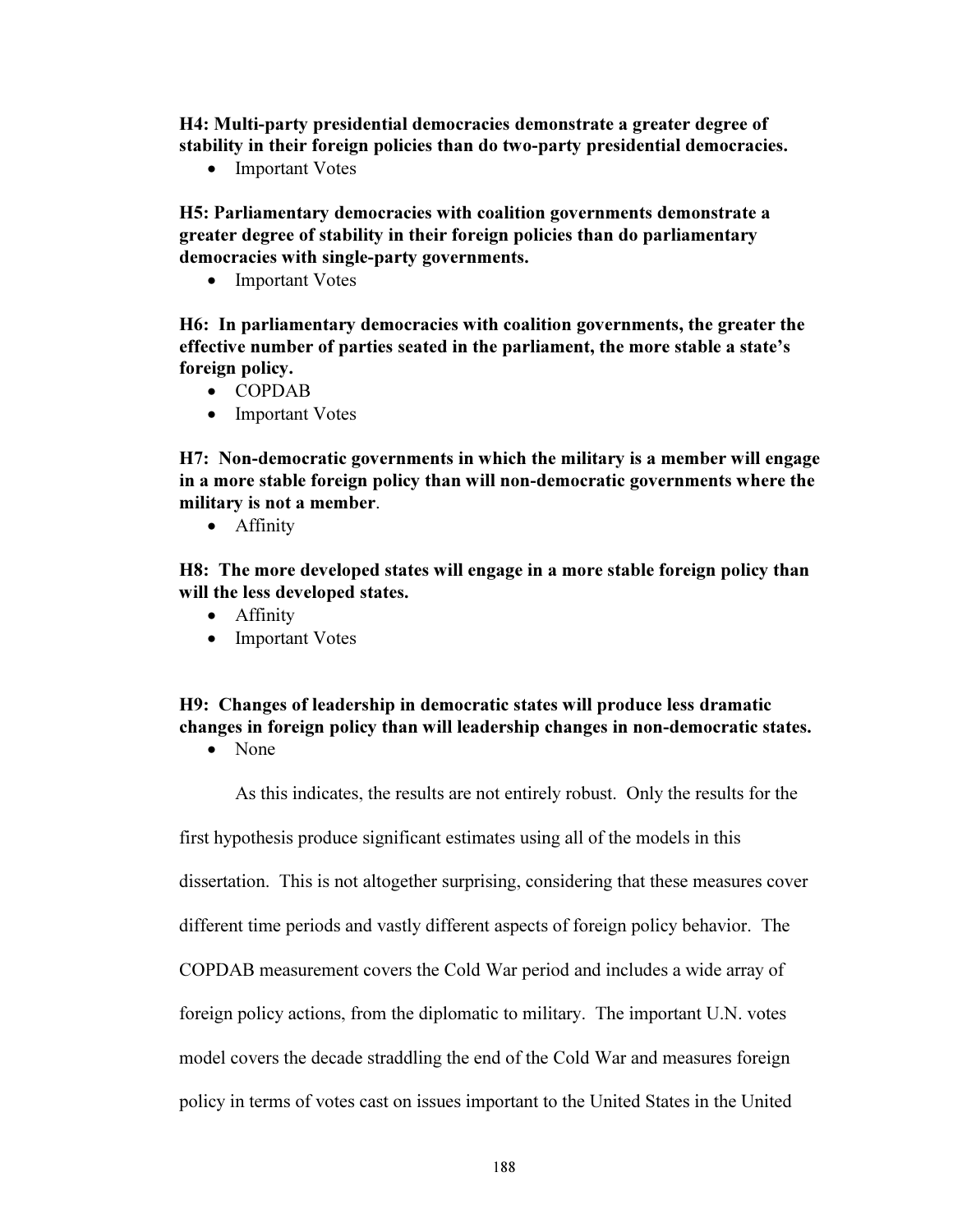**H4: Multi-party presidential democracies demonstrate a greater degree of stability in their foreign policies than do two-party presidential democracies.**

- Important Votes

**H5: Parliamentary democracies with coalition governments demonstrate a greater degree of stability in their foreign policies than do parliamentary democracies with single-party governments.**

- Important Votes

**H6: In parliamentary democracies with coalition governments, the greater the effective number of parties seated in the parliament, the more stable a state's foreign policy.**

- COPDAB
- Important Votes

**H7: Non-democratic governments in which the military is a member will engage in a more stable foreign policy than will non-democratic governments where the military is not a member**.

- Affinity

**H8: The more developed states will engage in a more stable foreign policy than will the less developed states.**

- Affinity
- Important Votes

**H9: Changes of leadership in democratic states will produce less dramatic changes in foreign policy than will leadership changes in non-democratic states.**

- None

As this indicates, the results are not entirely robust. Only the results for the first hypothesis produce significant estimates using all of the models in this dissertation. This is not altogether surprising, considering that these measures cover different time periods and vastly different aspects of foreign policy behavior. The COPDAB measurement covers the Cold War period and includes a wide array of foreign policy actions, from the diplomatic to military. The important U.N. votes model covers the decade straddling the end of the Cold War and measures foreign policy in terms of votes cast on issues important to the United States in the United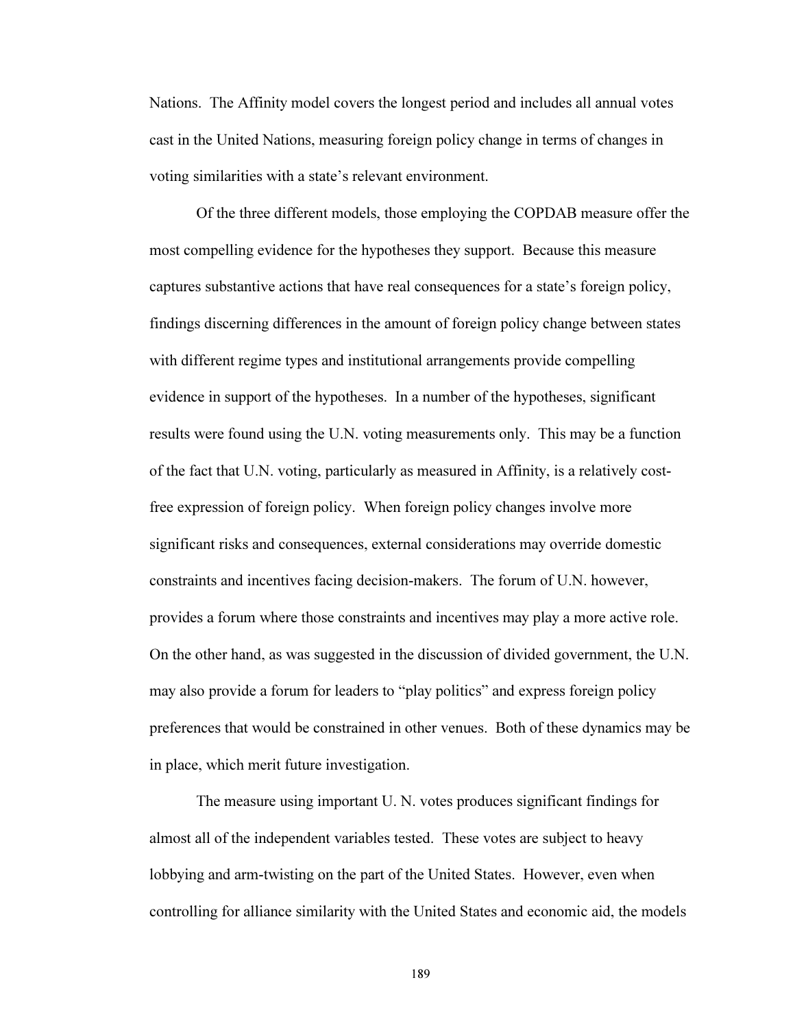Nations. The Affinity model covers the longest period and includes all annual votes cast in the United Nations, measuring foreign policy change in terms of changes in voting similarities with a state's relevant environment.

Of the three different models, those employing the COPDAB measure offer the most compelling evidence for the hypotheses they support. Because this measure captures substantive actions that have real consequences for a state's foreign policy, findings discerning differences in the amount of foreign policy change between states with different regime types and institutional arrangements provide compelling evidence in support of the hypotheses. In a number of the hypotheses, significant results were found using the U.N. voting measurements only. This may be a function of the fact that U.N. voting, particularly as measured in Affinity, is a relatively cost-free expression of foreign policy. When foreign policy changes involve more significant risks and consequences, external considerations may override domestic constraints and incentives facing decision-makers. The forum of U.N. however, provides a forum where those constraints and incentives may play a more active role. On the other hand, as was suggested in the discussion of divided government, the U.N. may also provide a forum for leaders to "play politics" and express foreign policy preferences that would be constrained in other venues. Both of these dynamics may be in place, which merit future investigation.

The measure using important U. N. votes produces significant findings for almost all of the independent variables tested. These votes are subject to heavy lobbying and arm-twisting on the part of the United States. However, even when controlling for alliance similarity with the United States and economic aid, the models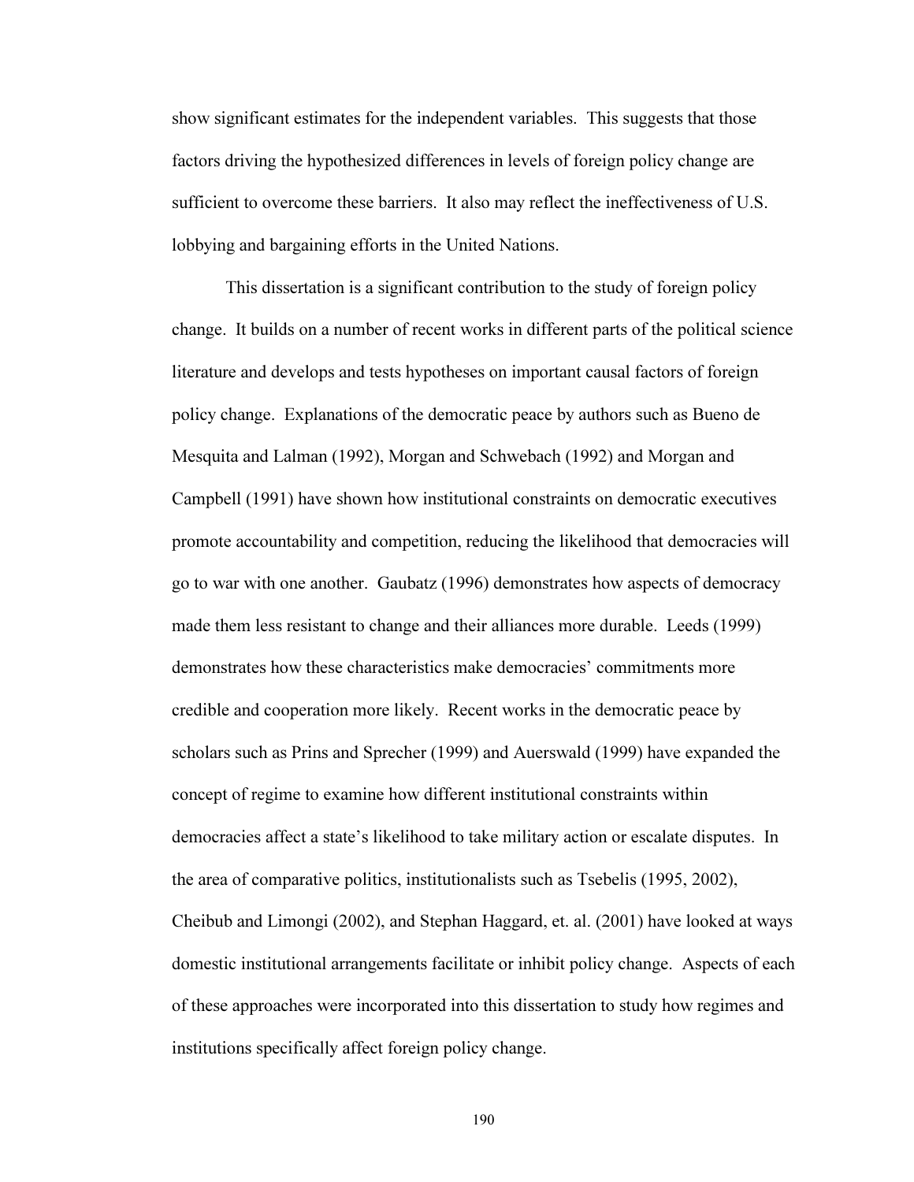show significant estimates for the independent variables. This suggests that those factors driving the hypothesized differences in levels of foreign policy change are sufficient to overcome these barriers. It also may reflect the ineffectiveness of U.S. lobbying and bargaining efforts in the United Nations.

This dissertation is a significant contribution to the study of foreign policy change. It builds on a number of recent works in different parts of the political science literature and develops and tests hypotheses on important causal factors of foreign policy change. Explanations of the democratic peace by authors such as Bueno de Mesquita and Lalman (1992), Morgan and Schwebach (1992) and Morgan and Campbell (1991) have shown how institutional constraints on democratic executives promote accountability and competition, reducing the likelihood that democracies will go to war with one another. Gaubatz (1996) demonstrates how aspects of democracy made them less resistant to change and their alliances more durable. Leeds (1999) demonstrates how these characteristics make democracies' commitments more credible and cooperation more likely. Recent works in the democratic peace by scholars such as Prins and Sprecher (1999) and Auerswald (1999) have expanded the concept of regime to examine how different institutional constraints within democracies affect a state's likelihood to take military action or escalate disputes. In the area of comparative politics, institutionalists such as Tsebelis (1995, 2002), Cheibub and Limongi (2002), and Stephan Haggard, et. al. (2001) have looked at ways domestic institutional arrangements facilitate or inhibit policy change. Aspects of each of these approaches were incorporated into this dissertation to study how regimes and institutions specifically affect foreign policy change.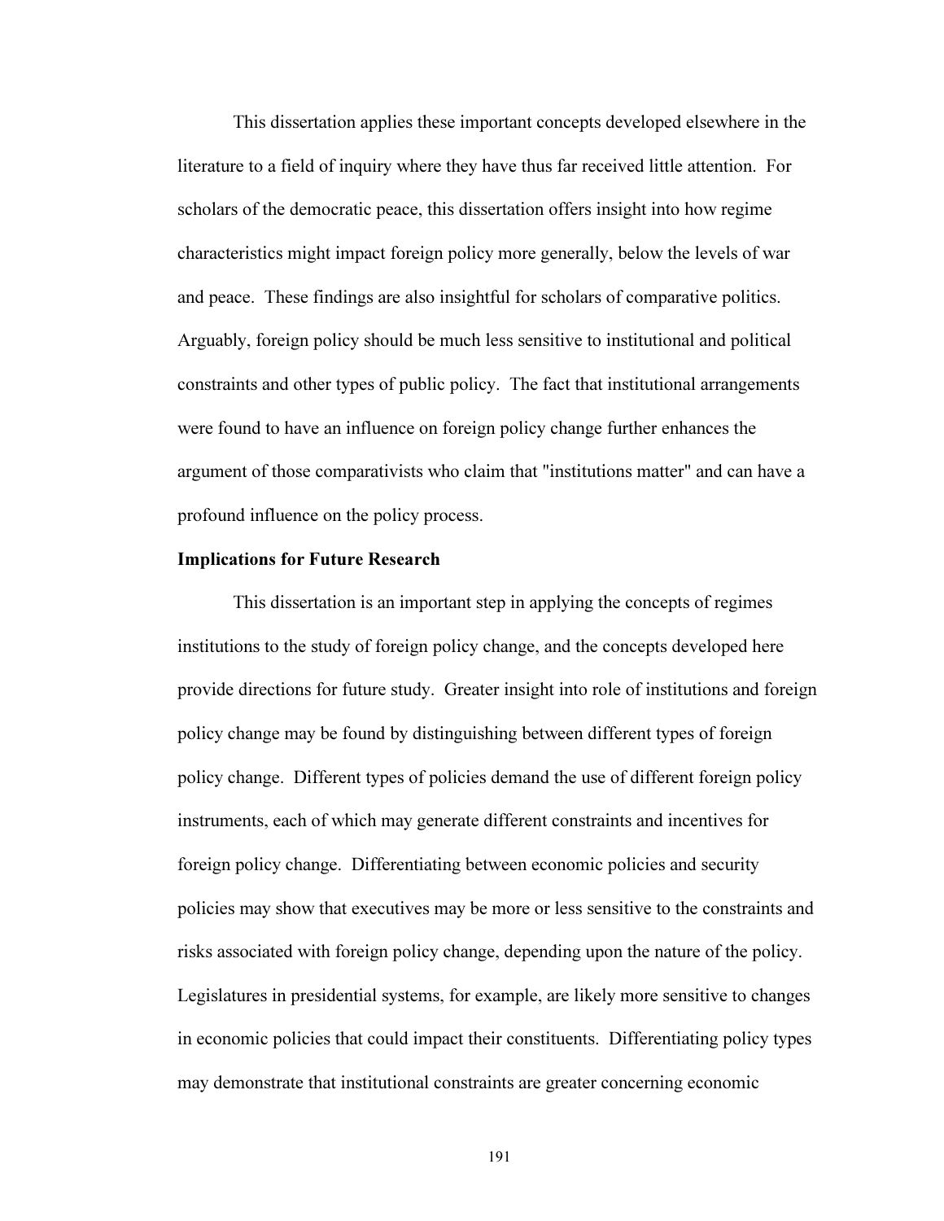This dissertation applies these important concepts developed elsewhere in the literature to a field of inquiry where they have thus far received little attention. For scholars of the democratic peace, this dissertation offers insight into how regime characteristics might impact foreign policy more generally, below the levels of war and peace. These findings are also insightful for scholars of comparative politics. Arguably, foreign policy should be much less sensitive to institutional and political constraints and other types of public policy. The fact that institutional arrangements were found to have an influence on foreign policy change further enhances the argument of those comparativists who claim that "institutions matter" and can have a profound influence on the policy process.

**Implications for Future Research**

This dissertation is an important step in applying the concepts of regimes institutions to the study of foreign policy change, and the concepts developed here provide directions for future study. Greater insight into role of institutions and foreign policy change may be found by distinguishing between different types of foreign policy change. Different types of policies demand the use of different foreign policy instruments, each of which may generate different constraints and incentives for foreign policy change. Differentiating between economic policies and security policies may show that executives may be more or less sensitive to the constraints and risks associated with foreign policy change, depending upon the nature of the policy. Legislatures in presidential systems, for example, are likely more sensitive to changes in economic policies that could impact their constituents. Differentiating policy types may demonstrate that institutional constraints are greater concerning economic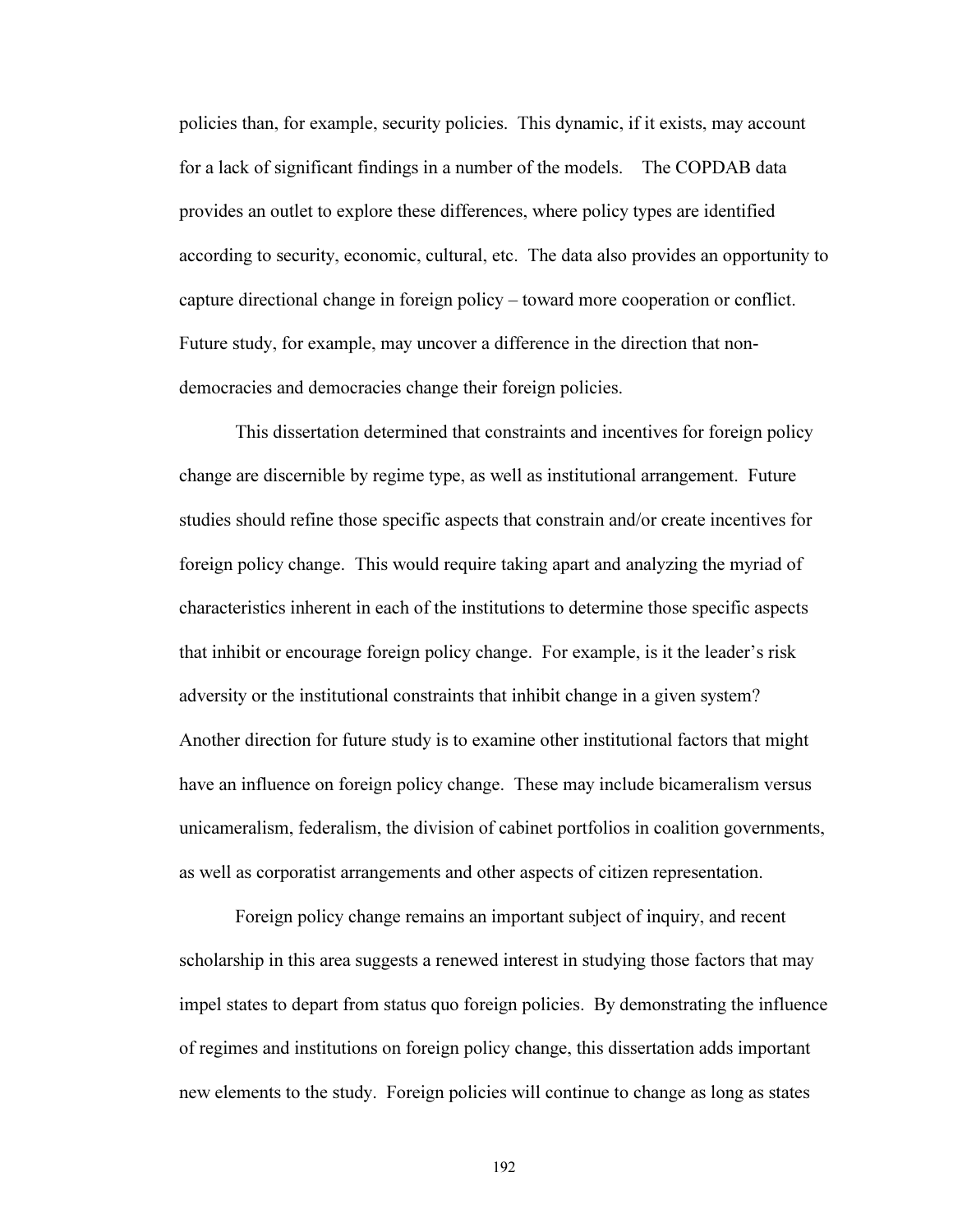policies than, for example, security policies. This dynamic, if it exists, may account for a lack of significant findings in a number of the models. The COPDAB data provides an outlet to explore these differences, where policy types are identified according to security, economic, cultural, etc. The data also provides an opportunity to capture directional change in foreign policy – toward more cooperation or conflict. Future study, for example, may uncover a difference in the direction that non-democracies and democracies change their foreign policies.

This dissertation determined that constraints and incentives for foreign policy change are discernible by regime type, as well as institutional arrangement. Future studies should refine those specific aspects that constrain and/or create incentives for foreign policy change. This would require taking apart and analyzing the myriad of characteristics inherent in each of the institutions to determine those specific aspects that inhibit or encourage foreign policy change. For example, is it the leader's risk adversity or the institutional constraints that inhibit change in a given system? Another direction for future study is to examine other institutional factors that might have an influence on foreign policy change. These may include bicameralism versus unicameralism, federalism, the division of cabinet portfolios in coalition governments, as well as corporatist arrangements and other aspects of citizen representation.

Foreign policy change remains an important subject of inquiry, and recent scholarship in this area suggests a renewed interest in studying those factors that may impel states to depart from status quo foreign policies. By demonstrating the influence of regimes and institutions on foreign policy change, this dissertation adds important new elements to the study. Foreign policies will continue to change as long as states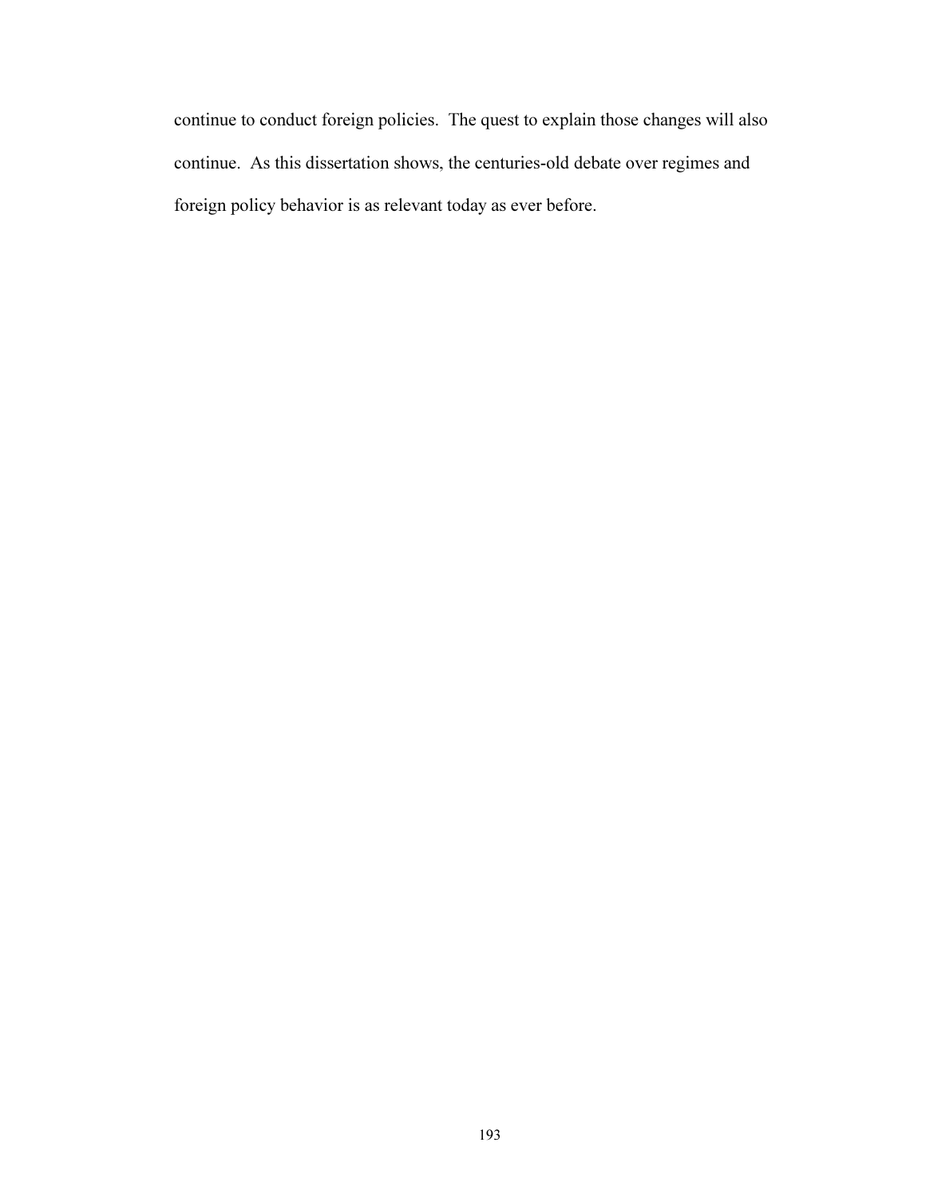continue to conduct foreign policies. The quest to explain those changes will also continue. As this dissertation shows, the centuries-old debate over regimes and foreign policy behavior is as relevant today as ever before.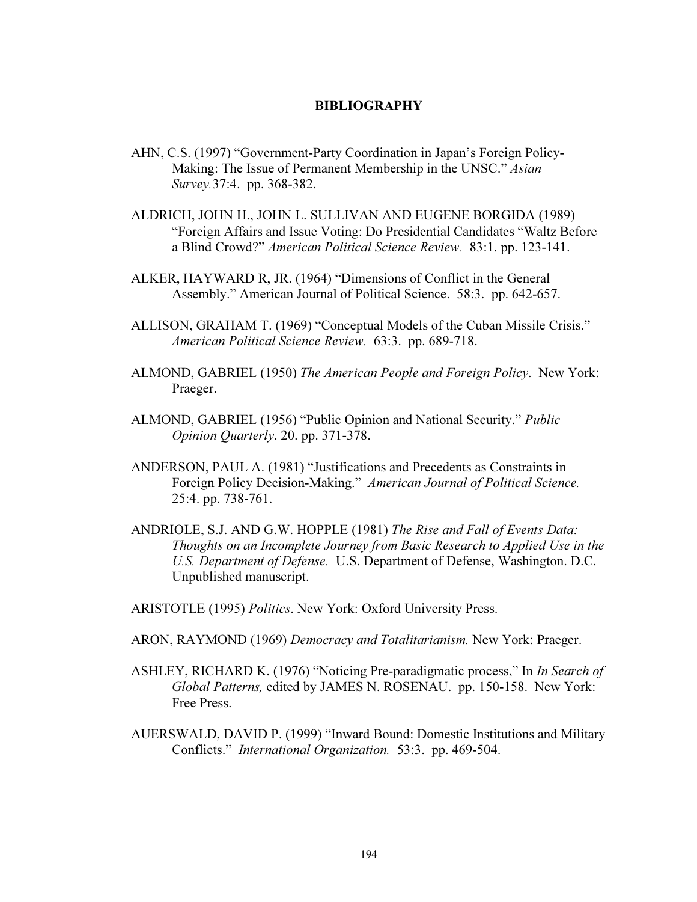## BIBLIOGRAPHY

AHN, C.S. (1997) "Government-Party Coordination in Japan's Foreign Policy-Making: The Issue of Permanent Membership in the UNSC." *Asian Survey.*37:4. pp. 368-382.

ALDRICH, JOHN H., JOHN L. SULLIVAN AND EUGENE BORGIDA (1989) "Foreign Affairs and Issue Voting: Do Presidential Candidates "Waltz Before a Blind Crowd?" *American Political Science Review.* 83:1. pp. 123-141.

ALKER, HAYWARD R, JR. (1964) "Dimensions of Conflict in the General Assembly." American Journal of Political Science. 58:3. pp. 642-657.

ALLISON, GRAHAM T. (1969) "Conceptual Models of the Cuban Missile Crisis." *American Political Science Review.* 63:3. pp. 689-718.

ALMOND, GABRIEL (1950) *The American People and Foreign Policy*. New York: Praeger.

ALMOND, GABRIEL (1956) "Public Opinion and National Security." *Public Opinion Quarterly*. 20. pp. 371-378.

ANDERSON, PAUL A. (1981) "Justifications and Precedents as Constraints in Foreign Policy Decision-Making." *American Journal of Political Science.* 25:4. pp. 738-761.

ANDRIOLE, S.J. AND G.W. HOPPLE (1981) *The Rise and Fall of Events Data: Thoughts on an Incomplete Journey from Basic Research to Applied Use in the U.S. Department of Defense.* U.S. Department of Defense, Washington. D.C. Unpublished manuscript.

ARISTOTLE (1995) *Politics*. New York: Oxford University Press.

ARON, RAYMOND (1969) *Democracy and Totalitarianism.* New York: Praeger.

ASHLEY, RICHARD K. (1976) "Noticing Pre-paradigmatic process," In *In Search of Global Patterns,* edited by JAMES N. ROSENAU. pp. 150-158. New York: Free Press.

AUERSWALD, DAVID P. (1999) "Inward Bound: Domestic Institutions and Military Conflicts." *International Organization.* 53:3. pp. 469-504.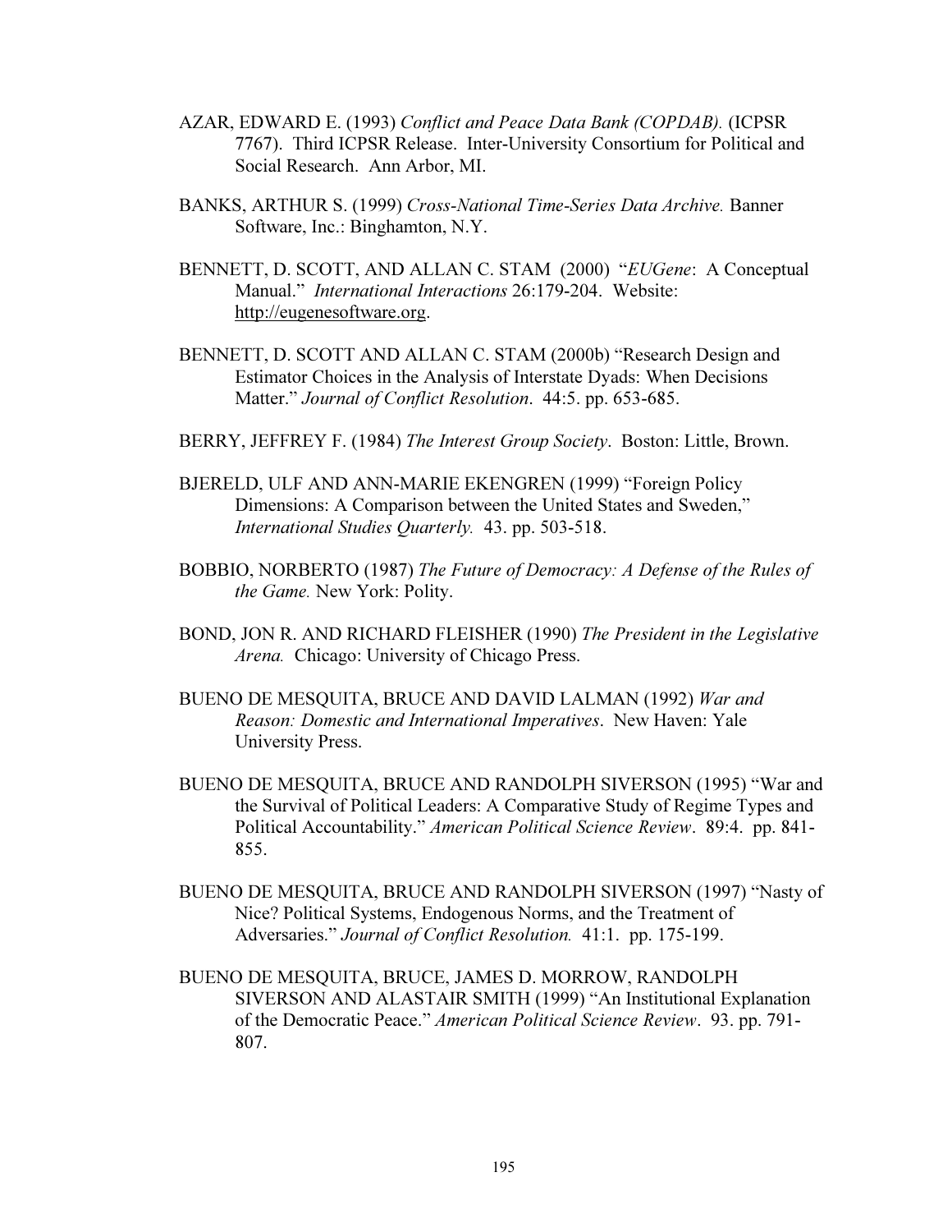AZAR, EDWARD E. (1993) *Conflict and Peace Data Bank (COPDAB).* (ICPSR 7767). Third ICPSR Release. Inter-University Consortium for Political and Social Research. Ann Arbor, MI.

BANKS, ARTHUR S. (1999) *Cross-National Time-Series Data Archive.* Banner Software, Inc.: Binghamton, N.Y.

BENNETT, D. SCOTT, AND ALLAN C. STAM (2000) "*EUGene*: A Conceptual Manual." *International Interactions* 26:179-204. Website: http://eugenesoftware.org.

BENNETT, D. SCOTT AND ALLAN C. STAM (2000b) "Research Design and Estimator Choices in the Analysis of Interstate Dyads: When Decisions Matter." *Journal of Conflict Resolution*. 44:5. pp. 653-685.

BERRY, JEFFREY F. (1984) *The Interest Group Society*. Boston: Little, Brown.

BJERELD, ULF AND ANN-MARIE EKENGREN (1999) "Foreign Policy Dimensions: A Comparison between the United States and Sweden," *International Studies Quarterly.* 43. pp. 503-518.

BOBBIO, NORBERTO (1987) *The Future of Democracy: A Defense of the Rules of the Game.* New York: Polity.

BOND, JON R. AND RICHARD FLEISHER (1990) *The President in the Legislative Arena.* Chicago: University of Chicago Press.

BUENO DE MESQUITA, BRUCE AND DAVID LALMAN (1992) *War and Reason: Domestic and International Imperatives*. New Haven: Yale University Press.

BUENO DE MESQUITA, BRUCE AND RANDOLPH SIVERSON (1995) "War and the Survival of Political Leaders: A Comparative Study of Regime Types and Political Accountability." *American Political Science Review*. 89:4. pp. 841-855.

BUENO DE MESQUITA, BRUCE AND RANDOLPH SIVERSON (1997) "Nasty of Nice? Political Systems, Endogenous Norms, and the Treatment of Adversaries." *Journal of Conflict Resolution.* 41:1. pp. 175-199.

BUENO DE MESQUITA, BRUCE, JAMES D. MORROW, RANDOLPH SIVERSON AND ALASTAIR SMITH (1999) "An Institutional Explanation of the Democratic Peace." *American Political Science Review*. 93. pp. 791-807.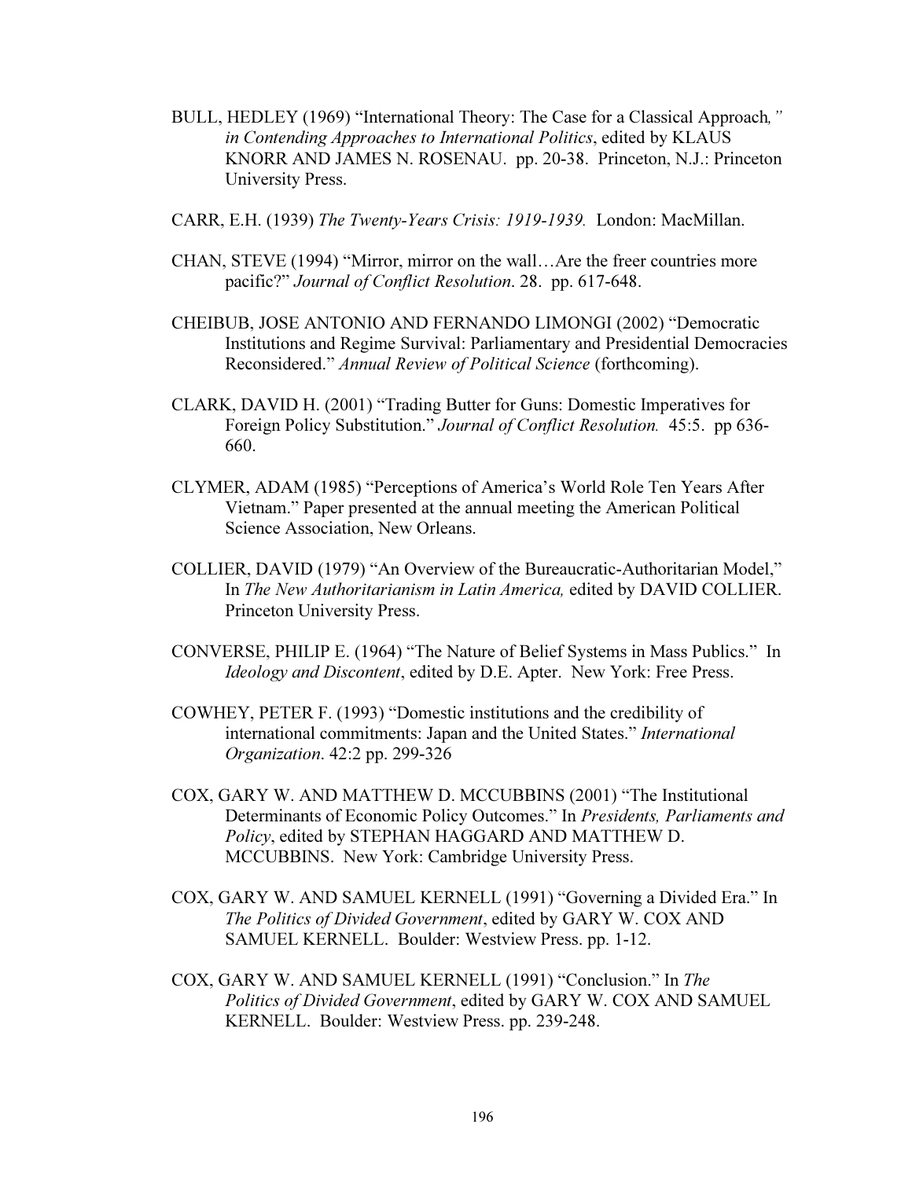BULL, HEDLEY (1969) "International Theory: The Case for a Classical Approach*," in Contending Approaches to International Politics*, edited by KLAUS KNORR AND JAMES N. ROSENAU. pp. 20-38. Princeton, N.J.: Princeton University Press.

CARR, E.H. (1939) *The Twenty-Years Crisis: 1919-1939.* London: MacMillan.

CHAN, STEVE (1994) "Mirror, mirror on the wall…Are the freer countries more pacific?" *Journal of Conflict Resolution*. 28. pp. 617-648.

CHEIBUB, JOSE ANTONIO AND FERNANDO LIMONGI (2002) "Democratic Institutions and Regime Survival: Parliamentary and Presidential Democracies Reconsidered." *Annual Review of Political Science* (forthcoming).

CLARK, DAVID H. (2001) "Trading Butter for Guns: Domestic Imperatives for Foreign Policy Substitution." *Journal of Conflict Resolution.* 45:5. pp 636-660.

CLYMER, ADAM (1985) "Perceptions of America's World Role Ten Years After Vietnam." Paper presented at the annual meeting the American Political Science Association, New Orleans.

COLLIER, DAVID (1979) "An Overview of the Bureaucratic-Authoritarian Model," In *The New Authoritarianism in Latin America,* edited by DAVID COLLIER. Princeton University Press.

CONVERSE, PHILIP E. (1964) "The Nature of Belief Systems in Mass Publics." In *Ideology and Discontent*, edited by D.E. Apter. New York: Free Press.

COWHEY, PETER F. (1993) "Domestic institutions and the credibility of international commitments: Japan and the United States." *International Organization*. 42:2 pp. 299-326

COX, GARY W. AND MATTHEW D. MCCUBBINS (2001) "The Institutional Determinants of Economic Policy Outcomes." In *Presidents, Parliaments and Policy*, edited by STEPHAN HAGGARD AND MATTHEW D. MCCUBBINS. New York: Cambridge University Press.

COX, GARY W. AND SAMUEL KERNELL (1991) "Governing a Divided Era." In *The Politics of Divided Government*, edited by GARY W. COX AND SAMUEL KERNELL. Boulder: Westview Press. pp. 1-12.

COX, GARY W. AND SAMUEL KERNELL (1991) "Conclusion." In *The Politics of Divided Government*, edited by GARY W. COX AND SAMUEL KERNELL. Boulder: Westview Press. pp. 239-248.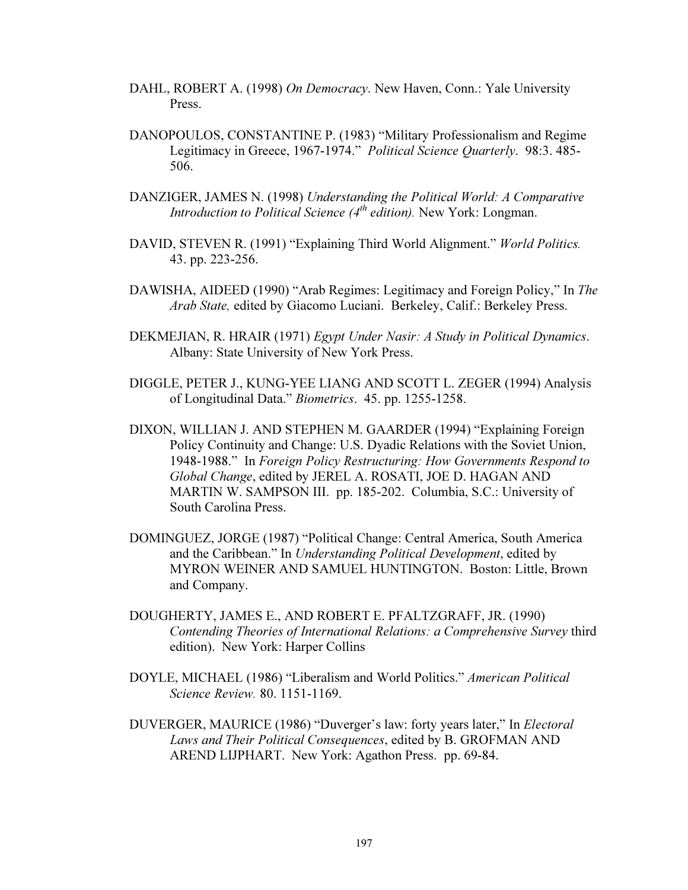DAHL, ROBERT A. (1998) *On Democracy*. New Haven, Conn.: Yale University Press.

DANOPOULOS, CONSTANTINE P. (1983) "Military Professionalism and Regime Legitimacy in Greece, 1967-1974." *Political Science Quarterly*. 98:3. 485-506.

DANZIGER, JAMES N. (1998) *Understanding the Political World: A Comparative Introduction to Political Science (4th edition).* New York: Longman.

DAVID, STEVEN R. (1991) "Explaining Third World Alignment." *World Politics.* 43. pp. 223-256.

DAWISHA, AIDEED (1990) "Arab Regimes: Legitimacy and Foreign Policy," In *The Arab State,* edited by Giacomo Luciani. Berkeley, Calif.: Berkeley Press.

DEKMEJIAN, R. HRAIR (1971) *Egypt Under Nasir: A Study in Political Dynamics*. Albany: State University of New York Press.

DIGGLE, PETER J., KUNG-YEE LIANG AND SCOTT L. ZEGER (1994) Analysis of Longitudinal Data." *Biometrics*. 45. pp. 1255-1258.

DIXON, WILLIAN J. AND STEPHEN M. GAARDER (1994) "Explaining Foreign Policy Continuity and Change: U.S. Dyadic Relations with the Soviet Union, 1948-1988." In *Foreign Policy Restructuring: How Governments Respond to Global Change*, edited by JEREL A. ROSATI, JOE D. HAGAN AND MARTIN W. SAMPSON III. pp. 185-202. Columbia, S.C.: University of South Carolina Press.

DOMINGUEZ, JORGE (1987) "Political Change: Central America, South America and the Caribbean." In *Understanding Political Development*, edited by MYRON WEINER AND SAMUEL HUNTINGTON. Boston: Little, Brown and Company.

DOUGHERTY, JAMES E., AND ROBERT E. PFALTZGRAFF, JR. (1990) *Contending Theories of International Relations: a Comprehensive Survey* third edition). New York: Harper Collins

DOYLE, MICHAEL (1986) "Liberalism and World Politics." *American Political Science Review.* 80. 1151-1169.

DUVERGER, MAURICE (1986) "Duverger's law: forty years later," In *Electoral Laws and Their Political Consequences*, edited by B. GROFMAN AND AREND LIJPHART. New York: Agathon Press. pp. 69-84.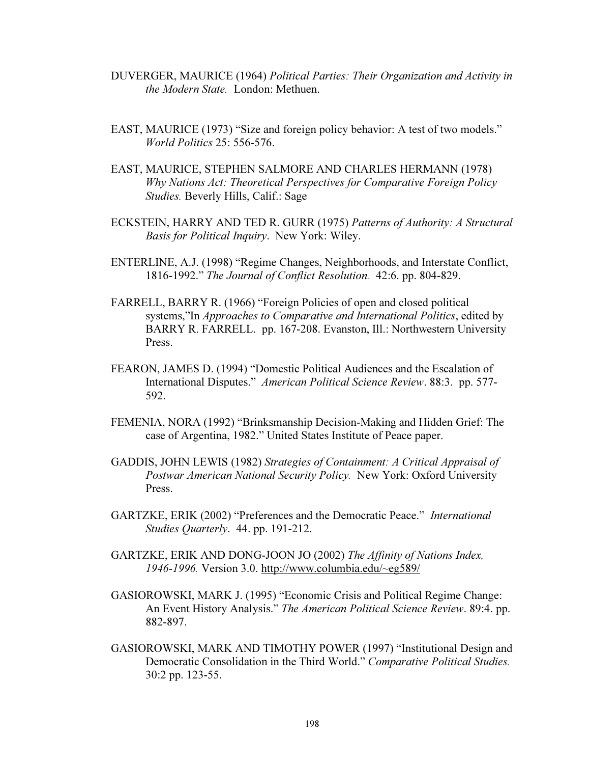DUVERGER, MAURICE (1964) *Political Parties: Their Organization and Activity in the Modern State.* London: Methuen.

EAST, MAURICE (1973) "Size and foreign policy behavior: A test of two models." *World Politics* 25: 556-576.

EAST, MAURICE, STEPHEN SALMORE AND CHARLES HERMANN (1978) *Why Nations Act: Theoretical Perspectives for Comparative Foreign Policy Studies.* Beverly Hills, Calif.: Sage

ECKSTEIN, HARRY AND TED R. GURR (1975) *Patterns of Authority: A Structural Basis for Political Inquiry*. New York: Wiley.

ENTERLINE, A.J. (1998) "Regime Changes, Neighborhoods, and Interstate Conflict, 1816-1992." *The Journal of Conflict Resolution.* 42:6. pp. 804-829.

FARRELL, BARRY R. (1966) "Foreign Policies of open and closed political systems,"In *Approaches to Comparative and International Politics*, edited by BARRY R. FARRELL. pp. 167-208. Evanston, Ill.: Northwestern University Press.

FEARON, JAMES D. (1994) "Domestic Political Audiences and the Escalation of International Disputes." *American Political Science Review*. 88:3. pp. 577-592.

FEMENIA, NORA (1992) "Brinksmanship Decision-Making and Hidden Grief: The case of Argentina, 1982." United States Institute of Peace paper.

GADDIS, JOHN LEWIS (1982) *Strategies of Containment: A Critical Appraisal of Postwar American National Security Policy.* New York: Oxford University Press.

GARTZKE, ERIK (2002) "Preferences and the Democratic Peace." *International Studies Quarterly*. 44. pp. 191-212.

GARTZKE, ERIK AND DONG-JOON JO (2002) *The Affinity of Nations Index, 1946-1996.* Version 3.0. http://www.columbia.edu/~eg589/

GASIOROWSKI, MARK J. (1995) "Economic Crisis and Political Regime Change: An Event History Analysis." *The American Political Science Review*. 89:4. pp. 882-897.

GASIOROWSKI, MARK AND TIMOTHY POWER (1997) "Institutional Design and Democratic Consolidation in the Third World." *Comparative Political Studies.* 30:2 pp. 123-55.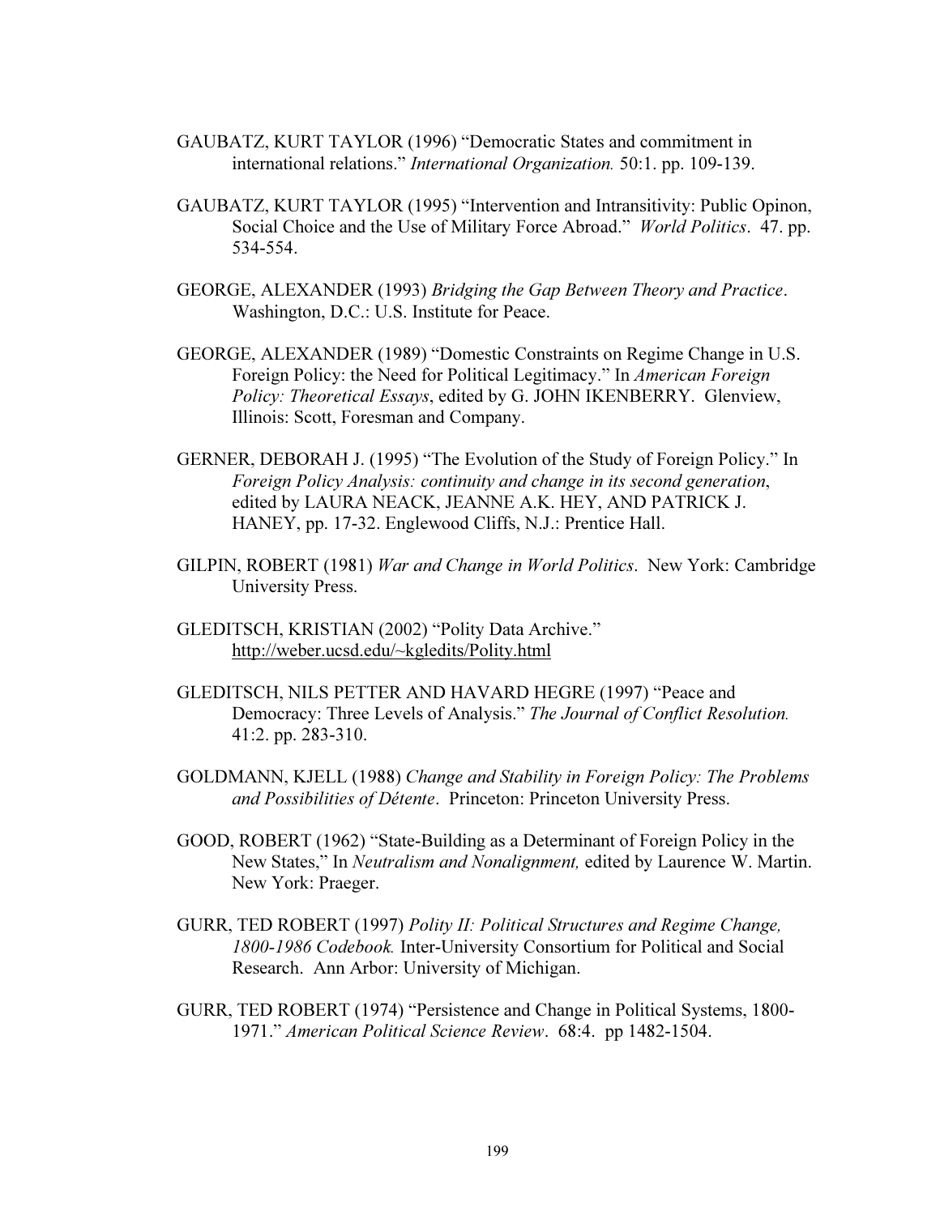GAUBATZ, KURT TAYLOR (1996) "Democratic States and commitment in international relations." *International Organization.* 50:1. pp. 109-139.

GAUBATZ, KURT TAYLOR (1995) "Intervention and Intransitivity: Public Opinon, Social Choice and the Use of Military Force Abroad." *World Politics*. 47. pp. 534-554.

GEORGE, ALEXANDER (1993) *Bridging the Gap Between Theory and Practice*. Washington, D.C.: U.S. Institute for Peace.

GEORGE, ALEXANDER (1989) "Domestic Constraints on Regime Change in U.S. Foreign Policy: the Need for Political Legitimacy." In *American Foreign Policy: Theoretical Essays*, edited by G. JOHN IKENBERRY. Glenview, Illinois: Scott, Foresman and Company.

GERNER, DEBORAH J. (1995) "The Evolution of the Study of Foreign Policy." In *Foreign Policy Analysis: continuity and change in its second generation*, edited by LAURA NEACK, JEANNE A.K. HEY, AND PATRICK J. HANEY, pp. 17-32. Englewood Cliffs, N.J.: Prentice Hall.

GILPIN, ROBERT (1981) *War and Change in World Politics*. New York: Cambridge University Press.

GLEDITSCH, KRISTIAN (2002) "Polity Data Archive." http://weber.ucsd.edu/~kgledits/Polity.html

GLEDITSCH, NILS PETTER AND HAVARD HEGRE (1997) "Peace and Democracy: Three Levels of Analysis." *The Journal of Conflict Resolution.* 41:2. pp. 283-310.

GOLDMANN, KJELL (1988) *Change and Stability in Foreign Policy: The Problems and Possibilities of Détente*. Princeton: Princeton University Press.

GOOD, ROBERT (1962) "State-Building as a Determinant of Foreign Policy in the New States," In *Neutralism and Nonalignment,* edited by Laurence W. Martin. New York: Praeger.

GURR, TED ROBERT (1997) *Polity II: Political Structures and Regime Change, 1800-1986 Codebook.* Inter-University Consortium for Political and Social Research. Ann Arbor: University of Michigan.

GURR, TED ROBERT (1974) "Persistence and Change in Political Systems, 1800-1971." *American Political Science Review*. 68:4. pp 1482-1504.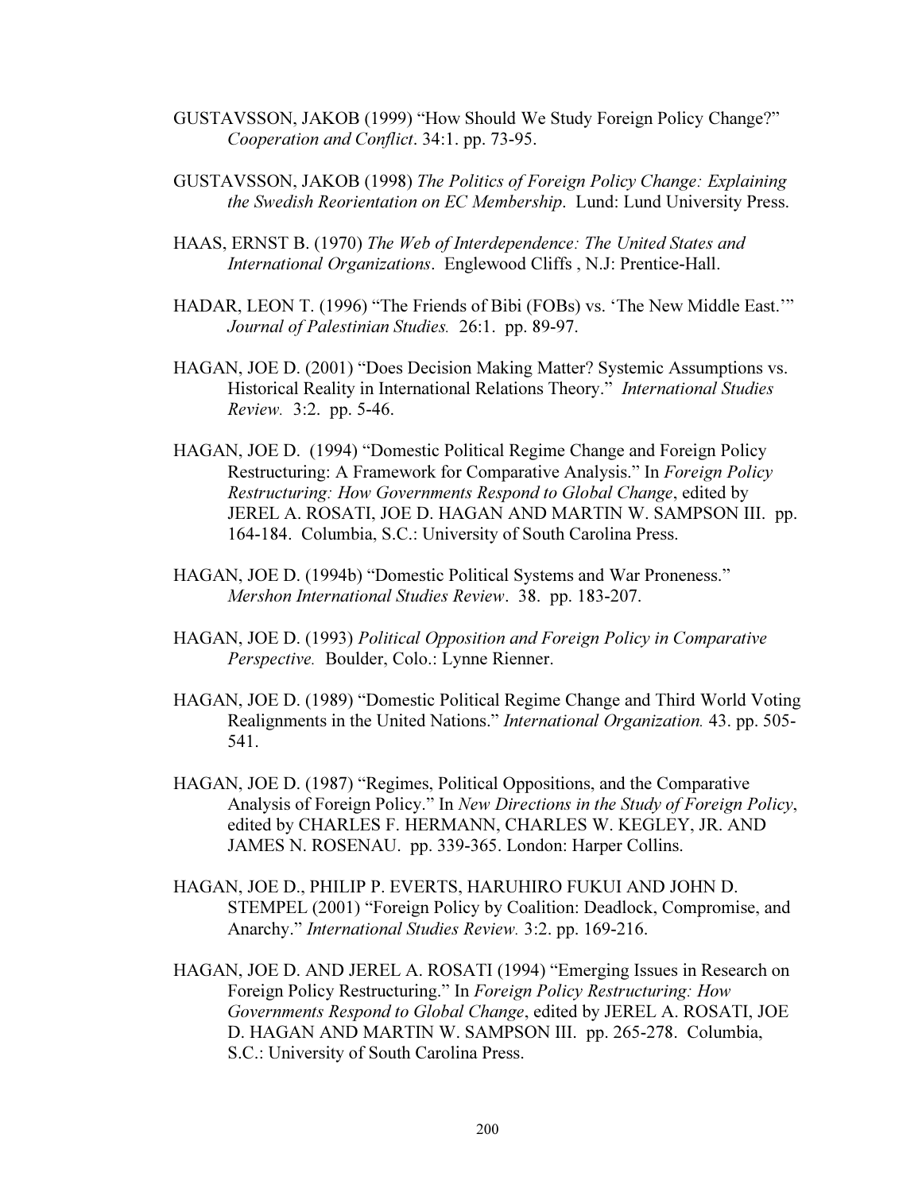GUSTAVSSON, JAKOB (1999) "How Should We Study Foreign Policy Change?" *Cooperation and Conflict*. 34:1. pp. 73-95.

GUSTAVSSON, JAKOB (1998) *The Politics of Foreign Policy Change: Explaining the Swedish Reorientation on EC Membership*. Lund: Lund University Press.

HAAS, ERNST B. (1970) *The Web of Interdependence: The United States and International Organizations*. Englewood Cliffs , N.J: Prentice-Hall.

HADAR, LEON T. (1996) "The Friends of Bibi (FOBs) vs. 'The New Middle East.'" *Journal of Palestinian Studies.* 26:1. pp. 89-97.

HAGAN, JOE D. (2001) "Does Decision Making Matter? Systemic Assumptions vs. Historical Reality in International Relations Theory." *International Studies Review.* 3:2. pp. 5-46.

HAGAN, JOE D. (1994) "Domestic Political Regime Change and Foreign Policy Restructuring: A Framework for Comparative Analysis." In *Foreign Policy Restructuring: How Governments Respond to Global Change*, edited by JEREL A. ROSATI, JOE D. HAGAN AND MARTIN W. SAMPSON III. pp. 164-184. Columbia, S.C.: University of South Carolina Press.

HAGAN, JOE D. (1994b) "Domestic Political Systems and War Proneness." *Mershon International Studies Review*. 38. pp. 183-207.

HAGAN, JOE D. (1993) *Political Opposition and Foreign Policy in Comparative Perspective.* Boulder, Colo.: Lynne Rienner.

HAGAN, JOE D. (1989) "Domestic Political Regime Change and Third World Voting Realignments in the United Nations." *International Organization.* 43. pp. 505-541.

HAGAN, JOE D. (1987) "Regimes, Political Oppositions, and the Comparative Analysis of Foreign Policy." In *New Directions in the Study of Foreign Policy*, edited by CHARLES F. HERMANN, CHARLES W. KEGLEY, JR. AND JAMES N. ROSENAU. pp. 339-365. London: Harper Collins.

HAGAN, JOE D., PHILIP P. EVERTS, HARUHIRO FUKUI AND JOHN D. STEMPEL (2001) "Foreign Policy by Coalition: Deadlock, Compromise, and Anarchy." *International Studies Review.* 3:2. pp. 169-216.

HAGAN, JOE D. AND JEREL A. ROSATI (1994) "Emerging Issues in Research on Foreign Policy Restructuring." In *Foreign Policy Restructuring: How Governments Respond to Global Change*, edited by JEREL A. ROSATI, JOE D. HAGAN AND MARTIN W. SAMPSON III. pp. 265-278. Columbia, S.C.: University of South Carolina Press.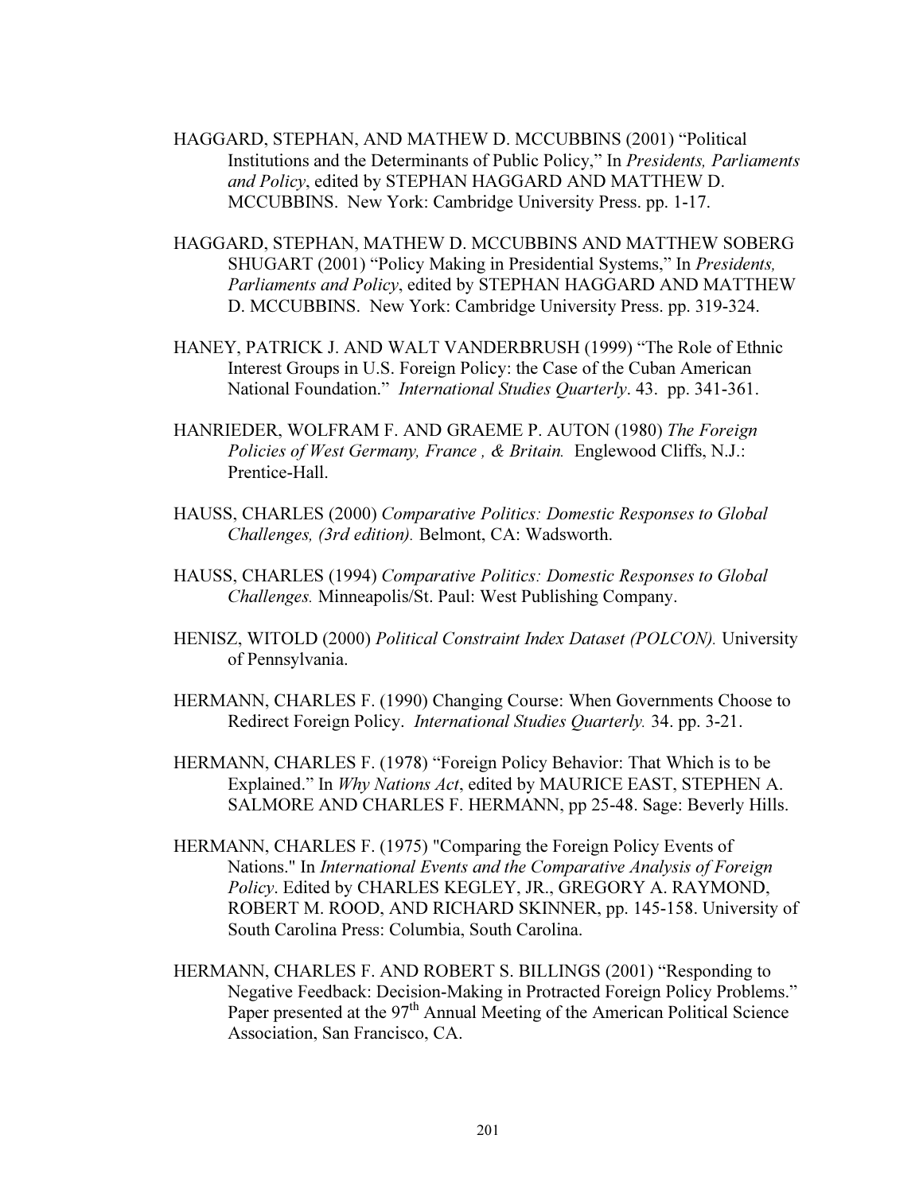HAGGARD, STEPHAN, AND MATHEW D. MCCUBBINS (2001) "Political Institutions and the Determinants of Public Policy," In *Presidents, Parliaments and Policy*, edited by STEPHAN HAGGARD AND MATTHEW D. MCCUBBINS. New York: Cambridge University Press. pp. 1-17.

HAGGARD, STEPHAN, MATHEW D. MCCUBBINS AND MATTHEW SOBERG SHUGART (2001) "Policy Making in Presidential Systems," In *Presidents, Parliaments and Policy*, edited by STEPHAN HAGGARD AND MATTHEW D. MCCUBBINS. New York: Cambridge University Press. pp. 319-324.

HANEY, PATRICK J. AND WALT VANDERBRUSH (1999) "The Role of Ethnic Interest Groups in U.S. Foreign Policy: the Case of the Cuban American National Foundation." *International Studies Quarterly*. 43. pp. 341-361.

HANRIEDER, WOLFRAM F. AND GRAEME P. AUTON (1980) *The Foreign Policies of West Germany, France , & Britain.* Englewood Cliffs, N.J.: Prentice-Hall.

HAUSS, CHARLES (2000) *Comparative Politics: Domestic Responses to Global Challenges, (3rd edition).* Belmont, CA: Wadsworth.

HAUSS, CHARLES (1994) *Comparative Politics: Domestic Responses to Global Challenges.* Minneapolis/St. Paul: West Publishing Company.

HENISZ, WITOLD (2000) *Political Constraint Index Dataset (POLCON).* University of Pennsylvania.

HERMANN, CHARLES F. (1990) Changing Course: When Governments Choose to Redirect Foreign Policy. *International Studies Quarterly.* 34. pp. 3-21.

HERMANN, CHARLES F. (1978) "Foreign Policy Behavior: That Which is to be Explained." In *Why Nations Act*, edited by MAURICE EAST, STEPHEN A. SALMORE AND CHARLES F. HERMANN, pp 25-48. Sage: Beverly Hills.

HERMANN, CHARLES F. (1975) "Comparing the Foreign Policy Events of Nations." In *International Events and the Comparative Analysis of Foreign Policy*. Edited by CHARLES KEGLEY, JR., GREGORY A. RAYMOND, ROBERT M. ROOD, AND RICHARD SKINNER, pp. 145-158. University of South Carolina Press: Columbia, South Carolina.

HERMANN, CHARLES F. AND ROBERT S. BILLINGS (2001) "Responding to Negative Feedback: Decision-Making in Protracted Foreign Policy Problems." Paper presented at the 97th Annual Meeting of the American Political Science Association, San Francisco, CA.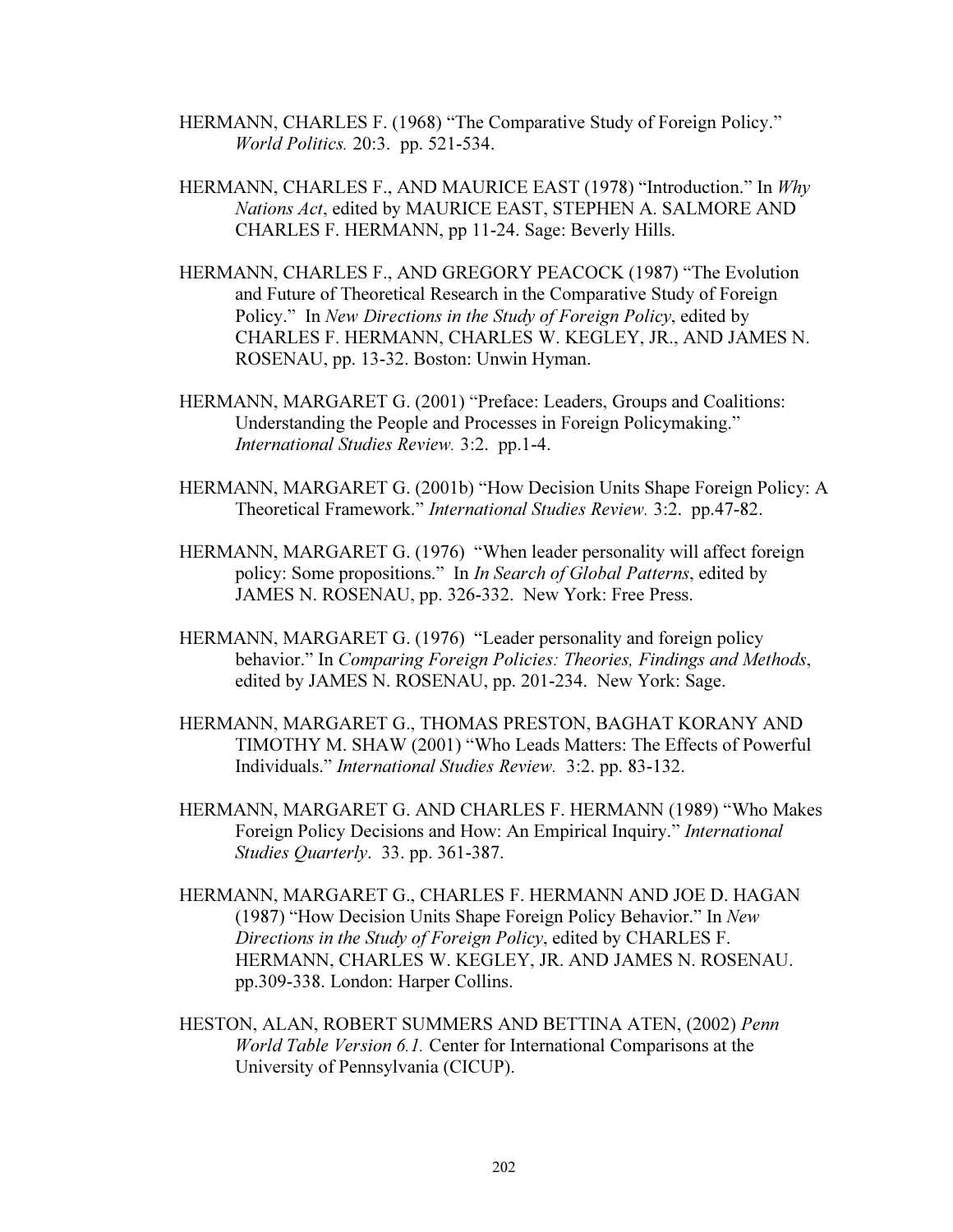HERMANN, CHARLES F. (1968) "The Comparative Study of Foreign Policy." *World Politics.* 20:3. pp. 521-534.

HERMANN, CHARLES F., AND MAURICE EAST (1978) "Introduction." In *Why Nations Act*, edited by MAURICE EAST, STEPHEN A. SALMORE AND CHARLES F. HERMANN, pp 11-24. Sage: Beverly Hills.

HERMANN, CHARLES F., AND GREGORY PEACOCK (1987) "The Evolution and Future of Theoretical Research in the Comparative Study of Foreign Policy." In *New Directions in the Study of Foreign Policy*, edited by CHARLES F. HERMANN, CHARLES W. KEGLEY, JR., AND JAMES N. ROSENAU, pp. 13-32. Boston: Unwin Hyman.

HERMANN, MARGARET G. (2001) "Preface: Leaders, Groups and Coalitions: Understanding the People and Processes in Foreign Policymaking." *International Studies Review.* 3:2. pp.1-4.

HERMANN, MARGARET G. (2001b) "How Decision Units Shape Foreign Policy: A Theoretical Framework." *International Studies Review.* 3:2. pp.47-82.

HERMANN, MARGARET G. (1976) "When leader personality will affect foreign policy: Some propositions." In *In Search of Global Patterns*, edited by JAMES N. ROSENAU, pp. 326-332. New York: Free Press.

HERMANN, MARGARET G. (1976) "Leader personality and foreign policy behavior." In *Comparing Foreign Policies: Theories, Findings and Methods*, edited by JAMES N. ROSENAU, pp. 201-234. New York: Sage.

HERMANN, MARGARET G., THOMAS PRESTON, BAGHAT KORANY AND TIMOTHY M. SHAW (2001) "Who Leads Matters: The Effects of Powerful Individuals." *International Studies Review.* 3:2. pp. 83-132.

HERMANN, MARGARET G. AND CHARLES F. HERMANN (1989) "Who Makes Foreign Policy Decisions and How: An Empirical Inquiry." *International Studies Quarterly*. 33. pp. 361-387.

HERMANN, MARGARET G., CHARLES F. HERMANN AND JOE D. HAGAN (1987) "How Decision Units Shape Foreign Policy Behavior." In *New Directions in the Study of Foreign Policy*, edited by CHARLES F. HERMANN, CHARLES W. KEGLEY, JR. AND JAMES N. ROSENAU. pp.309-338. London: Harper Collins.

HESTON, ALAN, ROBERT SUMMERS AND BETTINA ATEN, (2002) *Penn World Table Version 6.1.* Center for International Comparisons at the University of Pennsylvania (CICUP).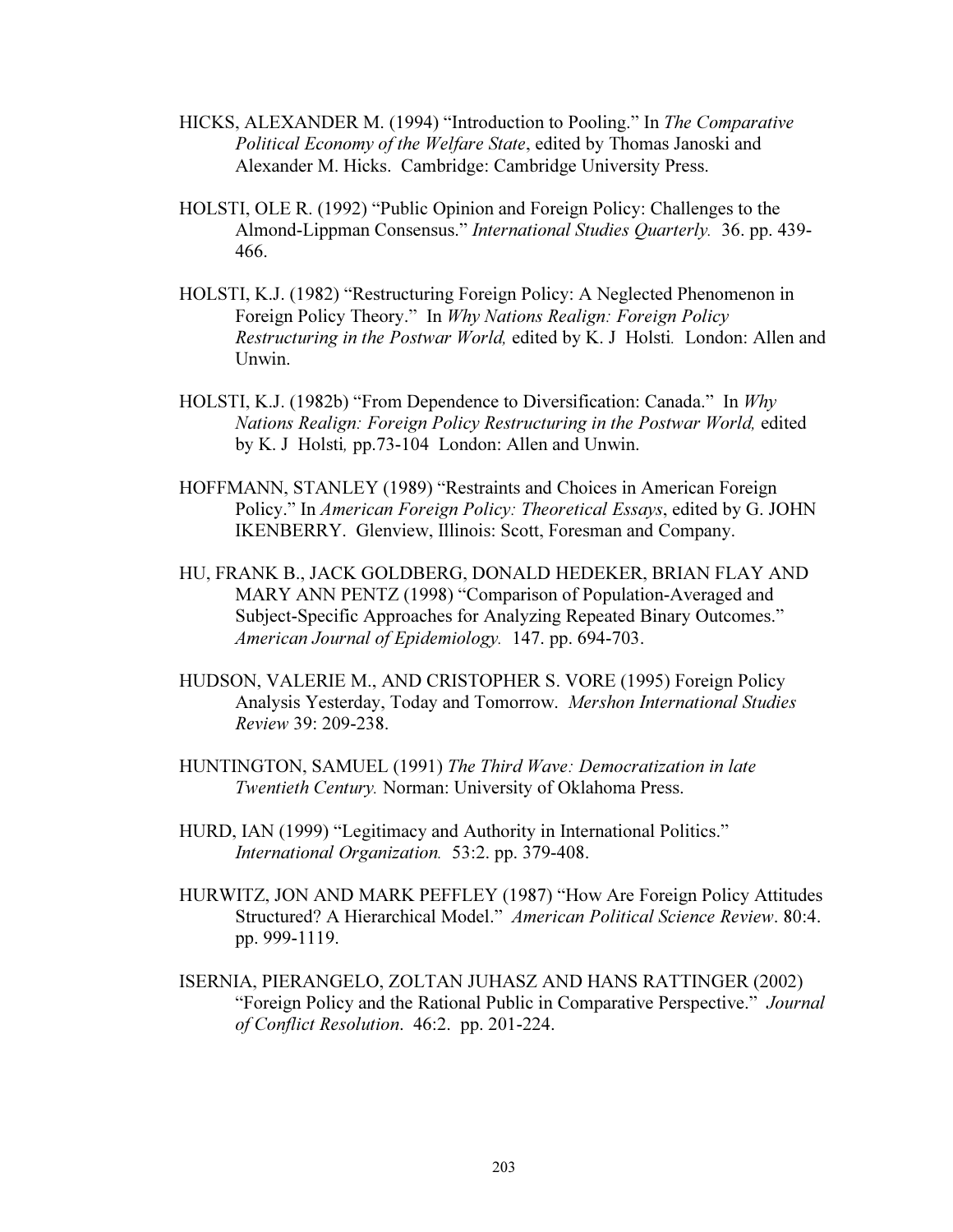HICKS, ALEXANDER M. (1994) "Introduction to Pooling." In *The Comparative Political Economy of the Welfare State*, edited by Thomas Janoski and Alexander M. Hicks. Cambridge: Cambridge University Press.

HOLSTI, OLE R. (1992) "Public Opinion and Foreign Policy: Challenges to the Almond-Lippman Consensus." *International Studies Quarterly.* 36. pp. 439-466.

HOLSTI, K.J. (1982) "Restructuring Foreign Policy: A Neglected Phenomenon in Foreign Policy Theory." In *Why Nations Realign: Foreign Policy Restructuring in the Postwar World,* edited by K. J Holsti*.* London: Allen and Unwin.

HOLSTI, K.J. (1982b) "From Dependence to Diversification: Canada." In *Why Nations Realign: Foreign Policy Restructuring in the Postwar World,* edited by K. J Holsti*,* pp.73-104 London: Allen and Unwin.

HOFFMANN, STANLEY (1989) "Restraints and Choices in American Foreign Policy." In *American Foreign Policy: Theoretical Essays*, edited by G. JOHN IKENBERRY. Glenview, Illinois: Scott, Foresman and Company.

HU, FRANK B., JACK GOLDBERG, DONALD HEDEKER, BRIAN FLAY AND MARY ANN PENTZ (1998) "Comparison of Population-Averaged and Subject-Specific Approaches for Analyzing Repeated Binary Outcomes." *American Journal of Epidemiology.* 147. pp. 694-703.

HUDSON, VALERIE M., AND CRISTOPHER S. VORE (1995) Foreign Policy Analysis Yesterday, Today and Tomorrow. *Mershon International Studies Review* 39: 209-238.

HUNTINGTON, SAMUEL (1991) *The Third Wave: Democratization in late Twentieth Century.* Norman: University of Oklahoma Press.

HURD, IAN (1999) "Legitimacy and Authority in International Politics." *International Organization.* 53:2. pp. 379-408.

HURWITZ, JON AND MARK PEFFLEY (1987) "How Are Foreign Policy Attitudes Structured? A Hierarchical Model." *American Political Science Review*. 80:4. pp. 999-1119.

ISERNIA, PIERANGELO, ZOLTAN JUHASZ AND HANS RATTINGER (2002) "Foreign Policy and the Rational Public in Comparative Perspective." *Journal of Conflict Resolution*. 46:2. pp. 201-224.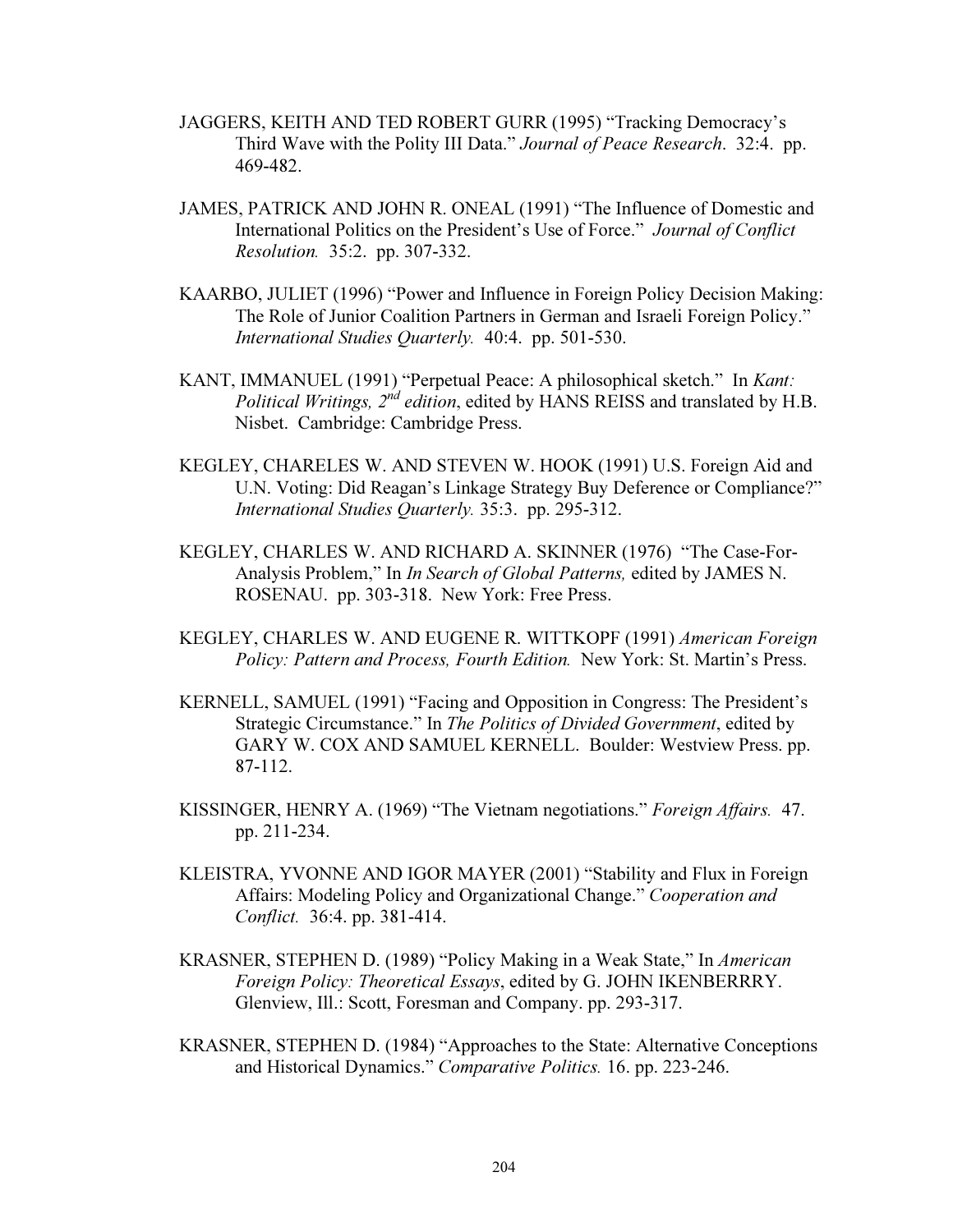JAGGERS, KEITH AND TED ROBERT GURR (1995) "Tracking Democracy's Third Wave with the Polity III Data." *Journal of Peace Research*. 32:4. pp. 469-482.

JAMES, PATRICK AND JOHN R. ONEAL (1991) "The Influence of Domestic and International Politics on the President's Use of Force." *Journal of Conflict Resolution.* 35:2. pp. 307-332.

KAARBO, JULIET (1996) "Power and Influence in Foreign Policy Decision Making: The Role of Junior Coalition Partners in German and Israeli Foreign Policy." *International Studies Quarterly.* 40:4. pp. 501-530.

KANT, IMMANUEL (1991) "Perpetual Peace: A philosophical sketch." In *Kant: Political Writings, 2nd edition*, edited by HANS REISS and translated by H.B. Nisbet. Cambridge: Cambridge Press.

KEGLEY, CHARELES W. AND STEVEN W. HOOK (1991) U.S. Foreign Aid and U.N. Voting: Did Reagan's Linkage Strategy Buy Deference or Compliance?" *International Studies Quarterly.* 35:3. pp. 295-312.

KEGLEY, CHARLES W. AND RICHARD A. SKINNER (1976) "The Case-For-Analysis Problem," In *In Search of Global Patterns,* edited by JAMES N. ROSENAU. pp. 303-318. New York: Free Press.

KEGLEY, CHARLES W. AND EUGENE R. WITTKOPF (1991) *American Foreign Policy: Pattern and Process, Fourth Edition.* New York: St. Martin's Press.

KERNELL, SAMUEL (1991) "Facing and Opposition in Congress: The President's Strategic Circumstance." In *The Politics of Divided Government*, edited by GARY W. COX AND SAMUEL KERNELL. Boulder: Westview Press. pp. 87-112.

KISSINGER, HENRY A. (1969) "The Vietnam negotiations." *Foreign Affairs.* 47. pp. 211-234.

KLEISTRA, YVONNE AND IGOR MAYER (2001) "Stability and Flux in Foreign Affairs: Modeling Policy and Organizational Change." *Cooperation and Conflict.* 36:4. pp. 381-414.

KRASNER, STEPHEN D. (1989) "Policy Making in a Weak State," In *American Foreign Policy: Theoretical Essays*, edited by G. JOHN IKENBERRRY. Glenview, Ill.: Scott, Foresman and Company. pp. 293-317.

KRASNER, STEPHEN D. (1984) "Approaches to the State: Alternative Conceptions and Historical Dynamics." *Comparative Politics.* 16. pp. 223-246.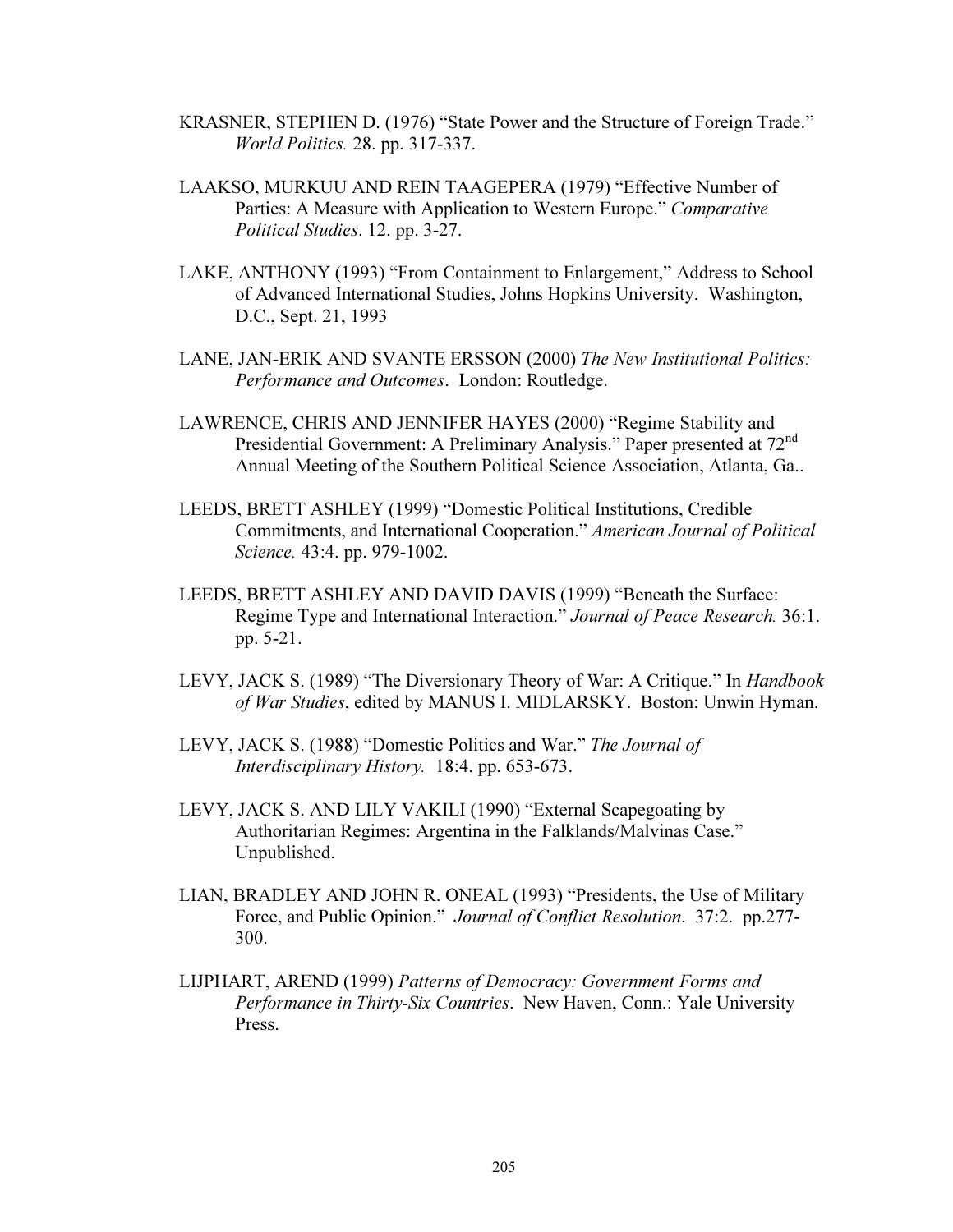KRASNER, STEPHEN D. (1976) "State Power and the Structure of Foreign Trade." *World Politics.* 28. pp. 317-337.

LAAKSO, MURKUU AND REIN TAAGEPERA (1979) "Effective Number of Parties: A Measure with Application to Western Europe." *Comparative Political Studies*. 12. pp. 3-27.

LAKE, ANTHONY (1993) "From Containment to Enlargement," Address to School of Advanced International Studies, Johns Hopkins University. Washington, D.C., Sept. 21, 1993

LANE, JAN-ERIK AND SVANTE ERSSON (2000) *The New Institutional Politics: Performance and Outcomes*. London: Routledge.

LAWRENCE, CHRIS AND JENNIFER HAYES (2000) "Regime Stability and Presidential Government: A Preliminary Analysis." Paper presented at 72nd Annual Meeting of the Southern Political Science Association, Atlanta, Ga..

LEEDS, BRETT ASHLEY (1999) "Domestic Political Institutions, Credible Commitments, and International Cooperation." *American Journal of Political Science.* 43:4. pp. 979-1002.

LEEDS, BRETT ASHLEY AND DAVID DAVIS (1999) "Beneath the Surface: Regime Type and International Interaction." *Journal of Peace Research.* 36:1. pp. 5-21.

LEVY, JACK S. (1989) "The Diversionary Theory of War: A Critique." In *Handbook of War Studies*, edited by MANUS I. MIDLARSKY. Boston: Unwin Hyman.

LEVY, JACK S. (1988) "Domestic Politics and War." *The Journal of Interdisciplinary History.* 18:4. pp. 653-673.

LEVY, JACK S. AND LILY VAKILI (1990) "External Scapegoating by Authoritarian Regimes: Argentina in the Falklands/Malvinas Case." Unpublished.

LIAN, BRADLEY AND JOHN R. ONEAL (1993) "Presidents, the Use of Military Force, and Public Opinion." *Journal of Conflict Resolution*. 37:2. pp.277-300.

LIJPHART, AREND (1999) *Patterns of Democracy: Government Forms and Performance in Thirty-Six Countries*. New Haven, Conn.: Yale University Press.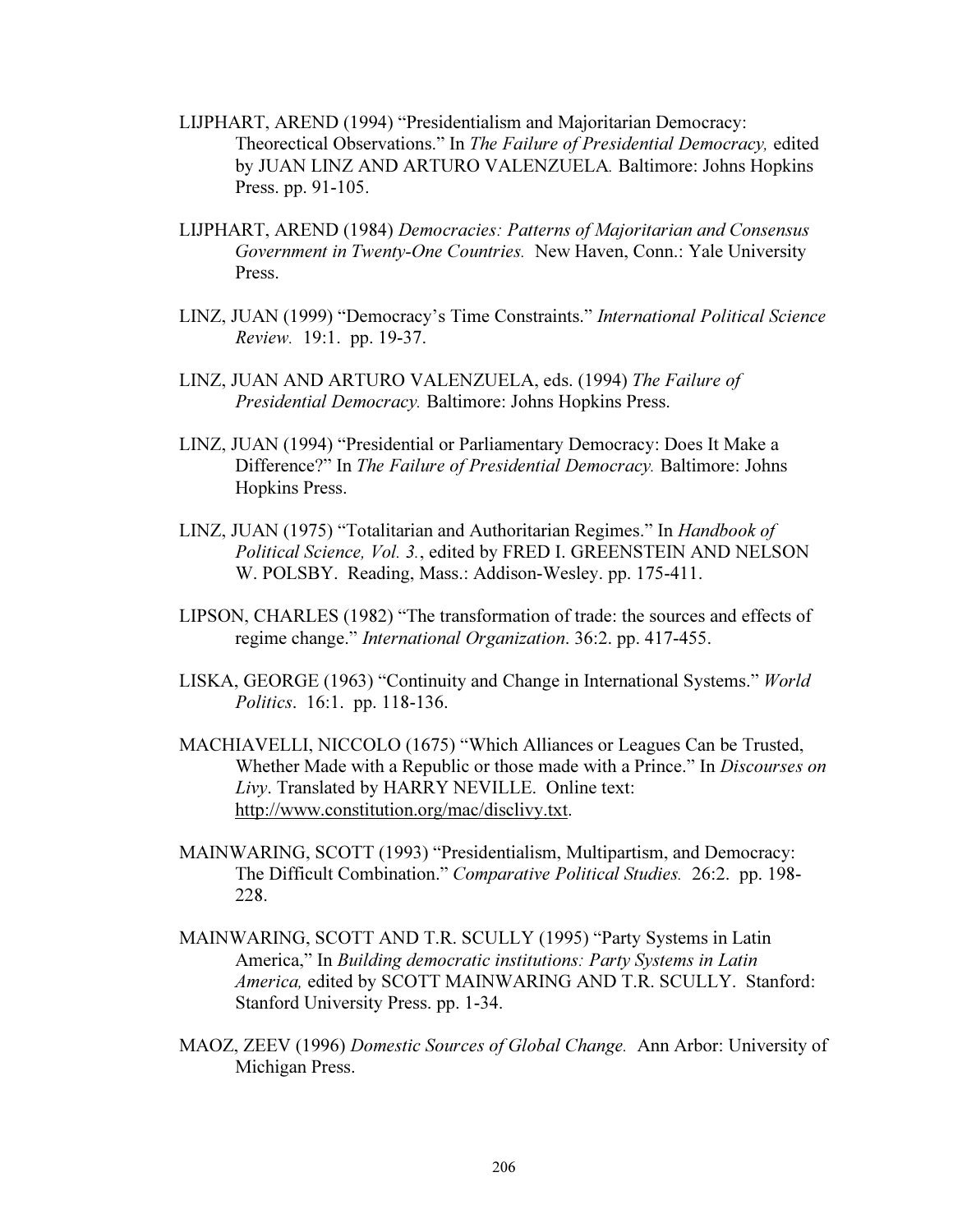LIJPHART, AREND (1994) "Presidentialism and Majoritarian Democracy: Theorectical Observations." In *The Failure of Presidential Democracy,* edited by JUAN LINZ AND ARTURO VALENZUELA*.* Baltimore: Johns Hopkins Press. pp. 91-105.

LIJPHART, AREND (1984) *Democracies: Patterns of Majoritarian and Consensus Government in Twenty-One Countries.* New Haven, Conn.: Yale University Press.

LINZ, JUAN (1999) "Democracy's Time Constraints." *International Political Science Review.* 19:1. pp. 19-37.

LINZ, JUAN AND ARTURO VALENZUELA, eds. (1994) *The Failure of Presidential Democracy.* Baltimore: Johns Hopkins Press.

LINZ, JUAN (1994) "Presidential or Parliamentary Democracy: Does It Make a Difference?" In *The Failure of Presidential Democracy.* Baltimore: Johns Hopkins Press.

LINZ, JUAN (1975) "Totalitarian and Authoritarian Regimes." In *Handbook of Political Science, Vol. 3.*, edited by FRED I. GREENSTEIN AND NELSON W. POLSBY. Reading, Mass.: Addison-Wesley. pp. 175-411.

LIPSON, CHARLES (1982) "The transformation of trade: the sources and effects of regime change." *International Organization*. 36:2. pp. 417-455.

LISKA, GEORGE (1963) "Continuity and Change in International Systems." *World Politics*. 16:1. pp. 118-136.

MACHIAVELLI, NICCOLO (1675) "Which Alliances or Leagues Can be Trusted, Whether Made with a Republic or those made with a Prince." In *Discourses on Livy*. Translated by HARRY NEVILLE. Online text: http://www.constitution.org/mac/disclivy.txt.

MAINWARING, SCOTT (1993) "Presidentialism, Multipartism, and Democracy: The Difficult Combination." *Comparative Political Studies.* 26:2. pp. 198-228.

MAINWARING, SCOTT AND T.R. SCULLY (1995) "Party Systems in Latin America," In *Building democratic institutions: Party Systems in Latin America,* edited by SCOTT MAINWARING AND T.R. SCULLY. Stanford: Stanford University Press. pp. 1-34.

MAOZ, ZEEV (1996) *Domestic Sources of Global Change.* Ann Arbor: University of Michigan Press.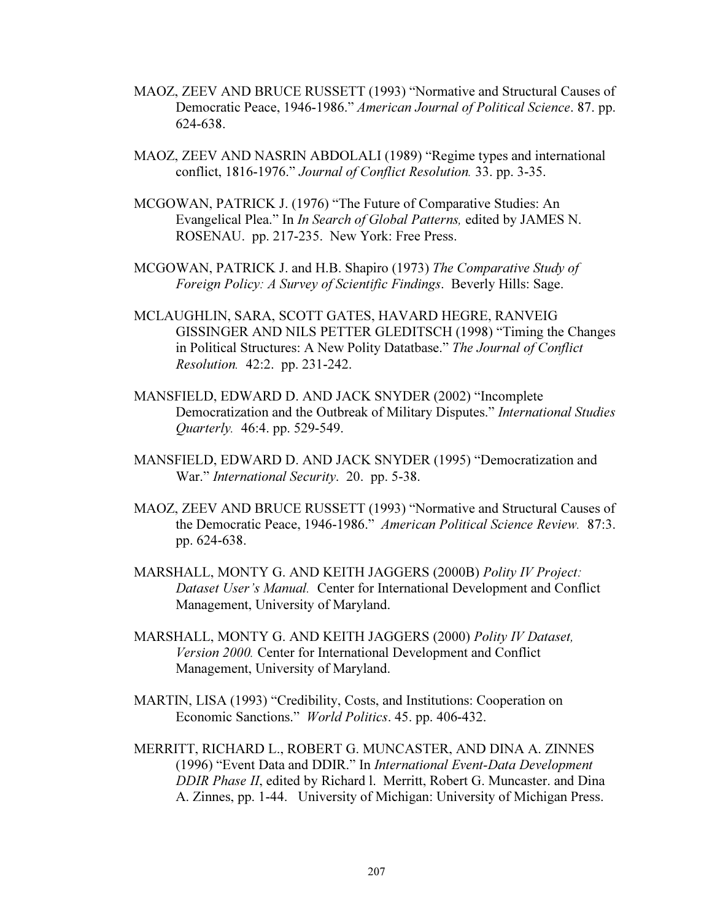MAOZ, ZEEV AND BRUCE RUSSETT (1993) "Normative and Structural Causes of Democratic Peace, 1946-1986." *American Journal of Political Science*. 87. pp. 624-638.

MAOZ, ZEEV AND NASRIN ABDOLALI (1989) "Regime types and international conflict, 1816-1976." *Journal of Conflict Resolution.* 33. pp. 3-35.

MCGOWAN, PATRICK J. (1976) "The Future of Comparative Studies: An Evangelical Plea." In *In Search of Global Patterns,* edited by JAMES N. ROSENAU. pp. 217-235. New York: Free Press.

MCGOWAN, PATRICK J. and H.B. Shapiro (1973) *The Comparative Study of Foreign Policy: A Survey of Scientific Findings*. Beverly Hills: Sage.

MCLAUGHLIN, SARA, SCOTT GATES, HAVARD HEGRE, RANVEIG GISSINGER AND NILS PETTER GLEDITSCH (1998) "Timing the Changes in Political Structures: A New Polity Datatbase." *The Journal of Conflict Resolution.* 42:2. pp. 231-242.

MANSFIELD, EDWARD D. AND JACK SNYDER (2002) "Incomplete Democratization and the Outbreak of Military Disputes." *International Studies Quarterly.* 46:4. pp. 529-549.

MANSFIELD, EDWARD D. AND JACK SNYDER (1995) "Democratization and War." *International Security*. 20. pp. 5-38.

MAOZ, ZEEV AND BRUCE RUSSETT (1993) "Normative and Structural Causes of the Democratic Peace, 1946-1986." *American Political Science Review.* 87:3. pp. 624-638.

MARSHALL, MONTY G. AND KEITH JAGGERS (2000B) *Polity IV Project: Dataset User's Manual.* Center for International Development and Conflict Management, University of Maryland.

MARSHALL, MONTY G. AND KEITH JAGGERS (2000) *Polity IV Dataset, Version 2000.* Center for International Development and Conflict Management, University of Maryland.

MARTIN, LISA (1993) "Credibility, Costs, and Institutions: Cooperation on Economic Sanctions." *World Politics*. 45. pp. 406-432.

MERRITT, RICHARD L., ROBERT G. MUNCASTER, AND DINA A. ZINNES (1996) "Event Data and DDIR." In *International Event-Data Development DDIR Phase II*, edited by Richard l. Merritt, Robert G. Muncaster. and Dina A. Zinnes, pp. 1-44. University of Michigan: University of Michigan Press.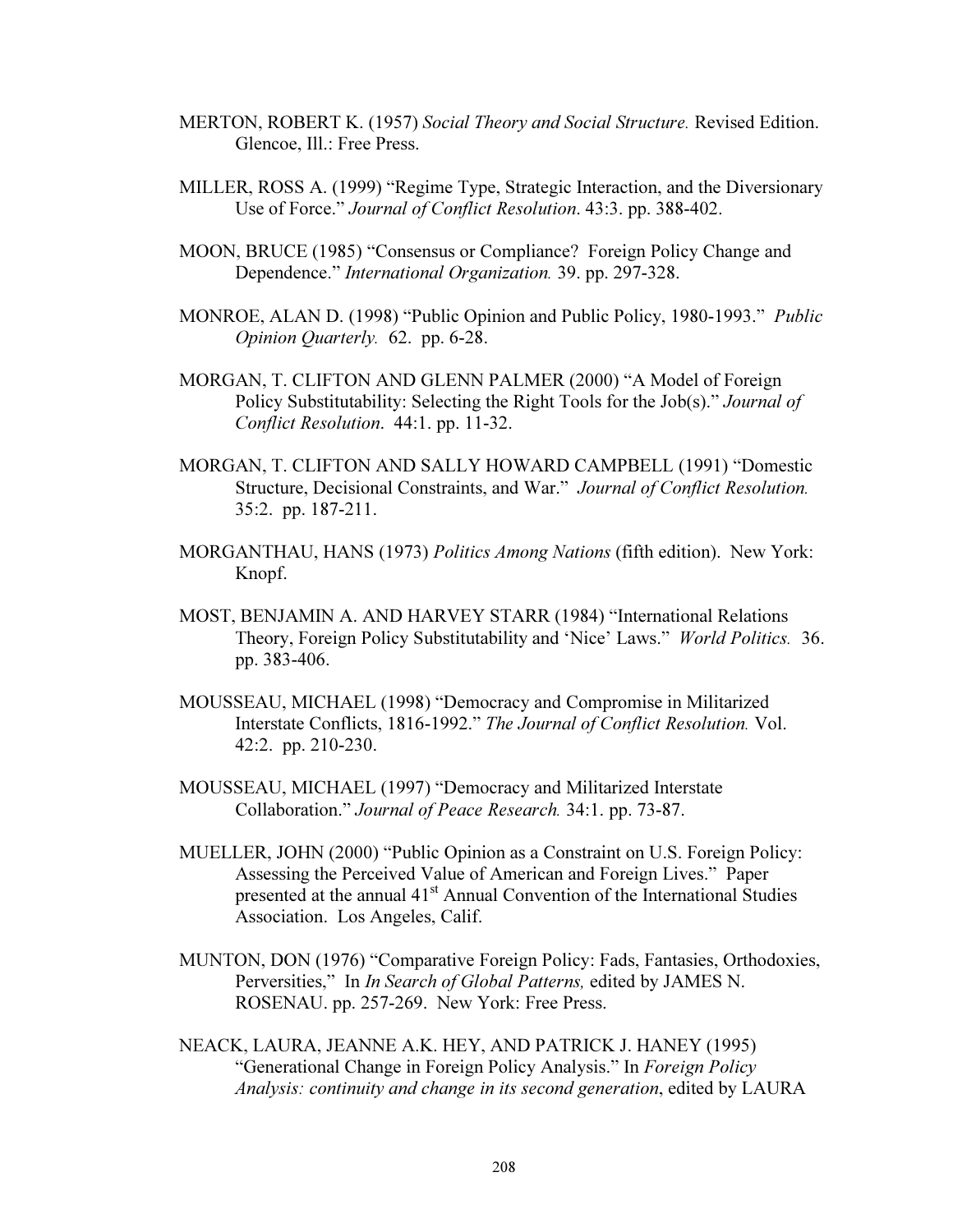MERTON, ROBERT K. (1957) *Social Theory and Social Structure.* Revised Edition. Glencoe, Ill.: Free Press.

MILLER, ROSS A. (1999) "Regime Type, Strategic Interaction, and the Diversionary Use of Force." *Journal of Conflict Resolution*. 43:3. pp. 388-402.

MOON, BRUCE (1985) "Consensus or Compliance? Foreign Policy Change and Dependence." *International Organization.* 39. pp. 297-328.

MONROE, ALAN D. (1998) "Public Opinion and Public Policy, 1980-1993." *Public Opinion Quarterly.* 62. pp. 6-28.

MORGAN, T. CLIFTON AND GLENN PALMER (2000) "A Model of Foreign Policy Substitutability: Selecting the Right Tools for the Job(s)." *Journal of Conflict Resolution*. 44:1. pp. 11-32.

MORGAN, T. CLIFTON AND SALLY HOWARD CAMPBELL (1991) "Domestic Structure, Decisional Constraints, and War." *Journal of Conflict Resolution.* 35:2. pp. 187-211.

MORGANTHAU, HANS (1973) *Politics Among Nations* (fifth edition). New York: Knopf.

MOST, BENJAMIN A. AND HARVEY STARR (1984) "International Relations Theory, Foreign Policy Substitutability and 'Nice' Laws." *World Politics.* 36. pp. 383-406.

MOUSSEAU, MICHAEL (1998) "Democracy and Compromise in Militarized Interstate Conflicts, 1816-1992." *The Journal of Conflict Resolution.* Vol. 42:2. pp. 210-230.

MOUSSEAU, MICHAEL (1997) "Democracy and Militarized Interstate Collaboration." *Journal of Peace Research.* 34:1. pp. 73-87.

MUELLER, JOHN (2000) "Public Opinion as a Constraint on U.S. Foreign Policy: Assessing the Perceived Value of American and Foreign Lives." Paper presented at the annual 41st Annual Convention of the International Studies Association. Los Angeles, Calif.

MUNTON, DON (1976) "Comparative Foreign Policy: Fads, Fantasies, Orthodoxies, Perversities," In *In Search of Global Patterns,* edited by JAMES N. ROSENAU. pp. 257-269. New York: Free Press.

NEACK, LAURA, JEANNE A.K. HEY, AND PATRICK J. HANEY (1995) "Generational Change in Foreign Policy Analysis." In *Foreign Policy Analysis: continuity and change in its second generation*, edited by LAURA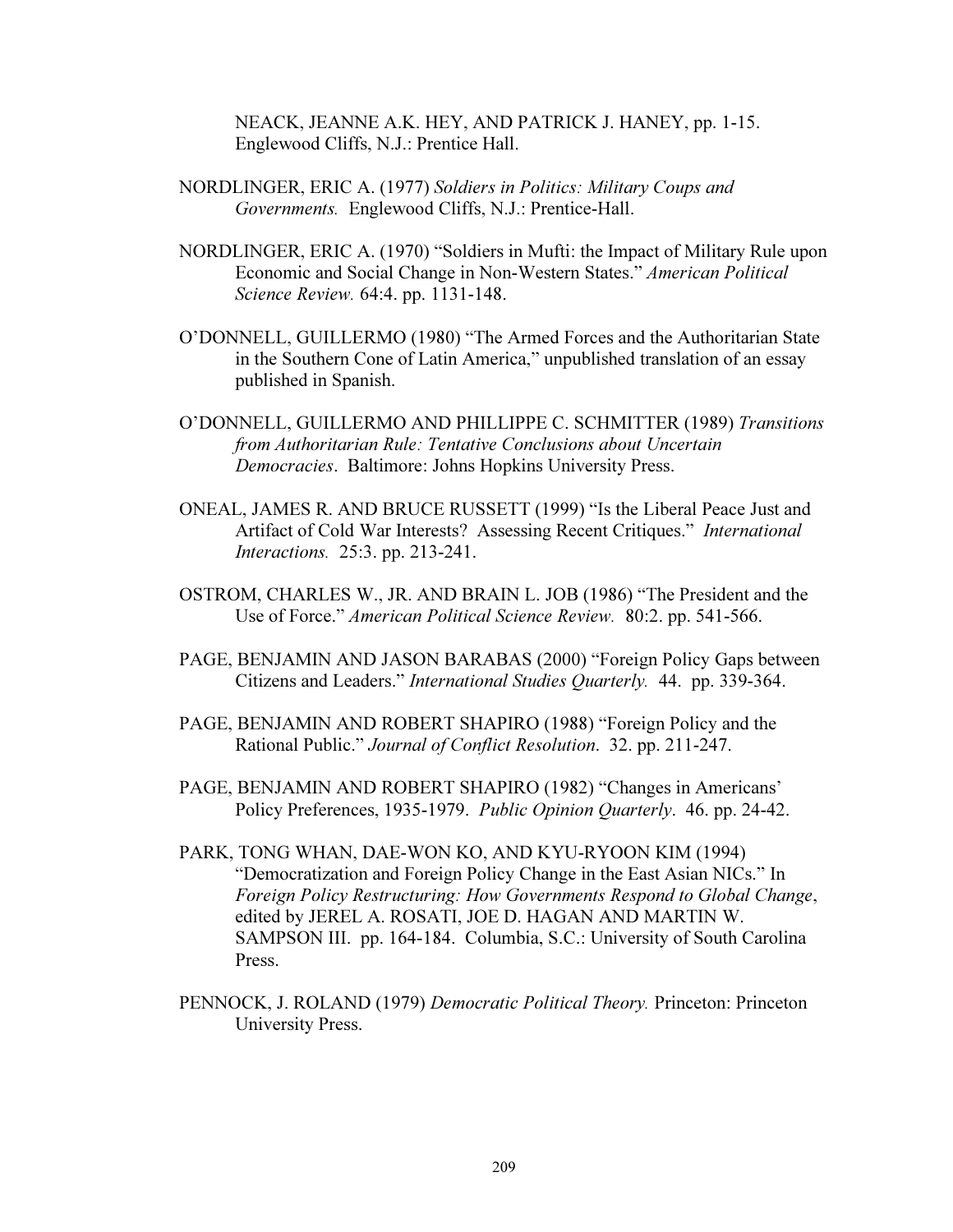NEACK, JEANNE A.K. HEY, AND PATRICK J. HANEY, pp. 1-15. Englewood Cliffs, N.J.: Prentice Hall.

NORDLINGER, ERIC A. (1977) *Soldiers in Politics: Military Coups and Governments.* Englewood Cliffs, N.J.: Prentice-Hall.

NORDLINGER, ERIC A. (1970) "Soldiers in Mufti: the Impact of Military Rule upon Economic and Social Change in Non-Western States." *American Political Science Review.* 64:4. pp. 1131-148.

O'DONNELL, GUILLERMO (1980) "The Armed Forces and the Authoritarian State in the Southern Cone of Latin America," unpublished translation of an essay published in Spanish.

O'DONNELL, GUILLERMO AND PHILLIPPE C. SCHMITTER (1989) *Transitions from Authoritarian Rule: Tentative Conclusions about Uncertain Democracies*. Baltimore: Johns Hopkins University Press.

ONEAL, JAMES R. AND BRUCE RUSSETT (1999) "Is the Liberal Peace Just and Artifact of Cold War Interests? Assessing Recent Critiques." *International Interactions.* 25:3. pp. 213-241.

OSTROM, CHARLES W., JR. AND BRAIN L. JOB (1986) "The President and the Use of Force." *American Political Science Review.* 80:2. pp. 541-566.

PAGE, BENJAMIN AND JASON BARABAS (2000) "Foreign Policy Gaps between Citizens and Leaders." *International Studies Quarterly.* 44. pp. 339-364.

PAGE, BENJAMIN AND ROBERT SHAPIRO (1988) "Foreign Policy and the Rational Public." *Journal of Conflict Resolution*. 32. pp. 211-247.

PAGE, BENJAMIN AND ROBERT SHAPIRO (1982) "Changes in Americans' Policy Preferences, 1935-1979. *Public Opinion Quarterly*. 46. pp. 24-42.

PARK, TONG WHAN, DAE-WON KO, AND KYU-RYOON KIM (1994) "Democratization and Foreign Policy Change in the East Asian NICs." In *Foreign Policy Restructuring: How Governments Respond to Global Change*, edited by JEREL A. ROSATI, JOE D. HAGAN AND MARTIN W. SAMPSON III. pp. 164-184. Columbia, S.C.: University of South Carolina Press.

PENNOCK, J. ROLAND (1979) *Democratic Political Theory.* Princeton: Princeton University Press.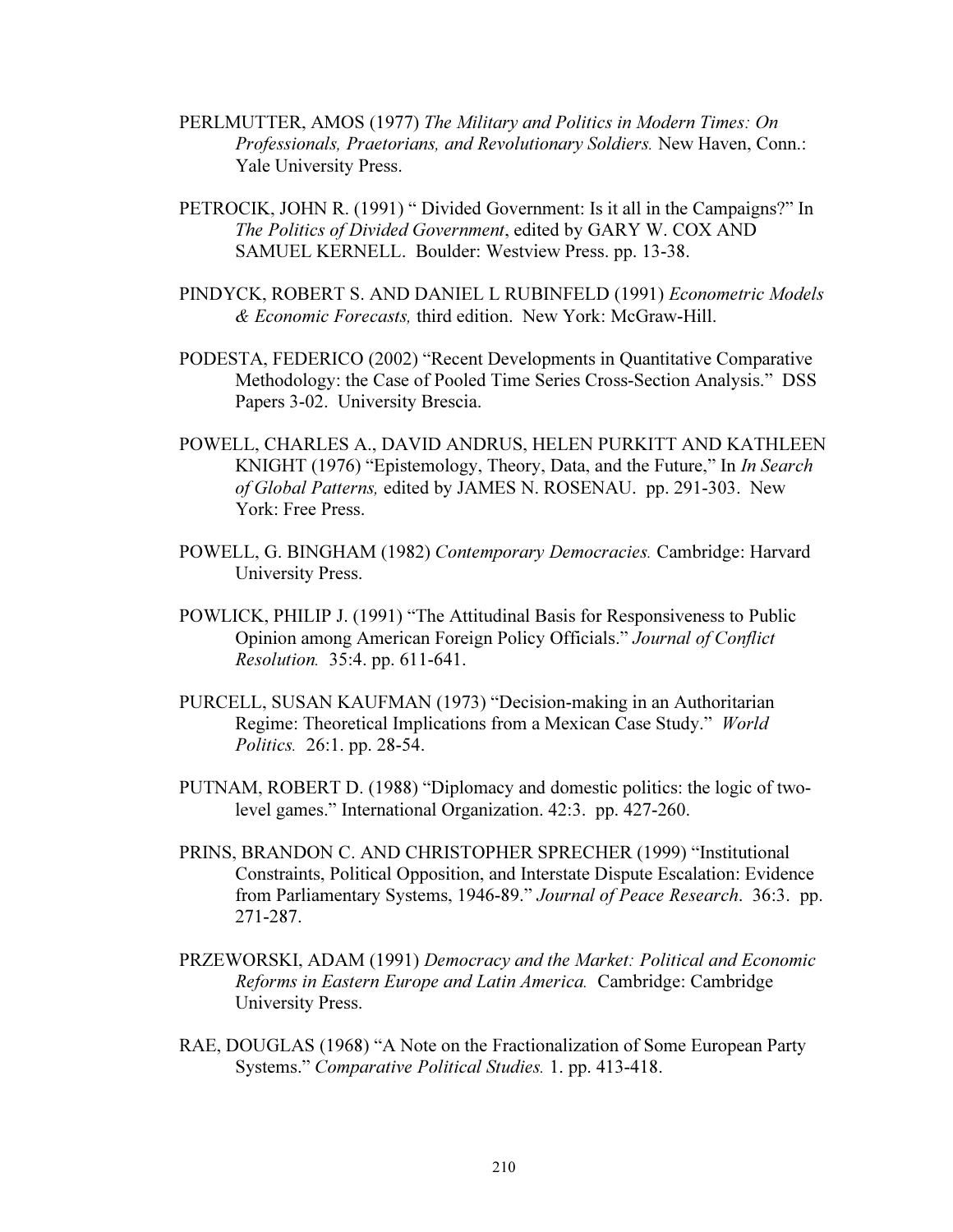PERLMUTTER, AMOS (1977) *The Military and Politics in Modern Times: On Professionals, Praetorians, and Revolutionary Soldiers.* New Haven, Conn.: Yale University Press.

PETROCIK, JOHN R. (1991) " Divided Government: Is it all in the Campaigns?" In *The Politics of Divided Government*, edited by GARY W. COX AND SAMUEL KERNELL. Boulder: Westview Press. pp. 13-38.

PINDYCK, ROBERT S. AND DANIEL L RUBINFELD (1991) *Econometric Models & Economic Forecasts,* third edition. New York: McGraw-Hill.

PODESTA, FEDERICO (2002) "Recent Developments in Quantitative Comparative Methodology: the Case of Pooled Time Series Cross-Section Analysis." DSS Papers 3-02. University Brescia.

POWELL, CHARLES A., DAVID ANDRUS, HELEN PURKITT AND KATHLEEN KNIGHT (1976) "Epistemology, Theory, Data, and the Future," In *In Search of Global Patterns,* edited by JAMES N. ROSENAU. pp. 291-303. New York: Free Press.

POWELL, G. BINGHAM (1982) *Contemporary Democracies.* Cambridge: Harvard University Press.

POWLICK, PHILIP J. (1991) "The Attitudinal Basis for Responsiveness to Public Opinion among American Foreign Policy Officials." *Journal of Conflict Resolution.* 35:4. pp. 611-641.

PURCELL, SUSAN KAUFMAN (1973) "Decision-making in an Authoritarian Regime: Theoretical Implications from a Mexican Case Study." *World Politics.* 26:1. pp. 28-54.

PUTNAM, ROBERT D. (1988) "Diplomacy and domestic politics: the logic of two-level games." International Organization. 42:3. pp. 427-260.

PRINS, BRANDON C. AND CHRISTOPHER SPRECHER (1999) "Institutional Constraints, Political Opposition, and Interstate Dispute Escalation: Evidence from Parliamentary Systems, 1946-89." *Journal of Peace Research*. 36:3. pp. 271-287.

PRZEWORSKI, ADAM (1991) *Democracy and the Market: Political and Economic Reforms in Eastern Europe and Latin America.* Cambridge: Cambridge University Press.

RAE, DOUGLAS (1968) "A Note on the Fractionalization of Some European Party Systems." *Comparative Political Studies.* 1. pp. 413-418.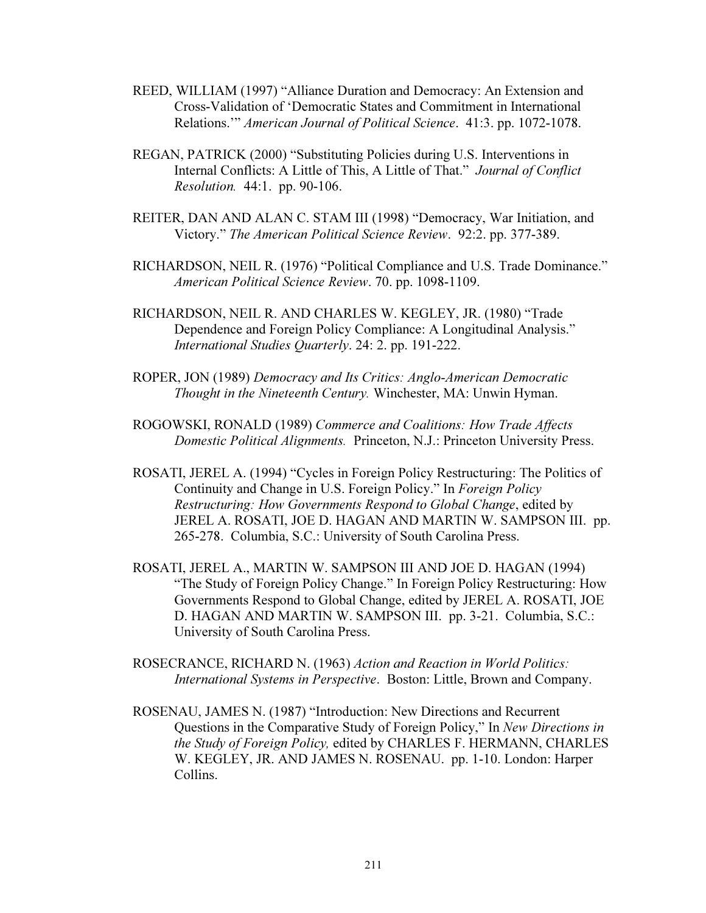REED, WILLIAM (1997) "Alliance Duration and Democracy: An Extension and Cross-Validation of 'Democratic States and Commitment in International Relations.'" *American Journal of Political Science*. 41:3. pp. 1072-1078.

REGAN, PATRICK (2000) "Substituting Policies during U.S. Interventions in Internal Conflicts: A Little of This, A Little of That." *Journal of Conflict Resolution.* 44:1. pp. 90-106.

REITER, DAN AND ALAN C. STAM III (1998) "Democracy, War Initiation, and Victory." *The American Political Science Review*. 92:2. pp. 377-389.

RICHARDSON, NEIL R. (1976) "Political Compliance and U.S. Trade Dominance." *American Political Science Review*. 70. pp. 1098-1109.

RICHARDSON, NEIL R. AND CHARLES W. KEGLEY, JR. (1980) "Trade Dependence and Foreign Policy Compliance: A Longitudinal Analysis." *International Studies Quarterly*. 24: 2. pp. 191-222.

ROPER, JON (1989) *Democracy and Its Critics: Anglo-American Democratic Thought in the Nineteenth Century.* Winchester, MA: Unwin Hyman.

ROGOWSKI, RONALD (1989) *Commerce and Coalitions: How Trade Affects Domestic Political Alignments.* Princeton, N.J.: Princeton University Press.

ROSATI, JEREL A. (1994) "Cycles in Foreign Policy Restructuring: The Politics of Continuity and Change in U.S. Foreign Policy." In *Foreign Policy Restructuring: How Governments Respond to Global Change*, edited by JEREL A. ROSATI, JOE D. HAGAN AND MARTIN W. SAMPSON III. pp. 265-278. Columbia, S.C.: University of South Carolina Press.

ROSATI, JEREL A., MARTIN W. SAMPSON III AND JOE D. HAGAN (1994) "The Study of Foreign Policy Change." In Foreign Policy Restructuring: How Governments Respond to Global Change, edited by JEREL A. ROSATI, JOE D. HAGAN AND MARTIN W. SAMPSON III. pp. 3-21. Columbia, S.C.: University of South Carolina Press.

ROSECRANCE, RICHARD N. (1963) *Action and Reaction in World Politics: International Systems in Perspective*. Boston: Little, Brown and Company.

ROSENAU, JAMES N. (1987) "Introduction: New Directions and Recurrent Questions in the Comparative Study of Foreign Policy," In *New Directions in the Study of Foreign Policy,* edited by CHARLES F. HERMANN, CHARLES W. KEGLEY, JR. AND JAMES N. ROSENAU. pp. 1-10. London: Harper Collins.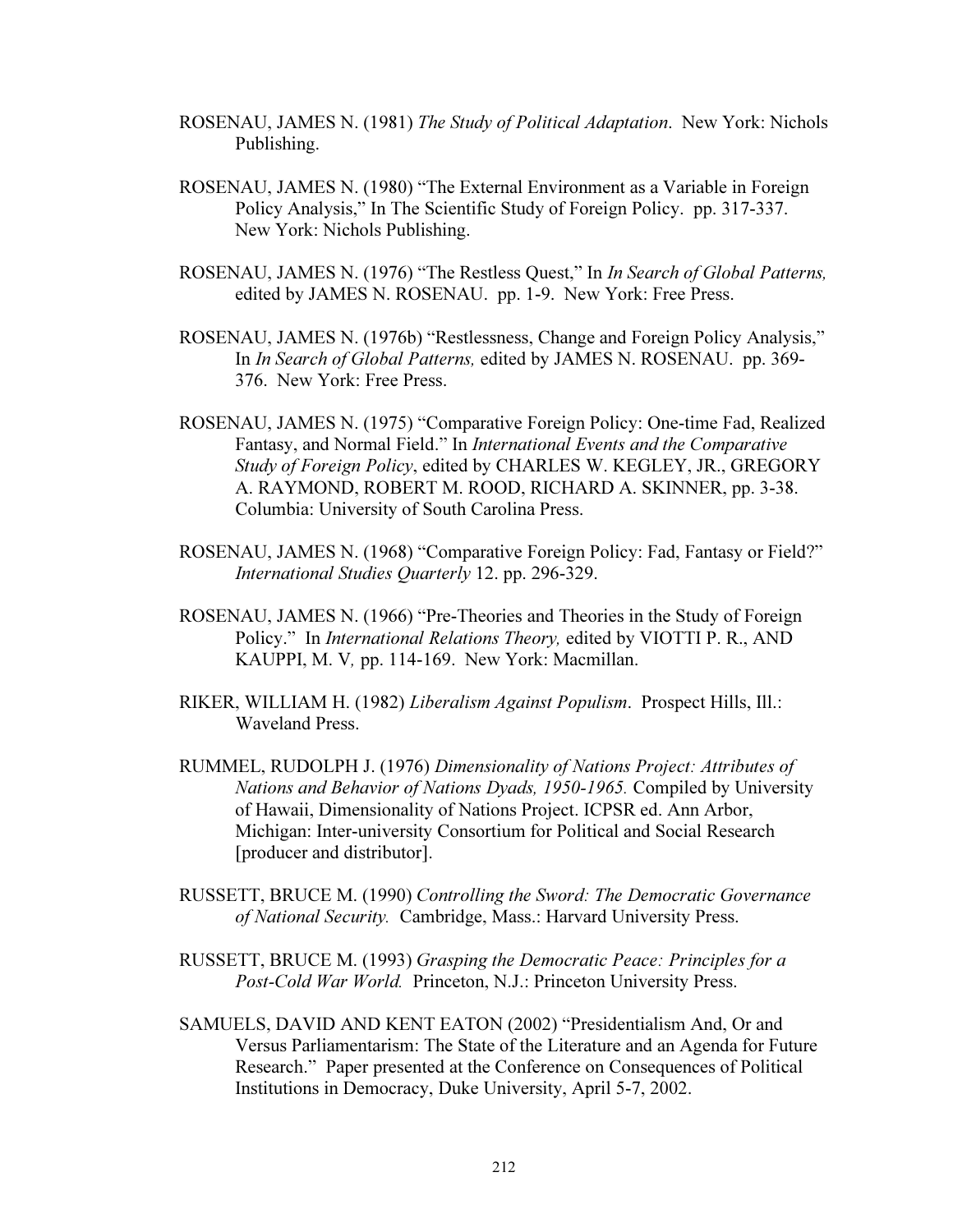ROSENAU, JAMES N. (1981) *The Study of Political Adaptation*. New York: Nichols Publishing.

ROSENAU, JAMES N. (1980) "The External Environment as a Variable in Foreign Policy Analysis," In The Scientific Study of Foreign Policy. pp. 317-337. New York: Nichols Publishing.

ROSENAU, JAMES N. (1976) "The Restless Quest," In *In Search of Global Patterns,* edited by JAMES N. ROSENAU. pp. 1-9. New York: Free Press.

ROSENAU, JAMES N. (1976b) "Restlessness, Change and Foreign Policy Analysis," In *In Search of Global Patterns,* edited by JAMES N. ROSENAU. pp. 369-376. New York: Free Press.

ROSENAU, JAMES N. (1975) "Comparative Foreign Policy: One-time Fad, Realized Fantasy, and Normal Field." In *International Events and the Comparative Study of Foreign Policy*, edited by CHARLES W. KEGLEY, JR., GREGORY A. RAYMOND, ROBERT M. ROOD, RICHARD A. SKINNER, pp. 3-38. Columbia: University of South Carolina Press.

ROSENAU, JAMES N. (1968) "Comparative Foreign Policy: Fad, Fantasy or Field?" *International Studies Quarterly* 12. pp. 296-329.

ROSENAU, JAMES N. (1966) "Pre-Theories and Theories in the Study of Foreign Policy." In *International Relations Theory,* edited by VIOTTI P. R., AND KAUPPI, M. V*,* pp. 114-169. New York: Macmillan.

RIKER, WILLIAM H. (1982) *Liberalism Against Populism*. Prospect Hills, Ill.: Waveland Press.

RUMMEL, RUDOLPH J. (1976) *Dimensionality of Nations Project: Attributes of Nations and Behavior of Nations Dyads, 1950-1965.* Compiled by University of Hawaii, Dimensionality of Nations Project. ICPSR ed. Ann Arbor, Michigan: Inter-university Consortium for Political and Social Research [producer and distributor].

RUSSETT, BRUCE M. (1990) *Controlling the Sword: The Democratic Governance of National Security.* Cambridge, Mass.: Harvard University Press.

RUSSETT, BRUCE M. (1993) *Grasping the Democratic Peace: Principles for a Post-Cold War World.* Princeton, N.J.: Princeton University Press.

SAMUELS, DAVID AND KENT EATON (2002) "Presidentialism And, Or and Versus Parliamentarism: The State of the Literature and an Agenda for Future Research." Paper presented at the Conference on Consequences of Political Institutions in Democracy, Duke University, April 5-7, 2002.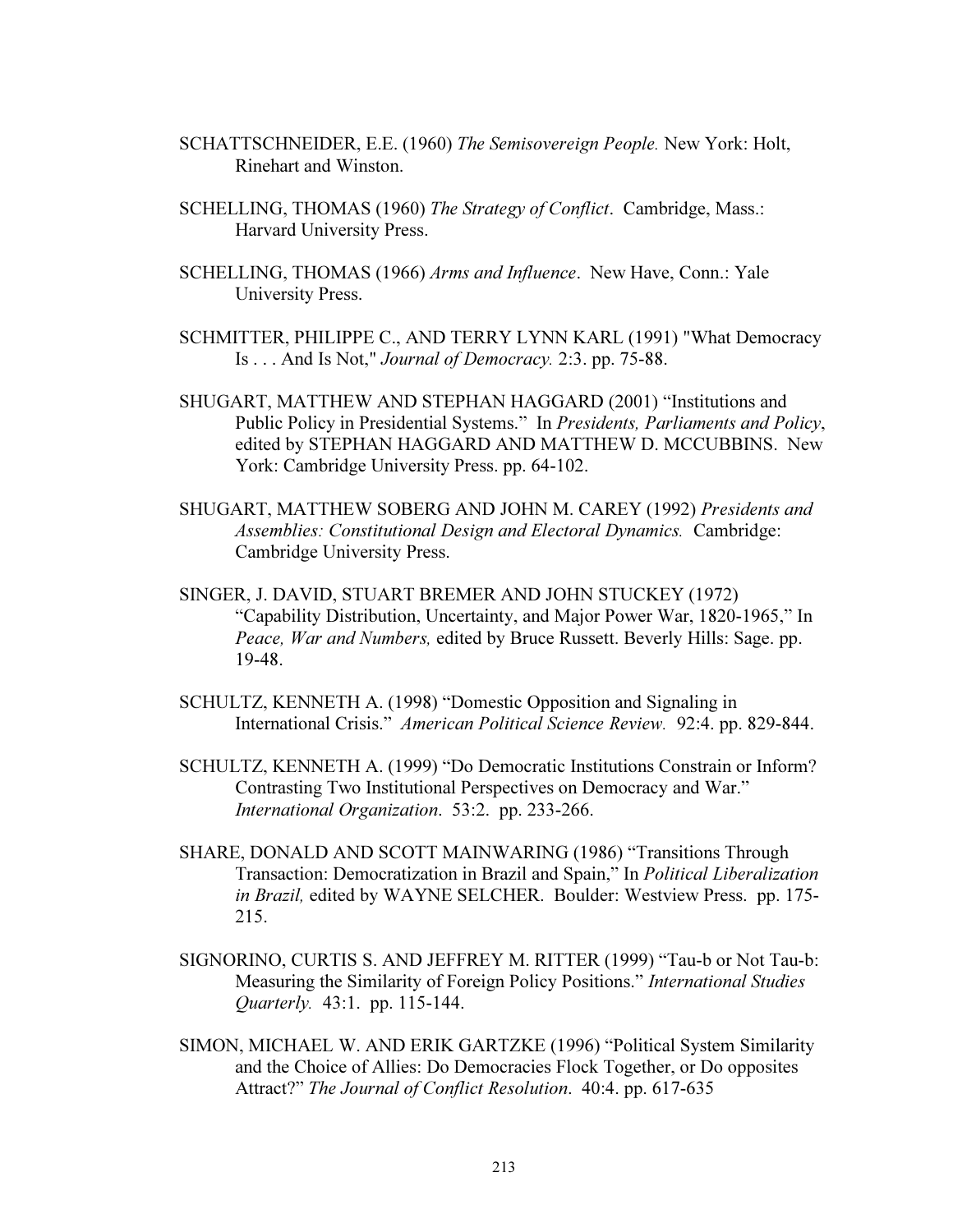SCHATTSCHNEIDER, E.E. (1960) *The Semisovereign People.* New York: Holt, Rinehart and Winston.

SCHELLING, THOMAS (1960) *The Strategy of Conflict*. Cambridge, Mass.: Harvard University Press.

SCHELLING, THOMAS (1966) *Arms and Influence*. New Have, Conn.: Yale University Press.

SCHMITTER, PHILIPPE C., AND TERRY LYNN KARL (1991) "What Democracy Is . . . And Is Not," *Journal of Democracy.* 2:3. pp. 75-88.

SHUGART, MATTHEW AND STEPHAN HAGGARD (2001) "Institutions and Public Policy in Presidential Systems." In *Presidents, Parliaments and Policy*, edited by STEPHAN HAGGARD AND MATTHEW D. MCCUBBINS. New York: Cambridge University Press. pp. 64-102.

SHUGART, MATTHEW SOBERG AND JOHN M. CAREY (1992) *Presidents and Assemblies: Constitutional Design and Electoral Dynamics.* Cambridge: Cambridge University Press.

SINGER, J. DAVID, STUART BREMER AND JOHN STUCKEY (1972) "Capability Distribution, Uncertainty, and Major Power War, 1820-1965," In *Peace, War and Numbers,* edited by Bruce Russett. Beverly Hills: Sage. pp. 19-48.

SCHULTZ, KENNETH A. (1998) "Domestic Opposition and Signaling in International Crisis." *American Political Science Review.* 92:4. pp. 829-844.

SCHULTZ, KENNETH A. (1999) "Do Democratic Institutions Constrain or Inform? Contrasting Two Institutional Perspectives on Democracy and War." *International Organization*. 53:2. pp. 233-266.

SHARE, DONALD AND SCOTT MAINWARING (1986) "Transitions Through Transaction: Democratization in Brazil and Spain," In *Political Liberalization in Brazil,* edited by WAYNE SELCHER. Boulder: Westview Press. pp. 175-215.

SIGNORINO, CURTIS S. AND JEFFREY M. RITTER (1999) "Tau-b or Not Tau-b: Measuring the Similarity of Foreign Policy Positions." *International Studies Quarterly.* 43:1. pp. 115-144.

SIMON, MICHAEL W. AND ERIK GARTZKE (1996) "Political System Similarity and the Choice of Allies: Do Democracies Flock Together, or Do opposites Attract?" *The Journal of Conflict Resolution*. 40:4. pp. 617-635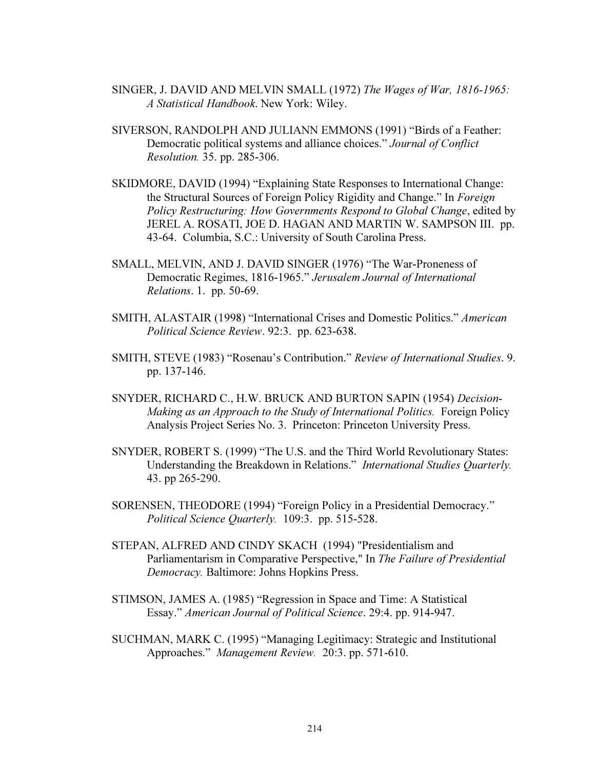SINGER, J. DAVID AND MELVIN SMALL (1972) *The Wages of War, 1816-1965: A Statistical Handbook*. New York: Wiley.

SIVERSON, RANDOLPH AND JULIANN EMMONS (1991) "Birds of a Feather: Democratic political systems and alliance choices." *Journal of Conflict Resolution.* 35. pp. 285-306.

SKIDMORE, DAVID (1994) "Explaining State Responses to International Change: the Structural Sources of Foreign Policy Rigidity and Change." In *Foreign Policy Restructuring: How Governments Respond to Global Change*, edited by JEREL A. ROSATI, JOE D. HAGAN AND MARTIN W. SAMPSON III. pp. 43-64. Columbia, S.C.: University of South Carolina Press.

SMALL, MELVIN, AND J. DAVID SINGER (1976) "The War-Proneness of Democratic Regimes, 1816-1965." *Jerusalem Journal of International Relations*. 1. pp. 50-69.

SMITH, ALASTAIR (1998) "International Crises and Domestic Politics." *American Political Science Review*. 92:3. pp. 623-638.

SMITH, STEVE (1983) "Rosenau's Contribution." *Review of International Studies*. 9. pp. 137-146.

SNYDER, RICHARD C., H.W. BRUCK AND BURTON SAPIN (1954) *Decision-Making as an Approach to the Study of International Politics.* Foreign Policy Analysis Project Series No. 3. Princeton: Princeton University Press.

SNYDER, ROBERT S. (1999) "The U.S. and the Third World Revolutionary States: Understanding the Breakdown in Relations." *International Studies Quarterly.* 43. pp 265-290.

SORENSEN, THEODORE (1994) "Foreign Policy in a Presidential Democracy." *Political Science Quarterly.* 109:3. pp. 515-528.

STEPAN, ALFRED AND CINDY SKACH (1994) "Presidentialism and Parliamentarism in Comparative Perspective," In *The Failure of Presidential Democracy.* Baltimore: Johns Hopkins Press.

STIMSON, JAMES A. (1985) "Regression in Space and Time: A Statistical Essay." *American Journal of Political Science*. 29:4. pp. 914-947.

SUCHMAN, MARK C. (1995) "Managing Legitimacy: Strategic and Institutional Approaches." *Management Review.* 20:3. pp. 571-610.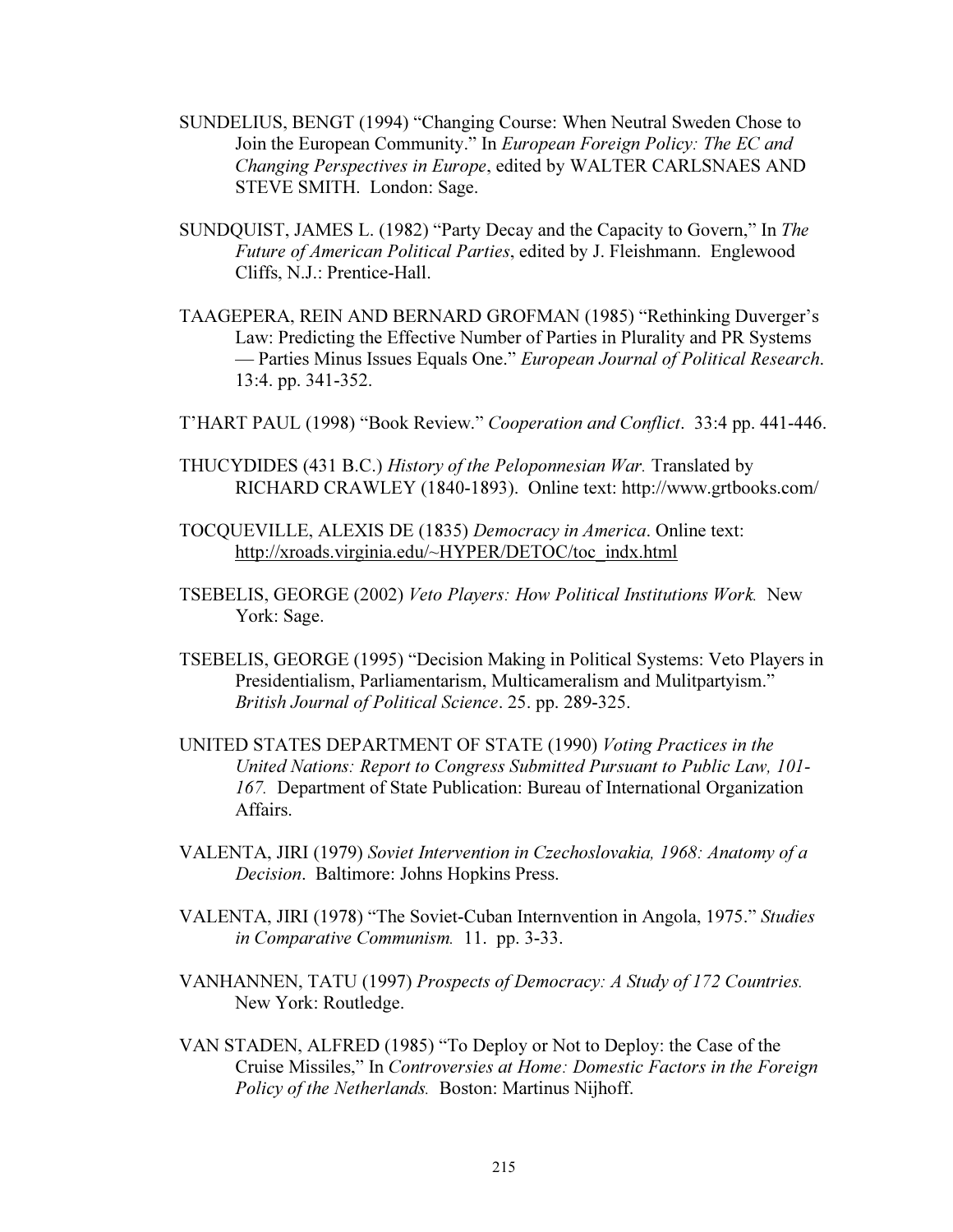SUNDELIUS, BENGT (1994) “Changing Course: When Neutral Sweden Chose to Join the European Community.” In *European Foreign Policy: The EC and Changing Perspectives in Europe*, edited by WALTER CARLSNAES AND STEVE SMITH. London: Sage.

SUNDQUIST, JAMES L. (1982) “Party Decay and the Capacity to Govern,” In *The Future of American Political Parties*, edited by J. Fleishmann. Englewood Cliffs, N.J.: Prentice-Hall.

TAAGEPERA, REIN AND BERNARD GROFMAN (1985) “Rethinking Duverger’s Law: Predicting the Effective Number of Parties in Plurality and PR Systems — Parties Minus Issues Equals One.” *European Journal of Political Research*. 13:4. pp. 341-352.

T’HART PAUL (1998) “Book Review.” *Cooperation and Conflict*. 33:4 pp. 441-446.

THUCYDIDES (431 B.C.) *History of the Peloponnesian War.* Translated by RICHARD CRAWLEY (1840-1893). Online text: http://www.grtbooks.com/

TOCQUEVILLE, ALEXIS DE (1835) *Democracy in America*. Online text: http://xroads.virginia.edu/~HYPER/DETOC/toc_indx.html

TSEBELIS, GEORGE (2002) *Veto Players: How Political Institutions Work.* New York: Sage.

TSEBELIS, GEORGE (1995) “Decision Making in Political Systems: Veto Players in Presidentialism, Parliamentarism, Multicameralism and Mulitpartyism.” *British Journal of Political Science*. 25. pp. 289-325.

UNITED STATES DEPARTMENT OF STATE (1990) *Voting Practices in the United Nations: Report to Congress Submitted Pursuant to Public Law, 101-167.* Department of State Publication: Bureau of International Organization Affairs.

VALENTA, JIRI (1979) *Soviet Intervention in Czechoslovakia, 1968: Anatomy of a Decision*. Baltimore: Johns Hopkins Press.

VALENTA, JIRI (1978) “The Soviet-Cuban Internvention in Angola, 1975.” *Studies in Comparative Communism.* 11. pp. 3-33.

VANHANNEN, TATU (1997) *Prospects of Democracy: A Study of 172 Countries.* New York: Routledge.

VAN STADEN, ALFRED (1985) “To Deploy or Not to Deploy: the Case of the Cruise Missiles,” In *Controversies at Home: Domestic Factors in the Foreign Policy of the Netherlands.* Boston: Martinus Nijhoff.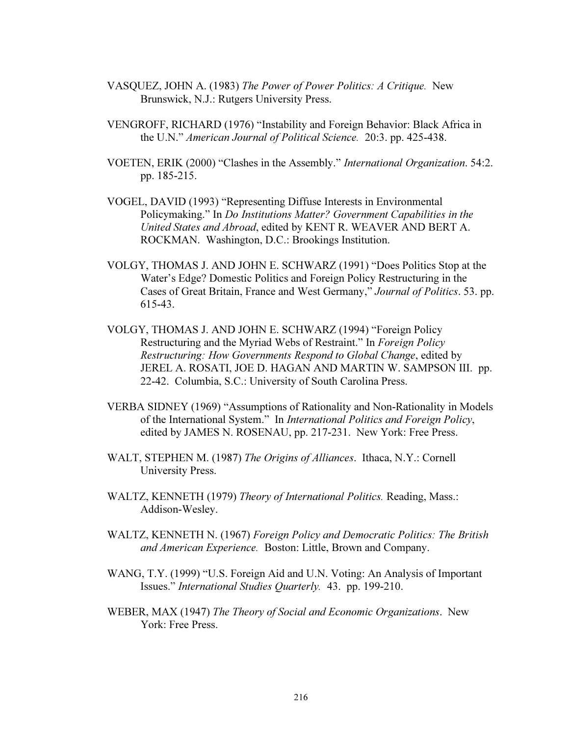VASQUEZ, JOHN A. (1983) *The Power of Power Politics: A Critique.* New Brunswick, N.J.: Rutgers University Press.

VENGROFF, RICHARD (1976) "Instability and Foreign Behavior: Black Africa in the U.N." *American Journal of Political Science.* 20:3. pp. 425-438.

VOETEN, ERIK (2000) "Clashes in the Assembly." *International Organization*. 54:2. pp. 185-215.

VOGEL, DAVID (1993) "Representing Diffuse Interests in Environmental Policymaking." In *Do Institutions Matter? Government Capabilities in the United States and Abroad*, edited by KENT R. WEAVER AND BERT A. ROCKMAN. Washington, D.C.: Brookings Institution.

VOLGY, THOMAS J. AND JOHN E. SCHWARZ (1991) "Does Politics Stop at the Water's Edge? Domestic Politics and Foreign Policy Restructuring in the Cases of Great Britain, France and West Germany," *Journal of Politics*. 53. pp. 615-43.

VOLGY, THOMAS J. AND JOHN E. SCHWARZ (1994) "Foreign Policy Restructuring and the Myriad Webs of Restraint." In *Foreign Policy Restructuring: How Governments Respond to Global Change*, edited by JEREL A. ROSATI, JOE D. HAGAN AND MARTIN W. SAMPSON III. pp. 22-42. Columbia, S.C.: University of South Carolina Press.

VERBA SIDNEY (1969) "Assumptions of Rationality and Non-Rationality in Models of the International System." In *International Politics and Foreign Policy*, edited by JAMES N. ROSENAU, pp. 217-231. New York: Free Press.

WALT, STEPHEN M. (1987) *The Origins of Alliances*. Ithaca, N.Y.: Cornell University Press.

WALTZ, KENNETH (1979) *Theory of International Politics.* Reading, Mass.: Addison-Wesley.

WALTZ, KENNETH N. (1967) *Foreign Policy and Democratic Politics: The British and American Experience.* Boston: Little, Brown and Company.

WANG, T.Y. (1999) "U.S. Foreign Aid and U.N. Voting: An Analysis of Important Issues." *International Studies Quarterly.* 43. pp. 199-210.

WEBER, MAX (1947) *The Theory of Social and Economic Organizations*. New York: Free Press.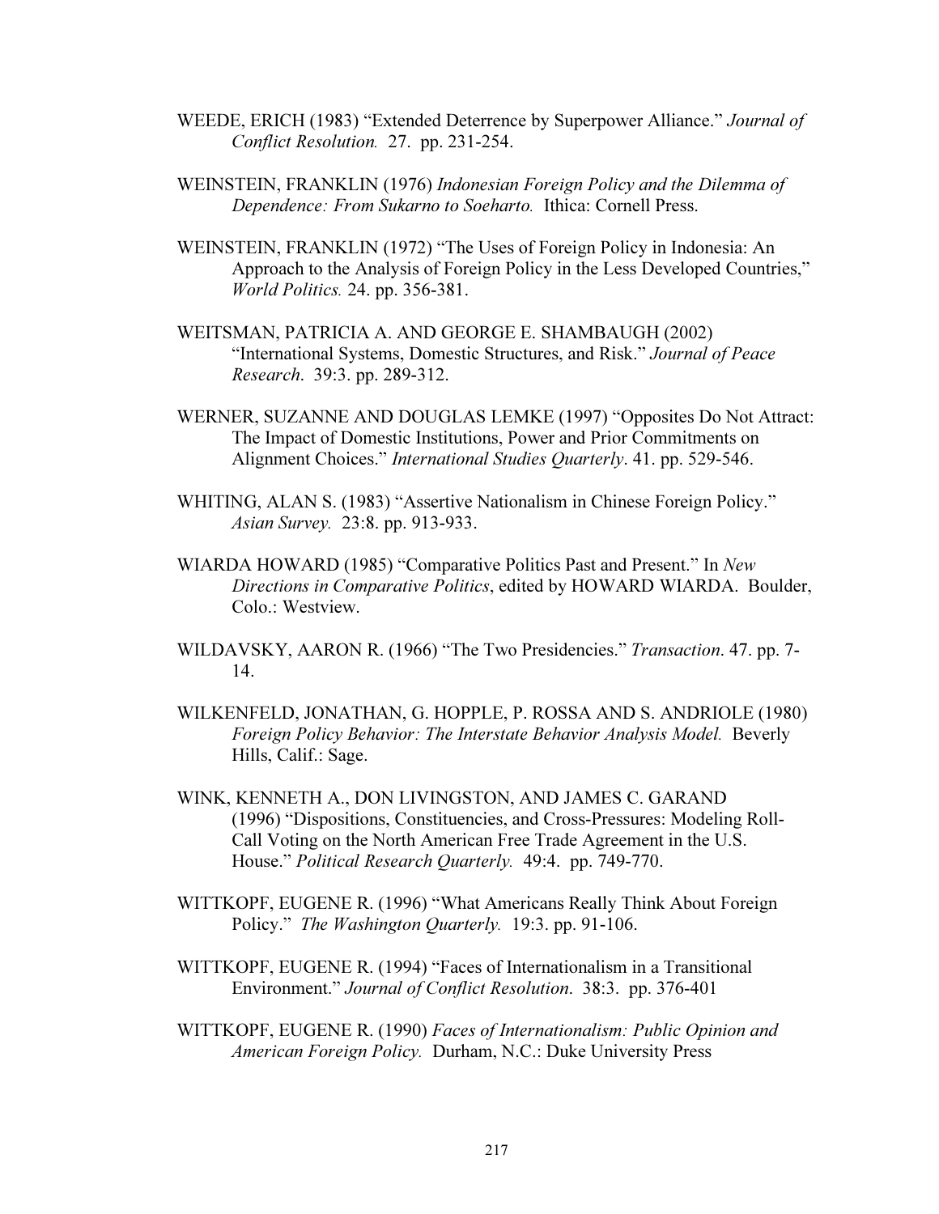WEEDE, ERICH (1983) "Extended Deterrence by Superpower Alliance." *Journal of Conflict Resolution.* 27. pp. 231-254.

WEINSTEIN, FRANKLIN (1976) *Indonesian Foreign Policy and the Dilemma of Dependence: From Sukarno to Soeharto.* Ithica: Cornell Press.

WEINSTEIN, FRANKLIN (1972) "The Uses of Foreign Policy in Indonesia: An Approach to the Analysis of Foreign Policy in the Less Developed Countries," *World Politics.* 24. pp. 356-381.

WEITSMAN, PATRICIA A. AND GEORGE E. SHAMBAUGH (2002) "International Systems, Domestic Structures, and Risk." *Journal of Peace Research*. 39:3. pp. 289-312.

WERNER, SUZANNE AND DOUGLAS LEMKE (1997) "Opposites Do Not Attract: The Impact of Domestic Institutions, Power and Prior Commitments on Alignment Choices." *International Studies Quarterly*. 41. pp. 529-546.

WHITING, ALAN S. (1983) "Assertive Nationalism in Chinese Foreign Policy." *Asian Survey.* 23:8. pp. 913-933.

WIARDA HOWARD (1985) "Comparative Politics Past and Present." In *New Directions in Comparative Politics*, edited by HOWARD WIARDA. Boulder, Colo.: Westview.

WILDAVSKY, AARON R. (1966) "The Two Presidencies." *Transaction*. 47. pp. 7-14.

WILKENFELD, JONATHAN, G. HOPPLE, P. ROSSA AND S. ANDRIOLE (1980) *Foreign Policy Behavior: The Interstate Behavior Analysis Model.* Beverly Hills, Calif.: Sage.

WINK, KENNETH A., DON LIVINGSTON, AND JAMES C. GARAND (1996) "Dispositions, Constituencies, and Cross-Pressures: Modeling Roll-Call Voting on the North American Free Trade Agreement in the U.S. House." *Political Research Quarterly.* 49:4. pp. 749-770.

WITTKOPF, EUGENE R. (1996) "What Americans Really Think About Foreign Policy." *The Washington Quarterly.* 19:3. pp. 91-106.

WITTKOPF, EUGENE R. (1994) "Faces of Internationalism in a Transitional Environment." *Journal of Conflict Resolution*. 38:3. pp. 376-401

WITTKOPF, EUGENE R. (1990) *Faces of Internationalism: Public Opinion and American Foreign Policy.* Durham, N.C.: Duke University Press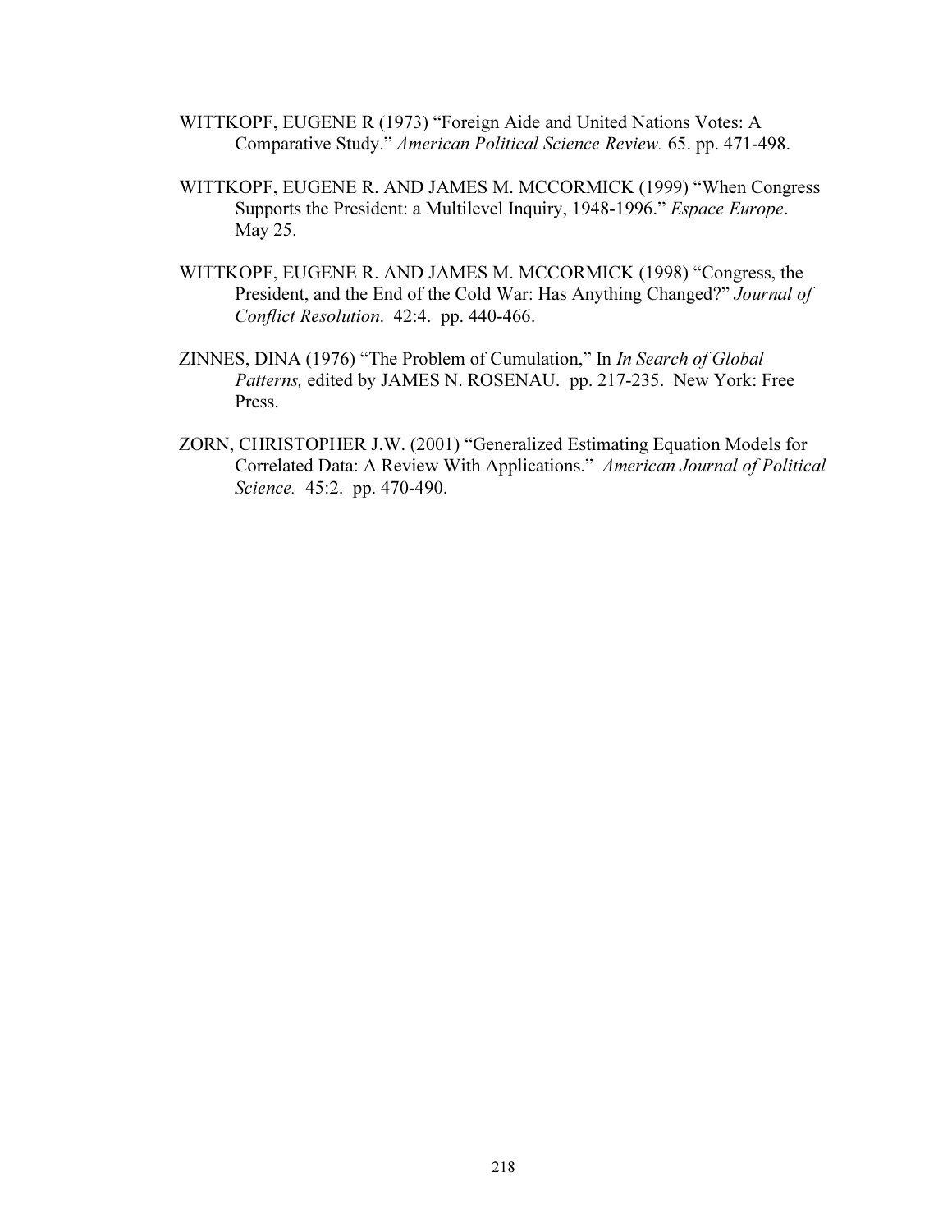WITTKOPF, EUGENE R (1973) “Foreign Aide and United Nations Votes: A Comparative Study.” *American Political Science Review.* 65. pp. 471-498.

WITTKOPF, EUGENE R. AND JAMES M. MCCORMICK (1999) “When Congress Supports the President: a Multilevel Inquiry, 1948-1996.” *Espace Europe*. May 25.

WITTKOPF, EUGENE R. AND JAMES M. MCCORMICK (1998) “Congress, the President, and the End of the Cold War: Has Anything Changed?” *Journal of Conflict Resolution*. 42:4. pp. 440-466.

ZINNES, DINA (1976) “The Problem of Cumulation,” In *In Search of Global Patterns,* edited by JAMES N. ROSENAU. pp. 217-235. New York: Free Press.

ZORN, CHRISTOPHER J.W. (2001) “Generalized Estimating Equation Models for Correlated Data: A Review With Applications.” *American Journal of Political Science.* 45:2. pp. 470-490.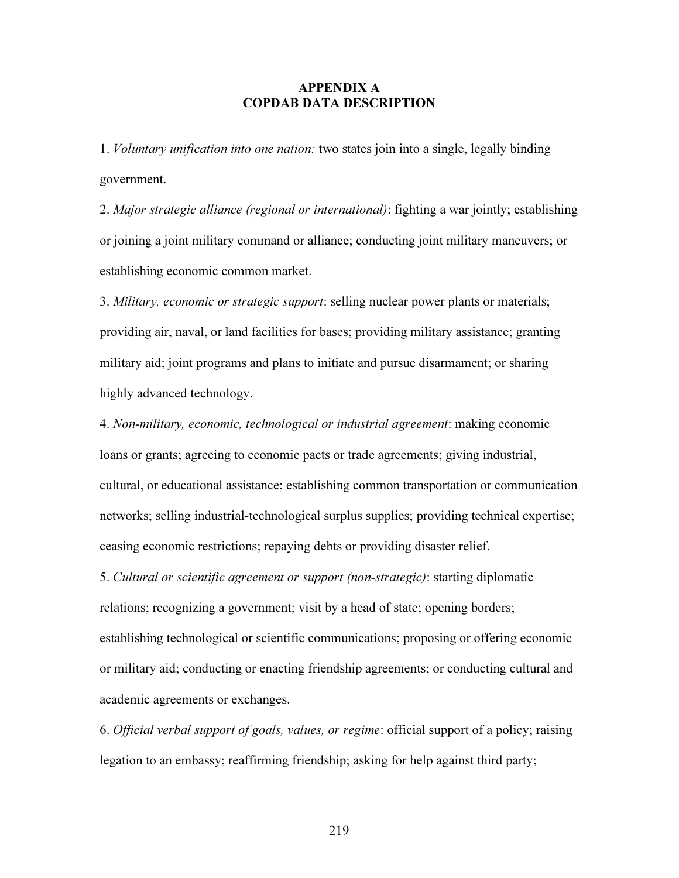# APPENDIX A
# COPDAB DATA DESCRIPTION

1. *Voluntary unification into one nation:* two states join into a single, legally binding government.

2. *Major strategic alliance (regional or international)*: fighting a war jointly; establishing or joining a joint military command or alliance; conducting joint military maneuvers; or establishing economic common market.

3. *Military, economic or strategic support*: selling nuclear power plants or materials; providing air, naval, or land facilities for bases; providing military assistance; granting military aid; joint programs and plans to initiate and pursue disarmament; or sharing highly advanced technology.

4. *Non-military, economic, technological or industrial agreement*: making economic loans or grants; agreeing to economic pacts or trade agreements; giving industrial, cultural, or educational assistance; establishing common transportation or communication networks; selling industrial-technological surplus supplies; providing technical expertise; ceasing economic restrictions; repaying debts or providing disaster relief.

5. *Cultural or scientific agreement or support (non-strategic)*: starting diplomatic relations; recognizing a government; visit by a head of state; opening borders; establishing technological or scientific communications; proposing or offering economic or military aid; conducting or enacting friendship agreements; or conducting cultural and academic agreements or exchanges.

6. *Official verbal support of goals, values, or regime*: official support of a policy; raising legation to an embassy; reaffirming friendship; asking for help against third party;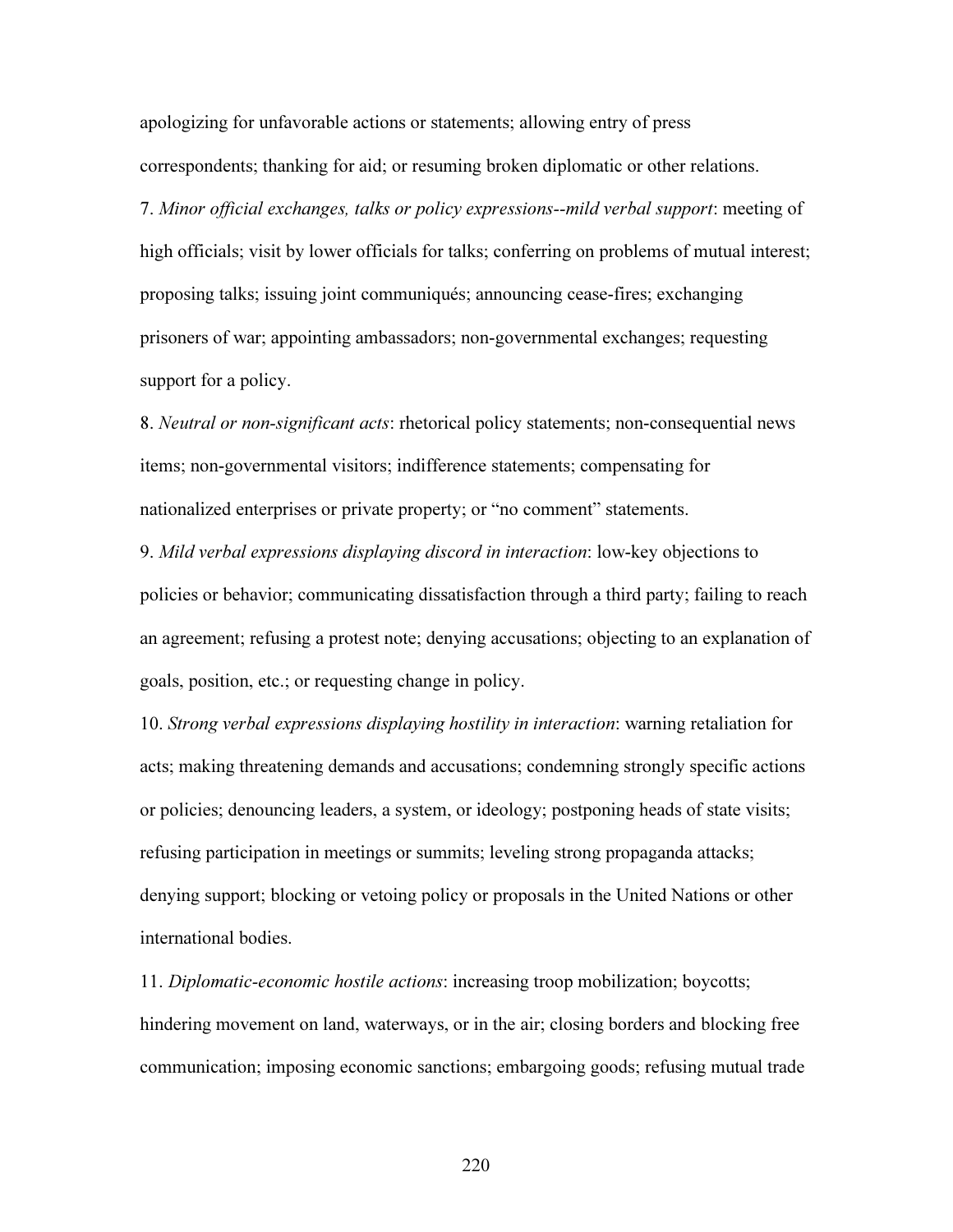apologizing for unfavorable actions or statements; allowing entry of press correspondents; thanking for aid; or resuming broken diplomatic or other relations.

7. *Minor official exchanges, talks or policy expressions--mild verbal support*: meeting of high officials; visit by lower officials for talks; conferring on problems of mutual interest; proposing talks; issuing joint communiqués; announcing cease-fires; exchanging prisoners of war; appointing ambassadors; non-governmental exchanges; requesting support for a policy.

8. *Neutral or non-significant acts*: rhetorical policy statements; non-consequential news items; non-governmental visitors; indifference statements; compensating for nationalized enterprises or private property; or "no comment" statements.

9. *Mild verbal expressions displaying discord in interaction*: low-key objections to policies or behavior; communicating dissatisfaction through a third party; failing to reach an agreement; refusing a protest note; denying accusations; objecting to an explanation of goals, position, etc.; or requesting change in policy.

10. *Strong verbal expressions displaying hostility in interaction*: warning retaliation for acts; making threatening demands and accusations; condemning strongly specific actions or policies; denouncing leaders, a system, or ideology; postponing heads of state visits; refusing participation in meetings or summits; leveling strong propaganda attacks; denying support; blocking or vetoing policy or proposals in the United Nations or other international bodies.

11. *Diplomatic-economic hostile actions*: increasing troop mobilization; boycotts; hindering movement on land, waterways, or in the air; closing borders and blocking free communication; imposing economic sanctions; embargoing goods; refusing mutual trade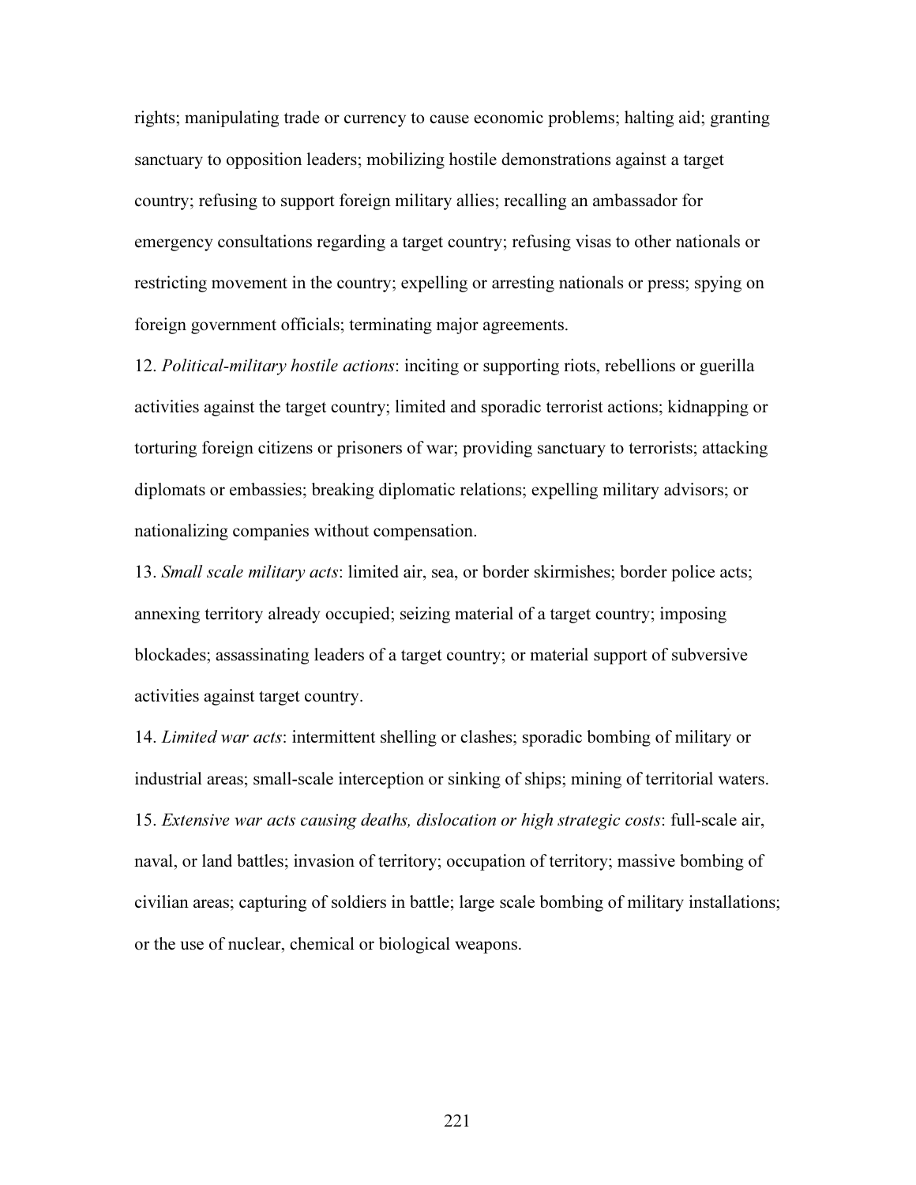rights; manipulating trade or currency to cause economic problems; halting aid; granting sanctuary to opposition leaders; mobilizing hostile demonstrations against a target country; refusing to support foreign military allies; recalling an ambassador for emergency consultations regarding a target country; refusing visas to other nationals or restricting movement in the country; expelling or arresting nationals or press; spying on foreign government officials; terminating major agreements.

12. *Political-military hostile actions*: inciting or supporting riots, rebellions or guerilla activities against the target country; limited and sporadic terrorist actions; kidnapping or torturing foreign citizens or prisoners of war; providing sanctuary to terrorists; attacking diplomats or embassies; breaking diplomatic relations; expelling military advisors; or nationalizing companies without compensation.

13. *Small scale military acts*: limited air, sea, or border skirmishes; border police acts; annexing territory already occupied; seizing material of a target country; imposing blockades; assassinating leaders of a target country; or material support of subversive activities against target country.

14. *Limited war acts*: intermittent shelling or clashes; sporadic bombing of military or industrial areas; small-scale interception or sinking of ships; mining of territorial waters.

15. *Extensive war acts causing deaths, dislocation or high strategic costs*: full-scale air, naval, or land battles; invasion of territory; occupation of territory; massive bombing of civilian areas; capturing of soldiers in battle; large scale bombing of military installations; or the use of nuclear, chemical or biological weapons.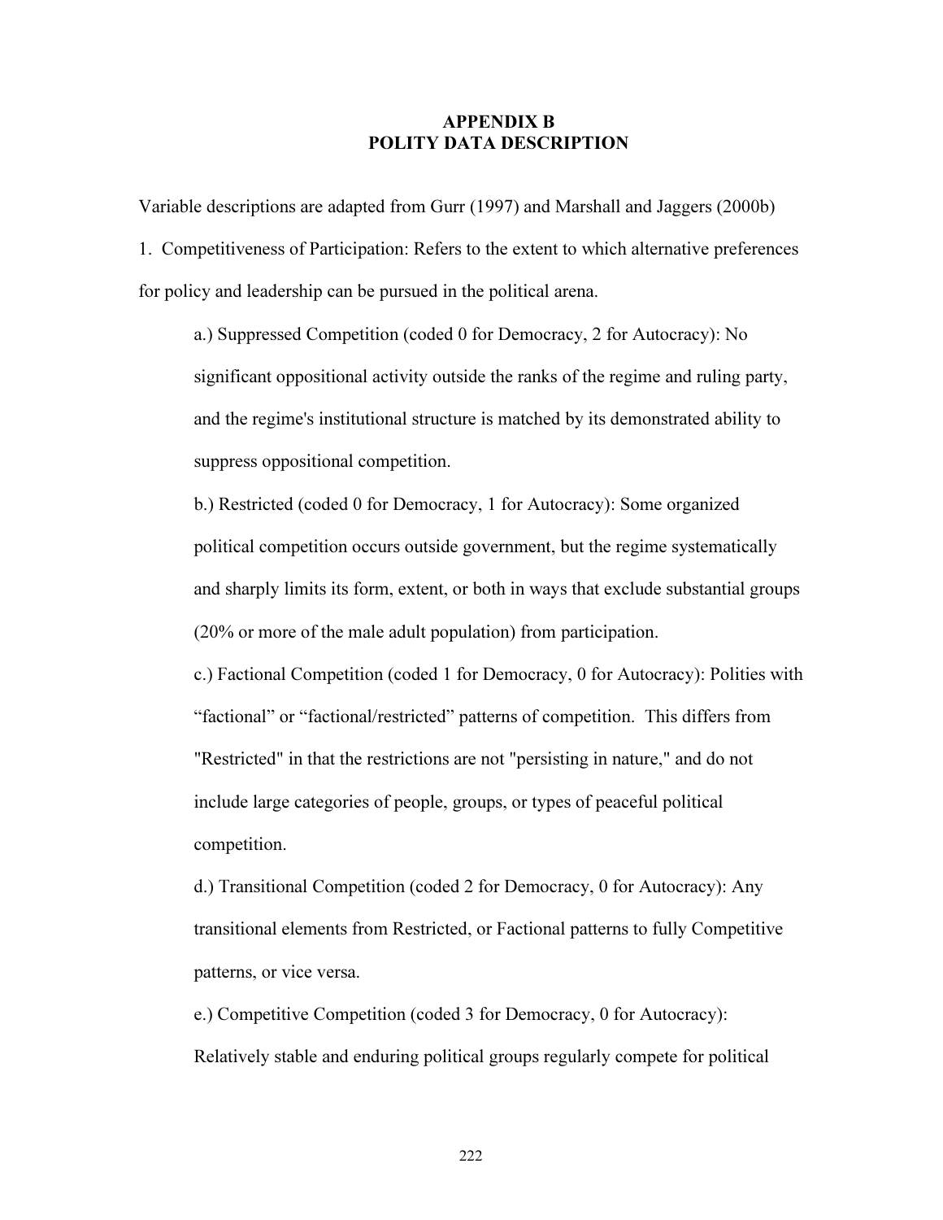# APPENDIX B
# POLITY DATA DESCRIPTION

Variable descriptions are adapted from Gurr (1997) and Marshall and Jaggers (2000b)

1. Competitiveness of Participation: Refers to the extent to which alternative preferences for policy and leadership can be pursued in the political arena.

   a.) Suppressed Competition (coded 0 for Democracy, 2 for Autocracy): No significant oppositional activity outside the ranks of the regime and ruling party, and the regime's institutional structure is matched by its demonstrated ability to suppress oppositional competition.

   b.) Restricted (coded 0 for Democracy, 1 for Autocracy): Some organized political competition occurs outside government, but the regime systematically and sharply limits its form, extent, or both in ways that exclude substantial groups (20% or more of the male adult population) from participation.

   c.) Factional Competition (coded 1 for Democracy, 0 for Autocracy): Polities with "factional" or "factional/restricted" patterns of competition. This differs from "Restricted" in that the restrictions are not "persisting in nature," and do not include large categories of people, groups, or types of peaceful political competition.

   d.) Transitional Competition (coded 2 for Democracy, 0 for Autocracy): Any transitional elements from Restricted, or Factional patterns to fully Competitive patterns, or vice versa.

   e.) Competitive Competition (coded 3 for Democracy, 0 for Autocracy): Relatively stable and enduring political groups regularly compete for political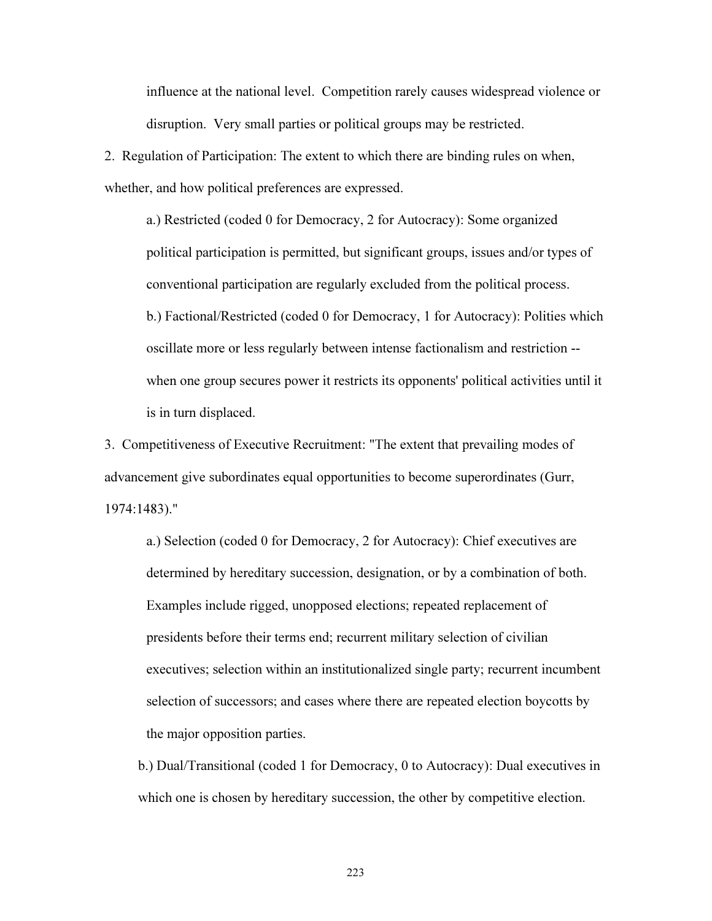influence at the national level. Competition rarely causes widespread violence or disruption. Very small parties or political groups may be restricted.

2. Regulation of Participation: The extent to which there are binding rules on when, whether, and how political preferences are expressed.

a.) Restricted (coded 0 for Democracy, 2 for Autocracy): Some organized political participation is permitted, but significant groups, issues and/or types of conventional participation are regularly excluded from the political process.

b.) Factional/Restricted (coded 0 for Democracy, 1 for Autocracy): Polities which oscillate more or less regularly between intense factionalism and restriction -- when one group secures power it restricts its opponents' political activities until it is in turn displaced.

3. Competitiveness of Executive Recruitment: "The extent that prevailing modes of advancement give subordinates equal opportunities to become superordinates (Gurr, 1974:1483)."

a.) Selection (coded 0 for Democracy, 2 for Autocracy): Chief executives are determined by hereditary succession, designation, or by a combination of both. Examples include rigged, unopposed elections; repeated replacement of presidents before their terms end; recurrent military selection of civilian executives; selection within an institutionalized single party; recurrent incumbent selection of successors; and cases where there are repeated election boycotts by the major opposition parties.

b.) Dual/Transitional (coded 1 for Democracy, 0 to Autocracy): Dual executives in which one is chosen by hereditary succession, the other by competitive election.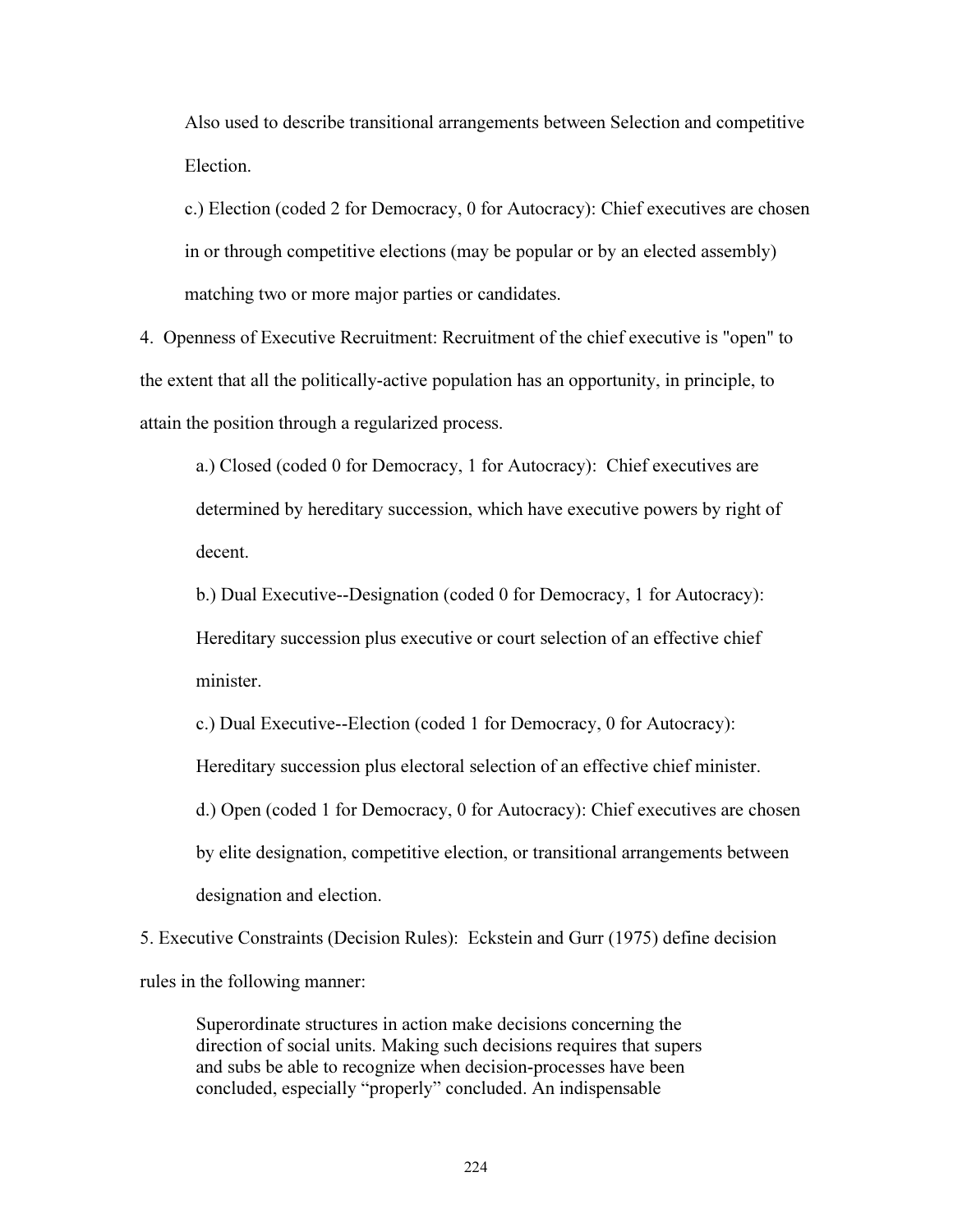Also used to describe transitional arrangements between Selection and competitive Election.

c.) Election (coded 2 for Democracy, 0 for Autocracy): Chief executives are chosen in or through competitive elections (may be popular or by an elected assembly) matching two or more major parties or candidates.

4. Openness of Executive Recruitment: Recruitment of the chief executive is "open" to the extent that all the politically-active population has an opportunity, in principle, to attain the position through a regularized process.

a.) Closed (coded 0 for Democracy, 1 for Autocracy): Chief executives are determined by hereditary succession, which have executive powers by right of decent.

b.) Dual Executive--Designation (coded 0 for Democracy, 1 for Autocracy): Hereditary succession plus executive or court selection of an effective chief minister.

c.) Dual Executive--Election (coded 1 for Democracy, 0 for Autocracy): Hereditary succession plus electoral selection of an effective chief minister.

d.) Open (coded 1 for Democracy, 0 for Autocracy): Chief executives are chosen by elite designation, competitive election, or transitional arrangements between designation and election.

5. Executive Constraints (Decision Rules): Eckstein and Gurr (1975) define decision rules in the following manner:

> Superordinate structures in action make decisions concerning the direction of social units. Making such decisions requires that supers and subs be able to recognize when decision-processes have been concluded, especially "properly" concluded. An indispensable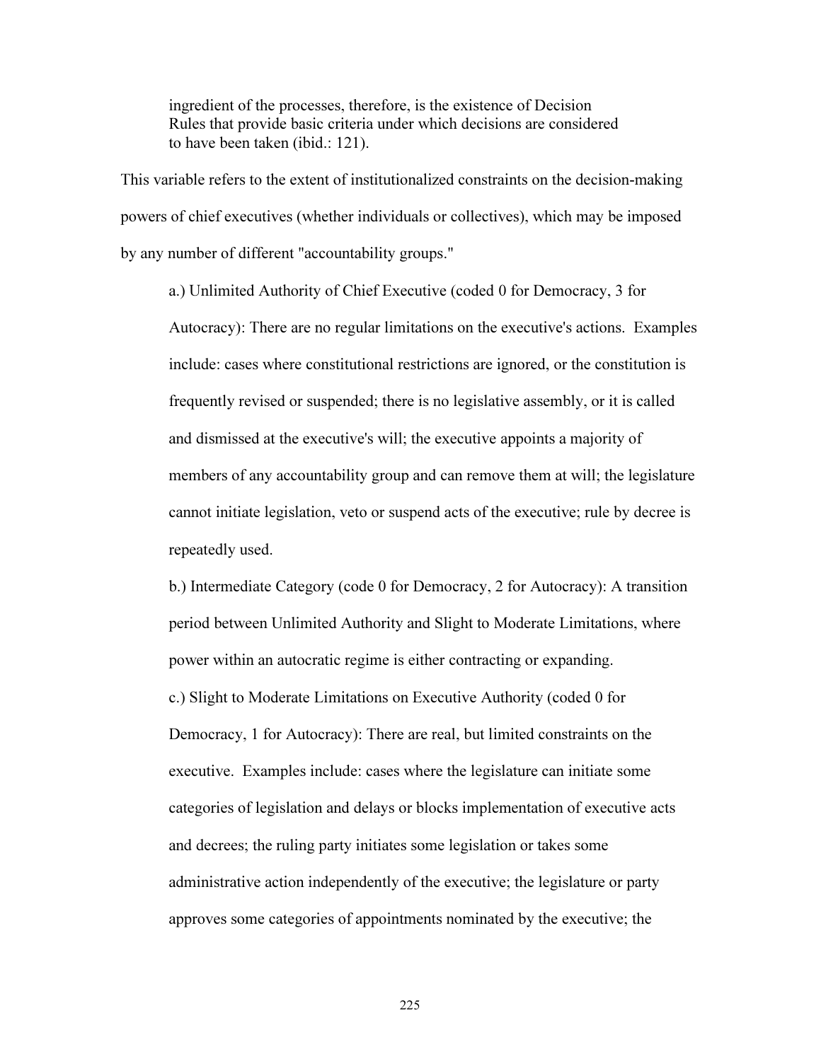> ingredient of the processes, therefore, is the existence of Decision Rules that provide basic criteria under which decisions are considered to have been taken (ibid.: 121).

This variable refers to the extent of institutionalized constraints on the decision-making powers of chief executives (whether individuals or collectives), which may be imposed by any number of different "accountability groups."

> a.) Unlimited Authority of Chief Executive (coded 0 for Democracy, 3 for Autocracy): There are no regular limitations on the executive's actions. Examples include: cases where constitutional restrictions are ignored, or the constitution is frequently revised or suspended; there is no legislative assembly, or it is called and dismissed at the executive's will; the executive appoints a majority of members of any accountability group and can remove them at will; the legislature cannot initiate legislation, veto or suspend acts of the executive; rule by decree is repeatedly used.
>
> b.) Intermediate Category (code 0 for Democracy, 2 for Autocracy): A transition period between Unlimited Authority and Slight to Moderate Limitations, where power within an autocratic regime is either contracting or expanding.
>
> c.) Slight to Moderate Limitations on Executive Authority (coded 0 for Democracy, 1 for Autocracy): There are real, but limited constraints on the executive. Examples include: cases where the legislature can initiate some categories of legislation and delays or blocks implementation of executive acts and decrees; the ruling party initiates some legislation or takes some administrative action independently of the executive; the legislature or party approves some categories of appointments nominated by the executive; the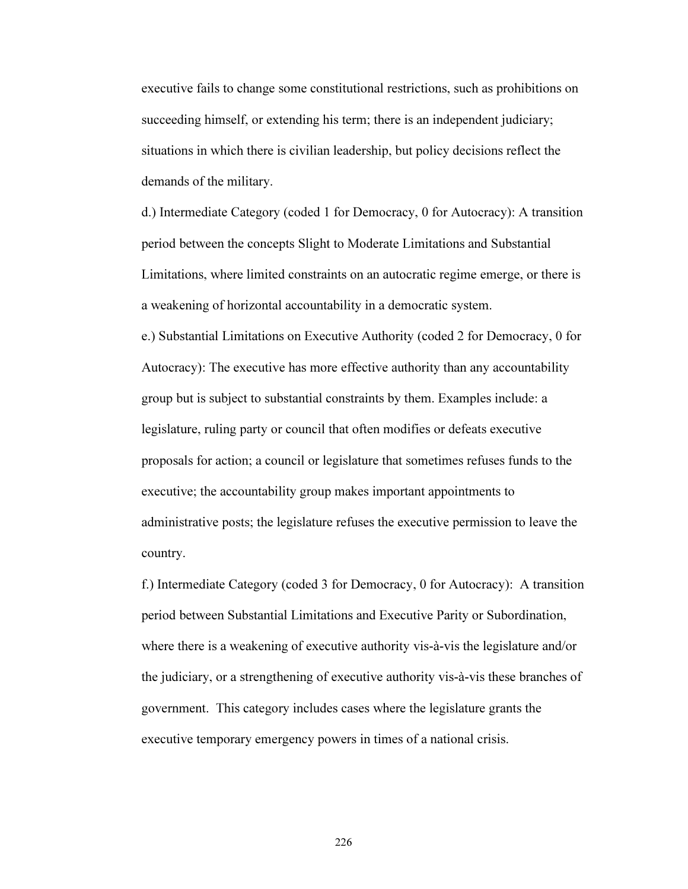executive fails to change some constitutional restrictions, such as prohibitions on succeeding himself, or extending his term; there is an independent judiciary; situations in which there is civilian leadership, but policy decisions reflect the demands of the military.

d.) Intermediate Category (coded 1 for Democracy, 0 for Autocracy): A transition period between the concepts Slight to Moderate Limitations and Substantial Limitations, where limited constraints on an autocratic regime emerge, or there is a weakening of horizontal accountability in a democratic system.

e.) Substantial Limitations on Executive Authority (coded 2 for Democracy, 0 for Autocracy): The executive has more effective authority than any accountability group but is subject to substantial constraints by them. Examples include: a legislature, ruling party or council that often modifies or defeats executive proposals for action; a council or legislature that sometimes refuses funds to the executive; the accountability group makes important appointments to administrative posts; the legislature refuses the executive permission to leave the country.

f.) Intermediate Category (coded 3 for Democracy, 0 for Autocracy): A transition period between Substantial Limitations and Executive Parity or Subordination, where there is a weakening of executive authority vis-à-vis the legislature and/or the judiciary, or a strengthening of executive authority vis-à-vis these branches of government. This category includes cases where the legislature grants the executive temporary emergency powers in times of a national crisis.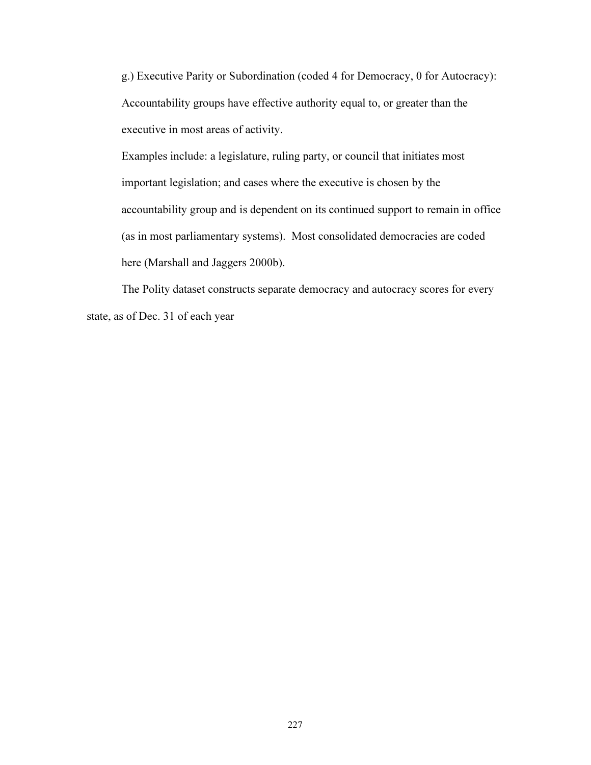g.) Executive Parity or Subordination (coded 4 for Democracy, 0 for Autocracy): Accountability groups have effective authority equal to, or greater than the executive in most areas of activity.

Examples include: a legislature, ruling party, or council that initiates most important legislation; and cases where the executive is chosen by the accountability group and is dependent on its continued support to remain in office (as in most parliamentary systems). Most consolidated democracies are coded here (Marshall and Jaggers 2000b).

The Polity dataset constructs separate democracy and autocracy scores for every state, as of Dec. 31 of each year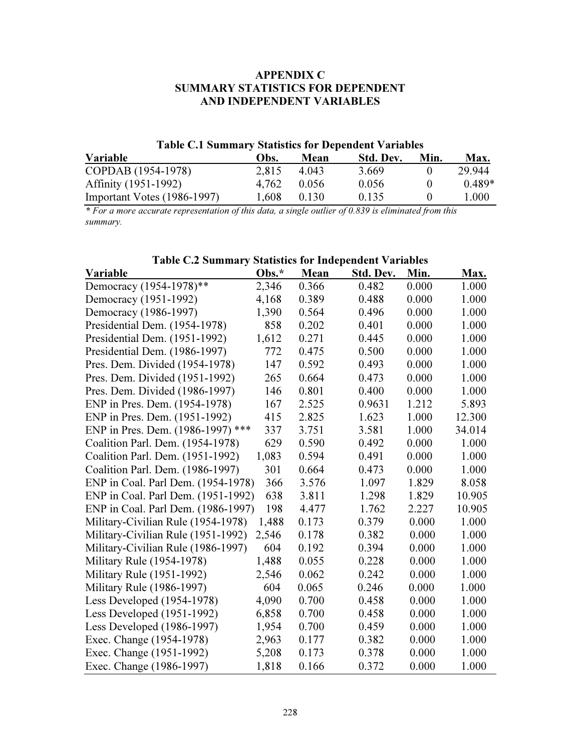# APPENDIX C
# SUMMARY STATISTICS FOR DEPENDENT AND INDEPENDENT VARIABLES

**Table C.1 Summary Statistics for Dependent Variables**

| Variable | Obs. | Mean | Std. Dev. | Min. | Max. |
|---|---|---|---|---|---|
| COPDAB (1954-1978) | 2,815 | 4.043 | 3.669 | 0 | 29.944 |
| Affinity (1951-1992) | 4,762 | 0.056 | 0.056 | 0 | 0.489* |
| Important Votes (1986-1997) | 1,608 | 0.130 | 0.135 | 0 | 1.000 |

*\* For a more accurate representation of this data, a single outlier of 0.839 is eliminated from this summary.*

**Table C.2 Summary Statistics for Independent Variables**

| Variable | Obs.* | Mean | Std. Dev. | Min. | Max. |
|---|---|---|---|---|---|
| Democracy (1954-1978)** | 2,346 | 0.366 | 0.482 | 0.000 | 1.000 |
| Democracy (1951-1992) | 4,168 | 0.389 | 0.488 | 0.000 | 1.000 |
| Democracy (1986-1997) | 1,390 | 0.564 | 0.496 | 0.000 | 1.000 |
| Presidential Dem. (1954-1978) | 858 | 0.202 | 0.401 | 0.000 | 1.000 |
| Presidential Dem. (1951-1992) | 1,612 | 0.271 | 0.445 | 0.000 | 1.000 |
| Presidential Dem. (1986-1997) | 772 | 0.475 | 0.500 | 0.000 | 1.000 |
| Pres. Dem. Divided (1954-1978) | 147 | 0.592 | 0.493 | 0.000 | 1.000 |
| Pres. Dem. Divided (1951-1992) | 265 | 0.664 | 0.473 | 0.000 | 1.000 |
| Pres. Dem. Divided (1986-1997) | 146 | 0.801 | 0.400 | 0.000 | 1.000 |
| ENP in Pres. Dem. (1954-1978) | 167 | 2.525 | 0.9631 | 1.212 | 5.893 |
| ENP in Pres. Dem. (1951-1992) | 415 | 2.825 | 1.623 | 1.000 | 12.300 |
| ENP in Pres. Dem. (1986-1997) *** | 337 | 3.751 | 3.581 | 1.000 | 34.014 |
| Coalition Parl. Dem. (1954-1978) | 629 | 0.590 | 0.492 | 0.000 | 1.000 |
| Coalition Parl. Dem. (1951-1992) | 1,083 | 0.594 | 0.491 | 0.000 | 1.000 |
| Coalition Parl. Dem. (1986-1997) | 301 | 0.664 | 0.473 | 0.000 | 1.000 |
| ENP in Coal. Parl Dem. (1954-1978) | 366 | 3.576 | 1.097 | 1.829 | 8.058 |
| ENP in Coal. Parl Dem. (1951-1992) | 638 | 3.811 | 1.298 | 1.829 | 10.905 |
| ENP in Coal. Parl Dem. (1986-1997) | 198 | 4.477 | 1.762 | 2.227 | 10.905 |
| Military-Civilian Rule (1954-1978) | 1,488 | 0.173 | 0.379 | 0.000 | 1.000 |
| Military-Civilian Rule (1951-1992) | 2,546 | 0.178 | 0.382 | 0.000 | 1.000 |
| Military-Civilian Rule (1986-1997) | 604 | 0.192 | 0.394 | 0.000 | 1.000 |
| Military Rule (1954-1978) | 1,488 | 0.055 | 0.228 | 0.000 | 1.000 |
| Military Rule (1951-1992) | 2,546 | 0.062 | 0.242 | 0.000 | 1.000 |
| Military Rule (1986-1997) | 604 | 0.065 | 0.246 | 0.000 | 1.000 |
| Less Developed (1954-1978) | 4,090 | 0.700 | 0.458 | 0.000 | 1.000 |
| Less Developed (1951-1992) | 6,858 | 0.700 | 0.458 | 0.000 | 1.000 |
| Less Developed (1986-1997) | 1,954 | 0.700 | 0.459 | 0.000 | 1.000 |
| Exec. Change (1954-1978) | 2,963 | 0.177 | 0.382 | 0.000 | 1.000 |
| Exec. Change (1951-1992) | 5,208 | 0.173 | 0.378 | 0.000 | 1.000 |
| Exec. Change (1986-1997) | 1,818 | 0.166 | 0.372 | 0.000 | 1.000 |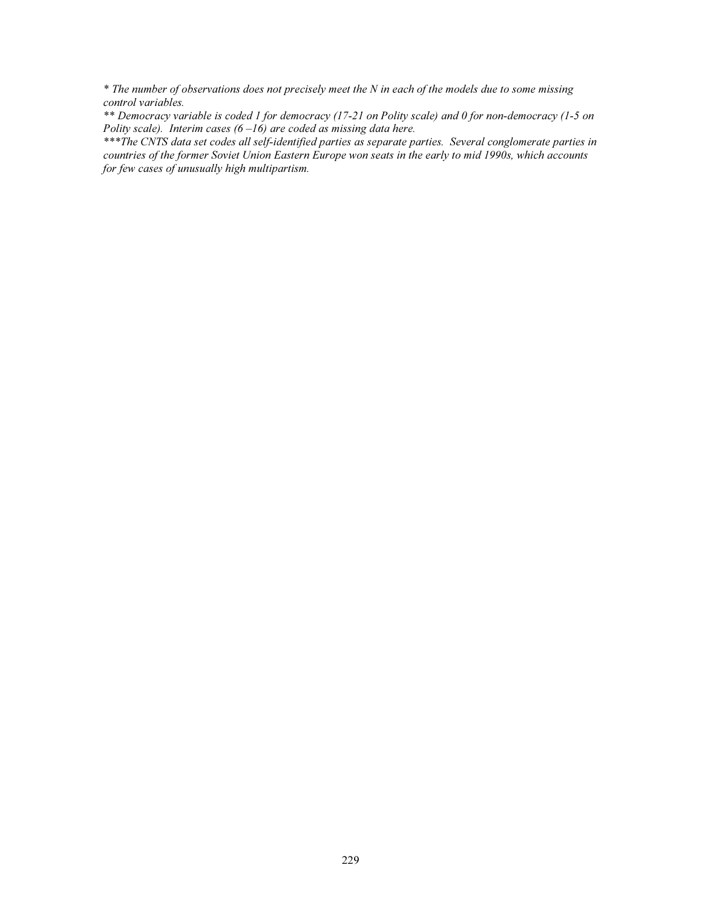*\* The number of observations does not precisely meet the N in each of the models due to some missing control variables.*

*\*\* Democracy variable is coded 1 for democracy (17-21 on Polity scale) and 0 for non-democracy (1-5 on Polity scale). Interim cases (6 –16) are coded as missing data here.*

*\*\*\*The CNTS data set codes all self-identified parties as separate parties. Several conglomerate parties in countries of the former Soviet Union Eastern Europe won seats in the early to mid 1990s, which accounts for few cases of unusually high multipartism.*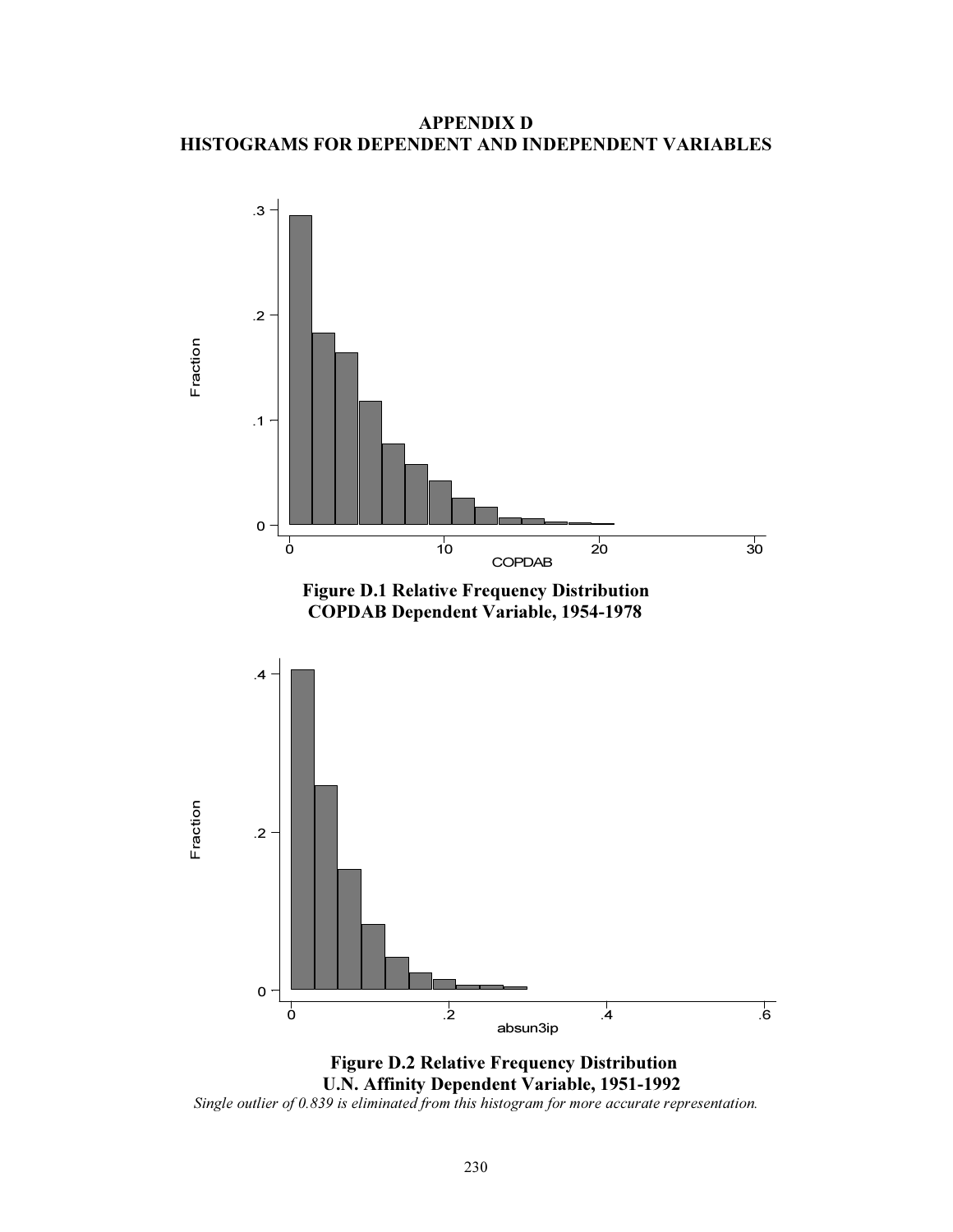# APPENDIX D
# HISTOGRAMS FOR DEPENDENT AND INDEPENDENT VARIABLES

**Figure D.1 Relative Frequency Distribution COPDAB Dependent Variable, 1954-1978**

**Figure D.2 Relative Frequency Distribution U.N. Affinity Dependent Variable, 1951-1992**

*Single outlier of 0.839 is eliminated from this histogram for more accurate representation.*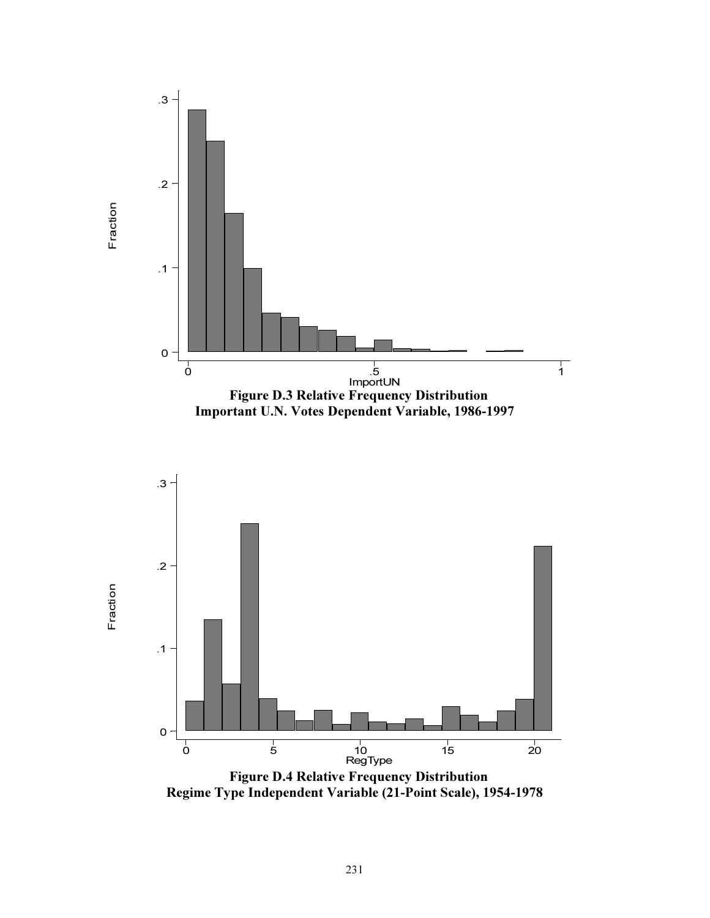**Figure D.3 Relative Frequency Distribution Important U.N. Votes Dependent Variable, 1986-1997**

**Figure D.4 Relative Frequency Distribution Regime Type Independent Variable (21-Point Scale), 1954-1978**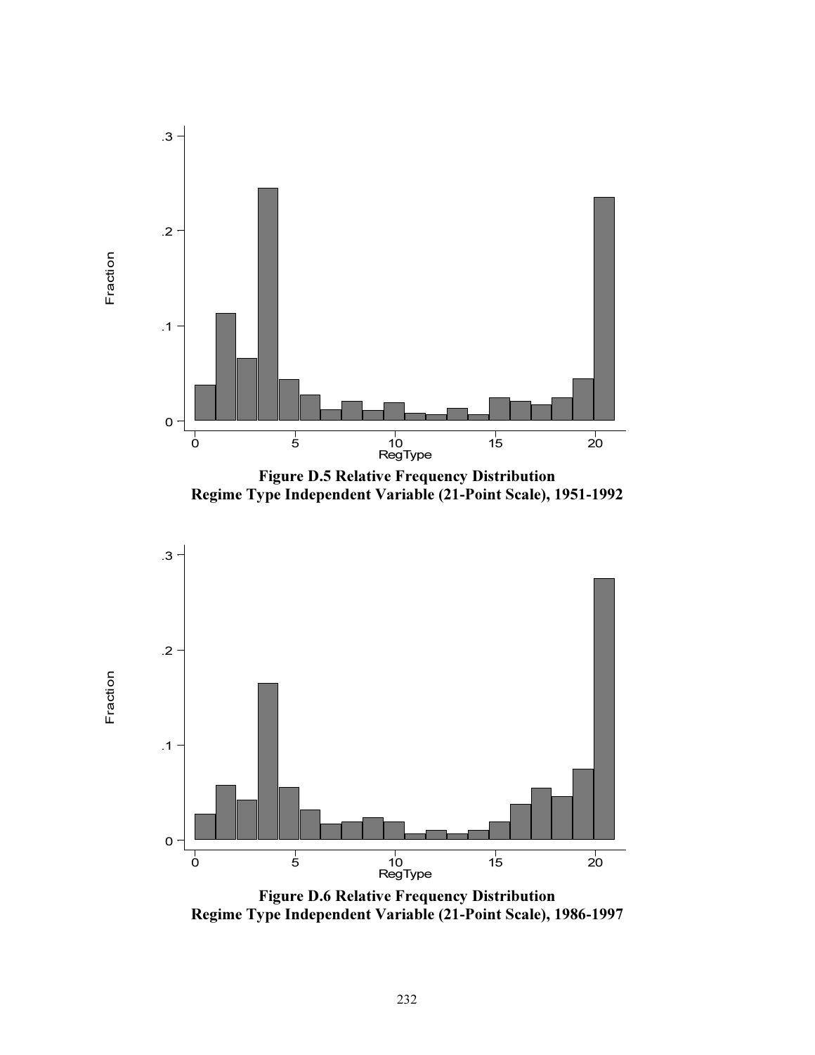**Figure D.5 Relative Frequency Distribution Regime Type Independent Variable (21-Point Scale), 1951-1992**

**Figure D.6 Relative Frequency Distribution Regime Type Independent Variable (21-Point Scale), 1986-1997**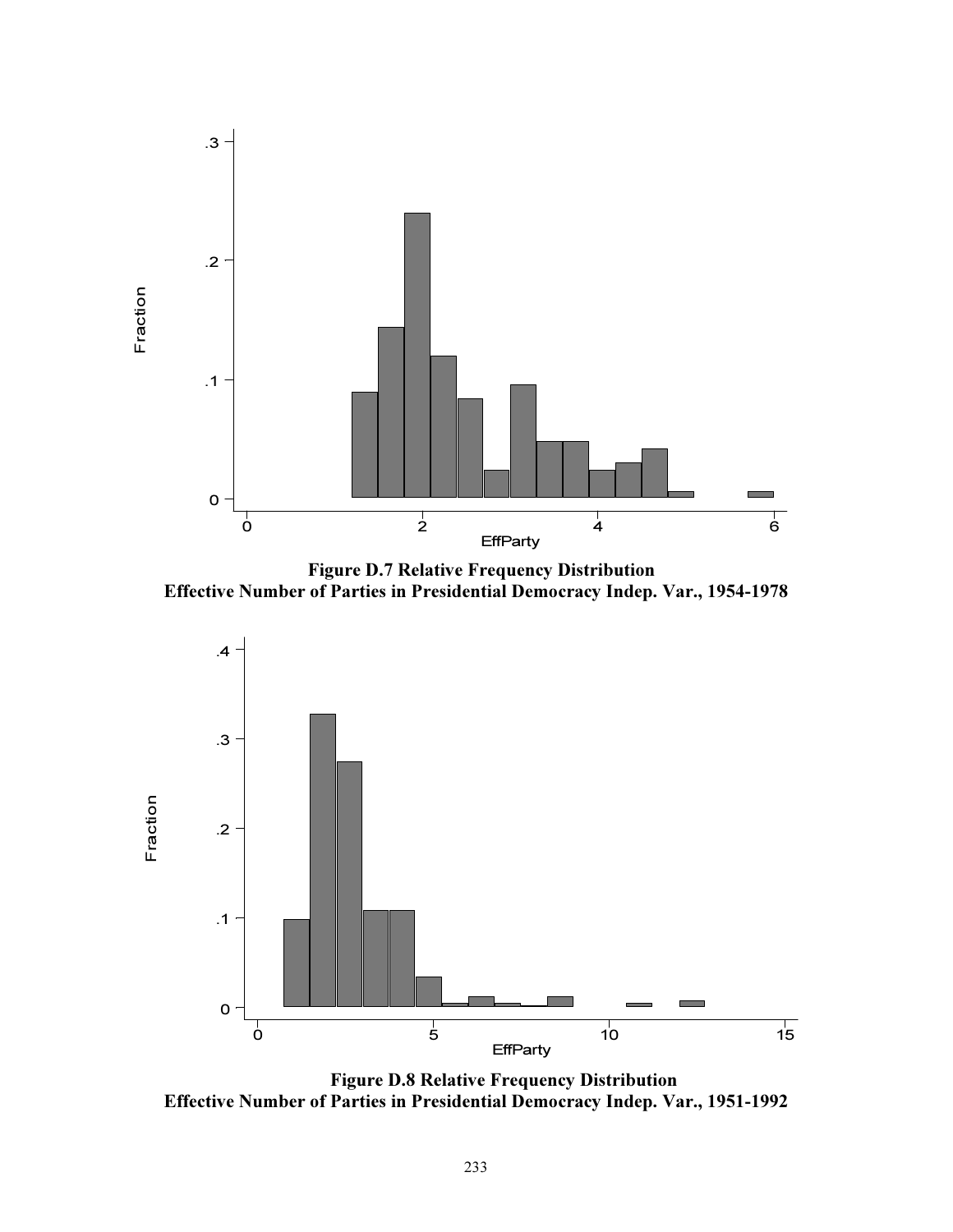**Figure D.7 Relative Frequency Distribution**
**Effective Number of Parties in Presidential Democracy Indep. Var., 1954-1978**

**Figure D.8 Relative Frequency Distribution**
**Effective Number of Parties in Presidential Democracy Indep. Var., 1951-1992**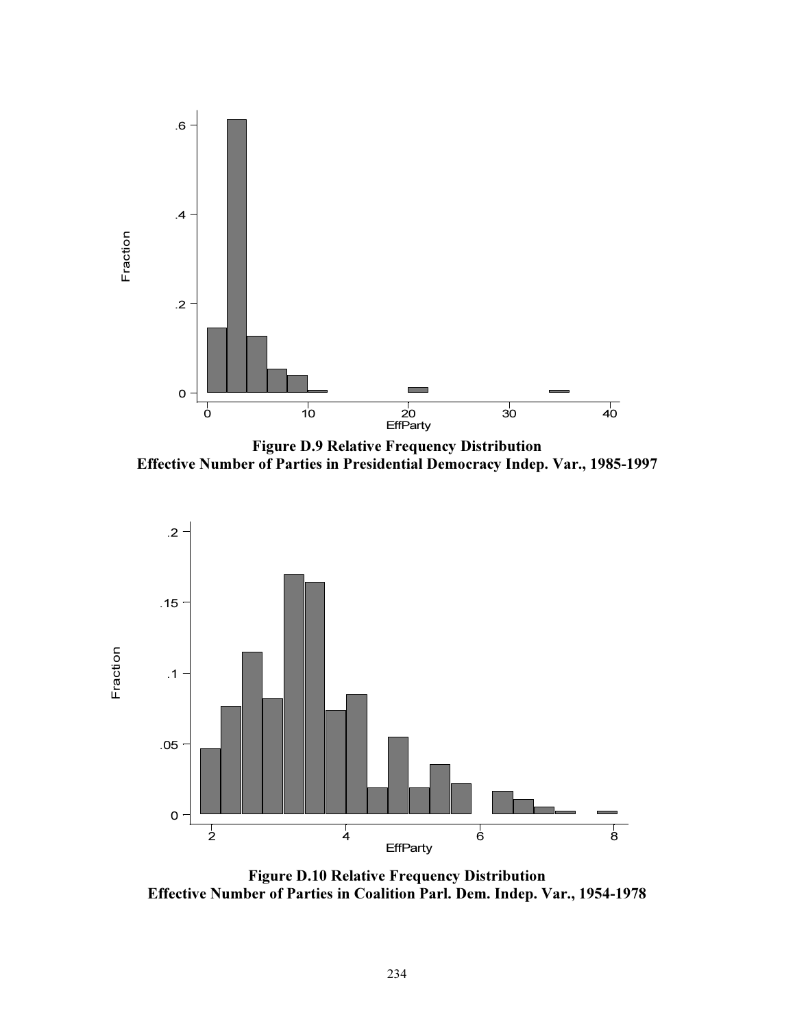**Figure D.9 Relative Frequency Distribution**
**Effective Number of Parties in Presidential Democracy Indep. Var., 1985-1997**

**Figure D.10 Relative Frequency Distribution**
**Effective Number of Parties in Coalition Parl. Dem. Indep. Var., 1954-1978**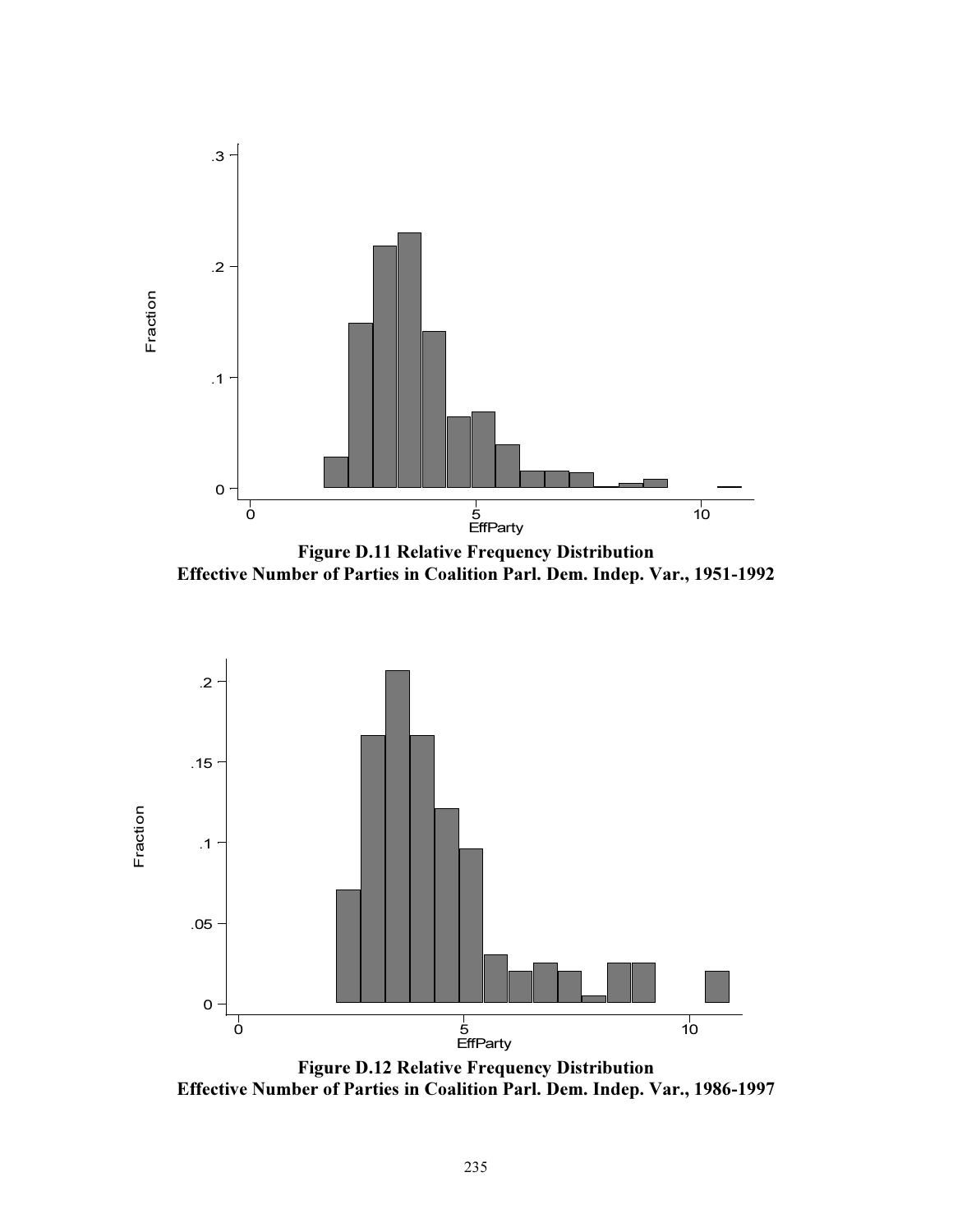**Figure D.11 Relative Frequency Distribution**
**Effective Number of Parties in Coalition Parl. Dem. Indep. Var., 1951-1992**

**Figure D.12 Relative Frequency Distribution**
**Effective Number of Parties in Coalition Parl. Dem. Indep. Var., 1986-1997**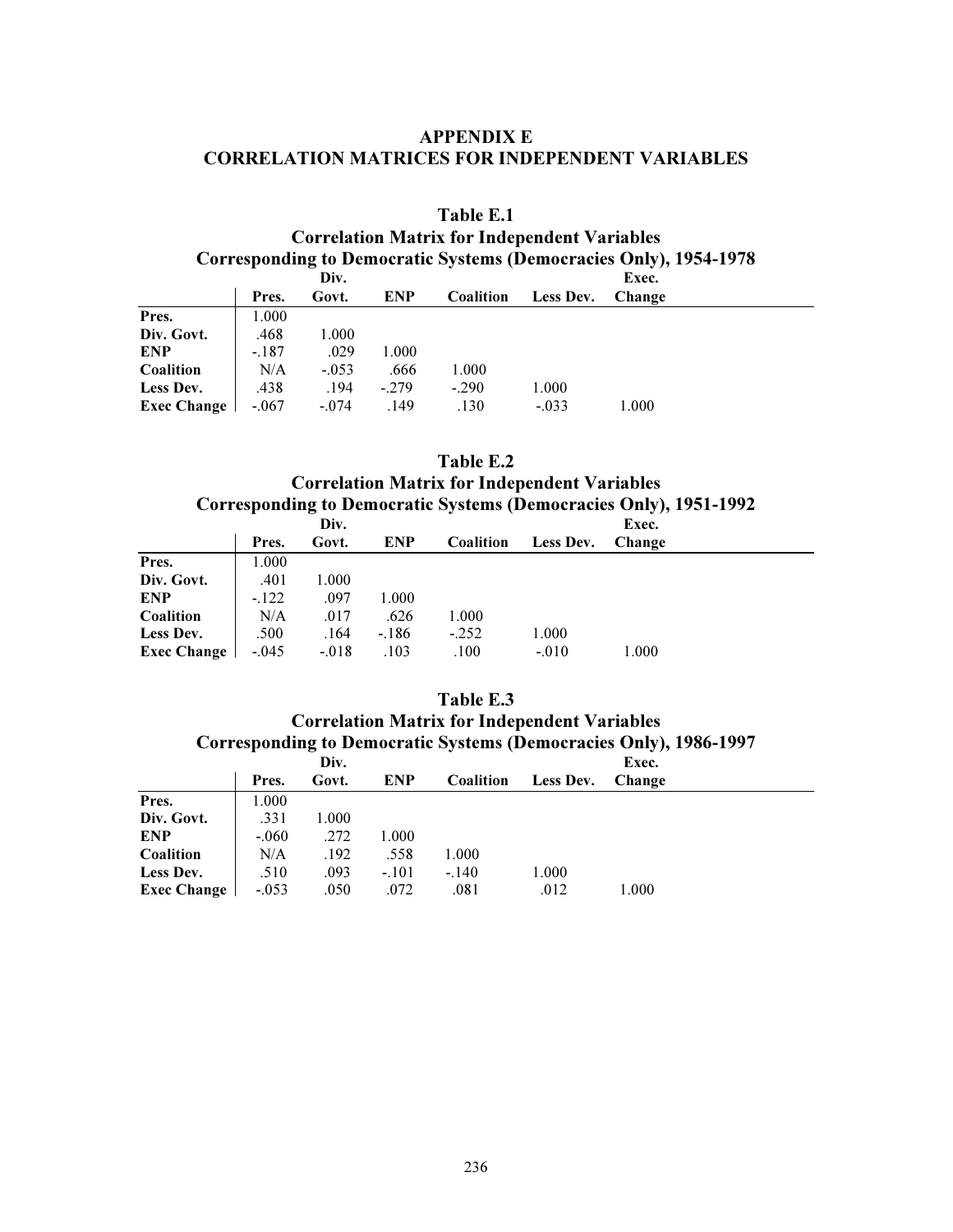# APPENDIX E
# CORRELATION MATRICES FOR INDEPENDENT VARIABLES

### Table E.1
### Correlation Matrix for Independent Variables
### Corresponding to Democratic Systems (Democracies Only), 1954-1978

| | Pres. | Div. Govt. | ENP | Coalition | Less Dev. | Exec. Change |
|---|---|---|---|---|---|---|
| **Pres.** | 1.000 | | | | | |
| **Div. Govt.** | .468 | 1.000 | | | | |
| **ENP** | -.187 | .029 | 1.000 | | | |
| **Coalition** | N/A | -.053 | .666 | 1.000 | | |
| **Less Dev.** | .438 | .194 | -.279 | -.290 | 1.000 | |
| **Exec Change** | -.067 | -.074 | .149 | .130 | -.033 | 1.000 |

### Table E.2
### Correlation Matrix for Independent Variables
### Corresponding to Democratic Systems (Democracies Only), 1951-1992

| | Pres. | Div. Govt. | ENP | Coalition | Less Dev. | Exec. Change |
|---|---|---|---|---|---|---|
| **Pres.** | 1.000 | | | | | |
| **Div. Govt.** | .401 | 1.000 | | | | |
| **ENP** | -.122 | .097 | 1.000 | | | |
| **Coalition** | N/A | .017 | .626 | 1.000 | | |
| **Less Dev.** | .500 | .164 | -.186 | -.252 | 1.000 | |
| **Exec Change** | -.045 | -.018 | .103 | .100 | -.010 | 1.000 |

### Table E.3
### Correlation Matrix for Independent Variables
### Corresponding to Democratic Systems (Democracies Only), 1986-1997

| | Pres. | Div. Govt. | ENP | Coalition | Less Dev. | Exec. Change |
|---|---|---|---|---|---|---|
| **Pres.** | 1.000 | | | | | |
| **Div. Govt.** | .331 | 1.000 | | | | |
| **ENP** | -.060 | .272 | 1.000 | | | |
| **Coalition** | N/A | .192 | .558 | 1.000 | | |
| **Less Dev.** | .510 | .093 | -.101 | -.140 | 1.000 | |
| **Exec Change** | -.053 | .050 | .072 | .081 | .012 | 1.000 |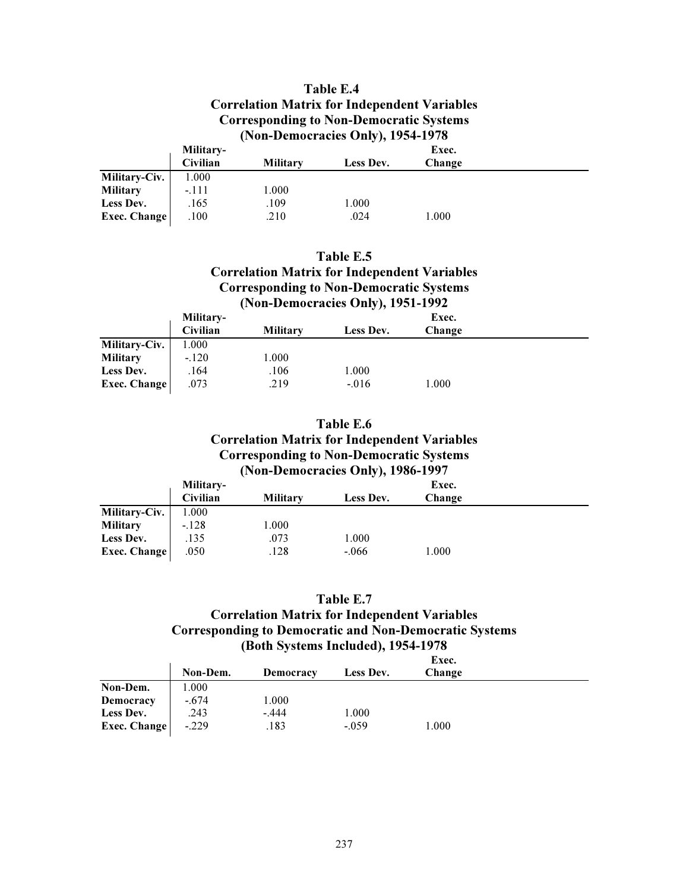**Table E.4**
**Correlation Matrix for Independent Variables Corresponding to Non-Democratic Systems (Non-Democracies Only), 1954-1978**

| | Military-Civilian | Military | Less Dev. | Exec. Change |
|---|---|---|---|---|
| **Military-Civ.** | 1.000 | | | |
| **Military** | -.111 | 1.000 | | |
| **Less Dev.** | .165 | .109 | 1.000 | |
| **Exec. Change** | .100 | .210 | .024 | 1.000 |

**Table E.5**
**Correlation Matrix for Independent Variables Corresponding to Non-Democratic Systems (Non-Democracies Only), 1951-1992**

| | Military-Civilian | Military | Less Dev. | Exec. Change |
|---|---|---|---|---|
| **Military-Civ.** | 1.000 | | | |
| **Military** | -.120 | 1.000 | | |
| **Less Dev.** | .164 | .106 | 1.000 | |
| **Exec. Change** | .073 | .219 | -.016 | 1.000 |

**Table E.6**
**Correlation Matrix for Independent Variables Corresponding to Non-Democratic Systems (Non-Democracies Only), 1986-1997**

| | Military-Civilian | Military | Less Dev. | Exec. Change |
|---|---|---|---|---|
| **Military-Civ.** | 1.000 | | | |
| **Military** | -.128 | 1.000 | | |
| **Less Dev.** | .135 | .073 | 1.000 | |
| **Exec. Change** | .050 | .128 | -.066 | 1.000 |

**Table E.7**
**Correlation Matrix for Independent Variables Corresponding to Democratic and Non-Democratic Systems (Both Systems Included), 1954-1978**

| | Non-Dem. | Democracy | Less Dev. | Exec. Change |
|---|---|---|---|---|
| **Non-Dem.** | 1.000 | | | |
| **Democracy** | -.674 | 1.000 | | |
| **Less Dev.** | .243 | -.444 | 1.000 | |
| **Exec. Change** | -.229 | .183 | -.059 | 1.000 |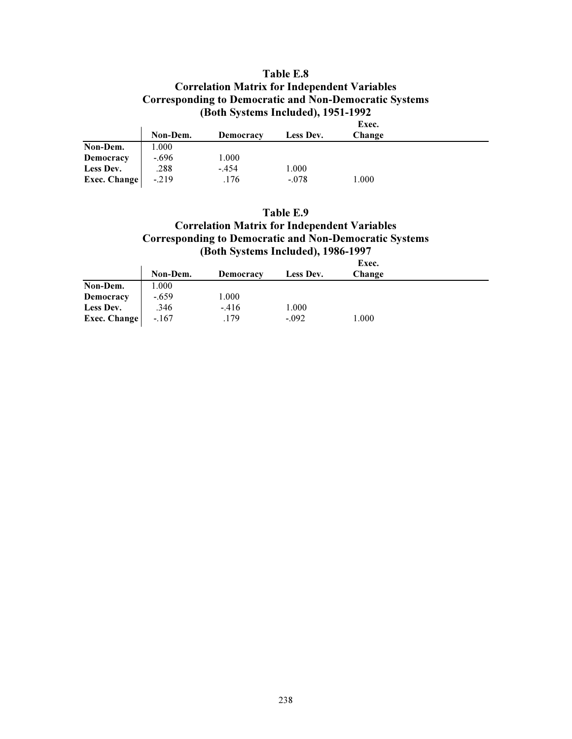## Table E.8
## Correlation Matrix for Independent Variables Corresponding to Democratic and Non-Democratic Systems (Both Systems Included), 1951-1992

| | Non-Dem. | Democracy | Less Dev. | Exec. Change |
|---|---|---|---|---|
| **Non-Dem.** | 1.000 | | | |
| **Democracy** | -.696 | 1.000 | | |
| **Less Dev.** | .288 | -.454 | 1.000 | |
| **Exec. Change** | -.219 | .176 | -.078 | 1.000 |

## Table E.9
## Correlation Matrix for Independent Variables Corresponding to Democratic and Non-Democratic Systems (Both Systems Included), 1986-1997

| | Non-Dem. | Democracy | Less Dev. | Exec. Change |
|---|---|---|---|---|
| **Non-Dem.** | 1.000 | | | |
| **Democracy** | -.659 | 1.000 | | |
| **Less Dev.** | .346 | -.416 | 1.000 | |
| **Exec. Change** | -.167 | .179 | -.092 | 1.000 |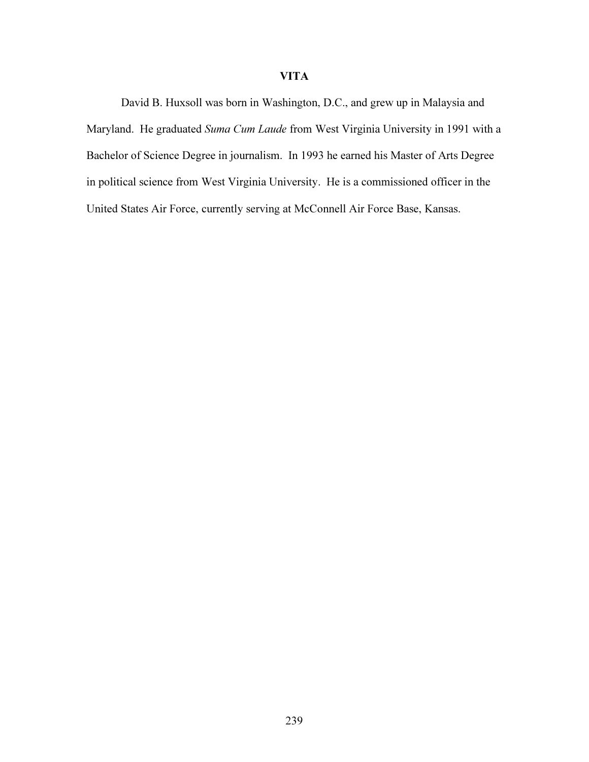# VITA

David B. Huxsoll was born in Washington, D.C., and grew up in Malaysia and Maryland. He graduated *Suma Cum Laude* from West Virginia University in 1991 with a Bachelor of Science Degree in journalism. In 1993 he earned his Master of Arts Degree in political science from West Virginia University. He is a commissioned officer in the United States Air Force, currently serving at McConnell Air Force Base, Kansas.